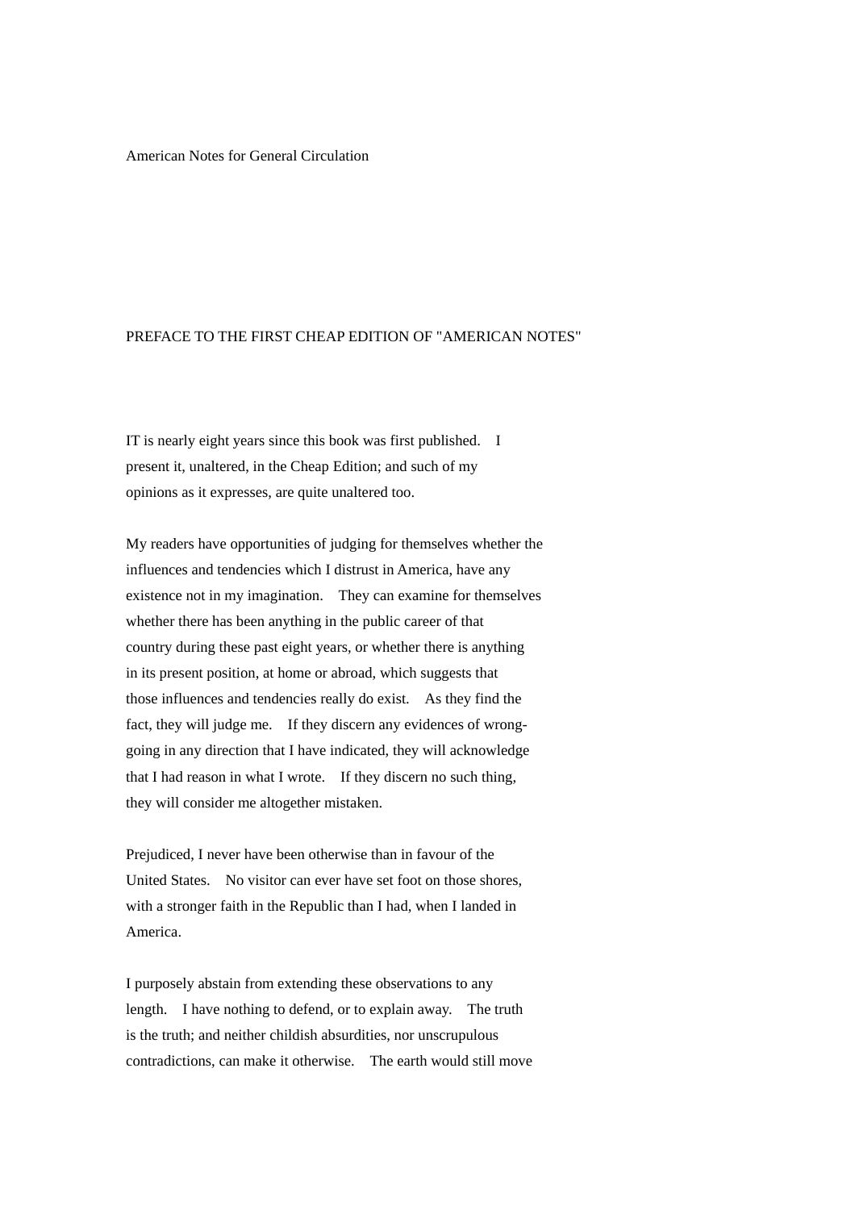# American Notes for General Circulation

## PREFACE TO THE FIRST CHEAP EDITION OF "AMERICAN NOTES"

IT is nearly eight years since this book was first published. I present it, unaltered, in the Cheap Edition; and such of my opinions as it expresses, are quite unaltered too.

My readers have opportunities of judging for themselves whether the influences and tendencies which I distrust in America, have any existence not in my imagination. They can examine for themselves whether there has been anything in the public career of that country during these past eight years, or whether there is anything in its present position, at home or abroad, which suggests that those influences and tendencies really do exist. As they find the fact, they will judge me. If they discern any evidences of wrong-going in any direction that I have indicated, they will acknowledge that I had reason in what I wrote. If they discern no such thing, they will consider me altogether mistaken.

Prejudiced, I never have been otherwise than in favour of the United States. No visitor can ever have set foot on those shores, with a stronger faith in the Republic than I had, when I landed in America.

I purposely abstain from extending these observations to any length. I have nothing to defend, or to explain away. The truth is the truth; and neither childish absurdities, nor unscrupulous contradictions, can make it otherwise. The earth would still move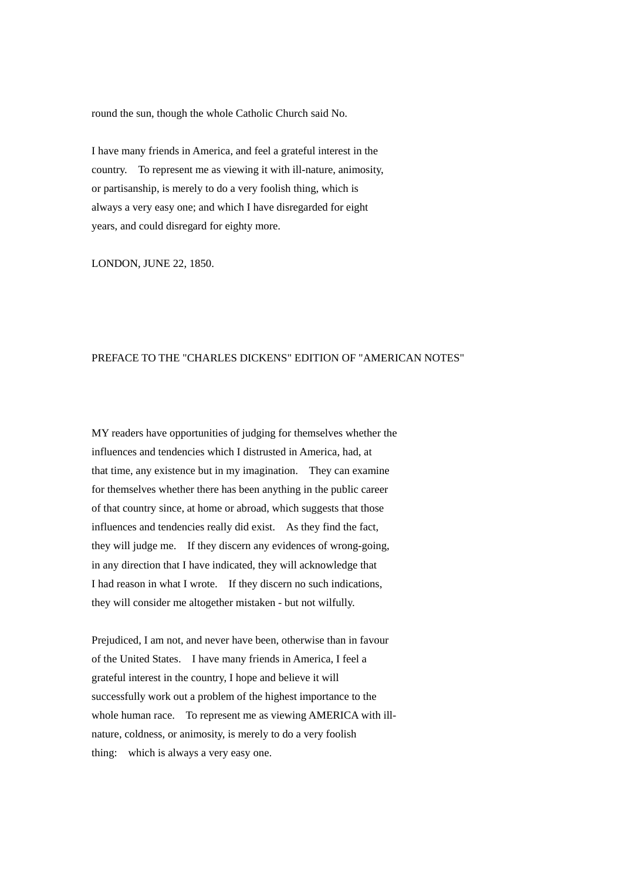round the sun, though the whole Catholic Church said No.

I have many friends in America, and feel a grateful interest in the country. To represent me as viewing it with ill-nature, animosity, or partisanship, is merely to do a very foolish thing, which is always a very easy one; and which I have disregarded for eight years, and could disregard for eighty more.

LONDON, JUNE 22, 1850.

## PREFACE TO THE "CHARLES DICKENS" EDITION OF "AMERICAN NOTES"

MY readers have opportunities of judging for themselves whether the influences and tendencies which I distrusted in America, had, at that time, any existence but in my imagination. They can examine for themselves whether there has been anything in the public career of that country since, at home or abroad, which suggests that those influences and tendencies really did exist. As they find the fact, they will judge me. If they discern any evidences of wrong-going, in any direction that I have indicated, they will acknowledge that I had reason in what I wrote. If they discern no such indications, they will consider me altogether mistaken - but not wilfully.

Prejudiced, I am not, and never have been, otherwise than in favour of the United States. I have many friends in America, I feel a grateful interest in the country, I hope and believe it will successfully work out a problem of the highest importance to the whole human race. To represent me as viewing AMERICA with ill-nature, coldness, or animosity, is merely to do a very foolish thing: which is always a very easy one.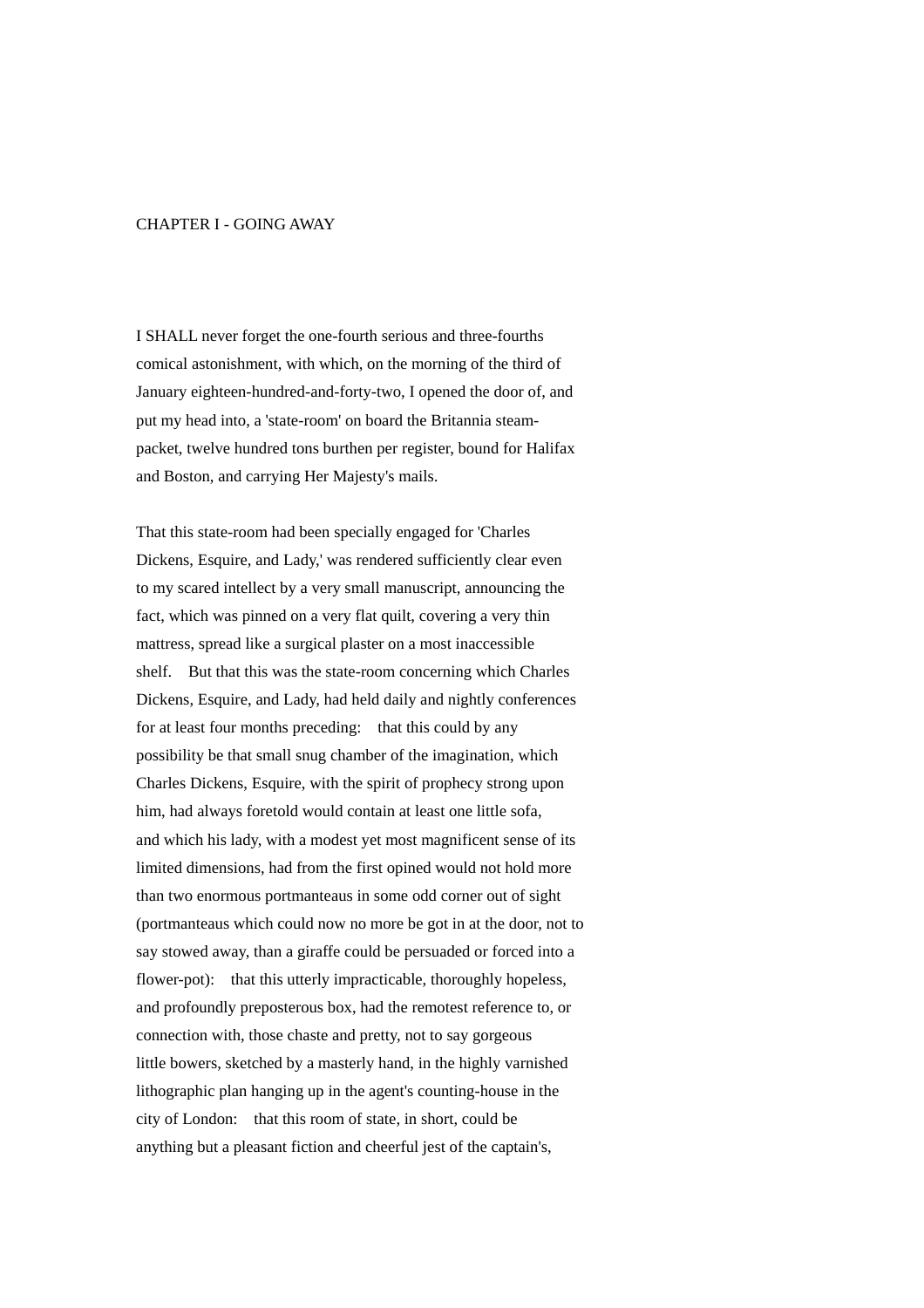## CHAPTER I - GOING AWAY

I SHALL never forget the one-fourth serious and three-fourths comical astonishment, with which, on the morning of the third of January eighteen-hundred-and-forty-two, I opened the door of, and put my head into, a 'state-room' on board the Britannia steam-packet, twelve hundred tons burthen per register, bound for Halifax and Boston, and carrying Her Majesty's mails.

That this state-room had been specially engaged for 'Charles Dickens, Esquire, and Lady,' was rendered sufficiently clear even to my scared intellect by a very small manuscript, announcing the fact, which was pinned on a very flat quilt, covering a very thin mattress, spread like a surgical plaster on a most inaccessible shelf. But that this was the state-room concerning which Charles Dickens, Esquire, and Lady, had held daily and nightly conferences for at least four months preceding: that this could by any possibility be that small snug chamber of the imagination, which Charles Dickens, Esquire, with the spirit of prophecy strong upon him, had always foretold would contain at least one little sofa, and which his lady, with a modest yet most magnificent sense of its limited dimensions, had from the first opined would not hold more than two enormous portmanteaus in some odd corner out of sight (portmanteaus which could now no more be got in at the door, not to say stowed away, than a giraffe could be persuaded or forced into a flower-pot): that this utterly impracticable, thoroughly hopeless, and profoundly preposterous box, had the remotest reference to, or connection with, those chaste and pretty, not to say gorgeous little bowers, sketched by a masterly hand, in the highly varnished lithographic plan hanging up in the agent's counting-house in the city of London: that this room of state, in short, could be anything but a pleasant fiction and cheerful jest of the captain's,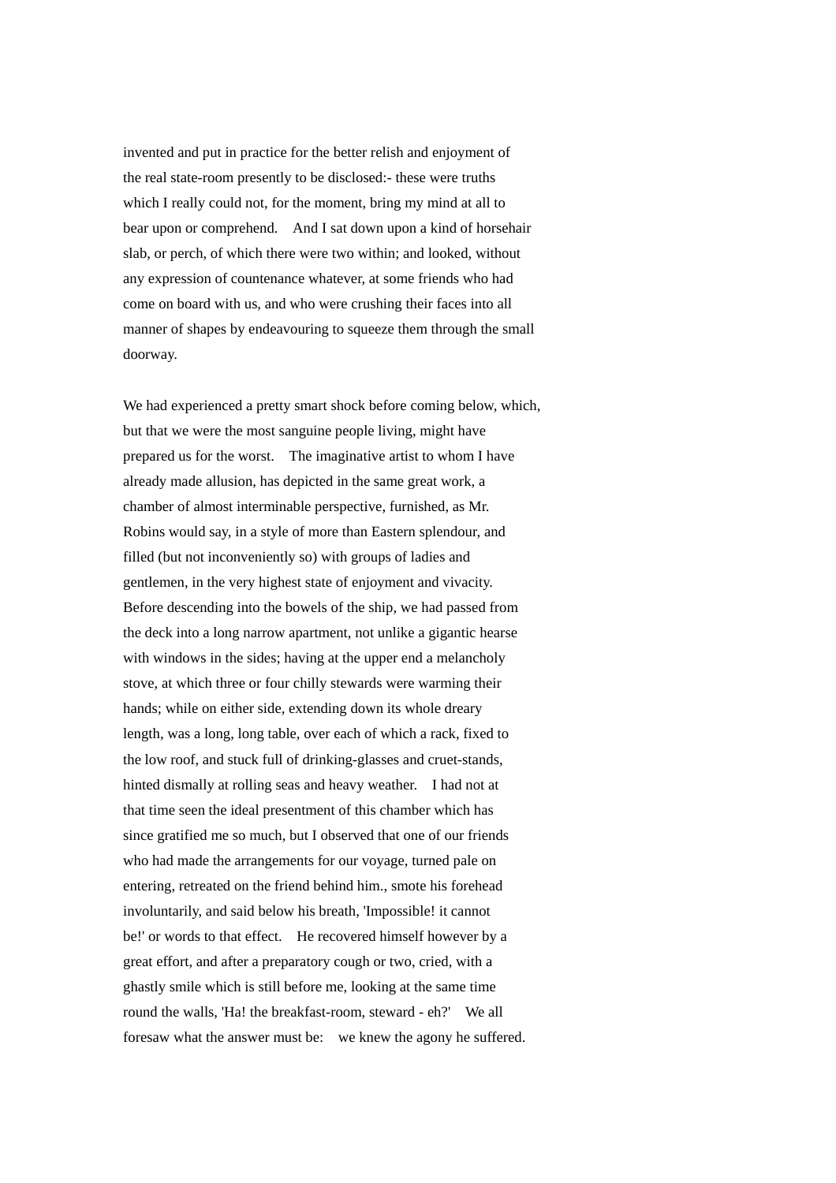invented and put in practice for the better relish and enjoyment of the real state-room presently to be disclosed:- these were truths which I really could not, for the moment, bring my mind at all to bear upon or comprehend. And I sat down upon a kind of horsehair slab, or perch, of which there were two within; and looked, without any expression of countenance whatever, at some friends who had come on board with us, and who were crushing their faces into all manner of shapes by endeavouring to squeeze them through the small doorway.

We had experienced a pretty smart shock before coming below, which, but that we were the most sanguine people living, might have prepared us for the worst. The imaginative artist to whom I have already made allusion, has depicted in the same great work, a chamber of almost interminable perspective, furnished, as Mr. Robins would say, in a style of more than Eastern splendour, and filled (but not inconveniently so) with groups of ladies and gentlemen, in the very highest state of enjoyment and vivacity. Before descending into the bowels of the ship, we had passed from the deck into a long narrow apartment, not unlike a gigantic hearse with windows in the sides; having at the upper end a melancholy stove, at which three or four chilly stewards were warming their hands; while on either side, extending down its whole dreary length, was a long, long table, over each of which a rack, fixed to the low roof, and stuck full of drinking-glasses and cruet-stands, hinted dismally at rolling seas and heavy weather. I had not at that time seen the ideal presentment of this chamber which has since gratified me so much, but I observed that one of our friends who had made the arrangements for our voyage, turned pale on entering, retreated on the friend behind him., smote his forehead involuntarily, and said below his breath, 'Impossible! it cannot be!' or words to that effect. He recovered himself however by a great effort, and after a preparatory cough or two, cried, with a ghastly smile which is still before me, looking at the same time round the walls, 'Ha! the breakfast-room, steward - eh?' We all foresaw what the answer must be: we knew the agony he suffered.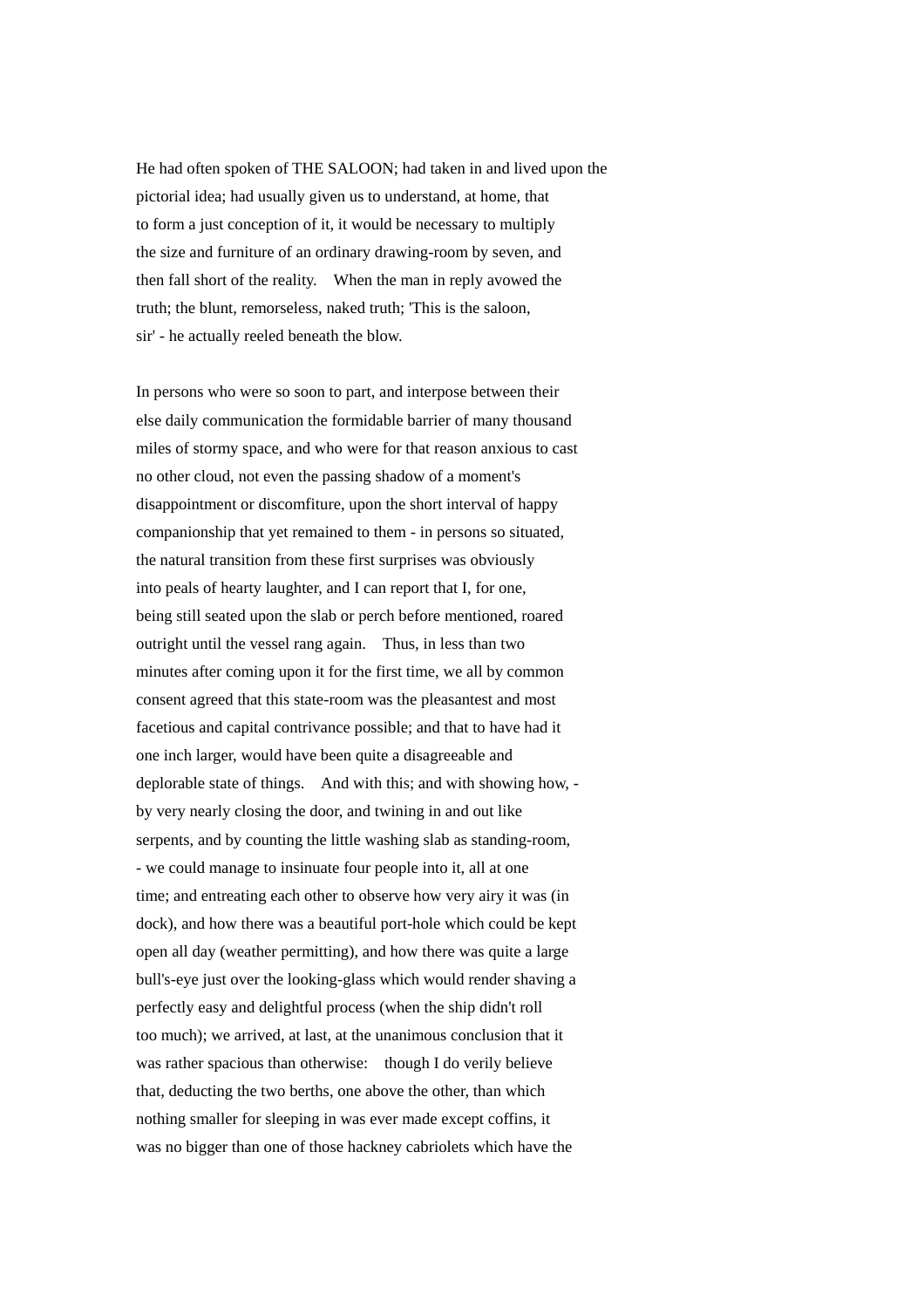He had often spoken of THE SALOON; had taken in and lived upon the pictorial idea; had usually given us to understand, at home, that to form a just conception of it, it would be necessary to multiply the size and furniture of an ordinary drawing-room by seven, and then fall short of the reality. When the man in reply avowed the truth; the blunt, remorseless, naked truth; 'This is the saloon, sir' - he actually reeled beneath the blow.

In persons who were so soon to part, and interpose between their else daily communication the formidable barrier of many thousand miles of stormy space, and who were for that reason anxious to cast no other cloud, not even the passing shadow of a moment's disappointment or discomfiture, upon the short interval of happy companionship that yet remained to them - in persons so situated, the natural transition from these first surprises was obviously into peals of hearty laughter, and I can report that I, for one, being still seated upon the slab or perch before mentioned, roared outright until the vessel rang again. Thus, in less than two minutes after coming upon it for the first time, we all by common consent agreed that this state-room was the pleasantest and most facetious and capital contrivance possible; and that to have had it one inch larger, would have been quite a disagreeable and deplorable state of things. And with this; and with showing how, - by very nearly closing the door, and twining in and out like serpents, and by counting the little washing slab as standing-room, - we could manage to insinuate four people into it, all at one time; and entreating each other to observe how very airy it was (in dock), and how there was a beautiful port-hole which could be kept open all day (weather permitting), and how there was quite a large bull's-eye just over the looking-glass which would render shaving a perfectly easy and delightful process (when the ship didn't roll too much); we arrived, at last, at the unanimous conclusion that it was rather spacious than otherwise: though I do verily believe that, deducting the two berths, one above the other, than which nothing smaller for sleeping in was ever made except coffins, it was no bigger than one of those hackney cabriolets which have the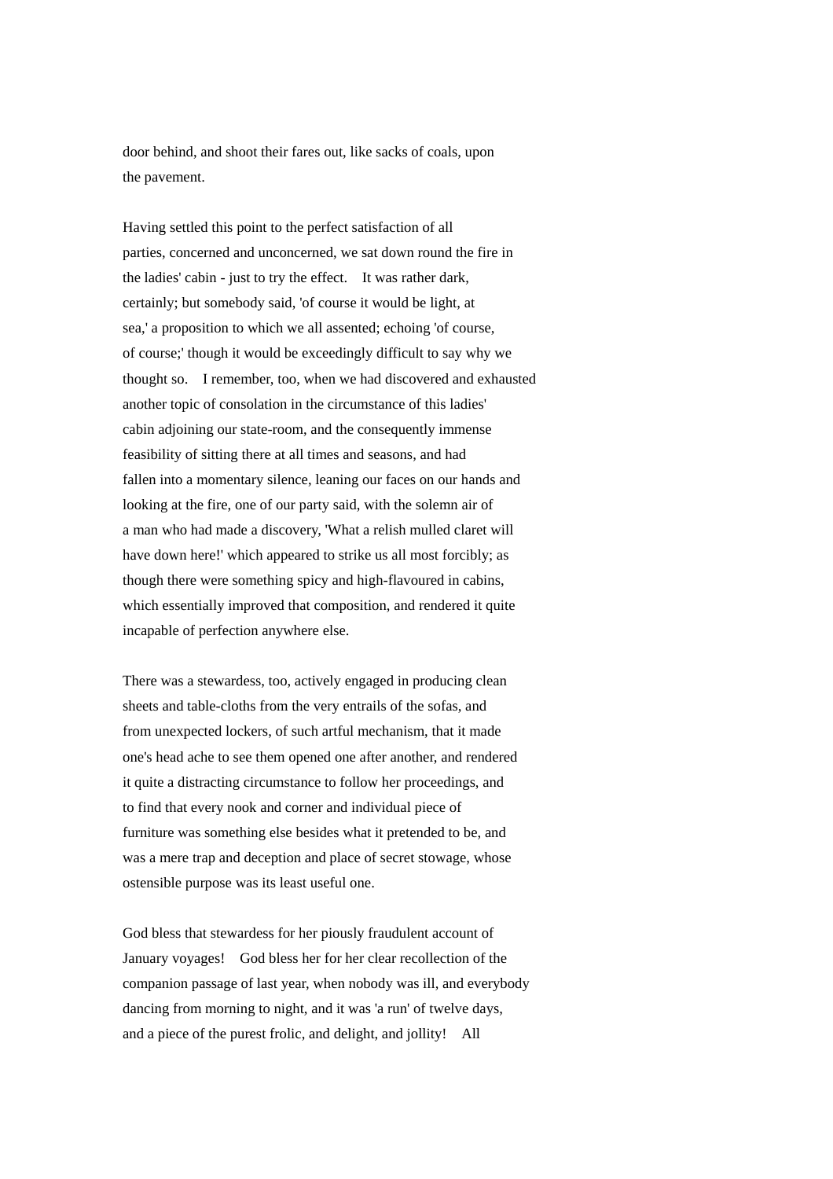door behind, and shoot their fares out, like sacks of coals, upon the pavement.

Having settled this point to the perfect satisfaction of all parties, concerned and unconcerned, we sat down round the fire in the ladies' cabin - just to try the effect. It was rather dark, certainly; but somebody said, 'of course it would be light, at sea,' a proposition to which we all assented; echoing 'of course, of course;' though it would be exceedingly difficult to say why we thought so. I remember, too, when we had discovered and exhausted another topic of consolation in the circumstance of this ladies' cabin adjoining our state-room, and the consequently immense feasibility of sitting there at all times and seasons, and had fallen into a momentary silence, leaning our faces on our hands and looking at the fire, one of our party said, with the solemn air of a man who had made a discovery, 'What a relish mulled claret will have down here!' which appeared to strike us all most forcibly; as though there were something spicy and high-flavoured in cabins, which essentially improved that composition, and rendered it quite incapable of perfection anywhere else.

There was a stewardess, too, actively engaged in producing clean sheets and table-cloths from the very entrails of the sofas, and from unexpected lockers, of such artful mechanism, that it made one's head ache to see them opened one after another, and rendered it quite a distracting circumstance to follow her proceedings, and to find that every nook and corner and individual piece of furniture was something else besides what it pretended to be, and was a mere trap and deception and place of secret stowage, whose ostensible purpose was its least useful one.

God bless that stewardess for her piously fraudulent account of January voyages! God bless her for her clear recollection of the companion passage of last year, when nobody was ill, and everybody dancing from morning to night, and it was 'a run' of twelve days, and a piece of the purest frolic, and delight, and jollity! All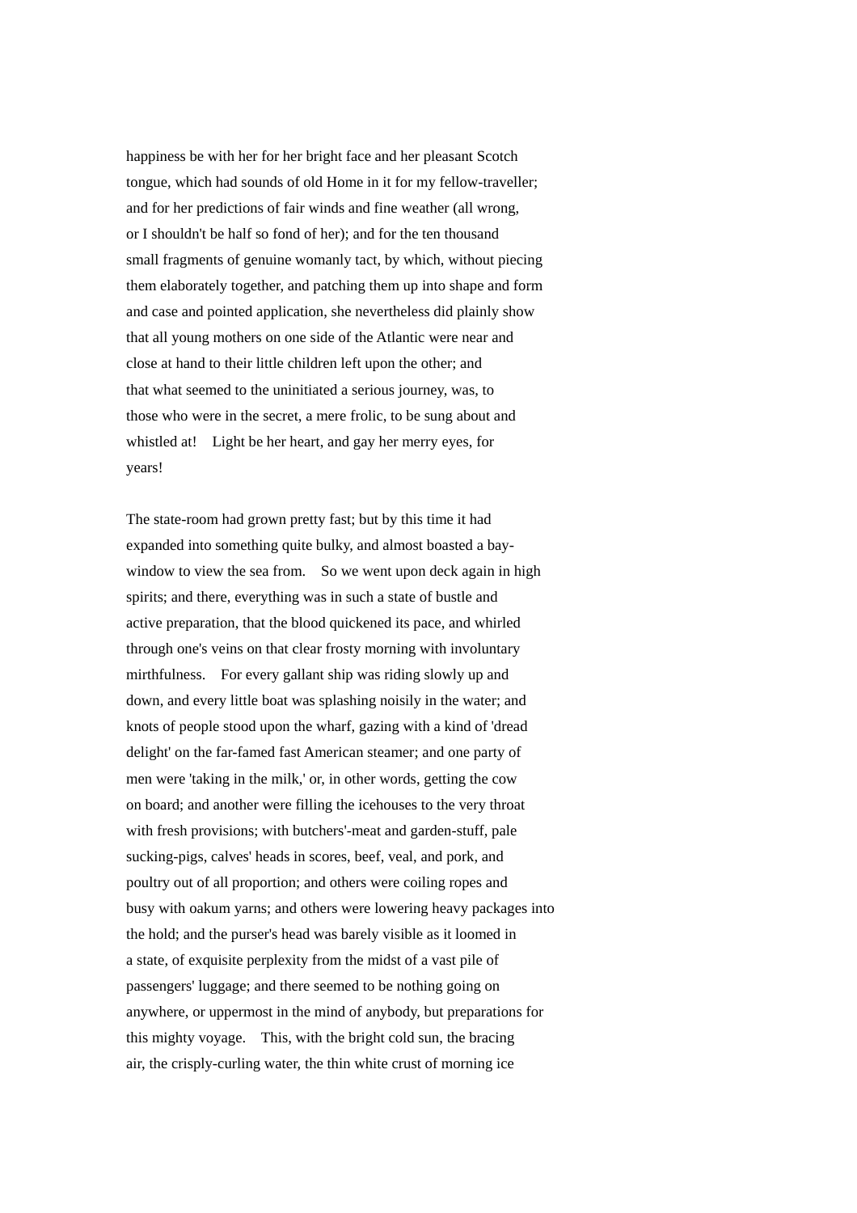happiness be with her for her bright face and her pleasant Scotch tongue, which had sounds of old Home in it for my fellow-traveller; and for her predictions of fair winds and fine weather (all wrong, or I shouldn't be half so fond of her); and for the ten thousand small fragments of genuine womanly tact, by which, without piecing them elaborately together, and patching them up into shape and form and case and pointed application, she nevertheless did plainly show that all young mothers on one side of the Atlantic were near and close at hand to their little children left upon the other; and that what seemed to the uninitiated a serious journey, was, to those who were in the secret, a mere frolic, to be sung about and whistled at! Light be her heart, and gay her merry eyes, for years!

The state-room had grown pretty fast; but by this time it had expanded into something quite bulky, and almost boasted a bay-window to view the sea from. So we went upon deck again in high spirits; and there, everything was in such a state of bustle and active preparation, that the blood quickened its pace, and whirled through one's veins on that clear frosty morning with involuntary mirthfulness. For every gallant ship was riding slowly up and down, and every little boat was splashing noisily in the water; and knots of people stood upon the wharf, gazing with a kind of 'dread delight' on the far-famed fast American steamer; and one party of men were 'taking in the milk,' or, in other words, getting the cow on board; and another were filling the icehouses to the very throat with fresh provisions; with butchers'-meat and garden-stuff, pale sucking-pigs, calves' heads in scores, beef, veal, and pork, and poultry out of all proportion; and others were coiling ropes and busy with oakum yarns; and others were lowering heavy packages into the hold; and the purser's head was barely visible as it loomed in a state, of exquisite perplexity from the midst of a vast pile of passengers' luggage; and there seemed to be nothing going on anywhere, or uppermost in the mind of anybody, but preparations for this mighty voyage. This, with the bright cold sun, the bracing air, the crisply-curling water, the thin white crust of morning ice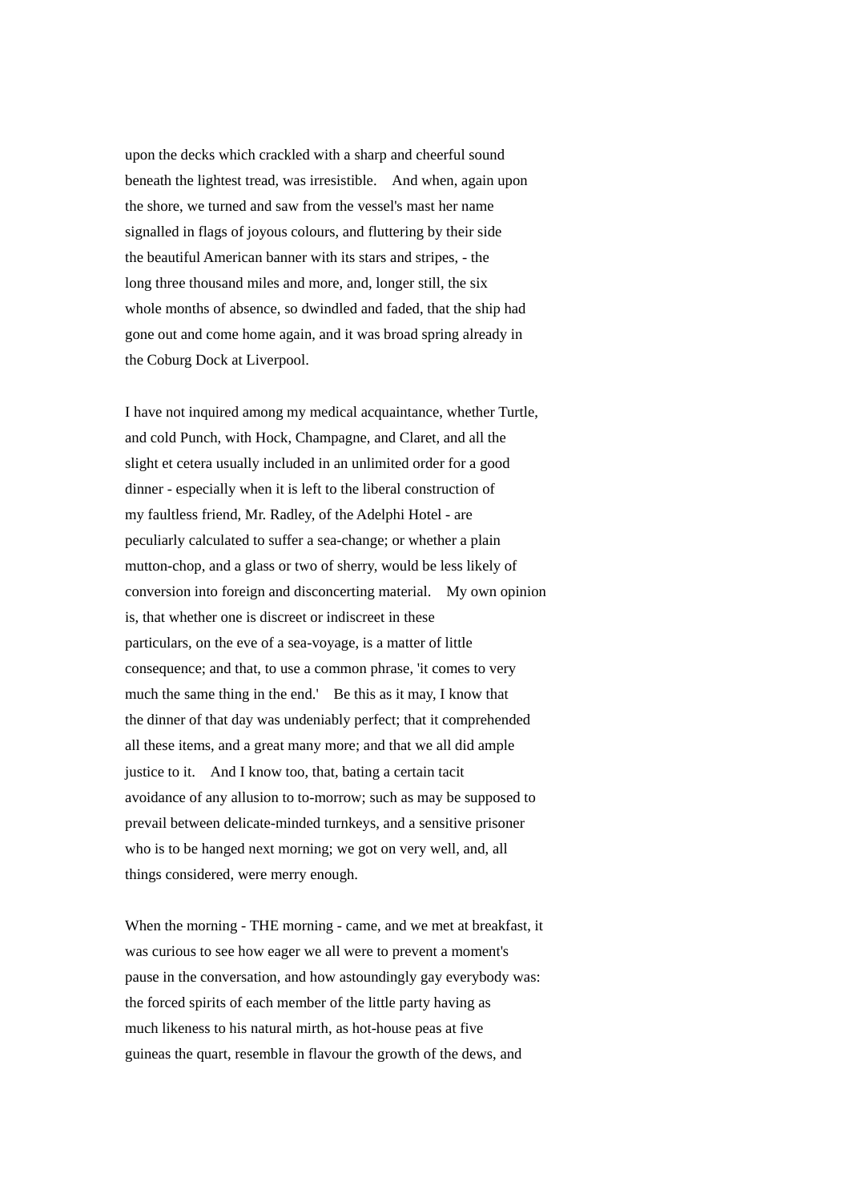upon the decks which crackled with a sharp and cheerful sound beneath the lightest tread, was irresistible. And when, again upon the shore, we turned and saw from the vessel's mast her name signalled in flags of joyous colours, and fluttering by their side the beautiful American banner with its stars and stripes, - the long three thousand miles and more, and, longer still, the six whole months of absence, so dwindled and faded, that the ship had gone out and come home again, and it was broad spring already in the Coburg Dock at Liverpool.

I have not inquired among my medical acquaintance, whether Turtle, and cold Punch, with Hock, Champagne, and Claret, and all the slight et cetera usually included in an unlimited order for a good dinner - especially when it is left to the liberal construction of my faultless friend, Mr. Radley, of the Adelphi Hotel - are peculiarly calculated to suffer a sea-change; or whether a plain mutton-chop, and a glass or two of sherry, would be less likely of conversion into foreign and disconcerting material. My own opinion is, that whether one is discreet or indiscreet in these particulars, on the eve of a sea-voyage, is a matter of little consequence; and that, to use a common phrase, 'it comes to very much the same thing in the end.' Be this as it may, I know that the dinner of that day was undeniably perfect; that it comprehended all these items, and a great many more; and that we all did ample justice to it. And I know too, that, bating a certain tacit avoidance of any allusion to to-morrow; such as may be supposed to prevail between delicate-minded turnkeys, and a sensitive prisoner who is to be hanged next morning; we got on very well, and, all things considered, were merry enough.

When the morning - THE morning - came, and we met at breakfast, it was curious to see how eager we all were to prevent a moment's pause in the conversation, and how astoundingly gay everybody was: the forced spirits of each member of the little party having as much likeness to his natural mirth, as hot-house peas at five guineas the quart, resemble in flavour the growth of the dews, and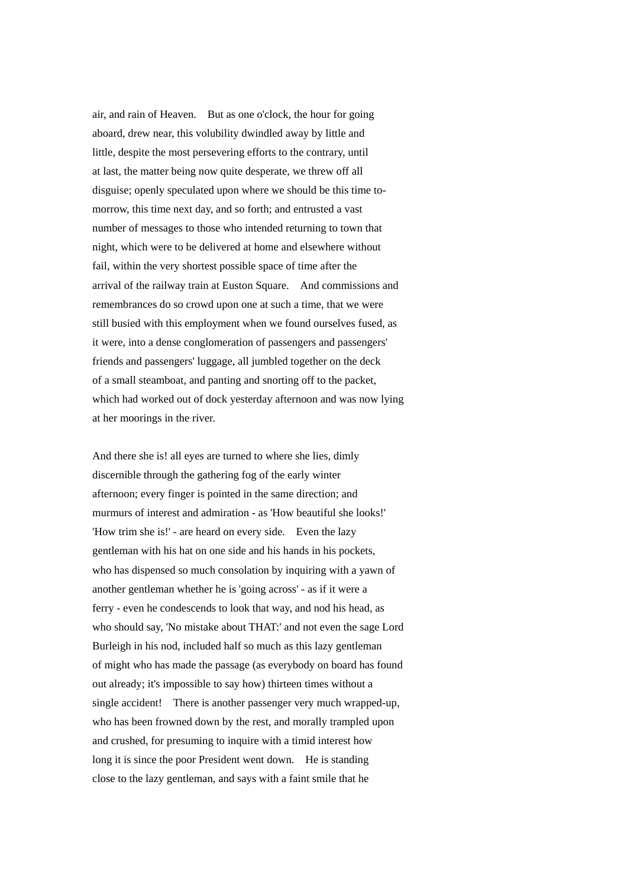air, and rain of Heaven.  But as one o'clock, the hour for going aboard, drew near, this volubility dwindled away by little and little, despite the most persevering efforts to the contrary, until at last, the matter being now quite desperate, we threw off all disguise; openly speculated upon where we should be this time to-morrow, this time next day, and so forth; and entrusted a vast number of messages to those who intended returning to town that night, which were to be delivered at home and elsewhere without fail, within the very shortest possible space of time after the arrival of the railway train at Euston Square.  And commissions and remembrances do so crowd upon one at such a time, that we were still busied with this employment when we found ourselves fused, as it were, into a dense conglomeration of passengers and passengers' friends and passengers' luggage, all jumbled together on the deck of a small steamboat, and panting and snorting off to the packet, which had worked out of dock yesterday afternoon and was now lying at her moorings in the river.

And there she is! all eyes are turned to where she lies, dimly discernible through the gathering fog of the early winter afternoon; every finger is pointed in the same direction; and murmurs of interest and admiration - as 'How beautiful she looks!' 'How trim she is!' - are heard on every side.  Even the lazy gentleman with his hat on one side and his hands in his pockets, who has dispensed so much consolation by inquiring with a yawn of another gentleman whether he is 'going across' - as if it were a ferry - even he condescends to look that way, and nod his head, as who should say, 'No mistake about THAT:' and not even the sage Lord Burleigh in his nod, included half so much as this lazy gentleman of might who has made the passage (as everybody on board has found out already; it's impossible to say how) thirteen times without a single accident!  There is another passenger very much wrapped-up, who has been frowned down by the rest, and morally trampled upon and crushed, for presuming to inquire with a timid interest how long it is since the poor President went down.  He is standing close to the lazy gentleman, and says with a faint smile that he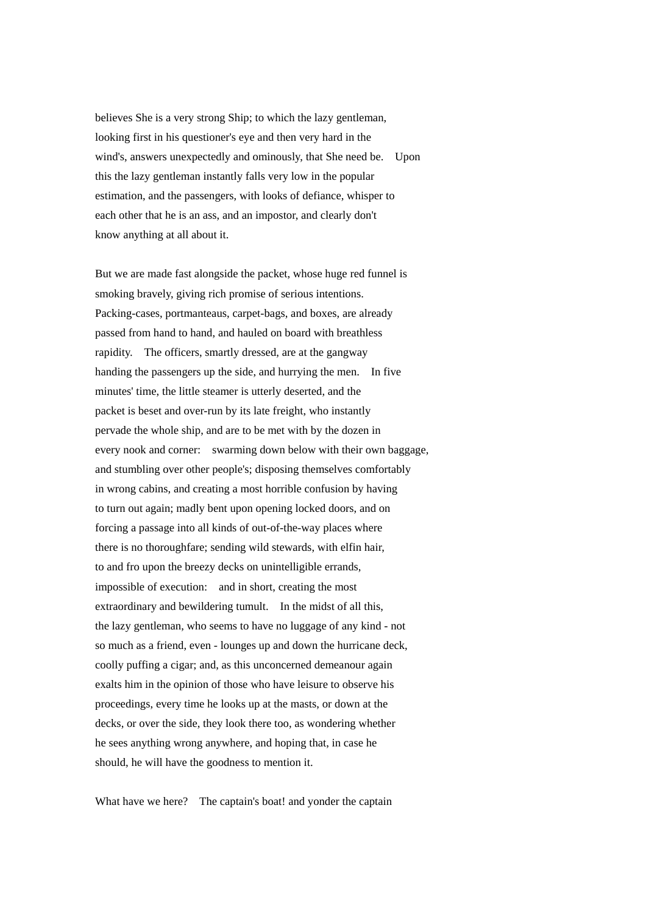believes She is a very strong Ship; to which the lazy gentleman, looking first in his questioner's eye and then very hard in the wind's, answers unexpectedly and ominously, that She need be. Upon this the lazy gentleman instantly falls very low in the popular estimation, and the passengers, with looks of defiance, whisper to each other that he is an ass, and an impostor, and clearly don't know anything at all about it.

But we are made fast alongside the packet, whose huge red funnel is smoking bravely, giving rich promise of serious intentions. Packing-cases, portmanteaus, carpet-bags, and boxes, are already passed from hand to hand, and hauled on board with breathless rapidity. The officers, smartly dressed, are at the gangway handing the passengers up the side, and hurrying the men. In five minutes' time, the little steamer is utterly deserted, and the packet is beset and over-run by its late freight, who instantly pervade the whole ship, and are to be met with by the dozen in every nook and corner: swarming down below with their own baggage, and stumbling over other people's; disposing themselves comfortably in wrong cabins, and creating a most horrible confusion by having to turn out again; madly bent upon opening locked doors, and on forcing a passage into all kinds of out-of-the-way places where there is no thoroughfare; sending wild stewards, with elfin hair, to and fro upon the breezy decks on unintelligible errands, impossible of execution: and in short, creating the most extraordinary and bewildering tumult. In the midst of all this, the lazy gentleman, who seems to have no luggage of any kind - not so much as a friend, even - lounges up and down the hurricane deck, coolly puffing a cigar; and, as this unconcerned demeanour again exalts him in the opinion of those who have leisure to observe his proceedings, every time he looks up at the masts, or down at the decks, or over the side, they look there too, as wondering whether he sees anything wrong anywhere, and hoping that, in case he should, he will have the goodness to mention it.

What have we here? The captain's boat! and yonder the captain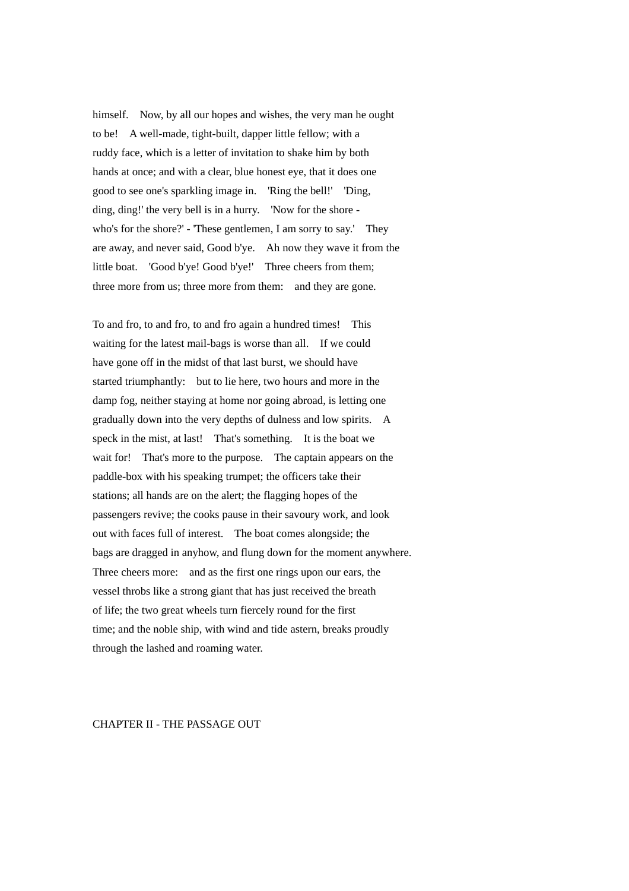himself. Now, by all our hopes and wishes, the very man he ought to be! A well-made, tight-built, dapper little fellow; with a ruddy face, which is a letter of invitation to shake him by both hands at once; and with a clear, blue honest eye, that it does one good to see one's sparkling image in. 'Ring the bell!' 'Ding, ding, ding!' the very bell is in a hurry. 'Now for the shore - who's for the shore?' - 'These gentlemen, I am sorry to say.' They are away, and never said, Good b'ye. Ah now they wave it from the little boat. 'Good b'ye! Good b'ye!' Three cheers from them; three more from us; three more from them: and they are gone.

To and fro, to and fro, to and fro again a hundred times! This waiting for the latest mail-bags is worse than all. If we could have gone off in the midst of that last burst, we should have started triumphantly: but to lie here, two hours and more in the damp fog, neither staying at home nor going abroad, is letting one gradually down into the very depths of dulness and low spirits. A speck in the mist, at last! That's something. It is the boat we wait for! That's more to the purpose. The captain appears on the paddle-box with his speaking trumpet; the officers take their stations; all hands are on the alert; the flagging hopes of the passengers revive; the cooks pause in their savoury work, and look out with faces full of interest. The boat comes alongside; the bags are dragged in anyhow, and flung down for the moment anywhere. Three cheers more: and as the first one rings upon our ears, the vessel throbs like a strong giant that has just received the breath of life; the two great wheels turn fiercely round for the first time; and the noble ship, with wind and tide astern, breaks proudly through the lashed and roaming water.

## CHAPTER II - THE PASSAGE OUT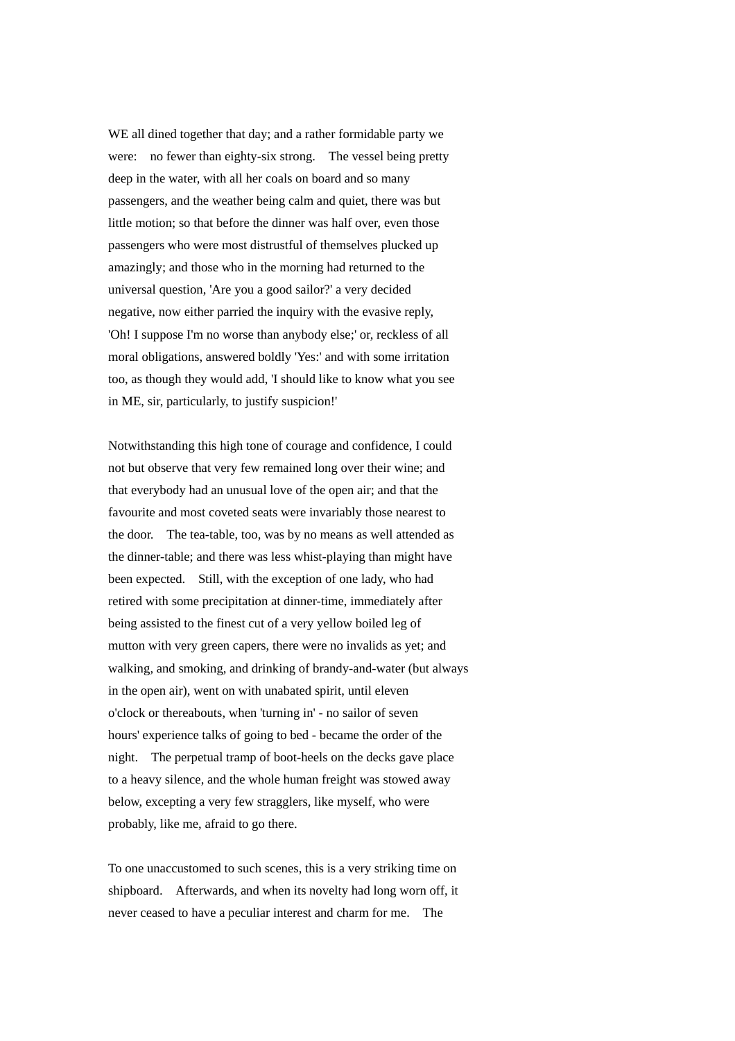WE all dined together that day; and a rather formidable party we were: no fewer than eighty-six strong. The vessel being pretty deep in the water, with all her coals on board and so many passengers, and the weather being calm and quiet, there was but little motion; so that before the dinner was half over, even those passengers who were most distrustful of themselves plucked up amazingly; and those who in the morning had returned to the universal question, 'Are you a good sailor?' a very decided negative, now either parried the inquiry with the evasive reply, 'Oh! I suppose I'm no worse than anybody else;' or, reckless of all moral obligations, answered boldly 'Yes:' and with some irritation too, as though they would add, 'I should like to know what you see in ME, sir, particularly, to justify suspicion!'

Notwithstanding this high tone of courage and confidence, I could not but observe that very few remained long over their wine; and that everybody had an unusual love of the open air; and that the favourite and most coveted seats were invariably those nearest to the door. The tea-table, too, was by no means as well attended as the dinner-table; and there was less whist-playing than might have been expected. Still, with the exception of one lady, who had retired with some precipitation at dinner-time, immediately after being assisted to the finest cut of a very yellow boiled leg of mutton with very green capers, there were no invalids as yet; and walking, and smoking, and drinking of brandy-and-water (but always in the open air), went on with unabated spirit, until eleven o'clock or thereabouts, when 'turning in' - no sailor of seven hours' experience talks of going to bed - became the order of the night. The perpetual tramp of boot-heels on the decks gave place to a heavy silence, and the whole human freight was stowed away below, excepting a very few stragglers, like myself, who were probably, like me, afraid to go there.

To one unaccustomed to such scenes, this is a very striking time on shipboard. Afterwards, and when its novelty had long worn off, it never ceased to have a peculiar interest and charm for me. The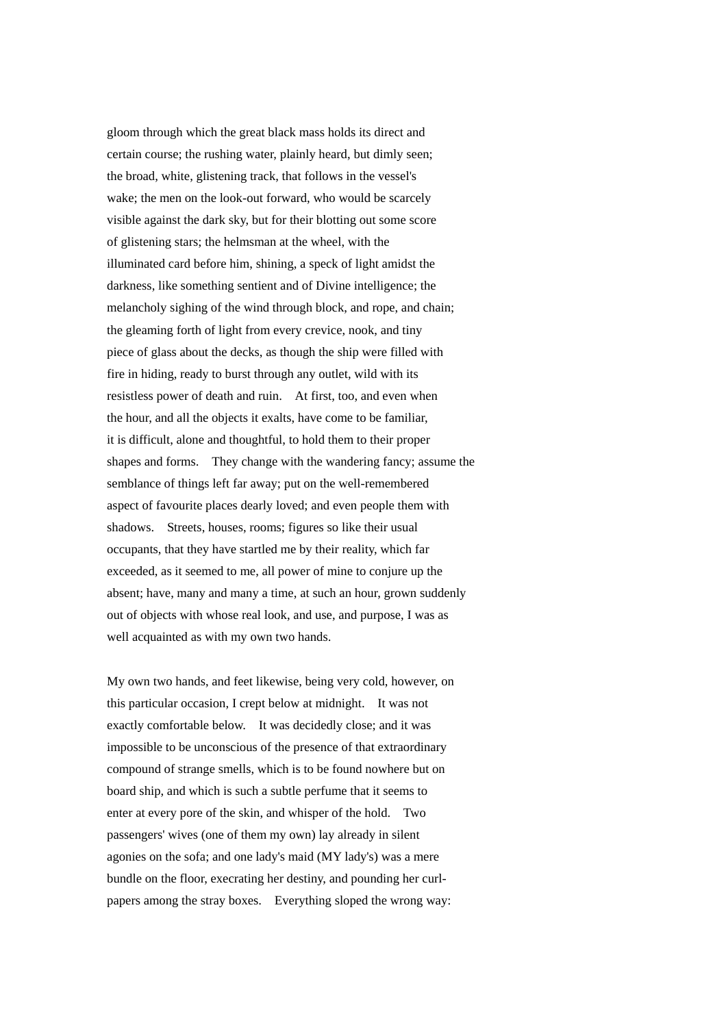gloom through which the great black mass holds its direct and certain course; the rushing water, plainly heard, but dimly seen; the broad, white, glistening track, that follows in the vessel's wake; the men on the look-out forward, who would be scarcely visible against the dark sky, but for their blotting out some score of glistening stars; the helmsman at the wheel, with the illuminated card before him, shining, a speck of light amidst the darkness, like something sentient and of Divine intelligence; the melancholy sighing of the wind through block, and rope, and chain; the gleaming forth of light from every crevice, nook, and tiny piece of glass about the decks, as though the ship were filled with fire in hiding, ready to burst through any outlet, wild with its resistless power of death and ruin. At first, too, and even when the hour, and all the objects it exalts, have come to be familiar, it is difficult, alone and thoughtful, to hold them to their proper shapes and forms. They change with the wandering fancy; assume the semblance of things left far away; put on the well-remembered aspect of favourite places dearly loved; and even people them with shadows. Streets, houses, rooms; figures so like their usual occupants, that they have startled me by their reality, which far exceeded, as it seemed to me, all power of mine to conjure up the absent; have, many and many a time, at such an hour, grown suddenly out of objects with whose real look, and use, and purpose, I was as well acquainted as with my own two hands.

My own two hands, and feet likewise, being very cold, however, on this particular occasion, I crept below at midnight. It was not exactly comfortable below. It was decidedly close; and it was impossible to be unconscious of the presence of that extraordinary compound of strange smells, which is to be found nowhere but on board ship, and which is such a subtle perfume that it seems to enter at every pore of the skin, and whisper of the hold. Two passengers' wives (one of them my own) lay already in silent agonies on the sofa; and one lady's maid (MY lady's) was a mere bundle on the floor, execrating her destiny, and pounding her curl-papers among the stray boxes. Everything sloped the wrong way: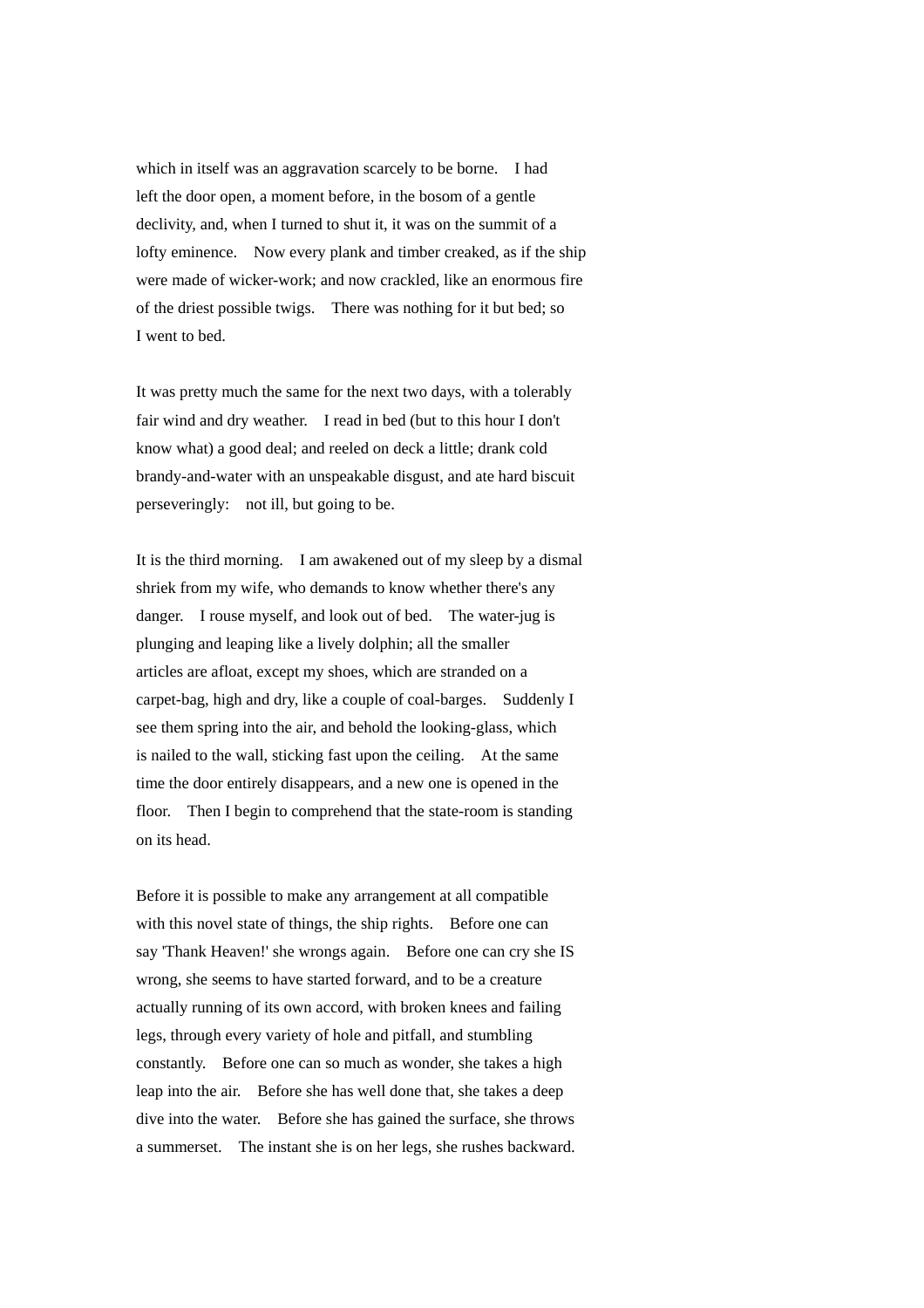which in itself was an aggravation scarcely to be borne. I had left the door open, a moment before, in the bosom of a gentle declivity, and, when I turned to shut it, it was on the summit of a lofty eminence. Now every plank and timber creaked, as if the ship were made of wicker-work; and now crackled, like an enormous fire of the driest possible twigs. There was nothing for it but bed; so I went to bed.

It was pretty much the same for the next two days, with a tolerably fair wind and dry weather. I read in bed (but to this hour I don't know what) a good deal; and reeled on deck a little; drank cold brandy-and-water with an unspeakable disgust, and ate hard biscuit perseveringly: not ill, but going to be.

It is the third morning. I am awakened out of my sleep by a dismal shriek from my wife, who demands to know whether there's any danger. I rouse myself, and look out of bed. The water-jug is plunging and leaping like a lively dolphin; all the smaller articles are afloat, except my shoes, which are stranded on a carpet-bag, high and dry, like a couple of coal-barges. Suddenly I see them spring into the air, and behold the looking-glass, which is nailed to the wall, sticking fast upon the ceiling. At the same time the door entirely disappears, and a new one is opened in the floor. Then I begin to comprehend that the state-room is standing on its head.

Before it is possible to make any arrangement at all compatible with this novel state of things, the ship rights. Before one can say 'Thank Heaven!' she wrongs again. Before one can cry she IS wrong, she seems to have started forward, and to be a creature actually running of its own accord, with broken knees and failing legs, through every variety of hole and pitfall, and stumbling constantly. Before one can so much as wonder, she takes a high leap into the air. Before she has well done that, she takes a deep dive into the water. Before she has gained the surface, she throws a summerset. The instant she is on her legs, she rushes backward.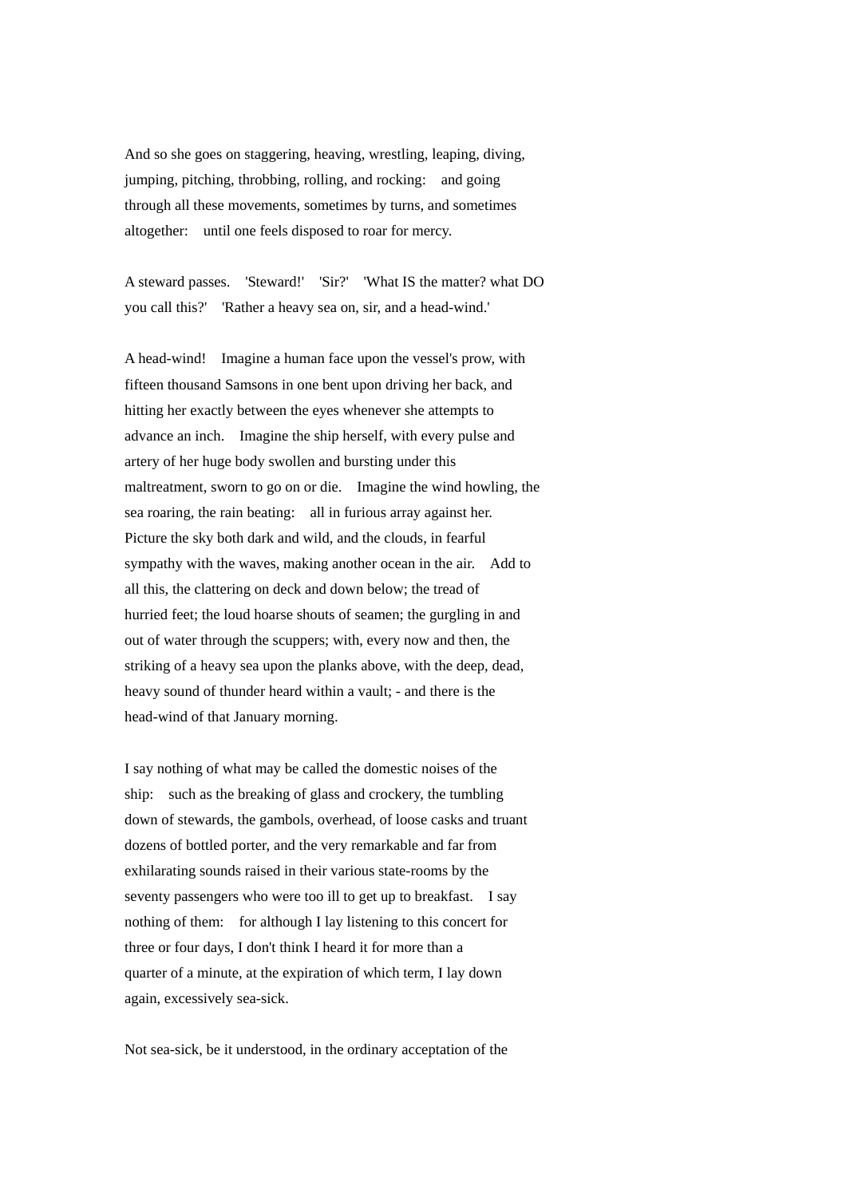And so she goes on staggering, heaving, wrestling, leaping, diving, jumping, pitching, throbbing, rolling, and rocking: and going through all these movements, sometimes by turns, and sometimes altogether: until one feels disposed to roar for mercy.

A steward passes. 'Steward!' 'Sir?' 'What IS the matter? what DO you call this?' 'Rather a heavy sea on, sir, and a head-wind.'

A head-wind! Imagine a human face upon the vessel's prow, with fifteen thousand Samsons in one bent upon driving her back, and hitting her exactly between the eyes whenever she attempts to advance an inch. Imagine the ship herself, with every pulse and artery of her huge body swollen and bursting under this maltreatment, sworn to go on or die. Imagine the wind howling, the sea roaring, the rain beating: all in furious array against her. Picture the sky both dark and wild, and the clouds, in fearful sympathy with the waves, making another ocean in the air. Add to all this, the clattering on deck and down below; the tread of hurried feet; the loud hoarse shouts of seamen; the gurgling in and out of water through the scuppers; with, every now and then, the striking of a heavy sea upon the planks above, with the deep, dead, heavy sound of thunder heard within a vault; - and there is the head-wind of that January morning.

I say nothing of what may be called the domestic noises of the ship: such as the breaking of glass and crockery, the tumbling down of stewards, the gambols, overhead, of loose casks and truant dozens of bottled porter, and the very remarkable and far from exhilarating sounds raised in their various state-rooms by the seventy passengers who were too ill to get up to breakfast. I say nothing of them: for although I lay listening to this concert for three or four days, I don't think I heard it for more than a quarter of a minute, at the expiration of which term, I lay down again, excessively sea-sick.

Not sea-sick, be it understood, in the ordinary acceptation of the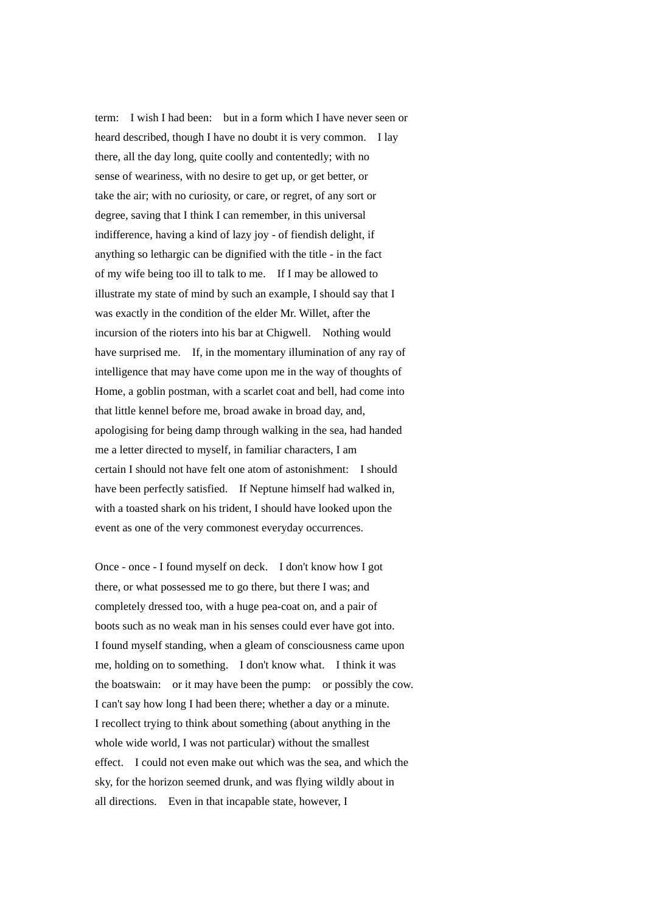term: I wish I had been: but in a form which I have never seen or heard described, though I have no doubt it is very common. I lay there, all the day long, quite coolly and contentedly; with no sense of weariness, with no desire to get up, or get better, or take the air; with no curiosity, or care, or regret, of any sort or degree, saving that I think I can remember, in this universal indifference, having a kind of lazy joy - of fiendish delight, if anything so lethargic can be dignified with the title - in the fact of my wife being too ill to talk to me. If I may be allowed to illustrate my state of mind by such an example, I should say that I was exactly in the condition of the elder Mr. Willet, after the incursion of the rioters into his bar at Chigwell. Nothing would have surprised me. If, in the momentary illumination of any ray of intelligence that may have come upon me in the way of thoughts of Home, a goblin postman, with a scarlet coat and bell, had come into that little kennel before me, broad awake in broad day, and, apologising for being damp through walking in the sea, had handed me a letter directed to myself, in familiar characters, I am certain I should not have felt one atom of astonishment: I should have been perfectly satisfied. If Neptune himself had walked in, with a toasted shark on his trident, I should have looked upon the event as one of the very commonest everyday occurrences.

Once - once - I found myself on deck. I don't know how I got there, or what possessed me to go there, but there I was; and completely dressed too, with a huge pea-coat on, and a pair of boots such as no weak man in his senses could ever have got into. I found myself standing, when a gleam of consciousness came upon me, holding on to something. I don't know what. I think it was the boatswain: or it may have been the pump: or possibly the cow. I can't say how long I had been there; whether a day or a minute. I recollect trying to think about something (about anything in the whole wide world, I was not particular) without the smallest effect. I could not even make out which was the sea, and which the sky, for the horizon seemed drunk, and was flying wildly about in all directions. Even in that incapable state, however, I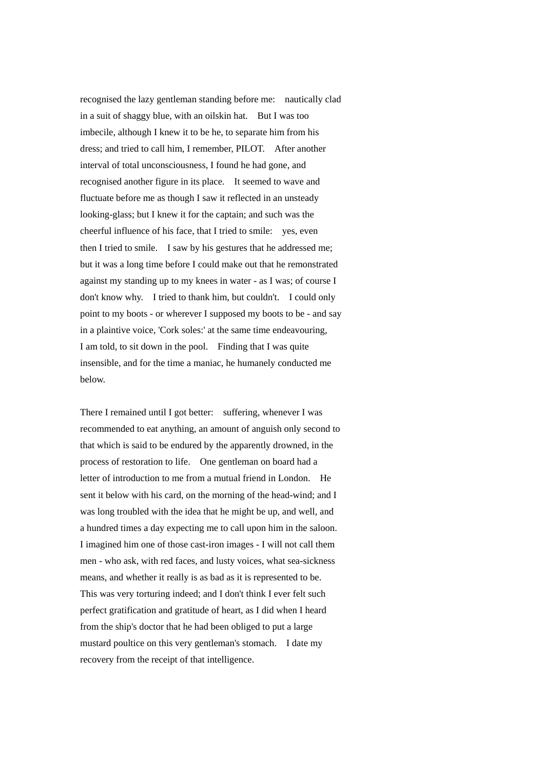recognised the lazy gentleman standing before me: nautically clad in a suit of shaggy blue, with an oilskin hat. But I was too imbecile, although I knew it to be he, to separate him from his dress; and tried to call him, I remember, PILOT. After another interval of total unconsciousness, I found he had gone, and recognised another figure in its place. It seemed to wave and fluctuate before me as though I saw it reflected in an unsteady looking-glass; but I knew it for the captain; and such was the cheerful influence of his face, that I tried to smile: yes, even then I tried to smile. I saw by his gestures that he addressed me; but it was a long time before I could make out that he remonstrated against my standing up to my knees in water - as I was; of course I don't know why. I tried to thank him, but couldn't. I could only point to my boots - or wherever I supposed my boots to be - and say in a plaintive voice, 'Cork soles:' at the same time endeavouring, I am told, to sit down in the pool. Finding that I was quite insensible, and for the time a maniac, he humanely conducted me below.

There I remained until I got better: suffering, whenever I was recommended to eat anything, an amount of anguish only second to that which is said to be endured by the apparently drowned, in the process of restoration to life. One gentleman on board had a letter of introduction to me from a mutual friend in London. He sent it below with his card, on the morning of the head-wind; and I was long troubled with the idea that he might be up, and well, and a hundred times a day expecting me to call upon him in the saloon. I imagined him one of those cast-iron images - I will not call them men - who ask, with red faces, and lusty voices, what sea-sickness means, and whether it really is as bad as it is represented to be. This was very torturing indeed; and I don't think I ever felt such perfect gratification and gratitude of heart, as I did when I heard from the ship's doctor that he had been obliged to put a large mustard poultice on this very gentleman's stomach. I date my recovery from the receipt of that intelligence.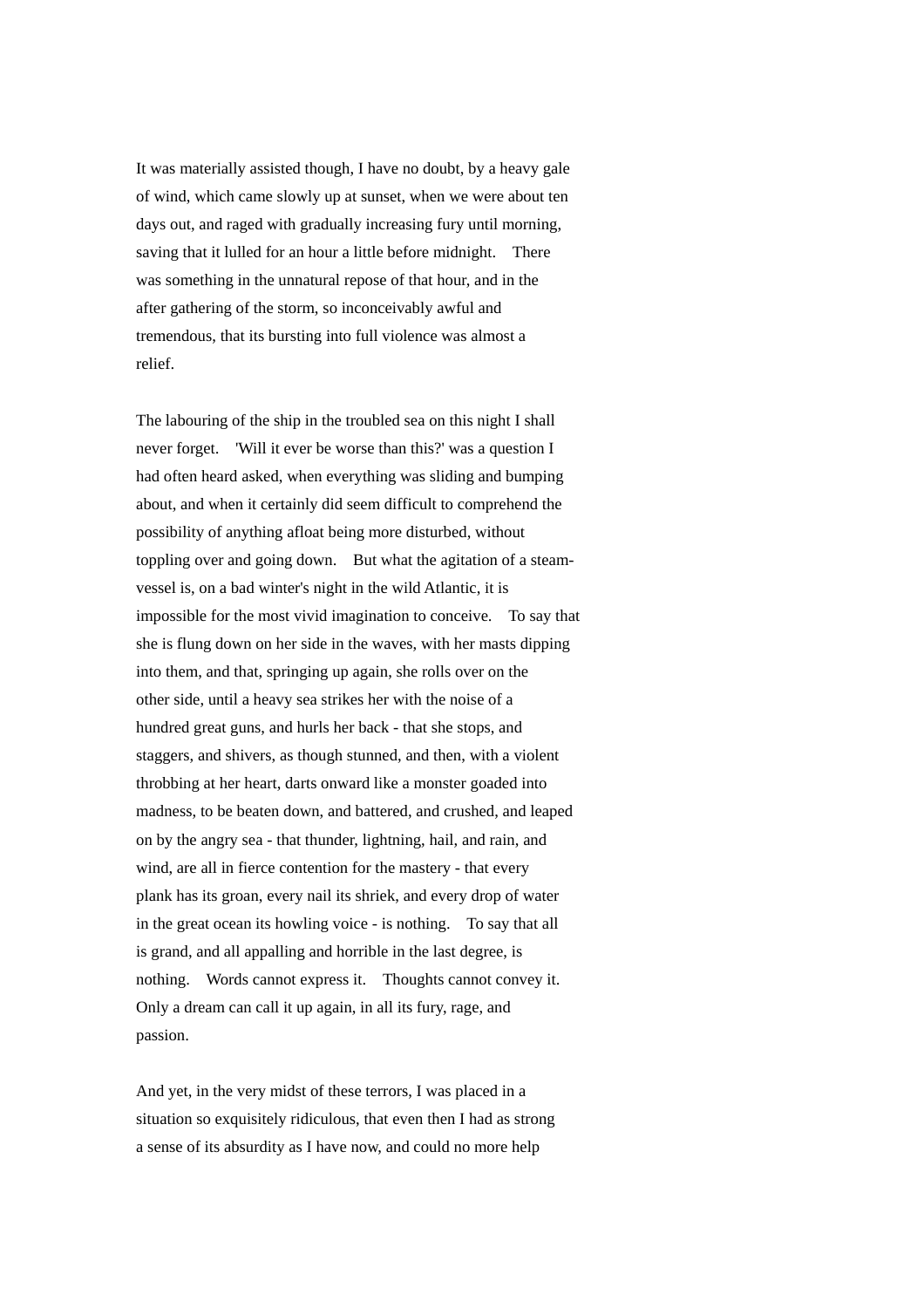It was materially assisted though, I have no doubt, by a heavy gale of wind, which came slowly up at sunset, when we were about ten days out, and raged with gradually increasing fury until morning, saving that it lulled for an hour a little before midnight. There was something in the unnatural repose of that hour, and in the after gathering of the storm, so inconceivably awful and tremendous, that its bursting into full violence was almost a relief.

The labouring of the ship in the troubled sea on this night I shall never forget. 'Will it ever be worse than this?' was a question I had often heard asked, when everything was sliding and bumping about, and when it certainly did seem difficult to comprehend the possibility of anything afloat being more disturbed, without toppling over and going down. But what the agitation of a steam-vessel is, on a bad winter's night in the wild Atlantic, it is impossible for the most vivid imagination to conceive. To say that she is flung down on her side in the waves, with her masts dipping into them, and that, springing up again, she rolls over on the other side, until a heavy sea strikes her with the noise of a hundred great guns, and hurls her back - that she stops, and staggers, and shivers, as though stunned, and then, with a violent throbbing at her heart, darts onward like a monster goaded into madness, to be beaten down, and battered, and crushed, and leaped on by the angry sea - that thunder, lightning, hail, and rain, and wind, are all in fierce contention for the mastery - that every plank has its groan, every nail its shriek, and every drop of water in the great ocean its howling voice - is nothing. To say that all is grand, and all appalling and horrible in the last degree, is nothing. Words cannot express it. Thoughts cannot convey it. Only a dream can call it up again, in all its fury, rage, and passion.

And yet, in the very midst of these terrors, I was placed in a situation so exquisitely ridiculous, that even then I had as strong a sense of its absurdity as I have now, and could no more help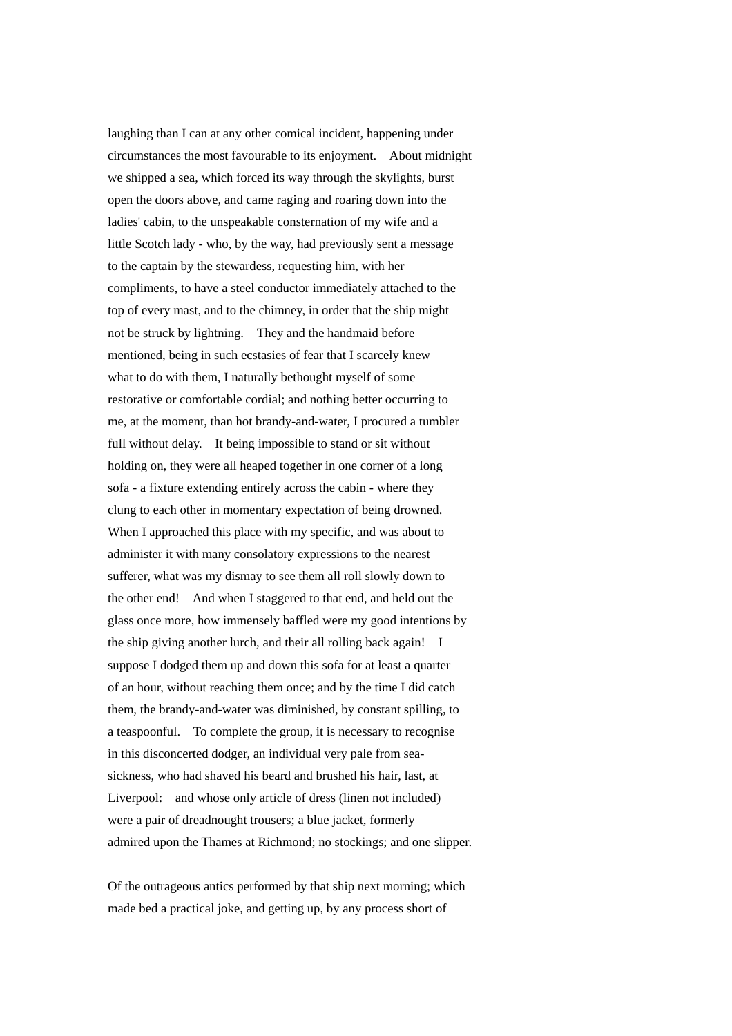laughing than I can at any other comical incident, happening under circumstances the most favourable to its enjoyment. About midnight we shipped a sea, which forced its way through the skylights, burst open the doors above, and came raging and roaring down into the ladies' cabin, to the unspeakable consternation of my wife and a little Scotch lady - who, by the way, had previously sent a message to the captain by the stewardess, requesting him, with her compliments, to have a steel conductor immediately attached to the top of every mast, and to the chimney, in order that the ship might not be struck by lightning. They and the handmaid before mentioned, being in such ecstasies of fear that I scarcely knew what to do with them, I naturally bethought myself of some restorative or comfortable cordial; and nothing better occurring to me, at the moment, than hot brandy-and-water, I procured a tumbler full without delay. It being impossible to stand or sit without holding on, they were all heaped together in one corner of a long sofa - a fixture extending entirely across the cabin - where they clung to each other in momentary expectation of being drowned. When I approached this place with my specific, and was about to administer it with many consolatory expressions to the nearest sufferer, what was my dismay to see them all roll slowly down to the other end! And when I staggered to that end, and held out the glass once more, how immensely baffled were my good intentions by the ship giving another lurch, and their all rolling back again! I suppose I dodged them up and down this sofa for at least a quarter of an hour, without reaching them once; and by the time I did catch them, the brandy-and-water was diminished, by constant spilling, to a teaspoonful. To complete the group, it is necessary to recognise in this disconcerted dodger, an individual very pale from sea-sickness, who had shaved his beard and brushed his hair, last, at Liverpool: and whose only article of dress (linen not included) were a pair of dreadnought trousers; a blue jacket, formerly admired upon the Thames at Richmond; no stockings; and one slipper.

Of the outrageous antics performed by that ship next morning; which made bed a practical joke, and getting up, by any process short of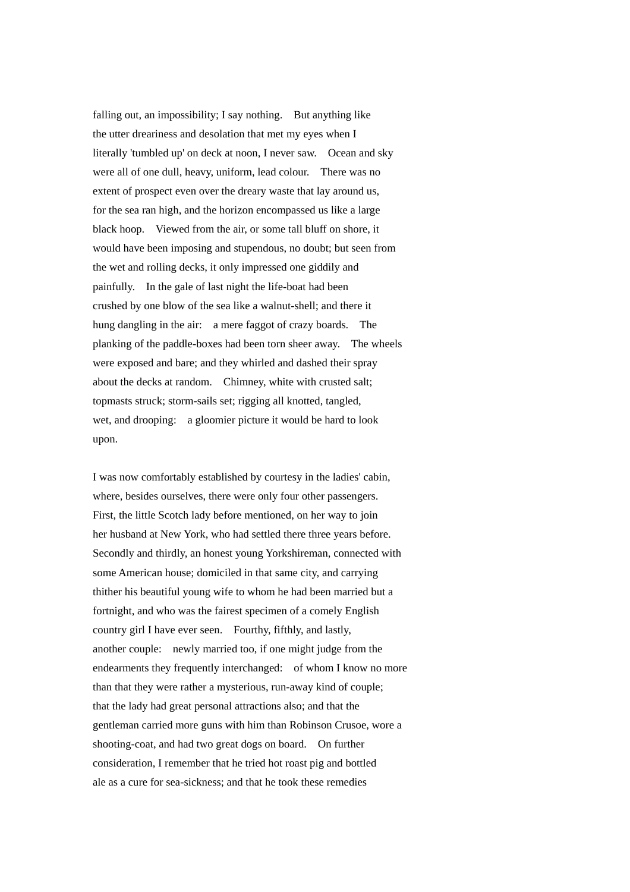falling out, an impossibility; I say nothing. But anything like the utter dreariness and desolation that met my eyes when I literally 'tumbled up' on deck at noon, I never saw. Ocean and sky were all of one dull, heavy, uniform, lead colour. There was no extent of prospect even over the dreary waste that lay around us, for the sea ran high, and the horizon encompassed us like a large black hoop. Viewed from the air, or some tall bluff on shore, it would have been imposing and stupendous, no doubt; but seen from the wet and rolling decks, it only impressed one giddily and painfully. In the gale of last night the life-boat had been crushed by one blow of the sea like a walnut-shell; and there it hung dangling in the air: a mere faggot of crazy boards. The planking of the paddle-boxes had been torn sheer away. The wheels were exposed and bare; and they whirled and dashed their spray about the decks at random. Chimney, white with crusted salt; topmasts struck; storm-sails set; rigging all knotted, tangled, wet, and drooping: a gloomier picture it would be hard to look upon.

I was now comfortably established by courtesy in the ladies' cabin, where, besides ourselves, there were only four other passengers. First, the little Scotch lady before mentioned, on her way to join her husband at New York, who had settled there three years before. Secondly and thirdly, an honest young Yorkshireman, connected with some American house; domiciled in that same city, and carrying thither his beautiful young wife to whom he had been married but a fortnight, and who was the fairest specimen of a comely English country girl I have ever seen. Fourthy, fifthly, and lastly, another couple: newly married too, if one might judge from the endearments they frequently interchanged: of whom I know no more than that they were rather a mysterious, run-away kind of couple; that the lady had great personal attractions also; and that the gentleman carried more guns with him than Robinson Crusoe, wore a shooting-coat, and had two great dogs on board. On further consideration, I remember that he tried hot roast pig and bottled ale as a cure for sea-sickness; and that he took these remedies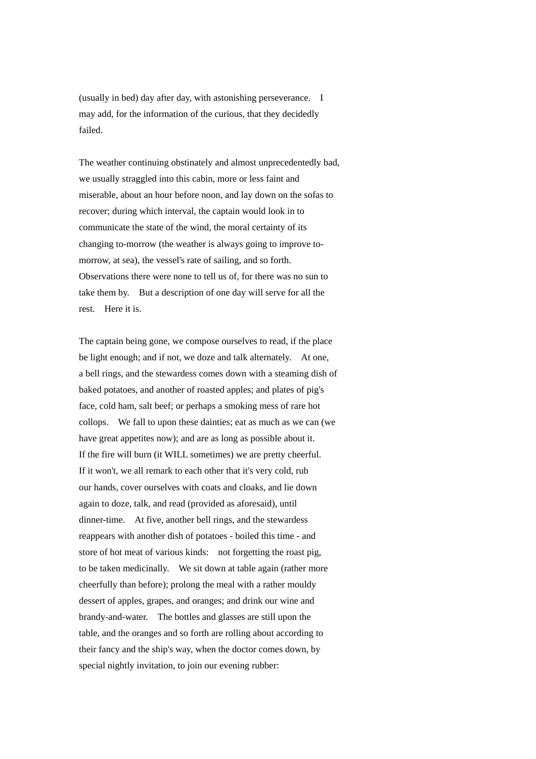(usually in bed) day after day, with astonishing perseverance. I may add, for the information of the curious, that they decidedly failed.

The weather continuing obstinately and almost unprecedentedly bad, we usually straggled into this cabin, more or less faint and miserable, about an hour before noon, and lay down on the sofas to recover; during which interval, the captain would look in to communicate the state of the wind, the moral certainty of its changing to-morrow (the weather is always going to improve to-morrow, at sea), the vessel's rate of sailing, and so forth. Observations there were none to tell us of, for there was no sun to take them by. But a description of one day will serve for all the rest. Here it is.

The captain being gone, we compose ourselves to read, if the place be light enough; and if not, we doze and talk alternately. At one, a bell rings, and the stewardess comes down with a steaming dish of baked potatoes, and another of roasted apples; and plates of pig's face, cold ham, salt beef; or perhaps a smoking mess of rare hot collops. We fall to upon these dainties; eat as much as we can (we have great appetites now); and are as long as possible about it. If the fire will burn (it WILL sometimes) we are pretty cheerful. If it won't, we all remark to each other that it's very cold, rub our hands, cover ourselves with coats and cloaks, and lie down again to doze, talk, and read (provided as aforesaid), until dinner-time. At five, another bell rings, and the stewardess reappears with another dish of potatoes - boiled this time - and store of hot meat of various kinds: not forgetting the roast pig, to be taken medicinally. We sit down at table again (rather more cheerfully than before); prolong the meal with a rather mouldy dessert of apples, grapes, and oranges; and drink our wine and brandy-and-water. The bottles and glasses are still upon the table, and the oranges and so forth are rolling about according to their fancy and the ship's way, when the doctor comes down, by special nightly invitation, to join our evening rubber: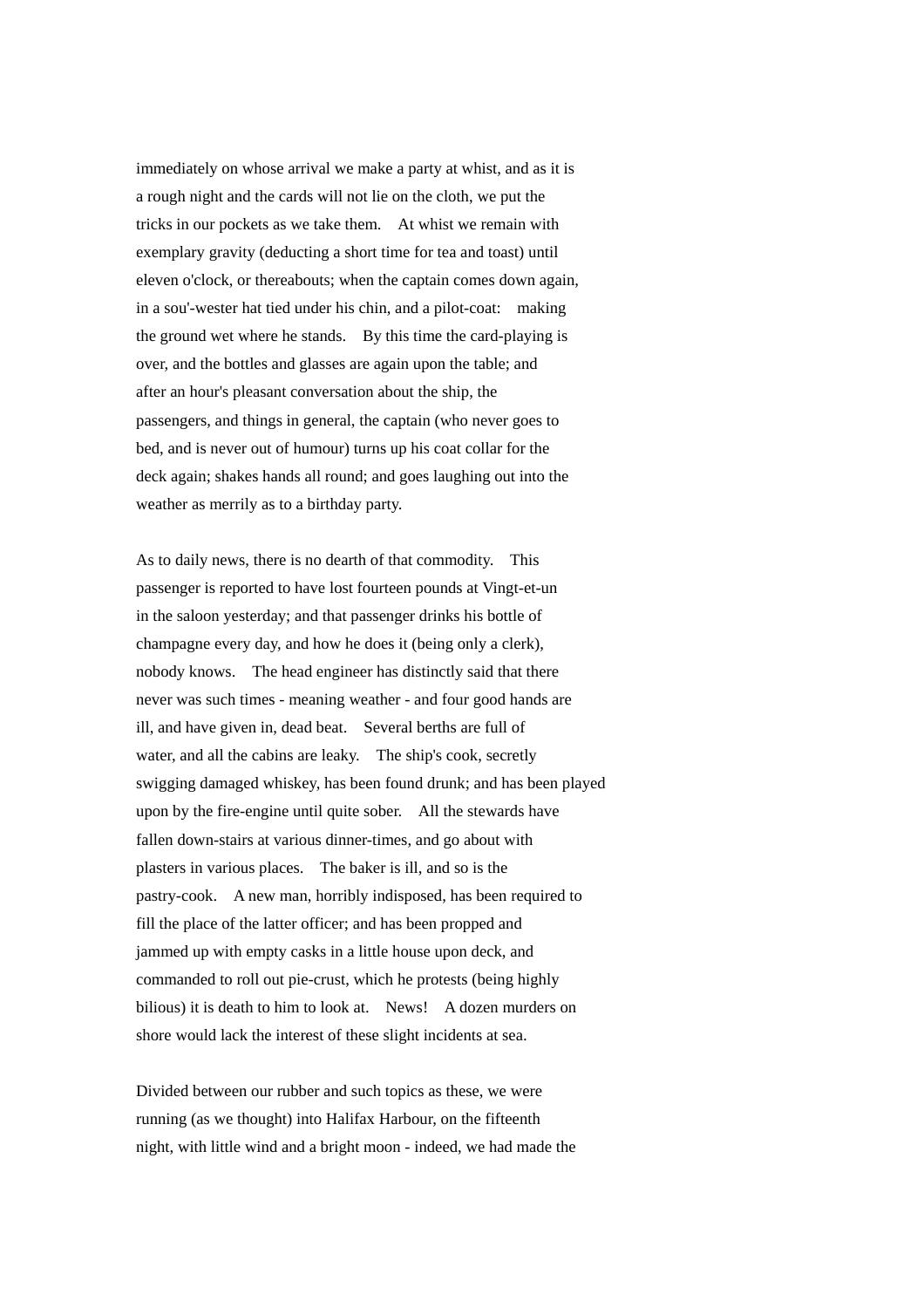immediately on whose arrival we make a party at whist, and as it is a rough night and the cards will not lie on the cloth, we put the tricks in our pockets as we take them. At whist we remain with exemplary gravity (deducting a short time for tea and toast) until eleven o'clock, or thereabouts; when the captain comes down again, in a sou'-wester hat tied under his chin, and a pilot-coat: making the ground wet where he stands. By this time the card-playing is over, and the bottles and glasses are again upon the table; and after an hour's pleasant conversation about the ship, the passengers, and things in general, the captain (who never goes to bed, and is never out of humour) turns up his coat collar for the deck again; shakes hands all round; and goes laughing out into the weather as merrily as to a birthday party.

As to daily news, there is no dearth of that commodity. This passenger is reported to have lost fourteen pounds at Vingt-et-un in the saloon yesterday; and that passenger drinks his bottle of champagne every day, and how he does it (being only a clerk), nobody knows. The head engineer has distinctly said that there never was such times - meaning weather - and four good hands are ill, and have given in, dead beat. Several berths are full of water, and all the cabins are leaky. The ship's cook, secretly swigging damaged whiskey, has been found drunk; and has been played upon by the fire-engine until quite sober. All the stewards have fallen down-stairs at various dinner-times, and go about with plasters in various places. The baker is ill, and so is the pastry-cook. A new man, horribly indisposed, has been required to fill the place of the latter officer; and has been propped and jammed up with empty casks in a little house upon deck, and commanded to roll out pie-crust, which he protests (being highly bilious) it is death to him to look at. News! A dozen murders on shore would lack the interest of these slight incidents at sea.

Divided between our rubber and such topics as these, we were running (as we thought) into Halifax Harbour, on the fifteenth night, with little wind and a bright moon - indeed, we had made the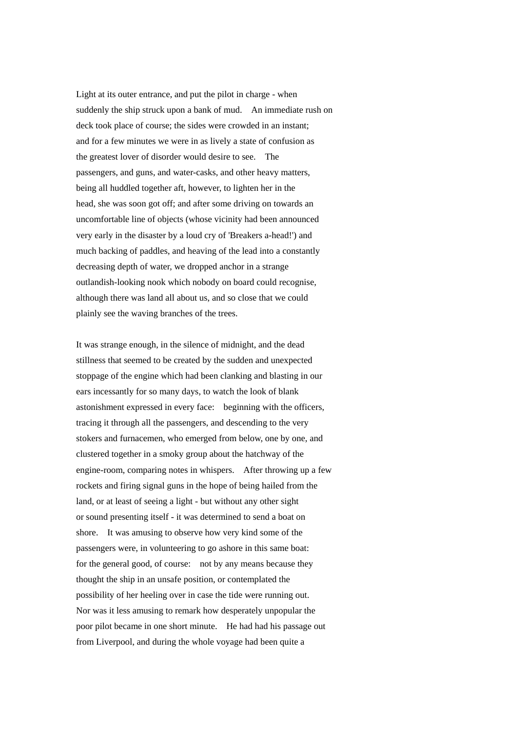Light at its outer entrance, and put the pilot in charge - when suddenly the ship struck upon a bank of mud. An immediate rush on deck took place of course; the sides were crowded in an instant; and for a few minutes we were in as lively a state of confusion as the greatest lover of disorder would desire to see. The passengers, and guns, and water-casks, and other heavy matters, being all huddled together aft, however, to lighten her in the head, she was soon got off; and after some driving on towards an uncomfortable line of objects (whose vicinity had been announced very early in the disaster by a loud cry of 'Breakers a-head!') and much backing of paddles, and heaving of the lead into a constantly decreasing depth of water, we dropped anchor in a strange outlandish-looking nook which nobody on board could recognise, although there was land all about us, and so close that we could plainly see the waving branches of the trees.

It was strange enough, in the silence of midnight, and the dead stillness that seemed to be created by the sudden and unexpected stoppage of the engine which had been clanking and blasting in our ears incessantly for so many days, to watch the look of blank astonishment expressed in every face: beginning with the officers, tracing it through all the passengers, and descending to the very stokers and furnacemen, who emerged from below, one by one, and clustered together in a smoky group about the hatchway of the engine-room, comparing notes in whispers. After throwing up a few rockets and firing signal guns in the hope of being hailed from the land, or at least of seeing a light - but without any other sight or sound presenting itself - it was determined to send a boat on shore. It was amusing to observe how very kind some of the passengers were, in volunteering to go ashore in this same boat: for the general good, of course: not by any means because they thought the ship in an unsafe position, or contemplated the possibility of her heeling over in case the tide were running out. Nor was it less amusing to remark how desperately unpopular the poor pilot became in one short minute. He had had his passage out from Liverpool, and during the whole voyage had been quite a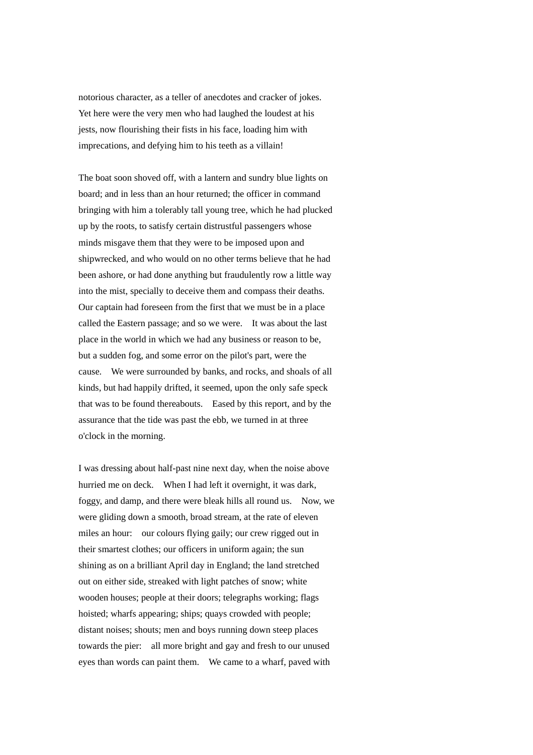notorious character, as a teller of anecdotes and cracker of jokes. Yet here were the very men who had laughed the loudest at his jests, now flourishing their fists in his face, loading him with imprecations, and defying him to his teeth as a villain!

The boat soon shoved off, with a lantern and sundry blue lights on board; and in less than an hour returned; the officer in command bringing with him a tolerably tall young tree, which he had plucked up by the roots, to satisfy certain distrustful passengers whose minds misgave them that they were to be imposed upon and shipwrecked, and who would on no other terms believe that he had been ashore, or had done anything but fraudulently row a little way into the mist, specially to deceive them and compass their deaths. Our captain had foreseen from the first that we must be in a place called the Eastern passage; and so we were. It was about the last place in the world in which we had any business or reason to be, but a sudden fog, and some error on the pilot's part, were the cause. We were surrounded by banks, and rocks, and shoals of all kinds, but had happily drifted, it seemed, upon the only safe speck that was to be found thereabouts. Eased by this report, and by the assurance that the tide was past the ebb, we turned in at three o'clock in the morning.

I was dressing about half-past nine next day, when the noise above hurried me on deck. When I had left it overnight, it was dark, foggy, and damp, and there were bleak hills all round us. Now, we were gliding down a smooth, broad stream, at the rate of eleven miles an hour: our colours flying gaily; our crew rigged out in their smartest clothes; our officers in uniform again; the sun shining as on a brilliant April day in England; the land stretched out on either side, streaked with light patches of snow; white wooden houses; people at their doors; telegraphs working; flags hoisted; wharfs appearing; ships; quays crowded with people; distant noises; shouts; men and boys running down steep places towards the pier: all more bright and gay and fresh to our unused eyes than words can paint them. We came to a wharf, paved with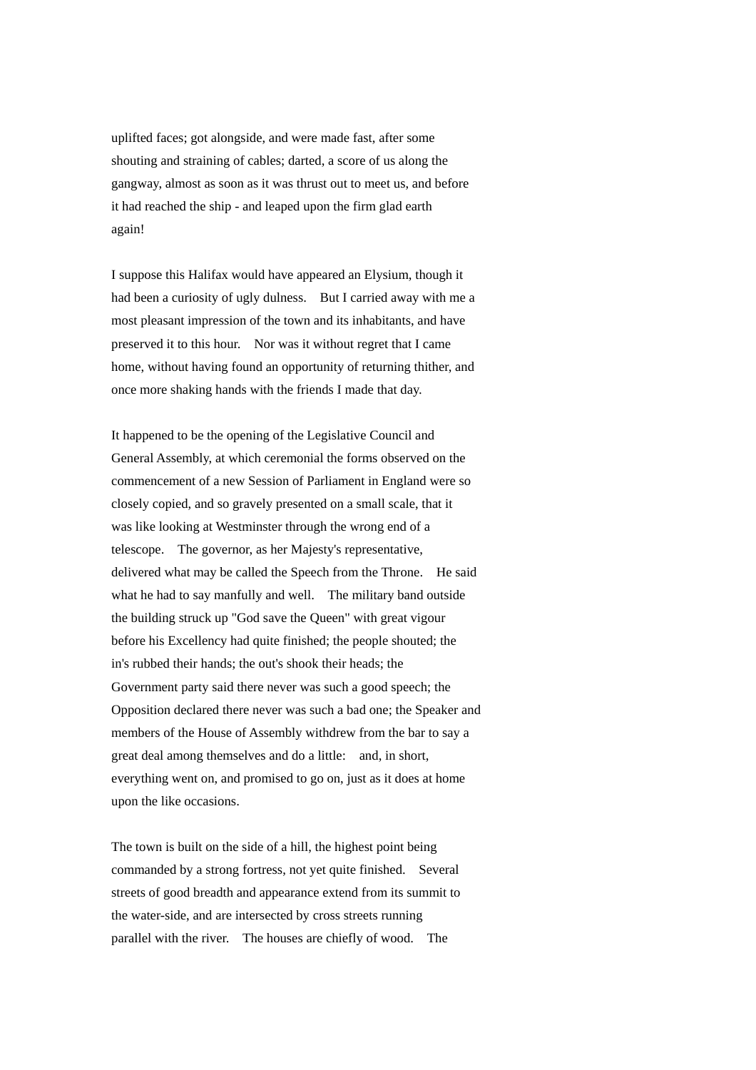uplifted faces; got alongside, and were made fast, after some shouting and straining of cables; darted, a score of us along the gangway, almost as soon as it was thrust out to meet us, and before it had reached the ship - and leaped upon the firm glad earth again!

I suppose this Halifax would have appeared an Elysium, though it had been a curiosity of ugly dulness. But I carried away with me a most pleasant impression of the town and its inhabitants, and have preserved it to this hour. Nor was it without regret that I came home, without having found an opportunity of returning thither, and once more shaking hands with the friends I made that day.

It happened to be the opening of the Legislative Council and General Assembly, at which ceremonial the forms observed on the commencement of a new Session of Parliament in England were so closely copied, and so gravely presented on a small scale, that it was like looking at Westminster through the wrong end of a telescope. The governor, as her Majesty's representative, delivered what may be called the Speech from the Throne. He said what he had to say manfully and well. The military band outside the building struck up "God save the Queen" with great vigour before his Excellency had quite finished; the people shouted; the in's rubbed their hands; the out's shook their heads; the Government party said there never was such a good speech; the Opposition declared there never was such a bad one; the Speaker and members of the House of Assembly withdrew from the bar to say a great deal among themselves and do a little: and, in short, everything went on, and promised to go on, just as it does at home upon the like occasions.

The town is built on the side of a hill, the highest point being commanded by a strong fortress, not yet quite finished. Several streets of good breadth and appearance extend from its summit to the water-side, and are intersected by cross streets running parallel with the river. The houses are chiefly of wood. The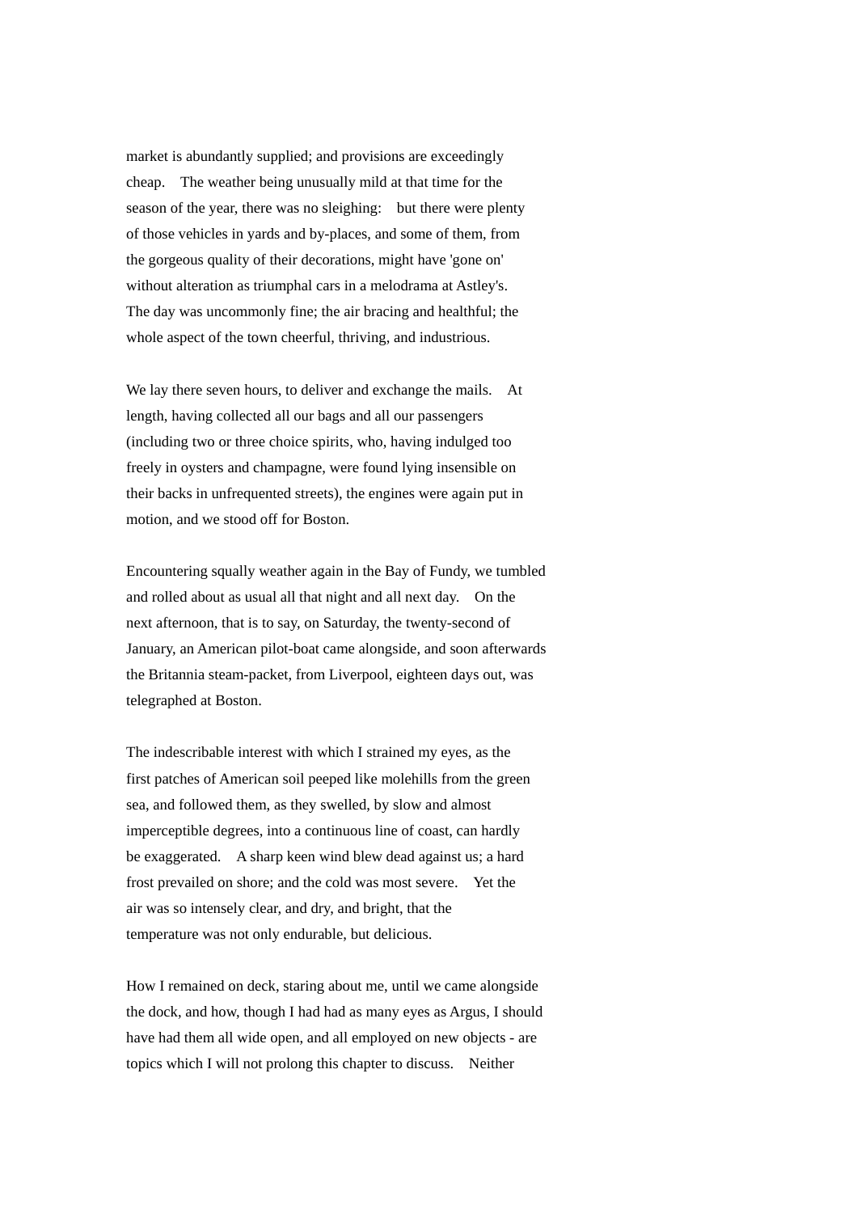market is abundantly supplied; and provisions are exceedingly cheap. The weather being unusually mild at that time for the season of the year, there was no sleighing: but there were plenty of those vehicles in yards and by-places, and some of them, from the gorgeous quality of their decorations, might have 'gone on' without alteration as triumphal cars in a melodrama at Astley's. The day was uncommonly fine; the air bracing and healthful; the whole aspect of the town cheerful, thriving, and industrious.

We lay there seven hours, to deliver and exchange the mails. At length, having collected all our bags and all our passengers (including two or three choice spirits, who, having indulged too freely in oysters and champagne, were found lying insensible on their backs in unfrequented streets), the engines were again put in motion, and we stood off for Boston.

Encountering squally weather again in the Bay of Fundy, we tumbled and rolled about as usual all that night and all next day. On the next afternoon, that is to say, on Saturday, the twenty-second of January, an American pilot-boat came alongside, and soon afterwards the Britannia steam-packet, from Liverpool, eighteen days out, was telegraphed at Boston.

The indescribable interest with which I strained my eyes, as the first patches of American soil peeped like molehills from the green sea, and followed them, as they swelled, by slow and almost imperceptible degrees, into a continuous line of coast, can hardly be exaggerated. A sharp keen wind blew dead against us; a hard frost prevailed on shore; and the cold was most severe. Yet the air was so intensely clear, and dry, and bright, that the temperature was not only endurable, but delicious.

How I remained on deck, staring about me, until we came alongside the dock, and how, though I had had as many eyes as Argus, I should have had them all wide open, and all employed on new objects - are topics which I will not prolong this chapter to discuss. Neither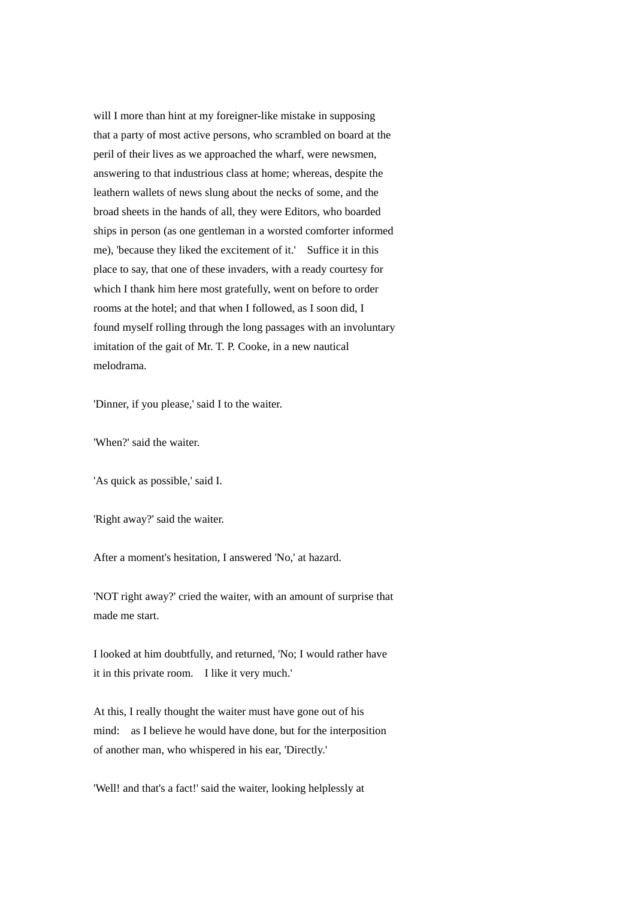will I more than hint at my foreigner-like mistake in supposing that a party of most active persons, who scrambled on board at the peril of their lives as we approached the wharf, were newsmen, answering to that industrious class at home; whereas, despite the leathern wallets of news slung about the necks of some, and the broad sheets in the hands of all, they were Editors, who boarded ships in person (as one gentleman in a worsted comforter informed me), 'because they liked the excitement of it.' Suffice it in this place to say, that one of these invaders, with a ready courtesy for which I thank him here most gratefully, went on before to order rooms at the hotel; and that when I followed, as I soon did, I found myself rolling through the long passages with an involuntary imitation of the gait of Mr. T. P. Cooke, in a new nautical melodrama.

'Dinner, if you please,' said I to the waiter.

'When?' said the waiter.

'As quick as possible,' said I.

'Right away?' said the waiter.

After a moment's hesitation, I answered 'No,' at hazard.

'NOT right away?' cried the waiter, with an amount of surprise that made me start.

I looked at him doubtfully, and returned, 'No; I would rather have it in this private room. I like it very much.'

At this, I really thought the waiter must have gone out of his mind: as I believe he would have done, but for the interposition of another man, who whispered in his ear, 'Directly.'

'Well! and that's a fact!' said the waiter, looking helplessly at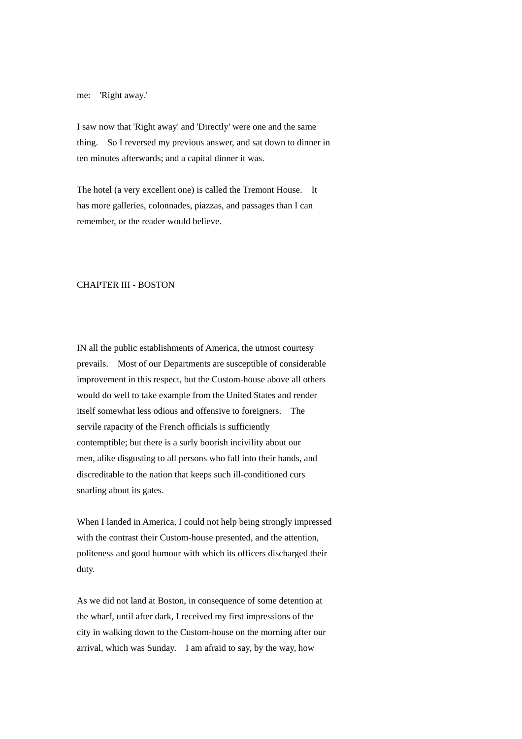me: 'Right away.'

I saw now that 'Right away' and 'Directly' were one and the same thing. So I reversed my previous answer, and sat down to dinner in ten minutes afterwards; and a capital dinner it was.

The hotel (a very excellent one) is called the Tremont House. It has more galleries, colonnades, piazzas, and passages than I can remember, or the reader would believe.

## CHAPTER III - BOSTON

IN all the public establishments of America, the utmost courtesy prevails. Most of our Departments are susceptible of considerable improvement in this respect, but the Custom-house above all others would do well to take example from the United States and render itself somewhat less odious and offensive to foreigners. The servile rapacity of the French officials is sufficiently contemptible; but there is a surly boorish incivility about our men, alike disgusting to all persons who fall into their hands, and discreditable to the nation that keeps such ill-conditioned curs snarling about its gates.

When I landed in America, I could not help being strongly impressed with the contrast their Custom-house presented, and the attention, politeness and good humour with which its officers discharged their duty.

As we did not land at Boston, in consequence of some detention at the wharf, until after dark, I received my first impressions of the city in walking down to the Custom-house on the morning after our arrival, which was Sunday. I am afraid to say, by the way, how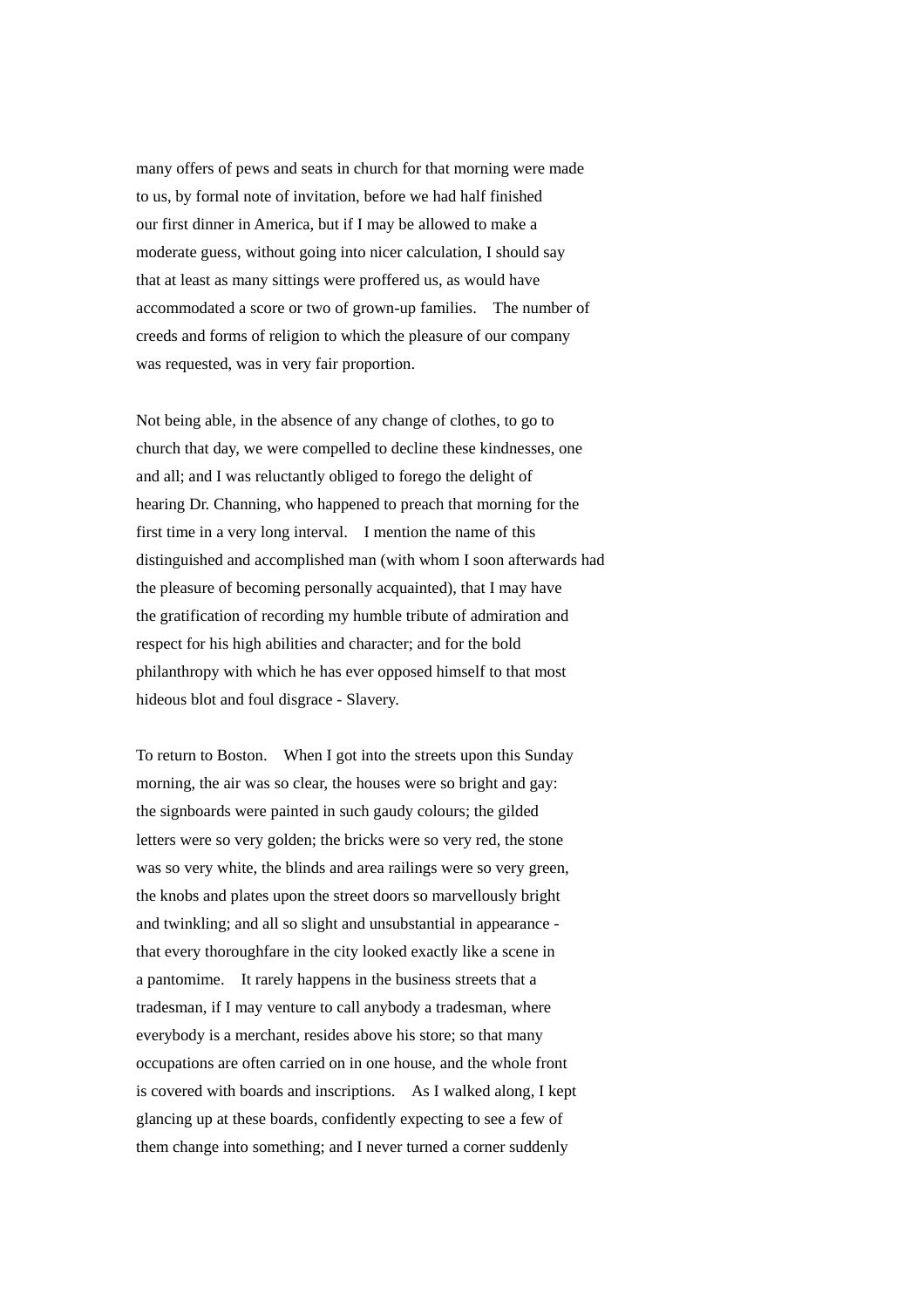many offers of pews and seats in church for that morning were made to us, by formal note of invitation, before we had half finished our first dinner in America, but if I may be allowed to make a moderate guess, without going into nicer calculation, I should say that at least as many sittings were proffered us, as would have accommodated a score or two of grown-up families. The number of creeds and forms of religion to which the pleasure of our company was requested, was in very fair proportion.

Not being able, in the absence of any change of clothes, to go to church that day, we were compelled to decline these kindnesses, one and all; and I was reluctantly obliged to forego the delight of hearing Dr. Channing, who happened to preach that morning for the first time in a very long interval. I mention the name of this distinguished and accomplished man (with whom I soon afterwards had the pleasure of becoming personally acquainted), that I may have the gratification of recording my humble tribute of admiration and respect for his high abilities and character; and for the bold philanthropy with which he has ever opposed himself to that most hideous blot and foul disgrace - Slavery.

To return to Boston. When I got into the streets upon this Sunday morning, the air was so clear, the houses were so bright and gay: the signboards were painted in such gaudy colours; the gilded letters were so very golden; the bricks were so very red, the stone was so very white, the blinds and area railings were so very green, the knobs and plates upon the street doors so marvellously bright and twinkling; and all so slight and unsubstantial in appearance - that every thoroughfare in the city looked exactly like a scene in a pantomime. It rarely happens in the business streets that a tradesman, if I may venture to call anybody a tradesman, where everybody is a merchant, resides above his store; so that many occupations are often carried on in one house, and the whole front is covered with boards and inscriptions. As I walked along, I kept glancing up at these boards, confidently expecting to see a few of them change into something; and I never turned a corner suddenly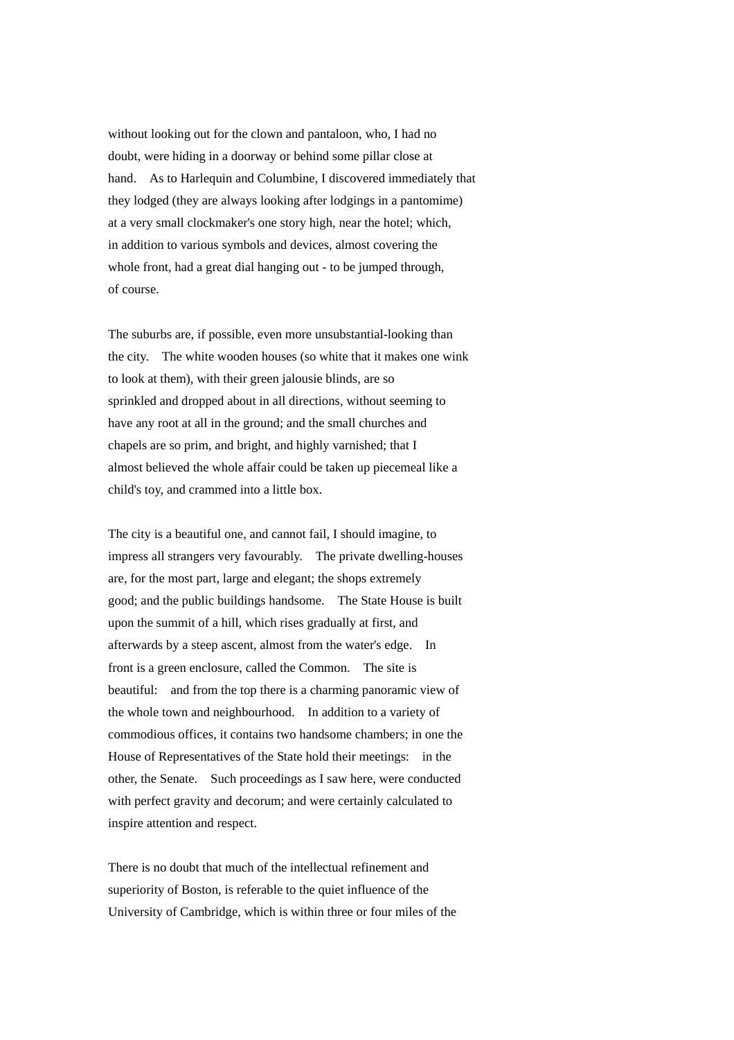without looking out for the clown and pantaloon, who, I had no doubt, were hiding in a doorway or behind some pillar close at hand. As to Harlequin and Columbine, I discovered immediately that they lodged (they are always looking after lodgings in a pantomime) at a very small clockmaker's one story high, near the hotel; which, in addition to various symbols and devices, almost covering the whole front, had a great dial hanging out - to be jumped through, of course.

The suburbs are, if possible, even more unsubstantial-looking than the city. The white wooden houses (so white that it makes one wink to look at them), with their green jalousie blinds, are so sprinkled and dropped about in all directions, without seeming to have any root at all in the ground; and the small churches and chapels are so prim, and bright, and highly varnished; that I almost believed the whole affair could be taken up piecemeal like a child's toy, and crammed into a little box.

The city is a beautiful one, and cannot fail, I should imagine, to impress all strangers very favourably. The private dwelling-houses are, for the most part, large and elegant; the shops extremely good; and the public buildings handsome. The State House is built upon the summit of a hill, which rises gradually at first, and afterwards by a steep ascent, almost from the water's edge. In front is a green enclosure, called the Common. The site is beautiful: and from the top there is a charming panoramic view of the whole town and neighbourhood. In addition to a variety of commodious offices, it contains two handsome chambers; in one the House of Representatives of the State hold their meetings: in the other, the Senate. Such proceedings as I saw here, were conducted with perfect gravity and decorum; and were certainly calculated to inspire attention and respect.

There is no doubt that much of the intellectual refinement and superiority of Boston, is referable to the quiet influence of the University of Cambridge, which is within three or four miles of the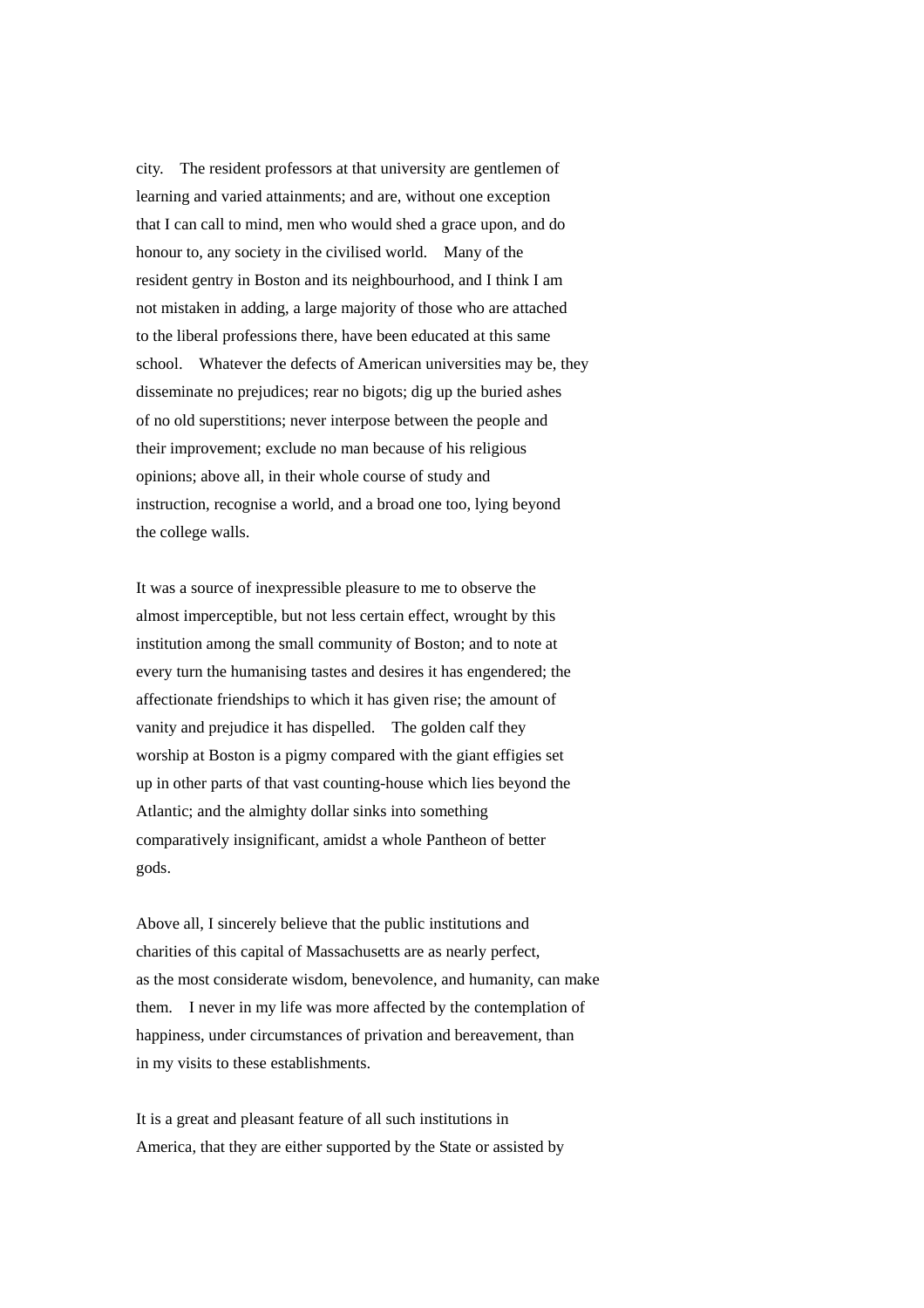city. The resident professors at that university are gentlemen of learning and varied attainments; and are, without one exception that I can call to mind, men who would shed a grace upon, and do honour to, any society in the civilised world. Many of the resident gentry in Boston and its neighbourhood, and I think I am not mistaken in adding, a large majority of those who are attached to the liberal professions there, have been educated at this same school. Whatever the defects of American universities may be, they disseminate no prejudices; rear no bigots; dig up the buried ashes of no old superstitions; never interpose between the people and their improvement; exclude no man because of his religious opinions; above all, in their whole course of study and instruction, recognise a world, and a broad one too, lying beyond the college walls.

It was a source of inexpressible pleasure to me to observe the almost imperceptible, but not less certain effect, wrought by this institution among the small community of Boston; and to note at every turn the humanising tastes and desires it has engendered; the affectionate friendships to which it has given rise; the amount of vanity and prejudice it has dispelled. The golden calf they worship at Boston is a pigmy compared with the giant effigies set up in other parts of that vast counting-house which lies beyond the Atlantic; and the almighty dollar sinks into something comparatively insignificant, amidst a whole Pantheon of better gods.

Above all, I sincerely believe that the public institutions and charities of this capital of Massachusetts are as nearly perfect, as the most considerate wisdom, benevolence, and humanity, can make them. I never in my life was more affected by the contemplation of happiness, under circumstances of privation and bereavement, than in my visits to these establishments.

It is a great and pleasant feature of all such institutions in America, that they are either supported by the State or assisted by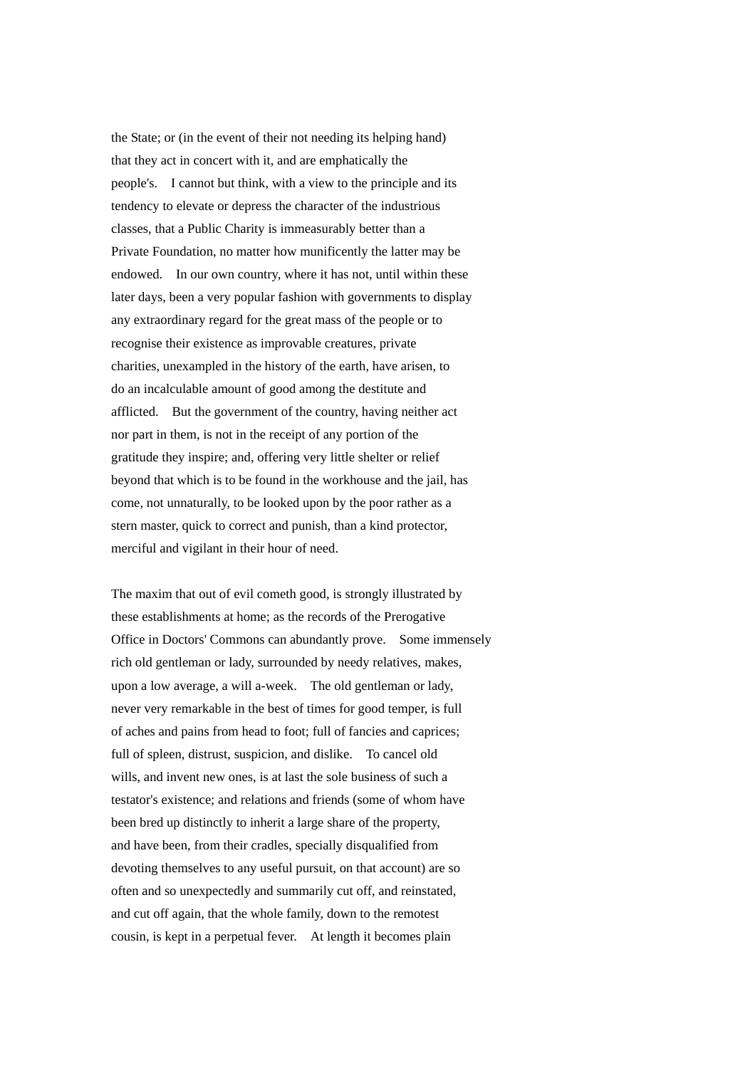the State; or (in the event of their not needing its helping hand) that they act in concert with it, and are emphatically the people's. I cannot but think, with a view to the principle and its tendency to elevate or depress the character of the industrious classes, that a Public Charity is immeasurably better than a Private Foundation, no matter how munificently the latter may be endowed. In our own country, where it has not, until within these later days, been a very popular fashion with governments to display any extraordinary regard for the great mass of the people or to recognise their existence as improvable creatures, private charities, unexampled in the history of the earth, have arisen, to do an incalculable amount of good among the destitute and afflicted. But the government of the country, having neither act nor part in them, is not in the receipt of any portion of the gratitude they inspire; and, offering very little shelter or relief beyond that which is to be found in the workhouse and the jail, has come, not unnaturally, to be looked upon by the poor rather as a stern master, quick to correct and punish, than a kind protector, merciful and vigilant in their hour of need.

The maxim that out of evil cometh good, is strongly illustrated by these establishments at home; as the records of the Prerogative Office in Doctors' Commons can abundantly prove. Some immensely rich old gentleman or lady, surrounded by needy relatives, makes, upon a low average, a will a-week. The old gentleman or lady, never very remarkable in the best of times for good temper, is full of aches and pains from head to foot; full of fancies and caprices; full of spleen, distrust, suspicion, and dislike. To cancel old wills, and invent new ones, is at last the sole business of such a testator's existence; and relations and friends (some of whom have been bred up distinctly to inherit a large share of the property, and have been, from their cradles, specially disqualified from devoting themselves to any useful pursuit, on that account) are so often and so unexpectedly and summarily cut off, and reinstated, and cut off again, that the whole family, down to the remotest cousin, is kept in a perpetual fever. At length it becomes plain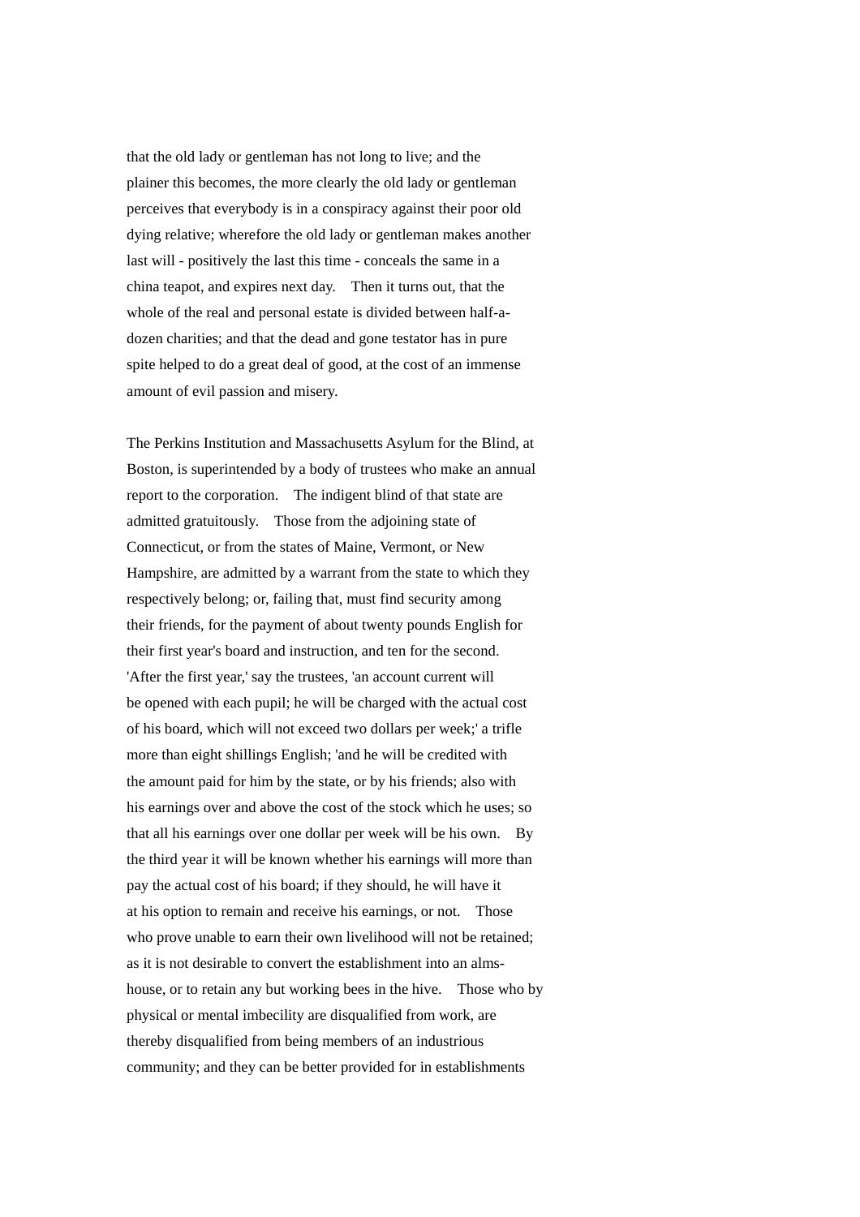that the old lady or gentleman has not long to live; and the plainer this becomes, the more clearly the old lady or gentleman perceives that everybody is in a conspiracy against their poor old dying relative; wherefore the old lady or gentleman makes another last will - positively the last this time - conceals the same in a china teapot, and expires next day. Then it turns out, that the whole of the real and personal estate is divided between half-a-dozen charities; and that the dead and gone testator has in pure spite helped to do a great deal of good, at the cost of an immense amount of evil passion and misery.

The Perkins Institution and Massachusetts Asylum for the Blind, at Boston, is superintended by a body of trustees who make an annual report to the corporation. The indigent blind of that state are admitted gratuitously. Those from the adjoining state of Connecticut, or from the states of Maine, Vermont, or New Hampshire, are admitted by a warrant from the state to which they respectively belong; or, failing that, must find security among their friends, for the payment of about twenty pounds English for their first year's board and instruction, and ten for the second. 'After the first year,' say the trustees, 'an account current will be opened with each pupil; he will be charged with the actual cost of his board, which will not exceed two dollars per week;' a trifle more than eight shillings English; 'and he will be credited with the amount paid for him by the state, or by his friends; also with his earnings over and above the cost of the stock which he uses; so that all his earnings over one dollar per week will be his own. By the third year it will be known whether his earnings will more than pay the actual cost of his board; if they should, he will have it at his option to remain and receive his earnings, or not. Those who prove unable to earn their own livelihood will not be retained; as it is not desirable to convert the establishment into an alms-house, or to retain any but working bees in the hive. Those who by physical or mental imbecility are disqualified from work, are thereby disqualified from being members of an industrious community; and they can be better provided for in establishments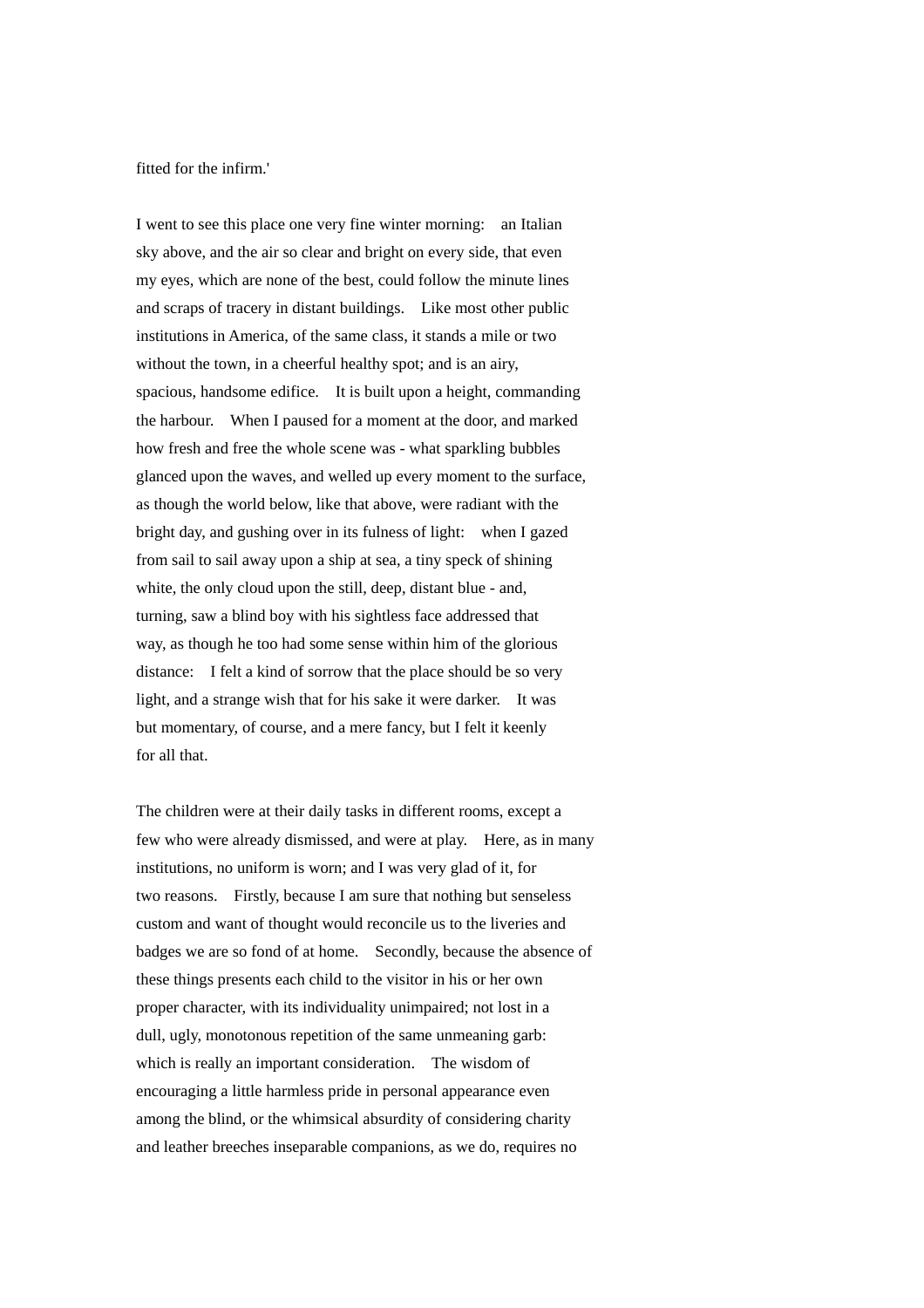fitted for the infirm.'

I went to see this place one very fine winter morning: an Italian sky above, and the air so clear and bright on every side, that even my eyes, which are none of the best, could follow the minute lines and scraps of tracery in distant buildings. Like most other public institutions in America, of the same class, it stands a mile or two without the town, in a cheerful healthy spot; and is an airy, spacious, handsome edifice. It is built upon a height, commanding the harbour. When I paused for a moment at the door, and marked how fresh and free the whole scene was - what sparkling bubbles glanced upon the waves, and welled up every moment to the surface, as though the world below, like that above, were radiant with the bright day, and gushing over in its fulness of light: when I gazed from sail to sail away upon a ship at sea, a tiny speck of shining white, the only cloud upon the still, deep, distant blue - and, turning, saw a blind boy with his sightless face addressed that way, as though he too had some sense within him of the glorious distance: I felt a kind of sorrow that the place should be so very light, and a strange wish that for his sake it were darker. It was but momentary, of course, and a mere fancy, but I felt it keenly for all that.

The children were at their daily tasks in different rooms, except a few who were already dismissed, and were at play. Here, as in many institutions, no uniform is worn; and I was very glad of it, for two reasons. Firstly, because I am sure that nothing but senseless custom and want of thought would reconcile us to the liveries and badges we are so fond of at home. Secondly, because the absence of these things presents each child to the visitor in his or her own proper character, with its individuality unimpaired; not lost in a dull, ugly, monotonous repetition of the same unmeaning garb: which is really an important consideration. The wisdom of encouraging a little harmless pride in personal appearance even among the blind, or the whimsical absurdity of considering charity and leather breeches inseparable companions, as we do, requires no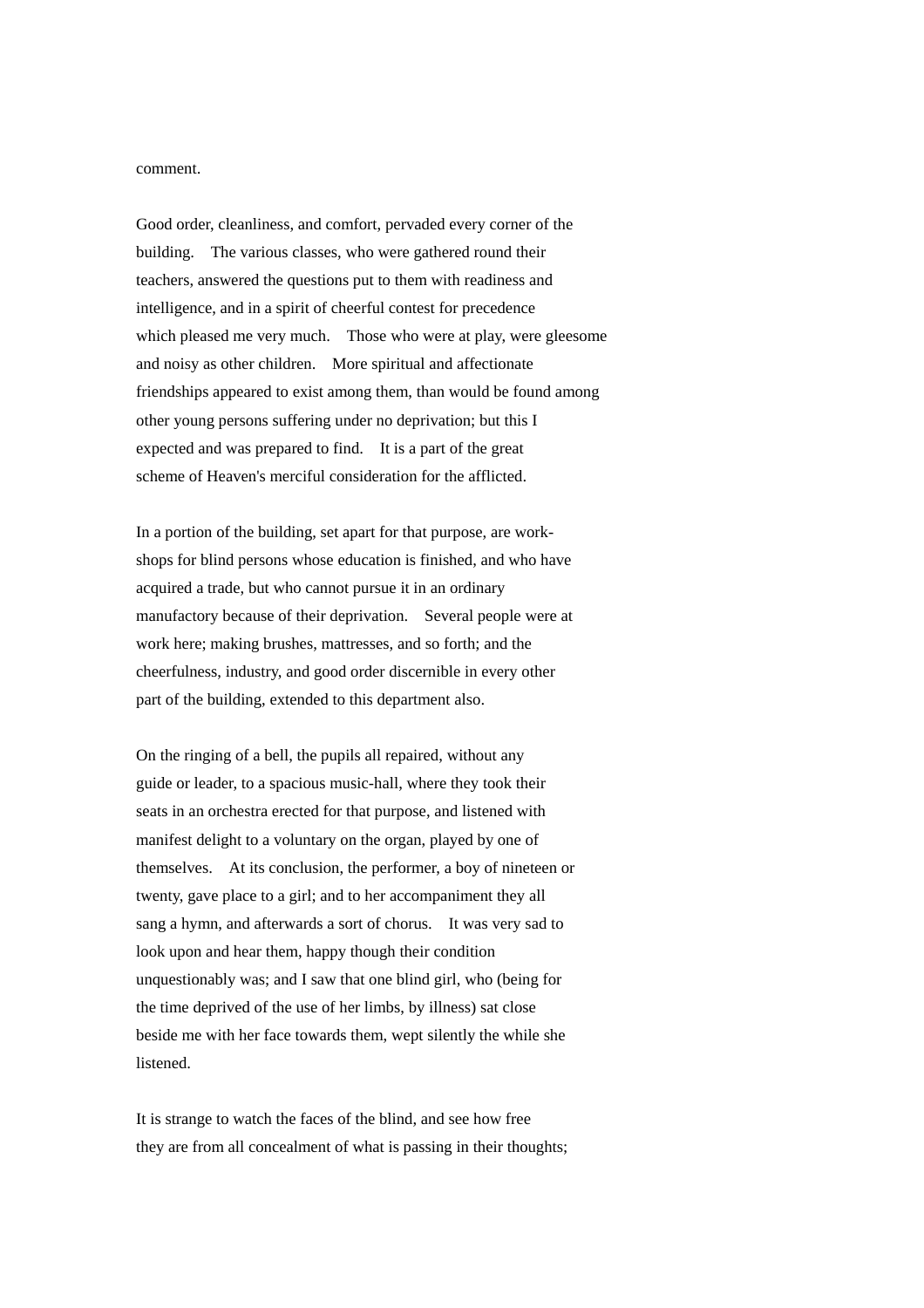comment.

Good order, cleanliness, and comfort, pervaded every corner of the building. The various classes, who were gathered round their teachers, answered the questions put to them with readiness and intelligence, and in a spirit of cheerful contest for precedence which pleased me very much. Those who were at play, were gleesome and noisy as other children. More spiritual and affectionate friendships appeared to exist among them, than would be found among other young persons suffering under no deprivation; but this I expected and was prepared to find. It is a part of the great scheme of Heaven's merciful consideration for the afflicted.

In a portion of the building, set apart for that purpose, are work-shops for blind persons whose education is finished, and who have acquired a trade, but who cannot pursue it in an ordinary manufactory because of their deprivation. Several people were at work here; making brushes, mattresses, and so forth; and the cheerfulness, industry, and good order discernible in every other part of the building, extended to this department also.

On the ringing of a bell, the pupils all repaired, without any guide or leader, to a spacious music-hall, where they took their seats in an orchestra erected for that purpose, and listened with manifest delight to a voluntary on the organ, played by one of themselves. At its conclusion, the performer, a boy of nineteen or twenty, gave place to a girl; and to her accompaniment they all sang a hymn, and afterwards a sort of chorus. It was very sad to look upon and hear them, happy though their condition unquestionably was; and I saw that one blind girl, who (being for the time deprived of the use of her limbs, by illness) sat close beside me with her face towards them, wept silently the while she listened.

It is strange to watch the faces of the blind, and see how free they are from all concealment of what is passing in their thoughts;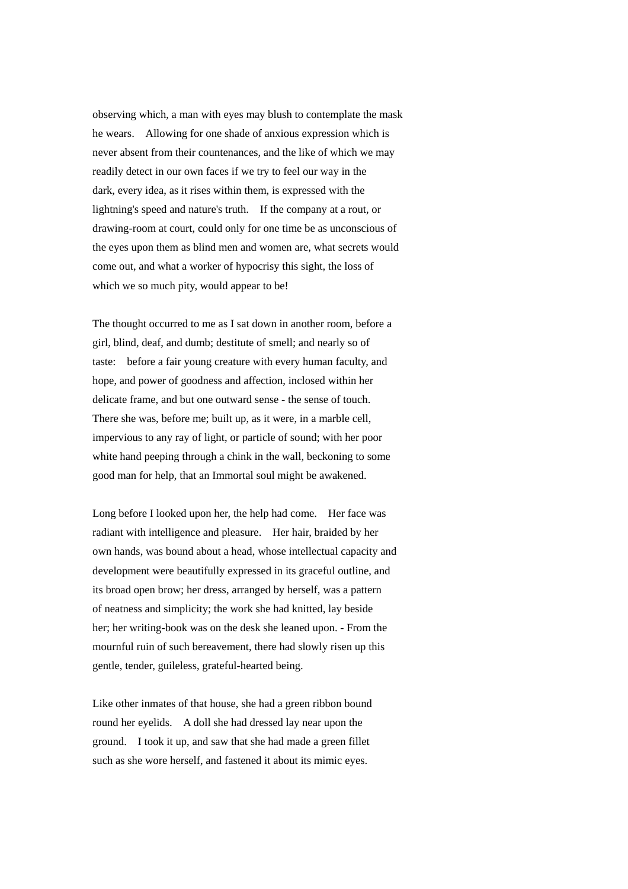observing which, a man with eyes may blush to contemplate the mask he wears. Allowing for one shade of anxious expression which is never absent from their countenances, and the like of which we may readily detect in our own faces if we try to feel our way in the dark, every idea, as it rises within them, is expressed with the lightning's speed and nature's truth. If the company at a rout, or drawing-room at court, could only for one time be as unconscious of the eyes upon them as blind men and women are, what secrets would come out, and what a worker of hypocrisy this sight, the loss of which we so much pity, would appear to be!

The thought occurred to me as I sat down in another room, before a girl, blind, deaf, and dumb; destitute of smell; and nearly so of taste: before a fair young creature with every human faculty, and hope, and power of goodness and affection, inclosed within her delicate frame, and but one outward sense - the sense of touch. There she was, before me; built up, as it were, in a marble cell, impervious to any ray of light, or particle of sound; with her poor white hand peeping through a chink in the wall, beckoning to some good man for help, that an Immortal soul might be awakened.

Long before I looked upon her, the help had come. Her face was radiant with intelligence and pleasure. Her hair, braided by her own hands, was bound about a head, whose intellectual capacity and development were beautifully expressed in its graceful outline, and its broad open brow; her dress, arranged by herself, was a pattern of neatness and simplicity; the work she had knitted, lay beside her; her writing-book was on the desk she leaned upon. - From the mournful ruin of such bereavement, there had slowly risen up this gentle, tender, guileless, grateful-hearted being.

Like other inmates of that house, she had a green ribbon bound round her eyelids. A doll she had dressed lay near upon the ground. I took it up, and saw that she had made a green fillet such as she wore herself, and fastened it about its mimic eyes.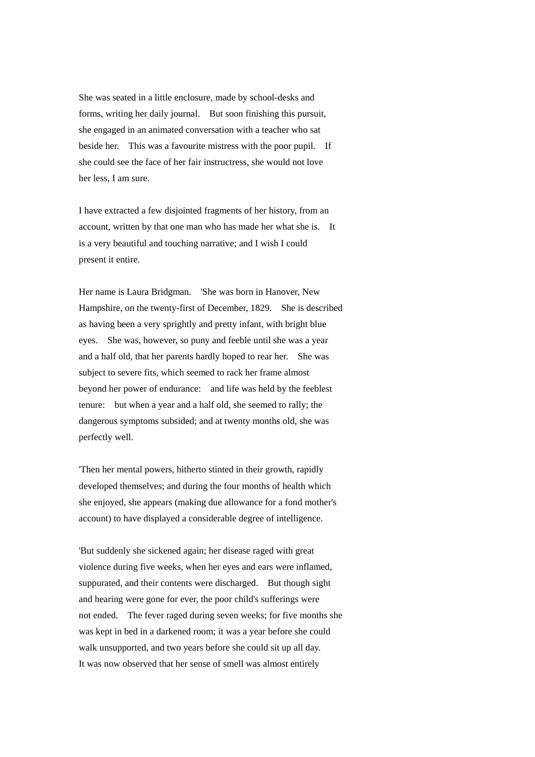She was seated in a little enclosure, made by school-desks and forms, writing her daily journal. But soon finishing this pursuit, she engaged in an animated conversation with a teacher who sat beside her. This was a favourite mistress with the poor pupil. If she could see the face of her fair instructress, she would not love her less, I am sure.

I have extracted a few disjointed fragments of her history, from an account, written by that one man who has made her what she is. It is a very beautiful and touching narrative; and I wish I could present it entire.

Her name is Laura Bridgman. 'She was born in Hanover, New Hampshire, on the twenty-first of December, 1829. She is described as having been a very sprightly and pretty infant, with bright blue eyes. She was, however, so puny and feeble until she was a year and a half old, that her parents hardly hoped to rear her. She was subject to severe fits, which seemed to rack her frame almost beyond her power of endurance: and life was held by the feeblest tenure: but when a year and a half old, she seemed to rally; the dangerous symptoms subsided; and at twenty months old, she was perfectly well.

'Then her mental powers, hitherto stinted in their growth, rapidly developed themselves; and during the four months of health which she enjoyed, she appears (making due allowance for a fond mother's account) to have displayed a considerable degree of intelligence.

'But suddenly she sickened again; her disease raged with great violence during five weeks, when her eyes and ears were inflamed, suppurated, and their contents were discharged. But though sight and hearing were gone for ever, the poor child's sufferings were not ended. The fever raged during seven weeks; for five months she was kept in bed in a darkened room; it was a year before she could walk unsupported, and two years before she could sit up all day. It was now observed that her sense of smell was almost entirely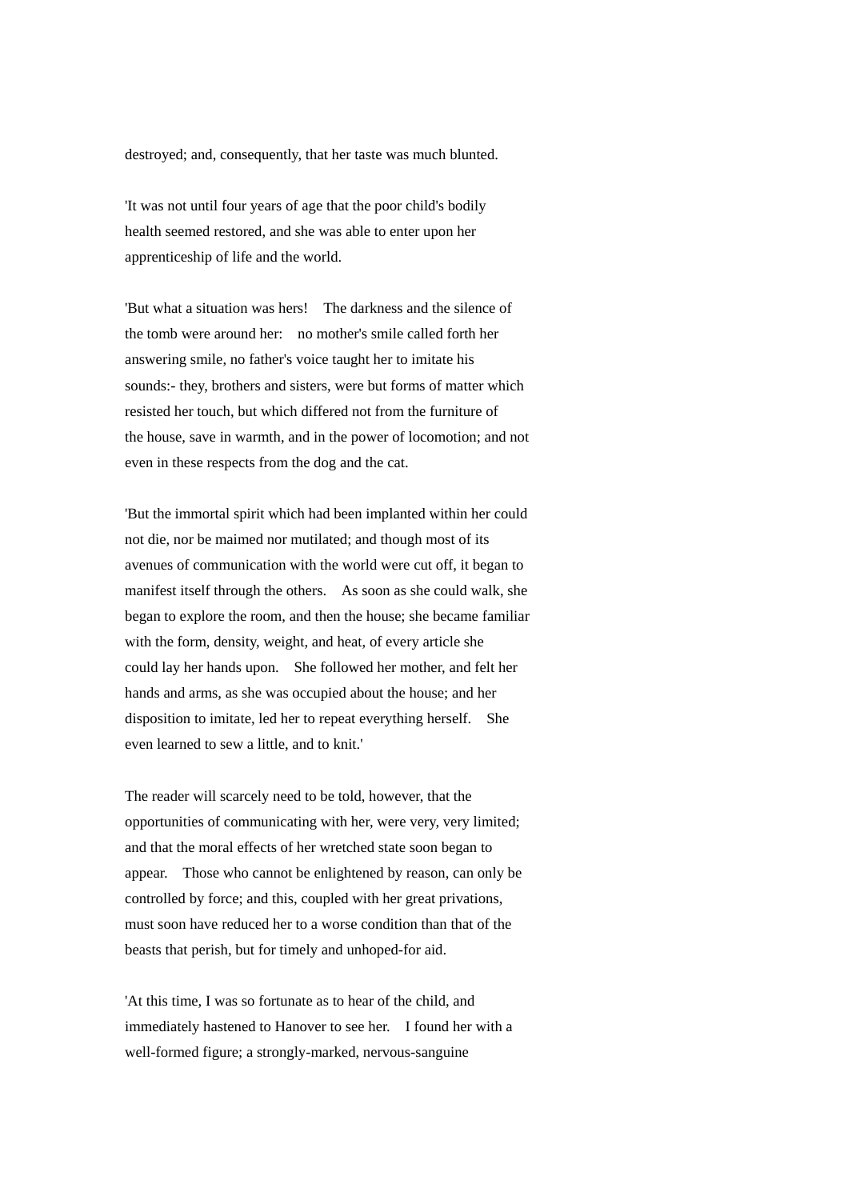destroyed; and, consequently, that her taste was much blunted.

'It was not until four years of age that the poor child's bodily health seemed restored, and she was able to enter upon her apprenticeship of life and the world.

'But what a situation was hers! The darkness and the silence of the tomb were around her: no mother's smile called forth her answering smile, no father's voice taught her to imitate his sounds:- they, brothers and sisters, were but forms of matter which resisted her touch, but which differed not from the furniture of the house, save in warmth, and in the power of locomotion; and not even in these respects from the dog and the cat.

'But the immortal spirit which had been implanted within her could not die, nor be maimed nor mutilated; and though most of its avenues of communication with the world were cut off, it began to manifest itself through the others. As soon as she could walk, she began to explore the room, and then the house; she became familiar with the form, density, weight, and heat, of every article she could lay her hands upon. She followed her mother, and felt her hands and arms, as she was occupied about the house; and her disposition to imitate, led her to repeat everything herself. She even learned to sew a little, and to knit.'

The reader will scarcely need to be told, however, that the opportunities of communicating with her, were very, very limited; and that the moral effects of her wretched state soon began to appear. Those who cannot be enlightened by reason, can only be controlled by force; and this, coupled with her great privations, must soon have reduced her to a worse condition than that of the beasts that perish, but for timely and unhoped-for aid.

'At this time, I was so fortunate as to hear of the child, and immediately hastened to Hanover to see her. I found her with a well-formed figure; a strongly-marked, nervous-sanguine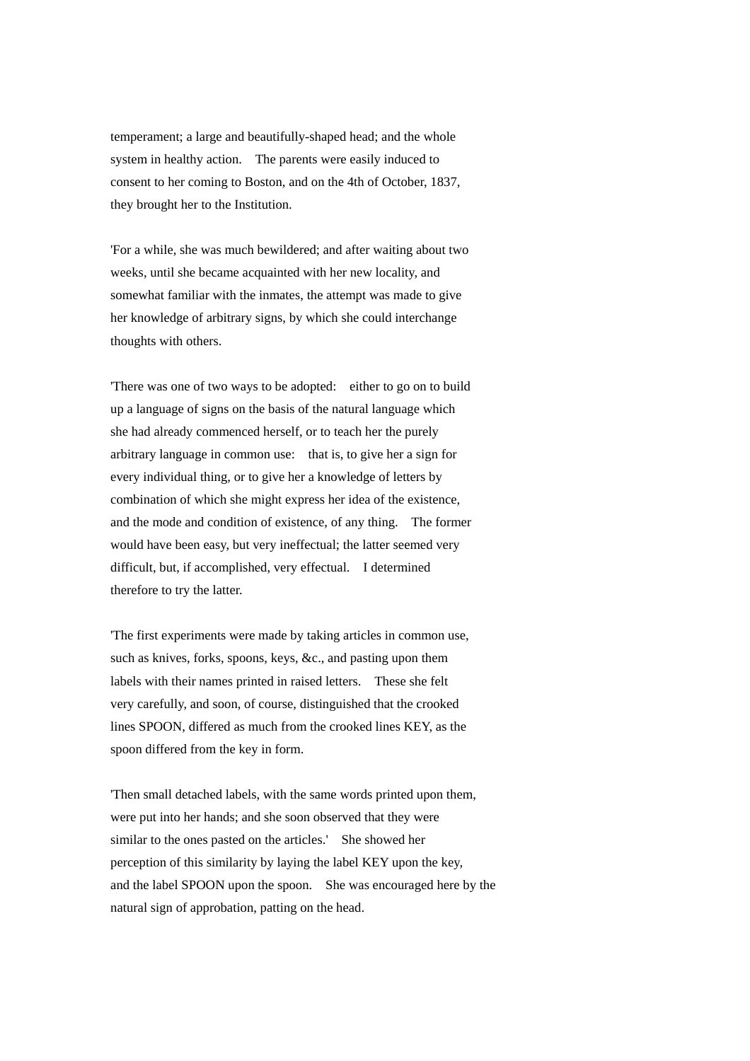temperament; a large and beautifully-shaped head; and the whole system in healthy action. The parents were easily induced to consent to her coming to Boston, and on the 4th of October, 1837, they brought her to the Institution.

'For a while, she was much bewildered; and after waiting about two weeks, until she became acquainted with her new locality, and somewhat familiar with the inmates, the attempt was made to give her knowledge of arbitrary signs, by which she could interchange thoughts with others.

'There was one of two ways to be adopted: either to go on to build up a language of signs on the basis of the natural language which she had already commenced herself, or to teach her the purely arbitrary language in common use: that is, to give her a sign for every individual thing, or to give her a knowledge of letters by combination of which she might express her idea of the existence, and the mode and condition of existence, of any thing. The former would have been easy, but very ineffectual; the latter seemed very difficult, but, if accomplished, very effectual. I determined therefore to try the latter.

'The first experiments were made by taking articles in common use, such as knives, forks, spoons, keys, &c., and pasting upon them labels with their names printed in raised letters. These she felt very carefully, and soon, of course, distinguished that the crooked lines SPOON, differed as much from the crooked lines KEY, as the spoon differed from the key in form.

'Then small detached labels, with the same words printed upon them, were put into her hands; and she soon observed that they were similar to the ones pasted on the articles.' She showed her perception of this similarity by laying the label KEY upon the key, and the label SPOON upon the spoon. She was encouraged here by the natural sign of approbation, patting on the head.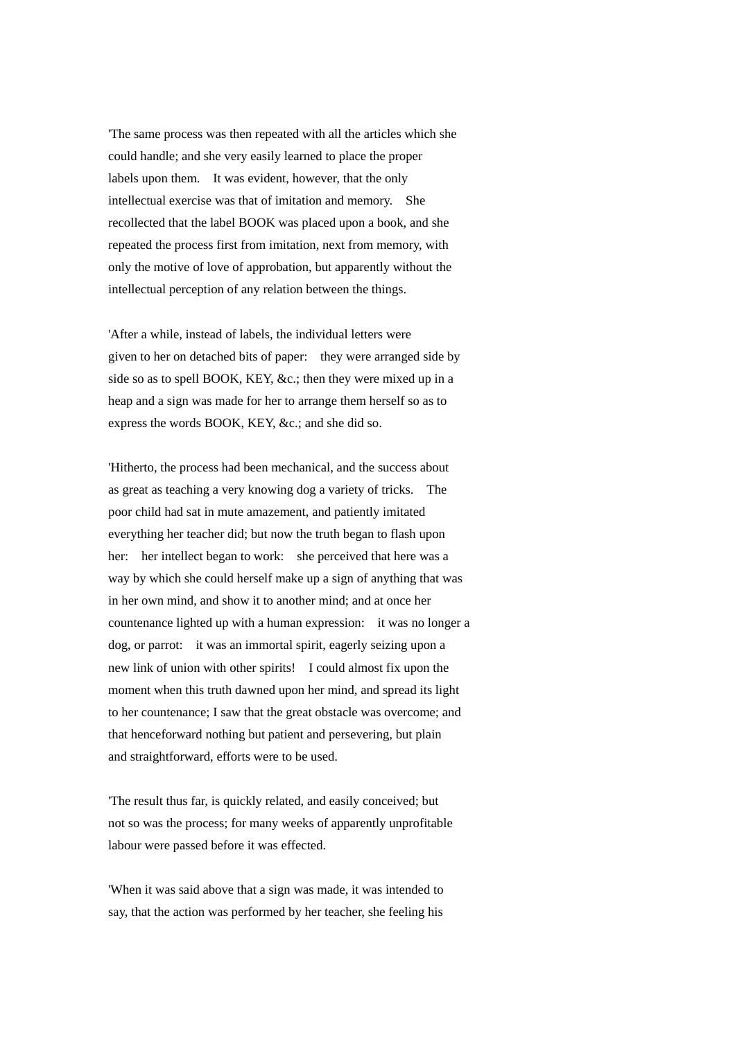'The same process was then repeated with all the articles which she could handle; and she very easily learned to place the proper labels upon them. It was evident, however, that the only intellectual exercise was that of imitation and memory. She recollected that the label BOOK was placed upon a book, and she repeated the process first from imitation, next from memory, with only the motive of love of approbation, but apparently without the intellectual perception of any relation between the things.

'After a while, instead of labels, the individual letters were given to her on detached bits of paper: they were arranged side by side so as to spell BOOK, KEY, &c.; then they were mixed up in a heap and a sign was made for her to arrange them herself so as to express the words BOOK, KEY, &c.; and she did so.

'Hitherto, the process had been mechanical, and the success about as great as teaching a very knowing dog a variety of tricks. The poor child had sat in mute amazement, and patiently imitated everything her teacher did; but now the truth began to flash upon her: her intellect began to work: she perceived that here was a way by which she could herself make up a sign of anything that was in her own mind, and show it to another mind; and at once her countenance lighted up with a human expression: it was no longer a dog, or parrot: it was an immortal spirit, eagerly seizing upon a new link of union with other spirits! I could almost fix upon the moment when this truth dawned upon her mind, and spread its light to her countenance; I saw that the great obstacle was overcome; and that henceforward nothing but patient and persevering, but plain and straightforward, efforts were to be used.

'The result thus far, is quickly related, and easily conceived; but not so was the process; for many weeks of apparently unprofitable labour were passed before it was effected.

'When it was said above that a sign was made, it was intended to say, that the action was performed by her teacher, she feeling his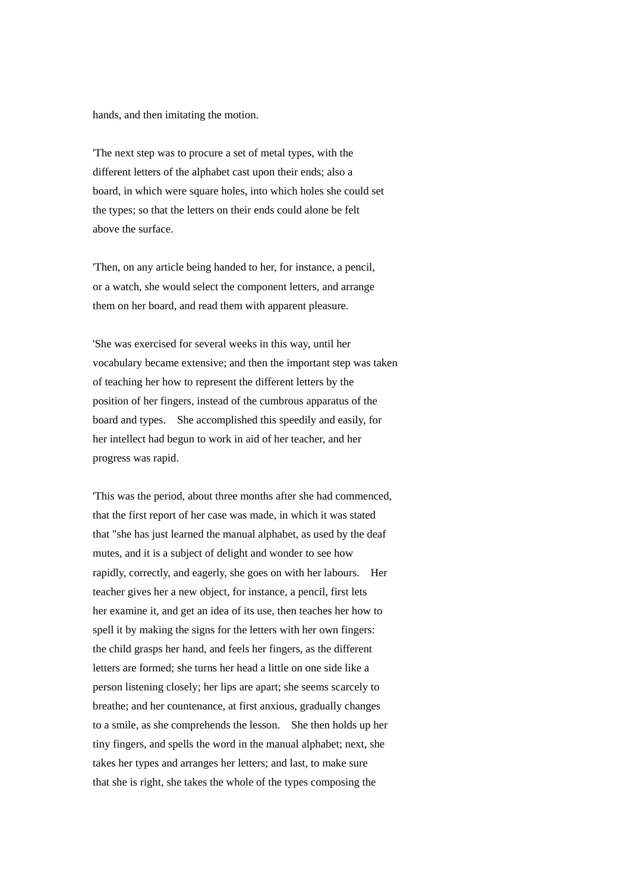hands, and then imitating the motion.

'The next step was to procure a set of metal types, with the different letters of the alphabet cast upon their ends; also a board, in which were square holes, into which holes she could set the types; so that the letters on their ends could alone be felt above the surface.

'Then, on any article being handed to her, for instance, a pencil, or a watch, she would select the component letters, and arrange them on her board, and read them with apparent pleasure.

'She was exercised for several weeks in this way, until her vocabulary became extensive; and then the important step was taken of teaching her how to represent the different letters by the position of her fingers, instead of the cumbrous apparatus of the board and types. She accomplished this speedily and easily, for her intellect had begun to work in aid of her teacher, and her progress was rapid.

'This was the period, about three months after she had commenced, that the first report of her case was made, in which it was stated that "she has just learned the manual alphabet, as used by the deaf mutes, and it is a subject of delight and wonder to see how rapidly, correctly, and eagerly, she goes on with her labours. Her teacher gives her a new object, for instance, a pencil, first lets her examine it, and get an idea of its use, then teaches her how to spell it by making the signs for the letters with her own fingers: the child grasps her hand, and feels her fingers, as the different letters are formed; she turns her head a little on one side like a person listening closely; her lips are apart; she seems scarcely to breathe; and her countenance, at first anxious, gradually changes to a smile, as she comprehends the lesson. She then holds up her tiny fingers, and spells the word in the manual alphabet; next, she takes her types and arranges her letters; and last, to make sure that she is right, she takes the whole of the types composing the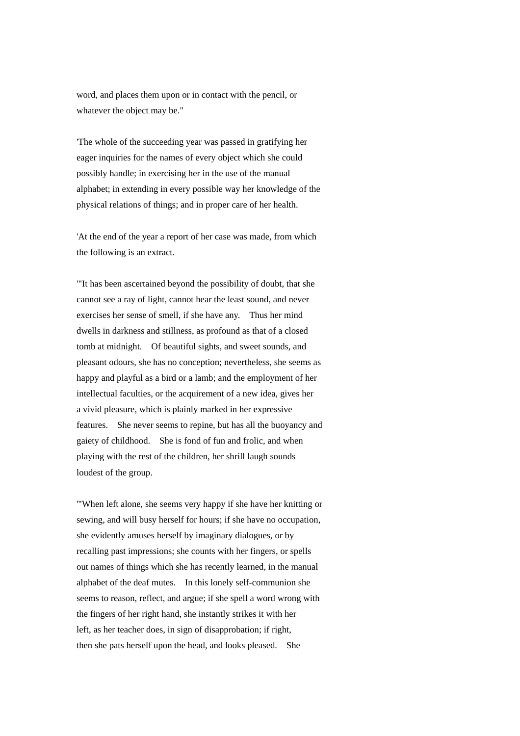word, and places them upon or in contact with the pencil, or whatever the object may be."

'The whole of the succeeding year was passed in gratifying her eager inquiries for the names of every object which she could possibly handle; in exercising her in the use of the manual alphabet; in extending in every possible way her knowledge of the physical relations of things; and in proper care of her health.

'At the end of the year a report of her case was made, from which the following is an extract.

"'It has been ascertained beyond the possibility of doubt, that she cannot see a ray of light, cannot hear the least sound, and never exercises her sense of smell, if she have any. Thus her mind dwells in darkness and stillness, as profound as that of a closed tomb at midnight. Of beautiful sights, and sweet sounds, and pleasant odours, she has no conception; nevertheless, she seems as happy and playful as a bird or a lamb; and the employment of her intellectual faculties, or the acquirement of a new idea, gives her a vivid pleasure, which is plainly marked in her expressive features. She never seems to repine, but has all the buoyancy and gaiety of childhood. She is fond of fun and frolic, and when playing with the rest of the children, her shrill laugh sounds loudest of the group.

"'When left alone, she seems very happy if she have her knitting or sewing, and will busy herself for hours; if she have no occupation, she evidently amuses herself by imaginary dialogues, or by recalling past impressions; she counts with her fingers, or spells out names of things which she has recently learned, in the manual alphabet of the deaf mutes. In this lonely self-communion she seems to reason, reflect, and argue; if she spell a word wrong with the fingers of her right hand, she instantly strikes it with her left, as her teacher does, in sign of disapprobation; if right, then she pats herself upon the head, and looks pleased. She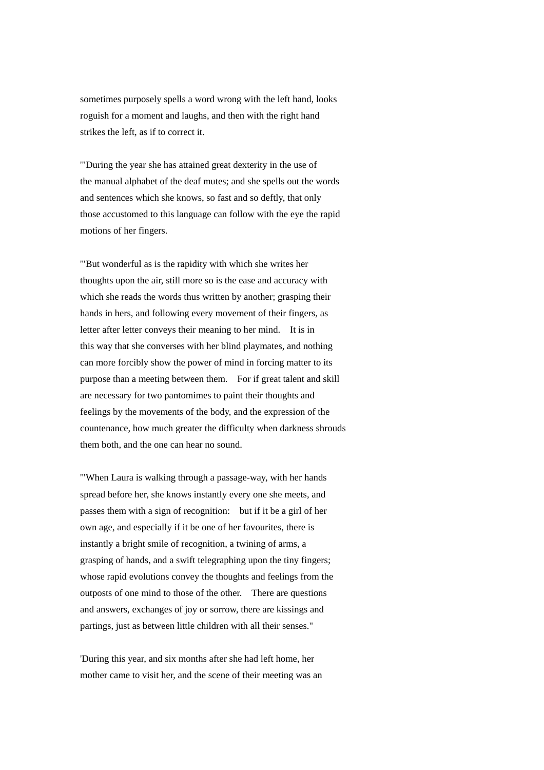sometimes purposely spells a word wrong with the left hand, looks roguish for a moment and laughs, and then with the right hand strikes the left, as if to correct it.

'"During the year she has attained great dexterity in the use of the manual alphabet of the deaf mutes; and she spells out the words and sentences which she knows, so fast and so deftly, that only those accustomed to this language can follow with the eye the rapid motions of her fingers.

'"But wonderful as is the rapidity with which she writes her thoughts upon the air, still more so is the ease and accuracy with which she reads the words thus written by another; grasping their hands in hers, and following every movement of their fingers, as letter after letter conveys their meaning to her mind. It is in this way that she converses with her blind playmates, and nothing can more forcibly show the power of mind in forcing matter to its purpose than a meeting between them. For if great talent and skill are necessary for two pantomimes to paint their thoughts and feelings by the movements of the body, and the expression of the countenance, how much greater the difficulty when darkness shrouds them both, and the one can hear no sound.

'"When Laura is walking through a passage-way, with her hands spread before her, she knows instantly every one she meets, and passes them with a sign of recognition: but if it be a girl of her own age, and especially if it be one of her favourites, there is instantly a bright smile of recognition, a twining of arms, a grasping of hands, and a swift telegraphing upon the tiny fingers; whose rapid evolutions convey the thoughts and feelings from the outposts of one mind to those of the other. There are questions and answers, exchanges of joy or sorrow, there are kissings and partings, just as between little children with all their senses."

'During this year, and six months after she had left home, her mother came to visit her, and the scene of their meeting was an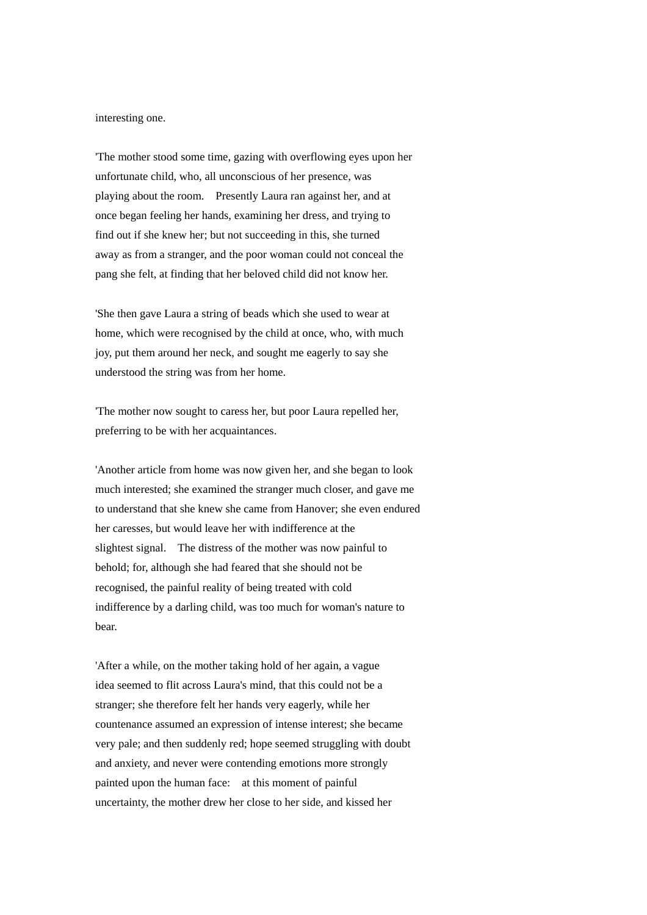interesting one.

'The mother stood some time, gazing with overflowing eyes upon her unfortunate child, who, all unconscious of her presence, was playing about the room. Presently Laura ran against her, and at once began feeling her hands, examining her dress, and trying to find out if she knew her; but not succeeding in this, she turned away as from a stranger, and the poor woman could not conceal the pang she felt, at finding that her beloved child did not know her.

'She then gave Laura a string of beads which she used to wear at home, which were recognised by the child at once, who, with much joy, put them around her neck, and sought me eagerly to say she understood the string was from her home.

'The mother now sought to caress her, but poor Laura repelled her, preferring to be with her acquaintances.

'Another article from home was now given her, and she began to look much interested; she examined the stranger much closer, and gave me to understand that she knew she came from Hanover; she even endured her caresses, but would leave her with indifference at the slightest signal. The distress of the mother was now painful to behold; for, although she had feared that she should not be recognised, the painful reality of being treated with cold indifference by a darling child, was too much for woman's nature to bear.

'After a while, on the mother taking hold of her again, a vague idea seemed to flit across Laura's mind, that this could not be a stranger; she therefore felt her hands very eagerly, while her countenance assumed an expression of intense interest; she became very pale; and then suddenly red; hope seemed struggling with doubt and anxiety, and never were contending emotions more strongly painted upon the human face: at this moment of painful uncertainty, the mother drew her close to her side, and kissed her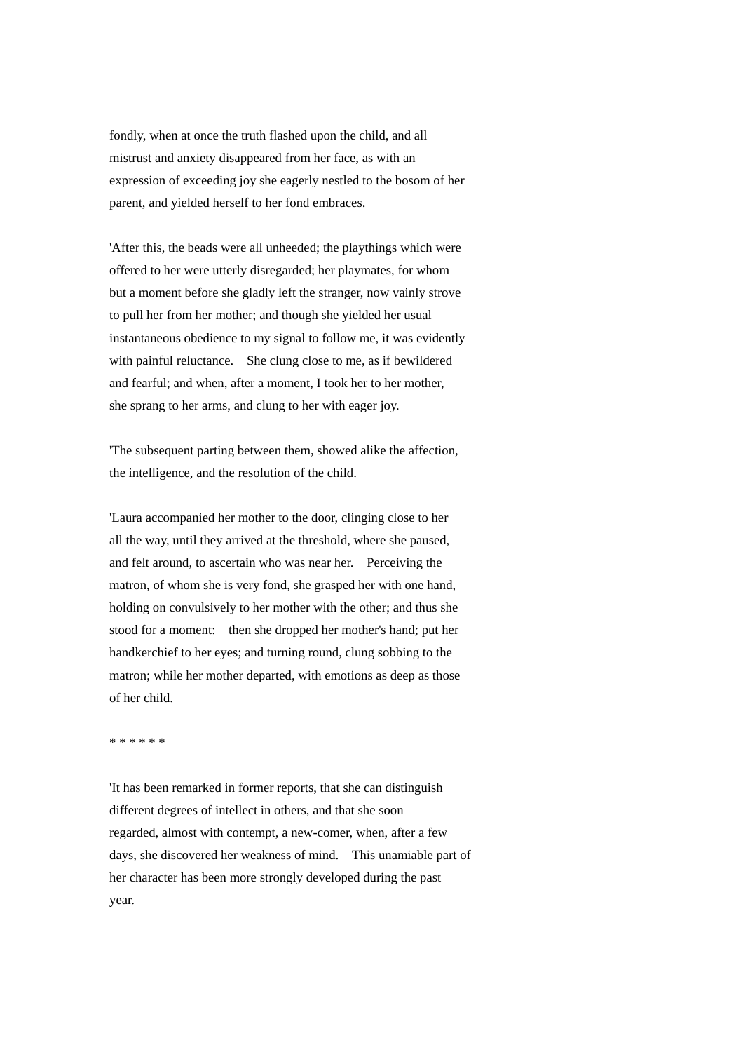fondly, when at once the truth flashed upon the child, and all mistrust and anxiety disappeared from her face, as with an expression of exceeding joy she eagerly nestled to the bosom of her parent, and yielded herself to her fond embraces.

'After this, the beads were all unheeded; the playthings which were offered to her were utterly disregarded; her playmates, for whom but a moment before she gladly left the stranger, now vainly strove to pull her from her mother; and though she yielded her usual instantaneous obedience to my signal to follow me, it was evidently with painful reluctance. She clung close to me, as if bewildered and fearful; and when, after a moment, I took her to her mother, she sprang to her arms, and clung to her with eager joy.

'The subsequent parting between them, showed alike the affection, the intelligence, and the resolution of the child.

'Laura accompanied her mother to the door, clinging close to her all the way, until they arrived at the threshold, where she paused, and felt around, to ascertain who was near her. Perceiving the matron, of whom she is very fond, she grasped her with one hand, holding on convulsively to her mother with the other; and thus she stood for a moment: then she dropped her mother's hand; put her handkerchief to her eyes; and turning round, clung sobbing to the matron; while her mother departed, with emotions as deep as those of her child.

* * * * * *

'It has been remarked in former reports, that she can distinguish different degrees of intellect in others, and that she soon regarded, almost with contempt, a new-comer, when, after a few days, she discovered her weakness of mind. This unamiable part of her character has been more strongly developed during the past year.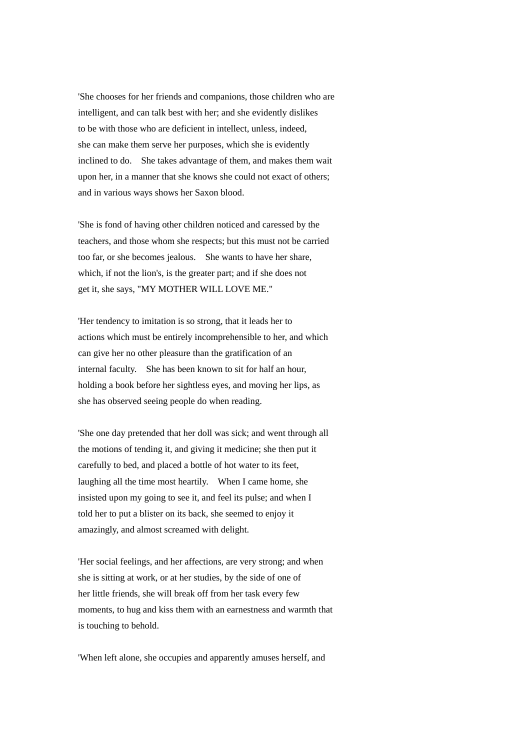'She chooses for her friends and companions, those children who are intelligent, and can talk best with her; and she evidently dislikes to be with those who are deficient in intellect, unless, indeed, she can make them serve her purposes, which she is evidently inclined to do. She takes advantage of them, and makes them wait upon her, in a manner that she knows she could not exact of others; and in various ways shows her Saxon blood.

'She is fond of having other children noticed and caressed by the teachers, and those whom she respects; but this must not be carried too far, or she becomes jealous. She wants to have her share, which, if not the lion's, is the greater part; and if she does not get it, she says, "MY MOTHER WILL LOVE ME."

'Her tendency to imitation is so strong, that it leads her to actions which must be entirely incomprehensible to her, and which can give her no other pleasure than the gratification of an internal faculty. She has been known to sit for half an hour, holding a book before her sightless eyes, and moving her lips, as she has observed seeing people do when reading.

'She one day pretended that her doll was sick; and went through all the motions of tending it, and giving it medicine; she then put it carefully to bed, and placed a bottle of hot water to its feet, laughing all the time most heartily. When I came home, she insisted upon my going to see it, and feel its pulse; and when I told her to put a blister on its back, she seemed to enjoy it amazingly, and almost screamed with delight.

'Her social feelings, and her affections, are very strong; and when she is sitting at work, or at her studies, by the side of one of her little friends, she will break off from her task every few moments, to hug and kiss them with an earnestness and warmth that is touching to behold.

'When left alone, she occupies and apparently amuses herself, and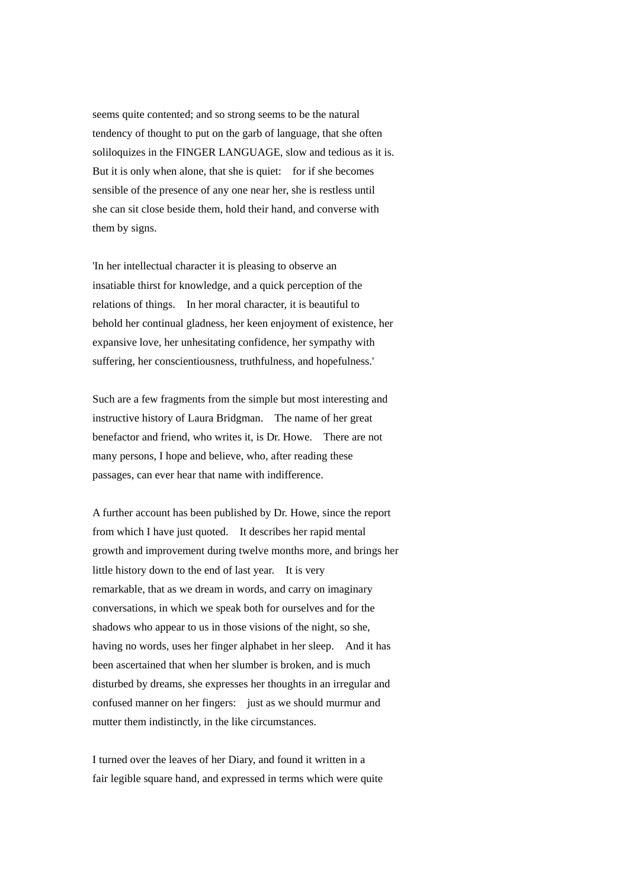seems quite contented; and so strong seems to be the natural tendency of thought to put on the garb of language, that she often soliloquizes in the FINGER LANGUAGE, slow and tedious as it is. But it is only when alone, that she is quiet: for if she becomes sensible of the presence of any one near her, she is restless until she can sit close beside them, hold their hand, and converse with them by signs.

'In her intellectual character it is pleasing to observe an insatiable thirst for knowledge, and a quick perception of the relations of things. In her moral character, it is beautiful to behold her continual gladness, her keen enjoyment of existence, her expansive love, her unhesitating confidence, her sympathy with suffering, her conscientiousness, truthfulness, and hopefulness.'

Such are a few fragments from the simple but most interesting and instructive history of Laura Bridgman. The name of her great benefactor and friend, who writes it, is Dr. Howe. There are not many persons, I hope and believe, who, after reading these passages, can ever hear that name with indifference.

A further account has been published by Dr. Howe, since the report from which I have just quoted. It describes her rapid mental growth and improvement during twelve months more, and brings her little history down to the end of last year. It is very remarkable, that as we dream in words, and carry on imaginary conversations, in which we speak both for ourselves and for the shadows who appear to us in those visions of the night, so she, having no words, uses her finger alphabet in her sleep. And it has been ascertained that when her slumber is broken, and is much disturbed by dreams, she expresses her thoughts in an irregular and confused manner on her fingers: just as we should murmur and mutter them indistinctly, in the like circumstances.

I turned over the leaves of her Diary, and found it written in a fair legible square hand, and expressed in terms which were quite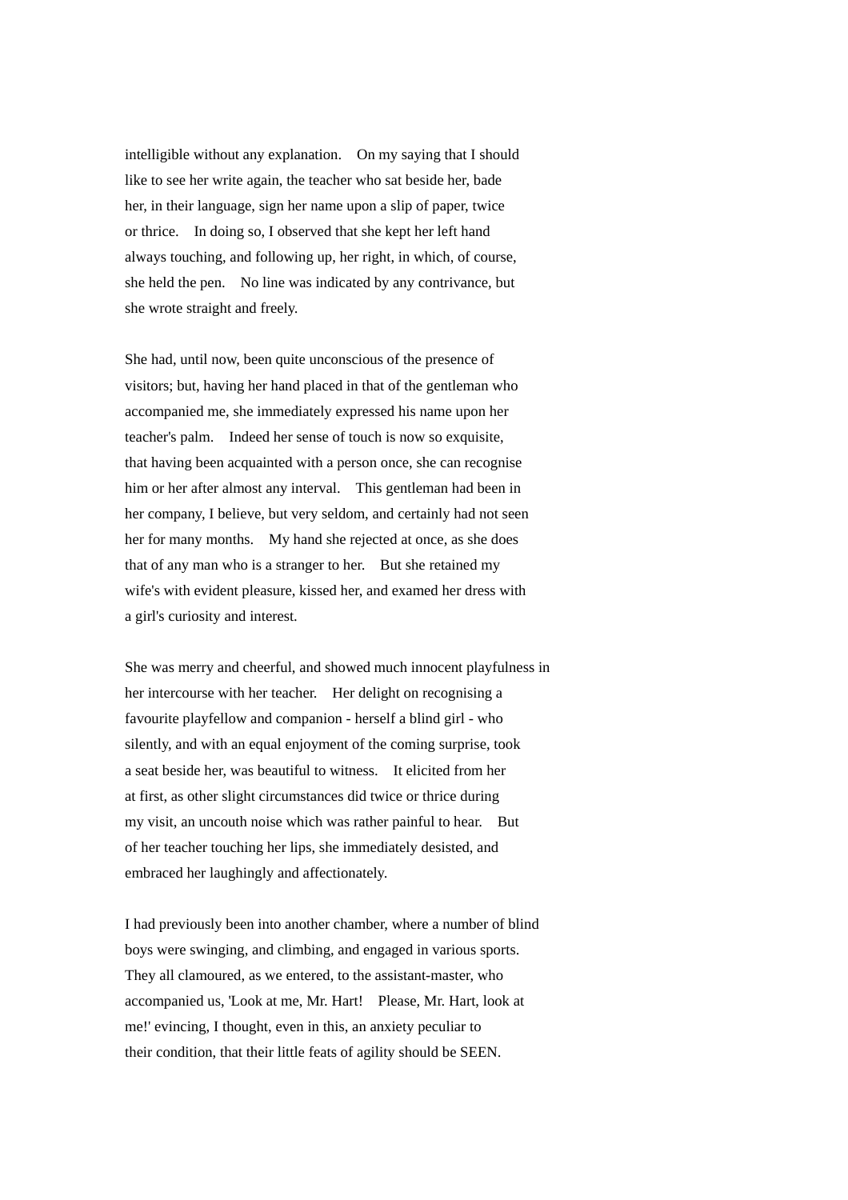intelligible without any explanation. On my saying that I should like to see her write again, the teacher who sat beside her, bade her, in their language, sign her name upon a slip of paper, twice or thrice. In doing so, I observed that she kept her left hand always touching, and following up, her right, in which, of course, she held the pen. No line was indicated by any contrivance, but she wrote straight and freely.

She had, until now, been quite unconscious of the presence of visitors; but, having her hand placed in that of the gentleman who accompanied me, she immediately expressed his name upon her teacher's palm. Indeed her sense of touch is now so exquisite, that having been acquainted with a person once, she can recognise him or her after almost any interval. This gentleman had been in her company, I believe, but very seldom, and certainly had not seen her for many months. My hand she rejected at once, as she does that of any man who is a stranger to her. But she retained my wife's with evident pleasure, kissed her, and examed her dress with a girl's curiosity and interest.

She was merry and cheerful, and showed much innocent playfulness in her intercourse with her teacher. Her delight on recognising a favourite playfellow and companion - herself a blind girl - who silently, and with an equal enjoyment of the coming surprise, took a seat beside her, was beautiful to witness. It elicited from her at first, as other slight circumstances did twice or thrice during my visit, an uncouth noise which was rather painful to hear. But of her teacher touching her lips, she immediately desisted, and embraced her laughingly and affectionately.

I had previously been into another chamber, where a number of blind boys were swinging, and climbing, and engaged in various sports. They all clamoured, as we entered, to the assistant-master, who accompanied us, 'Look at me, Mr. Hart! Please, Mr. Hart, look at me!' evincing, I thought, even in this, an anxiety peculiar to their condition, that their little feats of agility should be SEEN.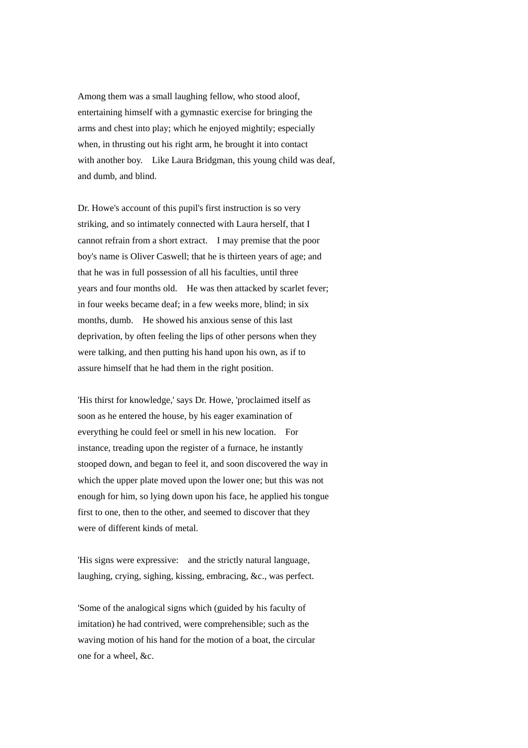Among them was a small laughing fellow, who stood aloof, entertaining himself with a gymnastic exercise for bringing the arms and chest into play; which he enjoyed mightily; especially when, in thrusting out his right arm, he brought it into contact with another boy. Like Laura Bridgman, this young child was deaf, and dumb, and blind.

Dr. Howe's account of this pupil's first instruction is so very striking, and so intimately connected with Laura herself, that I cannot refrain from a short extract. I may premise that the poor boy's name is Oliver Caswell; that he is thirteen years of age; and that he was in full possession of all his faculties, until three years and four months old. He was then attacked by scarlet fever; in four weeks became deaf; in a few weeks more, blind; in six months, dumb. He showed his anxious sense of this last deprivation, by often feeling the lips of other persons when they were talking, and then putting his hand upon his own, as if to assure himself that he had them in the right position.

'His thirst for knowledge,' says Dr. Howe, 'proclaimed itself as soon as he entered the house, by his eager examination of everything he could feel or smell in his new location. For instance, treading upon the register of a furnace, he instantly stooped down, and began to feel it, and soon discovered the way in which the upper plate moved upon the lower one; but this was not enough for him, so lying down upon his face, he applied his tongue first to one, then to the other, and seemed to discover that they were of different kinds of metal.

'His signs were expressive: and the strictly natural language, laughing, crying, sighing, kissing, embracing, &c., was perfect.

'Some of the analogical signs which (guided by his faculty of imitation) he had contrived, were comprehensible; such as the waving motion of his hand for the motion of a boat, the circular one for a wheel, &c.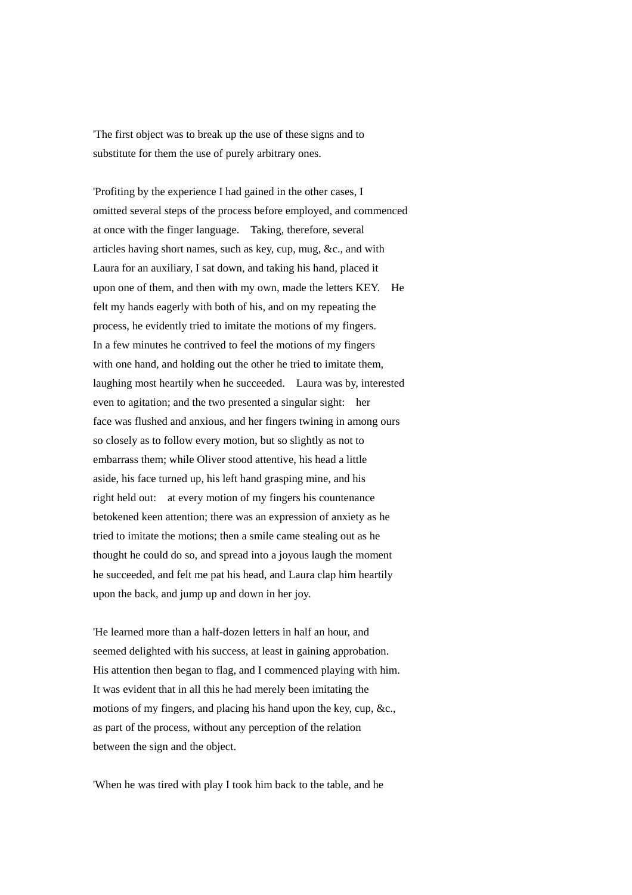'The first object was to break up the use of these signs and to substitute for them the use of purely arbitrary ones.

'Profiting by the experience I had gained in the other cases, I omitted several steps of the process before employed, and commenced at once with the finger language.  Taking, therefore, several articles having short names, such as key, cup, mug, &c., and with Laura for an auxiliary, I sat down, and taking his hand, placed it upon one of them, and then with my own, made the letters KEY.  He felt my hands eagerly with both of his, and on my repeating the process, he evidently tried to imitate the motions of my fingers. In a few minutes he contrived to feel the motions of my fingers with one hand, and holding out the other he tried to imitate them, laughing most heartily when he succeeded.  Laura was by, interested even to agitation; and the two presented a singular sight:  her face was flushed and anxious, and her fingers twining in among ours so closely as to follow every motion, but so slightly as not to embarrass them; while Oliver stood attentive, his head a little aside, his face turned up, his left hand grasping mine, and his right held out:  at every motion of my fingers his countenance betokened keen attention; there was an expression of anxiety as he tried to imitate the motions; then a smile came stealing out as he thought he could do so, and spread into a joyous laugh the moment he succeeded, and felt me pat his head, and Laura clap him heartily upon the back, and jump up and down in her joy.

'He learned more than a half-dozen letters in half an hour, and seemed delighted with his success, at least in gaining approbation. His attention then began to flag, and I commenced playing with him. It was evident that in all this he had merely been imitating the motions of my fingers, and placing his hand upon the key, cup, &c., as part of the process, without any perception of the relation between the sign and the object.

'When he was tired with play I took him back to the table, and he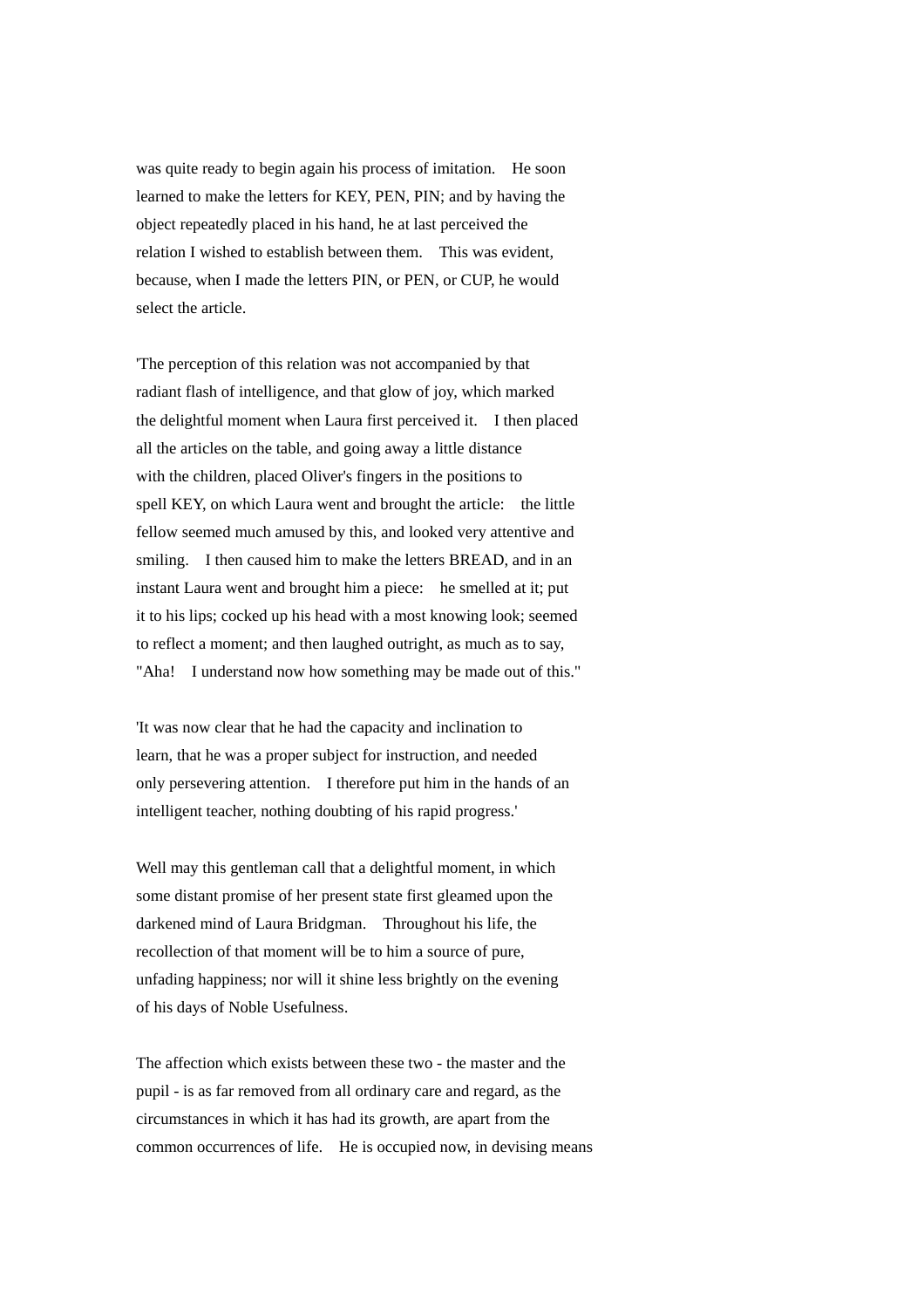was quite ready to begin again his process of imitation. He soon learned to make the letters for KEY, PEN, PIN; and by having the object repeatedly placed in his hand, he at last perceived the relation I wished to establish between them. This was evident, because, when I made the letters PIN, or PEN, or CUP, he would select the article.

'The perception of this relation was not accompanied by that radiant flash of intelligence, and that glow of joy, which marked the delightful moment when Laura first perceived it. I then placed all the articles on the table, and going away a little distance with the children, placed Oliver's fingers in the positions to spell KEY, on which Laura went and brought the article: the little fellow seemed much amused by this, and looked very attentive and smiling. I then caused him to make the letters BREAD, and in an instant Laura went and brought him a piece: he smelled at it; put it to his lips; cocked up his head with a most knowing look; seemed to reflect a moment; and then laughed outright, as much as to say, "Aha! I understand now how something may be made out of this."

'It was now clear that he had the capacity and inclination to learn, that he was a proper subject for instruction, and needed only persevering attention. I therefore put him in the hands of an intelligent teacher, nothing doubting of his rapid progress.'

Well may this gentleman call that a delightful moment, in which some distant promise of her present state first gleamed upon the darkened mind of Laura Bridgman. Throughout his life, the recollection of that moment will be to him a source of pure, unfading happiness; nor will it shine less brightly on the evening of his days of Noble Usefulness.

The affection which exists between these two - the master and the pupil - is as far removed from all ordinary care and regard, as the circumstances in which it has had its growth, are apart from the common occurrences of life. He is occupied now, in devising means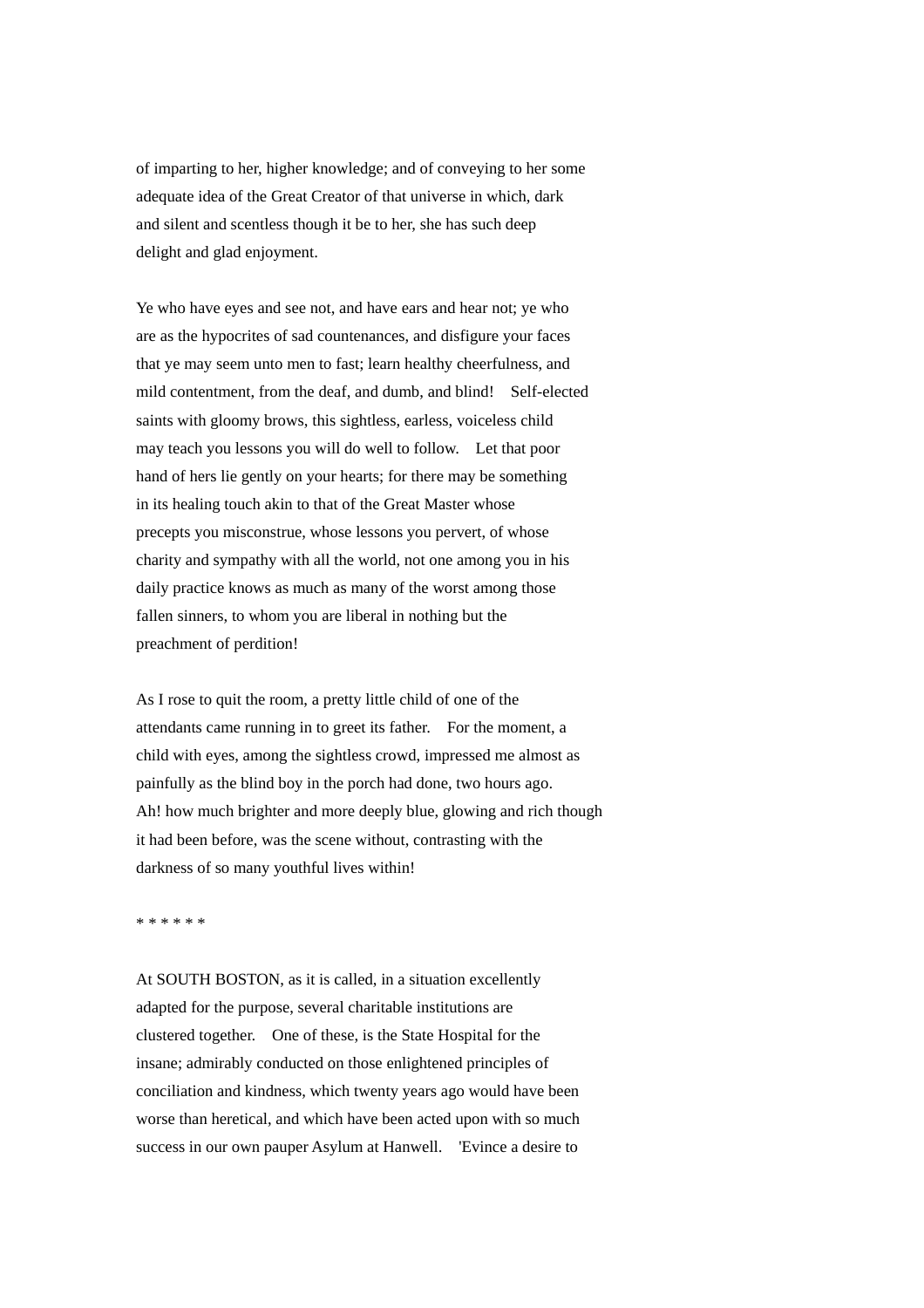of imparting to her, higher knowledge; and of conveying to her some adequate idea of the Great Creator of that universe in which, dark and silent and scentless though it be to her, she has such deep delight and glad enjoyment.

Ye who have eyes and see not, and have ears and hear not; ye who are as the hypocrites of sad countenances, and disfigure your faces that ye may seem unto men to fast; learn healthy cheerfulness, and mild contentment, from the deaf, and dumb, and blind! Self-elected saints with gloomy brows, this sightless, earless, voiceless child may teach you lessons you will do well to follow. Let that poor hand of hers lie gently on your hearts; for there may be something in its healing touch akin to that of the Great Master whose precepts you misconstrue, whose lessons you pervert, of whose charity and sympathy with all the world, not one among you in his daily practice knows as much as many of the worst among those fallen sinners, to whom you are liberal in nothing but the preachment of perdition!

As I rose to quit the room, a pretty little child of one of the attendants came running in to greet its father. For the moment, a child with eyes, among the sightless crowd, impressed me almost as painfully as the blind boy in the porch had done, two hours ago. Ah! how much brighter and more deeply blue, glowing and rich though it had been before, was the scene without, contrasting with the darkness of so many youthful lives within!

* * * * * *

At SOUTH BOSTON, as it is called, in a situation excellently adapted for the purpose, several charitable institutions are clustered together. One of these, is the State Hospital for the insane; admirably conducted on those enlightened principles of conciliation and kindness, which twenty years ago would have been worse than heretical, and which have been acted upon with so much success in our own pauper Asylum at Hanwell. 'Evince a desire to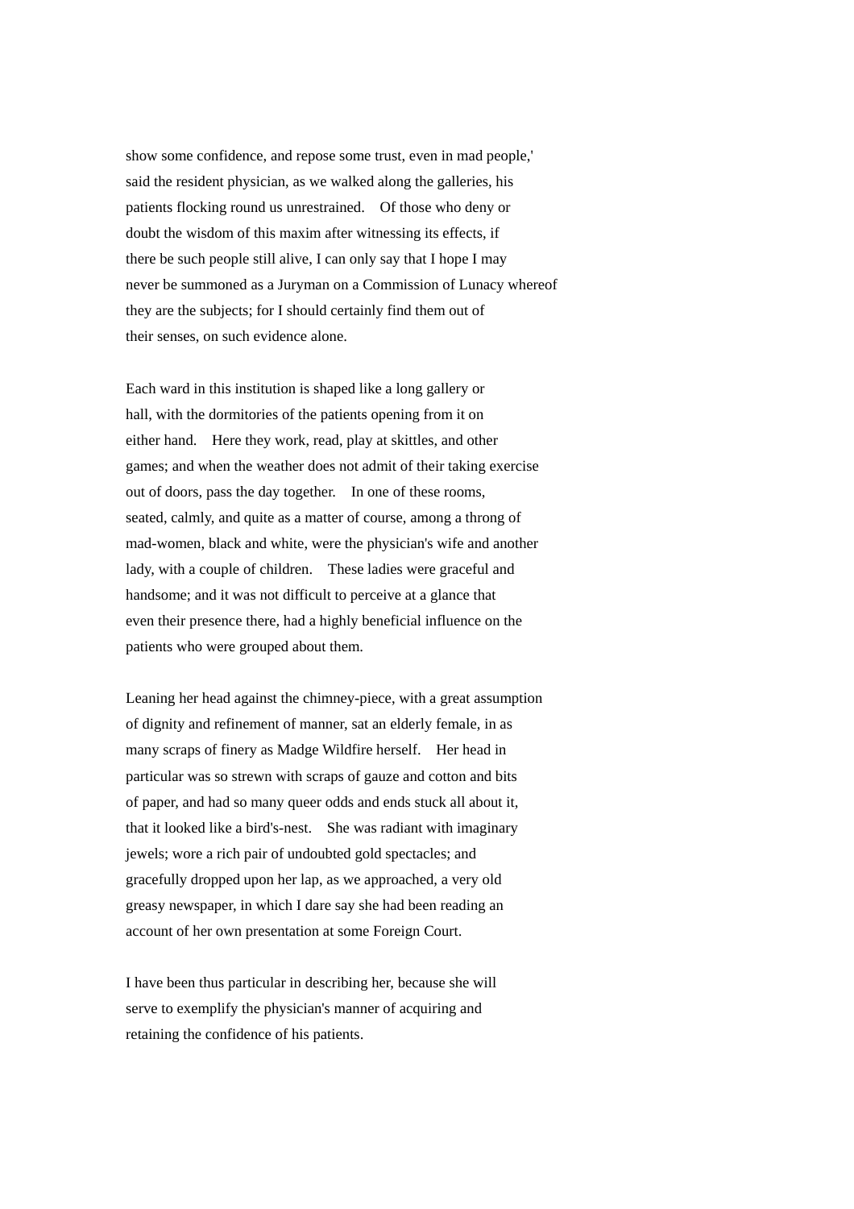show some confidence, and repose some trust, even in mad people,' said the resident physician, as we walked along the galleries, his patients flocking round us unrestrained. Of those who deny or doubt the wisdom of this maxim after witnessing its effects, if there be such people still alive, I can only say that I hope I may never be summoned as a Juryman on a Commission of Lunacy whereof they are the subjects; for I should certainly find them out of their senses, on such evidence alone.

Each ward in this institution is shaped like a long gallery or hall, with the dormitories of the patients opening from it on either hand. Here they work, read, play at skittles, and other games; and when the weather does not admit of their taking exercise out of doors, pass the day together. In one of these rooms, seated, calmly, and quite as a matter of course, among a throng of mad-women, black and white, were the physician's wife and another lady, with a couple of children. These ladies were graceful and handsome; and it was not difficult to perceive at a glance that even their presence there, had a highly beneficial influence on the patients who were grouped about them.

Leaning her head against the chimney-piece, with a great assumption of dignity and refinement of manner, sat an elderly female, in as many scraps of finery as Madge Wildfire herself. Her head in particular was so strewn with scraps of gauze and cotton and bits of paper, and had so many queer odds and ends stuck all about it, that it looked like a bird's-nest. She was radiant with imaginary jewels; wore a rich pair of undoubted gold spectacles; and gracefully dropped upon her lap, as we approached, a very old greasy newspaper, in which I dare say she had been reading an account of her own presentation at some Foreign Court.

I have been thus particular in describing her, because she will serve to exemplify the physician's manner of acquiring and retaining the confidence of his patients.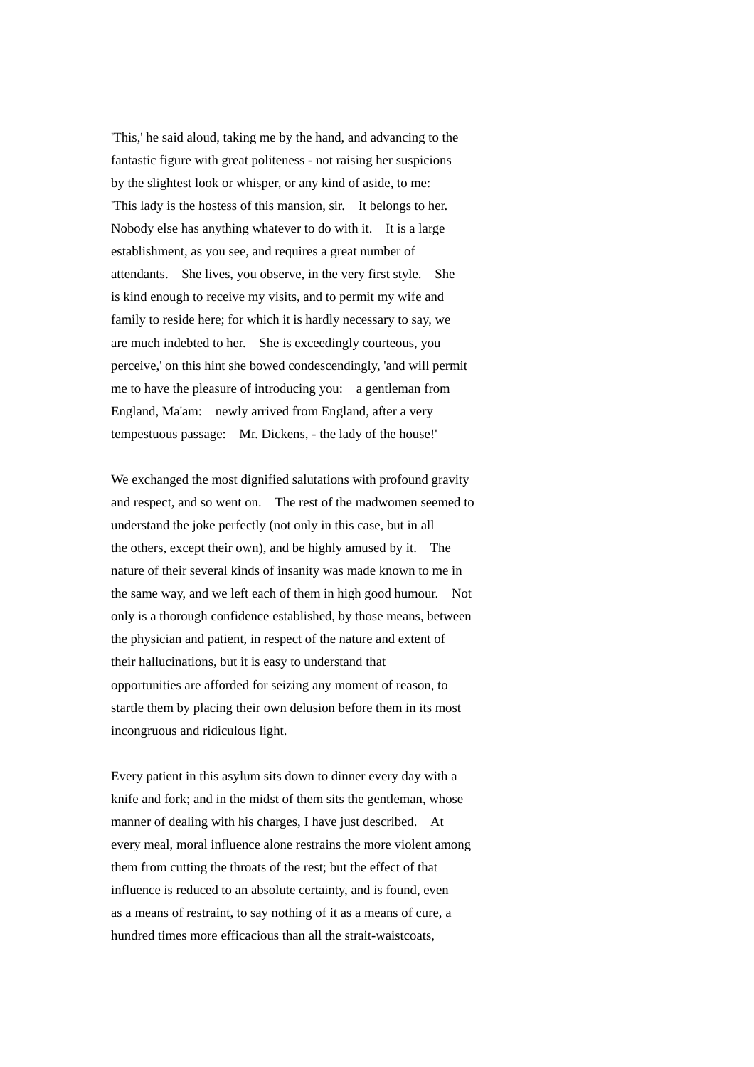'This,' he said aloud, taking me by the hand, and advancing to the fantastic figure with great politeness - not raising her suspicions by the slightest look or whisper, or any kind of aside, to me: 'This lady is the hostess of this mansion, sir. It belongs to her. Nobody else has anything whatever to do with it. It is a large establishment, as you see, and requires a great number of attendants. She lives, you observe, in the very first style. She is kind enough to receive my visits, and to permit my wife and family to reside here; for which it is hardly necessary to say, we are much indebted to her. She is exceedingly courteous, you perceive,' on this hint she bowed condescendingly, 'and will permit me to have the pleasure of introducing you: a gentleman from England, Ma'am: newly arrived from England, after a very tempestuous passage: Mr. Dickens, - the lady of the house!'

We exchanged the most dignified salutations with profound gravity and respect, and so went on. The rest of the madwomen seemed to understand the joke perfectly (not only in this case, but in all the others, except their own), and be highly amused by it. The nature of their several kinds of insanity was made known to me in the same way, and we left each of them in high good humour. Not only is a thorough confidence established, by those means, between the physician and patient, in respect of the nature and extent of their hallucinations, but it is easy to understand that opportunities are afforded for seizing any moment of reason, to startle them by placing their own delusion before them in its most incongruous and ridiculous light.

Every patient in this asylum sits down to dinner every day with a knife and fork; and in the midst of them sits the gentleman, whose manner of dealing with his charges, I have just described. At every meal, moral influence alone restrains the more violent among them from cutting the throats of the rest; but the effect of that influence is reduced to an absolute certainty, and is found, even as a means of restraint, to say nothing of it as a means of cure, a hundred times more efficacious than all the strait-waistcoats,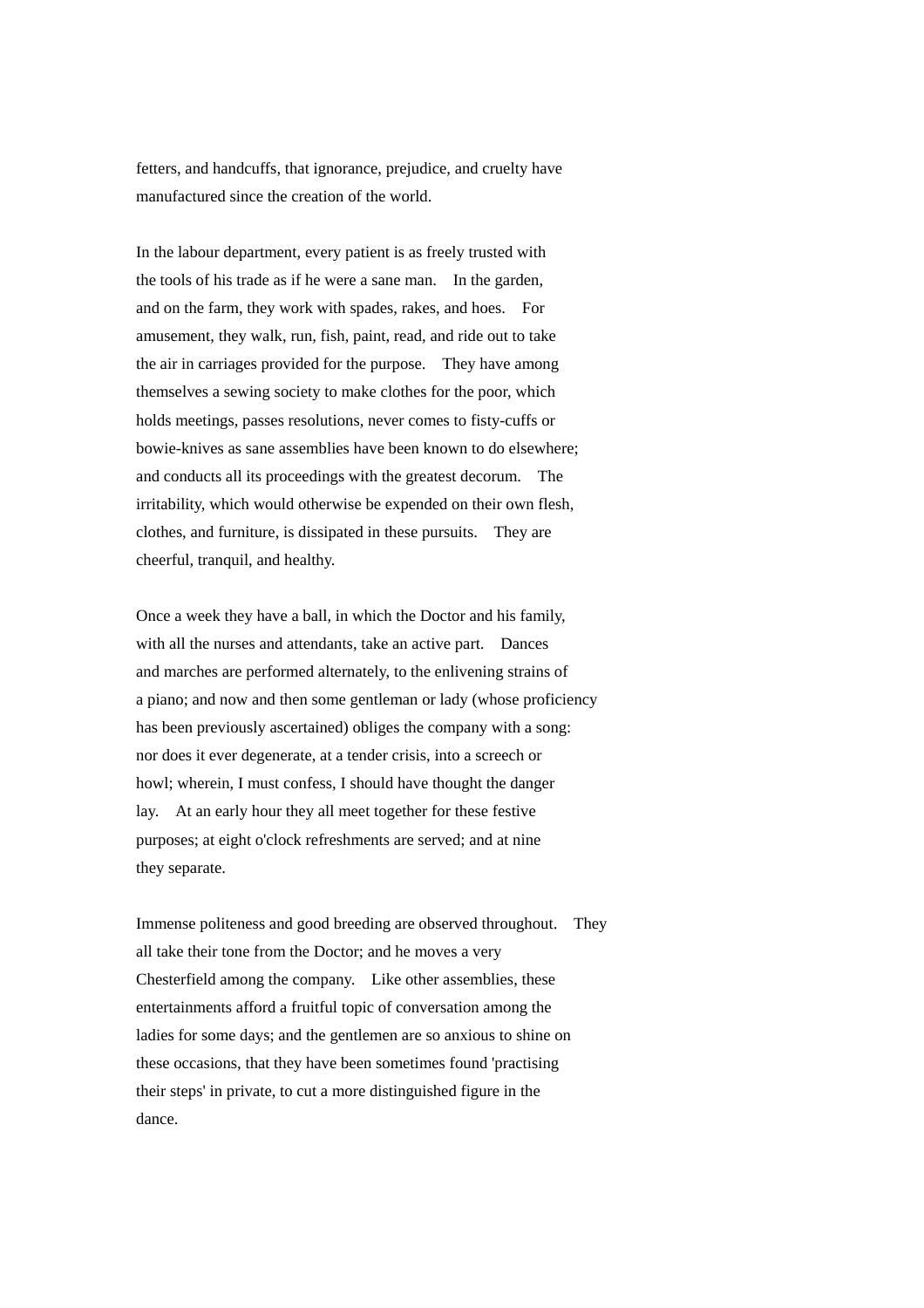fetters, and handcuffs, that ignorance, prejudice, and cruelty have manufactured since the creation of the world.

In the labour department, every patient is as freely trusted with the tools of his trade as if he were a sane man. In the garden, and on the farm, they work with spades, rakes, and hoes. For amusement, they walk, run, fish, paint, read, and ride out to take the air in carriages provided for the purpose. They have among themselves a sewing society to make clothes for the poor, which holds meetings, passes resolutions, never comes to fisty-cuffs or bowie-knives as sane assemblies have been known to do elsewhere; and conducts all its proceedings with the greatest decorum. The irritability, which would otherwise be expended on their own flesh, clothes, and furniture, is dissipated in these pursuits. They are cheerful, tranquil, and healthy.

Once a week they have a ball, in which the Doctor and his family, with all the nurses and attendants, take an active part. Dances and marches are performed alternately, to the enlivening strains of a piano; and now and then some gentleman or lady (whose proficiency has been previously ascertained) obliges the company with a song: nor does it ever degenerate, at a tender crisis, into a screech or howl; wherein, I must confess, I should have thought the danger lay. At an early hour they all meet together for these festive purposes; at eight o'clock refreshments are served; and at nine they separate.

Immense politeness and good breeding are observed throughout. They all take their tone from the Doctor; and he moves a very Chesterfield among the company. Like other assemblies, these entertainments afford a fruitful topic of conversation among the ladies for some days; and the gentlemen are so anxious to shine on these occasions, that they have been sometimes found 'practising their steps' in private, to cut a more distinguished figure in the dance.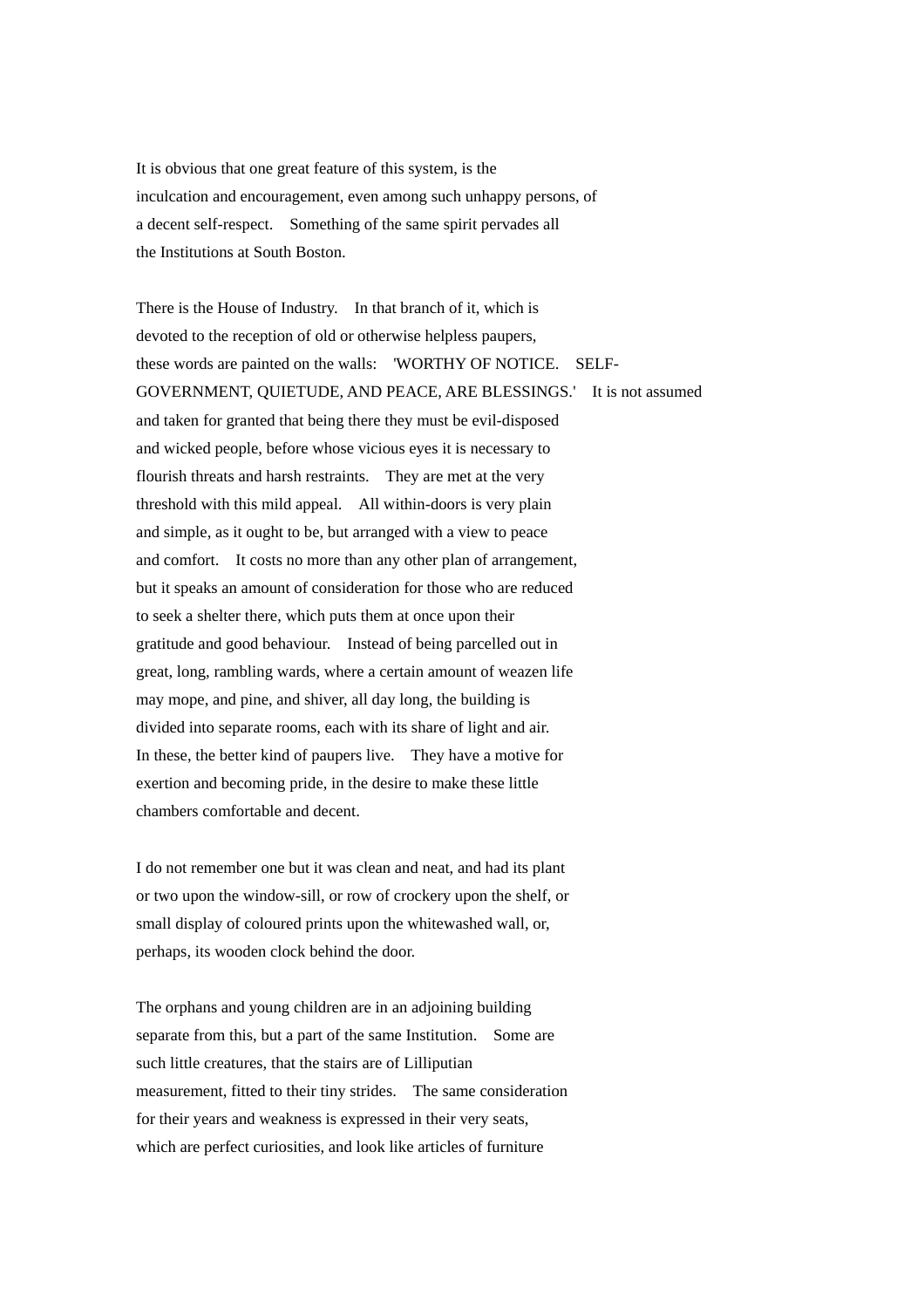It is obvious that one great feature of this system, is the inculcation and encouragement, even among such unhappy persons, of a decent self-respect. Something of the same spirit pervades all the Institutions at South Boston.

There is the House of Industry. In that branch of it, which is devoted to the reception of old or otherwise helpless paupers, these words are painted on the walls: 'WORTHY OF NOTICE. SELF-GOVERNMENT, QUIETUDE, AND PEACE, ARE BLESSINGS.' It is not assumed and taken for granted that being there they must be evil-disposed and wicked people, before whose vicious eyes it is necessary to flourish threats and harsh restraints. They are met at the very threshold with this mild appeal. All within-doors is very plain and simple, as it ought to be, but arranged with a view to peace and comfort. It costs no more than any other plan of arrangement, but it speaks an amount of consideration for those who are reduced to seek a shelter there, which puts them at once upon their gratitude and good behaviour. Instead of being parcelled out in great, long, rambling wards, where a certain amount of weazen life may mope, and pine, and shiver, all day long, the building is divided into separate rooms, each with its share of light and air. In these, the better kind of paupers live. They have a motive for exertion and becoming pride, in the desire to make these little chambers comfortable and decent.

I do not remember one but it was clean and neat, and had its plant or two upon the window-sill, or row of crockery upon the shelf, or small display of coloured prints upon the whitewashed wall, or, perhaps, its wooden clock behind the door.

The orphans and young children are in an adjoining building separate from this, but a part of the same Institution. Some are such little creatures, that the stairs are of Lilliputian measurement, fitted to their tiny strides. The same consideration for their years and weakness is expressed in their very seats, which are perfect curiosities, and look like articles of furniture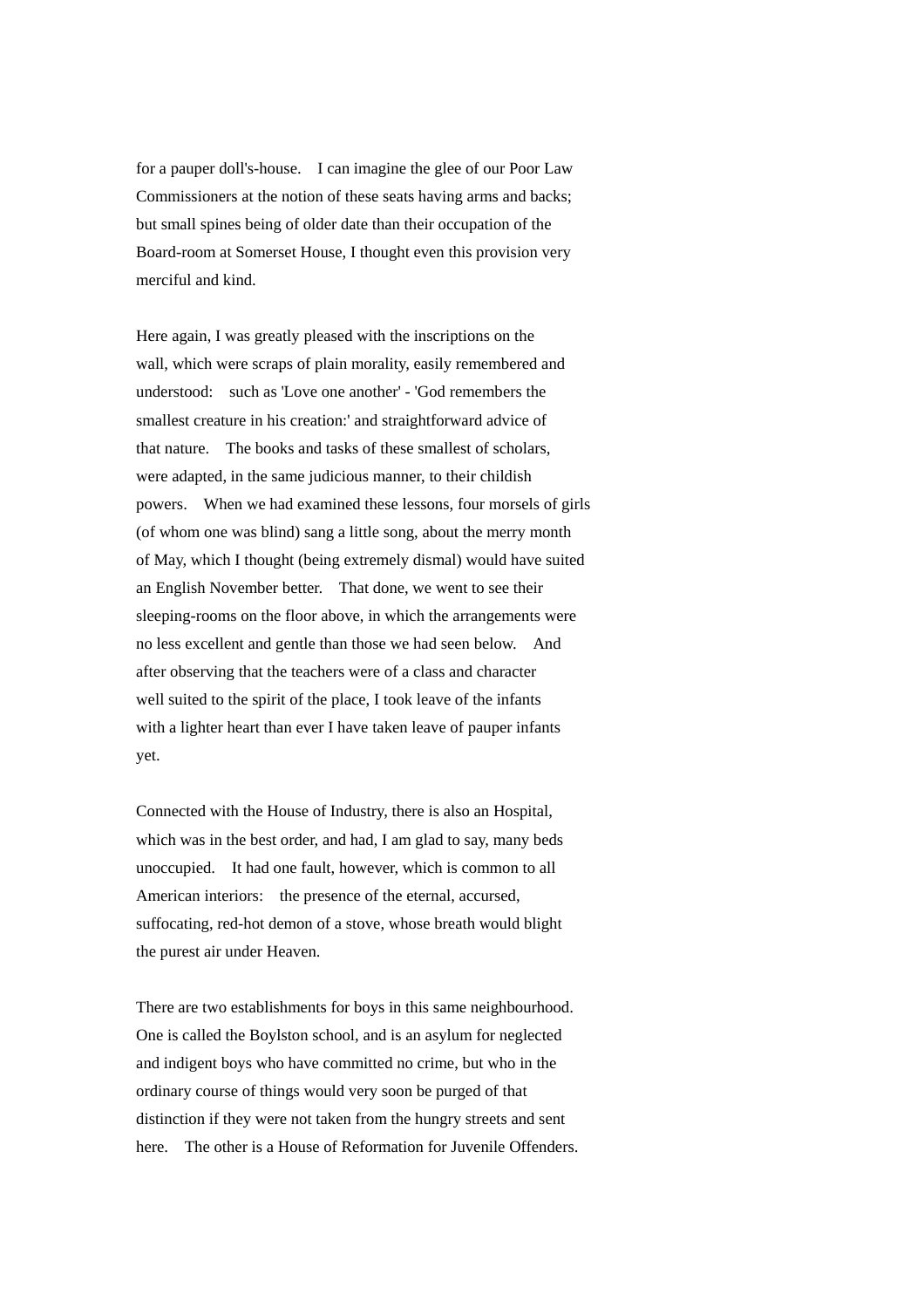for a pauper doll's-house. I can imagine the glee of our Poor Law Commissioners at the notion of these seats having arms and backs; but small spines being of older date than their occupation of the Board-room at Somerset House, I thought even this provision very merciful and kind.

Here again, I was greatly pleased with the inscriptions on the wall, which were scraps of plain morality, easily remembered and understood: such as 'Love one another' - 'God remembers the smallest creature in his creation:' and straightforward advice of that nature. The books and tasks of these smallest of scholars, were adapted, in the same judicious manner, to their childish powers. When we had examined these lessons, four morsels of girls (of whom one was blind) sang a little song, about the merry month of May, which I thought (being extremely dismal) would have suited an English November better. That done, we went to see their sleeping-rooms on the floor above, in which the arrangements were no less excellent and gentle than those we had seen below. And after observing that the teachers were of a class and character well suited to the spirit of the place, I took leave of the infants with a lighter heart than ever I have taken leave of pauper infants yet.

Connected with the House of Industry, there is also an Hospital, which was in the best order, and had, I am glad to say, many beds unoccupied. It had one fault, however, which is common to all American interiors: the presence of the eternal, accursed, suffocating, red-hot demon of a stove, whose breath would blight the purest air under Heaven.

There are two establishments for boys in this same neighbourhood. One is called the Boylston school, and is an asylum for neglected and indigent boys who have committed no crime, but who in the ordinary course of things would very soon be purged of that distinction if they were not taken from the hungry streets and sent here. The other is a House of Reformation for Juvenile Offenders.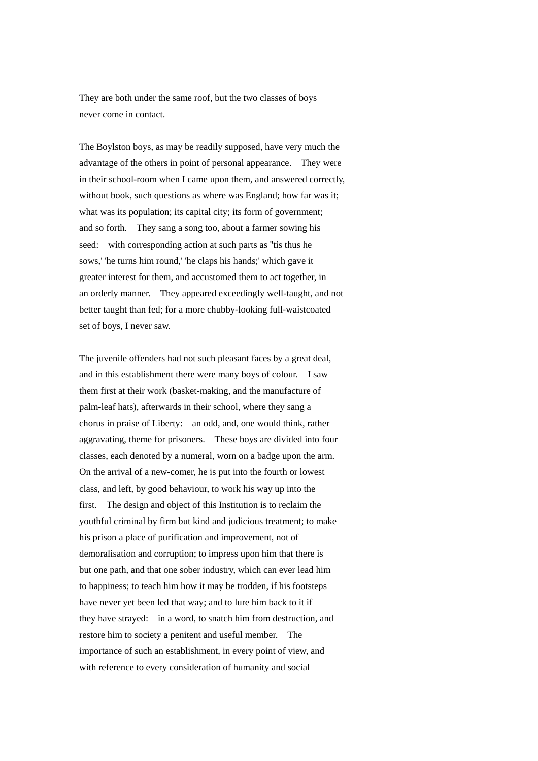They are both under the same roof, but the two classes of boys never come in contact.

The Boylston boys, as may be readily supposed, have very much the advantage of the others in point of personal appearance. They were in their school-room when I came upon them, and answered correctly, without book, such questions as where was England; how far was it; what was its population; its capital city; its form of government; and so forth. They sang a song too, about a farmer sowing his seed: with corresponding action at such parts as ''tis thus he sows,' 'he turns him round,' 'he claps his hands;' which gave it greater interest for them, and accustomed them to act together, in an orderly manner. They appeared exceedingly well-taught, and not better taught than fed; for a more chubby-looking full-waistcoated set of boys, I never saw.

The juvenile offenders had not such pleasant faces by a great deal, and in this establishment there were many boys of colour. I saw them first at their work (basket-making, and the manufacture of palm-leaf hats), afterwards in their school, where they sang a chorus in praise of Liberty: an odd, and, one would think, rather aggravating, theme for prisoners. These boys are divided into four classes, each denoted by a numeral, worn on a badge upon the arm. On the arrival of a new-comer, he is put into the fourth or lowest class, and left, by good behaviour, to work his way up into the first. The design and object of this Institution is to reclaim the youthful criminal by firm but kind and judicious treatment; to make his prison a place of purification and improvement, not of demoralisation and corruption; to impress upon him that there is but one path, and that one sober industry, which can ever lead him to happiness; to teach him how it may be trodden, if his footsteps have never yet been led that way; and to lure him back to it if they have strayed: in a word, to snatch him from destruction, and restore him to society a penitent and useful member. The importance of such an establishment, in every point of view, and with reference to every consideration of humanity and social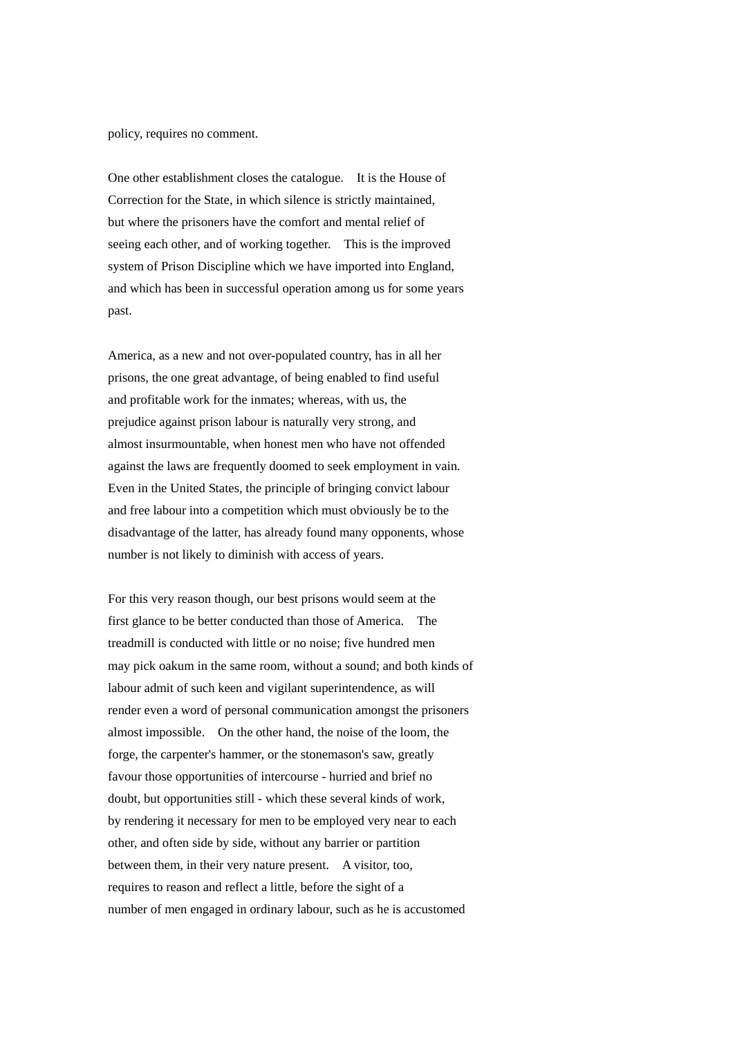policy, requires no comment.

One other establishment closes the catalogue. It is the House of Correction for the State, in which silence is strictly maintained, but where the prisoners have the comfort and mental relief of seeing each other, and of working together. This is the improved system of Prison Discipline which we have imported into England, and which has been in successful operation among us for some years past.

America, as a new and not over-populated country, has in all her prisons, the one great advantage, of being enabled to find useful and profitable work for the inmates; whereas, with us, the prejudice against prison labour is naturally very strong, and almost insurmountable, when honest men who have not offended against the laws are frequently doomed to seek employment in vain. Even in the United States, the principle of bringing convict labour and free labour into a competition which must obviously be to the disadvantage of the latter, has already found many opponents, whose number is not likely to diminish with access of years.

For this very reason though, our best prisons would seem at the first glance to be better conducted than those of America. The treadmill is conducted with little or no noise; five hundred men may pick oakum in the same room, without a sound; and both kinds of labour admit of such keen and vigilant superintendence, as will render even a word of personal communication amongst the prisoners almost impossible. On the other hand, the noise of the loom, the forge, the carpenter's hammer, or the stonemason's saw, greatly favour those opportunities of intercourse - hurried and brief no doubt, but opportunities still - which these several kinds of work, by rendering it necessary for men to be employed very near to each other, and often side by side, without any barrier or partition between them, in their very nature present. A visitor, too, requires to reason and reflect a little, before the sight of a number of men engaged in ordinary labour, such as he is accustomed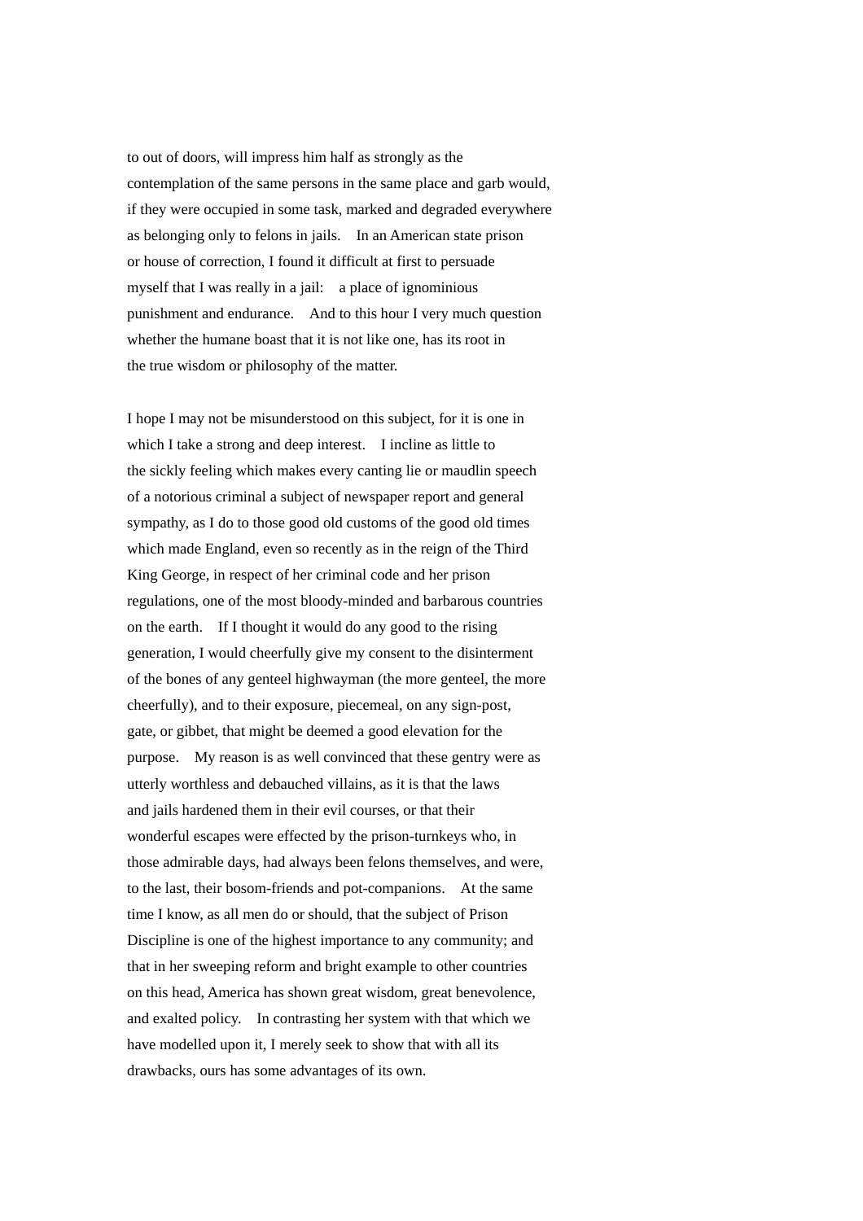to out of doors, will impress him half as strongly as the contemplation of the same persons in the same place and garb would, if they were occupied in some task, marked and degraded everywhere as belonging only to felons in jails. In an American state prison or house of correction, I found it difficult at first to persuade myself that I was really in a jail: a place of ignominious punishment and endurance. And to this hour I very much question whether the humane boast that it is not like one, has its root in the true wisdom or philosophy of the matter.

I hope I may not be misunderstood on this subject, for it is one in which I take a strong and deep interest. I incline as little to the sickly feeling which makes every canting lie or maudlin speech of a notorious criminal a subject of newspaper report and general sympathy, as I do to those good old customs of the good old times which made England, even so recently as in the reign of the Third King George, in respect of her criminal code and her prison regulations, one of the most bloody-minded and barbarous countries on the earth. If I thought it would do any good to the rising generation, I would cheerfully give my consent to the disinterment of the bones of any genteel highwayman (the more genteel, the more cheerfully), and to their exposure, piecemeal, on any sign-post, gate, or gibbet, that might be deemed a good elevation for the purpose. My reason is as well convinced that these gentry were as utterly worthless and debauched villains, as it is that the laws and jails hardened them in their evil courses, or that their wonderful escapes were effected by the prison-turnkeys who, in those admirable days, had always been felons themselves, and were, to the last, their bosom-friends and pot-companions. At the same time I know, as all men do or should, that the subject of Prison Discipline is one of the highest importance to any community; and that in her sweeping reform and bright example to other countries on this head, America has shown great wisdom, great benevolence, and exalted policy. In contrasting her system with that which we have modelled upon it, I merely seek to show that with all its drawbacks, ours has some advantages of its own.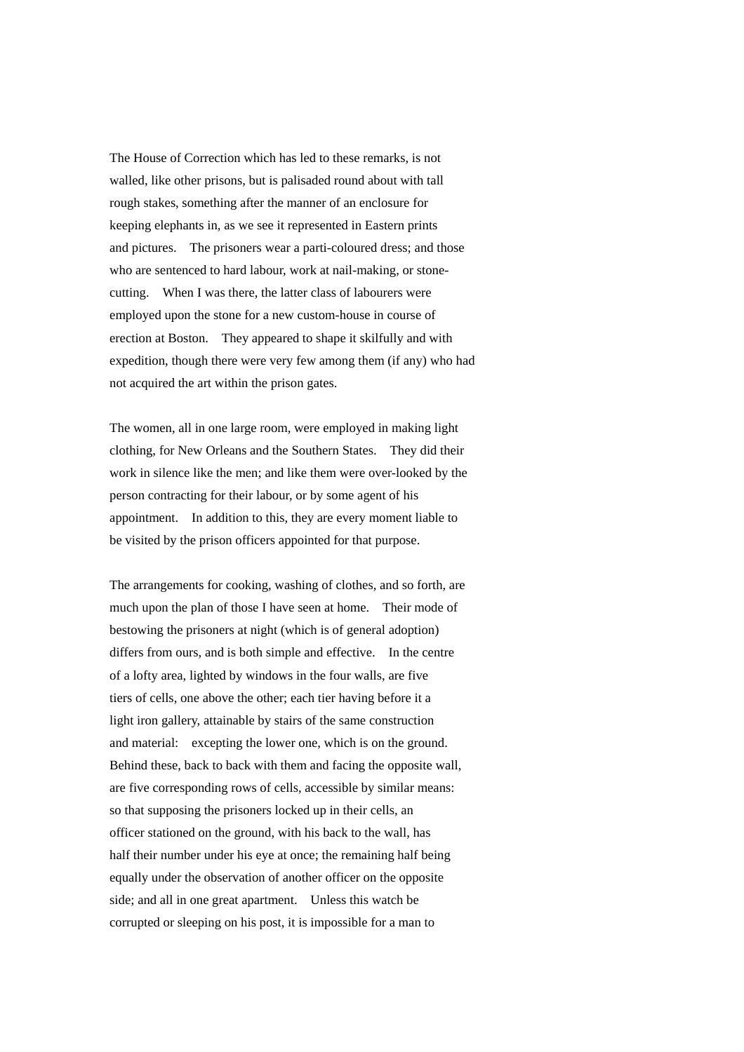The House of Correction which has led to these remarks, is not walled, like other prisons, but is palisaded round about with tall rough stakes, something after the manner of an enclosure for keeping elephants in, as we see it represented in Eastern prints and pictures. The prisoners wear a parti-coloured dress; and those who are sentenced to hard labour, work at nail-making, or stone-cutting. When I was there, the latter class of labourers were employed upon the stone for a new custom-house in course of erection at Boston. They appeared to shape it skilfully and with expedition, though there were very few among them (if any) who had not acquired the art within the prison gates.

The women, all in one large room, were employed in making light clothing, for New Orleans and the Southern States. They did their work in silence like the men; and like them were over-looked by the person contracting for their labour, or by some agent of his appointment. In addition to this, they are every moment liable to be visited by the prison officers appointed for that purpose.

The arrangements for cooking, washing of clothes, and so forth, are much upon the plan of those I have seen at home. Their mode of bestowing the prisoners at night (which is of general adoption) differs from ours, and is both simple and effective. In the centre of a lofty area, lighted by windows in the four walls, are five tiers of cells, one above the other; each tier having before it a light iron gallery, attainable by stairs of the same construction and material: excepting the lower one, which is on the ground. Behind these, back to back with them and facing the opposite wall, are five corresponding rows of cells, accessible by similar means: so that supposing the prisoners locked up in their cells, an officer stationed on the ground, with his back to the wall, has half their number under his eye at once; the remaining half being equally under the observation of another officer on the opposite side; and all in one great apartment. Unless this watch be corrupted or sleeping on his post, it is impossible for a man to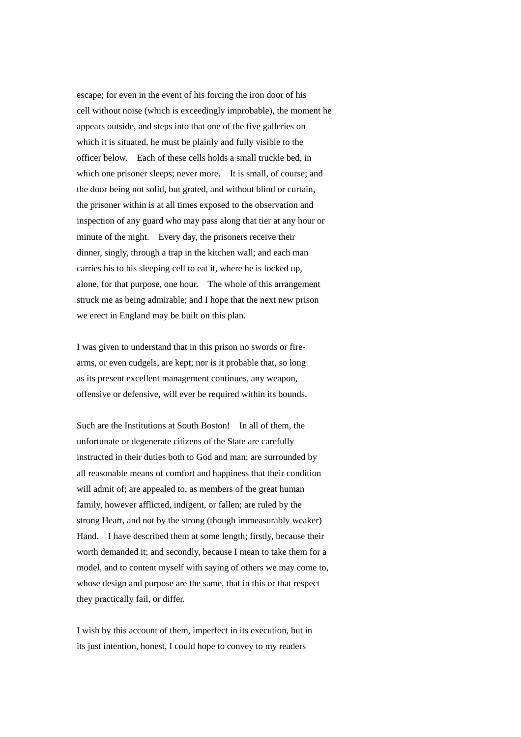escape; for even in the event of his forcing the iron door of his cell without noise (which is exceedingly improbable), the moment he appears outside, and steps into that one of the five galleries on which it is situated, he must be plainly and fully visible to the officer below. Each of these cells holds a small truckle bed, in which one prisoner sleeps; never more. It is small, of course; and the door being not solid, but grated, and without blind or curtain, the prisoner within is at all times exposed to the observation and inspection of any guard who may pass along that tier at any hour or minute of the night. Every day, the prisoners receive their dinner, singly, through a trap in the kitchen wall; and each man carries his to his sleeping cell to eat it, where he is locked up, alone, for that purpose, one hour. The whole of this arrangement struck me as being admirable; and I hope that the next new prison we erect in England may be built on this plan.

I was given to understand that in this prison no swords or fire-arms, or even cudgels, are kept; nor is it probable that, so long as its present excellent management continues, any weapon, offensive or defensive, will ever be required within its bounds.

Such are the Institutions at South Boston! In all of them, the unfortunate or degenerate citizens of the State are carefully instructed in their duties both to God and man; are surrounded by all reasonable means of comfort and happiness that their condition will admit of; are appealed to, as members of the great human family, however afflicted, indigent, or fallen; are ruled by the strong Heart, and not by the strong (though immeasurably weaker) Hand. I have described them at some length; firstly, because their worth demanded it; and secondly, because I mean to take them for a model, and to content myself with saying of others we may come to, whose design and purpose are the same, that in this or that respect they practically fail, or differ.

I wish by this account of them, imperfect in its execution, but in its just intention, honest, I could hope to convey to my readers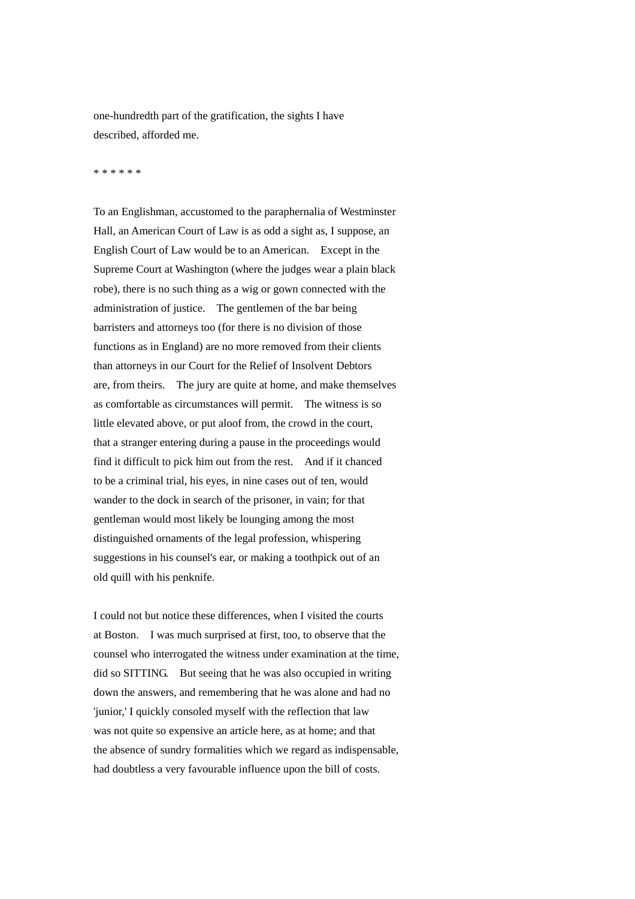one-hundredth part of the gratification, the sights I have described, afforded me.

* * * * * *

To an Englishman, accustomed to the paraphernalia of Westminster Hall, an American Court of Law is as odd a sight as, I suppose, an English Court of Law would be to an American. Except in the Supreme Court at Washington (where the judges wear a plain black robe), there is no such thing as a wig or gown connected with the administration of justice. The gentlemen of the bar being barristers and attorneys too (for there is no division of those functions as in England) are no more removed from their clients than attorneys in our Court for the Relief of Insolvent Debtors are, from theirs. The jury are quite at home, and make themselves as comfortable as circumstances will permit. The witness is so little elevated above, or put aloof from, the crowd in the court, that a stranger entering during a pause in the proceedings would find it difficult to pick him out from the rest. And if it chanced to be a criminal trial, his eyes, in nine cases out of ten, would wander to the dock in search of the prisoner, in vain; for that gentleman would most likely be lounging among the most distinguished ornaments of the legal profession, whispering suggestions in his counsel's ear, or making a toothpick out of an old quill with his penknife.

I could not but notice these differences, when I visited the courts at Boston. I was much surprised at first, too, to observe that the counsel who interrogated the witness under examination at the time, did so SITTING. But seeing that he was also occupied in writing down the answers, and remembering that he was alone and had no 'junior,' I quickly consoled myself with the reflection that law was not quite so expensive an article here, as at home; and that the absence of sundry formalities which we regard as indispensable, had doubtless a very favourable influence upon the bill of costs.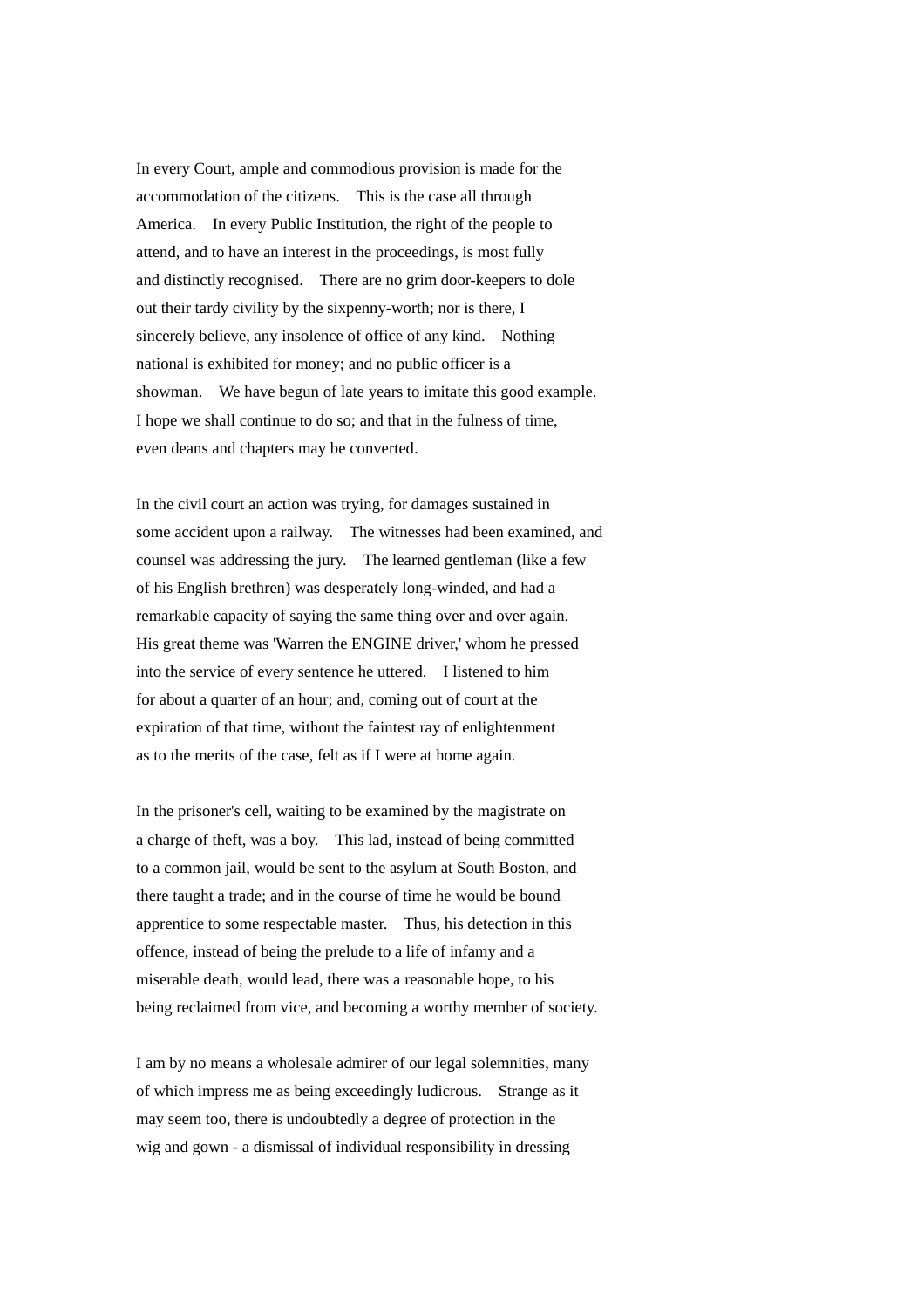In every Court, ample and commodious provision is made for the accommodation of the citizens. This is the case all through America. In every Public Institution, the right of the people to attend, and to have an interest in the proceedings, is most fully and distinctly recognised. There are no grim door-keepers to dole out their tardy civility by the sixpenny-worth; nor is there, I sincerely believe, any insolence of office of any kind. Nothing national is exhibited for money; and no public officer is a showman. We have begun of late years to imitate this good example. I hope we shall continue to do so; and that in the fulness of time, even deans and chapters may be converted.

In the civil court an action was trying, for damages sustained in some accident upon a railway. The witnesses had been examined, and counsel was addressing the jury. The learned gentleman (like a few of his English brethren) was desperately long-winded, and had a remarkable capacity of saying the same thing over and over again. His great theme was 'Warren the ENGINE driver,' whom he pressed into the service of every sentence he uttered. I listened to him for about a quarter of an hour; and, coming out of court at the expiration of that time, without the faintest ray of enlightenment as to the merits of the case, felt as if I were at home again.

In the prisoner's cell, waiting to be examined by the magistrate on a charge of theft, was a boy. This lad, instead of being committed to a common jail, would be sent to the asylum at South Boston, and there taught a trade; and in the course of time he would be bound apprentice to some respectable master. Thus, his detection in this offence, instead of being the prelude to a life of infamy and a miserable death, would lead, there was a reasonable hope, to his being reclaimed from vice, and becoming a worthy member of society.

I am by no means a wholesale admirer of our legal solemnities, many of which impress me as being exceedingly ludicrous. Strange as it may seem too, there is undoubtedly a degree of protection in the wig and gown - a dismissal of individual responsibility in dressing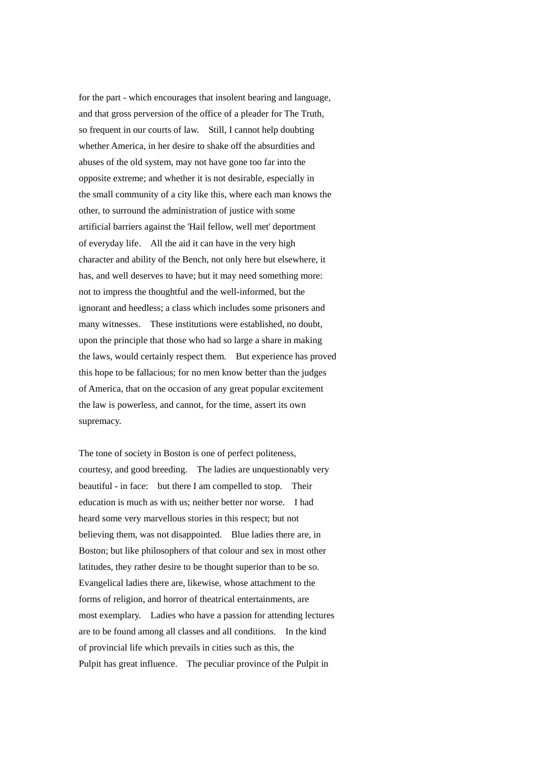for the part - which encourages that insolent bearing and language, and that gross perversion of the office of a pleader for The Truth, so frequent in our courts of law. Still, I cannot help doubting whether America, in her desire to shake off the absurdities and abuses of the old system, may not have gone too far into the opposite extreme; and whether it is not desirable, especially in the small community of a city like this, where each man knows the other, to surround the administration of justice with some artificial barriers against the 'Hail fellow, well met' deportment of everyday life. All the aid it can have in the very high character and ability of the Bench, not only here but elsewhere, it has, and well deserves to have; but it may need something more: not to impress the thoughtful and the well-informed, but the ignorant and heedless; a class which includes some prisoners and many witnesses. These institutions were established, no doubt, upon the principle that those who had so large a share in making the laws, would certainly respect them. But experience has proved this hope to be fallacious; for no men know better than the judges of America, that on the occasion of any great popular excitement the law is powerless, and cannot, for the time, assert its own supremacy.

The tone of society in Boston is one of perfect politeness, courtesy, and good breeding. The ladies are unquestionably very beautiful - in face: but there I am compelled to stop. Their education is much as with us; neither better nor worse. I had heard some very marvellous stories in this respect; but not believing them, was not disappointed. Blue ladies there are, in Boston; but like philosophers of that colour and sex in most other latitudes, they rather desire to be thought superior than to be so. Evangelical ladies there are, likewise, whose attachment to the forms of religion, and horror of theatrical entertainments, are most exemplary. Ladies who have a passion for attending lectures are to be found among all classes and all conditions. In the kind of provincial life which prevails in cities such as this, the Pulpit has great influence. The peculiar province of the Pulpit in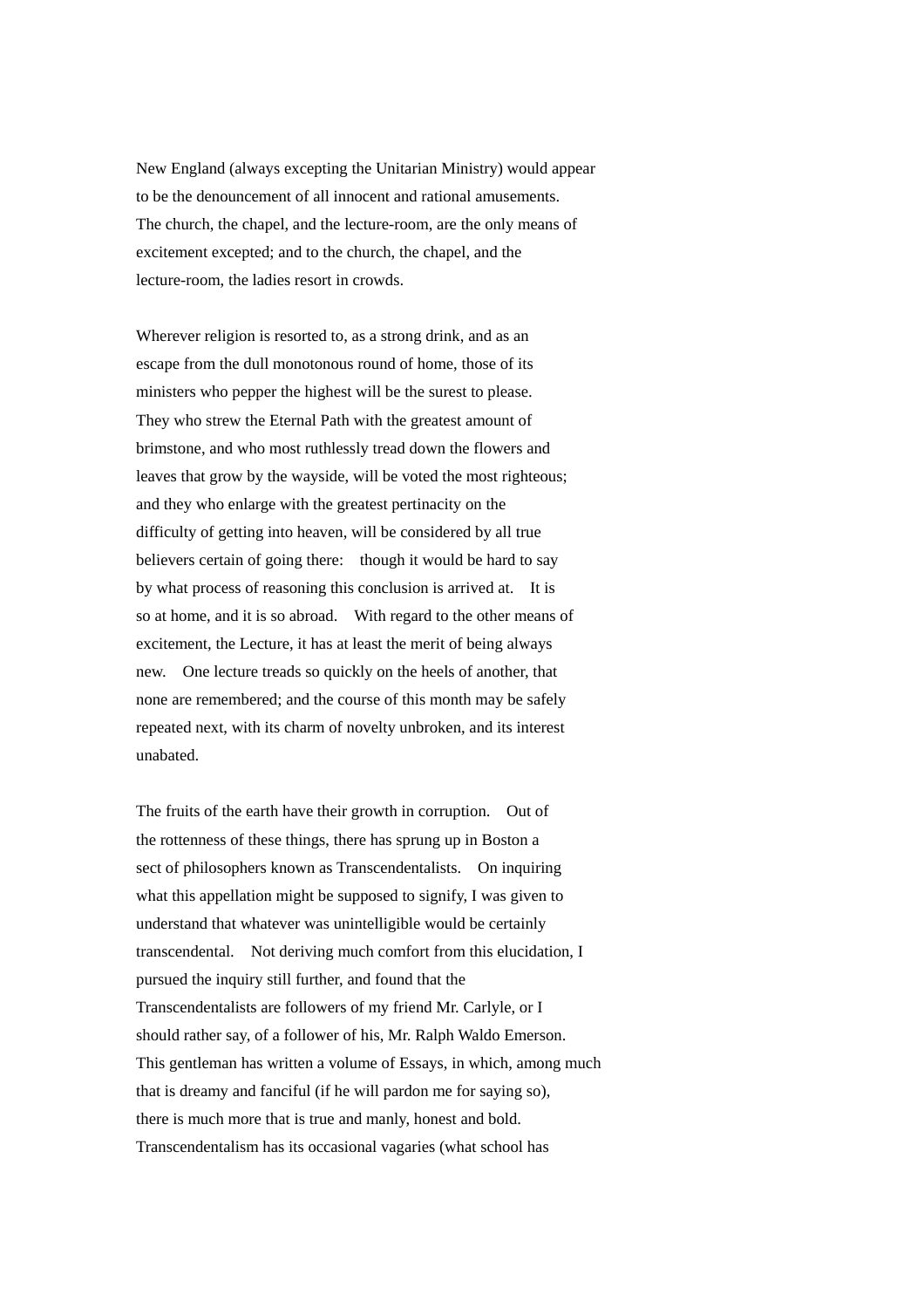New England (always excepting the Unitarian Ministry) would appear to be the denouncement of all innocent and rational amusements. The church, the chapel, and the lecture-room, are the only means of excitement excepted; and to the church, the chapel, and the lecture-room, the ladies resort in crowds.

Wherever religion is resorted to, as a strong drink, and as an escape from the dull monotonous round of home, those of its ministers who pepper the highest will be the surest to please. They who strew the Eternal Path with the greatest amount of brimstone, and who most ruthlessly tread down the flowers and leaves that grow by the wayside, will be voted the most righteous; and they who enlarge with the greatest pertinacity on the difficulty of getting into heaven, will be considered by all true believers certain of going there: though it would be hard to say by what process of reasoning this conclusion is arrived at. It is so at home, and it is so abroad. With regard to the other means of excitement, the Lecture, it has at least the merit of being always new. One lecture treads so quickly on the heels of another, that none are remembered; and the course of this month may be safely repeated next, with its charm of novelty unbroken, and its interest unabated.

The fruits of the earth have their growth in corruption. Out of the rottenness of these things, there has sprung up in Boston a sect of philosophers known as Transcendentalists. On inquiring what this appellation might be supposed to signify, I was given to understand that whatever was unintelligible would be certainly transcendental. Not deriving much comfort from this elucidation, I pursued the inquiry still further, and found that the Transcendentalists are followers of my friend Mr. Carlyle, or I should rather say, of a follower of his, Mr. Ralph Waldo Emerson. This gentleman has written a volume of Essays, in which, among much that is dreamy and fanciful (if he will pardon me for saying so), there is much more that is true and manly, honest and bold. Transcendentalism has its occasional vagaries (what school has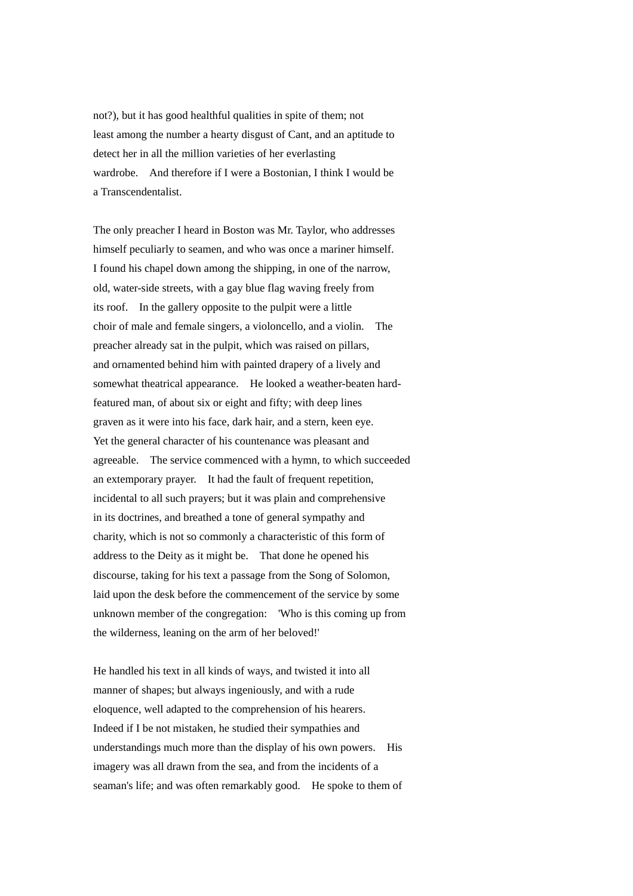not?), but it has good healthful qualities in spite of them; not least among the number a hearty disgust of Cant, and an aptitude to detect her in all the million varieties of her everlasting wardrobe. And therefore if I were a Bostonian, I think I would be a Transcendentalist.

The only preacher I heard in Boston was Mr. Taylor, who addresses himself peculiarly to seamen, and who was once a mariner himself. I found his chapel down among the shipping, in one of the narrow, old, water-side streets, with a gay blue flag waving freely from its roof. In the gallery opposite to the pulpit were a little choir of male and female singers, a violoncello, and a violin. The preacher already sat in the pulpit, which was raised on pillars, and ornamented behind him with painted drapery of a lively and somewhat theatrical appearance. He looked a weather-beaten hard-featured man, of about six or eight and fifty; with deep lines graven as it were into his face, dark hair, and a stern, keen eye. Yet the general character of his countenance was pleasant and agreeable. The service commenced with a hymn, to which succeeded an extemporary prayer. It had the fault of frequent repetition, incidental to all such prayers; but it was plain and comprehensive in its doctrines, and breathed a tone of general sympathy and charity, which is not so commonly a characteristic of this form of address to the Deity as it might be. That done he opened his discourse, taking for his text a passage from the Song of Solomon, laid upon the desk before the commencement of the service by some unknown member of the congregation: 'Who is this coming up from the wilderness, leaning on the arm of her beloved!'

He handled his text in all kinds of ways, and twisted it into all manner of shapes; but always ingeniously, and with a rude eloquence, well adapted to the comprehension of his hearers. Indeed if I be not mistaken, he studied their sympathies and understandings much more than the display of his own powers. His imagery was all drawn from the sea, and from the incidents of a seaman's life; and was often remarkably good. He spoke to them of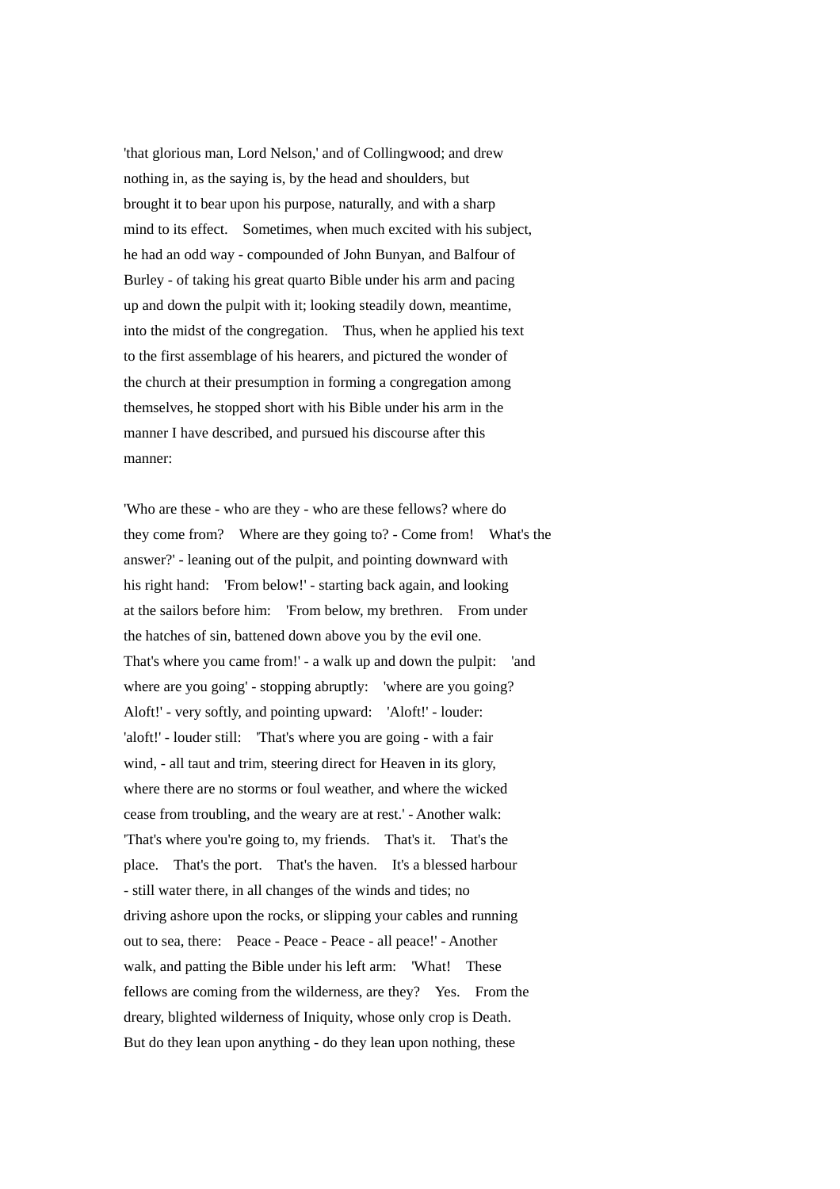'that glorious man, Lord Nelson,' and of Collingwood; and drew nothing in, as the saying is, by the head and shoulders, but brought it to bear upon his purpose, naturally, and with a sharp mind to its effect. Sometimes, when much excited with his subject, he had an odd way - compounded of John Bunyan, and Balfour of Burley - of taking his great quarto Bible under his arm and pacing up and down the pulpit with it; looking steadily down, meantime, into the midst of the congregation. Thus, when he applied his text to the first assemblage of his hearers, and pictured the wonder of the church at their presumption in forming a congregation among themselves, he stopped short with his Bible under his arm in the manner I have described, and pursued his discourse after this manner:

'Who are these - who are they - who are these fellows? where do they come from? Where are they going to? - Come from! What's the answer?' - leaning out of the pulpit, and pointing downward with his right hand: 'From below!' - starting back again, and looking at the sailors before him: 'From below, my brethren. From under the hatches of sin, battened down above you by the evil one. That's where you came from!' - a walk up and down the pulpit: 'and where are you going' - stopping abruptly: 'where are you going? Aloft!' - very softly, and pointing upward: 'Aloft!' - louder: 'aloft!' - louder still: 'That's where you are going - with a fair wind, - all taut and trim, steering direct for Heaven in its glory, where there are no storms or foul weather, and where the wicked cease from troubling, and the weary are at rest.' - Another walk: 'That's where you're going to, my friends. That's it. That's the place. That's the port. That's the haven. It's a blessed harbour - still water there, in all changes of the winds and tides; no driving ashore upon the rocks, or slipping your cables and running out to sea, there: Peace - Peace - Peace - all peace!' - Another walk, and patting the Bible under his left arm: 'What! These fellows are coming from the wilderness, are they? Yes. From the dreary, blighted wilderness of Iniquity, whose only crop is Death. But do they lean upon anything - do they lean upon nothing, these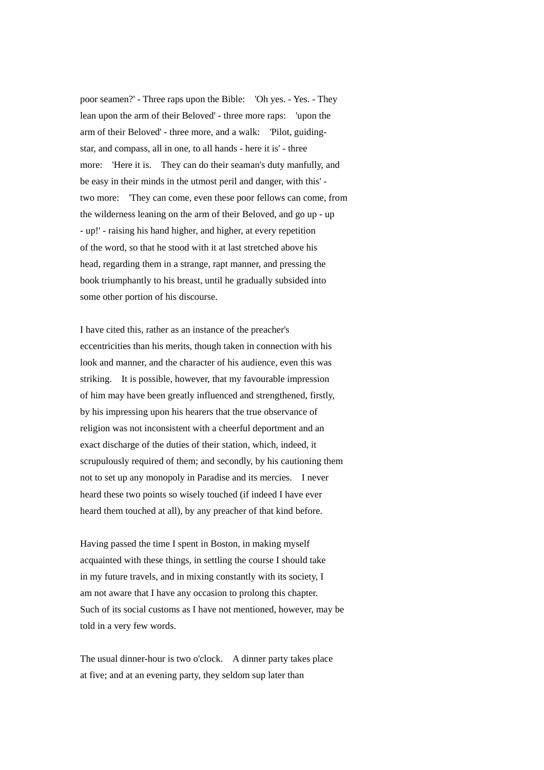poor seamen?' - Three raps upon the Bible: 'Oh yes. - Yes. - They lean upon the arm of their Beloved' - three more raps: 'upon the arm of their Beloved' - three more, and a walk: 'Pilot, guiding-star, and compass, all in one, to all hands - here it is' - three more: 'Here it is. They can do their seaman's duty manfully, and be easy in their minds in the utmost peril and danger, with this' - two more: 'They can come, even these poor fellows can come, from the wilderness leaning on the arm of their Beloved, and go up - up - up!' - raising his hand higher, and higher, at every repetition of the word, so that he stood with it at last stretched above his head, regarding them in a strange, rapt manner, and pressing the book triumphantly to his breast, until he gradually subsided into some other portion of his discourse.

I have cited this, rather as an instance of the preacher's eccentricities than his merits, though taken in connection with his look and manner, and the character of his audience, even this was striking. It is possible, however, that my favourable impression of him may have been greatly influenced and strengthened, firstly, by his impressing upon his hearers that the true observance of religion was not inconsistent with a cheerful deportment and an exact discharge of the duties of their station, which, indeed, it scrupulously required of them; and secondly, by his cautioning them not to set up any monopoly in Paradise and its mercies. I never heard these two points so wisely touched (if indeed I have ever heard them touched at all), by any preacher of that kind before.

Having passed the time I spent in Boston, in making myself acquainted with these things, in settling the course I should take in my future travels, and in mixing constantly with its society, I am not aware that I have any occasion to prolong this chapter. Such of its social customs as I have not mentioned, however, may be told in a very few words.

The usual dinner-hour is two o'clock. A dinner party takes place at five; and at an evening party, they seldom sup later than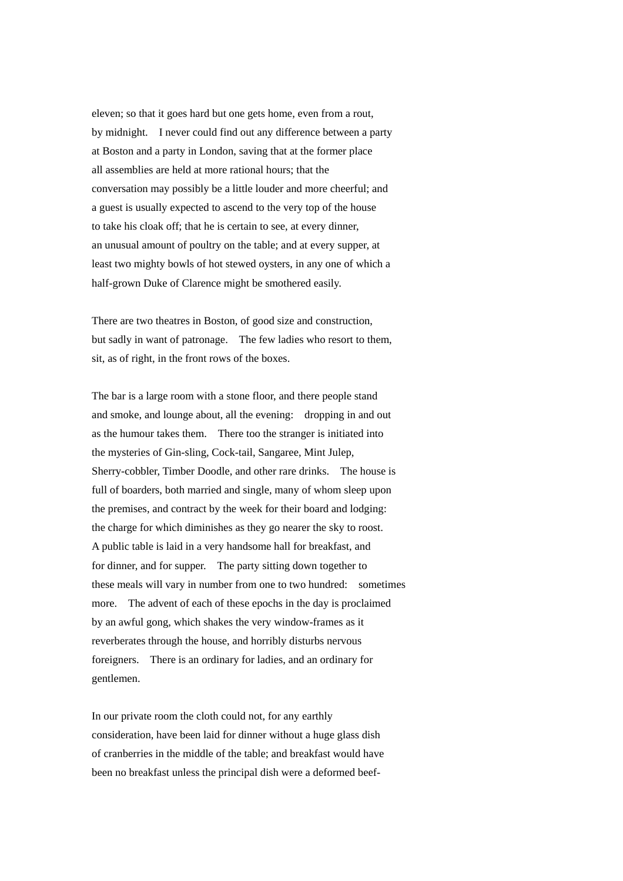eleven; so that it goes hard but one gets home, even from a rout, by midnight. I never could find out any difference between a party at Boston and a party in London, saving that at the former place all assemblies are held at more rational hours; that the conversation may possibly be a little louder and more cheerful; and a guest is usually expected to ascend to the very top of the house to take his cloak off; that he is certain to see, at every dinner, an unusual amount of poultry on the table; and at every supper, at least two mighty bowls of hot stewed oysters, in any one of which a half-grown Duke of Clarence might be smothered easily.

There are two theatres in Boston, of good size and construction, but sadly in want of patronage. The few ladies who resort to them, sit, as of right, in the front rows of the boxes.

The bar is a large room with a stone floor, and there people stand and smoke, and lounge about, all the evening: dropping in and out as the humour takes them. There too the stranger is initiated into the mysteries of Gin-sling, Cock-tail, Sangaree, Mint Julep, Sherry-cobbler, Timber Doodle, and other rare drinks. The house is full of boarders, both married and single, many of whom sleep upon the premises, and contract by the week for their board and lodging: the charge for which diminishes as they go nearer the sky to roost. A public table is laid in a very handsome hall for breakfast, and for dinner, and for supper. The party sitting down together to these meals will vary in number from one to two hundred: sometimes more. The advent of each of these epochs in the day is proclaimed by an awful gong, which shakes the very window-frames as it reverberates through the house, and horribly disturbs nervous foreigners. There is an ordinary for ladies, and an ordinary for gentlemen.

In our private room the cloth could not, for any earthly consideration, have been laid for dinner without a huge glass dish of cranberries in the middle of the table; and breakfast would have been no breakfast unless the principal dish were a deformed beef-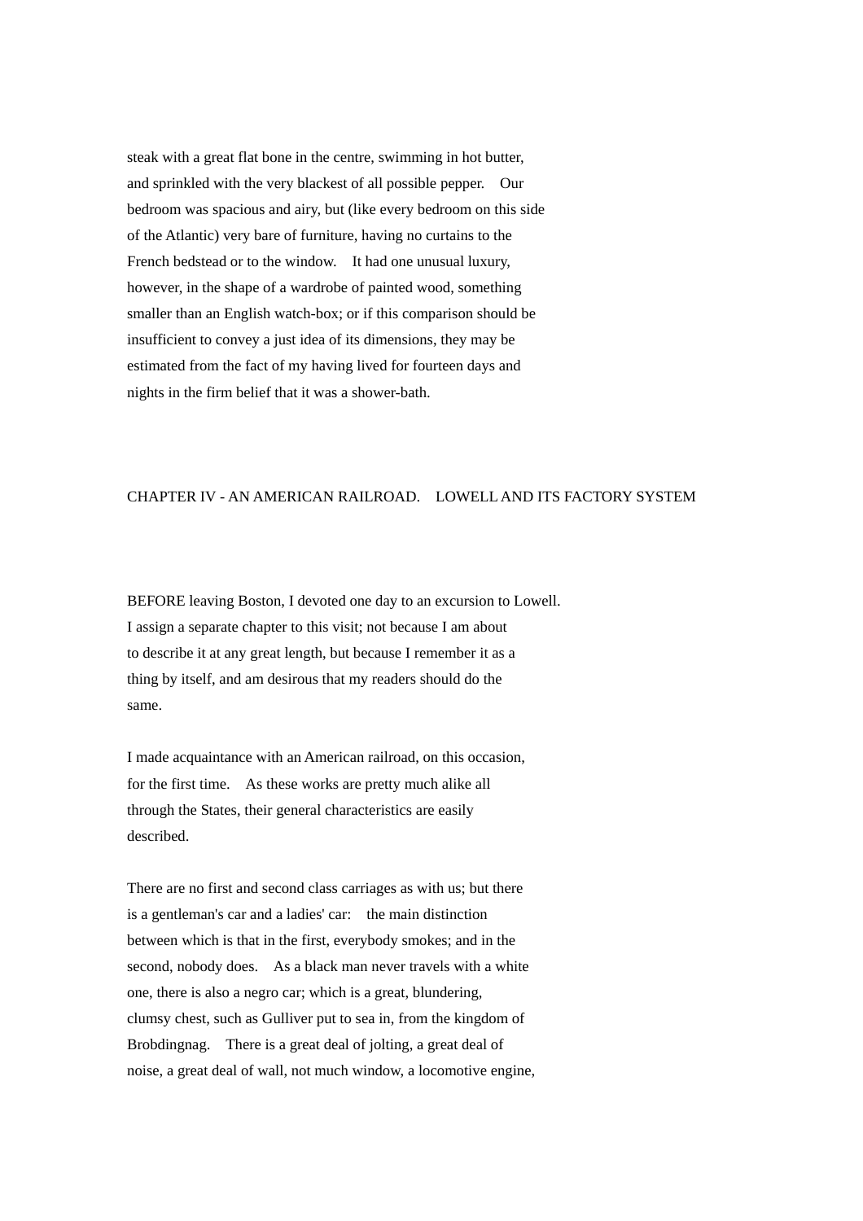steak with a great flat bone in the centre, swimming in hot butter, and sprinkled with the very blackest of all possible pepper. Our bedroom was spacious and airy, but (like every bedroom on this side of the Atlantic) very bare of furniture, having no curtains to the French bedstead or to the window. It had one unusual luxury, however, in the shape of a wardrobe of painted wood, something smaller than an English watch-box; or if this comparison should be insufficient to convey a just idea of its dimensions, they may be estimated from the fact of my having lived for fourteen days and nights in the firm belief that it was a shower-bath.

## CHAPTER IV - AN AMERICAN RAILROAD. LOWELL AND ITS FACTORY SYSTEM

BEFORE leaving Boston, I devoted one day to an excursion to Lowell. I assign a separate chapter to this visit; not because I am about to describe it at any great length, but because I remember it as a thing by itself, and am desirous that my readers should do the same.

I made acquaintance with an American railroad, on this occasion, for the first time. As these works are pretty much alike all through the States, their general characteristics are easily described.

There are no first and second class carriages as with us; but there is a gentleman's car and a ladies' car: the main distinction between which is that in the first, everybody smokes; and in the second, nobody does. As a black man never travels with a white one, there is also a negro car; which is a great, blundering, clumsy chest, such as Gulliver put to sea in, from the kingdom of Brobdingnag. There is a great deal of jolting, a great deal of noise, a great deal of wall, not much window, a locomotive engine,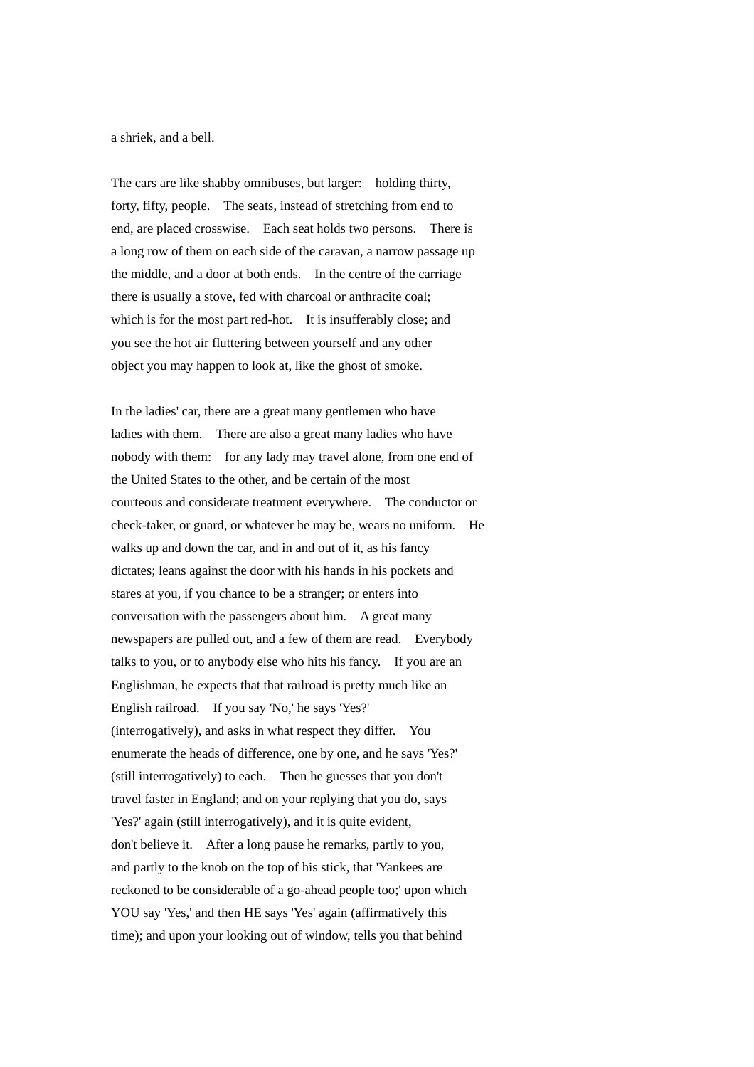a shriek, and a bell.

The cars are like shabby omnibuses, but larger: holding thirty, forty, fifty, people. The seats, instead of stretching from end to end, are placed crosswise. Each seat holds two persons. There is a long row of them on each side of the caravan, a narrow passage up the middle, and a door at both ends. In the centre of the carriage there is usually a stove, fed with charcoal or anthracite coal; which is for the most part red-hot. It is insufferably close; and you see the hot air fluttering between yourself and any other object you may happen to look at, like the ghost of smoke.

In the ladies' car, there are a great many gentlemen who have ladies with them. There are also a great many ladies who have nobody with them: for any lady may travel alone, from one end of the United States to the other, and be certain of the most courteous and considerate treatment everywhere. The conductor or check-taker, or guard, or whatever he may be, wears no uniform. He walks up and down the car, and in and out of it, as his fancy dictates; leans against the door with his hands in his pockets and stares at you, if you chance to be a stranger; or enters into conversation with the passengers about him. A great many newspapers are pulled out, and a few of them are read. Everybody talks to you, or to anybody else who hits his fancy. If you are an Englishman, he expects that that railroad is pretty much like an English railroad. If you say 'No,' he says 'Yes?' (interrogatively), and asks in what respect they differ. You enumerate the heads of difference, one by one, and he says 'Yes?' (still interrogatively) to each. Then he guesses that you don't travel faster in England; and on your replying that you do, says 'Yes?' again (still interrogatively), and it is quite evident, don't believe it. After a long pause he remarks, partly to you, and partly to the knob on the top of his stick, that 'Yankees are reckoned to be considerable of a go-ahead people too;' upon which YOU say 'Yes,' and then HE says 'Yes' again (affirmatively this time); and upon your looking out of window, tells you that behind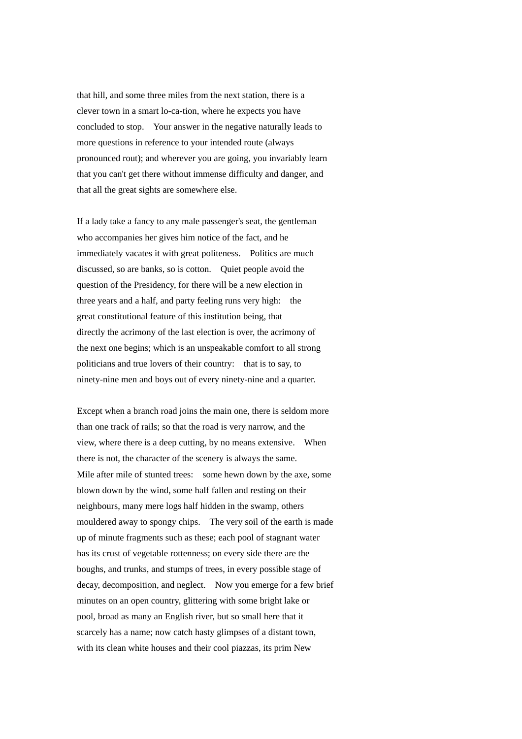that hill, and some three miles from the next station, there is a clever town in a smart lo-ca-tion, where he expects you have concluded to stop. Your answer in the negative naturally leads to more questions in reference to your intended route (always pronounced rout); and wherever you are going, you invariably learn that you can't get there without immense difficulty and danger, and that all the great sights are somewhere else.

If a lady take a fancy to any male passenger's seat, the gentleman who accompanies her gives him notice of the fact, and he immediately vacates it with great politeness. Politics are much discussed, so are banks, so is cotton. Quiet people avoid the question of the Presidency, for there will be a new election in three years and a half, and party feeling runs very high: the great constitutional feature of this institution being, that directly the acrimony of the last election is over, the acrimony of the next one begins; which is an unspeakable comfort to all strong politicians and true lovers of their country: that is to say, to ninety-nine men and boys out of every ninety-nine and a quarter.

Except when a branch road joins the main one, there is seldom more than one track of rails; so that the road is very narrow, and the view, where there is a deep cutting, by no means extensive. When there is not, the character of the scenery is always the same. Mile after mile of stunted trees: some hewn down by the axe, some blown down by the wind, some half fallen and resting on their neighbours, many mere logs half hidden in the swamp, others mouldered away to spongy chips. The very soil of the earth is made up of minute fragments such as these; each pool of stagnant water has its crust of vegetable rottenness; on every side there are the boughs, and trunks, and stumps of trees, in every possible stage of decay, decomposition, and neglect. Now you emerge for a few brief minutes on an open country, glittering with some bright lake or pool, broad as many an English river, but so small here that it scarcely has a name; now catch hasty glimpses of a distant town, with its clean white houses and their cool piazzas, its prim New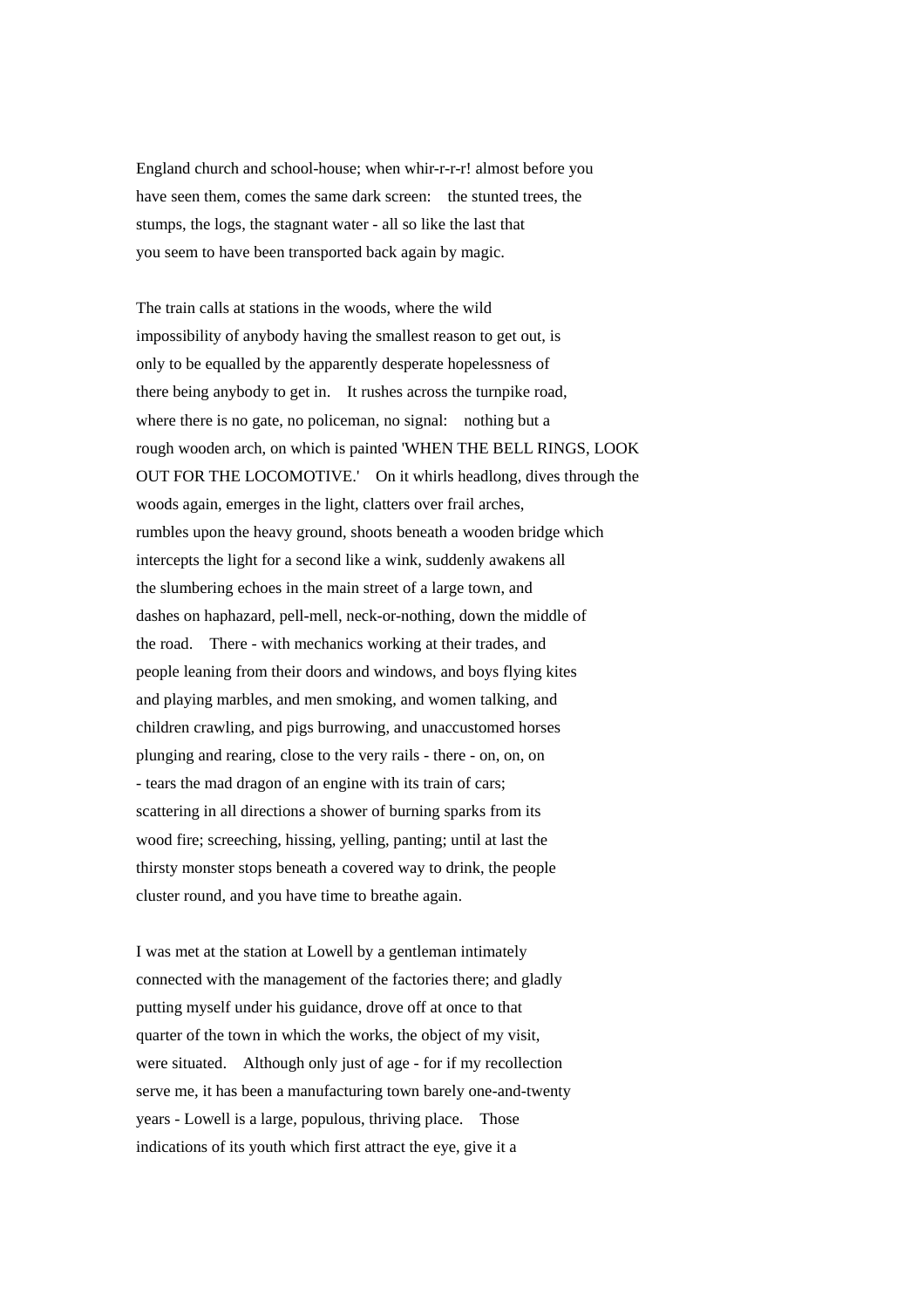England church and school-house; when whir-r-r-r! almost before you have seen them, comes the same dark screen: the stunted trees, the stumps, the logs, the stagnant water - all so like the last that you seem to have been transported back again by magic.

The train calls at stations in the woods, where the wild impossibility of anybody having the smallest reason to get out, is only to be equalled by the apparently desperate hopelessness of there being anybody to get in. It rushes across the turnpike road, where there is no gate, no policeman, no signal: nothing but a rough wooden arch, on which is painted 'WHEN THE BELL RINGS, LOOK OUT FOR THE LOCOMOTIVE.' On it whirls headlong, dives through the woods again, emerges in the light, clatters over frail arches, rumbles upon the heavy ground, shoots beneath a wooden bridge which intercepts the light for a second like a wink, suddenly awakens all the slumbering echoes in the main street of a large town, and dashes on haphazard, pell-mell, neck-or-nothing, down the middle of the road. There - with mechanics working at their trades, and people leaning from their doors and windows, and boys flying kites and playing marbles, and men smoking, and women talking, and children crawling, and pigs burrowing, and unaccustomed horses plunging and rearing, close to the very rails - there - on, on, on - tears the mad dragon of an engine with its train of cars; scattering in all directions a shower of burning sparks from its wood fire; screeching, hissing, yelling, panting; until at last the thirsty monster stops beneath a covered way to drink, the people cluster round, and you have time to breathe again.

I was met at the station at Lowell by a gentleman intimately connected with the management of the factories there; and gladly putting myself under his guidance, drove off at once to that quarter of the town in which the works, the object of my visit, were situated. Although only just of age - for if my recollection serve me, it has been a manufacturing town barely one-and-twenty years - Lowell is a large, populous, thriving place. Those indications of its youth which first attract the eye, give it a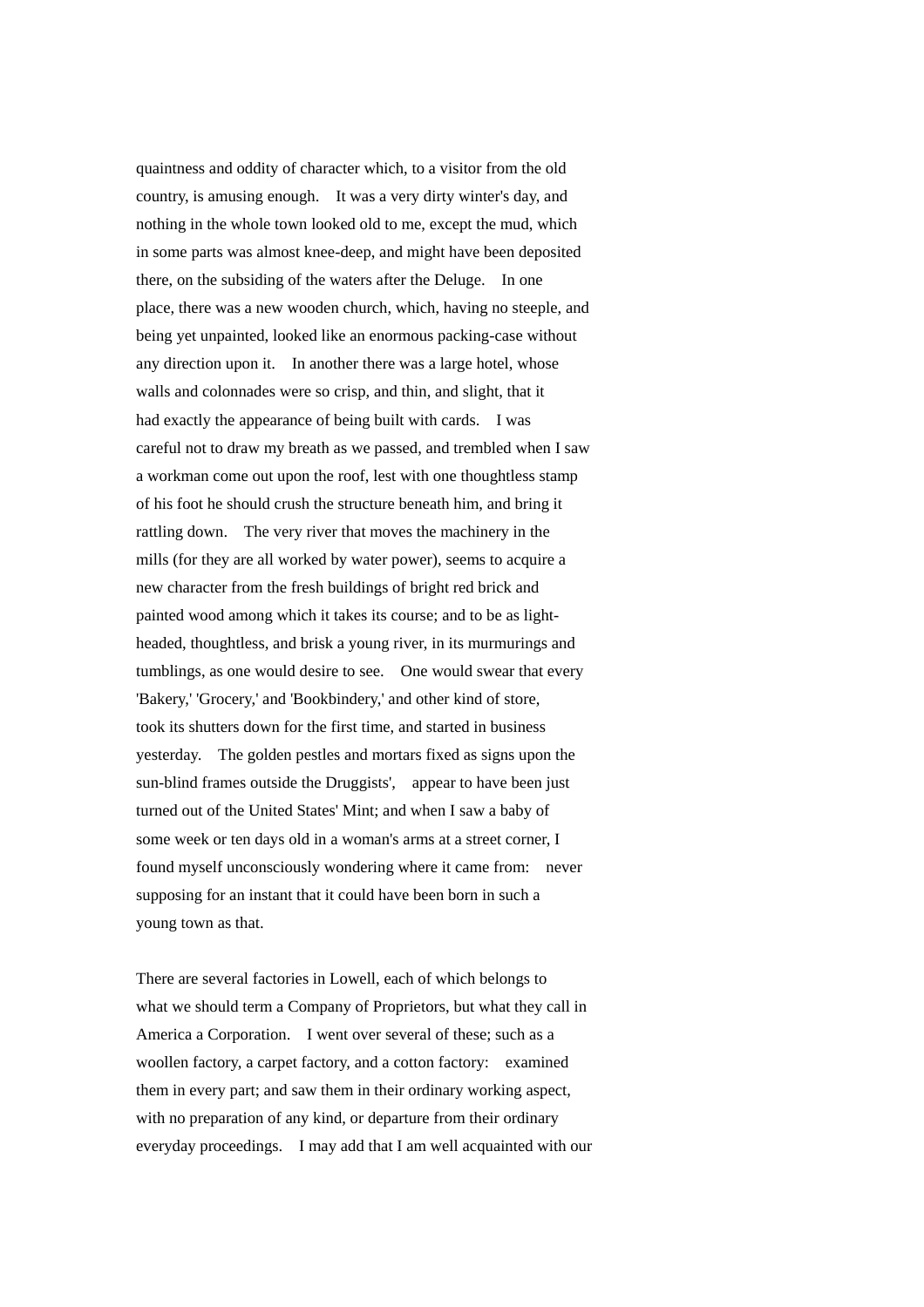quaintness and oddity of character which, to a visitor from the old country, is amusing enough. It was a very dirty winter's day, and nothing in the whole town looked old to me, except the mud, which in some parts was almost knee-deep, and might have been deposited there, on the subsiding of the waters after the Deluge. In one place, there was a new wooden church, which, having no steeple, and being yet unpainted, looked like an enormous packing-case without any direction upon it. In another there was a large hotel, whose walls and colonnades were so crisp, and thin, and slight, that it had exactly the appearance of being built with cards. I was careful not to draw my breath as we passed, and trembled when I saw a workman come out upon the roof, lest with one thoughtless stamp of his foot he should crush the structure beneath him, and bring it rattling down. The very river that moves the machinery in the mills (for they are all worked by water power), seems to acquire a new character from the fresh buildings of bright red brick and painted wood among which it takes its course; and to be as light-headed, thoughtless, and brisk a young river, in its murmurings and tumblings, as one would desire to see. One would swear that every 'Bakery,' 'Grocery,' and 'Bookbindery,' and other kind of store, took its shutters down for the first time, and started in business yesterday. The golden pestles and mortars fixed as signs upon the sun-blind frames outside the Druggists', appear to have been just turned out of the United States' Mint; and when I saw a baby of some week or ten days old in a woman's arms at a street corner, I found myself unconsciously wondering where it came from: never supposing for an instant that it could have been born in such a young town as that.

There are several factories in Lowell, each of which belongs to what we should term a Company of Proprietors, but what they call in America a Corporation. I went over several of these; such as a woollen factory, a carpet factory, and a cotton factory: examined them in every part; and saw them in their ordinary working aspect, with no preparation of any kind, or departure from their ordinary everyday proceedings. I may add that I am well acquainted with our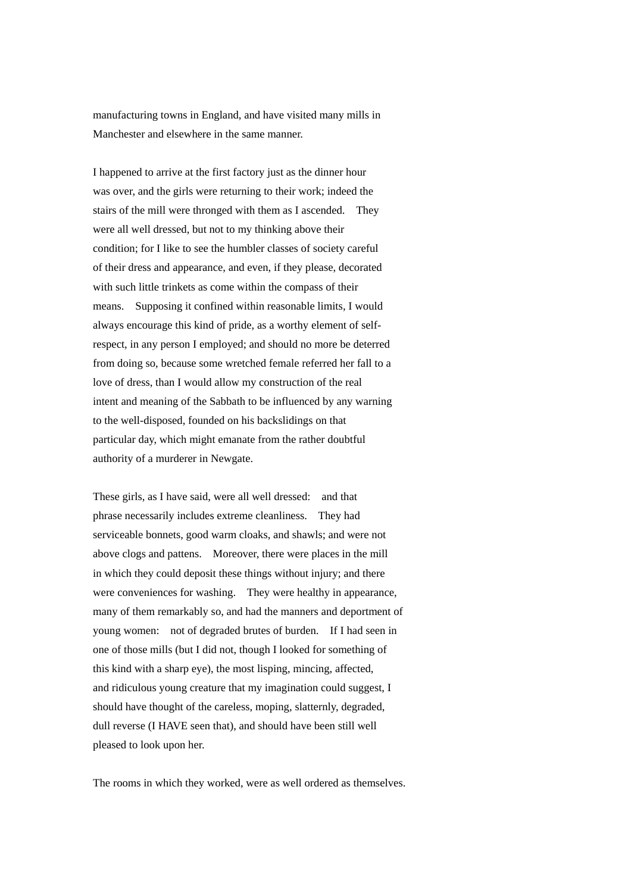manufacturing towns in England, and have visited many mills in Manchester and elsewhere in the same manner.

I happened to arrive at the first factory just as the dinner hour was over, and the girls were returning to their work; indeed the stairs of the mill were thronged with them as I ascended. They were all well dressed, but not to my thinking above their condition; for I like to see the humbler classes of society careful of their dress and appearance, and even, if they please, decorated with such little trinkets as come within the compass of their means. Supposing it confined within reasonable limits, I would always encourage this kind of pride, as a worthy element of self-respect, in any person I employed; and should no more be deterred from doing so, because some wretched female referred her fall to a love of dress, than I would allow my construction of the real intent and meaning of the Sabbath to be influenced by any warning to the well-disposed, founded on his backslidings on that particular day, which might emanate from the rather doubtful authority of a murderer in Newgate.

These girls, as I have said, were all well dressed: and that phrase necessarily includes extreme cleanliness. They had serviceable bonnets, good warm cloaks, and shawls; and were not above clogs and pattens. Moreover, there were places in the mill in which they could deposit these things without injury; and there were conveniences for washing. They were healthy in appearance, many of them remarkably so, and had the manners and deportment of young women: not of degraded brutes of burden. If I had seen in one of those mills (but I did not, though I looked for something of this kind with a sharp eye), the most lisping, mincing, affected, and ridiculous young creature that my imagination could suggest, I should have thought of the careless, moping, slatternly, degraded, dull reverse (I HAVE seen that), and should have been still well pleased to look upon her.

The rooms in which they worked, were as well ordered as themselves.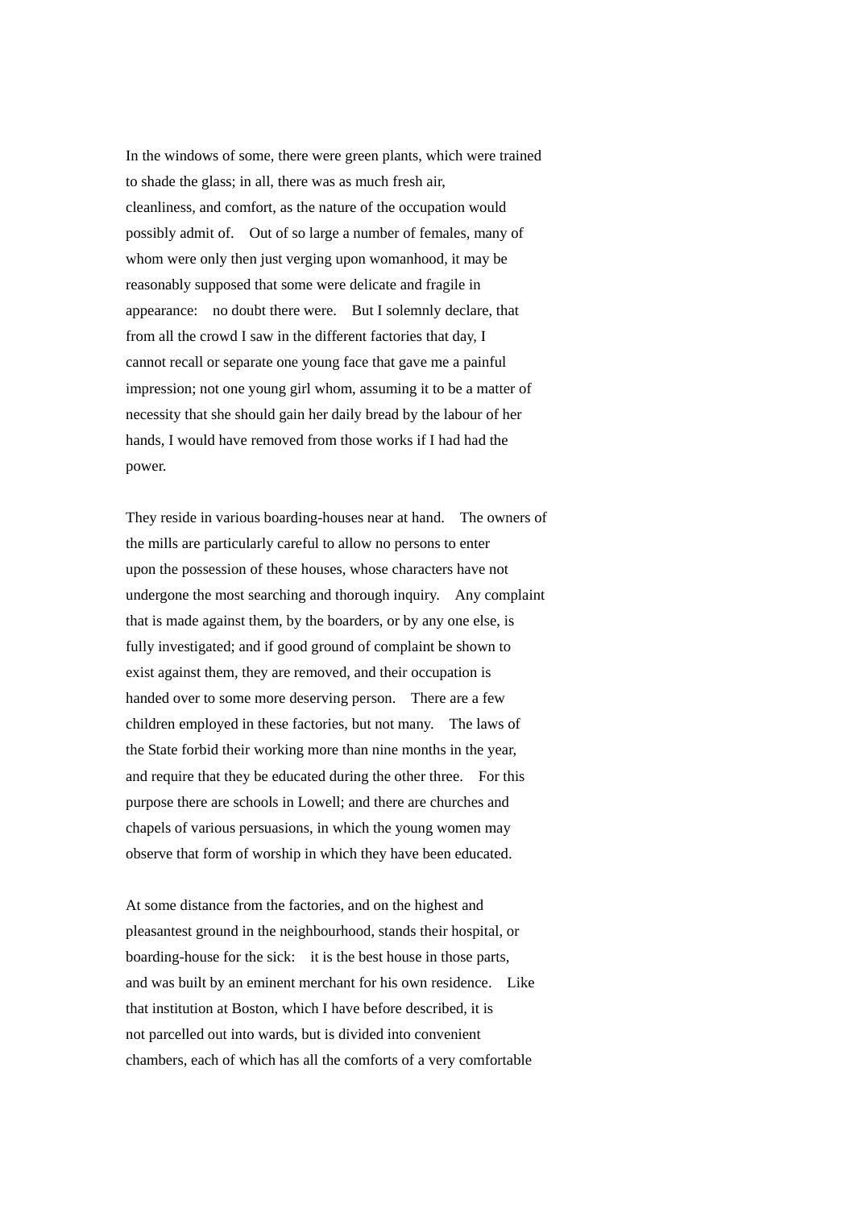In the windows of some, there were green plants, which were trained to shade the glass; in all, there was as much fresh air, cleanliness, and comfort, as the nature of the occupation would possibly admit of. Out of so large a number of females, many of whom were only then just verging upon womanhood, it may be reasonably supposed that some were delicate and fragile in appearance: no doubt there were. But I solemnly declare, that from all the crowd I saw in the different factories that day, I cannot recall or separate one young face that gave me a painful impression; not one young girl whom, assuming it to be a matter of necessity that she should gain her daily bread by the labour of her hands, I would have removed from those works if I had had the power.

They reside in various boarding-houses near at hand. The owners of the mills are particularly careful to allow no persons to enter upon the possession of these houses, whose characters have not undergone the most searching and thorough inquiry. Any complaint that is made against them, by the boarders, or by any one else, is fully investigated; and if good ground of complaint be shown to exist against them, they are removed, and their occupation is handed over to some more deserving person. There are a few children employed in these factories, but not many. The laws of the State forbid their working more than nine months in the year, and require that they be educated during the other three. For this purpose there are schools in Lowell; and there are churches and chapels of various persuasions, in which the young women may observe that form of worship in which they have been educated.

At some distance from the factories, and on the highest and pleasantest ground in the neighbourhood, stands their hospital, or boarding-house for the sick: it is the best house in those parts, and was built by an eminent merchant for his own residence. Like that institution at Boston, which I have before described, it is not parcelled out into wards, but is divided into convenient chambers, each of which has all the comforts of a very comfortable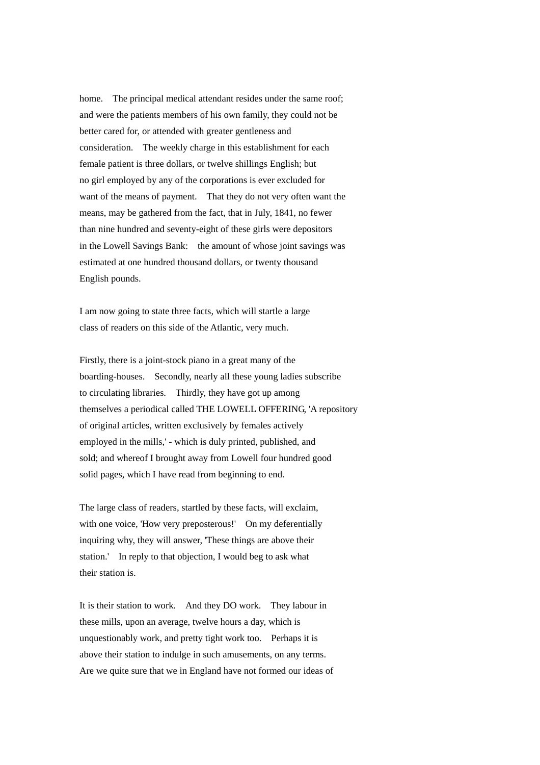home. The principal medical attendant resides under the same roof; and were the patients members of his own family, they could not be better cared for, or attended with greater gentleness and consideration. The weekly charge in this establishment for each female patient is three dollars, or twelve shillings English; but no girl employed by any of the corporations is ever excluded for want of the means of payment. That they do not very often want the means, may be gathered from the fact, that in July, 1841, no fewer than nine hundred and seventy-eight of these girls were depositors in the Lowell Savings Bank: the amount of whose joint savings was estimated at one hundred thousand dollars, or twenty thousand English pounds.

I am now going to state three facts, which will startle a large class of readers on this side of the Atlantic, very much.

Firstly, there is a joint-stock piano in a great many of the boarding-houses. Secondly, nearly all these young ladies subscribe to circulating libraries. Thirdly, they have got up among themselves a periodical called THE LOWELL OFFERING, 'A repository of original articles, written exclusively by females actively employed in the mills,' - which is duly printed, published, and sold; and whereof I brought away from Lowell four hundred good solid pages, which I have read from beginning to end.

The large class of readers, startled by these facts, will exclaim, with one voice, 'How very preposterous!' On my deferentially inquiring why, they will answer, 'These things are above their station.' In reply to that objection, I would beg to ask what their station is.

It is their station to work. And they DO work. They labour in these mills, upon an average, twelve hours a day, which is unquestionably work, and pretty tight work too. Perhaps it is above their station to indulge in such amusements, on any terms. Are we quite sure that we in England have not formed our ideas of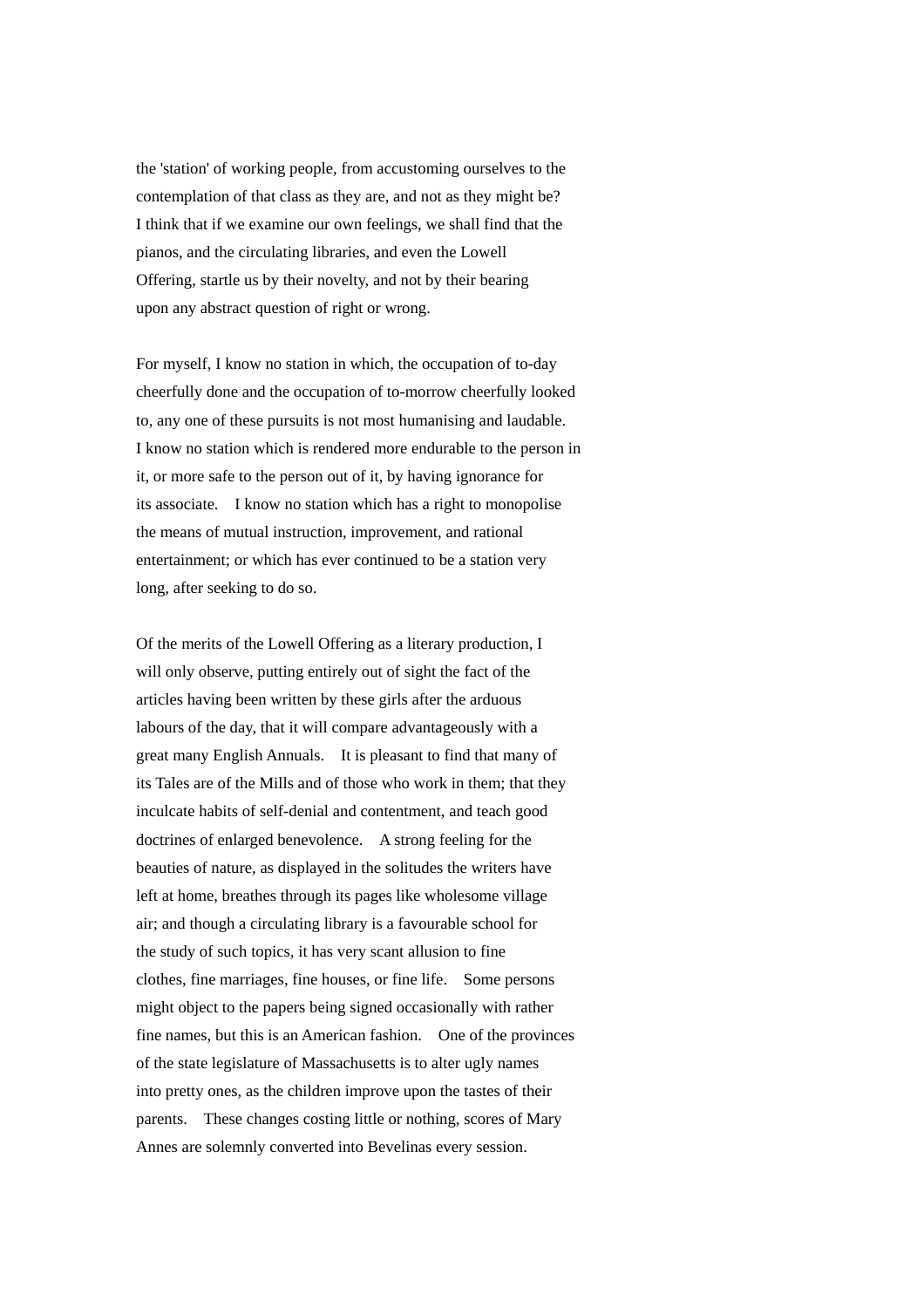the 'station' of working people, from accustoming ourselves to the contemplation of that class as they are, and not as they might be? I think that if we examine our own feelings, we shall find that the pianos, and the circulating libraries, and even the Lowell Offering, startle us by their novelty, and not by their bearing upon any abstract question of right or wrong.

For myself, I know no station in which, the occupation of to-day cheerfully done and the occupation of to-morrow cheerfully looked to, any one of these pursuits is not most humanising and laudable. I know no station which is rendered more endurable to the person in it, or more safe to the person out of it, by having ignorance for its associate. I know no station which has a right to monopolise the means of mutual instruction, improvement, and rational entertainment; or which has ever continued to be a station very long, after seeking to do so.

Of the merits of the Lowell Offering as a literary production, I will only observe, putting entirely out of sight the fact of the articles having been written by these girls after the arduous labours of the day, that it will compare advantageously with a great many English Annuals. It is pleasant to find that many of its Tales are of the Mills and of those who work in them; that they inculcate habits of self-denial and contentment, and teach good doctrines of enlarged benevolence. A strong feeling for the beauties of nature, as displayed in the solitudes the writers have left at home, breathes through its pages like wholesome village air; and though a circulating library is a favourable school for the study of such topics, it has very scant allusion to fine clothes, fine marriages, fine houses, or fine life. Some persons might object to the papers being signed occasionally with rather fine names, but this is an American fashion. One of the provinces of the state legislature of Massachusetts is to alter ugly names into pretty ones, as the children improve upon the tastes of their parents. These changes costing little or nothing, scores of Mary Annes are solemnly converted into Bevelinas every session.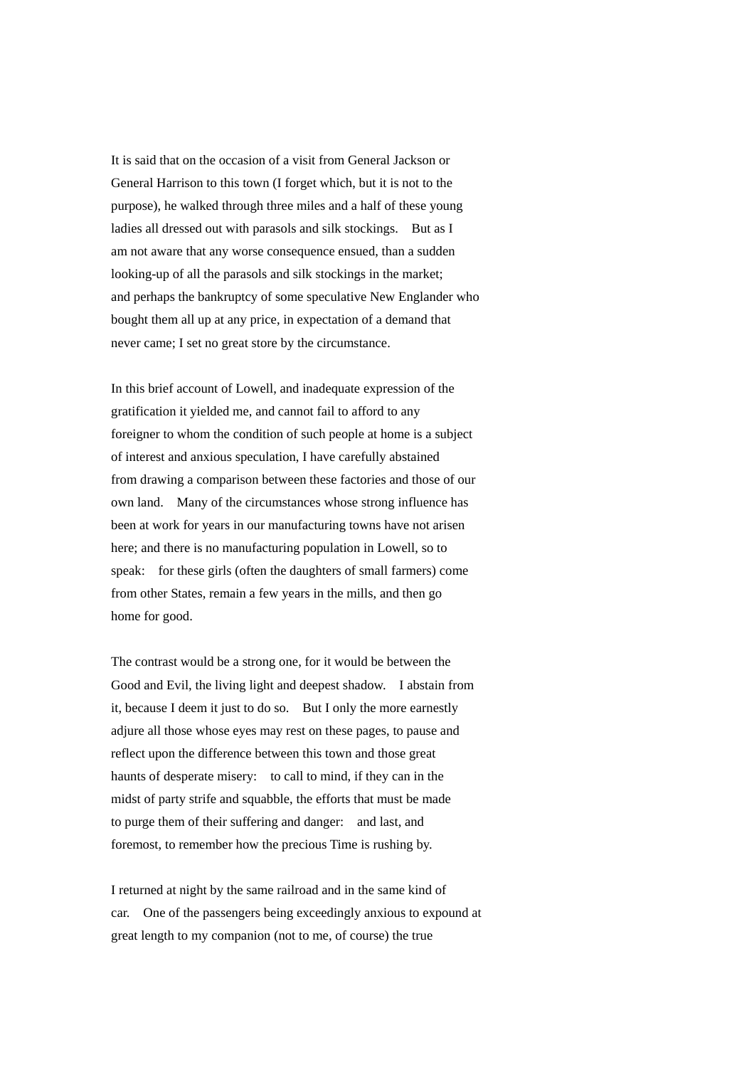It is said that on the occasion of a visit from General Jackson or General Harrison to this town (I forget which, but it is not to the purpose), he walked through three miles and a half of these young ladies all dressed out with parasols and silk stockings. But as I am not aware that any worse consequence ensued, than a sudden looking-up of all the parasols and silk stockings in the market; and perhaps the bankruptcy of some speculative New Englander who bought them all up at any price, in expectation of a demand that never came; I set no great store by the circumstance.

In this brief account of Lowell, and inadequate expression of the gratification it yielded me, and cannot fail to afford to any foreigner to whom the condition of such people at home is a subject of interest and anxious speculation, I have carefully abstained from drawing a comparison between these factories and those of our own land. Many of the circumstances whose strong influence has been at work for years in our manufacturing towns have not arisen here; and there is no manufacturing population in Lowell, so to speak: for these girls (often the daughters of small farmers) come from other States, remain a few years in the mills, and then go home for good.

The contrast would be a strong one, for it would be between the Good and Evil, the living light and deepest shadow. I abstain from it, because I deem it just to do so. But I only the more earnestly adjure all those whose eyes may rest on these pages, to pause and reflect upon the difference between this town and those great haunts of desperate misery: to call to mind, if they can in the midst of party strife and squabble, the efforts that must be made to purge them of their suffering and danger: and last, and foremost, to remember how the precious Time is rushing by.

I returned at night by the same railroad and in the same kind of car. One of the passengers being exceedingly anxious to expound at great length to my companion (not to me, of course) the true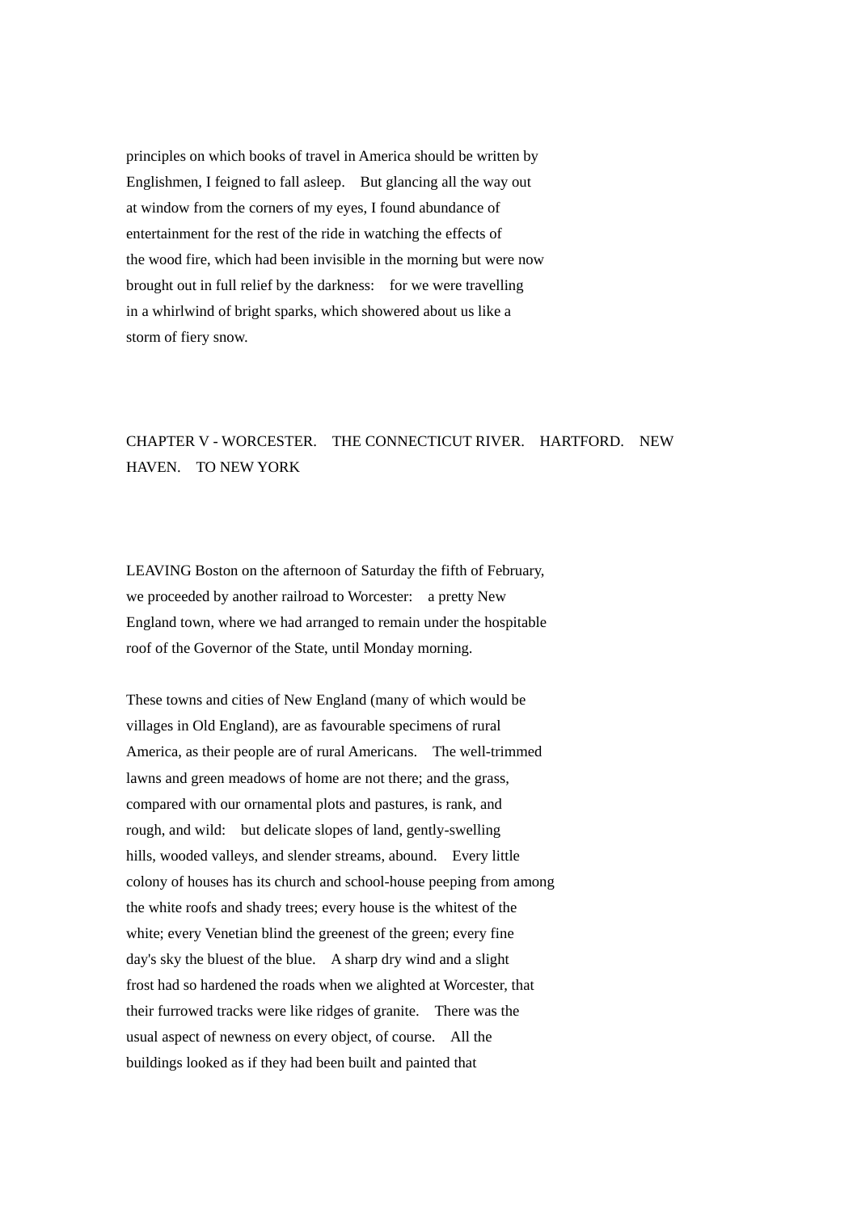principles on which books of travel in America should be written by Englishmen, I feigned to fall asleep. But glancing all the way out at window from the corners of my eyes, I found abundance of entertainment for the rest of the ride in watching the effects of the wood fire, which had been invisible in the morning but were now brought out in full relief by the darkness: for we were travelling in a whirlwind of bright sparks, which showered about us like a storm of fiery snow.

## CHAPTER V - WORCESTER. THE CONNECTICUT RIVER. HARTFORD. NEW HAVEN. TO NEW YORK

LEAVING Boston on the afternoon of Saturday the fifth of February, we proceeded by another railroad to Worcester: a pretty New England town, where we had arranged to remain under the hospitable roof of the Governor of the State, until Monday morning.

These towns and cities of New England (many of which would be villages in Old England), are as favourable specimens of rural America, as their people are of rural Americans. The well-trimmed lawns and green meadows of home are not there; and the grass, compared with our ornamental plots and pastures, is rank, and rough, and wild: but delicate slopes of land, gently-swelling hills, wooded valleys, and slender streams, abound. Every little colony of houses has its church and school-house peeping from among the white roofs and shady trees; every house is the whitest of the white; every Venetian blind the greenest of the green; every fine day's sky the bluest of the blue. A sharp dry wind and a slight frost had so hardened the roads when we alighted at Worcester, that their furrowed tracks were like ridges of granite. There was the usual aspect of newness on every object, of course. All the buildings looked as if they had been built and painted that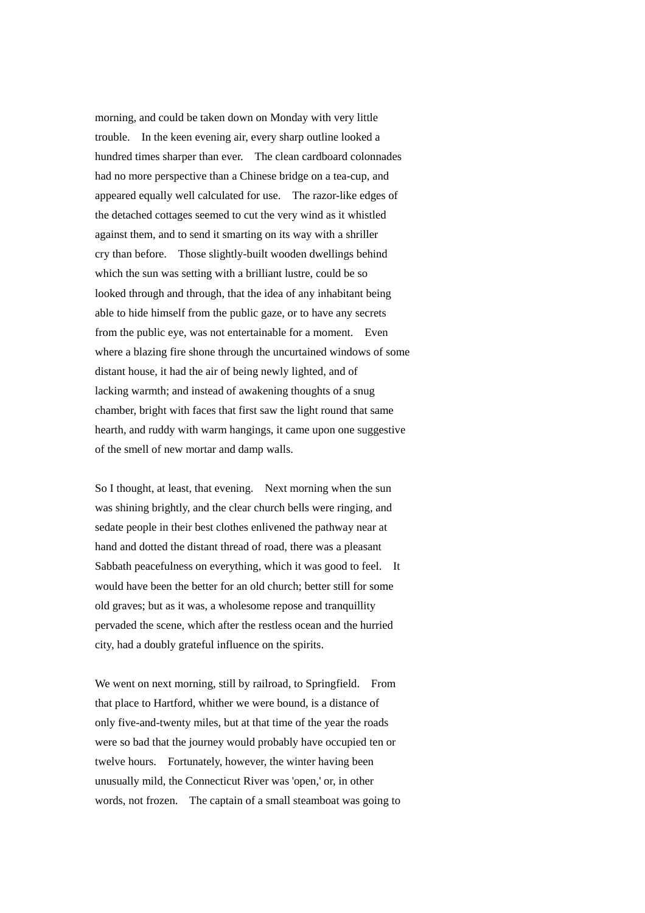morning, and could be taken down on Monday with very little trouble. In the keen evening air, every sharp outline looked a hundred times sharper than ever. The clean cardboard colonnades had no more perspective than a Chinese bridge on a tea-cup, and appeared equally well calculated for use. The razor-like edges of the detached cottages seemed to cut the very wind as it whistled against them, and to send it smarting on its way with a shriller cry than before. Those slightly-built wooden dwellings behind which the sun was setting with a brilliant lustre, could be so looked through and through, that the idea of any inhabitant being able to hide himself from the public gaze, or to have any secrets from the public eye, was not entertainable for a moment. Even where a blazing fire shone through the uncurtained windows of some distant house, it had the air of being newly lighted, and of lacking warmth; and instead of awakening thoughts of a snug chamber, bright with faces that first saw the light round that same hearth, and ruddy with warm hangings, it came upon one suggestive of the smell of new mortar and damp walls.

So I thought, at least, that evening. Next morning when the sun was shining brightly, and the clear church bells were ringing, and sedate people in their best clothes enlivened the pathway near at hand and dotted the distant thread of road, there was a pleasant Sabbath peacefulness on everything, which it was good to feel. It would have been the better for an old church; better still for some old graves; but as it was, a wholesome repose and tranquillity pervaded the scene, which after the restless ocean and the hurried city, had a doubly grateful influence on the spirits.

We went on next morning, still by railroad, to Springfield. From that place to Hartford, whither we were bound, is a distance of only five-and-twenty miles, but at that time of the year the roads were so bad that the journey would probably have occupied ten or twelve hours. Fortunately, however, the winter having been unusually mild, the Connecticut River was 'open,' or, in other words, not frozen. The captain of a small steamboat was going to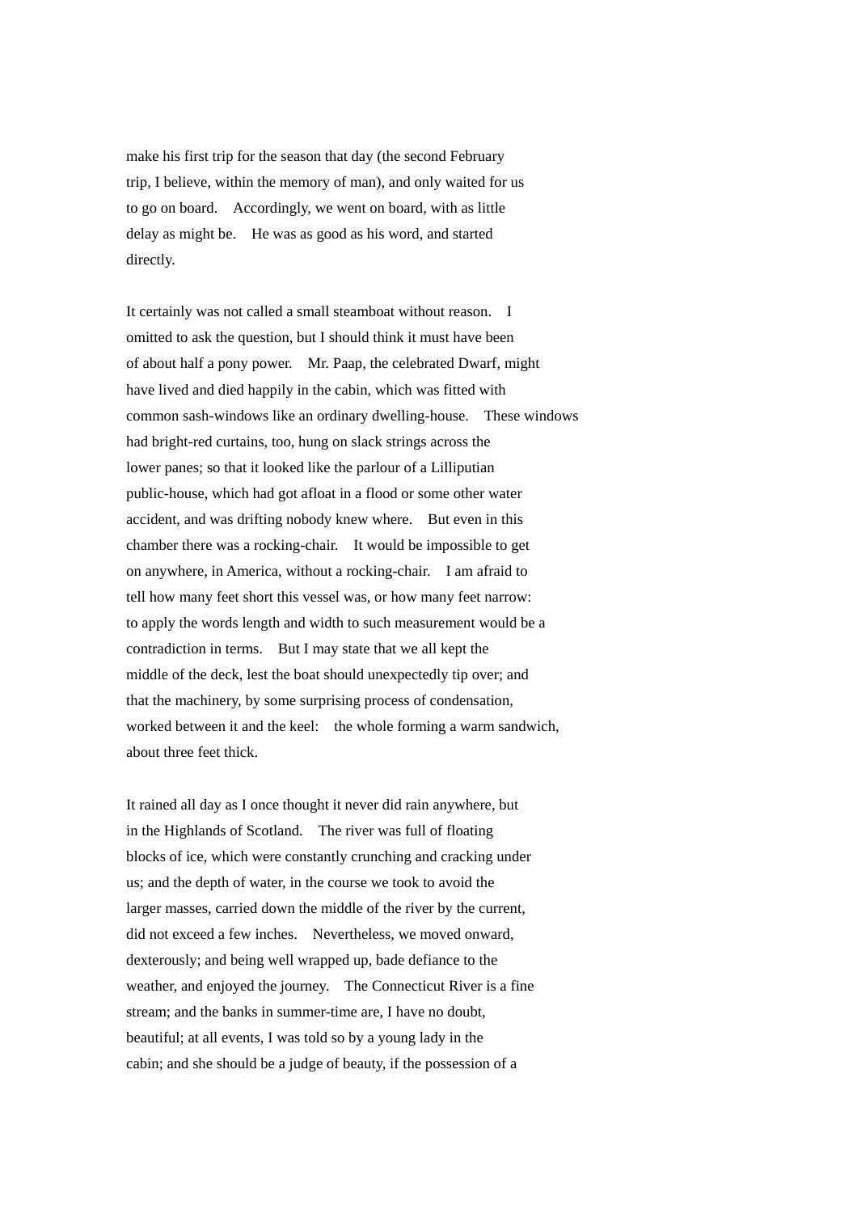make his first trip for the season that day (the second February trip, I believe, within the memory of man), and only waited for us to go on board. Accordingly, we went on board, with as little delay as might be. He was as good as his word, and started directly.

It certainly was not called a small steamboat without reason. I omitted to ask the question, but I should think it must have been of about half a pony power. Mr. Paap, the celebrated Dwarf, might have lived and died happily in the cabin, which was fitted with common sash-windows like an ordinary dwelling-house. These windows had bright-red curtains, too, hung on slack strings across the lower panes; so that it looked like the parlour of a Lilliputian public-house, which had got afloat in a flood or some other water accident, and was drifting nobody knew where. But even in this chamber there was a rocking-chair. It would be impossible to get on anywhere, in America, without a rocking-chair. I am afraid to tell how many feet short this vessel was, or how many feet narrow: to apply the words length and width to such measurement would be a contradiction in terms. But I may state that we all kept the middle of the deck, lest the boat should unexpectedly tip over; and that the machinery, by some surprising process of condensation, worked between it and the keel: the whole forming a warm sandwich, about three feet thick.

It rained all day as I once thought it never did rain anywhere, but in the Highlands of Scotland. The river was full of floating blocks of ice, which were constantly crunching and cracking under us; and the depth of water, in the course we took to avoid the larger masses, carried down the middle of the river by the current, did not exceed a few inches. Nevertheless, we moved onward, dexterously; and being well wrapped up, bade defiance to the weather, and enjoyed the journey. The Connecticut River is a fine stream; and the banks in summer-time are, I have no doubt, beautiful; at all events, I was told so by a young lady in the cabin; and she should be a judge of beauty, if the possession of a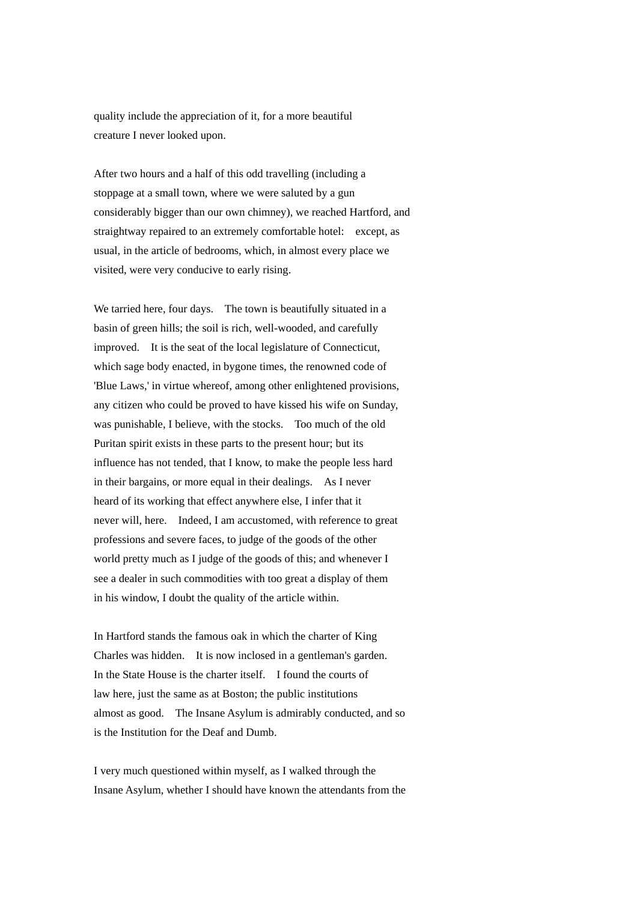quality include the appreciation of it, for a more beautiful creature I never looked upon.

After two hours and a half of this odd travelling (including a stoppage at a small town, where we were saluted by a gun considerably bigger than our own chimney), we reached Hartford, and straightway repaired to an extremely comfortable hotel: except, as usual, in the article of bedrooms, which, in almost every place we visited, were very conducive to early rising.

We tarried here, four days. The town is beautifully situated in a basin of green hills; the soil is rich, well-wooded, and carefully improved. It is the seat of the local legislature of Connecticut, which sage body enacted, in bygone times, the renowned code of 'Blue Laws,' in virtue whereof, among other enlightened provisions, any citizen who could be proved to have kissed his wife on Sunday, was punishable, I believe, with the stocks. Too much of the old Puritan spirit exists in these parts to the present hour; but its influence has not tended, that I know, to make the people less hard in their bargains, or more equal in their dealings. As I never heard of its working that effect anywhere else, I infer that it never will, here. Indeed, I am accustomed, with reference to great professions and severe faces, to judge of the goods of the other world pretty much as I judge of the goods of this; and whenever I see a dealer in such commodities with too great a display of them in his window, I doubt the quality of the article within.

In Hartford stands the famous oak in which the charter of King Charles was hidden. It is now inclosed in a gentleman's garden. In the State House is the charter itself. I found the courts of law here, just the same as at Boston; the public institutions almost as good. The Insane Asylum is admirably conducted, and so is the Institution for the Deaf and Dumb.

I very much questioned within myself, as I walked through the Insane Asylum, whether I should have known the attendants from the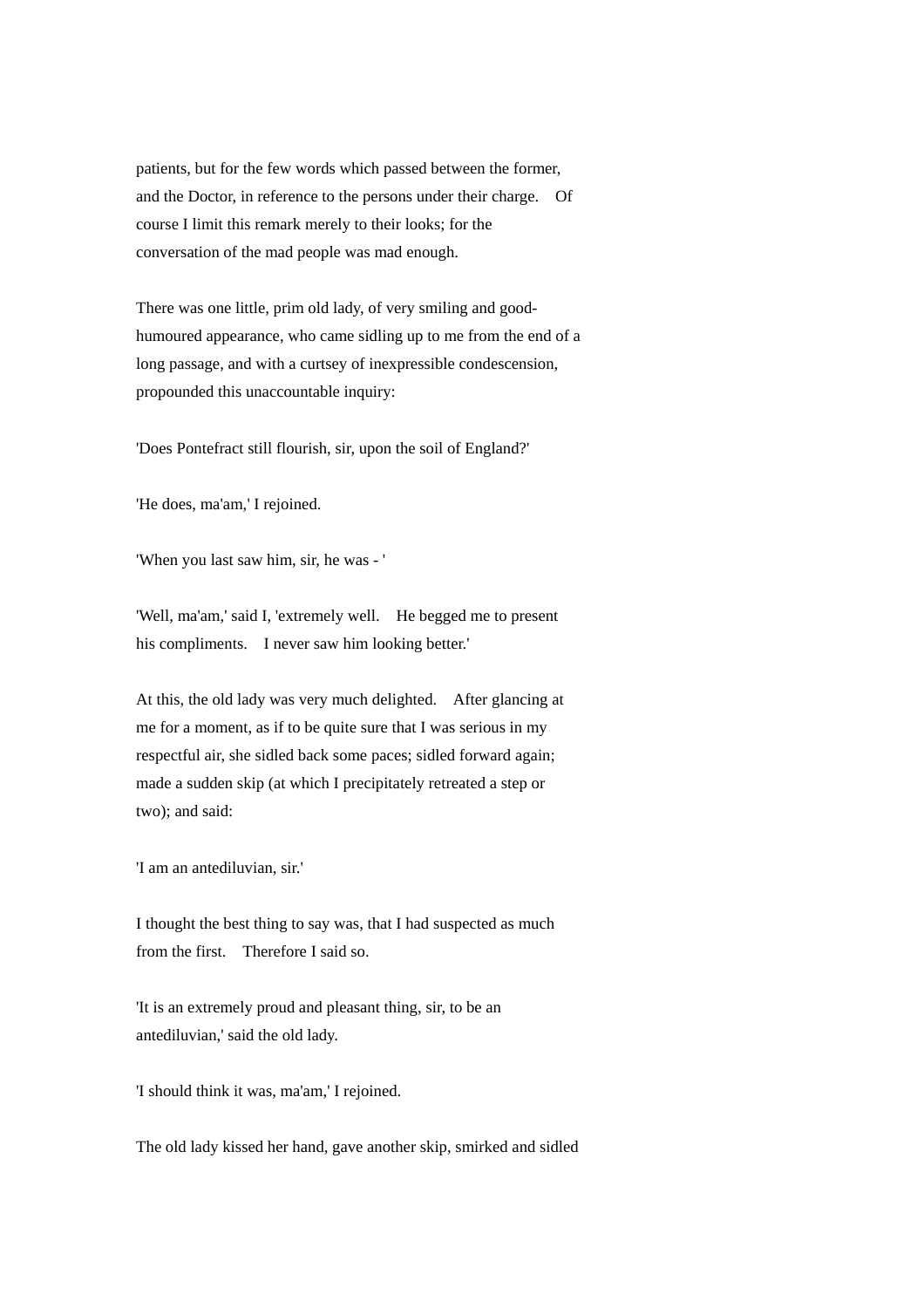patients, but for the few words which passed between the former, and the Doctor, in reference to the persons under their charge. Of course I limit this remark merely to their looks; for the conversation of the mad people was mad enough.

There was one little, prim old lady, of very smiling and good-humoured appearance, who came sidling up to me from the end of a long passage, and with a curtsey of inexpressible condescension, propounded this unaccountable inquiry:

'Does Pontefract still flourish, sir, upon the soil of England?'

'He does, ma'am,' I rejoined.

'When you last saw him, sir, he was - '

'Well, ma'am,' said I, 'extremely well. He begged me to present his compliments. I never saw him looking better.'

At this, the old lady was very much delighted. After glancing at me for a moment, as if to be quite sure that I was serious in my respectful air, she sidled back some paces; sidled forward again; made a sudden skip (at which I precipitately retreated a step or two); and said:

'I am an antediluvian, sir.'

I thought the best thing to say was, that I had suspected as much from the first. Therefore I said so.

'It is an extremely proud and pleasant thing, sir, to be an antediluvian,' said the old lady.

'I should think it was, ma'am,' I rejoined.

The old lady kissed her hand, gave another skip, smirked and sidled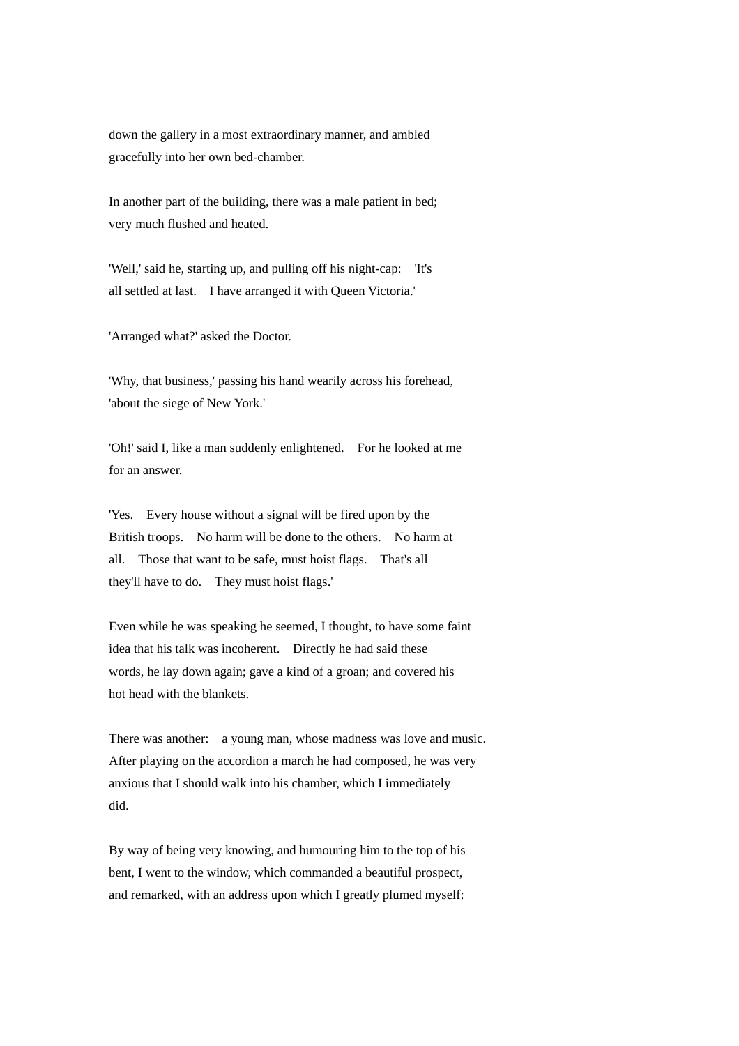down the gallery in a most extraordinary manner, and ambled gracefully into her own bed-chamber.

In another part of the building, there was a male patient in bed; very much flushed and heated.

'Well,' said he, starting up, and pulling off his night-cap: 'It's all settled at last. I have arranged it with Queen Victoria.'

'Arranged what?' asked the Doctor.

'Why, that business,' passing his hand wearily across his forehead, 'about the siege of New York.'

'Oh!' said I, like a man suddenly enlightened. For he looked at me for an answer.

'Yes. Every house without a signal will be fired upon by the British troops. No harm will be done to the others. No harm at all. Those that want to be safe, must hoist flags. That's all they'll have to do. They must hoist flags.'

Even while he was speaking he seemed, I thought, to have some faint idea that his talk was incoherent. Directly he had said these words, he lay down again; gave a kind of a groan; and covered his hot head with the blankets.

There was another: a young man, whose madness was love and music. After playing on the accordion a march he had composed, he was very anxious that I should walk into his chamber, which I immediately did.

By way of being very knowing, and humouring him to the top of his bent, I went to the window, which commanded a beautiful prospect, and remarked, with an address upon which I greatly plumed myself: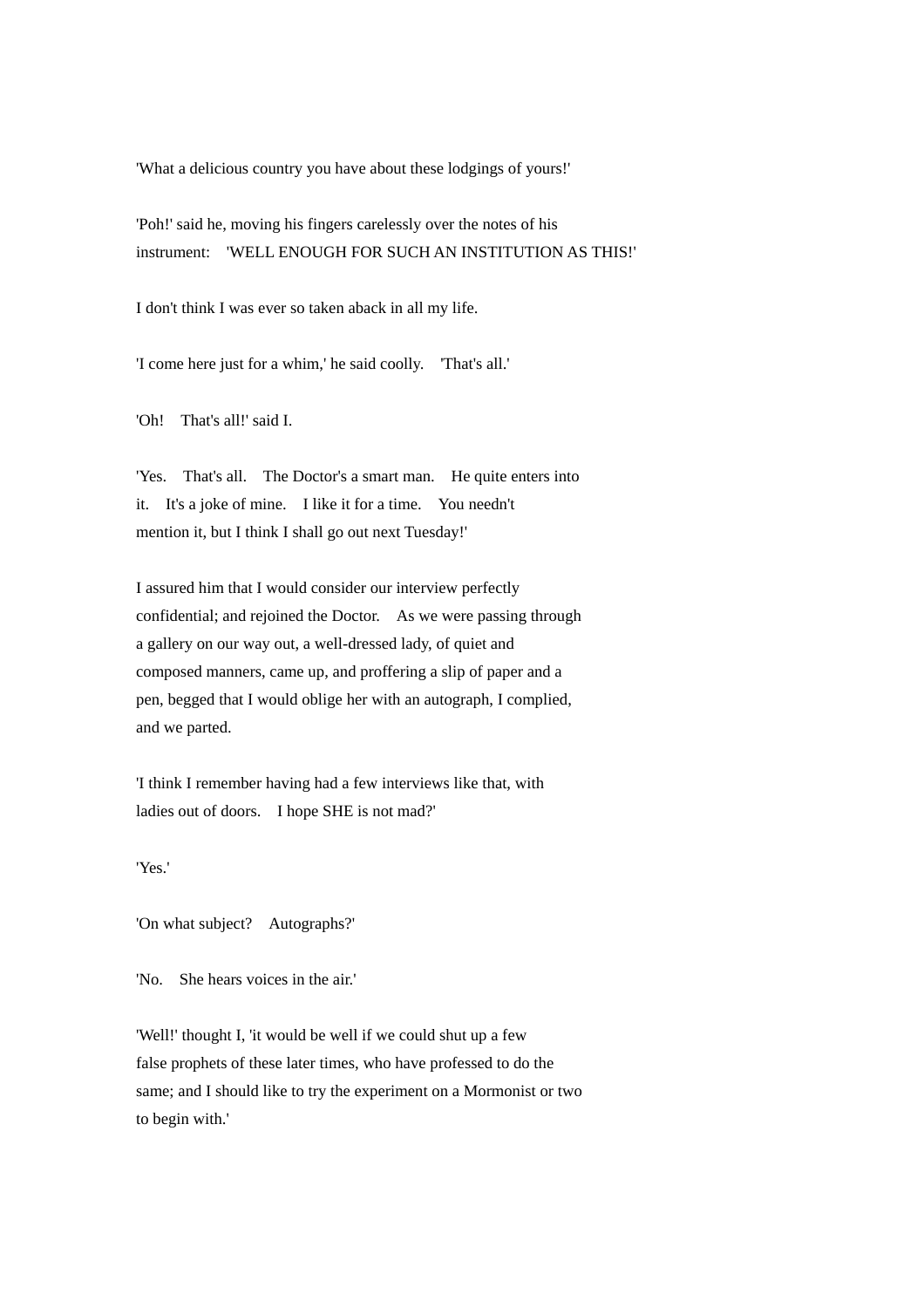'What a delicious country you have about these lodgings of yours!'

'Poh!' said he, moving his fingers carelessly over the notes of his instrument: 'WELL ENOUGH FOR SUCH AN INSTITUTION AS THIS!'

I don't think I was ever so taken aback in all my life.

'I come here just for a whim,' he said coolly. 'That's all.'

'Oh! That's all!' said I.

'Yes. That's all. The Doctor's a smart man. He quite enters into it. It's a joke of mine. I like it for a time. You needn't mention it, but I think I shall go out next Tuesday!'

I assured him that I would consider our interview perfectly confidential; and rejoined the Doctor. As we were passing through a gallery on our way out, a well-dressed lady, of quiet and composed manners, came up, and proffering a slip of paper and a pen, begged that I would oblige her with an autograph, I complied, and we parted.

'I think I remember having had a few interviews like that, with ladies out of doors. I hope SHE is not mad?'

'Yes.'

'On what subject? Autographs?'

'No. She hears voices in the air.'

'Well!' thought I, 'it would be well if we could shut up a few false prophets of these later times, who have professed to do the same; and I should like to try the experiment on a Mormonist or two to begin with.'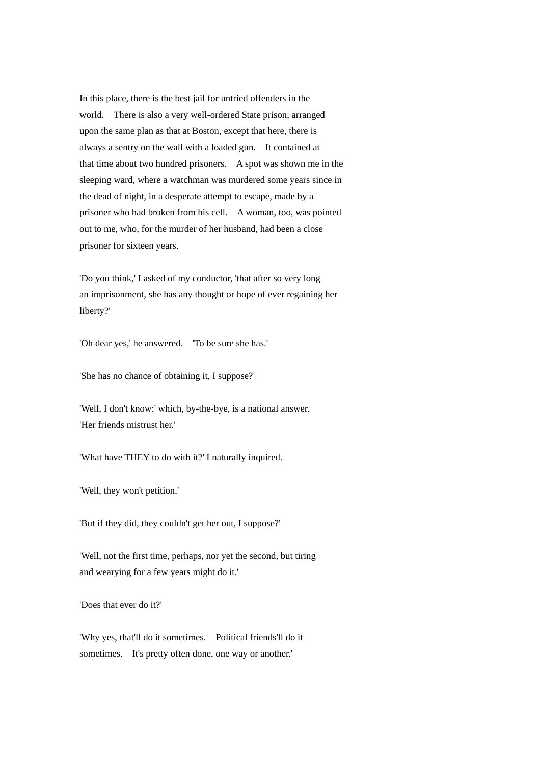In this place, there is the best jail for untried offenders in the world. There is also a very well-ordered State prison, arranged upon the same plan as that at Boston, except that here, there is always a sentry on the wall with a loaded gun. It contained at that time about two hundred prisoners. A spot was shown me in the sleeping ward, where a watchman was murdered some years since in the dead of night, in a desperate attempt to escape, made by a prisoner who had broken from his cell. A woman, too, was pointed out to me, who, for the murder of her husband, had been a close prisoner for sixteen years.

'Do you think,' I asked of my conductor, 'that after so very long an imprisonment, she has any thought or hope of ever regaining her liberty?'

'Oh dear yes,' he answered. 'To be sure she has.'

'She has no chance of obtaining it, I suppose?'

'Well, I don't know:' which, by-the-bye, is a national answer. 'Her friends mistrust her.'

'What have THEY to do with it?' I naturally inquired.

'Well, they won't petition.'

'But if they did, they couldn't get her out, I suppose?'

'Well, not the first time, perhaps, nor yet the second, but tiring and wearying for a few years might do it.'

'Does that ever do it?'

'Why yes, that'll do it sometimes. Political friends'll do it sometimes. It's pretty often done, one way or another.'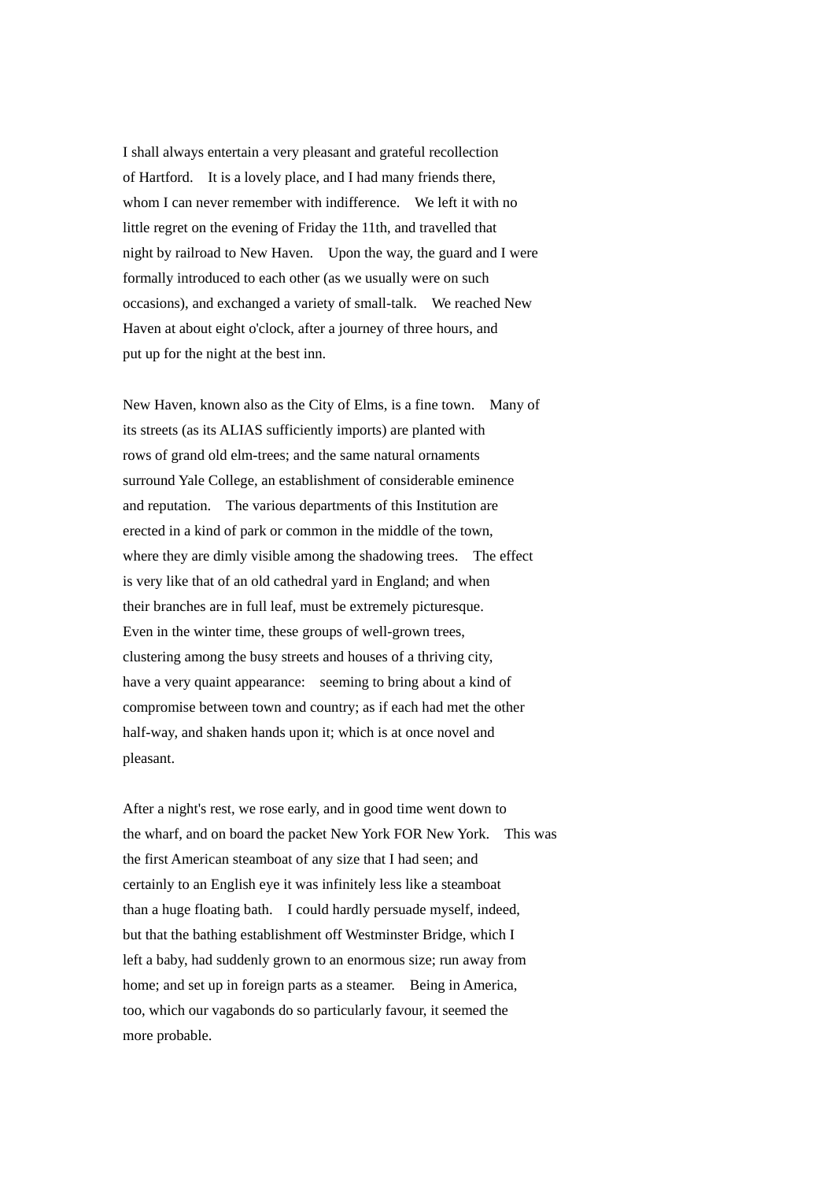I shall always entertain a very pleasant and grateful recollection of Hartford. It is a lovely place, and I had many friends there, whom I can never remember with indifference. We left it with no little regret on the evening of Friday the 11th, and travelled that night by railroad to New Haven. Upon the way, the guard and I were formally introduced to each other (as we usually were on such occasions), and exchanged a variety of small-talk. We reached New Haven at about eight o'clock, after a journey of three hours, and put up for the night at the best inn.

New Haven, known also as the City of Elms, is a fine town. Many of its streets (as its ALIAS sufficiently imports) are planted with rows of grand old elm-trees; and the same natural ornaments surround Yale College, an establishment of considerable eminence and reputation. The various departments of this Institution are erected in a kind of park or common in the middle of the town, where they are dimly visible among the shadowing trees. The effect is very like that of an old cathedral yard in England; and when their branches are in full leaf, must be extremely picturesque. Even in the winter time, these groups of well-grown trees, clustering among the busy streets and houses of a thriving city, have a very quaint appearance: seeming to bring about a kind of compromise between town and country; as if each had met the other half-way, and shaken hands upon it; which is at once novel and pleasant.

After a night's rest, we rose early, and in good time went down to the wharf, and on board the packet New York FOR New York. This was the first American steamboat of any size that I had seen; and certainly to an English eye it was infinitely less like a steamboat than a huge floating bath. I could hardly persuade myself, indeed, but that the bathing establishment off Westminster Bridge, which I left a baby, had suddenly grown to an enormous size; run away from home; and set up in foreign parts as a steamer. Being in America, too, which our vagabonds do so particularly favour, it seemed the more probable.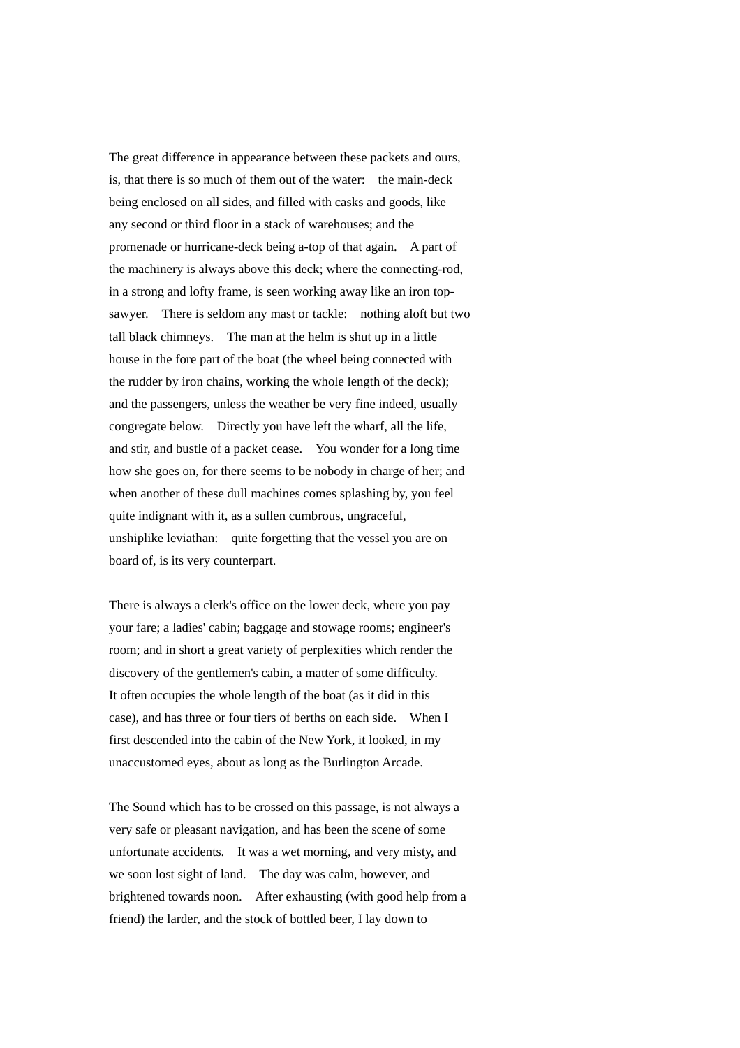The great difference in appearance between these packets and ours, is, that there is so much of them out of the water: the main-deck being enclosed on all sides, and filled with casks and goods, like any second or third floor in a stack of warehouses; and the promenade or hurricane-deck being a-top of that again. A part of the machinery is always above this deck; where the connecting-rod, in a strong and lofty frame, is seen working away like an iron top-sawyer. There is seldom any mast or tackle: nothing aloft but two tall black chimneys. The man at the helm is shut up in a little house in the fore part of the boat (the wheel being connected with the rudder by iron chains, working the whole length of the deck); and the passengers, unless the weather be very fine indeed, usually congregate below. Directly you have left the wharf, all the life, and stir, and bustle of a packet cease. You wonder for a long time how she goes on, for there seems to be nobody in charge of her; and when another of these dull machines comes splashing by, you feel quite indignant with it, as a sullen cumbrous, ungraceful, unshiplike leviathan: quite forgetting that the vessel you are on board of, is its very counterpart.

There is always a clerk's office on the lower deck, where you pay your fare; a ladies' cabin; baggage and stowage rooms; engineer's room; and in short a great variety of perplexities which render the discovery of the gentlemen's cabin, a matter of some difficulty. It often occupies the whole length of the boat (as it did in this case), and has three or four tiers of berths on each side. When I first descended into the cabin of the New York, it looked, in my unaccustomed eyes, about as long as the Burlington Arcade.

The Sound which has to be crossed on this passage, is not always a very safe or pleasant navigation, and has been the scene of some unfortunate accidents. It was a wet morning, and very misty, and we soon lost sight of land. The day was calm, however, and brightened towards noon. After exhausting (with good help from a friend) the larder, and the stock of bottled beer, I lay down to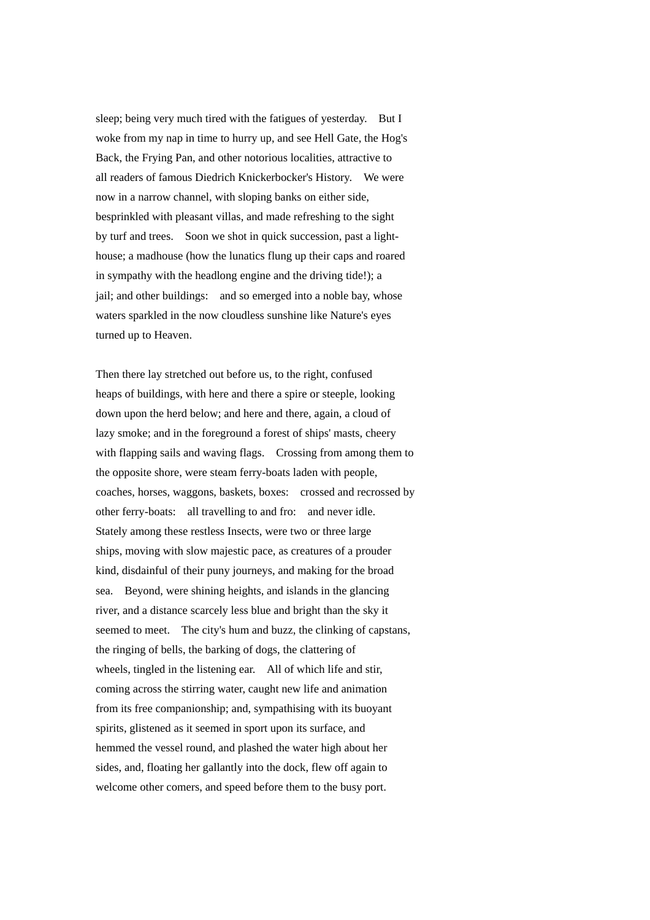sleep; being very much tired with the fatigues of yesterday. But I woke from my nap in time to hurry up, and see Hell Gate, the Hog's Back, the Frying Pan, and other notorious localities, attractive to all readers of famous Diedrich Knickerbocker's History. We were now in a narrow channel, with sloping banks on either side, besprinkled with pleasant villas, and made refreshing to the sight by turf and trees. Soon we shot in quick succession, past a light-house; a madhouse (how the lunatics flung up their caps and roared in sympathy with the headlong engine and the driving tide!); a jail; and other buildings: and so emerged into a noble bay, whose waters sparkled in the now cloudless sunshine like Nature's eyes turned up to Heaven.

Then there lay stretched out before us, to the right, confused heaps of buildings, with here and there a spire or steeple, looking down upon the herd below; and here and there, again, a cloud of lazy smoke; and in the foreground a forest of ships' masts, cheery with flapping sails and waving flags. Crossing from among them to the opposite shore, were steam ferry-boats laden with people, coaches, horses, waggons, baskets, boxes: crossed and recrossed by other ferry-boats: all travelling to and fro: and never idle. Stately among these restless Insects, were two or three large ships, moving with slow majestic pace, as creatures of a prouder kind, disdainful of their puny journeys, and making for the broad sea. Beyond, were shining heights, and islands in the glancing river, and a distance scarcely less blue and bright than the sky it seemed to meet. The city's hum and buzz, the clinking of capstans, the ringing of bells, the barking of dogs, the clattering of wheels, tingled in the listening ear. All of which life and stir, coming across the stirring water, caught new life and animation from its free companionship; and, sympathising with its buoyant spirits, glistened as it seemed in sport upon its surface, and hemmed the vessel round, and plashed the water high about her sides, and, floating her gallantly into the dock, flew off again to welcome other comers, and speed before them to the busy port.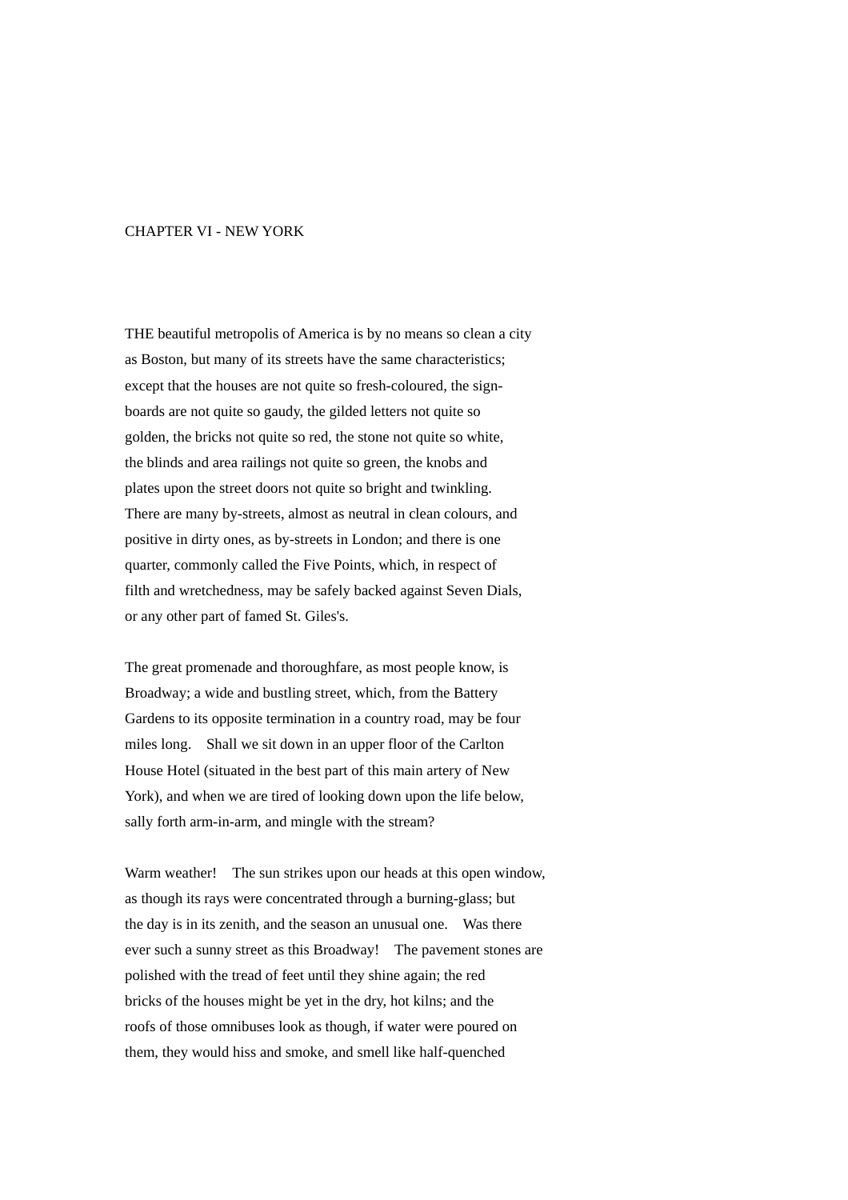## CHAPTER VI - NEW YORK

THE beautiful metropolis of America is by no means so clean a city as Boston, but many of its streets have the same characteristics; except that the houses are not quite so fresh-coloured, the sign-boards are not quite so gaudy, the gilded letters not quite so golden, the bricks not quite so red, the stone not quite so white, the blinds and area railings not quite so green, the knobs and plates upon the street doors not quite so bright and twinkling. There are many by-streets, almost as neutral in clean colours, and positive in dirty ones, as by-streets in London; and there is one quarter, commonly called the Five Points, which, in respect of filth and wretchedness, may be safely backed against Seven Dials, or any other part of famed St. Giles's.

The great promenade and thoroughfare, as most people know, is Broadway; a wide and bustling street, which, from the Battery Gardens to its opposite termination in a country road, may be four miles long. Shall we sit down in an upper floor of the Carlton House Hotel (situated in the best part of this main artery of New York), and when we are tired of looking down upon the life below, sally forth arm-in-arm, and mingle with the stream?

Warm weather! The sun strikes upon our heads at this open window, as though its rays were concentrated through a burning-glass; but the day is in its zenith, and the season an unusual one. Was there ever such a sunny street as this Broadway! The pavement stones are polished with the tread of feet until they shine again; the red bricks of the houses might be yet in the dry, hot kilns; and the roofs of those omnibuses look as though, if water were poured on them, they would hiss and smoke, and smell like half-quenched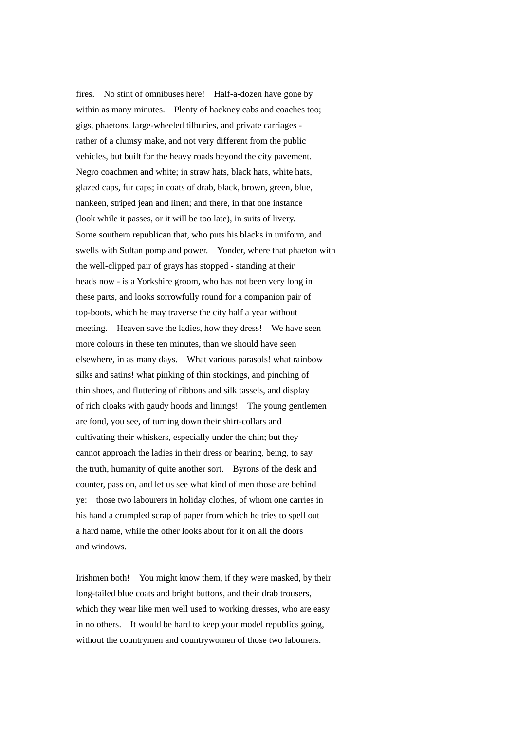fires. No stint of omnibuses here! Half-a-dozen have gone by within as many minutes. Plenty of hackney cabs and coaches too; gigs, phaetons, large-wheeled tilburies, and private carriages - rather of a clumsy make, and not very different from the public vehicles, but built for the heavy roads beyond the city pavement. Negro coachmen and white; in straw hats, black hats, white hats, glazed caps, fur caps; in coats of drab, black, brown, green, blue, nankeen, striped jean and linen; and there, in that one instance (look while it passes, or it will be too late), in suits of livery. Some southern republican that, who puts his blacks in uniform, and swells with Sultan pomp and power. Yonder, where that phaeton with the well-clipped pair of grays has stopped - standing at their heads now - is a Yorkshire groom, who has not been very long in these parts, and looks sorrowfully round for a companion pair of top-boots, which he may traverse the city half a year without meeting. Heaven save the ladies, how they dress! We have seen more colours in these ten minutes, than we should have seen elsewhere, in as many days. What various parasols! what rainbow silks and satins! what pinking of thin stockings, and pinching of thin shoes, and fluttering of ribbons and silk tassels, and display of rich cloaks with gaudy hoods and linings! The young gentlemen are fond, you see, of turning down their shirt-collars and cultivating their whiskers, especially under the chin; but they cannot approach the ladies in their dress or bearing, being, to say the truth, humanity of quite another sort. Byrons of the desk and counter, pass on, and let us see what kind of men those are behind ye: those two labourers in holiday clothes, of whom one carries in his hand a crumpled scrap of paper from which he tries to spell out a hard name, while the other looks about for it on all the doors and windows.

Irishmen both! You might know them, if they were masked, by their long-tailed blue coats and bright buttons, and their drab trousers, which they wear like men well used to working dresses, who are easy in no others. It would be hard to keep your model republics going, without the countrymen and countrywomen of those two labourers.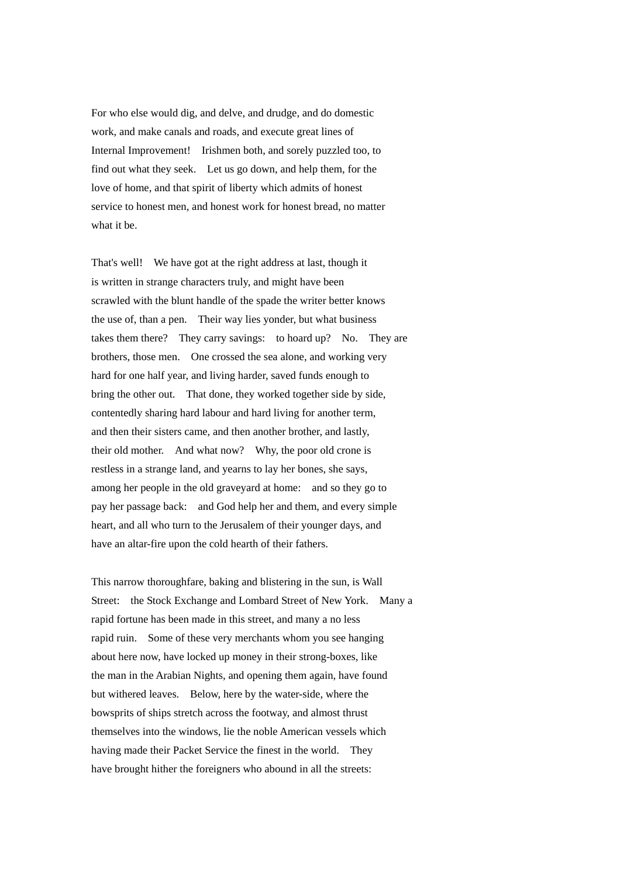For who else would dig, and delve, and drudge, and do domestic work, and make canals and roads, and execute great lines of Internal Improvement!  Irishmen both, and sorely puzzled too, to find out what they seek.  Let us go down, and help them, for the love of home, and that spirit of liberty which admits of honest service to honest men, and honest work for honest bread, no matter what it be.

That's well!  We have got at the right address at last, though it is written in strange characters truly, and might have been scrawled with the blunt handle of the spade the writer better knows the use of, than a pen.  Their way lies yonder, but what business takes them there?  They carry savings:  to hoard up?  No.  They are brothers, those men.  One crossed the sea alone, and working very hard for one half year, and living harder, saved funds enough to bring the other out.  That done, they worked together side by side, contentedly sharing hard labour and hard living for another term, and then their sisters came, and then another brother, and lastly, their old mother.  And what now?  Why, the poor old crone is restless in a strange land, and yearns to lay her bones, she says, among her people in the old graveyard at home:  and so they go to pay her passage back:  and God help her and them, and every simple heart, and all who turn to the Jerusalem of their younger days, and have an altar-fire upon the cold hearth of their fathers.

This narrow thoroughfare, baking and blistering in the sun, is Wall Street:  the Stock Exchange and Lombard Street of New York.  Many a rapid fortune has been made in this street, and many a no less rapid ruin.  Some of these very merchants whom you see hanging about here now, have locked up money in their strong-boxes, like the man in the Arabian Nights, and opening them again, have found but withered leaves.  Below, here by the water-side, where the bowsprits of ships stretch across the footway, and almost thrust themselves into the windows, lie the noble American vessels which having made their Packet Service the finest in the world.  They have brought hither the foreigners who abound in all the streets: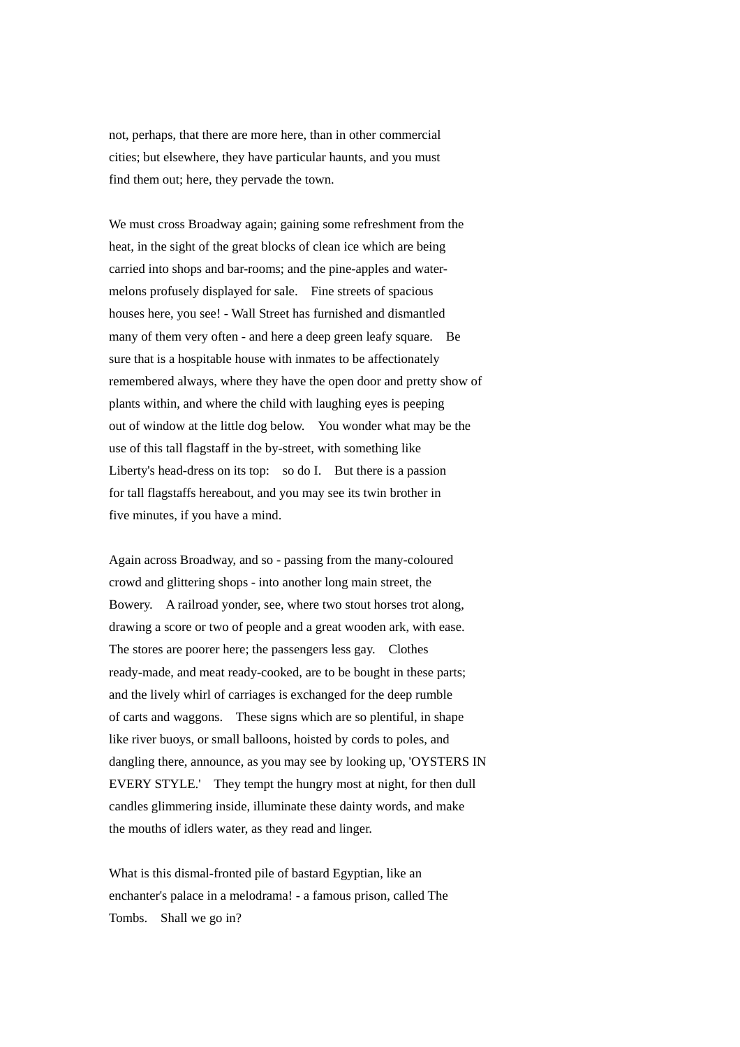not, perhaps, that there are more here, than in other commercial cities; but elsewhere, they have particular haunts, and you must find them out; here, they pervade the town.

We must cross Broadway again; gaining some refreshment from the heat, in the sight of the great blocks of clean ice which are being carried into shops and bar-rooms; and the pine-apples and water-melons profusely displayed for sale.  Fine streets of spacious houses here, you see! - Wall Street has furnished and dismantled many of them very often - and here a deep green leafy square.  Be sure that is a hospitable house with inmates to be affectionately remembered always, where they have the open door and pretty show of plants within, and where the child with laughing eyes is peeping out of window at the little dog below.  You wonder what may be the use of this tall flagstaff in the by-street, with something like Liberty's head-dress on its top:  so do I.  But there is a passion for tall flagstaffs hereabout, and you may see its twin brother in five minutes, if you have a mind.

Again across Broadway, and so - passing from the many-coloured crowd and glittering shops - into another long main street, the Bowery.  A railroad yonder, see, where two stout horses trot along, drawing a score or two of people and a great wooden ark, with ease. The stores are poorer here; the passengers less gay.  Clothes ready-made, and meat ready-cooked, are to be bought in these parts; and the lively whirl of carriages is exchanged for the deep rumble of carts and waggons.  These signs which are so plentiful, in shape like river buoys, or small balloons, hoisted by cords to poles, and dangling there, announce, as you may see by looking up, 'OYSTERS IN EVERY STYLE.'  They tempt the hungry most at night, for then dull candles glimmering inside, illuminate these dainty words, and make the mouths of idlers water, as they read and linger.

What is this dismal-fronted pile of bastard Egyptian, like an enchanter's palace in a melodrama! - a famous prison, called The Tombs.  Shall we go in?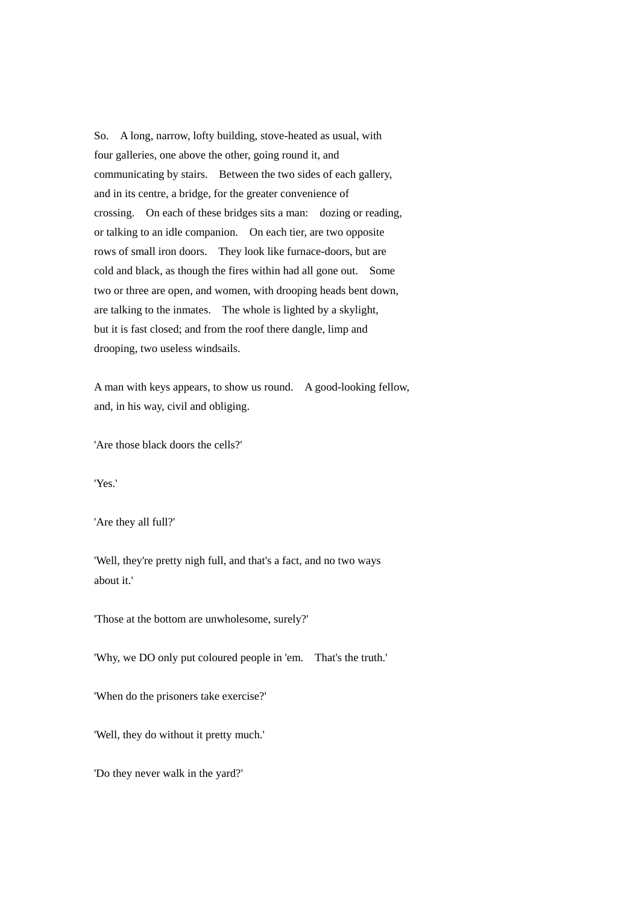So. A long, narrow, lofty building, stove-heated as usual, with four galleries, one above the other, going round it, and communicating by stairs. Between the two sides of each gallery, and in its centre, a bridge, for the greater convenience of crossing. On each of these bridges sits a man: dozing or reading, or talking to an idle companion. On each tier, are two opposite rows of small iron doors. They look like furnace-doors, but are cold and black, as though the fires within had all gone out. Some two or three are open, and women, with drooping heads bent down, are talking to the inmates. The whole is lighted by a skylight, but it is fast closed; and from the roof there dangle, limp and drooping, two useless windsails.

A man with keys appears, to show us round. A good-looking fellow, and, in his way, civil and obliging.

'Are those black doors the cells?'

'Yes.'

'Are they all full?'

'Well, they're pretty nigh full, and that's a fact, and no two ways about it.'

'Those at the bottom are unwholesome, surely?'

'Why, we DO only put coloured people in 'em. That's the truth.'

'When do the prisoners take exercise?'

'Well, they do without it pretty much.'

'Do they never walk in the yard?'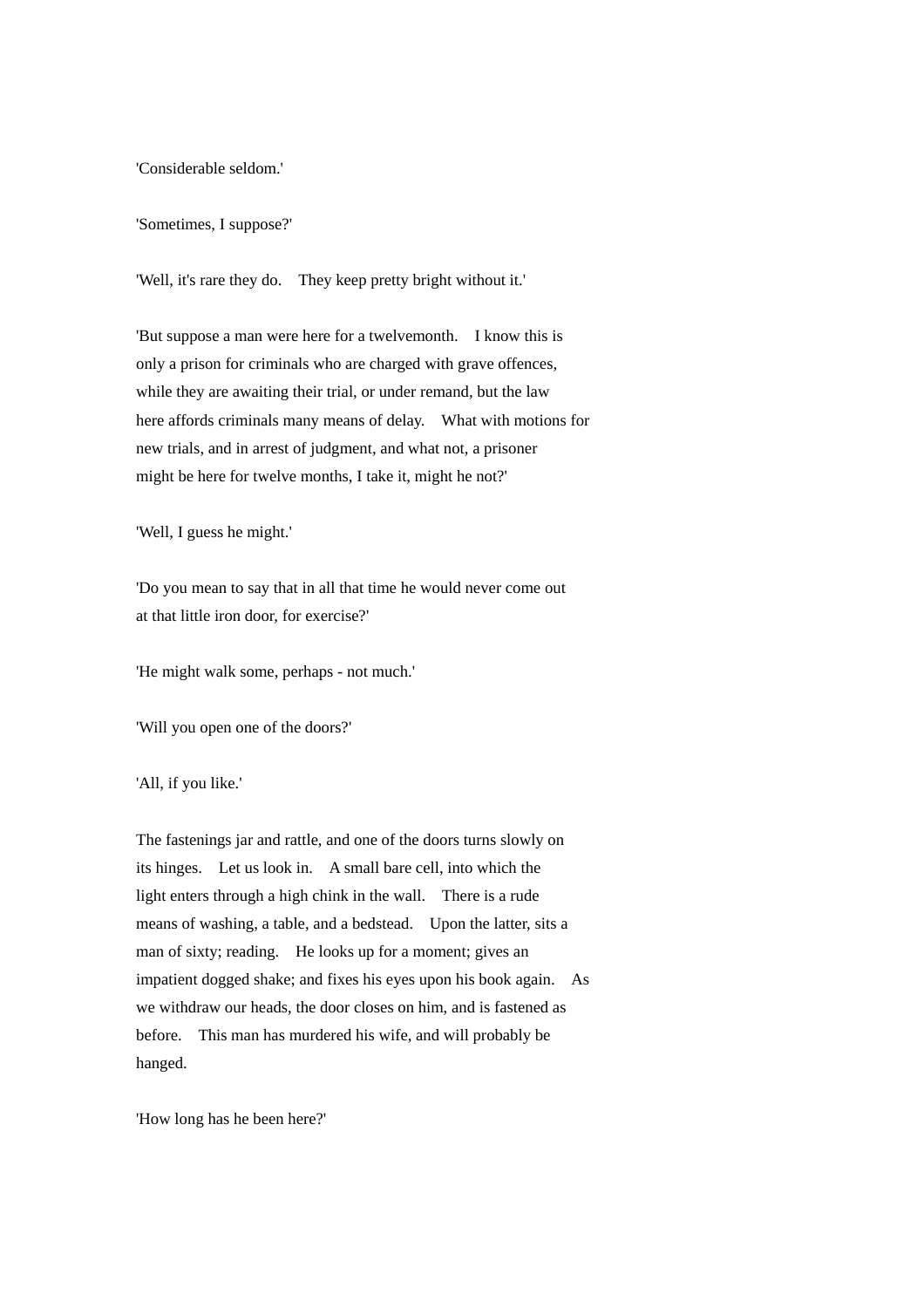'Considerable seldom.'

'Sometimes, I suppose?'

'Well, it's rare they do. They keep pretty bright without it.'

'But suppose a man were here for a twelvemonth. I know this is only a prison for criminals who are charged with grave offences, while they are awaiting their trial, or under remand, but the law here affords criminals many means of delay. What with motions for new trials, and in arrest of judgment, and what not, a prisoner might be here for twelve months, I take it, might he not?'

'Well, I guess he might.'

'Do you mean to say that in all that time he would never come out at that little iron door, for exercise?'

'He might walk some, perhaps - not much.'

'Will you open one of the doors?'

'All, if you like.'

The fastenings jar and rattle, and one of the doors turns slowly on its hinges. Let us look in. A small bare cell, into which the light enters through a high chink in the wall. There is a rude means of washing, a table, and a bedstead. Upon the latter, sits a man of sixty; reading. He looks up for a moment; gives an impatient dogged shake; and fixes his eyes upon his book again. As we withdraw our heads, the door closes on him, and is fastened as before. This man has murdered his wife, and will probably be hanged.

'How long has he been here?'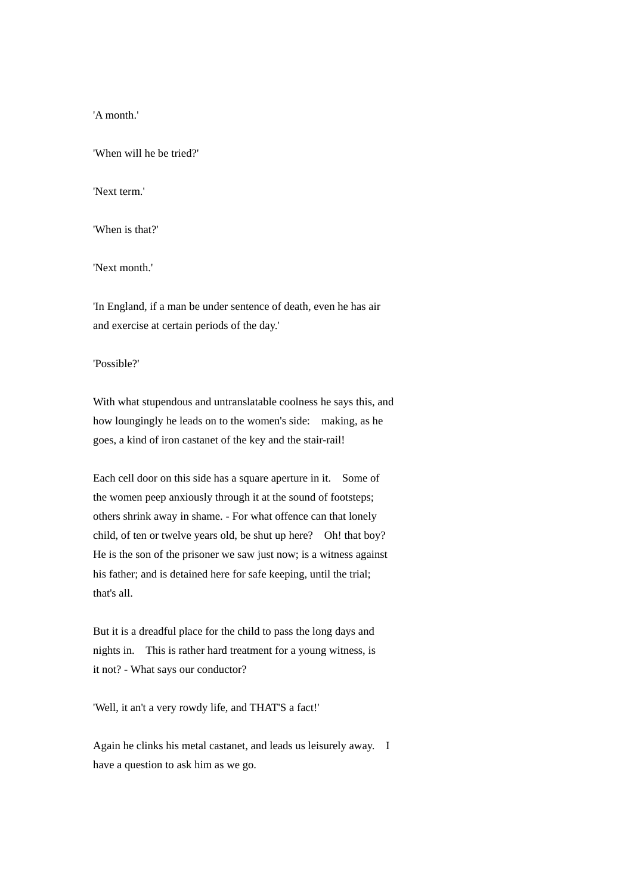'A month.'

'When will he be tried?'

'Next term.'

'When is that?'

'Next month.'

'In England, if a man be under sentence of death, even he has air and exercise at certain periods of the day.'

'Possible?'

With what stupendous and untranslatable coolness he says this, and how loungingly he leads on to the women's side: making, as he goes, a kind of iron castanet of the key and the stair-rail!

Each cell door on this side has a square aperture in it. Some of the women peep anxiously through it at the sound of footsteps; others shrink away in shame. - For what offence can that lonely child, of ten or twelve years old, be shut up here? Oh! that boy? He is the son of the prisoner we saw just now; is a witness against his father; and is detained here for safe keeping, until the trial; that's all.

But it is a dreadful place for the child to pass the long days and nights in. This is rather hard treatment for a young witness, is it not? - What says our conductor?

'Well, it an't a very rowdy life, and THAT'S a fact!'

Again he clinks his metal castanet, and leads us leisurely away. I have a question to ask him as we go.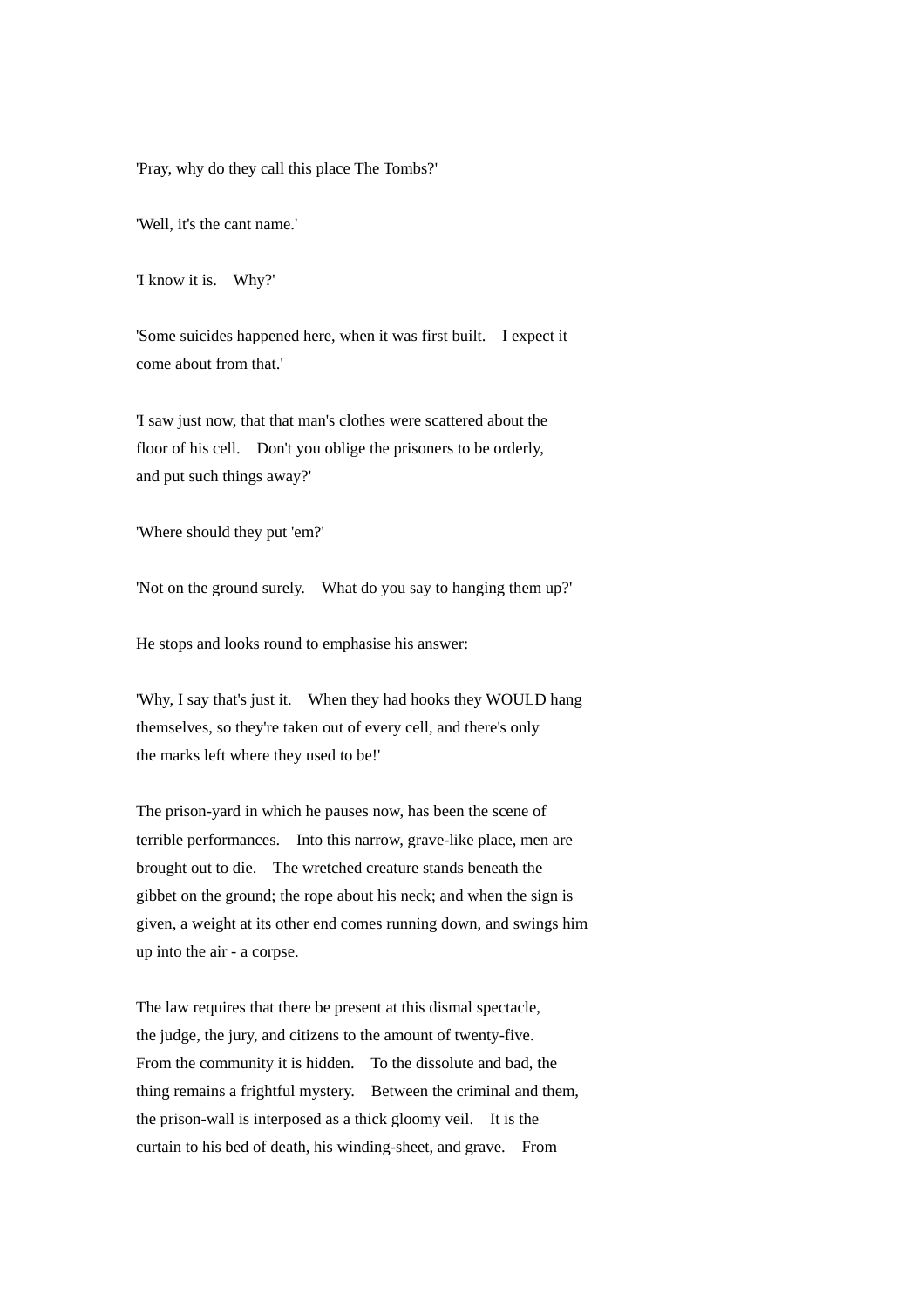'Pray, why do they call this place The Tombs?'

'Well, it's the cant name.'

'I know it is. Why?'

'Some suicides happened here, when it was first built. I expect it come about from that.'

'I saw just now, that that man's clothes were scattered about the floor of his cell. Don't you oblige the prisoners to be orderly, and put such things away?'

'Where should they put 'em?'

'Not on the ground surely. What do you say to hanging them up?'

He stops and looks round to emphasise his answer:

'Why, I say that's just it. When they had hooks they WOULD hang themselves, so they're taken out of every cell, and there's only the marks left where they used to be!'

The prison-yard in which he pauses now, has been the scene of terrible performances. Into this narrow, grave-like place, men are brought out to die. The wretched creature stands beneath the gibbet on the ground; the rope about his neck; and when the sign is given, a weight at its other end comes running down, and swings him up into the air - a corpse.

The law requires that there be present at this dismal spectacle, the judge, the jury, and citizens to the amount of twenty-five. From the community it is hidden. To the dissolute and bad, the thing remains a frightful mystery. Between the criminal and them, the prison-wall is interposed as a thick gloomy veil. It is the curtain to his bed of death, his winding-sheet, and grave. From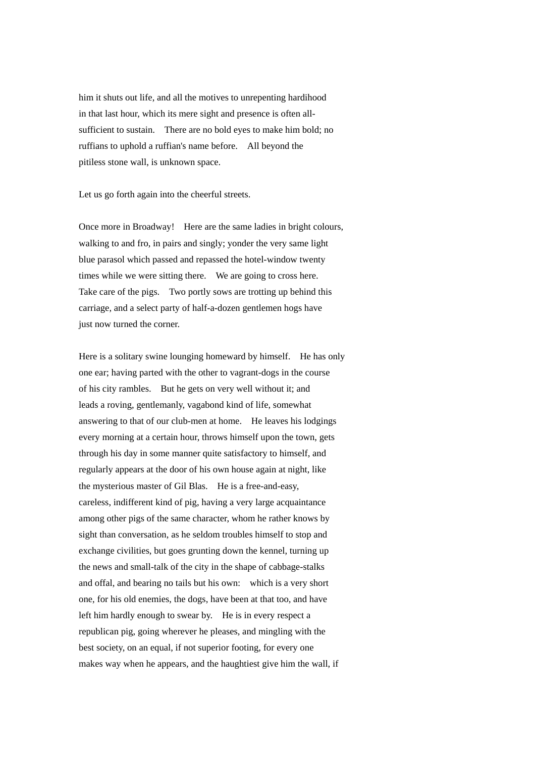him it shuts out life, and all the motives to unrepenting hardihood in that last hour, which its mere sight and presence is often all-sufficient to sustain. There are no bold eyes to make him bold; no ruffians to uphold a ruffian's name before. All beyond the pitiless stone wall, is unknown space.

Let us go forth again into the cheerful streets.

Once more in Broadway! Here are the same ladies in bright colours, walking to and fro, in pairs and singly; yonder the very same light blue parasol which passed and repassed the hotel-window twenty times while we were sitting there. We are going to cross here. Take care of the pigs. Two portly sows are trotting up behind this carriage, and a select party of half-a-dozen gentlemen hogs have just now turned the corner.

Here is a solitary swine lounging homeward by himself. He has only one ear; having parted with the other to vagrant-dogs in the course of his city rambles. But he gets on very well without it; and leads a roving, gentlemanly, vagabond kind of life, somewhat answering to that of our club-men at home. He leaves his lodgings every morning at a certain hour, throws himself upon the town, gets through his day in some manner quite satisfactory to himself, and regularly appears at the door of his own house again at night, like the mysterious master of Gil Blas. He is a free-and-easy, careless, indifferent kind of pig, having a very large acquaintance among other pigs of the same character, whom he rather knows by sight than conversation, as he seldom troubles himself to stop and exchange civilities, but goes grunting down the kennel, turning up the news and small-talk of the city in the shape of cabbage-stalks and offal, and bearing no tails but his own: which is a very short one, for his old enemies, the dogs, have been at that too, and have left him hardly enough to swear by. He is in every respect a republican pig, going wherever he pleases, and mingling with the best society, on an equal, if not superior footing, for every one makes way when he appears, and the haughtiest give him the wall, if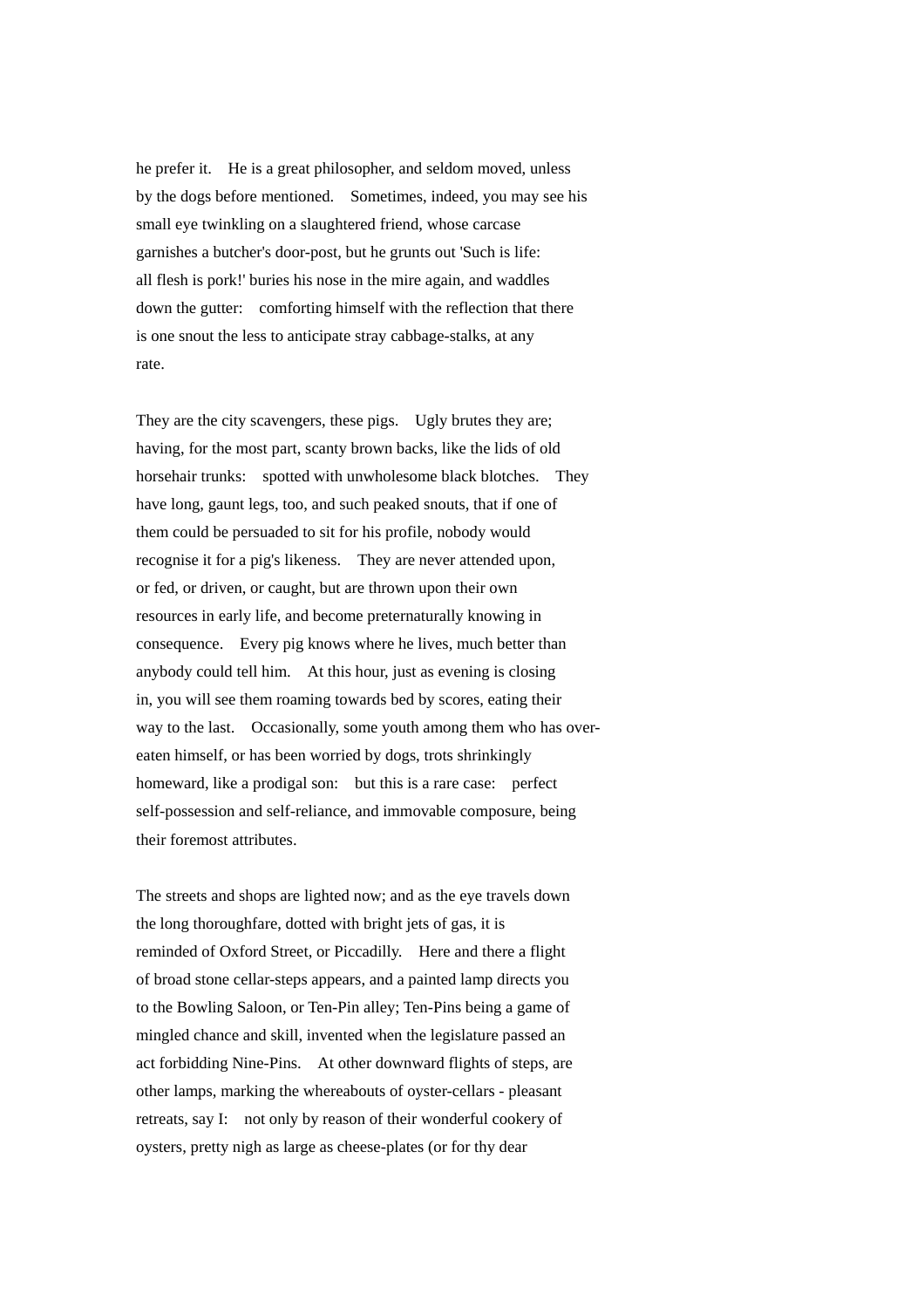he prefer it.  He is a great philosopher, and seldom moved, unless by the dogs before mentioned.  Sometimes, indeed, you may see his small eye twinkling on a slaughtered friend, whose carcase garnishes a butcher's door-post, but he grunts out 'Such is life: all flesh is pork!' buries his nose in the mire again, and waddles down the gutter:  comforting himself with the reflection that there is one snout the less to anticipate stray cabbage-stalks, at any rate.

They are the city scavengers, these pigs.  Ugly brutes they are; having, for the most part, scanty brown backs, like the lids of old horsehair trunks:  spotted with unwholesome black blotches.  They have long, gaunt legs, too, and such peaked snouts, that if one of them could be persuaded to sit for his profile, nobody would recognise it for a pig's likeness.  They are never attended upon, or fed, or driven, or caught, but are thrown upon their own resources in early life, and become preternaturally knowing in consequence.  Every pig knows where he lives, much better than anybody could tell him.  At this hour, just as evening is closing in, you will see them roaming towards bed by scores, eating their way to the last.  Occasionally, some youth among them who has over-eaten himself, or has been worried by dogs, trots shrinkingly homeward, like a prodigal son:  but this is a rare case:  perfect self-possession and self-reliance, and immovable composure, being their foremost attributes.

The streets and shops are lighted now; and as the eye travels down the long thoroughfare, dotted with bright jets of gas, it is reminded of Oxford Street, or Piccadilly.  Here and there a flight of broad stone cellar-steps appears, and a painted lamp directs you to the Bowling Saloon, or Ten-Pin alley; Ten-Pins being a game of mingled chance and skill, invented when the legislature passed an act forbidding Nine-Pins.  At other downward flights of steps, are other lamps, marking the whereabouts of oyster-cellars - pleasant retreats, say I:  not only by reason of their wonderful cookery of oysters, pretty nigh as large as cheese-plates (or for thy dear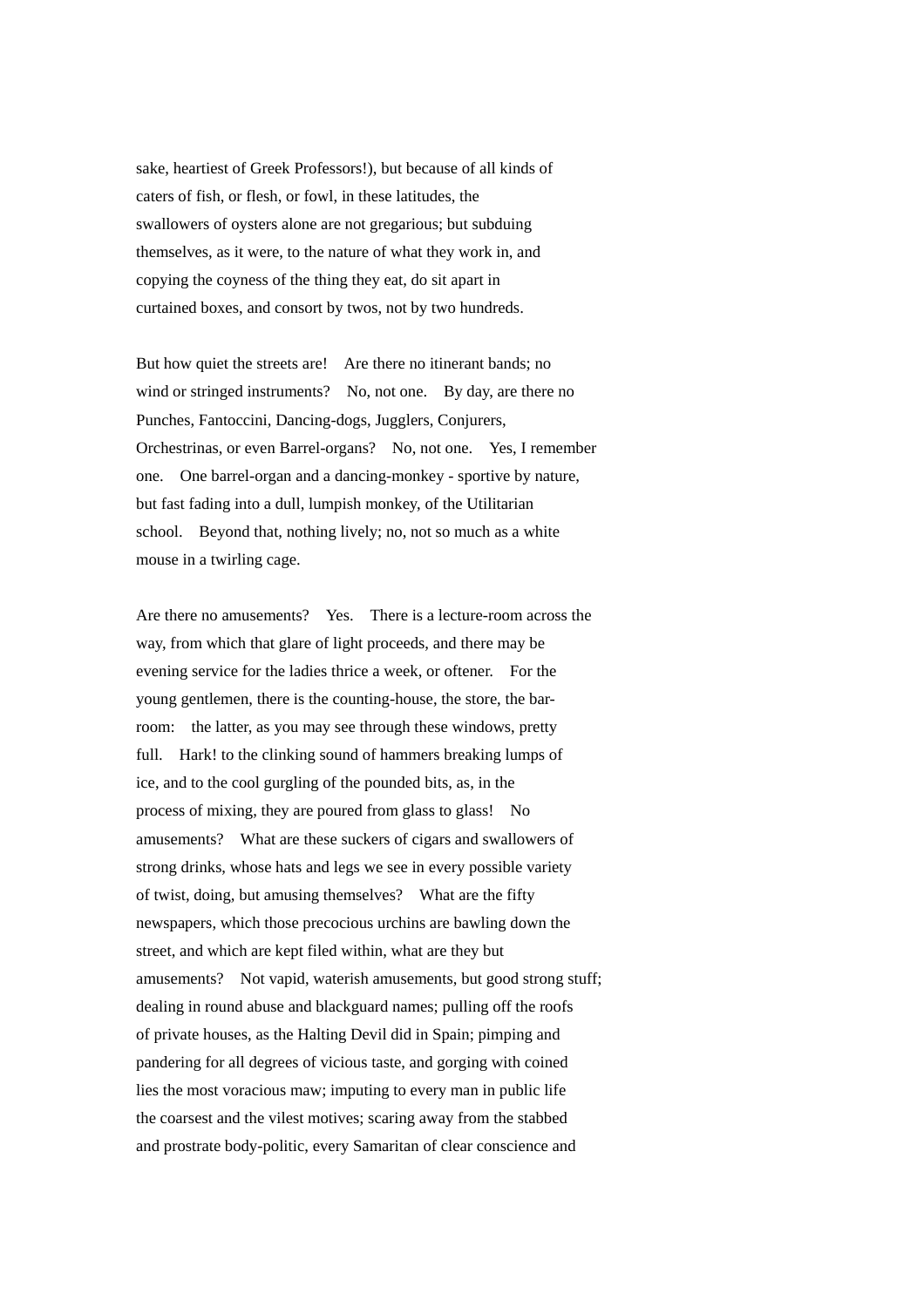sake, heartiest of Greek Professors!), but because of all kinds of caters of fish, or flesh, or fowl, in these latitudes, the swallowers of oysters alone are not gregarious; but subduing themselves, as it were, to the nature of what they work in, and copying the coyness of the thing they eat, do sit apart in curtained boxes, and consort by twos, not by two hundreds.

But how quiet the streets are! Are there no itinerant bands; no wind or stringed instruments? No, not one. By day, are there no Punches, Fantoccini, Dancing-dogs, Jugglers, Conjurers, Orchestrinas, or even Barrel-organs? No, not one. Yes, I remember one. One barrel-organ and a dancing-monkey - sportive by nature, but fast fading into a dull, lumpish monkey, of the Utilitarian school. Beyond that, nothing lively; no, not so much as a white mouse in a twirling cage.

Are there no amusements? Yes. There is a lecture-room across the way, from which that glare of light proceeds, and there may be evening service for the ladies thrice a week, or oftener. For the young gentlemen, there is the counting-house, the store, the bar-room: the latter, as you may see through these windows, pretty full. Hark! to the clinking sound of hammers breaking lumps of ice, and to the cool gurgling of the pounded bits, as, in the process of mixing, they are poured from glass to glass! No amusements? What are these suckers of cigars and swallowers of strong drinks, whose hats and legs we see in every possible variety of twist, doing, but amusing themselves? What are the fifty newspapers, which those precocious urchins are bawling down the street, and which are kept filed within, what are they but amusements? Not vapid, waterish amusements, but good strong stuff; dealing in round abuse and blackguard names; pulling off the roofs of private houses, as the Halting Devil did in Spain; pimping and pandering for all degrees of vicious taste, and gorging with coined lies the most voracious maw; imputing to every man in public life the coarsest and the vilest motives; scaring away from the stabbed and prostrate body-politic, every Samaritan of clear conscience and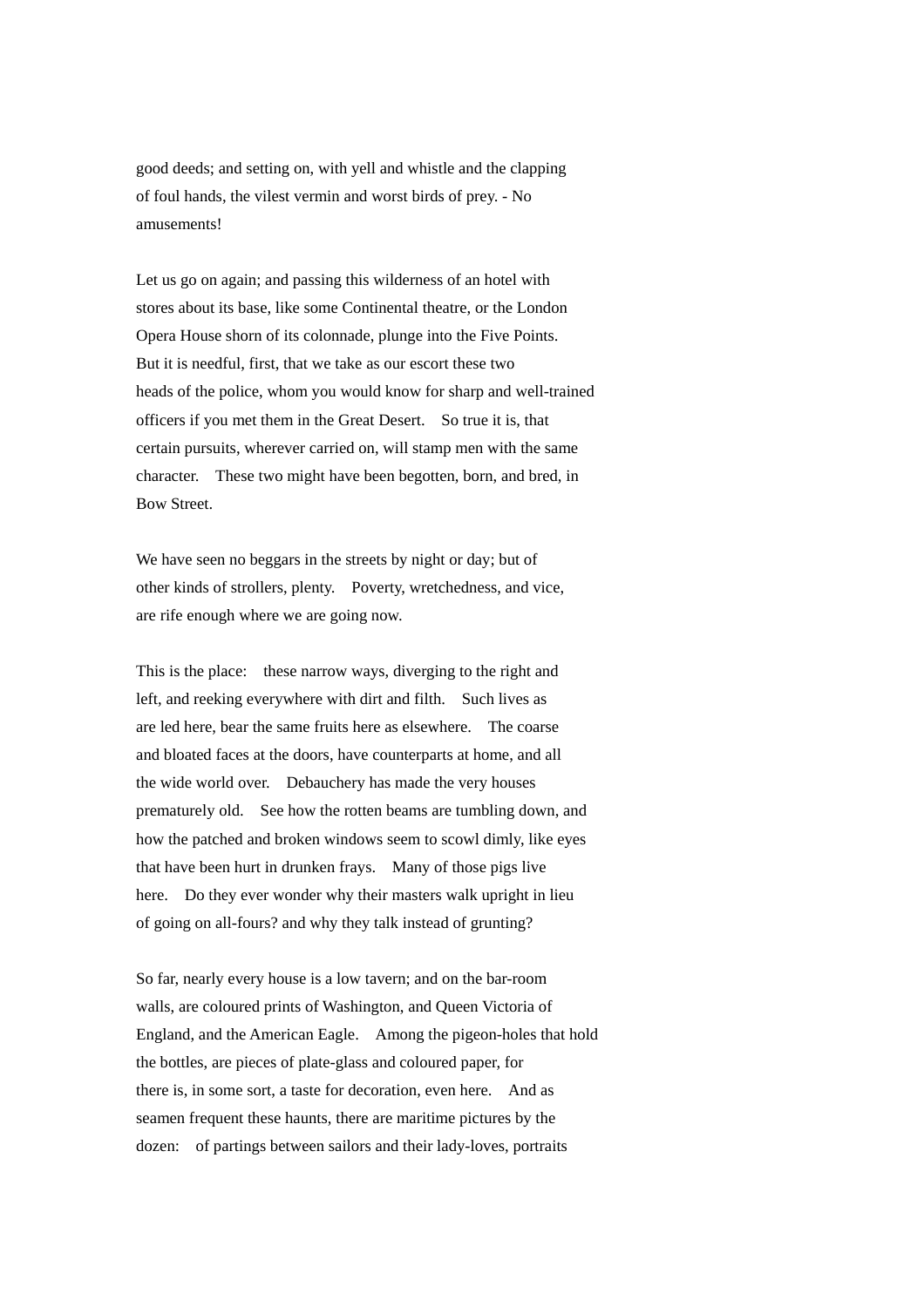good deeds; and setting on, with yell and whistle and the clapping of foul hands, the vilest vermin and worst birds of prey. - No amusements!

Let us go on again; and passing this wilderness of an hotel with stores about its base, like some Continental theatre, or the London Opera House shorn of its colonnade, plunge into the Five Points. But it is needful, first, that we take as our escort these two heads of the police, whom you would know for sharp and well-trained officers if you met them in the Great Desert. So true it is, that certain pursuits, wherever carried on, will stamp men with the same character. These two might have been begotten, born, and bred, in Bow Street.

We have seen no beggars in the streets by night or day; but of other kinds of strollers, plenty. Poverty, wretchedness, and vice, are rife enough where we are going now.

This is the place: these narrow ways, diverging to the right and left, and reeking everywhere with dirt and filth. Such lives as are led here, bear the same fruits here as elsewhere. The coarse and bloated faces at the doors, have counterparts at home, and all the wide world over. Debauchery has made the very houses prematurely old. See how the rotten beams are tumbling down, and how the patched and broken windows seem to scowl dimly, like eyes that have been hurt in drunken frays. Many of those pigs live here. Do they ever wonder why their masters walk upright in lieu of going on all-fours? and why they talk instead of grunting?

So far, nearly every house is a low tavern; and on the bar-room walls, are coloured prints of Washington, and Queen Victoria of England, and the American Eagle. Among the pigeon-holes that hold the bottles, are pieces of plate-glass and coloured paper, for there is, in some sort, a taste for decoration, even here. And as seamen frequent these haunts, there are maritime pictures by the dozen: of partings between sailors and their lady-loves, portraits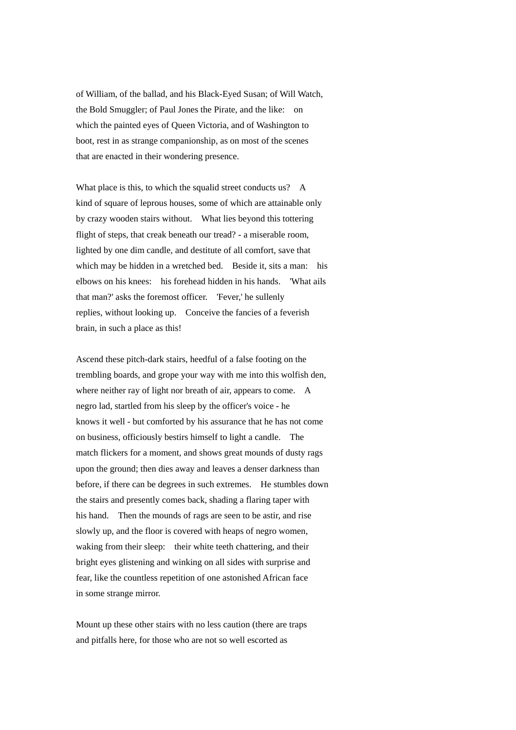of William, of the ballad, and his Black-Eyed Susan; of Will Watch, the Bold Smuggler; of Paul Jones the Pirate, and the like: on which the painted eyes of Queen Victoria, and of Washington to boot, rest in as strange companionship, as on most of the scenes that are enacted in their wondering presence.

What place is this, to which the squalid street conducts us? A kind of square of leprous houses, some of which are attainable only by crazy wooden stairs without. What lies beyond this tottering flight of steps, that creak beneath our tread? - a miserable room, lighted by one dim candle, and destitute of all comfort, save that which may be hidden in a wretched bed. Beside it, sits a man: his elbows on his knees: his forehead hidden in his hands. 'What ails that man?' asks the foremost officer. 'Fever,' he sullenly replies, without looking up. Conceive the fancies of a feverish brain, in such a place as this!

Ascend these pitch-dark stairs, heedful of a false footing on the trembling boards, and grope your way with me into this wolfish den, where neither ray of light nor breath of air, appears to come. A negro lad, startled from his sleep by the officer's voice - he knows it well - but comforted by his assurance that he has not come on business, officiously bestirs himself to light a candle. The match flickers for a moment, and shows great mounds of dusty rags upon the ground; then dies away and leaves a denser darkness than before, if there can be degrees in such extremes. He stumbles down the stairs and presently comes back, shading a flaring taper with his hand. Then the mounds of rags are seen to be astir, and rise slowly up, and the floor is covered with heaps of negro women, waking from their sleep: their white teeth chattering, and their bright eyes glistening and winking on all sides with surprise and fear, like the countless repetition of one astonished African face in some strange mirror.

Mount up these other stairs with no less caution (there are traps and pitfalls here, for those who are not so well escorted as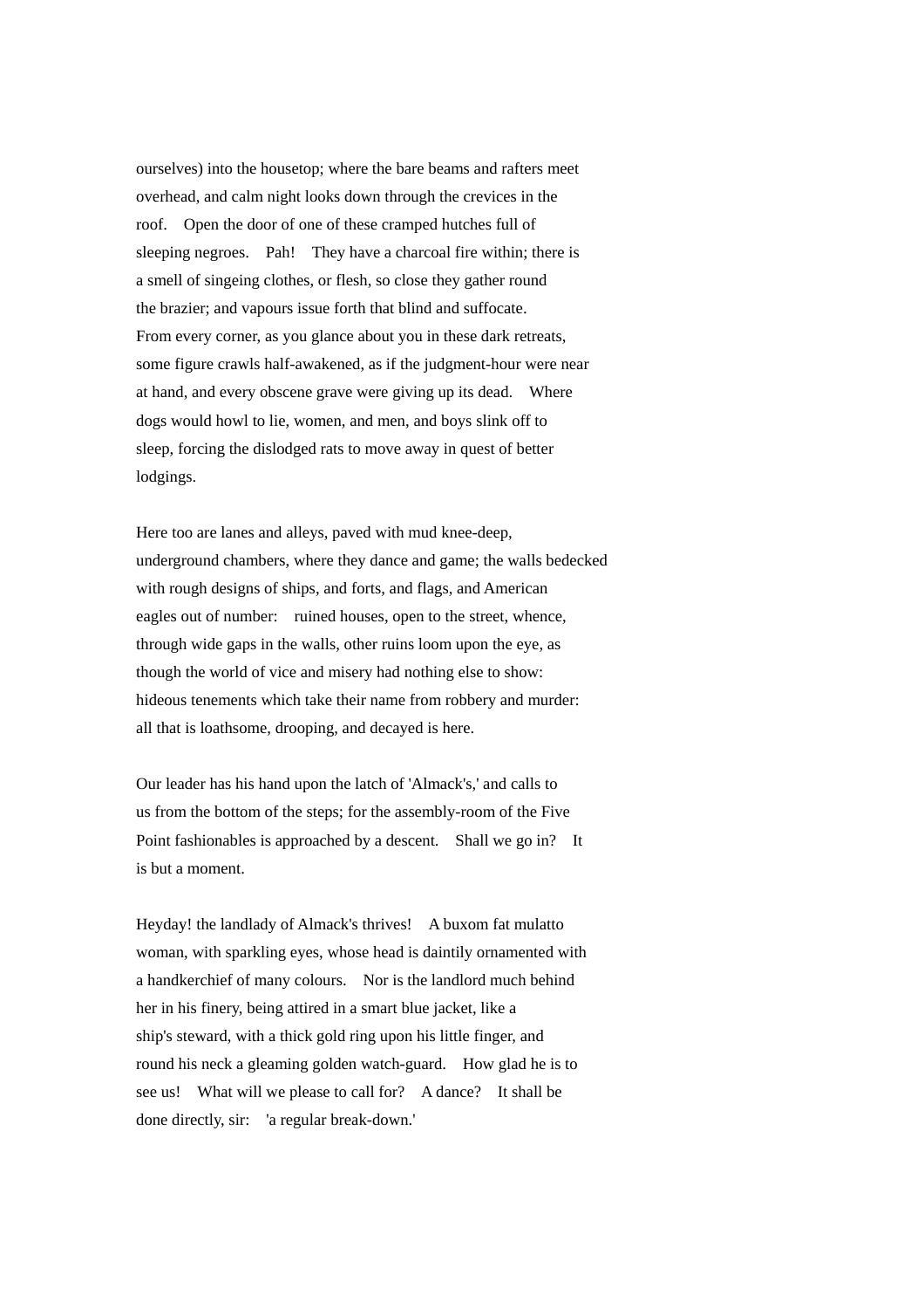ourselves) into the housetop; where the bare beams and rafters meet overhead, and calm night looks down through the crevices in the roof. Open the door of one of these cramped hutches full of sleeping negroes. Pah! They have a charcoal fire within; there is a smell of singeing clothes, or flesh, so close they gather round the brazier; and vapours issue forth that blind and suffocate. From every corner, as you glance about you in these dark retreats, some figure crawls half-awakened, as if the judgment-hour were near at hand, and every obscene grave were giving up its dead. Where dogs would howl to lie, women, and men, and boys slink off to sleep, forcing the dislodged rats to move away in quest of better lodgings.

Here too are lanes and alleys, paved with mud knee-deep, underground chambers, where they dance and game; the walls bedecked with rough designs of ships, and forts, and flags, and American eagles out of number: ruined houses, open to the street, whence, through wide gaps in the walls, other ruins loom upon the eye, as though the world of vice and misery had nothing else to show: hideous tenements which take their name from robbery and murder: all that is loathsome, drooping, and decayed is here.

Our leader has his hand upon the latch of 'Almack's,' and calls to us from the bottom of the steps; for the assembly-room of the Five Point fashionables is approached by a descent. Shall we go in? It is but a moment.

Heyday! the landlady of Almack's thrives! A buxom fat mulatto woman, with sparkling eyes, whose head is daintily ornamented with a handkerchief of many colours. Nor is the landlord much behind her in his finery, being attired in a smart blue jacket, like a ship's steward, with a thick gold ring upon his little finger, and round his neck a gleaming golden watch-guard. How glad he is to see us! What will we please to call for? A dance? It shall be done directly, sir: 'a regular break-down.'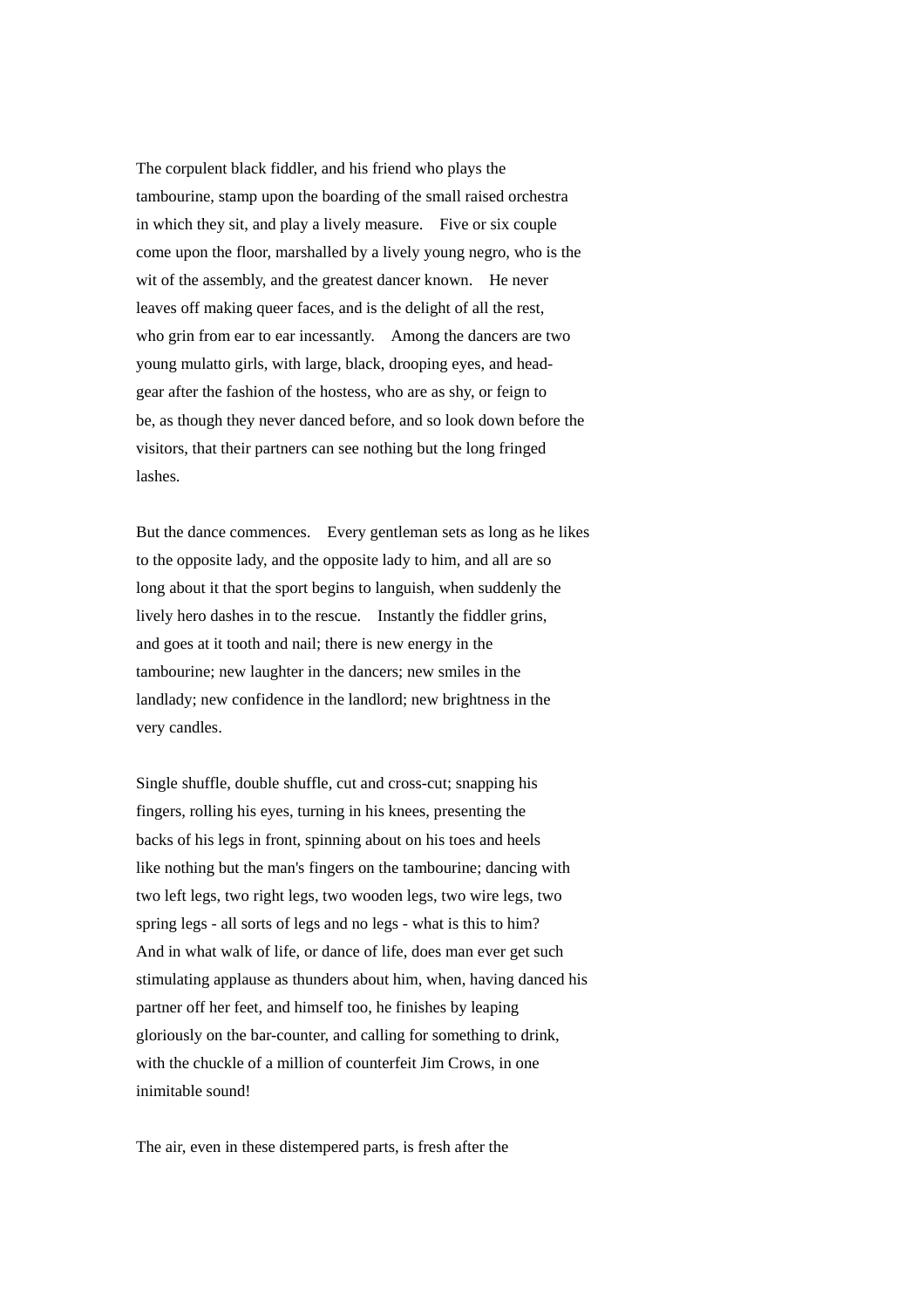The corpulent black fiddler, and his friend who plays the tambourine, stamp upon the boarding of the small raised orchestra in which they sit, and play a lively measure. Five or six couple come upon the floor, marshalled by a lively young negro, who is the wit of the assembly, and the greatest dancer known. He never leaves off making queer faces, and is the delight of all the rest, who grin from ear to ear incessantly. Among the dancers are two young mulatto girls, with large, black, drooping eyes, and head-gear after the fashion of the hostess, who are as shy, or feign to be, as though they never danced before, and so look down before the visitors, that their partners can see nothing but the long fringed lashes.

But the dance commences. Every gentleman sets as long as he likes to the opposite lady, and the opposite lady to him, and all are so long about it that the sport begins to languish, when suddenly the lively hero dashes in to the rescue. Instantly the fiddler grins, and goes at it tooth and nail; there is new energy in the tambourine; new laughter in the dancers; new smiles in the landlady; new confidence in the landlord; new brightness in the very candles.

Single shuffle, double shuffle, cut and cross-cut; snapping his fingers, rolling his eyes, turning in his knees, presenting the backs of his legs in front, spinning about on his toes and heels like nothing but the man's fingers on the tambourine; dancing with two left legs, two right legs, two wooden legs, two wire legs, two spring legs - all sorts of legs and no legs - what is this to him? And in what walk of life, or dance of life, does man ever get such stimulating applause as thunders about him, when, having danced his partner off her feet, and himself too, he finishes by leaping gloriously on the bar-counter, and calling for something to drink, with the chuckle of a million of counterfeit Jim Crows, in one inimitable sound!

The air, even in these distempered parts, is fresh after the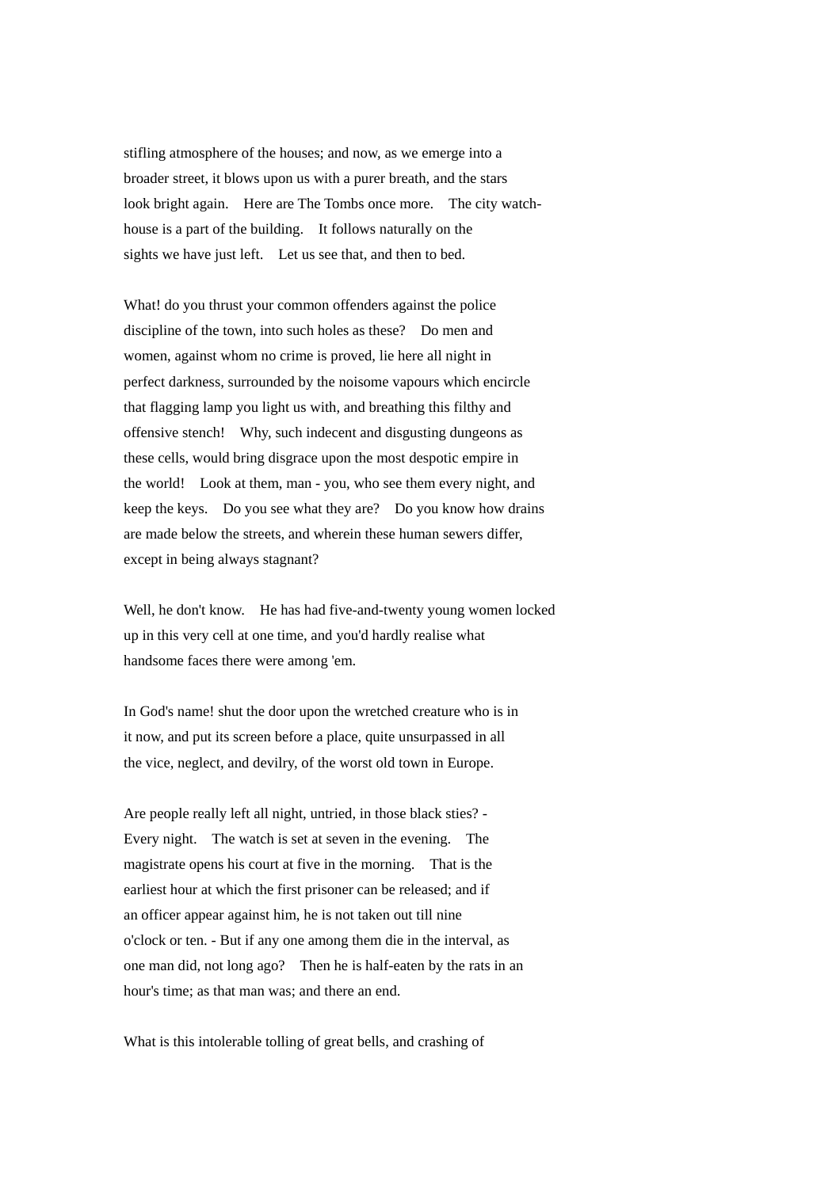stifling atmosphere of the houses; and now, as we emerge into a broader street, it blows upon us with a purer breath, and the stars look bright again. Here are The Tombs once more. The city watch-house is a part of the building. It follows naturally on the sights we have just left. Let us see that, and then to bed.

What! do you thrust your common offenders against the police discipline of the town, into such holes as these? Do men and women, against whom no crime is proved, lie here all night in perfect darkness, surrounded by the noisome vapours which encircle that flagging lamp you light us with, and breathing this filthy and offensive stench! Why, such indecent and disgusting dungeons as these cells, would bring disgrace upon the most despotic empire in the world! Look at them, man - you, who see them every night, and keep the keys. Do you see what they are? Do you know how drains are made below the streets, and wherein these human sewers differ, except in being always stagnant?

Well, he don't know. He has had five-and-twenty young women locked up in this very cell at one time, and you'd hardly realise what handsome faces there were among 'em.

In God's name! shut the door upon the wretched creature who is in it now, and put its screen before a place, quite unsurpassed in all the vice, neglect, and devilry, of the worst old town in Europe.

Are people really left all night, untried, in those black sties? - Every night. The watch is set at seven in the evening. The magistrate opens his court at five in the morning. That is the earliest hour at which the first prisoner can be released; and if an officer appear against him, he is not taken out till nine o'clock or ten. - But if any one among them die in the interval, as one man did, not long ago? Then he is half-eaten by the rats in an hour's time; as that man was; and there an end.

What is this intolerable tolling of great bells, and crashing of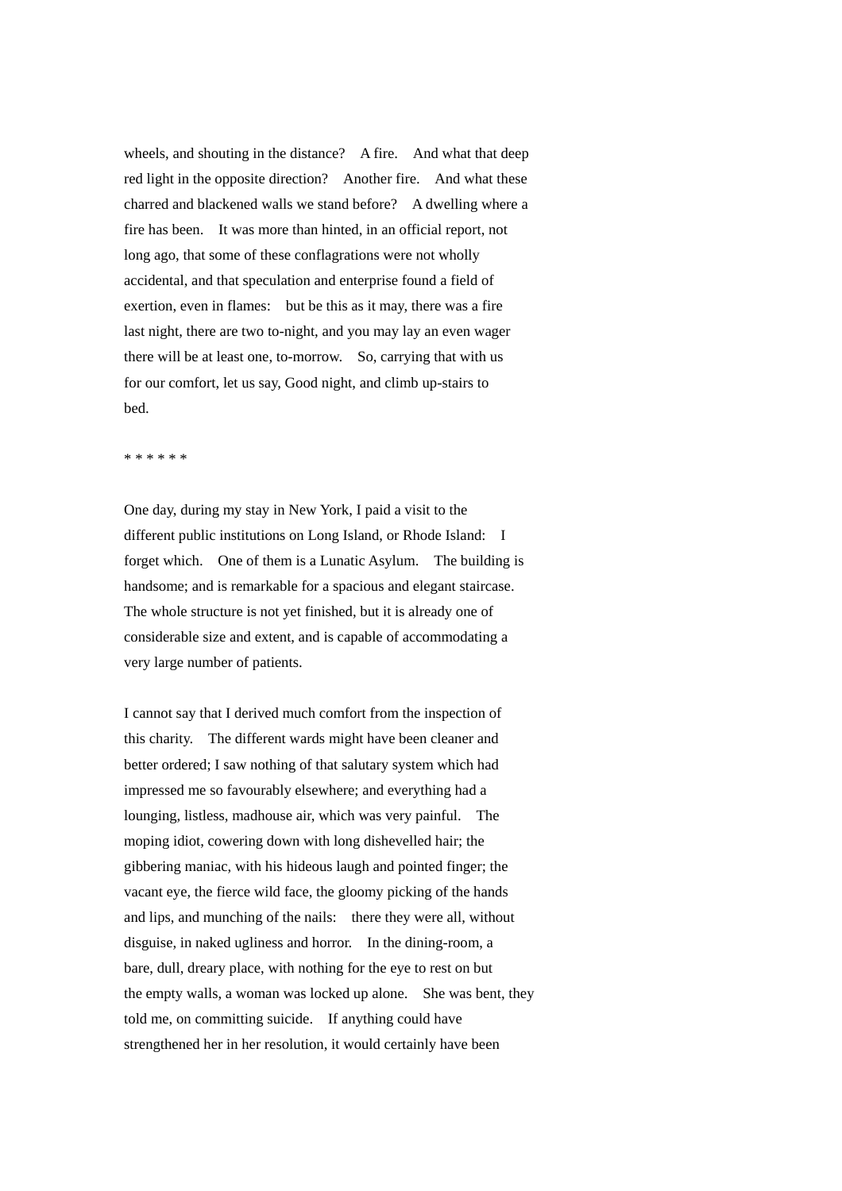wheels, and shouting in the distance? A fire. And what that deep red light in the opposite direction? Another fire. And what these charred and blackened walls we stand before? A dwelling where a fire has been. It was more than hinted, in an official report, not long ago, that some of these conflagrations were not wholly accidental, and that speculation and enterprise found a field of exertion, even in flames: but be this as it may, there was a fire last night, there are two to-night, and you may lay an even wager there will be at least one, to-morrow. So, carrying that with us for our comfort, let us say, Good night, and climb up-stairs to bed.

* * * * * *

One day, during my stay in New York, I paid a visit to the different public institutions on Long Island, or Rhode Island: I forget which. One of them is a Lunatic Asylum. The building is handsome; and is remarkable for a spacious and elegant staircase. The whole structure is not yet finished, but it is already one of considerable size and extent, and is capable of accommodating a very large number of patients.

I cannot say that I derived much comfort from the inspection of this charity. The different wards might have been cleaner and better ordered; I saw nothing of that salutary system which had impressed me so favourably elsewhere; and everything had a lounging, listless, madhouse air, which was very painful. The moping idiot, cowering down with long dishevelled hair; the gibbering maniac, with his hideous laugh and pointed finger; the vacant eye, the fierce wild face, the gloomy picking of the hands and lips, and munching of the nails: there they were all, without disguise, in naked ugliness and horror. In the dining-room, a bare, dull, dreary place, with nothing for the eye to rest on but the empty walls, a woman was locked up alone. She was bent, they told me, on committing suicide. If anything could have strengthened her in her resolution, it would certainly have been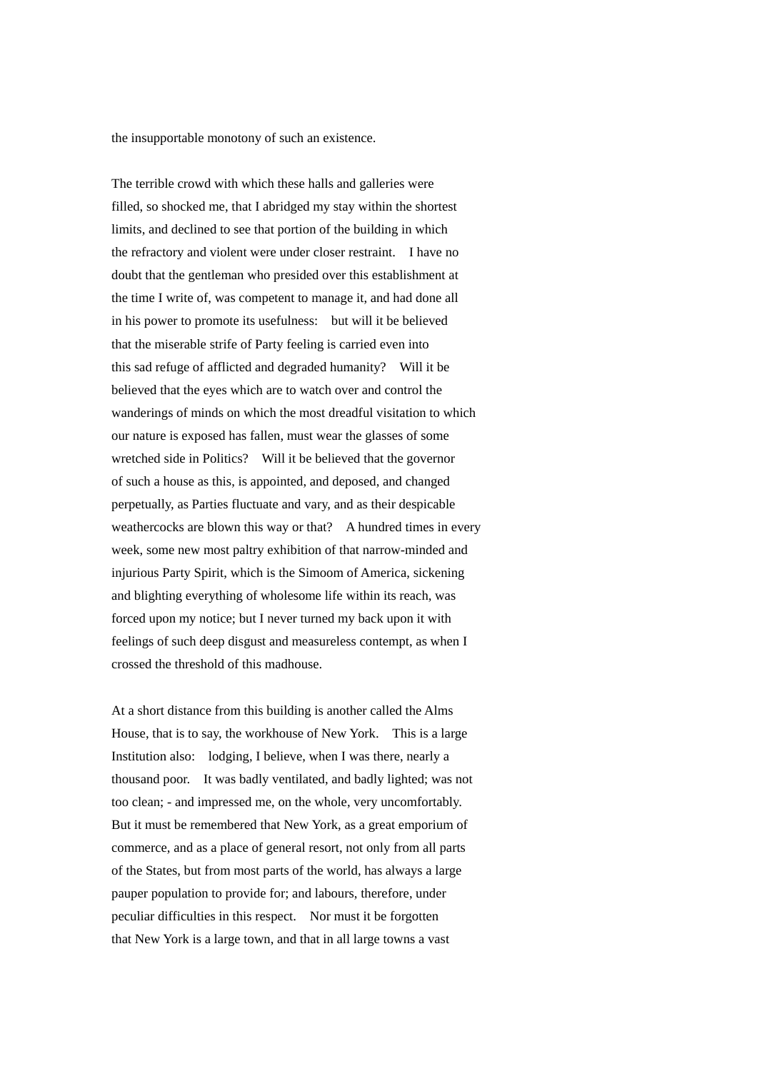the insupportable monotony of such an existence.

The terrible crowd with which these halls and galleries were filled, so shocked me, that I abridged my stay within the shortest limits, and declined to see that portion of the building in which the refractory and violent were under closer restraint. I have no doubt that the gentleman who presided over this establishment at the time I write of, was competent to manage it, and had done all in his power to promote its usefulness: but will it be believed that the miserable strife of Party feeling is carried even into this sad refuge of afflicted and degraded humanity? Will it be believed that the eyes which are to watch over and control the wanderings of minds on which the most dreadful visitation to which our nature is exposed has fallen, must wear the glasses of some wretched side in Politics? Will it be believed that the governor of such a house as this, is appointed, and deposed, and changed perpetually, as Parties fluctuate and vary, and as their despicable weathercocks are blown this way or that? A hundred times in every week, some new most paltry exhibition of that narrow-minded and injurious Party Spirit, which is the Simoom of America, sickening and blighting everything of wholesome life within its reach, was forced upon my notice; but I never turned my back upon it with feelings of such deep disgust and measureless contempt, as when I crossed the threshold of this madhouse.

At a short distance from this building is another called the Alms House, that is to say, the workhouse of New York. This is a large Institution also: lodging, I believe, when I was there, nearly a thousand poor. It was badly ventilated, and badly lighted; was not too clean; - and impressed me, on the whole, very uncomfortably. But it must be remembered that New York, as a great emporium of commerce, and as a place of general resort, not only from all parts of the States, but from most parts of the world, has always a large pauper population to provide for; and labours, therefore, under peculiar difficulties in this respect. Nor must it be forgotten that New York is a large town, and that in all large towns a vast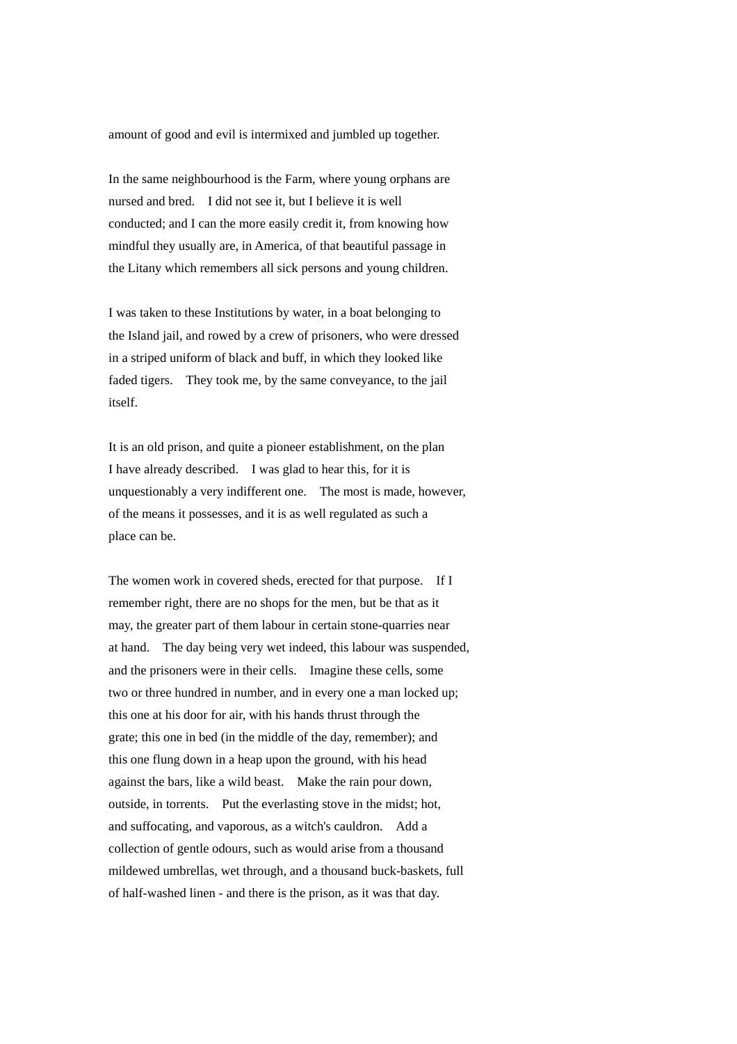amount of good and evil is intermixed and jumbled up together.

In the same neighbourhood is the Farm, where young orphans are nursed and bred. I did not see it, but I believe it is well conducted; and I can the more easily credit it, from knowing how mindful they usually are, in America, of that beautiful passage in the Litany which remembers all sick persons and young children.

I was taken to these Institutions by water, in a boat belonging to the Island jail, and rowed by a crew of prisoners, who were dressed in a striped uniform of black and buff, in which they looked like faded tigers. They took me, by the same conveyance, to the jail itself.

It is an old prison, and quite a pioneer establishment, on the plan I have already described. I was glad to hear this, for it is unquestionably a very indifferent one. The most is made, however, of the means it possesses, and it is as well regulated as such a place can be.

The women work in covered sheds, erected for that purpose. If I remember right, there are no shops for the men, but be that as it may, the greater part of them labour in certain stone-quarries near at hand. The day being very wet indeed, this labour was suspended, and the prisoners were in their cells. Imagine these cells, some two or three hundred in number, and in every one a man locked up; this one at his door for air, with his hands thrust through the grate; this one in bed (in the middle of the day, remember); and this one flung down in a heap upon the ground, with his head against the bars, like a wild beast. Make the rain pour down, outside, in torrents. Put the everlasting stove in the midst; hot, and suffocating, and vaporous, as a witch's cauldron. Add a collection of gentle odours, such as would arise from a thousand mildewed umbrellas, wet through, and a thousand buck-baskets, full of half-washed linen - and there is the prison, as it was that day.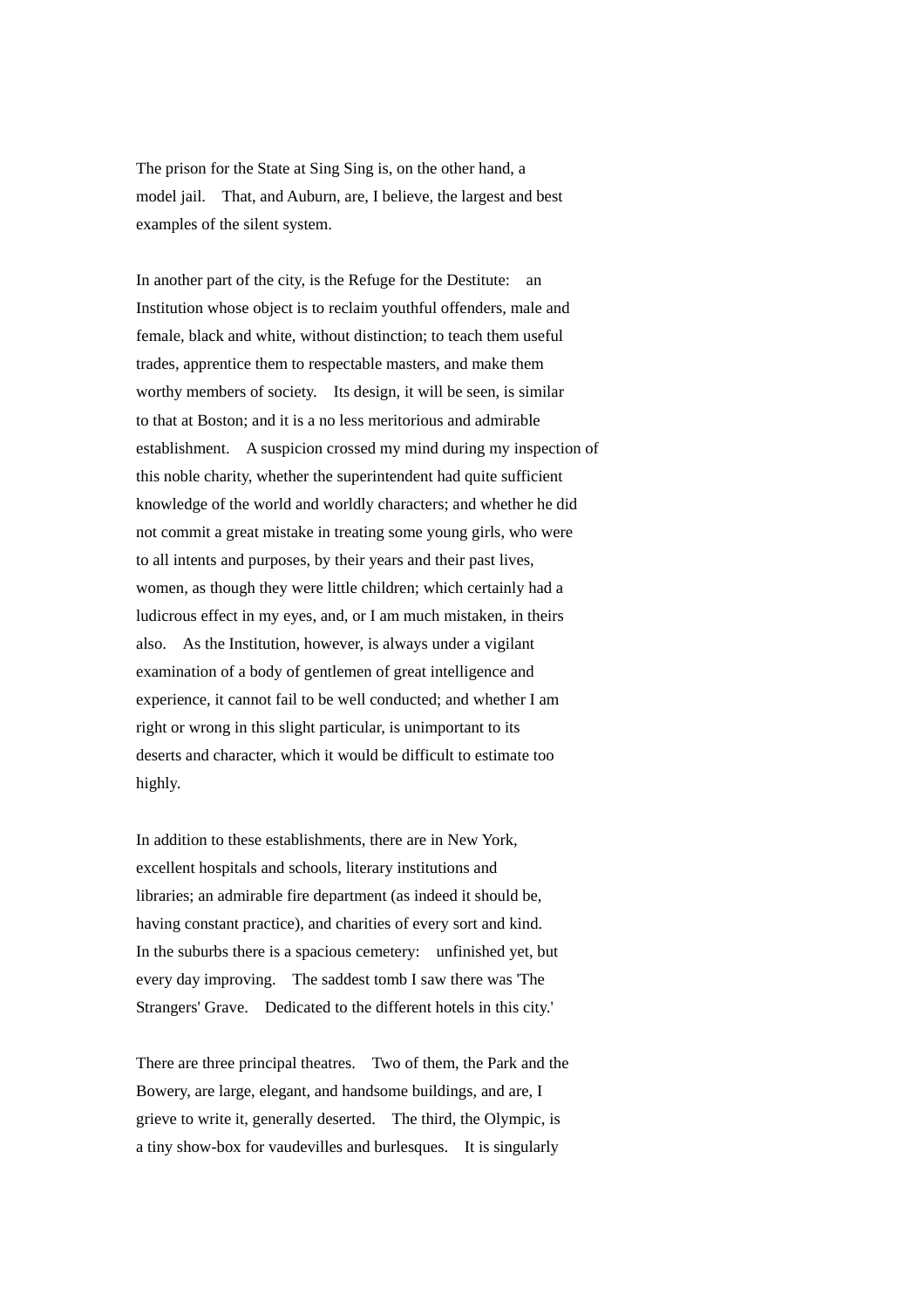The prison for the State at Sing Sing is, on the other hand, a model jail. That, and Auburn, are, I believe, the largest and best examples of the silent system.

In another part of the city, is the Refuge for the Destitute: an Institution whose object is to reclaim youthful offenders, male and female, black and white, without distinction; to teach them useful trades, apprentice them to respectable masters, and make them worthy members of society. Its design, it will be seen, is similar to that at Boston; and it is a no less meritorious and admirable establishment. A suspicion crossed my mind during my inspection of this noble charity, whether the superintendent had quite sufficient knowledge of the world and worldly characters; and whether he did not commit a great mistake in treating some young girls, who were to all intents and purposes, by their years and their past lives, women, as though they were little children; which certainly had a ludicrous effect in my eyes, and, or I am much mistaken, in theirs also. As the Institution, however, is always under a vigilant examination of a body of gentlemen of great intelligence and experience, it cannot fail to be well conducted; and whether I am right or wrong in this slight particular, is unimportant to its deserts and character, which it would be difficult to estimate too highly.

In addition to these establishments, there are in New York, excellent hospitals and schools, literary institutions and libraries; an admirable fire department (as indeed it should be, having constant practice), and charities of every sort and kind. In the suburbs there is a spacious cemetery: unfinished yet, but every day improving. The saddest tomb I saw there was 'The Strangers' Grave. Dedicated to the different hotels in this city.'

There are three principal theatres. Two of them, the Park and the Bowery, are large, elegant, and handsome buildings, and are, I grieve to write it, generally deserted. The third, the Olympic, is a tiny show-box for vaudevilles and burlesques. It is singularly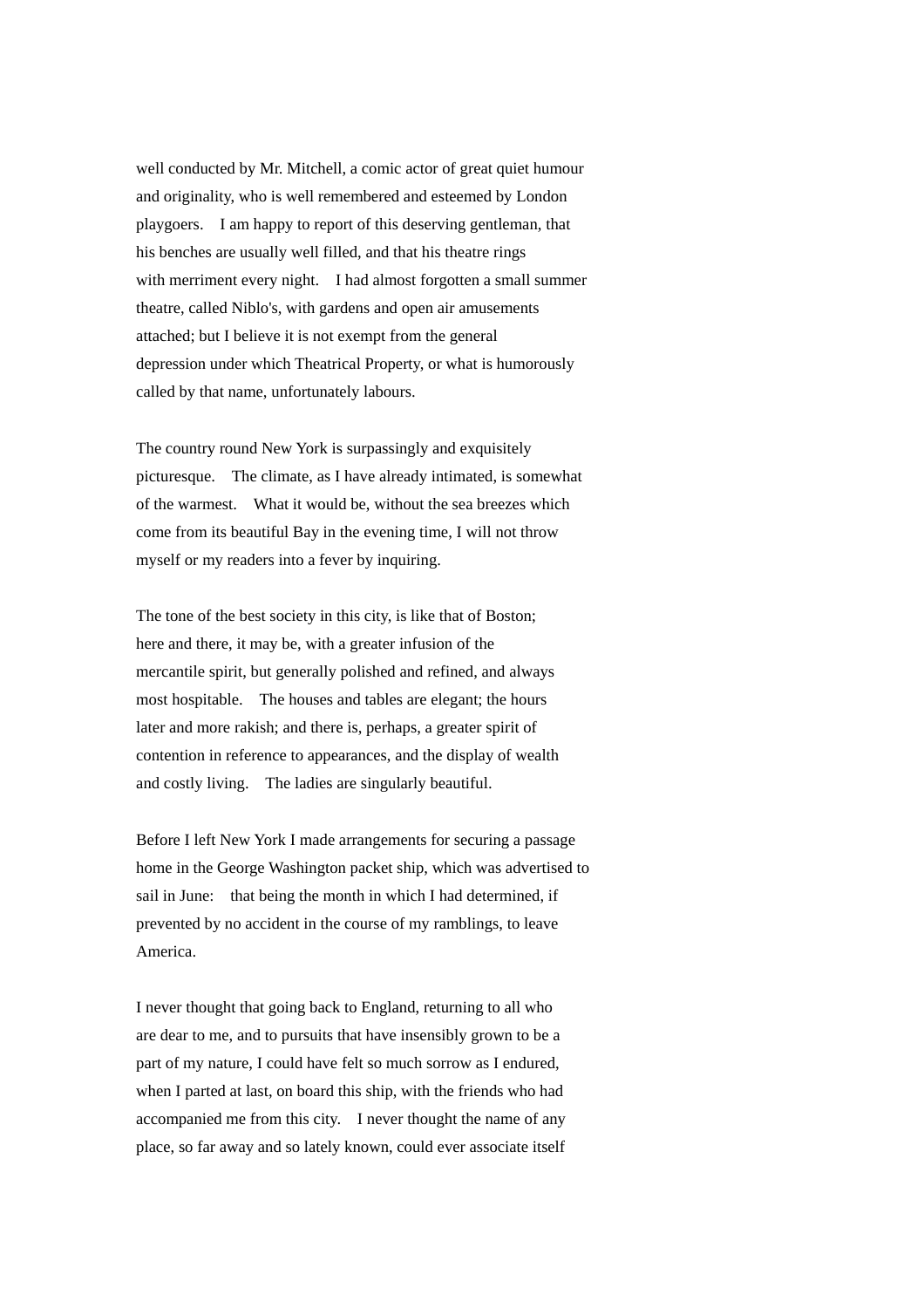well conducted by Mr. Mitchell, a comic actor of great quiet humour and originality, who is well remembered and esteemed by London playgoers. I am happy to report of this deserving gentleman, that his benches are usually well filled, and that his theatre rings with merriment every night. I had almost forgotten a small summer theatre, called Niblo's, with gardens and open air amusements attached; but I believe it is not exempt from the general depression under which Theatrical Property, or what is humorously called by that name, unfortunately labours.

The country round New York is surpassingly and exquisitely picturesque. The climate, as I have already intimated, is somewhat of the warmest. What it would be, without the sea breezes which come from its beautiful Bay in the evening time, I will not throw myself or my readers into a fever by inquiring.

The tone of the best society in this city, is like that of Boston; here and there, it may be, with a greater infusion of the mercantile spirit, but generally polished and refined, and always most hospitable. The houses and tables are elegant; the hours later and more rakish; and there is, perhaps, a greater spirit of contention in reference to appearances, and the display of wealth and costly living. The ladies are singularly beautiful.

Before I left New York I made arrangements for securing a passage home in the George Washington packet ship, which was advertised to sail in June: that being the month in which I had determined, if prevented by no accident in the course of my ramblings, to leave America.

I never thought that going back to England, returning to all who are dear to me, and to pursuits that have insensibly grown to be a part of my nature, I could have felt so much sorrow as I endured, when I parted at last, on board this ship, with the friends who had accompanied me from this city. I never thought the name of any place, so far away and so lately known, could ever associate itself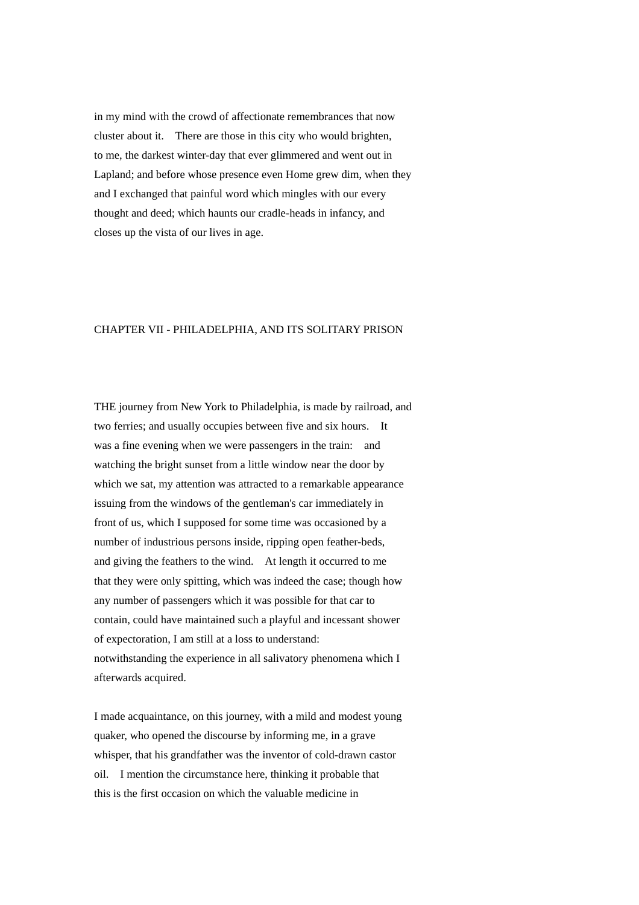in my mind with the crowd of affectionate remembrances that now cluster about it. There are those in this city who would brighten, to me, the darkest winter-day that ever glimmered and went out in Lapland; and before whose presence even Home grew dim, when they and I exchanged that painful word which mingles with our every thought and deed; which haunts our cradle-heads in infancy, and closes up the vista of our lives in age.

## CHAPTER VII - PHILADELPHIA, AND ITS SOLITARY PRISON

THE journey from New York to Philadelphia, is made by railroad, and two ferries; and usually occupies between five and six hours. It was a fine evening when we were passengers in the train: and watching the bright sunset from a little window near the door by which we sat, my attention was attracted to a remarkable appearance issuing from the windows of the gentleman's car immediately in front of us, which I supposed for some time was occasioned by a number of industrious persons inside, ripping open feather-beds, and giving the feathers to the wind. At length it occurred to me that they were only spitting, which was indeed the case; though how any number of passengers which it was possible for that car to contain, could have maintained such a playful and incessant shower of expectoration, I am still at a loss to understand: notwithstanding the experience in all salivatory phenomena which I afterwards acquired.

I made acquaintance, on this journey, with a mild and modest young quaker, who opened the discourse by informing me, in a grave whisper, that his grandfather was the inventor of cold-drawn castor oil. I mention the circumstance here, thinking it probable that this is the first occasion on which the valuable medicine in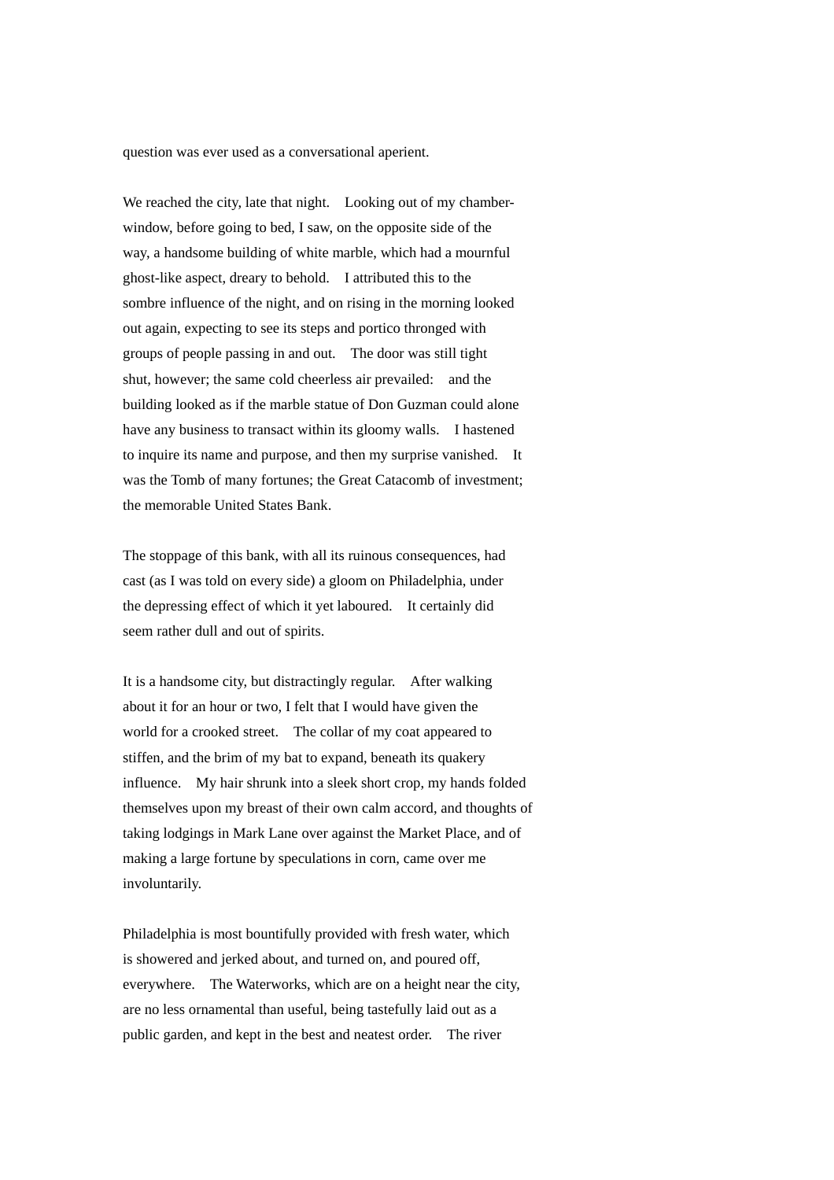question was ever used as a conversational aperient.

We reached the city, late that night. Looking out of my chamber-window, before going to bed, I saw, on the opposite side of the way, a handsome building of white marble, which had a mournful ghost-like aspect, dreary to behold. I attributed this to the sombre influence of the night, and on rising in the morning looked out again, expecting to see its steps and portico thronged with groups of people passing in and out. The door was still tight shut, however; the same cold cheerless air prevailed: and the building looked as if the marble statue of Don Guzman could alone have any business to transact within its gloomy walls. I hastened to inquire its name and purpose, and then my surprise vanished. It was the Tomb of many fortunes; the Great Catacomb of investment; the memorable United States Bank.

The stoppage of this bank, with all its ruinous consequences, had cast (as I was told on every side) a gloom on Philadelphia, under the depressing effect of which it yet laboured. It certainly did seem rather dull and out of spirits.

It is a handsome city, but distractingly regular. After walking about it for an hour or two, I felt that I would have given the world for a crooked street. The collar of my coat appeared to stiffen, and the brim of my bat to expand, beneath its quakery influence. My hair shrunk into a sleek short crop, my hands folded themselves upon my breast of their own calm accord, and thoughts of taking lodgings in Mark Lane over against the Market Place, and of making a large fortune by speculations in corn, came over me involuntarily.

Philadelphia is most bountifully provided with fresh water, which is showered and jerked about, and turned on, and poured off, everywhere. The Waterworks, which are on a height near the city, are no less ornamental than useful, being tastefully laid out as a public garden, and kept in the best and neatest order. The river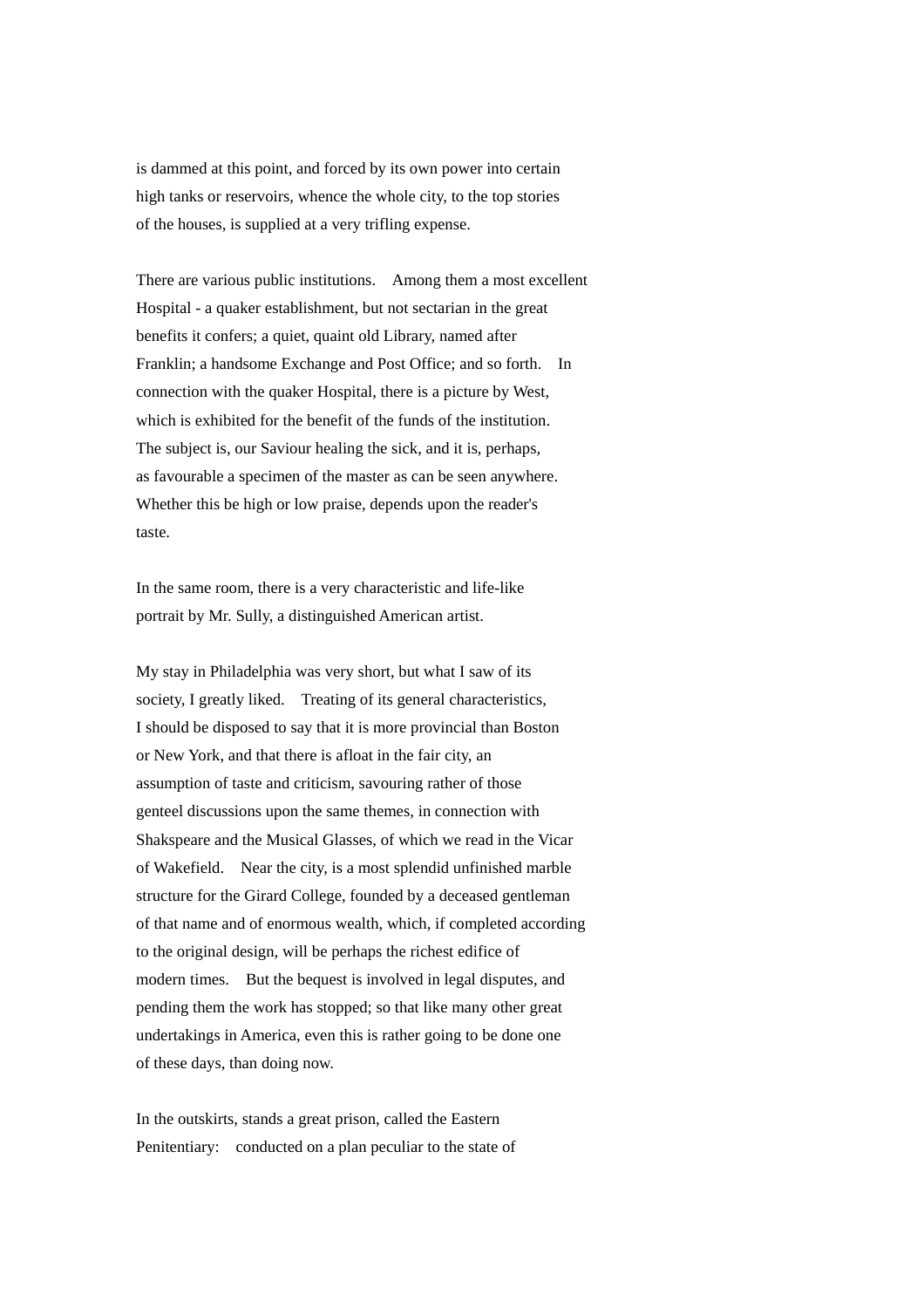is dammed at this point, and forced by its own power into certain high tanks or reservoirs, whence the whole city, to the top stories of the houses, is supplied at a very trifling expense.

There are various public institutions. Among them a most excellent Hospital - a quaker establishment, but not sectarian in the great benefits it confers; a quiet, quaint old Library, named after Franklin; a handsome Exchange and Post Office; and so forth. In connection with the quaker Hospital, there is a picture by West, which is exhibited for the benefit of the funds of the institution. The subject is, our Saviour healing the sick, and it is, perhaps, as favourable a specimen of the master as can be seen anywhere. Whether this be high or low praise, depends upon the reader's taste.

In the same room, there is a very characteristic and life-like portrait by Mr. Sully, a distinguished American artist.

My stay in Philadelphia was very short, but what I saw of its society, I greatly liked. Treating of its general characteristics, I should be disposed to say that it is more provincial than Boston or New York, and that there is afloat in the fair city, an assumption of taste and criticism, savouring rather of those genteel discussions upon the same themes, in connection with Shakspeare and the Musical Glasses, of which we read in the Vicar of Wakefield. Near the city, is a most splendid unfinished marble structure for the Girard College, founded by a deceased gentleman of that name and of enormous wealth, which, if completed according to the original design, will be perhaps the richest edifice of modern times. But the bequest is involved in legal disputes, and pending them the work has stopped; so that like many other great undertakings in America, even this is rather going to be done one of these days, than doing now.

In the outskirts, stands a great prison, called the Eastern Penitentiary: conducted on a plan peculiar to the state of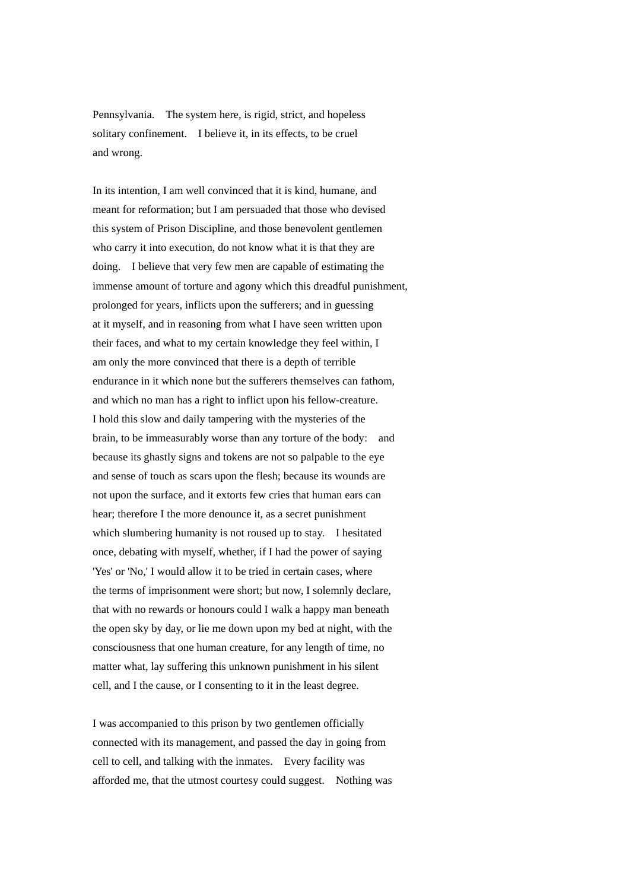Pennsylvania. The system here, is rigid, strict, and hopeless solitary confinement. I believe it, in its effects, to be cruel and wrong.

In its intention, I am well convinced that it is kind, humane, and meant for reformation; but I am persuaded that those who devised this system of Prison Discipline, and those benevolent gentlemen who carry it into execution, do not know what it is that they are doing. I believe that very few men are capable of estimating the immense amount of torture and agony which this dreadful punishment, prolonged for years, inflicts upon the sufferers; and in guessing at it myself, and in reasoning from what I have seen written upon their faces, and what to my certain knowledge they feel within, I am only the more convinced that there is a depth of terrible endurance in it which none but the sufferers themselves can fathom, and which no man has a right to inflict upon his fellow-creature. I hold this slow and daily tampering with the mysteries of the brain, to be immeasurably worse than any torture of the body: and because its ghastly signs and tokens are not so palpable to the eye and sense of touch as scars upon the flesh; because its wounds are not upon the surface, and it extorts few cries that human ears can hear; therefore I the more denounce it, as a secret punishment which slumbering humanity is not roused up to stay. I hesitated once, debating with myself, whether, if I had the power of saying 'Yes' or 'No,' I would allow it to be tried in certain cases, where the terms of imprisonment were short; but now, I solemnly declare, that with no rewards or honours could I walk a happy man beneath the open sky by day, or lie me down upon my bed at night, with the consciousness that one human creature, for any length of time, no matter what, lay suffering this unknown punishment in his silent cell, and I the cause, or I consenting to it in the least degree.

I was accompanied to this prison by two gentlemen officially connected with its management, and passed the day in going from cell to cell, and talking with the inmates. Every facility was afforded me, that the utmost courtesy could suggest. Nothing was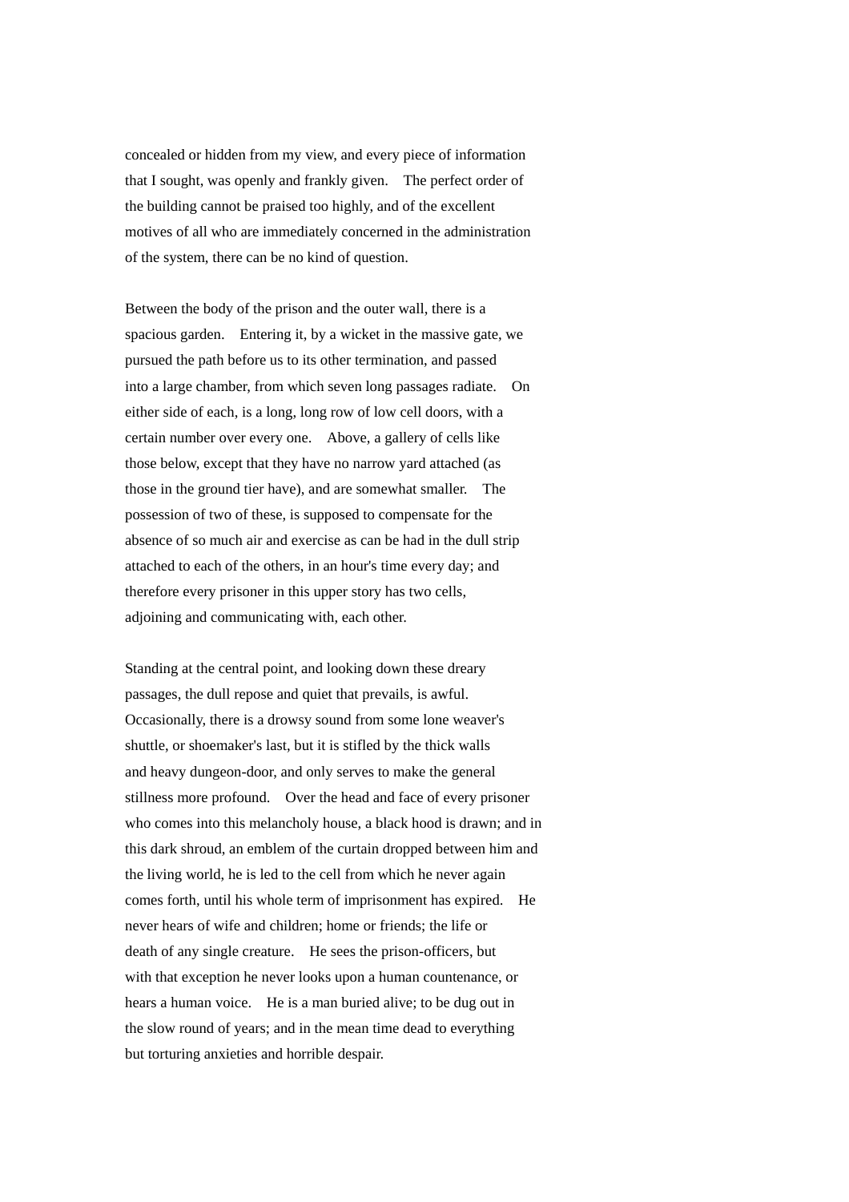concealed or hidden from my view, and every piece of information that I sought, was openly and frankly given. The perfect order of the building cannot be praised too highly, and of the excellent motives of all who are immediately concerned in the administration of the system, there can be no kind of question.

Between the body of the prison and the outer wall, there is a spacious garden. Entering it, by a wicket in the massive gate, we pursued the path before us to its other termination, and passed into a large chamber, from which seven long passages radiate. On either side of each, is a long, long row of low cell doors, with a certain number over every one. Above, a gallery of cells like those below, except that they have no narrow yard attached (as those in the ground tier have), and are somewhat smaller. The possession of two of these, is supposed to compensate for the absence of so much air and exercise as can be had in the dull strip attached to each of the others, in an hour's time every day; and therefore every prisoner in this upper story has two cells, adjoining and communicating with, each other.

Standing at the central point, and looking down these dreary passages, the dull repose and quiet that prevails, is awful. Occasionally, there is a drowsy sound from some lone weaver's shuttle, or shoemaker's last, but it is stifled by the thick walls and heavy dungeon-door, and only serves to make the general stillness more profound. Over the head and face of every prisoner who comes into this melancholy house, a black hood is drawn; and in this dark shroud, an emblem of the curtain dropped between him and the living world, he is led to the cell from which he never again comes forth, until his whole term of imprisonment has expired. He never hears of wife and children; home or friends; the life or death of any single creature. He sees the prison-officers, but with that exception he never looks upon a human countenance, or hears a human voice. He is a man buried alive; to be dug out in the slow round of years; and in the mean time dead to everything but torturing anxieties and horrible despair.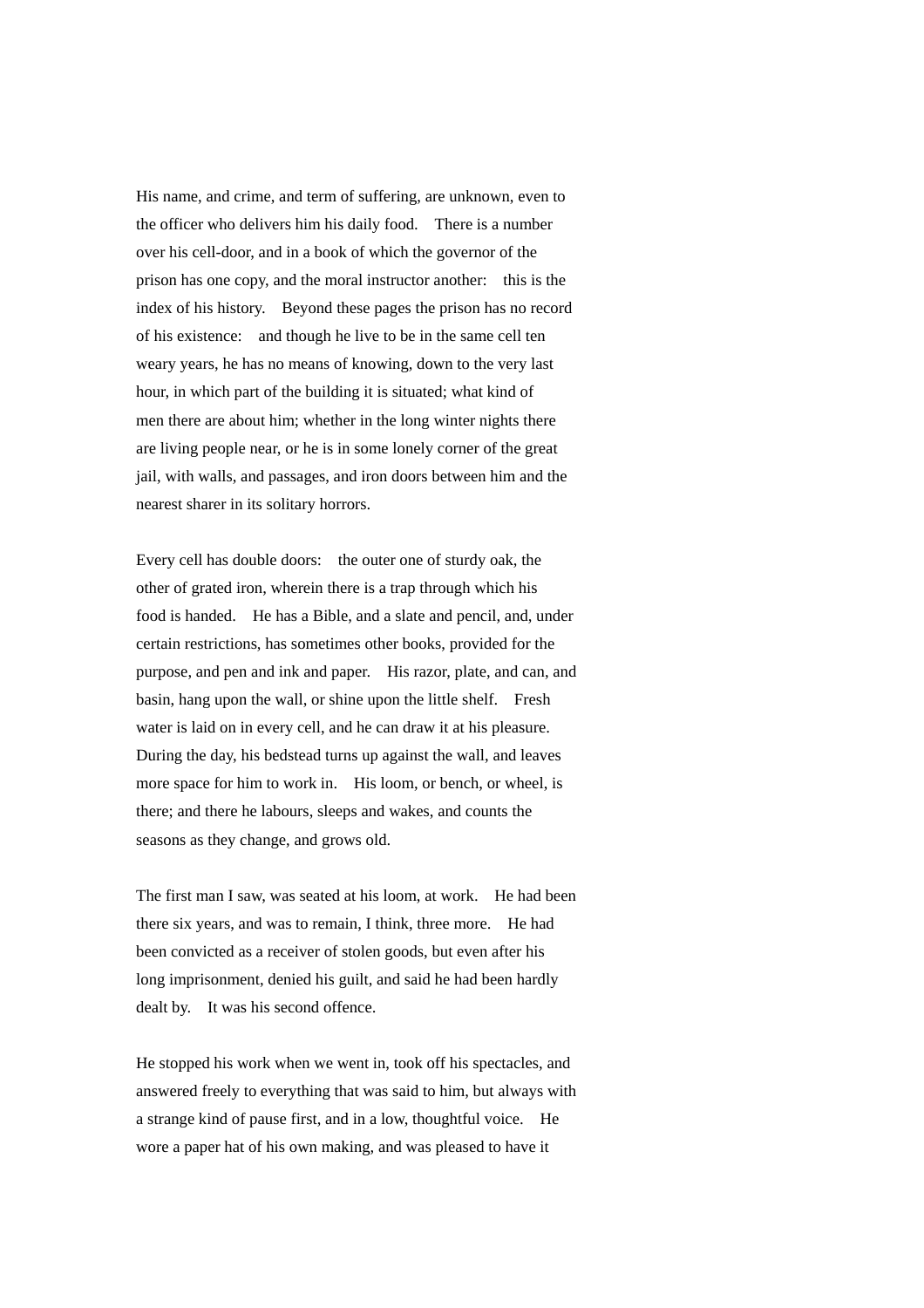His name, and crime, and term of suffering, are unknown, even to the officer who delivers him his daily food. There is a number over his cell-door, and in a book of which the governor of the prison has one copy, and the moral instructor another: this is the index of his history. Beyond these pages the prison has no record of his existence: and though he live to be in the same cell ten weary years, he has no means of knowing, down to the very last hour, in which part of the building it is situated; what kind of men there are about him; whether in the long winter nights there are living people near, or he is in some lonely corner of the great jail, with walls, and passages, and iron doors between him and the nearest sharer in its solitary horrors.

Every cell has double doors: the outer one of sturdy oak, the other of grated iron, wherein there is a trap through which his food is handed. He has a Bible, and a slate and pencil, and, under certain restrictions, has sometimes other books, provided for the purpose, and pen and ink and paper. His razor, plate, and can, and basin, hang upon the wall, or shine upon the little shelf. Fresh water is laid on in every cell, and he can draw it at his pleasure. During the day, his bedstead turns up against the wall, and leaves more space for him to work in. His loom, or bench, or wheel, is there; and there he labours, sleeps and wakes, and counts the seasons as they change, and grows old.

The first man I saw, was seated at his loom, at work. He had been there six years, and was to remain, I think, three more. He had been convicted as a receiver of stolen goods, but even after his long imprisonment, denied his guilt, and said he had been hardly dealt by. It was his second offence.

He stopped his work when we went in, took off his spectacles, and answered freely to everything that was said to him, but always with a strange kind of pause first, and in a low, thoughtful voice. He wore a paper hat of his own making, and was pleased to have it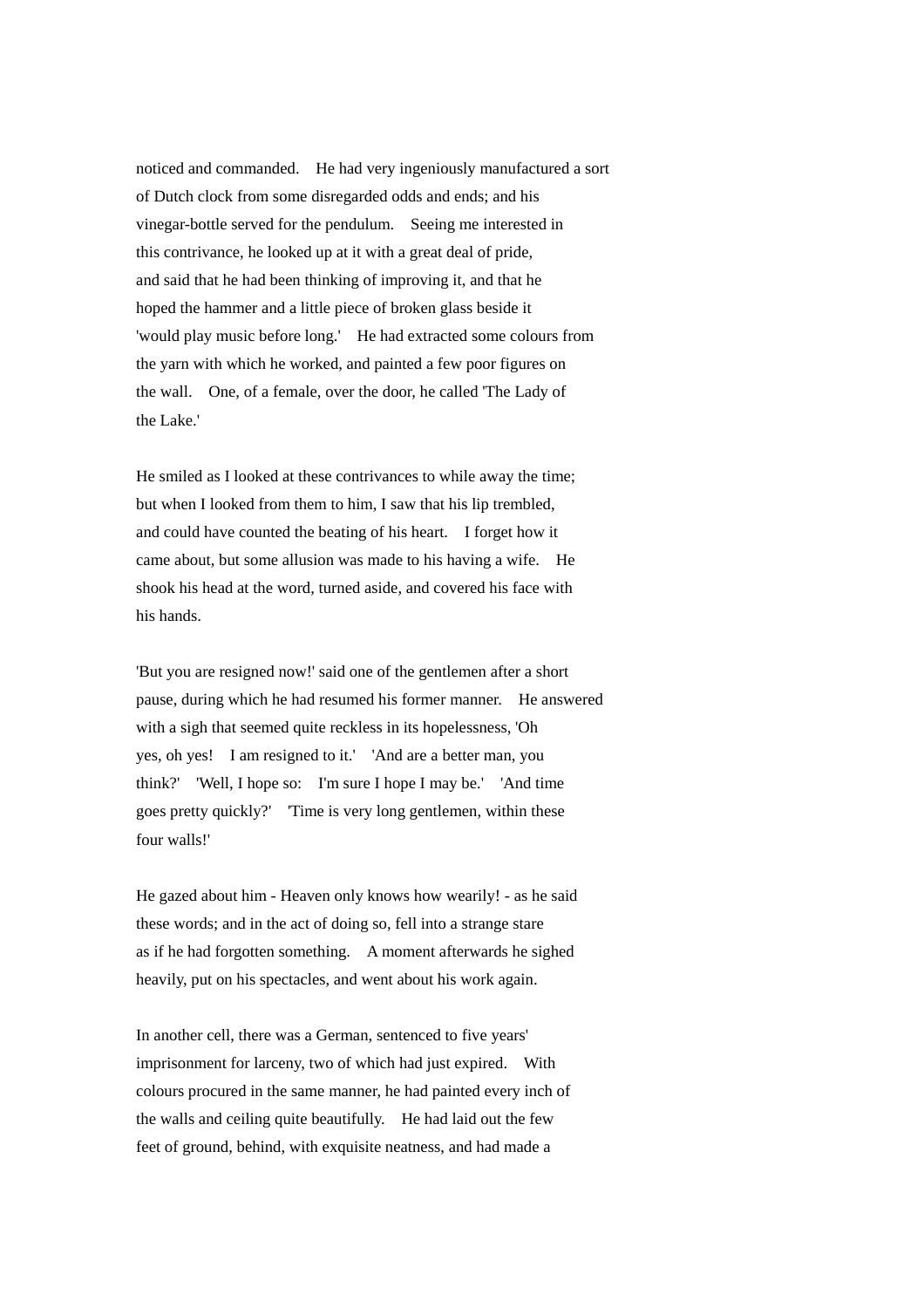noticed and commanded. He had very ingeniously manufactured a sort of Dutch clock from some disregarded odds and ends; and his vinegar-bottle served for the pendulum. Seeing me interested in this contrivance, he looked up at it with a great deal of pride, and said that he had been thinking of improving it, and that he hoped the hammer and a little piece of broken glass beside it 'would play music before long.' He had extracted some colours from the yarn with which he worked, and painted a few poor figures on the wall. One, of a female, over the door, he called 'The Lady of the Lake.'

He smiled as I looked at these contrivances to while away the time; but when I looked from them to him, I saw that his lip trembled, and could have counted the beating of his heart. I forget how it came about, but some allusion was made to his having a wife. He shook his head at the word, turned aside, and covered his face with his hands.

'But you are resigned now!' said one of the gentlemen after a short pause, during which he had resumed his former manner. He answered with a sigh that seemed quite reckless in its hopelessness, 'Oh yes, oh yes! I am resigned to it.' 'And are a better man, you think?' 'Well, I hope so: I'm sure I hope I may be.' 'And time goes pretty quickly?' 'Time is very long gentlemen, within these four walls!'

He gazed about him - Heaven only knows how wearily! - as he said these words; and in the act of doing so, fell into a strange stare as if he had forgotten something. A moment afterwards he sighed heavily, put on his spectacles, and went about his work again.

In another cell, there was a German, sentenced to five years' imprisonment for larceny, two of which had just expired. With colours procured in the same manner, he had painted every inch of the walls and ceiling quite beautifully. He had laid out the few feet of ground, behind, with exquisite neatness, and had made a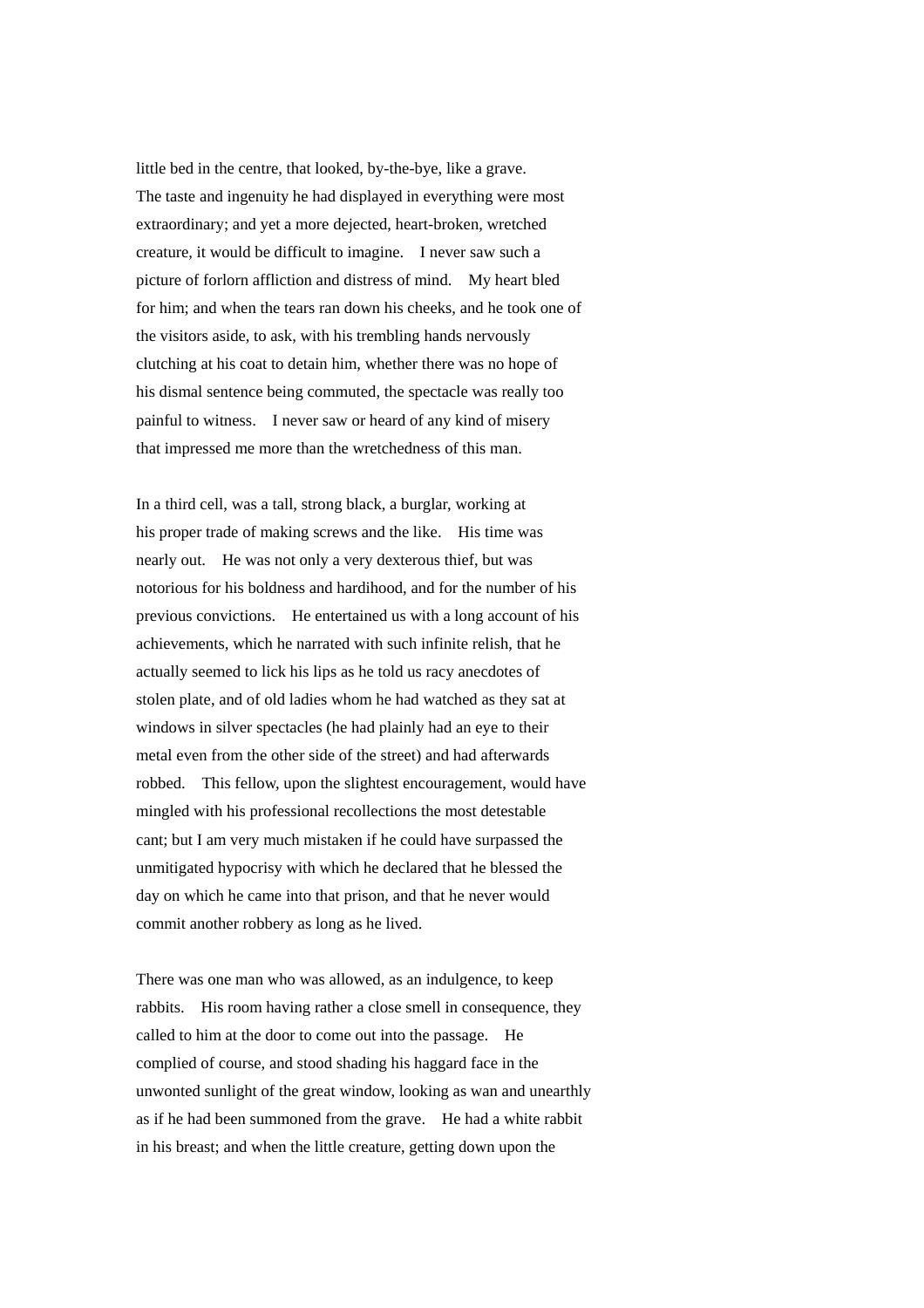little bed in the centre, that looked, by-the-bye, like a grave. The taste and ingenuity he had displayed in everything were most extraordinary; and yet a more dejected, heart-broken, wretched creature, it would be difficult to imagine. I never saw such a picture of forlorn affliction and distress of mind. My heart bled for him; and when the tears ran down his cheeks, and he took one of the visitors aside, to ask, with his trembling hands nervously clutching at his coat to detain him, whether there was no hope of his dismal sentence being commuted, the spectacle was really too painful to witness. I never saw or heard of any kind of misery that impressed me more than the wretchedness of this man.

In a third cell, was a tall, strong black, a burglar, working at his proper trade of making screws and the like. His time was nearly out. He was not only a very dexterous thief, but was notorious for his boldness and hardihood, and for the number of his previous convictions. He entertained us with a long account of his achievements, which he narrated with such infinite relish, that he actually seemed to lick his lips as he told us racy anecdotes of stolen plate, and of old ladies whom he had watched as they sat at windows in silver spectacles (he had plainly had an eye to their metal even from the other side of the street) and had afterwards robbed. This fellow, upon the slightest encouragement, would have mingled with his professional recollections the most detestable cant; but I am very much mistaken if he could have surpassed the unmitigated hypocrisy with which he declared that he blessed the day on which he came into that prison, and that he never would commit another robbery as long as he lived.

There was one man who was allowed, as an indulgence, to keep rabbits. His room having rather a close smell in consequence, they called to him at the door to come out into the passage. He complied of course, and stood shading his haggard face in the unwonted sunlight of the great window, looking as wan and unearthly as if he had been summoned from the grave. He had a white rabbit in his breast; and when the little creature, getting down upon the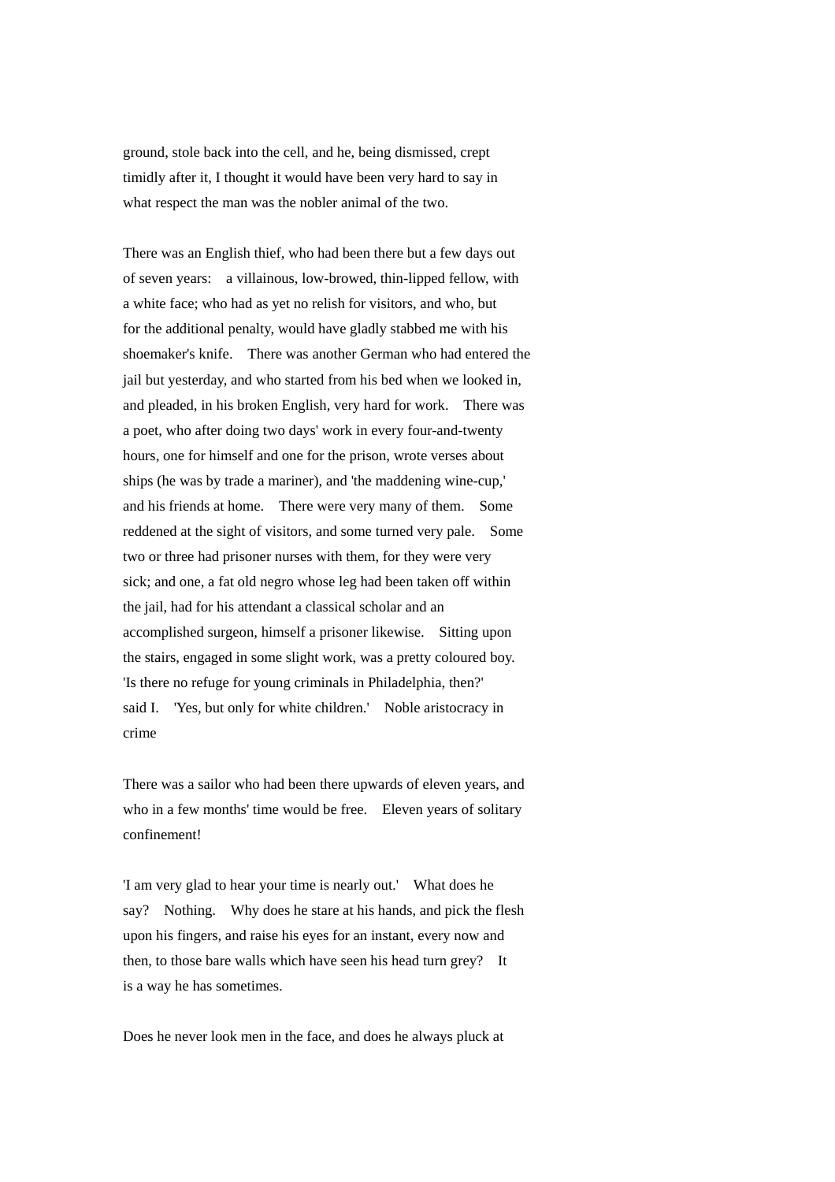ground, stole back into the cell, and he, being dismissed, crept timidly after it, I thought it would have been very hard to say in what respect the man was the nobler animal of the two.

There was an English thief, who had been there but a few days out of seven years: a villainous, low-browed, thin-lipped fellow, with a white face; who had as yet no relish for visitors, and who, but for the additional penalty, would have gladly stabbed me with his shoemaker's knife. There was another German who had entered the jail but yesterday, and who started from his bed when we looked in, and pleaded, in his broken English, very hard for work. There was a poet, who after doing two days' work in every four-and-twenty hours, one for himself and one for the prison, wrote verses about ships (he was by trade a mariner), and 'the maddening wine-cup,' and his friends at home. There were very many of them. Some reddened at the sight of visitors, and some turned very pale. Some two or three had prisoner nurses with them, for they were very sick; and one, a fat old negro whose leg had been taken off within the jail, had for his attendant a classical scholar and an accomplished surgeon, himself a prisoner likewise. Sitting upon the stairs, engaged in some slight work, was a pretty coloured boy. 'Is there no refuge for young criminals in Philadelphia, then?' said I. 'Yes, but only for white children.' Noble aristocracy in crime

There was a sailor who had been there upwards of eleven years, and who in a few months' time would be free. Eleven years of solitary confinement!

'I am very glad to hear your time is nearly out.' What does he say? Nothing. Why does he stare at his hands, and pick the flesh upon his fingers, and raise his eyes for an instant, every now and then, to those bare walls which have seen his head turn grey? It is a way he has sometimes.

Does he never look men in the face, and does he always pluck at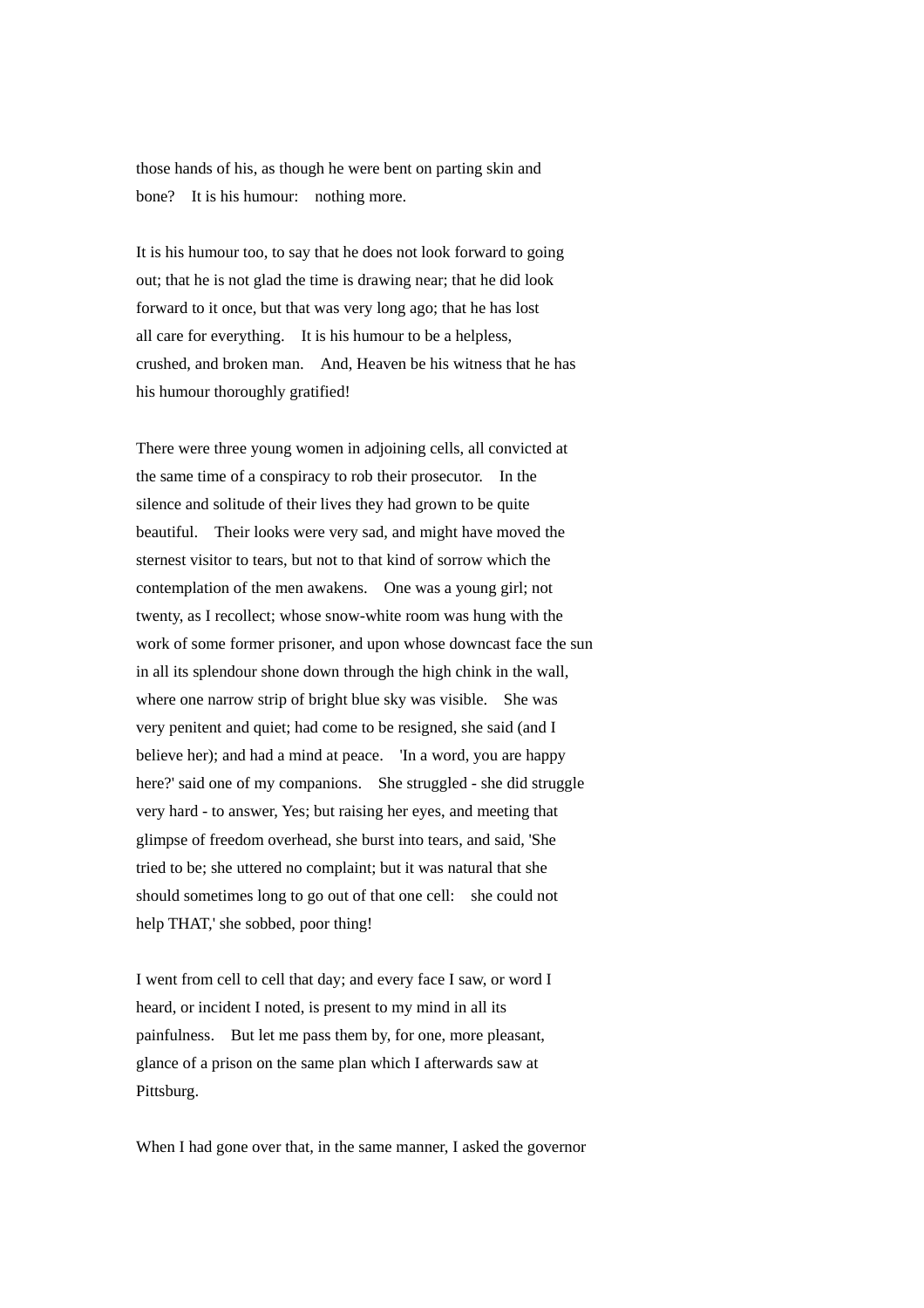those hands of his, as though he were bent on parting skin and bone? It is his humour: nothing more.

It is his humour too, to say that he does not look forward to going out; that he is not glad the time is drawing near; that he did look forward to it once, but that was very long ago; that he has lost all care for everything. It is his humour to be a helpless, crushed, and broken man. And, Heaven be his witness that he has his humour thoroughly gratified!

There were three young women in adjoining cells, all convicted at the same time of a conspiracy to rob their prosecutor. In the silence and solitude of their lives they had grown to be quite beautiful. Their looks were very sad, and might have moved the sternest visitor to tears, but not to that kind of sorrow which the contemplation of the men awakens. One was a young girl; not twenty, as I recollect; whose snow-white room was hung with the work of some former prisoner, and upon whose downcast face the sun in all its splendour shone down through the high chink in the wall, where one narrow strip of bright blue sky was visible. She was very penitent and quiet; had come to be resigned, she said (and I believe her); and had a mind at peace. 'In a word, you are happy here?' said one of my companions. She struggled - she did struggle very hard - to answer, Yes; but raising her eyes, and meeting that glimpse of freedom overhead, she burst into tears, and said, 'She tried to be; she uttered no complaint; but it was natural that she should sometimes long to go out of that one cell: she could not help THAT,' she sobbed, poor thing!

I went from cell to cell that day; and every face I saw, or word I heard, or incident I noted, is present to my mind in all its painfulness. But let me pass them by, for one, more pleasant, glance of a prison on the same plan which I afterwards saw at Pittsburg.

When I had gone over that, in the same manner, I asked the governor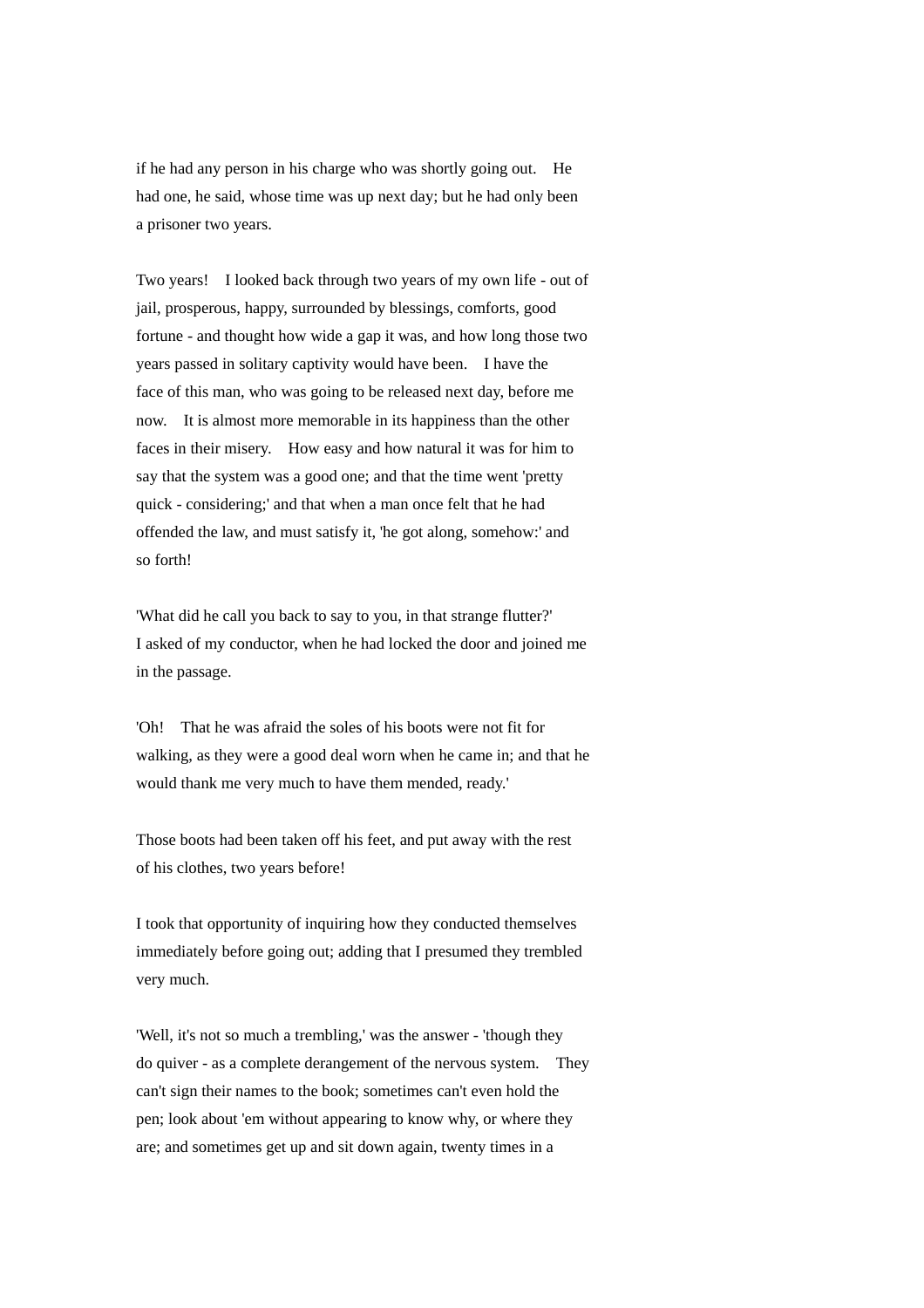if he had any person in his charge who was shortly going out. He had one, he said, whose time was up next day; but he had only been a prisoner two years.

Two years! I looked back through two years of my own life - out of jail, prosperous, happy, surrounded by blessings, comforts, good fortune - and thought how wide a gap it was, and how long those two years passed in solitary captivity would have been. I have the face of this man, who was going to be released next day, before me now. It is almost more memorable in its happiness than the other faces in their misery. How easy and how natural it was for him to say that the system was a good one; and that the time went 'pretty quick - considering;' and that when a man once felt that he had offended the law, and must satisfy it, 'he got along, somehow:' and so forth!

'What did he call you back to say to you, in that strange flutter?' I asked of my conductor, when he had locked the door and joined me in the passage.

'Oh! That he was afraid the soles of his boots were not fit for walking, as they were a good deal worn when he came in; and that he would thank me very much to have them mended, ready.'

Those boots had been taken off his feet, and put away with the rest of his clothes, two years before!

I took that opportunity of inquiring how they conducted themselves immediately before going out; adding that I presumed they trembled very much.

'Well, it's not so much a trembling,' was the answer - 'though they do quiver - as a complete derangement of the nervous system. They can't sign their names to the book; sometimes can't even hold the pen; look about 'em without appearing to know why, or where they are; and sometimes get up and sit down again, twenty times in a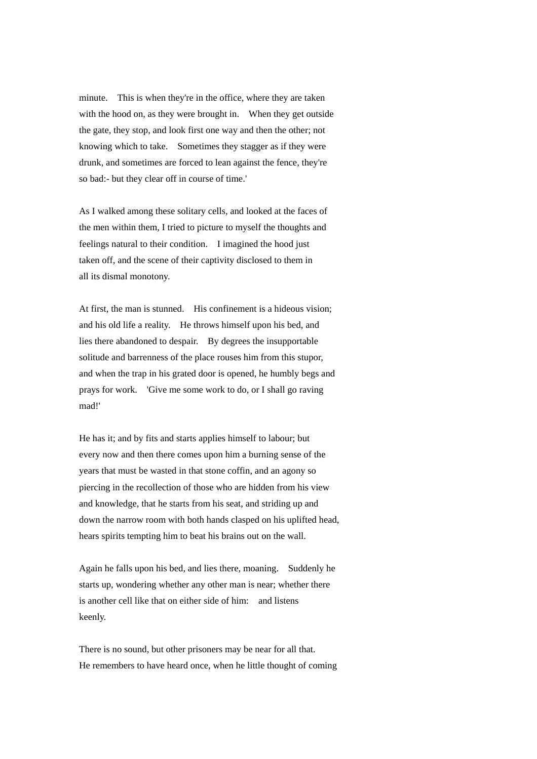minute. This is when they're in the office, where they are taken with the hood on, as they were brought in. When they get outside the gate, they stop, and look first one way and then the other; not knowing which to take. Sometimes they stagger as if they were drunk, and sometimes are forced to lean against the fence, they're so bad:- but they clear off in course of time.'

As I walked among these solitary cells, and looked at the faces of the men within them, I tried to picture to myself the thoughts and feelings natural to their condition. I imagined the hood just taken off, and the scene of their captivity disclosed to them in all its dismal monotony.

At first, the man is stunned. His confinement is a hideous vision; and his old life a reality. He throws himself upon his bed, and lies there abandoned to despair. By degrees the insupportable solitude and barrenness of the place rouses him from this stupor, and when the trap in his grated door is opened, he humbly begs and prays for work. 'Give me some work to do, or I shall go raving mad!'

He has it; and by fits and starts applies himself to labour; but every now and then there comes upon him a burning sense of the years that must be wasted in that stone coffin, and an agony so piercing in the recollection of those who are hidden from his view and knowledge, that he starts from his seat, and striding up and down the narrow room with both hands clasped on his uplifted head, hears spirits tempting him to beat his brains out on the wall.

Again he falls upon his bed, and lies there, moaning. Suddenly he starts up, wondering whether any other man is near; whether there is another cell like that on either side of him: and listens keenly.

There is no sound, but other prisoners may be near for all that. He remembers to have heard once, when he little thought of coming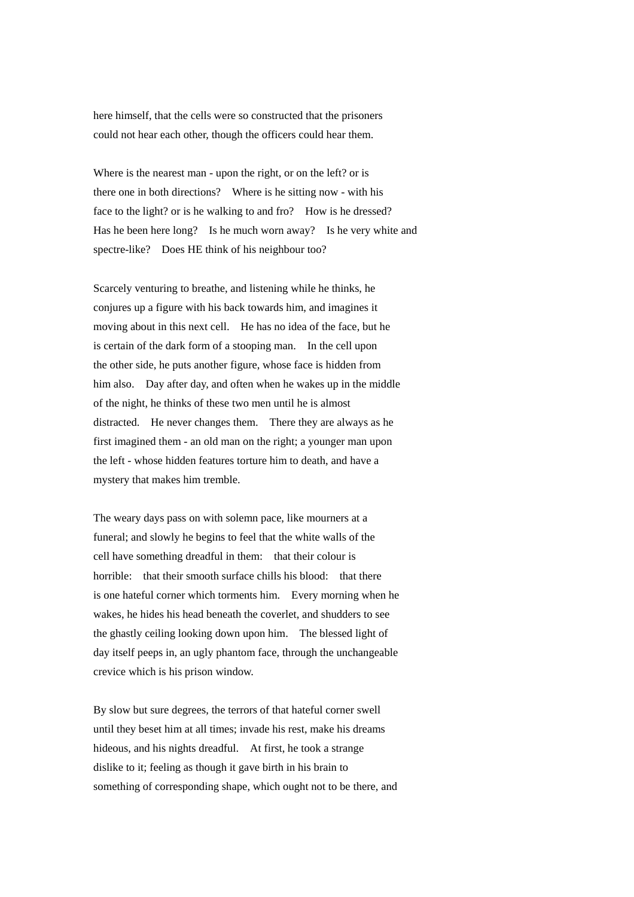here himself, that the cells were so constructed that the prisoners could not hear each other, though the officers could hear them.

Where is the nearest man - upon the right, or on the left? or is there one in both directions? Where is he sitting now - with his face to the light? or is he walking to and fro? How is he dressed? Has he been here long? Is he much worn away? Is he very white and spectre-like? Does HE think of his neighbour too?

Scarcely venturing to breathe, and listening while he thinks, he conjures up a figure with his back towards him, and imagines it moving about in this next cell. He has no idea of the face, but he is certain of the dark form of a stooping man. In the cell upon the other side, he puts another figure, whose face is hidden from him also. Day after day, and often when he wakes up in the middle of the night, he thinks of these two men until he is almost distracted. He never changes them. There they are always as he first imagined them - an old man on the right; a younger man upon the left - whose hidden features torture him to death, and have a mystery that makes him tremble.

The weary days pass on with solemn pace, like mourners at a funeral; and slowly he begins to feel that the white walls of the cell have something dreadful in them: that their colour is horrible: that their smooth surface chills his blood: that there is one hateful corner which torments him. Every morning when he wakes, he hides his head beneath the coverlet, and shudders to see the ghastly ceiling looking down upon him. The blessed light of day itself peeps in, an ugly phantom face, through the unchangeable crevice which is his prison window.

By slow but sure degrees, the terrors of that hateful corner swell until they beset him at all times; invade his rest, make his dreams hideous, and his nights dreadful. At first, he took a strange dislike to it; feeling as though it gave birth in his brain to something of corresponding shape, which ought not to be there, and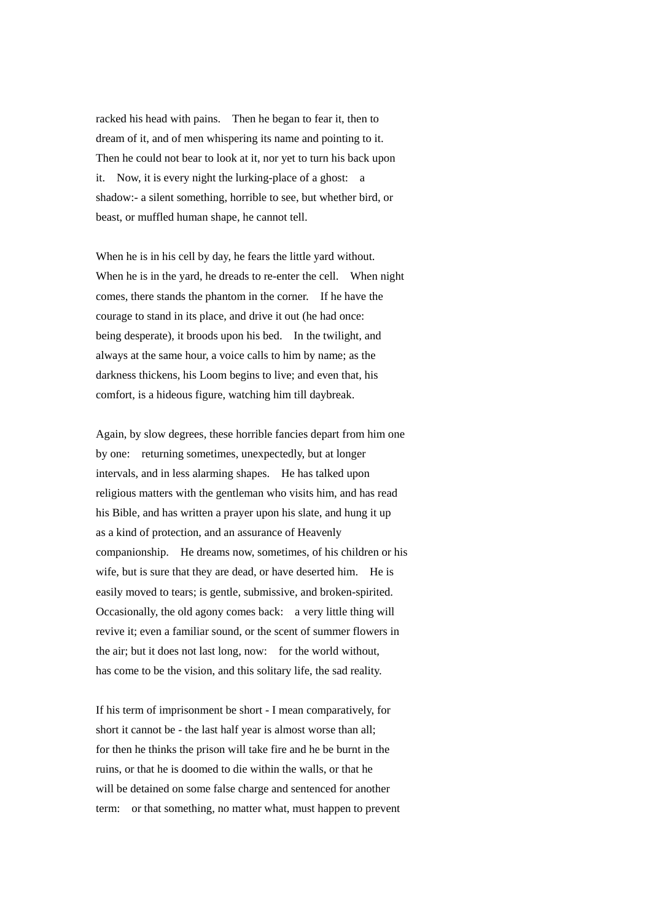racked his head with pains. Then he began to fear it, then to dream of it, and of men whispering its name and pointing to it. Then he could not bear to look at it, nor yet to turn his back upon it. Now, it is every night the lurking-place of a ghost: a shadow:- a silent something, horrible to see, but whether bird, or beast, or muffled human shape, he cannot tell.

When he is in his cell by day, he fears the little yard without. When he is in the yard, he dreads to re-enter the cell. When night comes, there stands the phantom in the corner. If he have the courage to stand in its place, and drive it out (he had once: being desperate), it broods upon his bed. In the twilight, and always at the same hour, a voice calls to him by name; as the darkness thickens, his Loom begins to live; and even that, his comfort, is a hideous figure, watching him till daybreak.

Again, by slow degrees, these horrible fancies depart from him one by one: returning sometimes, unexpectedly, but at longer intervals, and in less alarming shapes. He has talked upon religious matters with the gentleman who visits him, and has read his Bible, and has written a prayer upon his slate, and hung it up as a kind of protection, and an assurance of Heavenly companionship. He dreams now, sometimes, of his children or his wife, but is sure that they are dead, or have deserted him. He is easily moved to tears; is gentle, submissive, and broken-spirited. Occasionally, the old agony comes back: a very little thing will revive it; even a familiar sound, or the scent of summer flowers in the air; but it does not last long, now: for the world without, has come to be the vision, and this solitary life, the sad reality.

If his term of imprisonment be short - I mean comparatively, for short it cannot be - the last half year is almost worse than all; for then he thinks the prison will take fire and he be burnt in the ruins, or that he is doomed to die within the walls, or that he will be detained on some false charge and sentenced for another term: or that something, no matter what, must happen to prevent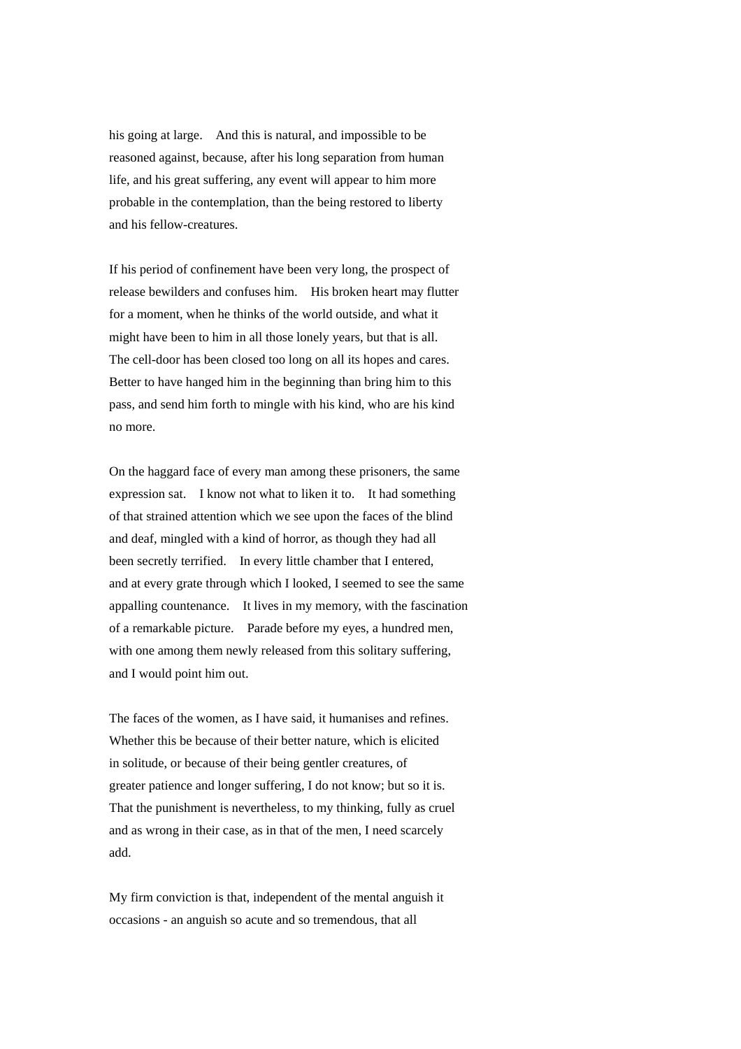his going at large. And this is natural, and impossible to be reasoned against, because, after his long separation from human life, and his great suffering, any event will appear to him more probable in the contemplation, than the being restored to liberty and his fellow-creatures.

If his period of confinement have been very long, the prospect of release bewilders and confuses him. His broken heart may flutter for a moment, when he thinks of the world outside, and what it might have been to him in all those lonely years, but that is all. The cell-door has been closed too long on all its hopes and cares. Better to have hanged him in the beginning than bring him to this pass, and send him forth to mingle with his kind, who are his kind no more.

On the haggard face of every man among these prisoners, the same expression sat. I know not what to liken it to. It had something of that strained attention which we see upon the faces of the blind and deaf, mingled with a kind of horror, as though they had all been secretly terrified. In every little chamber that I entered, and at every grate through which I looked, I seemed to see the same appalling countenance. It lives in my memory, with the fascination of a remarkable picture. Parade before my eyes, a hundred men, with one among them newly released from this solitary suffering, and I would point him out.

The faces of the women, as I have said, it humanises and refines. Whether this be because of their better nature, which is elicited in solitude, or because of their being gentler creatures, of greater patience and longer suffering, I do not know; but so it is. That the punishment is nevertheless, to my thinking, fully as cruel and as wrong in their case, as in that of the men, I need scarcely add.

My firm conviction is that, independent of the mental anguish it occasions - an anguish so acute and so tremendous, that all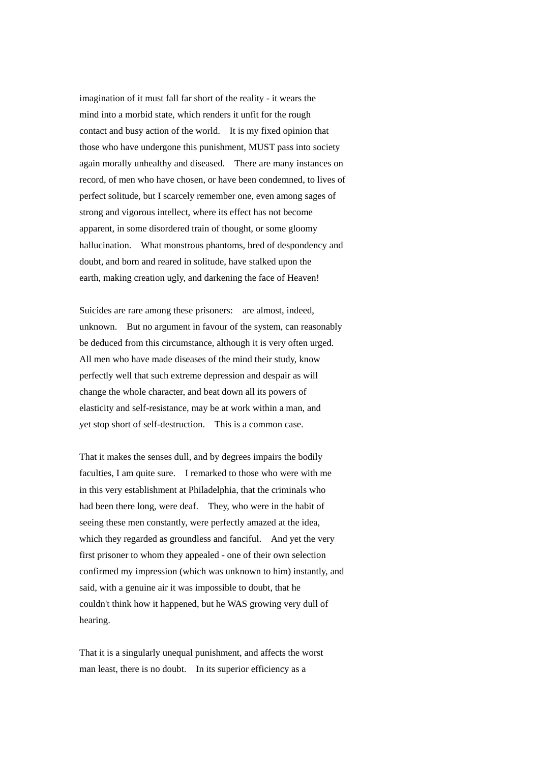imagination of it must fall far short of the reality - it wears the mind into a morbid state, which renders it unfit for the rough contact and busy action of the world. It is my fixed opinion that those who have undergone this punishment, MUST pass into society again morally unhealthy and diseased. There are many instances on record, of men who have chosen, or have been condemned, to lives of perfect solitude, but I scarcely remember one, even among sages of strong and vigorous intellect, where its effect has not become apparent, in some disordered train of thought, or some gloomy hallucination. What monstrous phantoms, bred of despondency and doubt, and born and reared in solitude, have stalked upon the earth, making creation ugly, and darkening the face of Heaven!

Suicides are rare among these prisoners: are almost, indeed, unknown. But no argument in favour of the system, can reasonably be deduced from this circumstance, although it is very often urged. All men who have made diseases of the mind their study, know perfectly well that such extreme depression and despair as will change the whole character, and beat down all its powers of elasticity and self-resistance, may be at work within a man, and yet stop short of self-destruction. This is a common case.

That it makes the senses dull, and by degrees impairs the bodily faculties, I am quite sure. I remarked to those who were with me in this very establishment at Philadelphia, that the criminals who had been there long, were deaf. They, who were in the habit of seeing these men constantly, were perfectly amazed at the idea, which they regarded as groundless and fanciful. And yet the very first prisoner to whom they appealed - one of their own selection confirmed my impression (which was unknown to him) instantly, and said, with a genuine air it was impossible to doubt, that he couldn't think how it happened, but he WAS growing very dull of hearing.

That it is a singularly unequal punishment, and affects the worst man least, there is no doubt. In its superior efficiency as a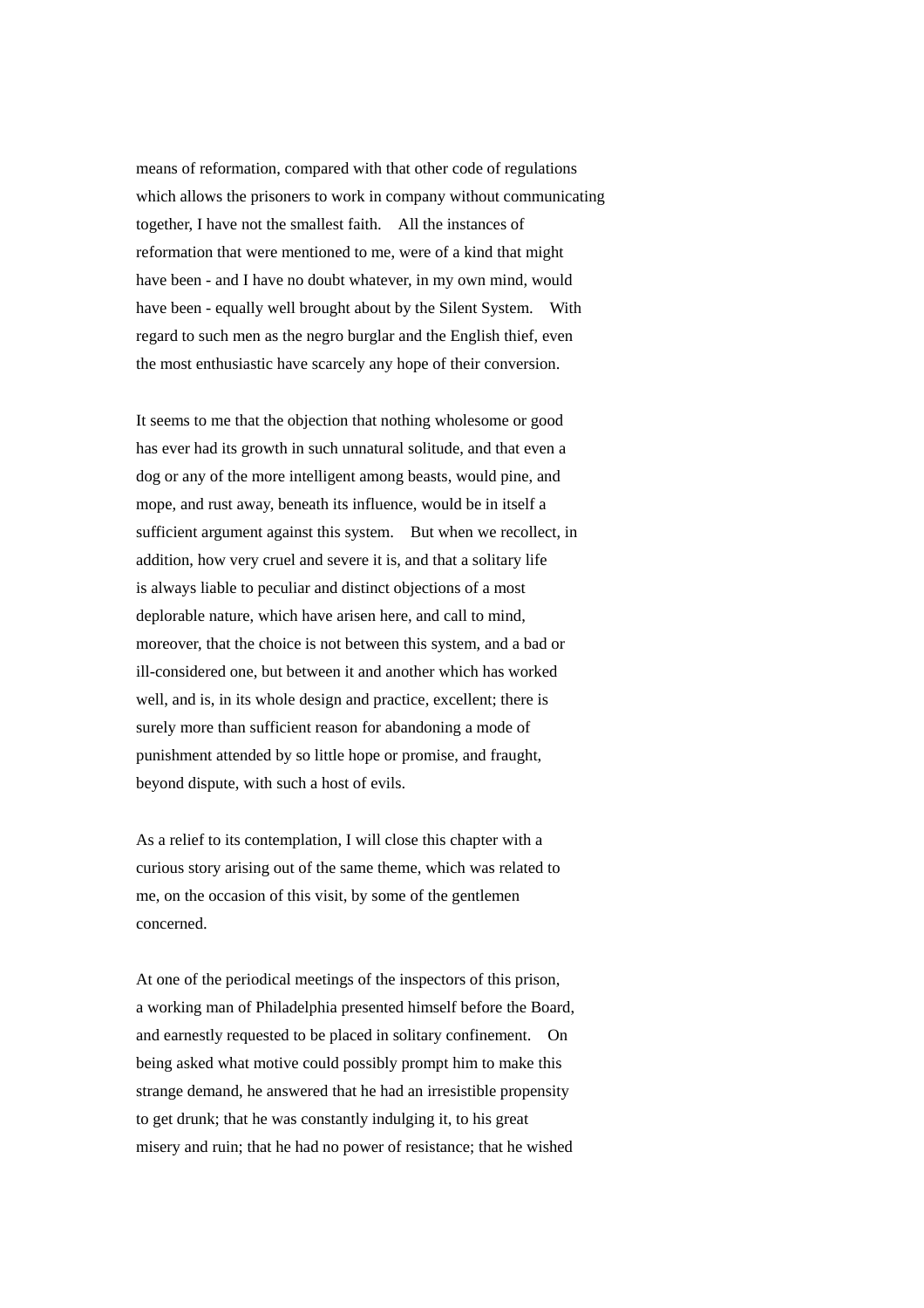means of reformation, compared with that other code of regulations which allows the prisoners to work in company without communicating together, I have not the smallest faith. All the instances of reformation that were mentioned to me, were of a kind that might have been - and I have no doubt whatever, in my own mind, would have been - equally well brought about by the Silent System. With regard to such men as the negro burglar and the English thief, even the most enthusiastic have scarcely any hope of their conversion.

It seems to me that the objection that nothing wholesome or good has ever had its growth in such unnatural solitude, and that even a dog or any of the more intelligent among beasts, would pine, and mope, and rust away, beneath its influence, would be in itself a sufficient argument against this system. But when we recollect, in addition, how very cruel and severe it is, and that a solitary life is always liable to peculiar and distinct objections of a most deplorable nature, which have arisen here, and call to mind, moreover, that the choice is not between this system, and a bad or ill-considered one, but between it and another which has worked well, and is, in its whole design and practice, excellent; there is surely more than sufficient reason for abandoning a mode of punishment attended by so little hope or promise, and fraught, beyond dispute, with such a host of evils.

As a relief to its contemplation, I will close this chapter with a curious story arising out of the same theme, which was related to me, on the occasion of this visit, by some of the gentlemen concerned.

At one of the periodical meetings of the inspectors of this prison, a working man of Philadelphia presented himself before the Board, and earnestly requested to be placed in solitary confinement. On being asked what motive could possibly prompt him to make this strange demand, he answered that he had an irresistible propensity to get drunk; that he was constantly indulging it, to his great misery and ruin; that he had no power of resistance; that he wished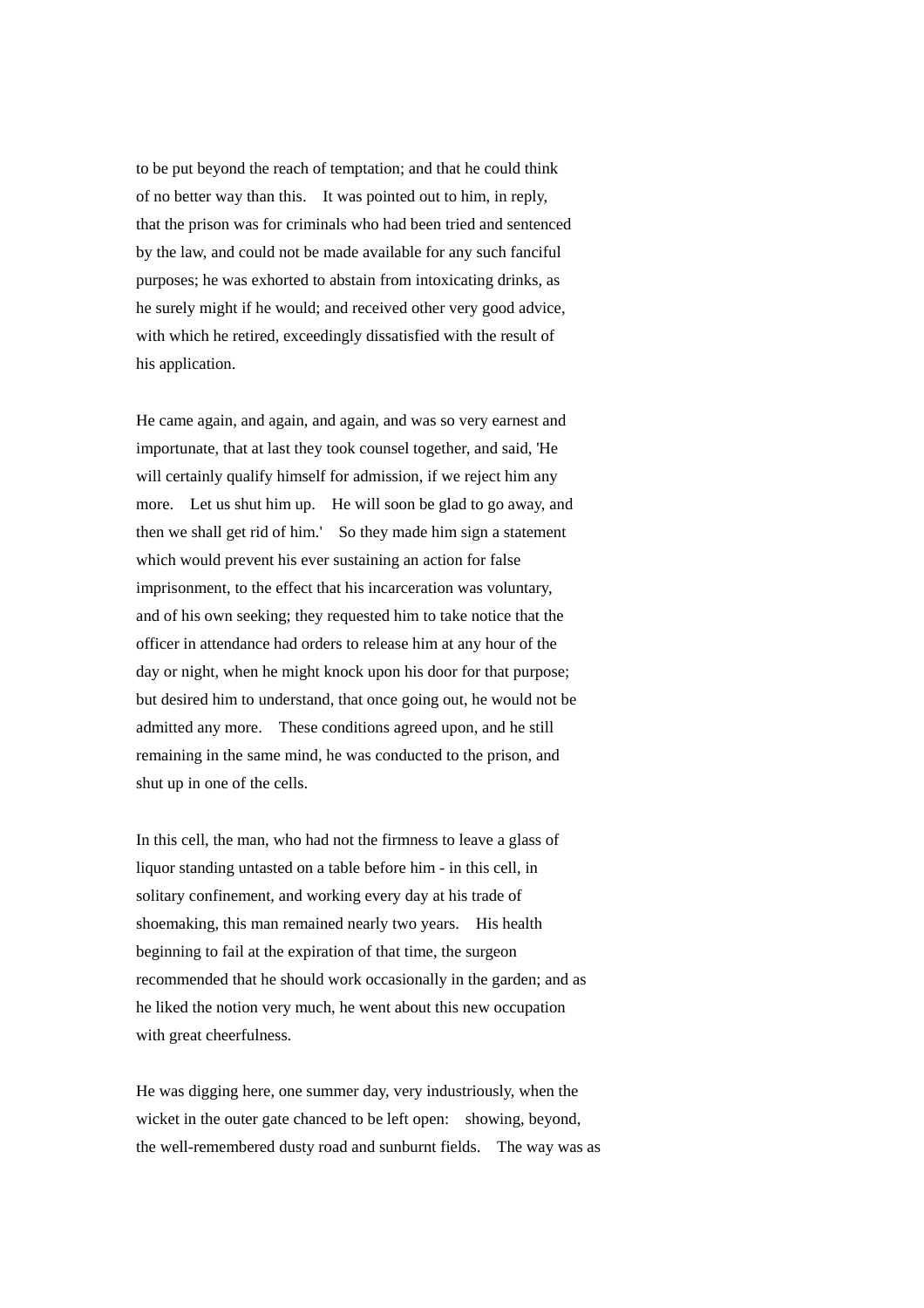to be put beyond the reach of temptation; and that he could think of no better way than this. It was pointed out to him, in reply, that the prison was for criminals who had been tried and sentenced by the law, and could not be made available for any such fanciful purposes; he was exhorted to abstain from intoxicating drinks, as he surely might if he would; and received other very good advice, with which he retired, exceedingly dissatisfied with the result of his application.

He came again, and again, and again, and was so very earnest and importunate, that at last they took counsel together, and said, 'He will certainly qualify himself for admission, if we reject him any more. Let us shut him up. He will soon be glad to go away, and then we shall get rid of him.' So they made him sign a statement which would prevent his ever sustaining an action for false imprisonment, to the effect that his incarceration was voluntary, and of his own seeking; they requested him to take notice that the officer in attendance had orders to release him at any hour of the day or night, when he might knock upon his door for that purpose; but desired him to understand, that once going out, he would not be admitted any more. These conditions agreed upon, and he still remaining in the same mind, he was conducted to the prison, and shut up in one of the cells.

In this cell, the man, who had not the firmness to leave a glass of liquor standing untasted on a table before him - in this cell, in solitary confinement, and working every day at his trade of shoemaking, this man remained nearly two years. His health beginning to fail at the expiration of that time, the surgeon recommended that he should work occasionally in the garden; and as he liked the notion very much, he went about this new occupation with great cheerfulness.

He was digging here, one summer day, very industriously, when the wicket in the outer gate chanced to be left open: showing, beyond, the well-remembered dusty road and sunburnt fields. The way was as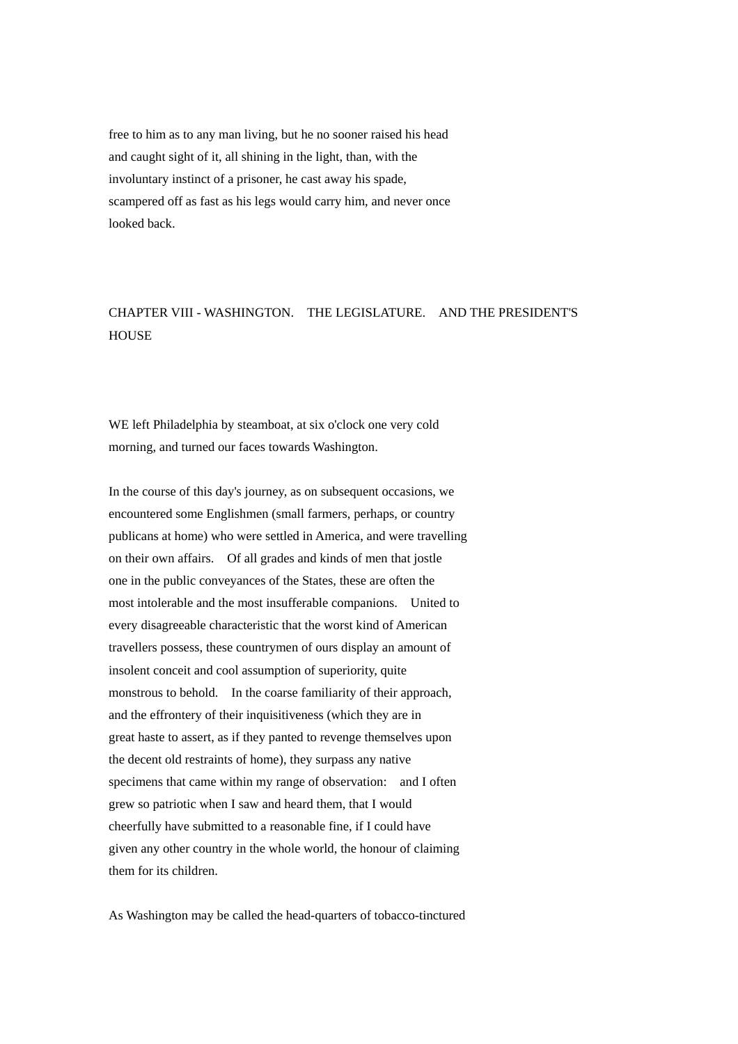free to him as to any man living, but he no sooner raised his head and caught sight of it, all shining in the light, than, with the involuntary instinct of a prisoner, he cast away his spade, scampered off as fast as his legs would carry him, and never once looked back.

## CHAPTER VIII - WASHINGTON. THE LEGISLATURE. AND THE PRESIDENT'S HOUSE

WE left Philadelphia by steamboat, at six o'clock one very cold morning, and turned our faces towards Washington.

In the course of this day's journey, as on subsequent occasions, we encountered some Englishmen (small farmers, perhaps, or country publicans at home) who were settled in America, and were travelling on their own affairs. Of all grades and kinds of men that jostle one in the public conveyances of the States, these are often the most intolerable and the most insufferable companions. United to every disagreeable characteristic that the worst kind of American travellers possess, these countrymen of ours display an amount of insolent conceit and cool assumption of superiority, quite monstrous to behold. In the coarse familiarity of their approach, and the effrontery of their inquisitiveness (which they are in great haste to assert, as if they panted to revenge themselves upon the decent old restraints of home), they surpass any native specimens that came within my range of observation: and I often grew so patriotic when I saw and heard them, that I would cheerfully have submitted to a reasonable fine, if I could have given any other country in the whole world, the honour of claiming them for its children.

As Washington may be called the head-quarters of tobacco-tinctured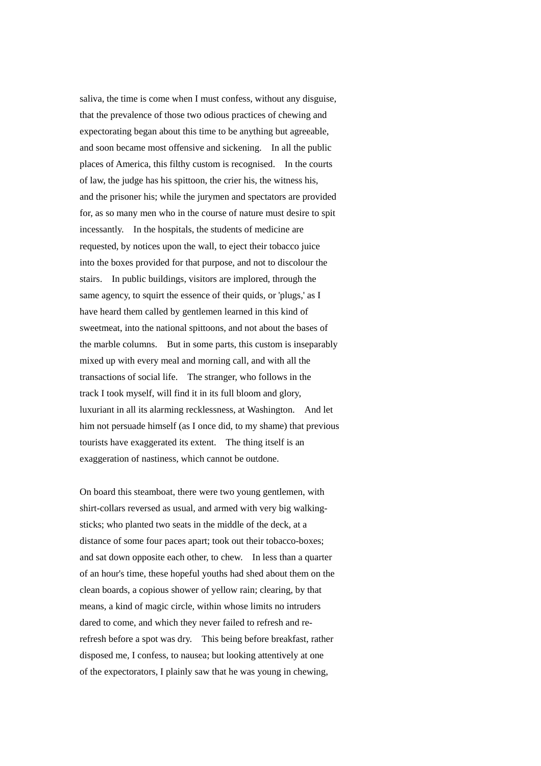saliva, the time is come when I must confess, without any disguise, that the prevalence of those two odious practices of chewing and expectorating began about this time to be anything but agreeable, and soon became most offensive and sickening. In all the public places of America, this filthy custom is recognised. In the courts of law, the judge has his spittoon, the crier his, the witness his, and the prisoner his; while the jurymen and spectators are provided for, as so many men who in the course of nature must desire to spit incessantly. In the hospitals, the students of medicine are requested, by notices upon the wall, to eject their tobacco juice into the boxes provided for that purpose, and not to discolour the stairs. In public buildings, visitors are implored, through the same agency, to squirt the essence of their quids, or 'plugs,' as I have heard them called by gentlemen learned in this kind of sweetmeat, into the national spittoons, and not about the bases of the marble columns. But in some parts, this custom is inseparably mixed up with every meal and morning call, and with all the transactions of social life. The stranger, who follows in the track I took myself, will find it in its full bloom and glory, luxuriant in all its alarming recklessness, at Washington. And let him not persuade himself (as I once did, to my shame) that previous tourists have exaggerated its extent. The thing itself is an exaggeration of nastiness, which cannot be outdone.

On board this steamboat, there were two young gentlemen, with shirt-collars reversed as usual, and armed with very big walking-sticks; who planted two seats in the middle of the deck, at a distance of some four paces apart; took out their tobacco-boxes; and sat down opposite each other, to chew. In less than a quarter of an hour's time, these hopeful youths had shed about them on the clean boards, a copious shower of yellow rain; clearing, by that means, a kind of magic circle, within whose limits no intruders dared to come, and which they never failed to refresh and re-refresh before a spot was dry. This being before breakfast, rather disposed me, I confess, to nausea; but looking attentively at one of the expectorators, I plainly saw that he was young in chewing,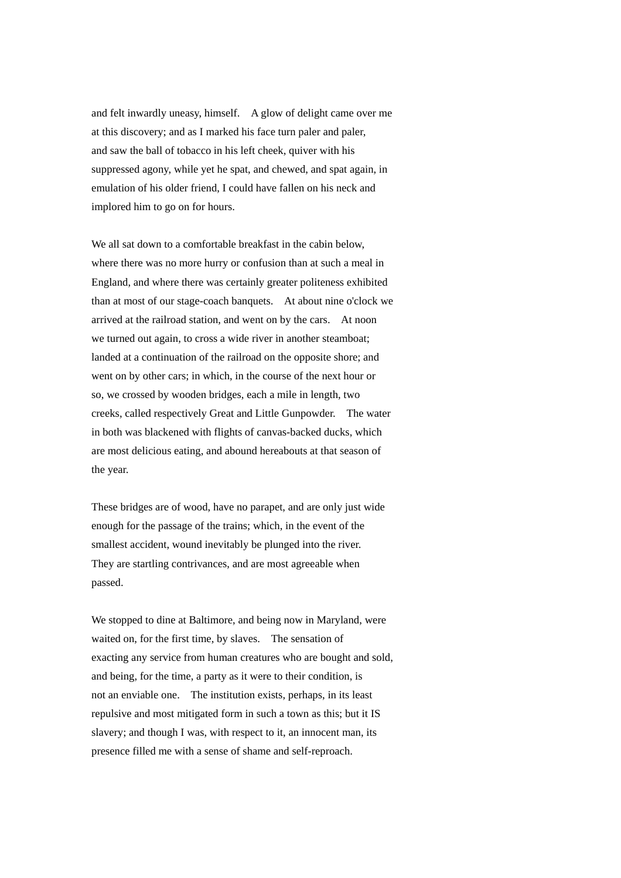and felt inwardly uneasy, himself. A glow of delight came over me at this discovery; and as I marked his face turn paler and paler, and saw the ball of tobacco in his left cheek, quiver with his suppressed agony, while yet he spat, and chewed, and spat again, in emulation of his older friend, I could have fallen on his neck and implored him to go on for hours.

We all sat down to a comfortable breakfast in the cabin below, where there was no more hurry or confusion than at such a meal in England, and where there was certainly greater politeness exhibited than at most of our stage-coach banquets. At about nine o'clock we arrived at the railroad station, and went on by the cars. At noon we turned out again, to cross a wide river in another steamboat; landed at a continuation of the railroad on the opposite shore; and went on by other cars; in which, in the course of the next hour or so, we crossed by wooden bridges, each a mile in length, two creeks, called respectively Great and Little Gunpowder. The water in both was blackened with flights of canvas-backed ducks, which are most delicious eating, and abound hereabouts at that season of the year.

These bridges are of wood, have no parapet, and are only just wide enough for the passage of the trains; which, in the event of the smallest accident, wound inevitably be plunged into the river. They are startling contrivances, and are most agreeable when passed.

We stopped to dine at Baltimore, and being now in Maryland, were waited on, for the first time, by slaves. The sensation of exacting any service from human creatures who are bought and sold, and being, for the time, a party as it were to their condition, is not an enviable one. The institution exists, perhaps, in its least repulsive and most mitigated form in such a town as this; but it IS slavery; and though I was, with respect to it, an innocent man, its presence filled me with a sense of shame and self-reproach.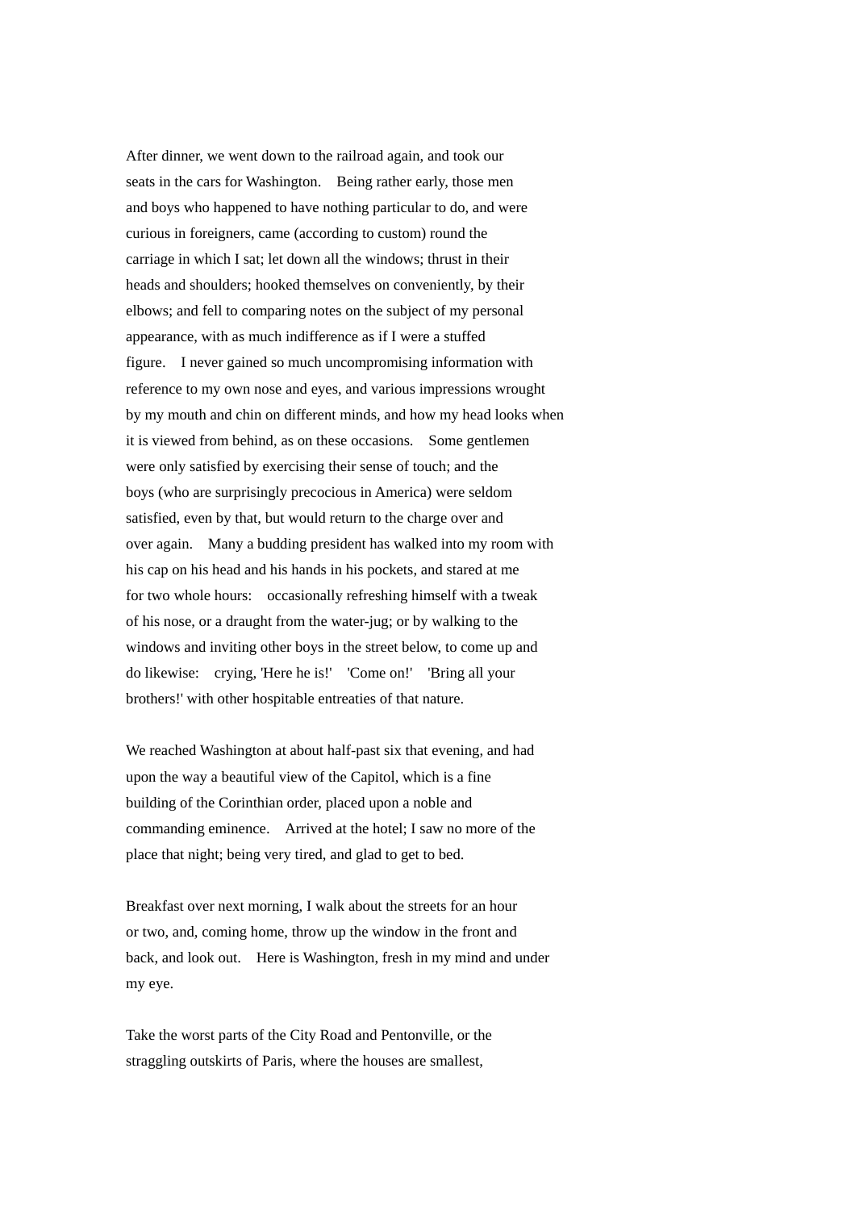After dinner, we went down to the railroad again, and took our seats in the cars for Washington. Being rather early, those men and boys who happened to have nothing particular to do, and were curious in foreigners, came (according to custom) round the carriage in which I sat; let down all the windows; thrust in their heads and shoulders; hooked themselves on conveniently, by their elbows; and fell to comparing notes on the subject of my personal appearance, with as much indifference as if I were a stuffed figure. I never gained so much uncompromising information with reference to my own nose and eyes, and various impressions wrought by my mouth and chin on different minds, and how my head looks when it is viewed from behind, as on these occasions. Some gentlemen were only satisfied by exercising their sense of touch; and the boys (who are surprisingly precocious in America) were seldom satisfied, even by that, but would return to the charge over and over again. Many a budding president has walked into my room with his cap on his head and his hands in his pockets, and stared at me for two whole hours: occasionally refreshing himself with a tweak of his nose, or a draught from the water-jug; or by walking to the windows and inviting other boys in the street below, to come up and do likewise: crying, 'Here he is!' 'Come on!' 'Bring all your brothers!' with other hospitable entreaties of that nature.

We reached Washington at about half-past six that evening, and had upon the way a beautiful view of the Capitol, which is a fine building of the Corinthian order, placed upon a noble and commanding eminence. Arrived at the hotel; I saw no more of the place that night; being very tired, and glad to get to bed.

Breakfast over next morning, I walk about the streets for an hour or two, and, coming home, throw up the window in the front and back, and look out. Here is Washington, fresh in my mind and under my eye.

Take the worst parts of the City Road and Pentonville, or the straggling outskirts of Paris, where the houses are smallest,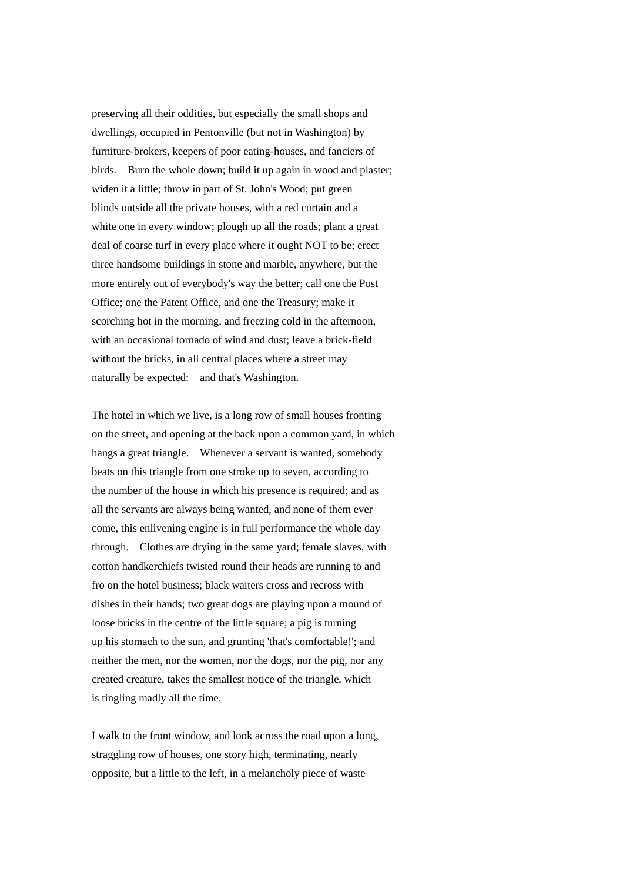preserving all their oddities, but especially the small shops and dwellings, occupied in Pentonville (but not in Washington) by furniture-brokers, keepers of poor eating-houses, and fanciers of birds. Burn the whole down; build it up again in wood and plaster; widen it a little; throw in part of St. John's Wood; put green blinds outside all the private houses, with a red curtain and a white one in every window; plough up all the roads; plant a great deal of coarse turf in every place where it ought NOT to be; erect three handsome buildings in stone and marble, anywhere, but the more entirely out of everybody's way the better; call one the Post Office; one the Patent Office, and one the Treasury; make it scorching hot in the morning, and freezing cold in the afternoon, with an occasional tornado of wind and dust; leave a brick-field without the bricks, in all central places where a street may naturally be expected: and that's Washington.

The hotel in which we live, is a long row of small houses fronting on the street, and opening at the back upon a common yard, in which hangs a great triangle. Whenever a servant is wanted, somebody beats on this triangle from one stroke up to seven, according to the number of the house in which his presence is required; and as all the servants are always being wanted, and none of them ever come, this enlivening engine is in full performance the whole day through. Clothes are drying in the same yard; female slaves, with cotton handkerchiefs twisted round their heads are running to and fro on the hotel business; black waiters cross and recross with dishes in their hands; two great dogs are playing upon a mound of loose bricks in the centre of the little square; a pig is turning up his stomach to the sun, and grunting 'that's comfortable!'; and neither the men, nor the women, nor the dogs, nor the pig, nor any created creature, takes the smallest notice of the triangle, which is tingling madly all the time.

I walk to the front window, and look across the road upon a long, straggling row of houses, one story high, terminating, nearly opposite, but a little to the left, in a melancholy piece of waste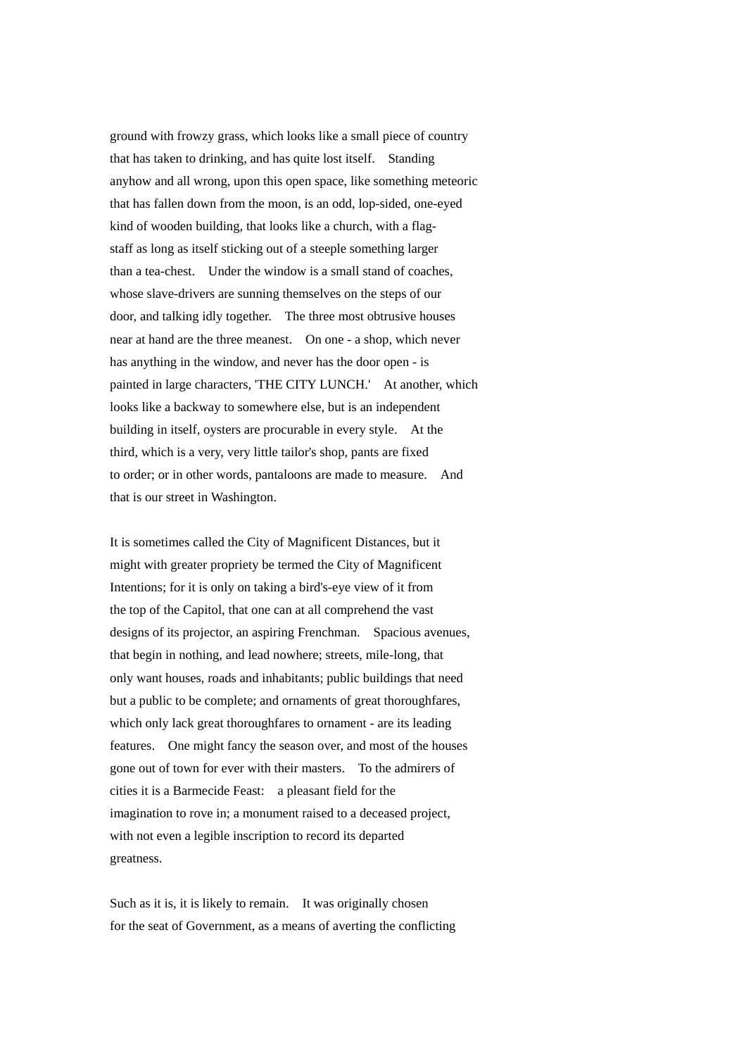ground with frowzy grass, which looks like a small piece of country that has taken to drinking, and has quite lost itself. Standing anyhow and all wrong, upon this open space, like something meteoric that has fallen down from the moon, is an odd, lop-sided, one-eyed kind of wooden building, that looks like a church, with a flag-staff as long as itself sticking out of a steeple something larger than a tea-chest. Under the window is a small stand of coaches, whose slave-drivers are sunning themselves on the steps of our door, and talking idly together. The three most obtrusive houses near at hand are the three meanest. On one - a shop, which never has anything in the window, and never has the door open - is painted in large characters, 'THE CITY LUNCH.' At another, which looks like a backway to somewhere else, but is an independent building in itself, oysters are procurable in every style. At the third, which is a very, very little tailor's shop, pants are fixed to order; or in other words, pantaloons are made to measure. And that is our street in Washington.

It is sometimes called the City of Magnificent Distances, but it might with greater propriety be termed the City of Magnificent Intentions; for it is only on taking a bird's-eye view of it from the top of the Capitol, that one can at all comprehend the vast designs of its projector, an aspiring Frenchman. Spacious avenues, that begin in nothing, and lead nowhere; streets, mile-long, that only want houses, roads and inhabitants; public buildings that need but a public to be complete; and ornaments of great thoroughfares, which only lack great thoroughfares to ornament - are its leading features. One might fancy the season over, and most of the houses gone out of town for ever with their masters. To the admirers of cities it is a Barmecide Feast: a pleasant field for the imagination to rove in; a monument raised to a deceased project, with not even a legible inscription to record its departed greatness.

Such as it is, it is likely to remain. It was originally chosen for the seat of Government, as a means of averting the conflicting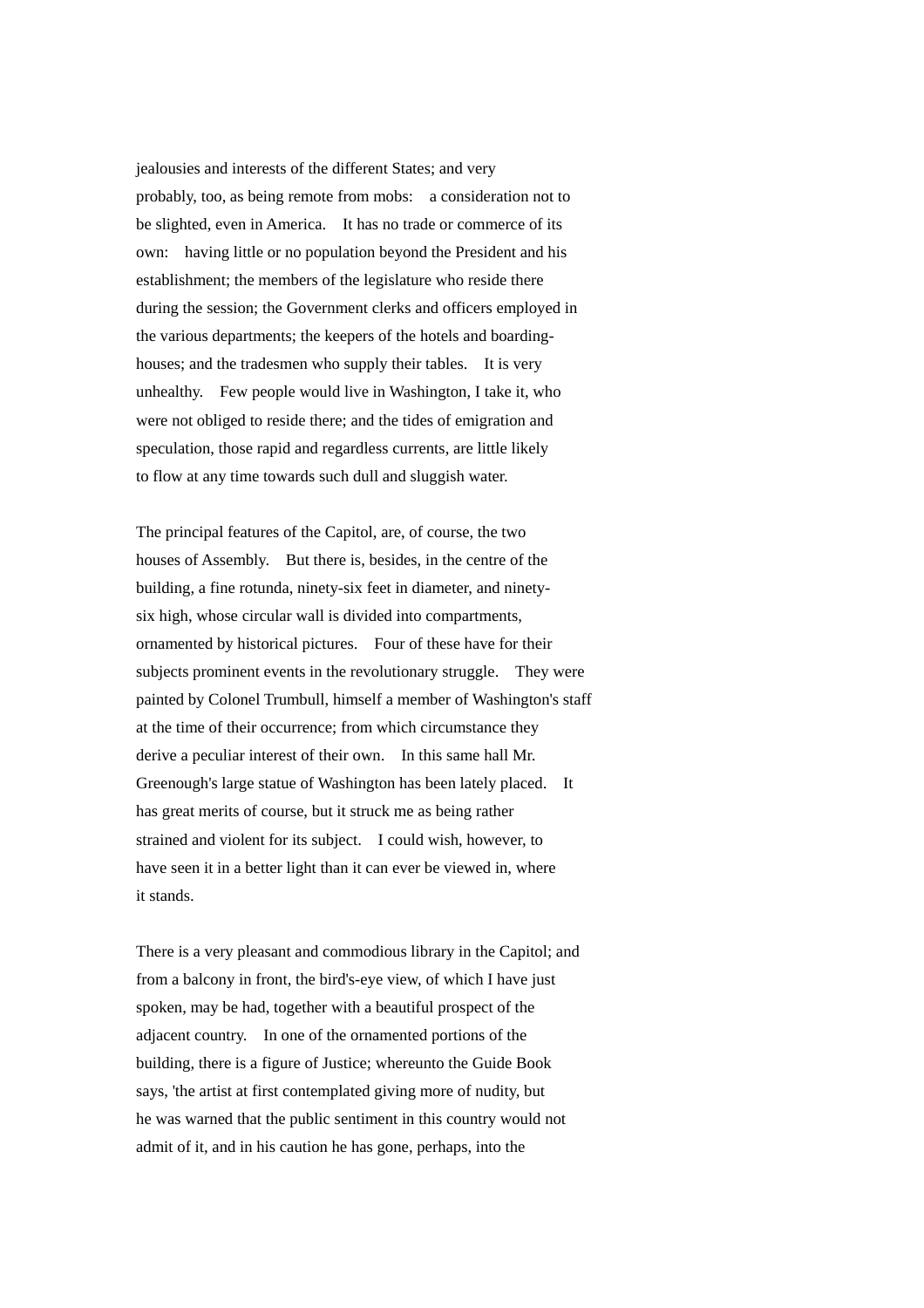jealousies and interests of the different States; and very probably, too, as being remote from mobs: a consideration not to be slighted, even in America. It has no trade or commerce of its own: having little or no population beyond the President and his establishment; the members of the legislature who reside there during the session; the Government clerks and officers employed in the various departments; the keepers of the hotels and boarding-houses; and the tradesmen who supply their tables. It is very unhealthy. Few people would live in Washington, I take it, who were not obliged to reside there; and the tides of emigration and speculation, those rapid and regardless currents, are little likely to flow at any time towards such dull and sluggish water.

The principal features of the Capitol, are, of course, the two houses of Assembly. But there is, besides, in the centre of the building, a fine rotunda, ninety-six feet in diameter, and ninety-six high, whose circular wall is divided into compartments, ornamented by historical pictures. Four of these have for their subjects prominent events in the revolutionary struggle. They were painted by Colonel Trumbull, himself a member of Washington's staff at the time of their occurrence; from which circumstance they derive a peculiar interest of their own. In this same hall Mr. Greenough's large statue of Washington has been lately placed. It has great merits of course, but it struck me as being rather strained and violent for its subject. I could wish, however, to have seen it in a better light than it can ever be viewed in, where it stands.

There is a very pleasant and commodious library in the Capitol; and from a balcony in front, the bird's-eye view, of which I have just spoken, may be had, together with a beautiful prospect of the adjacent country. In one of the ornamented portions of the building, there is a figure of Justice; whereunto the Guide Book says, 'the artist at first contemplated giving more of nudity, but he was warned that the public sentiment in this country would not admit of it, and in his caution he has gone, perhaps, into the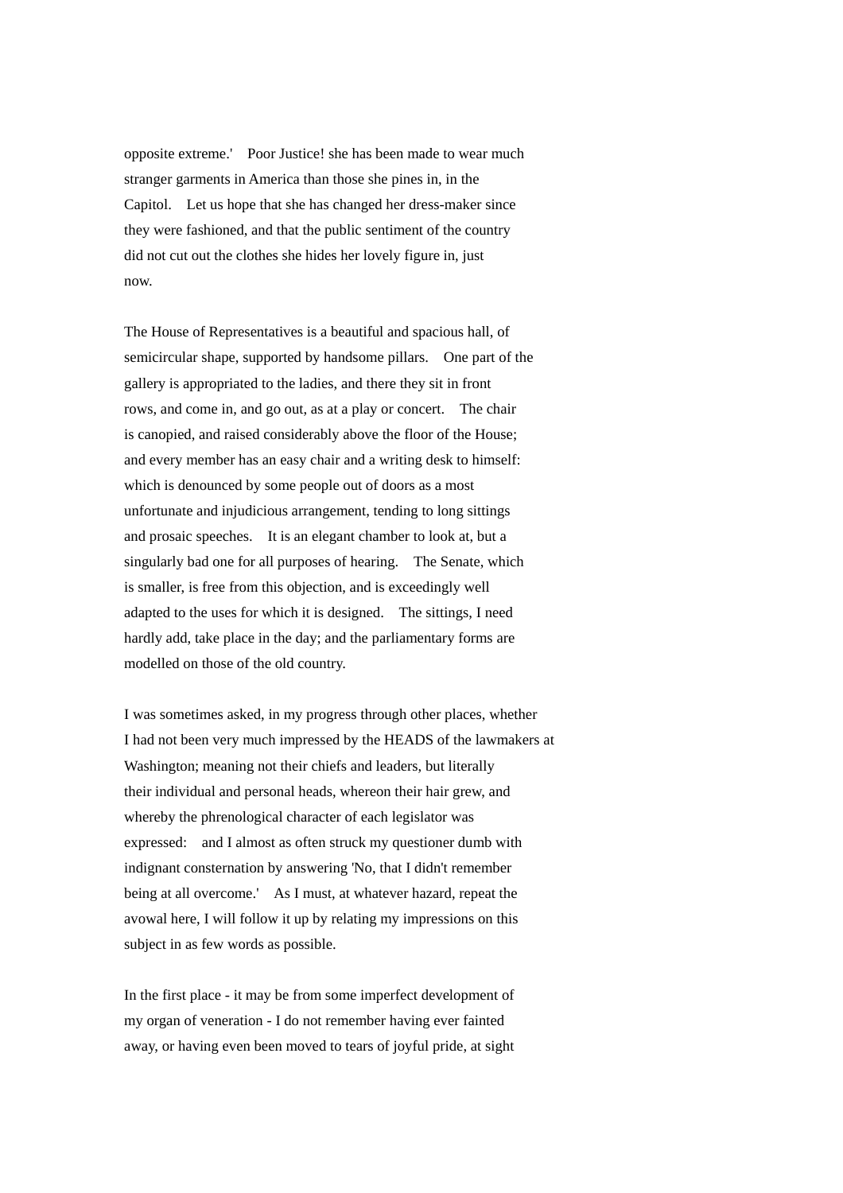opposite extreme.' Poor Justice! she has been made to wear much stranger garments in America than those she pines in, in the Capitol. Let us hope that she has changed her dress-maker since they were fashioned, and that the public sentiment of the country did not cut out the clothes she hides her lovely figure in, just now.

The House of Representatives is a beautiful and spacious hall, of semicircular shape, supported by handsome pillars. One part of the gallery is appropriated to the ladies, and there they sit in front rows, and come in, and go out, as at a play or concert. The chair is canopied, and raised considerably above the floor of the House; and every member has an easy chair and a writing desk to himself: which is denounced by some people out of doors as a most unfortunate and injudicious arrangement, tending to long sittings and prosaic speeches. It is an elegant chamber to look at, but a singularly bad one for all purposes of hearing. The Senate, which is smaller, is free from this objection, and is exceedingly well adapted to the uses for which it is designed. The sittings, I need hardly add, take place in the day; and the parliamentary forms are modelled on those of the old country.

I was sometimes asked, in my progress through other places, whether I had not been very much impressed by the HEADS of the lawmakers at Washington; meaning not their chiefs and leaders, but literally their individual and personal heads, whereon their hair grew, and whereby the phrenological character of each legislator was expressed: and I almost as often struck my questioner dumb with indignant consternation by answering 'No, that I didn't remember being at all overcome.' As I must, at whatever hazard, repeat the avowal here, I will follow it up by relating my impressions on this subject in as few words as possible.

In the first place - it may be from some imperfect development of my organ of veneration - I do not remember having ever fainted away, or having even been moved to tears of joyful pride, at sight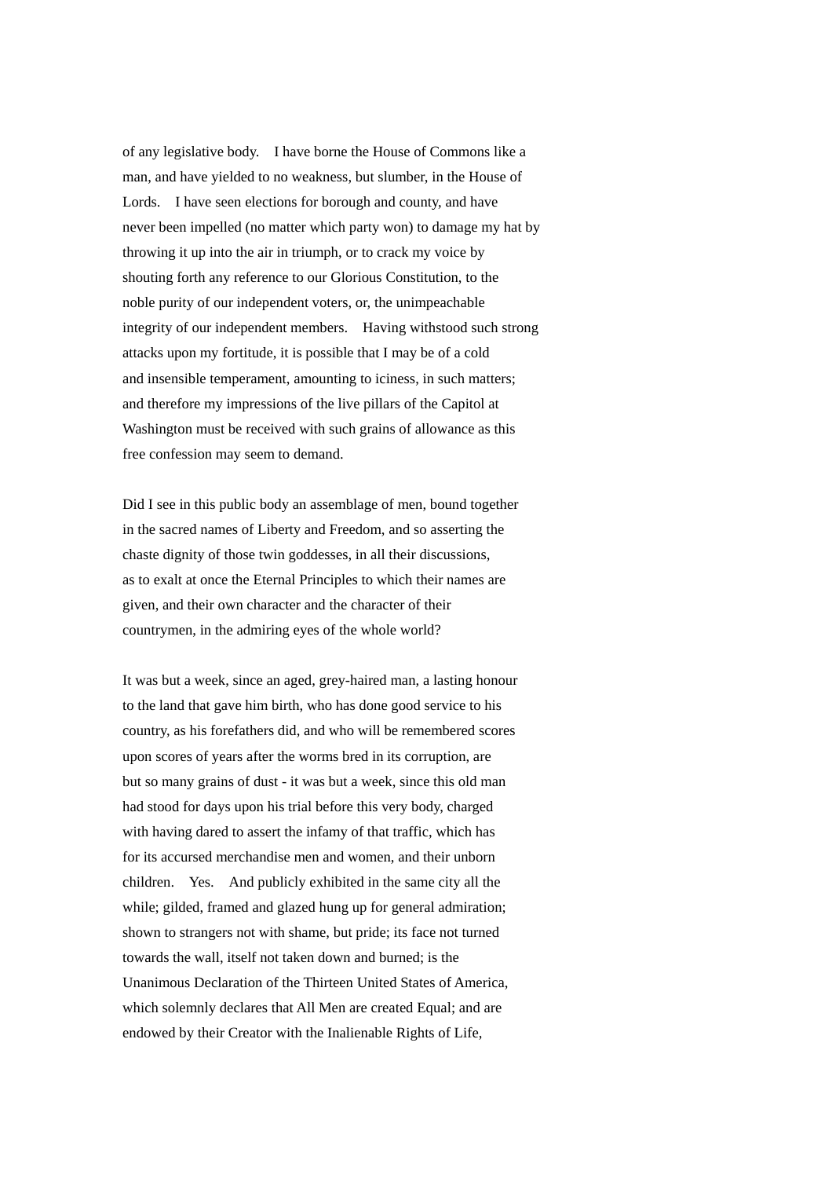of any legislative body. I have borne the House of Commons like a man, and have yielded to no weakness, but slumber, in the House of Lords. I have seen elections for borough and county, and have never been impelled (no matter which party won) to damage my hat by throwing it up into the air in triumph, or to crack my voice by shouting forth any reference to our Glorious Constitution, to the noble purity of our independent voters, or, the unimpeachable integrity of our independent members. Having withstood such strong attacks upon my fortitude, it is possible that I may be of a cold and insensible temperament, amounting to iciness, in such matters; and therefore my impressions of the live pillars of the Capitol at Washington must be received with such grains of allowance as this free confession may seem to demand.

Did I see in this public body an assemblage of men, bound together in the sacred names of Liberty and Freedom, and so asserting the chaste dignity of those twin goddesses, in all their discussions, as to exalt at once the Eternal Principles to which their names are given, and their own character and the character of their countrymen, in the admiring eyes of the whole world?

It was but a week, since an aged, grey-haired man, a lasting honour to the land that gave him birth, who has done good service to his country, as his forefathers did, and who will be remembered scores upon scores of years after the worms bred in its corruption, are but so many grains of dust - it was but a week, since this old man had stood for days upon his trial before this very body, charged with having dared to assert the infamy of that traffic, which has for its accursed merchandise men and women, and their unborn children. Yes. And publicly exhibited in the same city all the while; gilded, framed and glazed hung up for general admiration; shown to strangers not with shame, but pride; its face not turned towards the wall, itself not taken down and burned; is the Unanimous Declaration of the Thirteen United States of America, which solemnly declares that All Men are created Equal; and are endowed by their Creator with the Inalienable Rights of Life,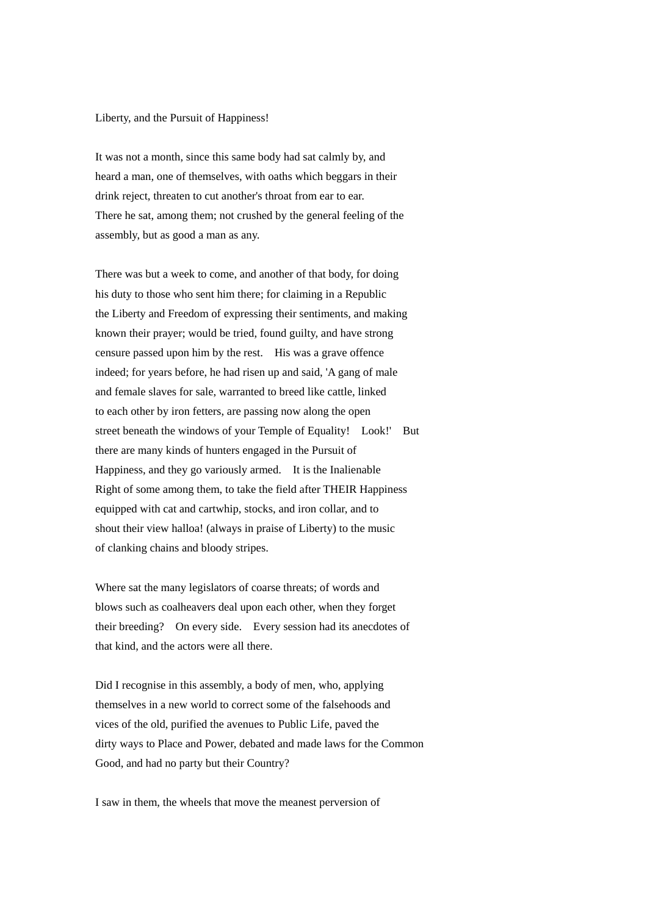Liberty, and the Pursuit of Happiness!

It was not a month, since this same body had sat calmly by, and heard a man, one of themselves, with oaths which beggars in their drink reject, threaten to cut another's throat from ear to ear. There he sat, among them; not crushed by the general feeling of the assembly, but as good a man as any.

There was but a week to come, and another of that body, for doing his duty to those who sent him there; for claiming in a Republic the Liberty and Freedom of expressing their sentiments, and making known their prayer; would be tried, found guilty, and have strong censure passed upon him by the rest. His was a grave offence indeed; for years before, he had risen up and said, 'A gang of male and female slaves for sale, warranted to breed like cattle, linked to each other by iron fetters, are passing now along the open street beneath the windows of your Temple of Equality! Look!' But there are many kinds of hunters engaged in the Pursuit of Happiness, and they go variously armed. It is the Inalienable Right of some among them, to take the field after THEIR Happiness equipped with cat and cartwhip, stocks, and iron collar, and to shout their view halloa! (always in praise of Liberty) to the music of clanking chains and bloody stripes.

Where sat the many legislators of coarse threats; of words and blows such as coalheavers deal upon each other, when they forget their breeding? On every side. Every session had its anecdotes of that kind, and the actors were all there.

Did I recognise in this assembly, a body of men, who, applying themselves in a new world to correct some of the falsehoods and vices of the old, purified the avenues to Public Life, paved the dirty ways to Place and Power, debated and made laws for the Common Good, and had no party but their Country?

I saw in them, the wheels that move the meanest perversion of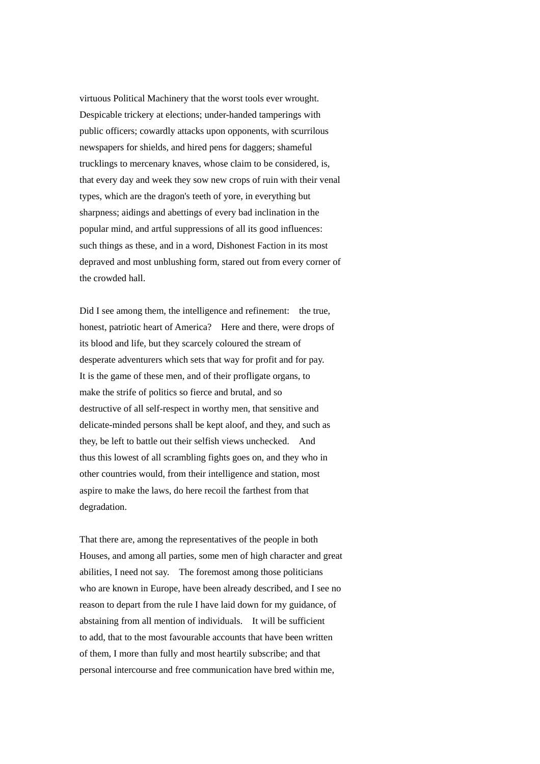virtuous Political Machinery that the worst tools ever wrought. Despicable trickery at elections; under-handed tamperings with public officers; cowardly attacks upon opponents, with scurrilous newspapers for shields, and hired pens for daggers; shameful trucklings to mercenary knaves, whose claim to be considered, is, that every day and week they sow new crops of ruin with their venal types, which are the dragon's teeth of yore, in everything but sharpness; aidings and abettings of every bad inclination in the popular mind, and artful suppressions of all its good influences: such things as these, and in a word, Dishonest Faction in its most depraved and most unblushing form, stared out from every corner of the crowded hall.

Did I see among them, the intelligence and refinement: the true, honest, patriotic heart of America? Here and there, were drops of its blood and life, but they scarcely coloured the stream of desperate adventurers which sets that way for profit and for pay. It is the game of these men, and of their profligate organs, to make the strife of politics so fierce and brutal, and so destructive of all self-respect in worthy men, that sensitive and delicate-minded persons shall be kept aloof, and they, and such as they, be left to battle out their selfish views unchecked. And thus this lowest of all scrambling fights goes on, and they who in other countries would, from their intelligence and station, most aspire to make the laws, do here recoil the farthest from that degradation.

That there are, among the representatives of the people in both Houses, and among all parties, some men of high character and great abilities, I need not say. The foremost among those politicians who are known in Europe, have been already described, and I see no reason to depart from the rule I have laid down for my guidance, of abstaining from all mention of individuals. It will be sufficient to add, that to the most favourable accounts that have been written of them, I more than fully and most heartily subscribe; and that personal intercourse and free communication have bred within me,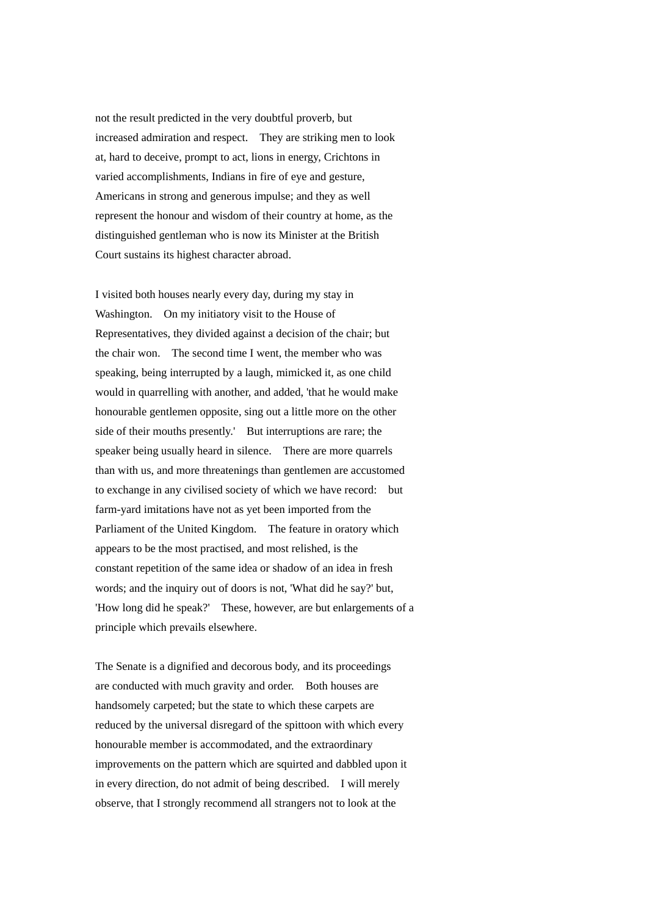not the result predicted in the very doubtful proverb, but increased admiration and respect. They are striking men to look at, hard to deceive, prompt to act, lions in energy, Crichtons in varied accomplishments, Indians in fire of eye and gesture, Americans in strong and generous impulse; and they as well represent the honour and wisdom of their country at home, as the distinguished gentleman who is now its Minister at the British Court sustains its highest character abroad.

I visited both houses nearly every day, during my stay in Washington. On my initiatory visit to the House of Representatives, they divided against a decision of the chair; but the chair won. The second time I went, the member who was speaking, being interrupted by a laugh, mimicked it, as one child would in quarrelling with another, and added, 'that he would make honourable gentlemen opposite, sing out a little more on the other side of their mouths presently.' But interruptions are rare; the speaker being usually heard in silence. There are more quarrels than with us, and more threatenings than gentlemen are accustomed to exchange in any civilised society of which we have record: but farm-yard imitations have not as yet been imported from the Parliament of the United Kingdom. The feature in oratory which appears to be the most practised, and most relished, is the constant repetition of the same idea or shadow of an idea in fresh words; and the inquiry out of doors is not, 'What did he say?' but, 'How long did he speak?' These, however, are but enlargements of a principle which prevails elsewhere.

The Senate is a dignified and decorous body, and its proceedings are conducted with much gravity and order. Both houses are handsomely carpeted; but the state to which these carpets are reduced by the universal disregard of the spittoon with which every honourable member is accommodated, and the extraordinary improvements on the pattern which are squirted and dabbled upon it in every direction, do not admit of being described. I will merely observe, that I strongly recommend all strangers not to look at the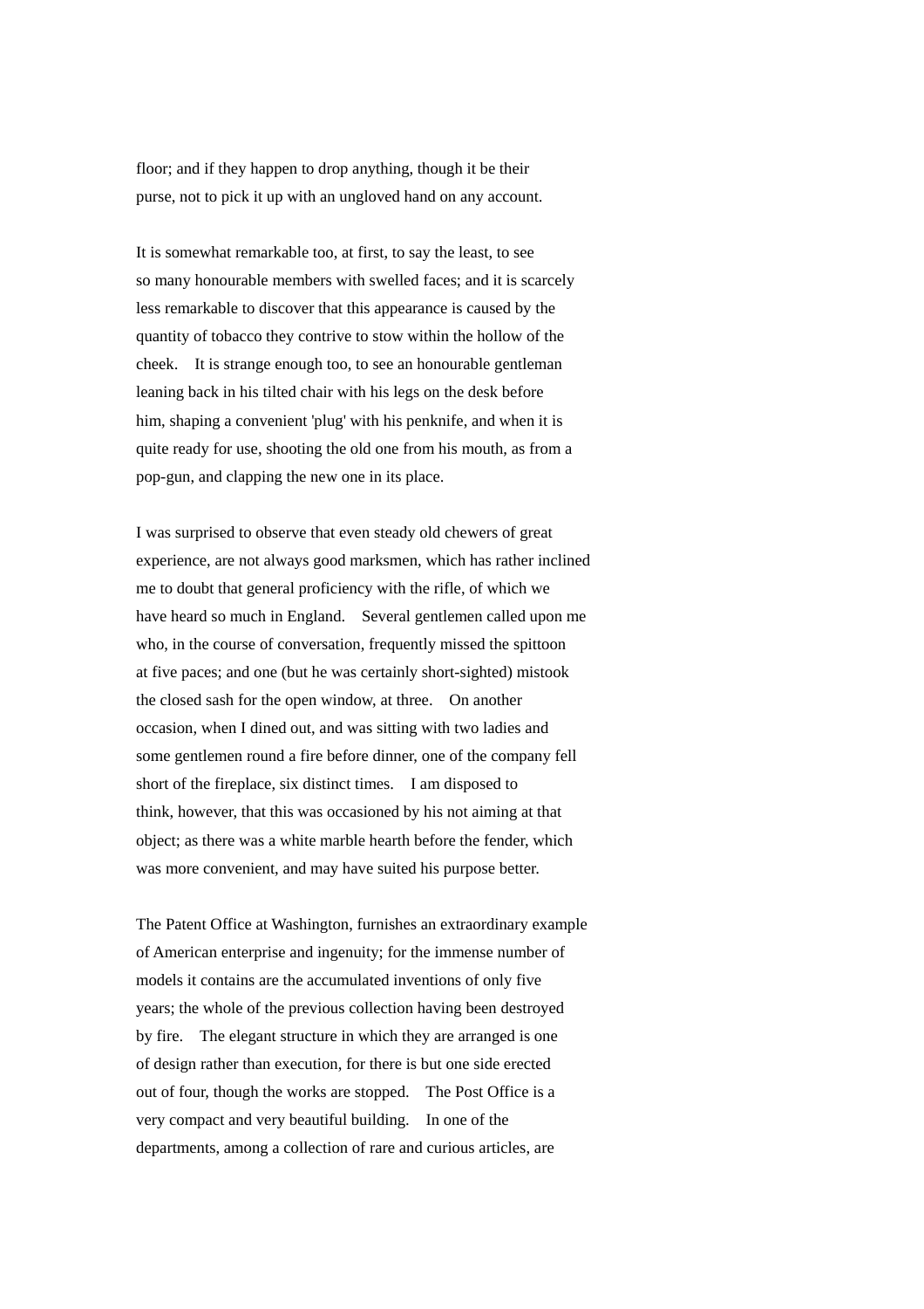floor; and if they happen to drop anything, though it be their purse, not to pick it up with an ungloved hand on any account.

It is somewhat remarkable too, at first, to say the least, to see so many honourable members with swelled faces; and it is scarcely less remarkable to discover that this appearance is caused by the quantity of tobacco they contrive to stow within the hollow of the cheek. It is strange enough too, to see an honourable gentleman leaning back in his tilted chair with his legs on the desk before him, shaping a convenient 'plug' with his penknife, and when it is quite ready for use, shooting the old one from his mouth, as from a pop-gun, and clapping the new one in its place.

I was surprised to observe that even steady old chewers of great experience, are not always good marksmen, which has rather inclined me to doubt that general proficiency with the rifle, of which we have heard so much in England. Several gentlemen called upon me who, in the course of conversation, frequently missed the spittoon at five paces; and one (but he was certainly short-sighted) mistook the closed sash for the open window, at three. On another occasion, when I dined out, and was sitting with two ladies and some gentlemen round a fire before dinner, one of the company fell short of the fireplace, six distinct times. I am disposed to think, however, that this was occasioned by his not aiming at that object; as there was a white marble hearth before the fender, which was more convenient, and may have suited his purpose better.

The Patent Office at Washington, furnishes an extraordinary example of American enterprise and ingenuity; for the immense number of models it contains are the accumulated inventions of only five years; the whole of the previous collection having been destroyed by fire. The elegant structure in which they are arranged is one of design rather than execution, for there is but one side erected out of four, though the works are stopped. The Post Office is a very compact and very beautiful building. In one of the departments, among a collection of rare and curious articles, are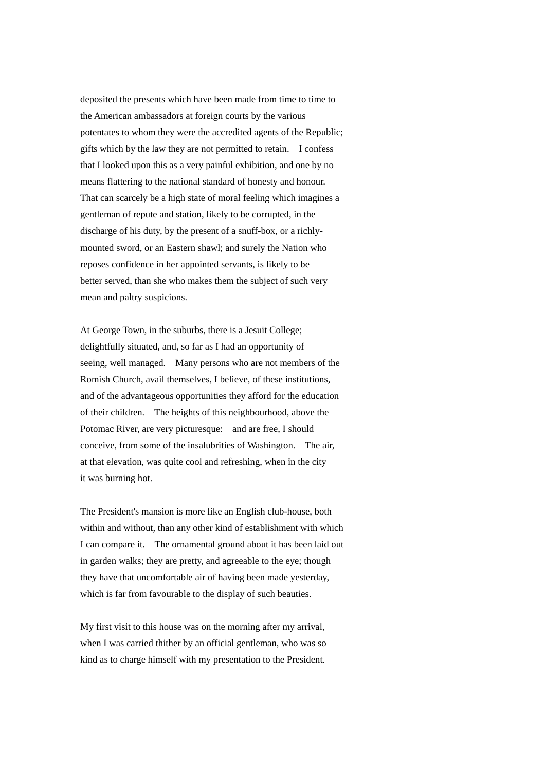deposited the presents which have been made from time to time to the American ambassadors at foreign courts by the various potentates to whom they were the accredited agents of the Republic; gifts which by the law they are not permitted to retain. I confess that I looked upon this as a very painful exhibition, and one by no means flattering to the national standard of honesty and honour. That can scarcely be a high state of moral feeling which imagines a gentleman of repute and station, likely to be corrupted, in the discharge of his duty, by the present of a snuff-box, or a richly-mounted sword, or an Eastern shawl; and surely the Nation who reposes confidence in her appointed servants, is likely to be better served, than she who makes them the subject of such very mean and paltry suspicions.

At George Town, in the suburbs, there is a Jesuit College; delightfully situated, and, so far as I had an opportunity of seeing, well managed. Many persons who are not members of the Romish Church, avail themselves, I believe, of these institutions, and of the advantageous opportunities they afford for the education of their children. The heights of this neighbourhood, above the Potomac River, are very picturesque: and are free, I should conceive, from some of the insalubrities of Washington. The air, at that elevation, was quite cool and refreshing, when in the city it was burning hot.

The President's mansion is more like an English club-house, both within and without, than any other kind of establishment with which I can compare it. The ornamental ground about it has been laid out in garden walks; they are pretty, and agreeable to the eye; though they have that uncomfortable air of having been made yesterday, which is far from favourable to the display of such beauties.

My first visit to this house was on the morning after my arrival, when I was carried thither by an official gentleman, who was so kind as to charge himself with my presentation to the President.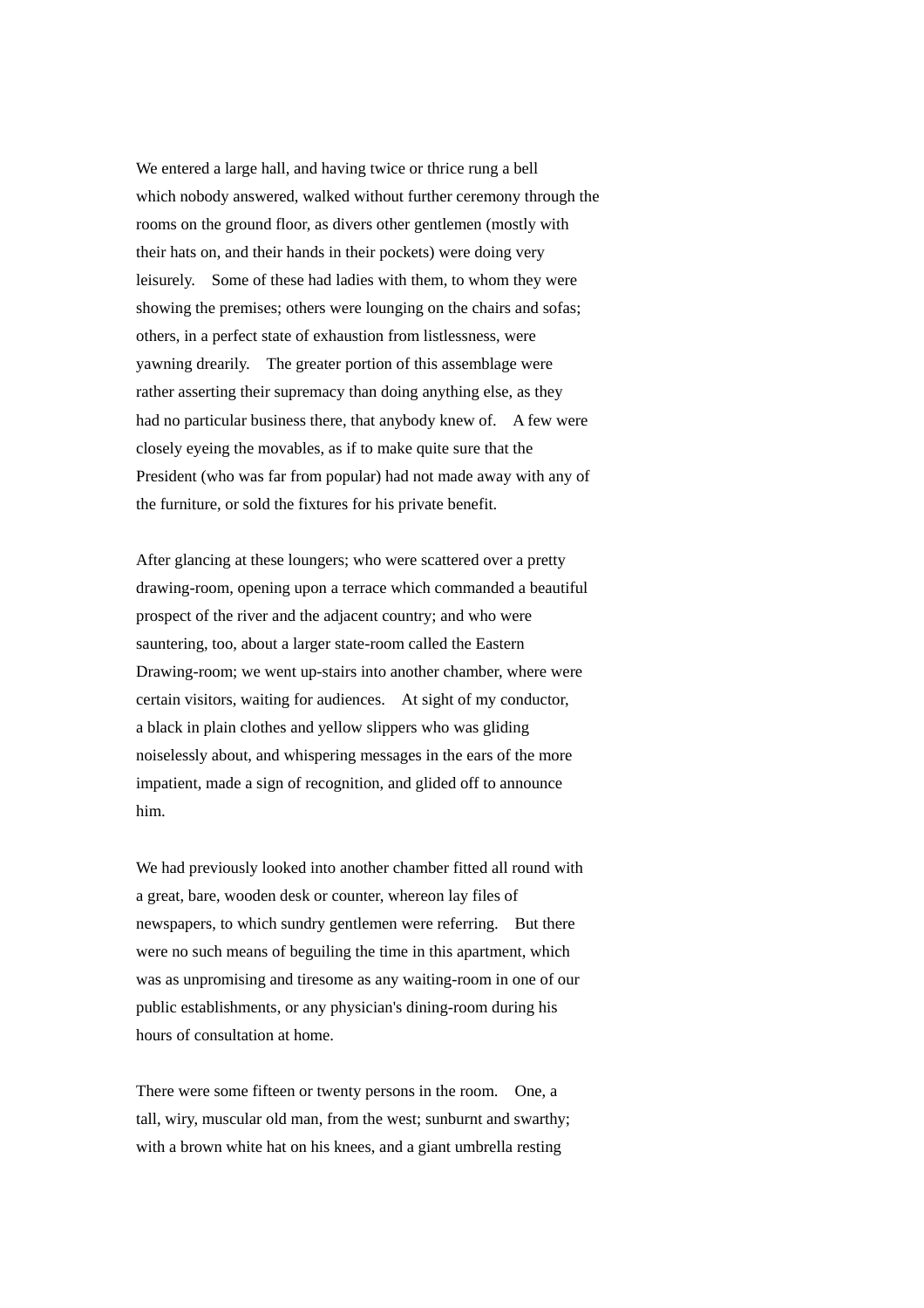We entered a large hall, and having twice or thrice rung a bell which nobody answered, walked without further ceremony through the rooms on the ground floor, as divers other gentlemen (mostly with their hats on, and their hands in their pockets) were doing very leisurely. Some of these had ladies with them, to whom they were showing the premises; others were lounging on the chairs and sofas; others, in a perfect state of exhaustion from listlessness, were yawning drearily. The greater portion of this assemblage were rather asserting their supremacy than doing anything else, as they had no particular business there, that anybody knew of. A few were closely eyeing the movables, as if to make quite sure that the President (who was far from popular) had not made away with any of the furniture, or sold the fixtures for his private benefit.

After glancing at these loungers; who were scattered over a pretty drawing-room, opening upon a terrace which commanded a beautiful prospect of the river and the adjacent country; and who were sauntering, too, about a larger state-room called the Eastern Drawing-room; we went up-stairs into another chamber, where were certain visitors, waiting for audiences. At sight of my conductor, a black in plain clothes and yellow slippers who was gliding noiselessly about, and whispering messages in the ears of the more impatient, made a sign of recognition, and glided off to announce him.

We had previously looked into another chamber fitted all round with a great, bare, wooden desk or counter, whereon lay files of newspapers, to which sundry gentlemen were referring. But there were no such means of beguiling the time in this apartment, which was as unpromising and tiresome as any waiting-room in one of our public establishments, or any physician's dining-room during his hours of consultation at home.

There were some fifteen or twenty persons in the room. One, a tall, wiry, muscular old man, from the west; sunburnt and swarthy; with a brown white hat on his knees, and a giant umbrella resting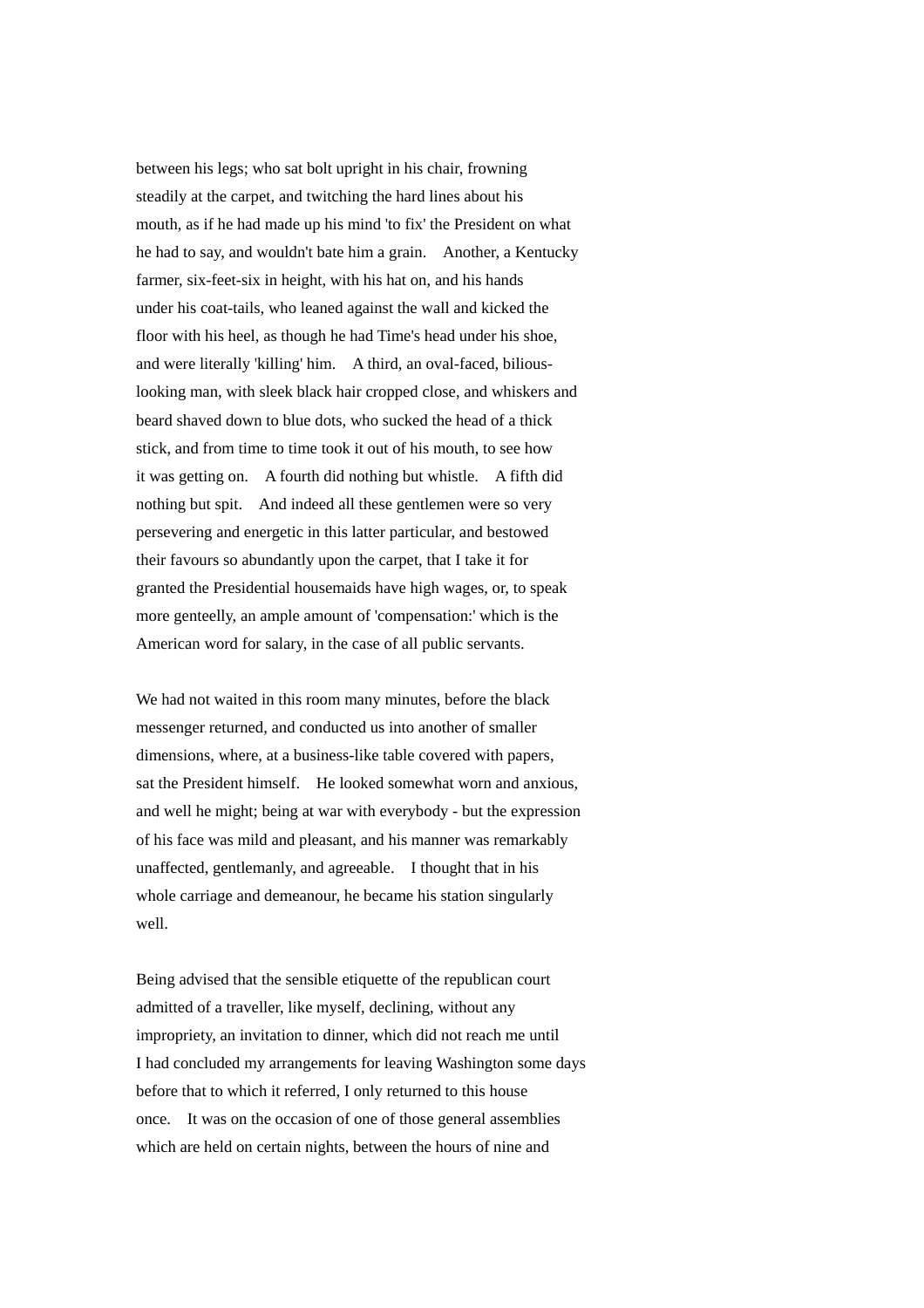between his legs; who sat bolt upright in his chair, frowning steadily at the carpet, and twitching the hard lines about his mouth, as if he had made up his mind 'to fix' the President on what he had to say, and wouldn't bate him a grain. Another, a Kentucky farmer, six-feet-six in height, with his hat on, and his hands under his coat-tails, who leaned against the wall and kicked the floor with his heel, as though he had Time's head under his shoe, and were literally 'killing' him. A third, an oval-faced, bilious-looking man, with sleek black hair cropped close, and whiskers and beard shaved down to blue dots, who sucked the head of a thick stick, and from time to time took it out of his mouth, to see how it was getting on. A fourth did nothing but whistle. A fifth did nothing but spit. And indeed all these gentlemen were so very persevering and energetic in this latter particular, and bestowed their favours so abundantly upon the carpet, that I take it for granted the Presidential housemaids have high wages, or, to speak more genteelly, an ample amount of 'compensation:' which is the American word for salary, in the case of all public servants.

We had not waited in this room many minutes, before the black messenger returned, and conducted us into another of smaller dimensions, where, at a business-like table covered with papers, sat the President himself. He looked somewhat worn and anxious, and well he might; being at war with everybody - but the expression of his face was mild and pleasant, and his manner was remarkably unaffected, gentlemanly, and agreeable. I thought that in his whole carriage and demeanour, he became his station singularly well.

Being advised that the sensible etiquette of the republican court admitted of a traveller, like myself, declining, without any impropriety, an invitation to dinner, which did not reach me until I had concluded my arrangements for leaving Washington some days before that to which it referred, I only returned to this house once. It was on the occasion of one of those general assemblies which are held on certain nights, between the hours of nine and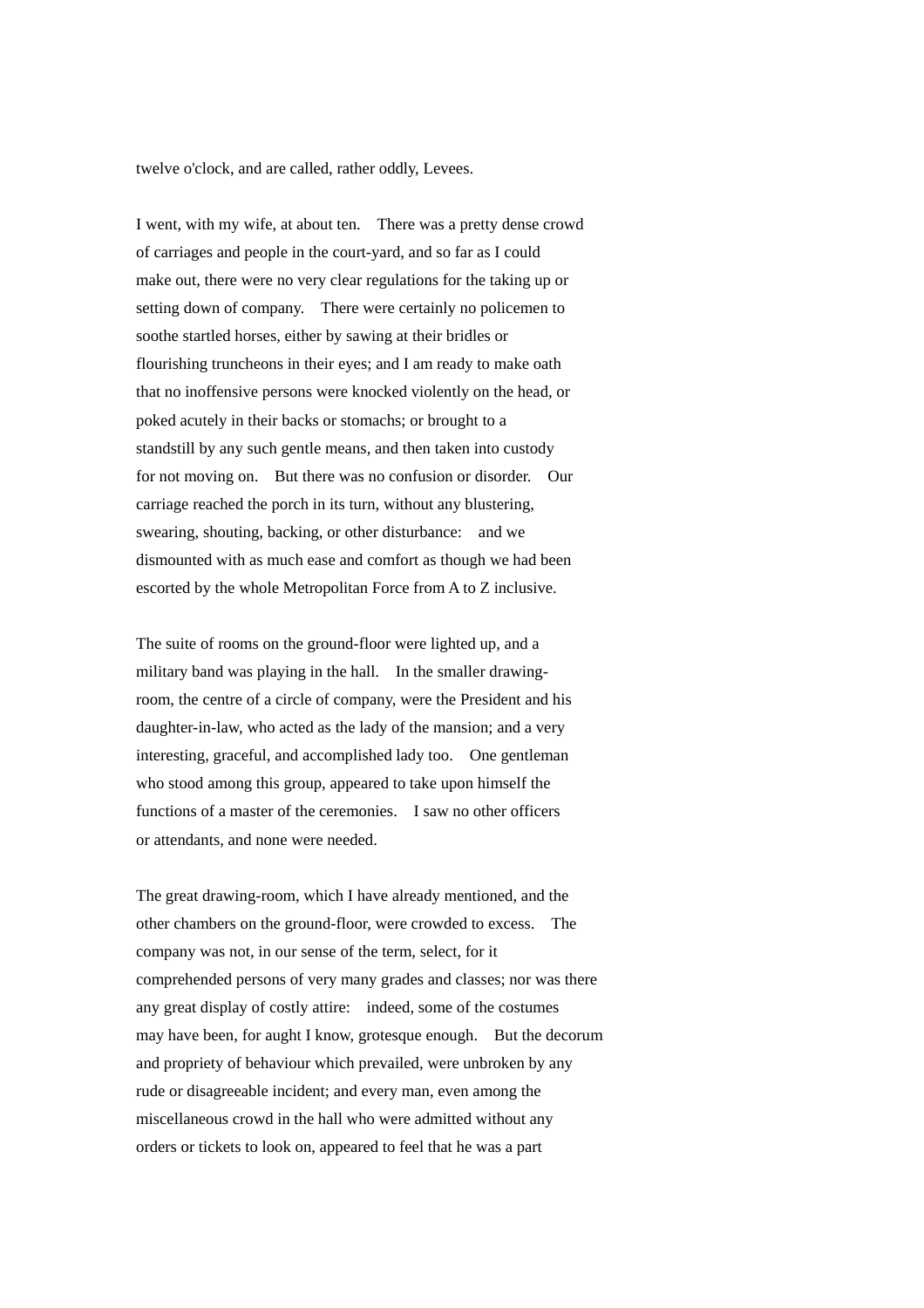twelve o'clock, and are called, rather oddly, Levees.

I went, with my wife, at about ten. There was a pretty dense crowd of carriages and people in the court-yard, and so far as I could make out, there were no very clear regulations for the taking up or setting down of company. There were certainly no policemen to soothe startled horses, either by sawing at their bridles or flourishing truncheons in their eyes; and I am ready to make oath that no inoffensive persons were knocked violently on the head, or poked acutely in their backs or stomachs; or brought to a standstill by any such gentle means, and then taken into custody for not moving on. But there was no confusion or disorder. Our carriage reached the porch in its turn, without any blustering, swearing, shouting, backing, or other disturbance: and we dismounted with as much ease and comfort as though we had been escorted by the whole Metropolitan Force from A to Z inclusive.

The suite of rooms on the ground-floor were lighted up, and a military band was playing in the hall. In the smaller drawing-room, the centre of a circle of company, were the President and his daughter-in-law, who acted as the lady of the mansion; and a very interesting, graceful, and accomplished lady too. One gentleman who stood among this group, appeared to take upon himself the functions of a master of the ceremonies. I saw no other officers or attendants, and none were needed.

The great drawing-room, which I have already mentioned, and the other chambers on the ground-floor, were crowded to excess. The company was not, in our sense of the term, select, for it comprehended persons of very many grades and classes; nor was there any great display of costly attire: indeed, some of the costumes may have been, for aught I know, grotesque enough. But the decorum and propriety of behaviour which prevailed, were unbroken by any rude or disagreeable incident; and every man, even among the miscellaneous crowd in the hall who were admitted without any orders or tickets to look on, appeared to feel that he was a part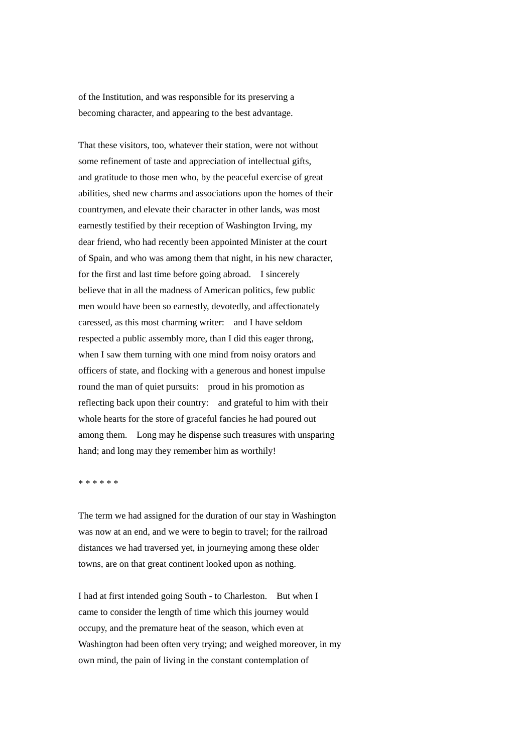of the Institution, and was responsible for its preserving a becoming character, and appearing to the best advantage.

That these visitors, too, whatever their station, were not without some refinement of taste and appreciation of intellectual gifts, and gratitude to those men who, by the peaceful exercise of great abilities, shed new charms and associations upon the homes of their countrymen, and elevate their character in other lands, was most earnestly testified by their reception of Washington Irving, my dear friend, who had recently been appointed Minister at the court of Spain, and who was among them that night, in his new character, for the first and last time before going abroad.  I sincerely believe that in all the madness of American politics, few public men would have been so earnestly, devotedly, and affectionately caressed, as this most charming writer:  and I have seldom respected a public assembly more, than I did this eager throng, when I saw them turning with one mind from noisy orators and officers of state, and flocking with a generous and honest impulse round the man of quiet pursuits:  proud in his promotion as reflecting back upon their country:  and grateful to him with their whole hearts for the store of graceful fancies he had poured out among them.  Long may he dispense such treasures with unsparing hand; and long may they remember him as worthily!

* * * * * *

The term we had assigned for the duration of our stay in Washington was now at an end, and we were to begin to travel; for the railroad distances we had traversed yet, in journeying among these older towns, are on that great continent looked upon as nothing.

I had at first intended going South - to Charleston.  But when I came to consider the length of time which this journey would occupy, and the premature heat of the season, which even at Washington had been often very trying; and weighed moreover, in my own mind, the pain of living in the constant contemplation of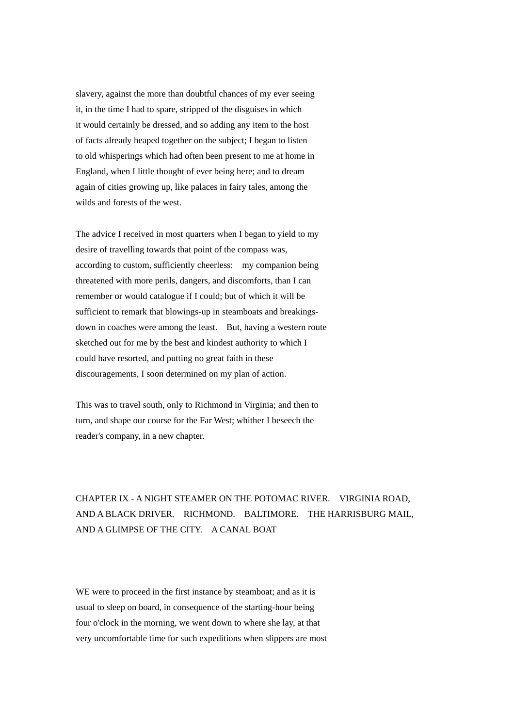slavery, against the more than doubtful chances of my ever seeing it, in the time I had to spare, stripped of the disguises in which it would certainly be dressed, and so adding any item to the host of facts already heaped together on the subject; I began to listen to old whisperings which had often been present to me at home in England, when I little thought of ever being here; and to dream again of cities growing up, like palaces in fairy tales, among the wilds and forests of the west.

The advice I received in most quarters when I began to yield to my desire of travelling towards that point of the compass was, according to custom, sufficiently cheerless: my companion being threatened with more perils, dangers, and discomforts, than I can remember or would catalogue if I could; but of which it will be sufficient to remark that blowings-up in steamboats and breakings-down in coaches were among the least. But, having a western route sketched out for me by the best and kindest authority to which I could have resorted, and putting no great faith in these discouragements, I soon determined on my plan of action.

This was to travel south, only to Richmond in Virginia; and then to turn, and shape our course for the Far West; whither I beseech the reader's company, in a new chapter.

## CHAPTER IX - A NIGHT STEAMER ON THE POTOMAC RIVER. VIRGINIA ROAD, AND A BLACK DRIVER. RICHMOND. BALTIMORE. THE HARRISBURG MAIL, AND A GLIMPSE OF THE CITY. A CANAL BOAT

WE were to proceed in the first instance by steamboat; and as it is usual to sleep on board, in consequence of the starting-hour being four o'clock in the morning, we went down to where she lay, at that very uncomfortable time for such expeditions when slippers are most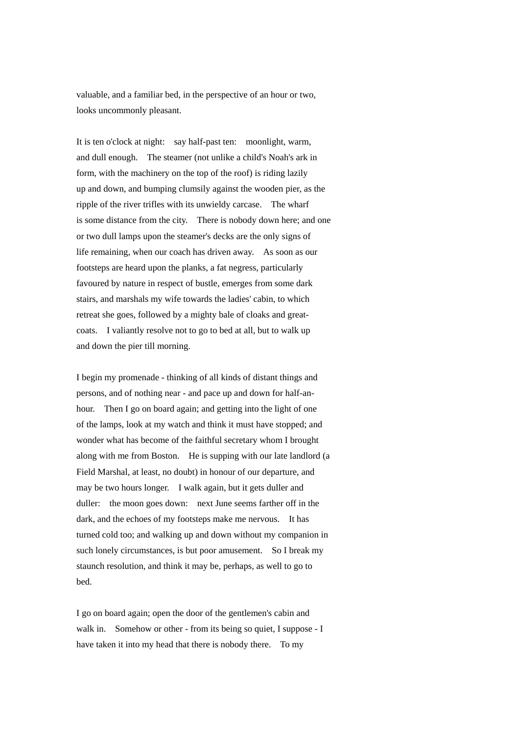valuable, and a familiar bed, in the perspective of an hour or two, looks uncommonly pleasant.

It is ten o'clock at night: say half-past ten: moonlight, warm, and dull enough. The steamer (not unlike a child's Noah's ark in form, with the machinery on the top of the roof) is riding lazily up and down, and bumping clumsily against the wooden pier, as the ripple of the river trifles with its unwieldy carcase. The wharf is some distance from the city. There is nobody down here; and one or two dull lamps upon the steamer's decks are the only signs of life remaining, when our coach has driven away. As soon as our footsteps are heard upon the planks, a fat negress, particularly favoured by nature in respect of bustle, emerges from some dark stairs, and marshals my wife towards the ladies' cabin, to which retreat she goes, followed by a mighty bale of cloaks and great-coats. I valiantly resolve not to go to bed at all, but to walk up and down the pier till morning.

I begin my promenade - thinking of all kinds of distant things and persons, and of nothing near - and pace up and down for half-an-hour. Then I go on board again; and getting into the light of one of the lamps, look at my watch and think it must have stopped; and wonder what has become of the faithful secretary whom I brought along with me from Boston. He is supping with our late landlord (a Field Marshal, at least, no doubt) in honour of our departure, and may be two hours longer. I walk again, but it gets duller and duller: the moon goes down: next June seems farther off in the dark, and the echoes of my footsteps make me nervous. It has turned cold too; and walking up and down without my companion in such lonely circumstances, is but poor amusement. So I break my staunch resolution, and think it may be, perhaps, as well to go to bed.

I go on board again; open the door of the gentlemen's cabin and walk in. Somehow or other - from its being so quiet, I suppose - I have taken it into my head that there is nobody there. To my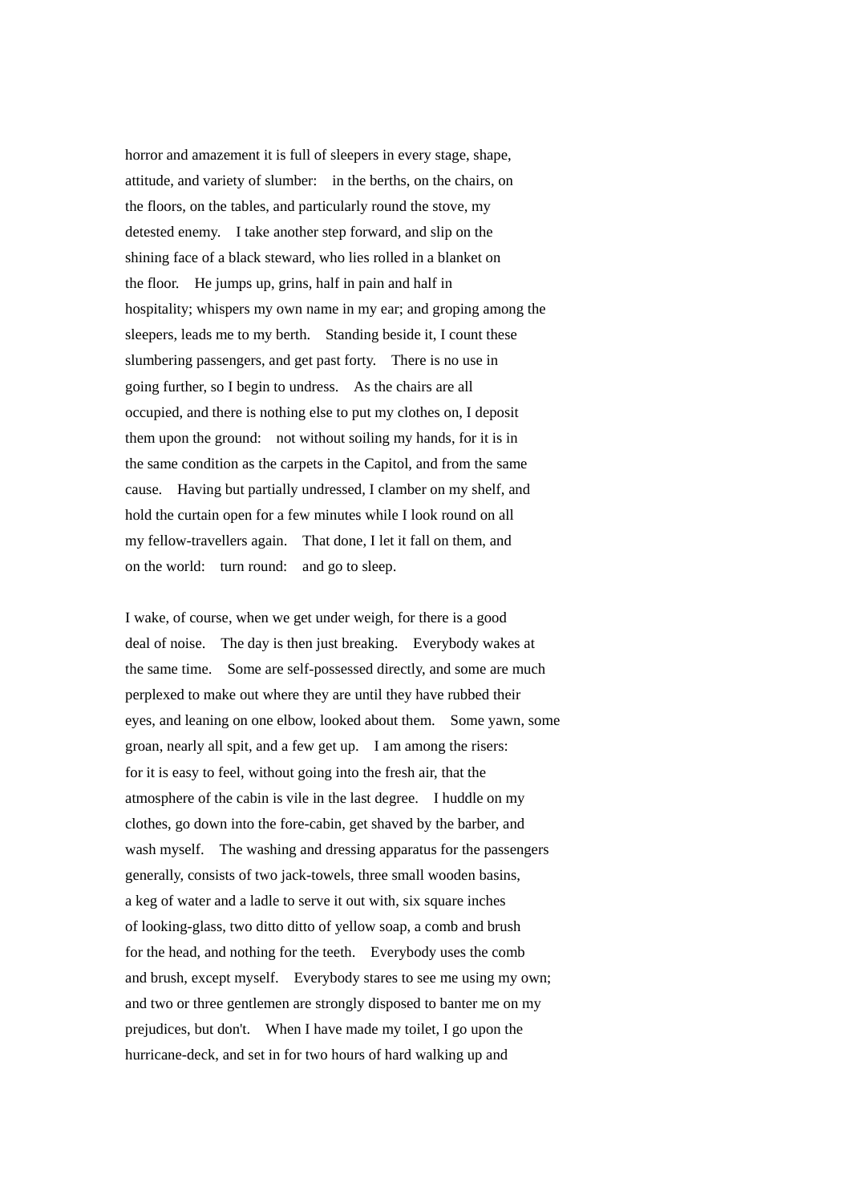horror and amazement it is full of sleepers in every stage, shape, attitude, and variety of slumber: in the berths, on the chairs, on the floors, on the tables, and particularly round the stove, my detested enemy. I take another step forward, and slip on the shining face of a black steward, who lies rolled in a blanket on the floor. He jumps up, grins, half in pain and half in hospitality; whispers my own name in my ear; and groping among the sleepers, leads me to my berth. Standing beside it, I count these slumbering passengers, and get past forty. There is no use in going further, so I begin to undress. As the chairs are all occupied, and there is nothing else to put my clothes on, I deposit them upon the ground: not without soiling my hands, for it is in the same condition as the carpets in the Capitol, and from the same cause. Having but partially undressed, I clamber on my shelf, and hold the curtain open for a few minutes while I look round on all my fellow-travellers again. That done, I let it fall on them, and on the world: turn round: and go to sleep.

I wake, of course, when we get under weigh, for there is a good deal of noise. The day is then just breaking. Everybody wakes at the same time. Some are self-possessed directly, and some are much perplexed to make out where they are until they have rubbed their eyes, and leaning on one elbow, looked about them. Some yawn, some groan, nearly all spit, and a few get up. I am among the risers: for it is easy to feel, without going into the fresh air, that the atmosphere of the cabin is vile in the last degree. I huddle on my clothes, go down into the fore-cabin, get shaved by the barber, and wash myself. The washing and dressing apparatus for the passengers generally, consists of two jack-towels, three small wooden basins, a keg of water and a ladle to serve it out with, six square inches of looking-glass, two ditto ditto of yellow soap, a comb and brush for the head, and nothing for the teeth. Everybody uses the comb and brush, except myself. Everybody stares to see me using my own; and two or three gentlemen are strongly disposed to banter me on my prejudices, but don't. When I have made my toilet, I go upon the hurricane-deck, and set in for two hours of hard walking up and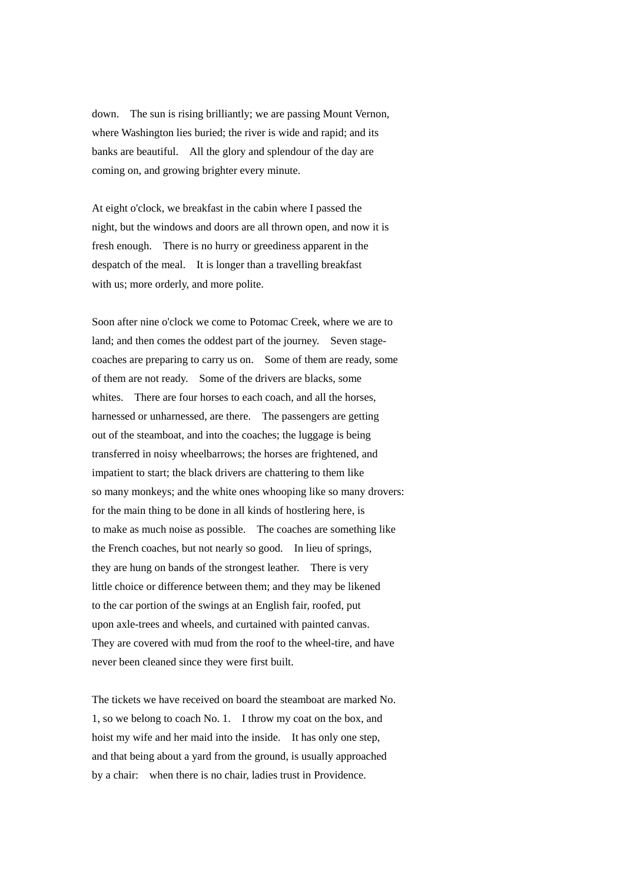down.  The sun is rising brilliantly; we are passing Mount Vernon, where Washington lies buried; the river is wide and rapid; and its banks are beautiful.  All the glory and splendour of the day are coming on, and growing brighter every minute.

At eight o'clock, we breakfast in the cabin where I passed the night, but the windows and doors are all thrown open, and now it is fresh enough.  There is no hurry or greediness apparent in the despatch of the meal.  It is longer than a travelling breakfast with us; more orderly, and more polite.

Soon after nine o'clock we come to Potomac Creek, where we are to land; and then comes the oddest part of the journey.  Seven stage-coaches are preparing to carry us on.  Some of them are ready, some of them are not ready.  Some of the drivers are blacks, some whites.  There are four horses to each coach, and all the horses, harnessed or unharnessed, are there.  The passengers are getting out of the steamboat, and into the coaches; the luggage is being transferred in noisy wheelbarrows; the horses are frightened, and impatient to start; the black drivers are chattering to them like so many monkeys; and the white ones whooping like so many drovers: for the main thing to be done in all kinds of hostlering here, is to make as much noise as possible.  The coaches are something like the French coaches, but not nearly so good.  In lieu of springs, they are hung on bands of the strongest leather.  There is very little choice or difference between them; and they may be likened to the car portion of the swings at an English fair, roofed, put upon axle-trees and wheels, and curtained with painted canvas.  They are covered with mud from the roof to the wheel-tire, and have never been cleaned since they were first built.

The tickets we have received on board the steamboat are marked No. 1, so we belong to coach No. 1.  I throw my coat on the box, and hoist my wife and her maid into the inside.  It has only one step, and that being about a yard from the ground, is usually approached by a chair:  when there is no chair, ladies trust in Providence.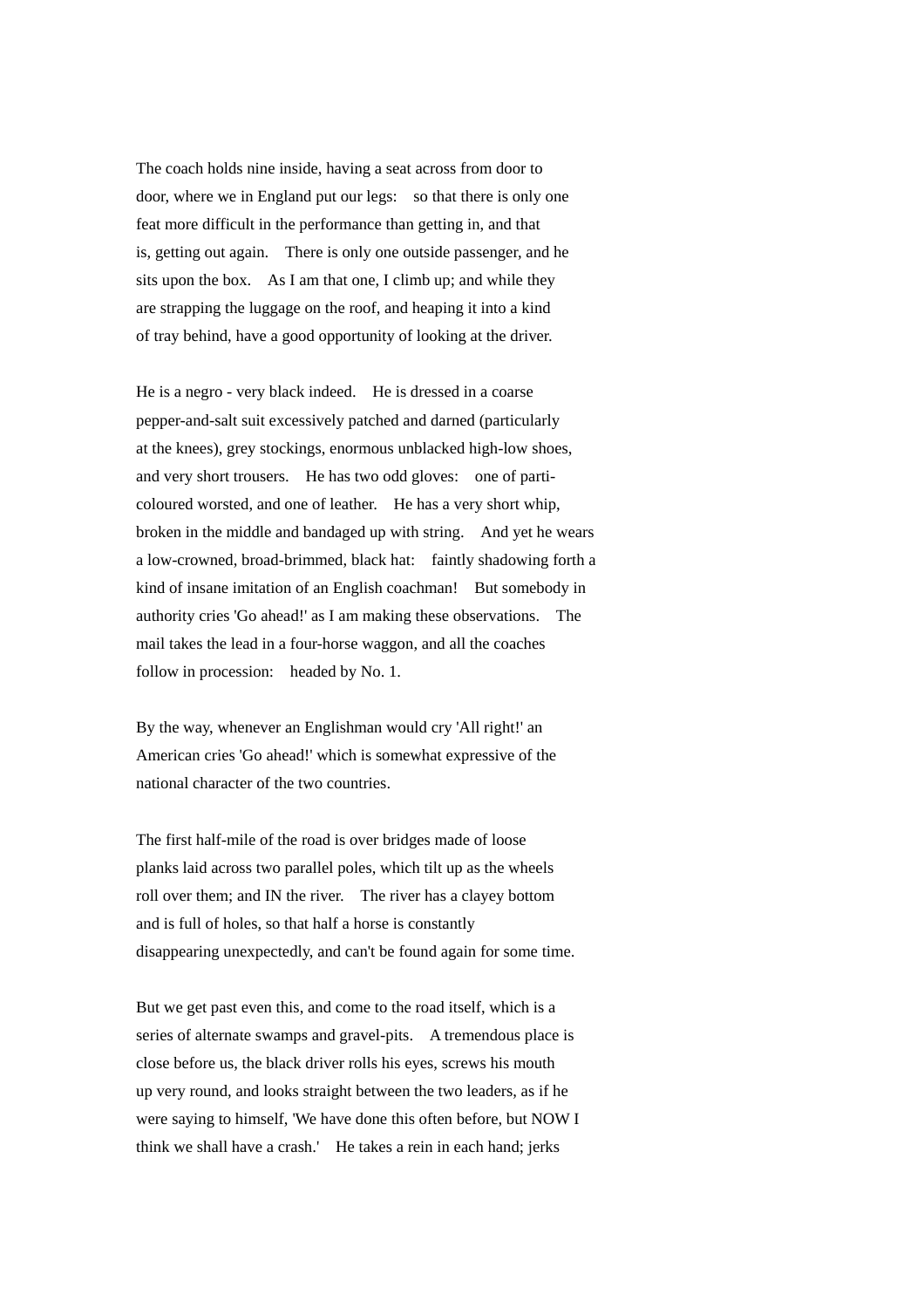The coach holds nine inside, having a seat across from door to door, where we in England put our legs: so that there is only one feat more difficult in the performance than getting in, and that is, getting out again. There is only one outside passenger, and he sits upon the box. As I am that one, I climb up; and while they are strapping the luggage on the roof, and heaping it into a kind of tray behind, have a good opportunity of looking at the driver.

He is a negro - very black indeed. He is dressed in a coarse pepper-and-salt suit excessively patched and darned (particularly at the knees), grey stockings, enormous unblacked high-low shoes, and very short trousers. He has two odd gloves: one of parti-coloured worsted, and one of leather. He has a very short whip, broken in the middle and bandaged up with string. And yet he wears a low-crowned, broad-brimmed, black hat: faintly shadowing forth a kind of insane imitation of an English coachman! But somebody in authority cries 'Go ahead!' as I am making these observations. The mail takes the lead in a four-horse waggon, and all the coaches follow in procession: headed by No. 1.

By the way, whenever an Englishman would cry 'All right!' an American cries 'Go ahead!' which is somewhat expressive of the national character of the two countries.

The first half-mile of the road is over bridges made of loose planks laid across two parallel poles, which tilt up as the wheels roll over them; and IN the river. The river has a clayey bottom and is full of holes, so that half a horse is constantly disappearing unexpectedly, and can't be found again for some time.

But we get past even this, and come to the road itself, which is a series of alternate swamps and gravel-pits. A tremendous place is close before us, the black driver rolls his eyes, screws his mouth up very round, and looks straight between the two leaders, as if he were saying to himself, 'We have done this often before, but NOW I think we shall have a crash.' He takes a rein in each hand; jerks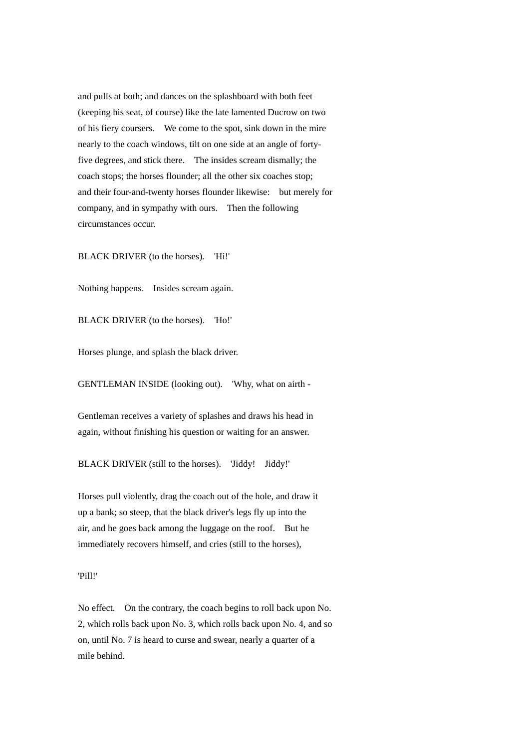and pulls at both; and dances on the splashboard with both feet (keeping his seat, of course) like the late lamented Ducrow on two of his fiery coursers. We come to the spot, sink down in the mire nearly to the coach windows, tilt on one side at an angle of forty-five degrees, and stick there. The insides scream dismally; the coach stops; the horses flounder; all the other six coaches stop; and their four-and-twenty horses flounder likewise: but merely for company, and in sympathy with ours. Then the following circumstances occur.

BLACK DRIVER (to the horses). 'Hi!'

Nothing happens. Insides scream again.

BLACK DRIVER (to the horses). 'Ho!'

Horses plunge, and splash the black driver.

GENTLEMAN INSIDE (looking out). 'Why, what on airth -

Gentleman receives a variety of splashes and draws his head in again, without finishing his question or waiting for an answer.

BLACK DRIVER (still to the horses). 'Jiddy! Jiddy!'

Horses pull violently, drag the coach out of the hole, and draw it up a bank; so steep, that the black driver's legs fly up into the air, and he goes back among the luggage on the roof. But he immediately recovers himself, and cries (still to the horses),

'Pill!'

No effect. On the contrary, the coach begins to roll back upon No. 2, which rolls back upon No. 3, which rolls back upon No. 4, and so on, until No. 7 is heard to curse and swear, nearly a quarter of a mile behind.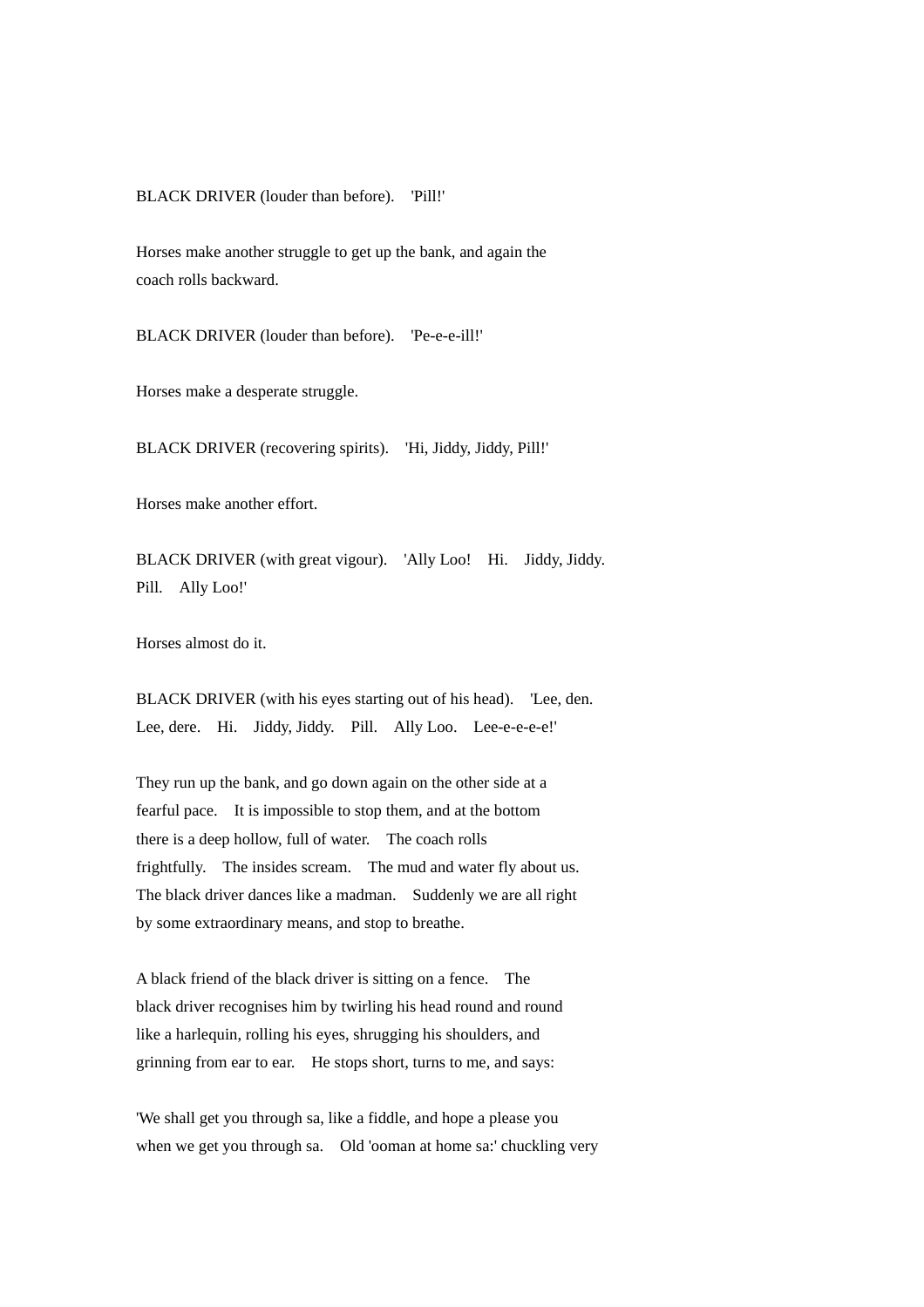BLACK DRIVER (louder than before). 'Pill!'

Horses make another struggle to get up the bank, and again the coach rolls backward.

BLACK DRIVER (louder than before). 'Pe-e-e-ill!'

Horses make a desperate struggle.

BLACK DRIVER (recovering spirits). 'Hi, Jiddy, Jiddy, Pill!'

Horses make another effort.

BLACK DRIVER (with great vigour). 'Ally Loo! Hi. Jiddy, Jiddy. Pill. Ally Loo!'

Horses almost do it.

BLACK DRIVER (with his eyes starting out of his head). 'Lee, den. Lee, dere. Hi. Jiddy, Jiddy. Pill. Ally Loo. Lee-e-e-e-e!'

They run up the bank, and go down again on the other side at a fearful pace. It is impossible to stop them, and at the bottom there is a deep hollow, full of water. The coach rolls frightfully. The insides scream. The mud and water fly about us. The black driver dances like a madman. Suddenly we are all right by some extraordinary means, and stop to breathe.

A black friend of the black driver is sitting on a fence. The black driver recognises him by twirling his head round and round like a harlequin, rolling his eyes, shrugging his shoulders, and grinning from ear to ear. He stops short, turns to me, and says:

'We shall get you through sa, like a fiddle, and hope a please you when we get you through sa. Old 'ooman at home sa:' chuckling very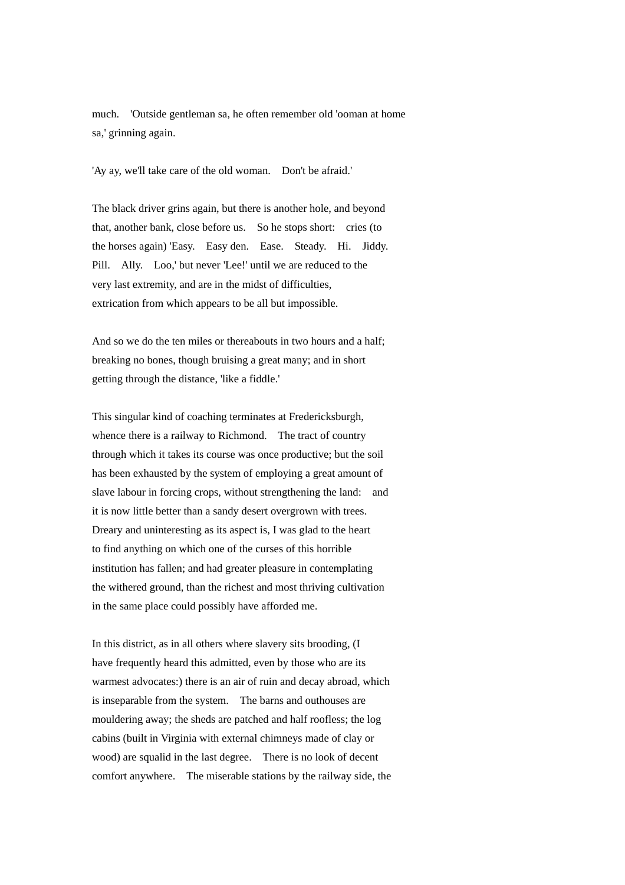much. 'Outside gentleman sa, he often remember old 'ooman at home sa,' grinning again.

'Ay ay, we'll take care of the old woman. Don't be afraid.'

The black driver grins again, but there is another hole, and beyond that, another bank, close before us. So he stops short: cries (to the horses again) 'Easy. Easy den. Ease. Steady. Hi. Jiddy. Pill. Ally. Loo,' but never 'Lee!' until we are reduced to the very last extremity, and are in the midst of difficulties, extrication from which appears to be all but impossible.

And so we do the ten miles or thereabouts in two hours and a half; breaking no bones, though bruising a great many; and in short getting through the distance, 'like a fiddle.'

This singular kind of coaching terminates at Fredericksburgh, whence there is a railway to Richmond. The tract of country through which it takes its course was once productive; but the soil has been exhausted by the system of employing a great amount of slave labour in forcing crops, without strengthening the land: and it is now little better than a sandy desert overgrown with trees. Dreary and uninteresting as its aspect is, I was glad to the heart to find anything on which one of the curses of this horrible institution has fallen; and had greater pleasure in contemplating the withered ground, than the richest and most thriving cultivation in the same place could possibly have afforded me.

In this district, as in all others where slavery sits brooding, (I have frequently heard this admitted, even by those who are its warmest advocates:) there is an air of ruin and decay abroad, which is inseparable from the system. The barns and outhouses are mouldering away; the sheds are patched and half roofless; the log cabins (built in Virginia with external chimneys made of clay or wood) are squalid in the last degree. There is no look of decent comfort anywhere. The miserable stations by the railway side, the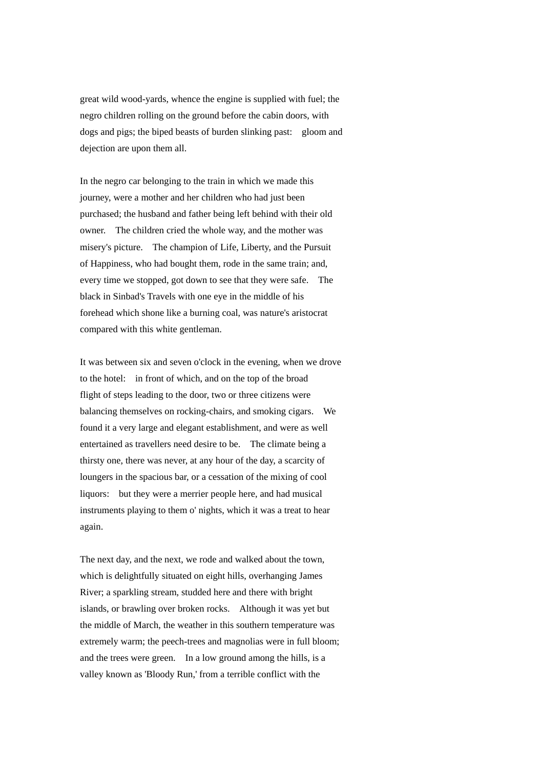great wild wood-yards, whence the engine is supplied with fuel; the negro children rolling on the ground before the cabin doors, with dogs and pigs; the biped beasts of burden slinking past: gloom and dejection are upon them all.

In the negro car belonging to the train in which we made this journey, were a mother and her children who had just been purchased; the husband and father being left behind with their old owner. The children cried the whole way, and the mother was misery's picture. The champion of Life, Liberty, and the Pursuit of Happiness, who had bought them, rode in the same train; and, every time we stopped, got down to see that they were safe. The black in Sinbad's Travels with one eye in the middle of his forehead which shone like a burning coal, was nature's aristocrat compared with this white gentleman.

It was between six and seven o'clock in the evening, when we drove to the hotel: in front of which, and on the top of the broad flight of steps leading to the door, two or three citizens were balancing themselves on rocking-chairs, and smoking cigars. We found it a very large and elegant establishment, and were as well entertained as travellers need desire to be. The climate being a thirsty one, there was never, at any hour of the day, a scarcity of loungers in the spacious bar, or a cessation of the mixing of cool liquors: but they were a merrier people here, and had musical instruments playing to them o' nights, which it was a treat to hear again.

The next day, and the next, we rode and walked about the town, which is delightfully situated on eight hills, overhanging James River; a sparkling stream, studded here and there with bright islands, or brawling over broken rocks. Although it was yet but the middle of March, the weather in this southern temperature was extremely warm; the peech-trees and magnolias were in full bloom; and the trees were green. In a low ground among the hills, is a valley known as 'Bloody Run,' from a terrible conflict with the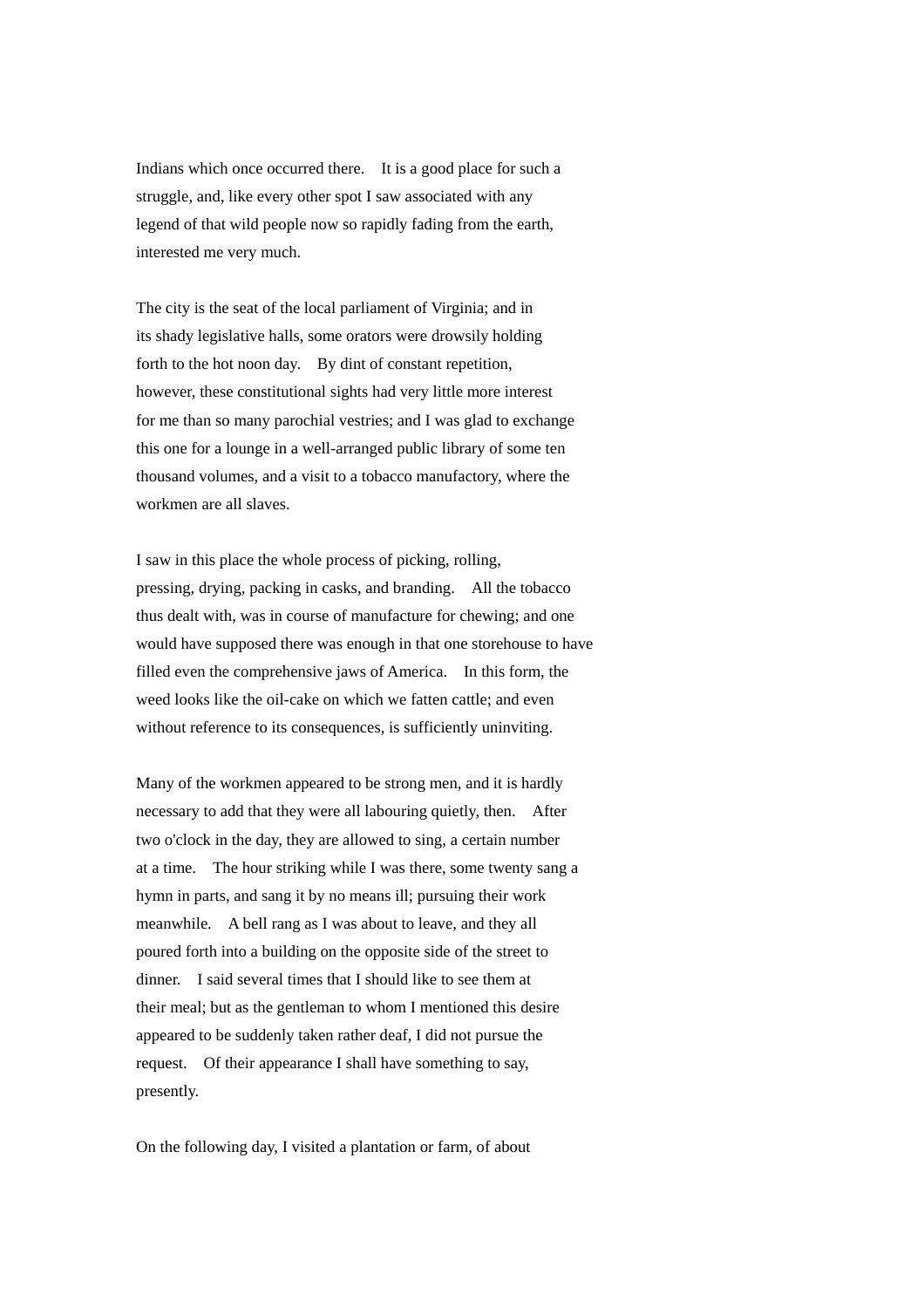Indians which once occurred there. It is a good place for such a struggle, and, like every other spot I saw associated with any legend of that wild people now so rapidly fading from the earth, interested me very much.

The city is the seat of the local parliament of Virginia; and in its shady legislative halls, some orators were drowsily holding forth to the hot noon day. By dint of constant repetition, however, these constitutional sights had very little more interest for me than so many parochial vestries; and I was glad to exchange this one for a lounge in a well-arranged public library of some ten thousand volumes, and a visit to a tobacco manufactory, where the workmen are all slaves.

I saw in this place the whole process of picking, rolling, pressing, drying, packing in casks, and branding. All the tobacco thus dealt with, was in course of manufacture for chewing; and one would have supposed there was enough in that one storehouse to have filled even the comprehensive jaws of America. In this form, the weed looks like the oil-cake on which we fatten cattle; and even without reference to its consequences, is sufficiently uninviting.

Many of the workmen appeared to be strong men, and it is hardly necessary to add that they were all labouring quietly, then. After two o'clock in the day, they are allowed to sing, a certain number at a time. The hour striking while I was there, some twenty sang a hymn in parts, and sang it by no means ill; pursuing their work meanwhile. A bell rang as I was about to leave, and they all poured forth into a building on the opposite side of the street to dinner. I said several times that I should like to see them at their meal; but as the gentleman to whom I mentioned this desire appeared to be suddenly taken rather deaf, I did not pursue the request. Of their appearance I shall have something to say, presently.

On the following day, I visited a plantation or farm, of about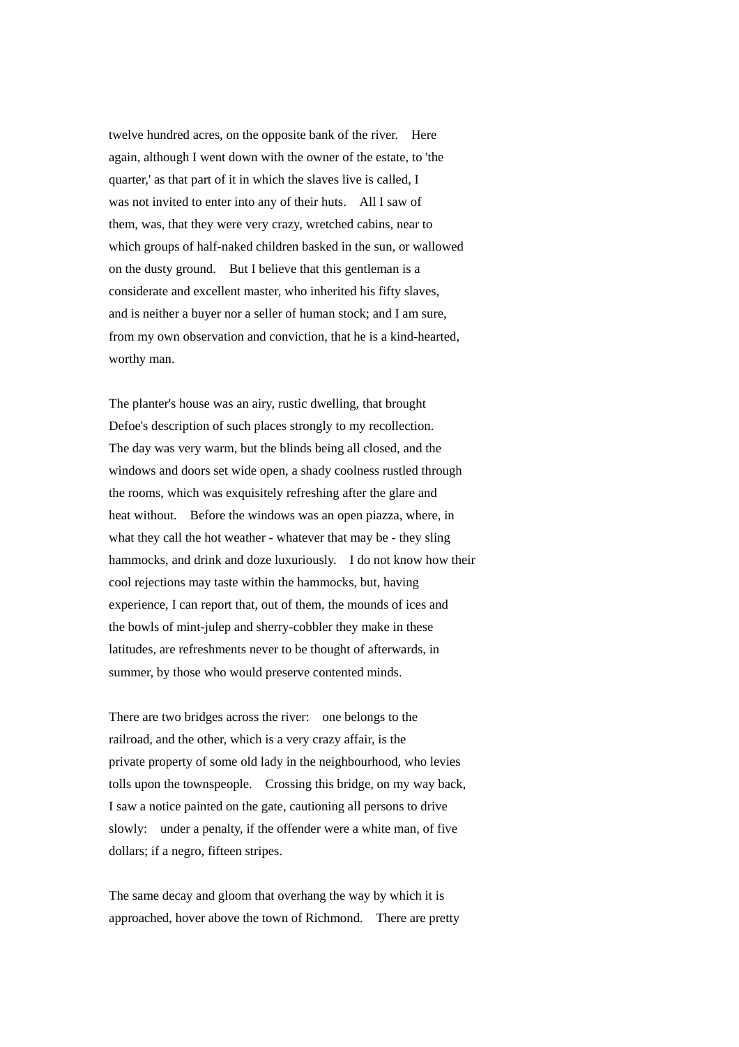twelve hundred acres, on the opposite bank of the river. Here again, although I went down with the owner of the estate, to 'the quarter,' as that part of it in which the slaves live is called, I was not invited to enter into any of their huts. All I saw of them, was, that they were very crazy, wretched cabins, near to which groups of half-naked children basked in the sun, or wallowed on the dusty ground. But I believe that this gentleman is a considerate and excellent master, who inherited his fifty slaves, and is neither a buyer nor a seller of human stock; and I am sure, from my own observation and conviction, that he is a kind-hearted, worthy man.

The planter's house was an airy, rustic dwelling, that brought Defoe's description of such places strongly to my recollection. The day was very warm, but the blinds being all closed, and the windows and doors set wide open, a shady coolness rustled through the rooms, which was exquisitely refreshing after the glare and heat without. Before the windows was an open piazza, where, in what they call the hot weather - whatever that may be - they sling hammocks, and drink and doze luxuriously. I do not know how their cool rejections may taste within the hammocks, but, having experience, I can report that, out of them, the mounds of ices and the bowls of mint-julep and sherry-cobbler they make in these latitudes, are refreshments never to be thought of afterwards, in summer, by those who would preserve contented minds.

There are two bridges across the river: one belongs to the railroad, and the other, which is a very crazy affair, is the private property of some old lady in the neighbourhood, who levies tolls upon the townspeople. Crossing this bridge, on my way back, I saw a notice painted on the gate, cautioning all persons to drive slowly: under a penalty, if the offender were a white man, of five dollars; if a negro, fifteen stripes.

The same decay and gloom that overhang the way by which it is approached, hover above the town of Richmond. There are pretty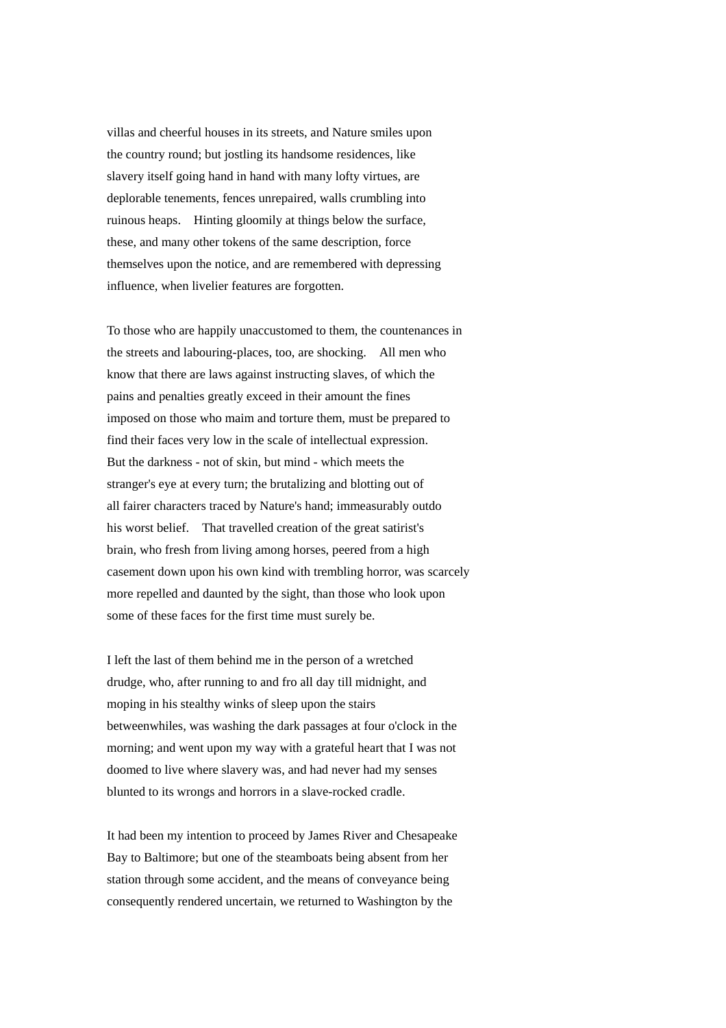villas and cheerful houses in its streets, and Nature smiles upon the country round; but jostling its handsome residences, like slavery itself going hand in hand with many lofty virtues, are deplorable tenements, fences unrepaired, walls crumbling into ruinous heaps. Hinting gloomily at things below the surface, these, and many other tokens of the same description, force themselves upon the notice, and are remembered with depressing influence, when livelier features are forgotten.

To those who are happily unaccustomed to them, the countenances in the streets and labouring-places, too, are shocking. All men who know that there are laws against instructing slaves, of which the pains and penalties greatly exceed in their amount the fines imposed on those who maim and torture them, must be prepared to find their faces very low in the scale of intellectual expression. But the darkness - not of skin, but mind - which meets the stranger's eye at every turn; the brutalizing and blotting out of all fairer characters traced by Nature's hand; immeasurably outdo his worst belief. That travelled creation of the great satirist's brain, who fresh from living among horses, peered from a high casement down upon his own kind with trembling horror, was scarcely more repelled and daunted by the sight, than those who look upon some of these faces for the first time must surely be.

I left the last of them behind me in the person of a wretched drudge, who, after running to and fro all day till midnight, and moping in his stealthy winks of sleep upon the stairs betweenwhiles, was washing the dark passages at four o'clock in the morning; and went upon my way with a grateful heart that I was not doomed to live where slavery was, and had never had my senses blunted to its wrongs and horrors in a slave-rocked cradle.

It had been my intention to proceed by James River and Chesapeake Bay to Baltimore; but one of the steamboats being absent from her station through some accident, and the means of conveyance being consequently rendered uncertain, we returned to Washington by the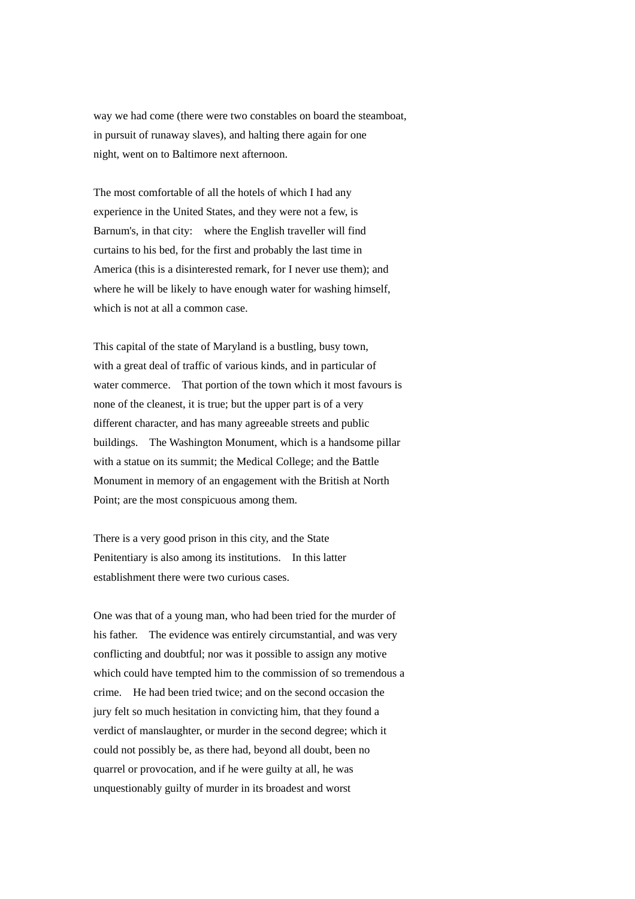way we had come (there were two constables on board the steamboat, in pursuit of runaway slaves), and halting there again for one night, went on to Baltimore next afternoon.

The most comfortable of all the hotels of which I had any experience in the United States, and they were not a few, is Barnum's, in that city: where the English traveller will find curtains to his bed, for the first and probably the last time in America (this is a disinterested remark, for I never use them); and where he will be likely to have enough water for washing himself, which is not at all a common case.

This capital of the state of Maryland is a bustling, busy town, with a great deal of traffic of various kinds, and in particular of water commerce. That portion of the town which it most favours is none of the cleanest, it is true; but the upper part is of a very different character, and has many agreeable streets and public buildings. The Washington Monument, which is a handsome pillar with a statue on its summit; the Medical College; and the Battle Monument in memory of an engagement with the British at North Point; are the most conspicuous among them.

There is a very good prison in this city, and the State Penitentiary is also among its institutions. In this latter establishment there were two curious cases.

One was that of a young man, who had been tried for the murder of his father. The evidence was entirely circumstantial, and was very conflicting and doubtful; nor was it possible to assign any motive which could have tempted him to the commission of so tremendous a crime. He had been tried twice; and on the second occasion the jury felt so much hesitation in convicting him, that they found a verdict of manslaughter, or murder in the second degree; which it could not possibly be, as there had, beyond all doubt, been no quarrel or provocation, and if he were guilty at all, he was unquestionably guilty of murder in its broadest and worst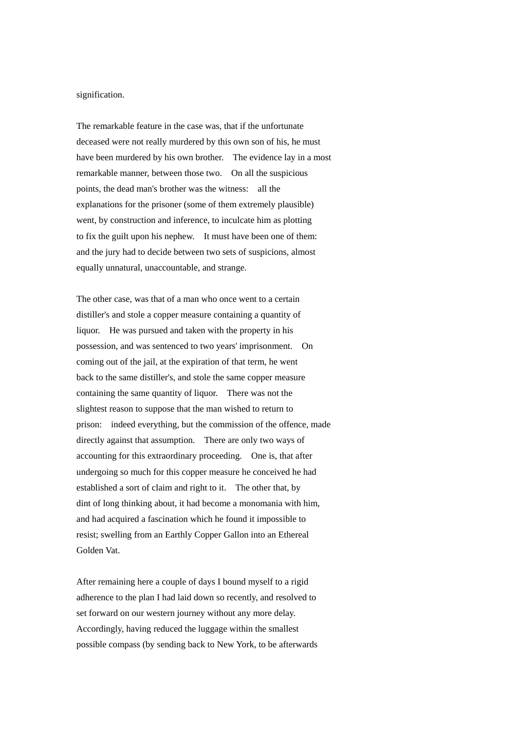signification.

The remarkable feature in the case was, that if the unfortunate deceased were not really murdered by this own son of his, he must have been murdered by his own brother. The evidence lay in a most remarkable manner, between those two. On all the suspicious points, the dead man's brother was the witness: all the explanations for the prisoner (some of them extremely plausible) went, by construction and inference, to inculcate him as plotting to fix the guilt upon his nephew. It must have been one of them: and the jury had to decide between two sets of suspicions, almost equally unnatural, unaccountable, and strange.

The other case, was that of a man who once went to a certain distiller's and stole a copper measure containing a quantity of liquor. He was pursued and taken with the property in his possession, and was sentenced to two years' imprisonment. On coming out of the jail, at the expiration of that term, he went back to the same distiller's, and stole the same copper measure containing the same quantity of liquor. There was not the slightest reason to suppose that the man wished to return to prison: indeed everything, but the commission of the offence, made directly against that assumption. There are only two ways of accounting for this extraordinary proceeding. One is, that after undergoing so much for this copper measure he conceived he had established a sort of claim and right to it. The other that, by dint of long thinking about, it had become a monomania with him, and had acquired a fascination which he found it impossible to resist; swelling from an Earthly Copper Gallon into an Ethereal Golden Vat.

After remaining here a couple of days I bound myself to a rigid adherence to the plan I had laid down so recently, and resolved to set forward on our western journey without any more delay. Accordingly, having reduced the luggage within the smallest possible compass (by sending back to New York, to be afterwards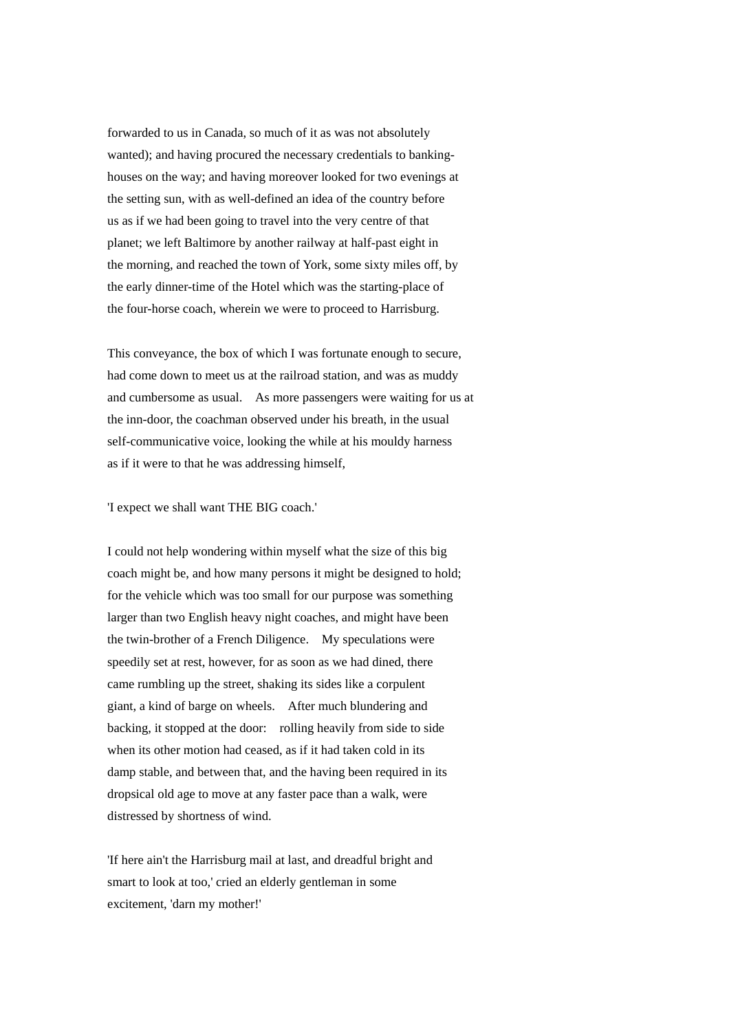forwarded to us in Canada, so much of it as was not absolutely wanted); and having procured the necessary credentials to banking-houses on the way; and having moreover looked for two evenings at the setting sun, with as well-defined an idea of the country before us as if we had been going to travel into the very centre of that planet; we left Baltimore by another railway at half-past eight in the morning, and reached the town of York, some sixty miles off, by the early dinner-time of the Hotel which was the starting-place of the four-horse coach, wherein we were to proceed to Harrisburg.

This conveyance, the box of which I was fortunate enough to secure, had come down to meet us at the railroad station, and was as muddy and cumbersome as usual. As more passengers were waiting for us at the inn-door, the coachman observed under his breath, in the usual self-communicative voice, looking the while at his mouldy harness as if it were to that he was addressing himself,

'I expect we shall want THE BIG coach.'

I could not help wondering within myself what the size of this big coach might be, and how many persons it might be designed to hold; for the vehicle which was too small for our purpose was something larger than two English heavy night coaches, and might have been the twin-brother of a French Diligence. My speculations were speedily set at rest, however, for as soon as we had dined, there came rumbling up the street, shaking its sides like a corpulent giant, a kind of barge on wheels. After much blundering and backing, it stopped at the door: rolling heavily from side to side when its other motion had ceased, as if it had taken cold in its damp stable, and between that, and the having been required in its dropsical old age to move at any faster pace than a walk, were distressed by shortness of wind.

'If here ain't the Harrisburg mail at last, and dreadful bright and smart to look at too,' cried an elderly gentleman in some excitement, 'darn my mother!'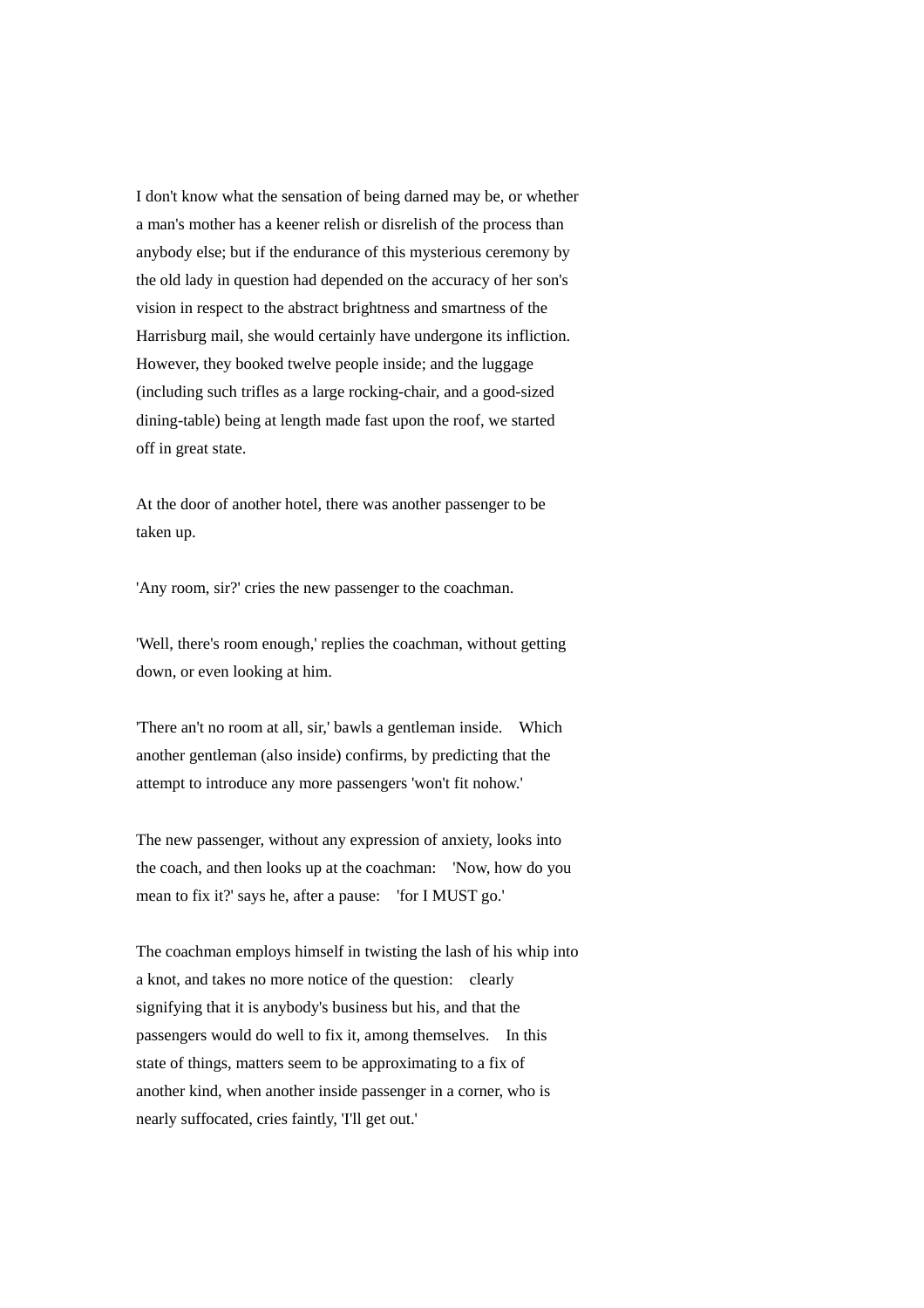I don't know what the sensation of being darned may be, or whether a man's mother has a keener relish or disrelish of the process than anybody else; but if the endurance of this mysterious ceremony by the old lady in question had depended on the accuracy of her son's vision in respect to the abstract brightness and smartness of the Harrisburg mail, she would certainly have undergone its infliction. However, they booked twelve people inside; and the luggage (including such trifles as a large rocking-chair, and a good-sized dining-table) being at length made fast upon the roof, we started off in great state.

At the door of another hotel, there was another passenger to be taken up.

'Any room, sir?' cries the new passenger to the coachman.

'Well, there's room enough,' replies the coachman, without getting down, or even looking at him.

'There an't no room at all, sir,' bawls a gentleman inside. Which another gentleman (also inside) confirms, by predicting that the attempt to introduce any more passengers 'won't fit nohow.'

The new passenger, without any expression of anxiety, looks into the coach, and then looks up at the coachman: 'Now, how do you mean to fix it?' says he, after a pause: 'for I MUST go.'

The coachman employs himself in twisting the lash of his whip into a knot, and takes no more notice of the question: clearly signifying that it is anybody's business but his, and that the passengers would do well to fix it, among themselves. In this state of things, matters seem to be approximating to a fix of another kind, when another inside passenger in a corner, who is nearly suffocated, cries faintly, 'I'll get out.'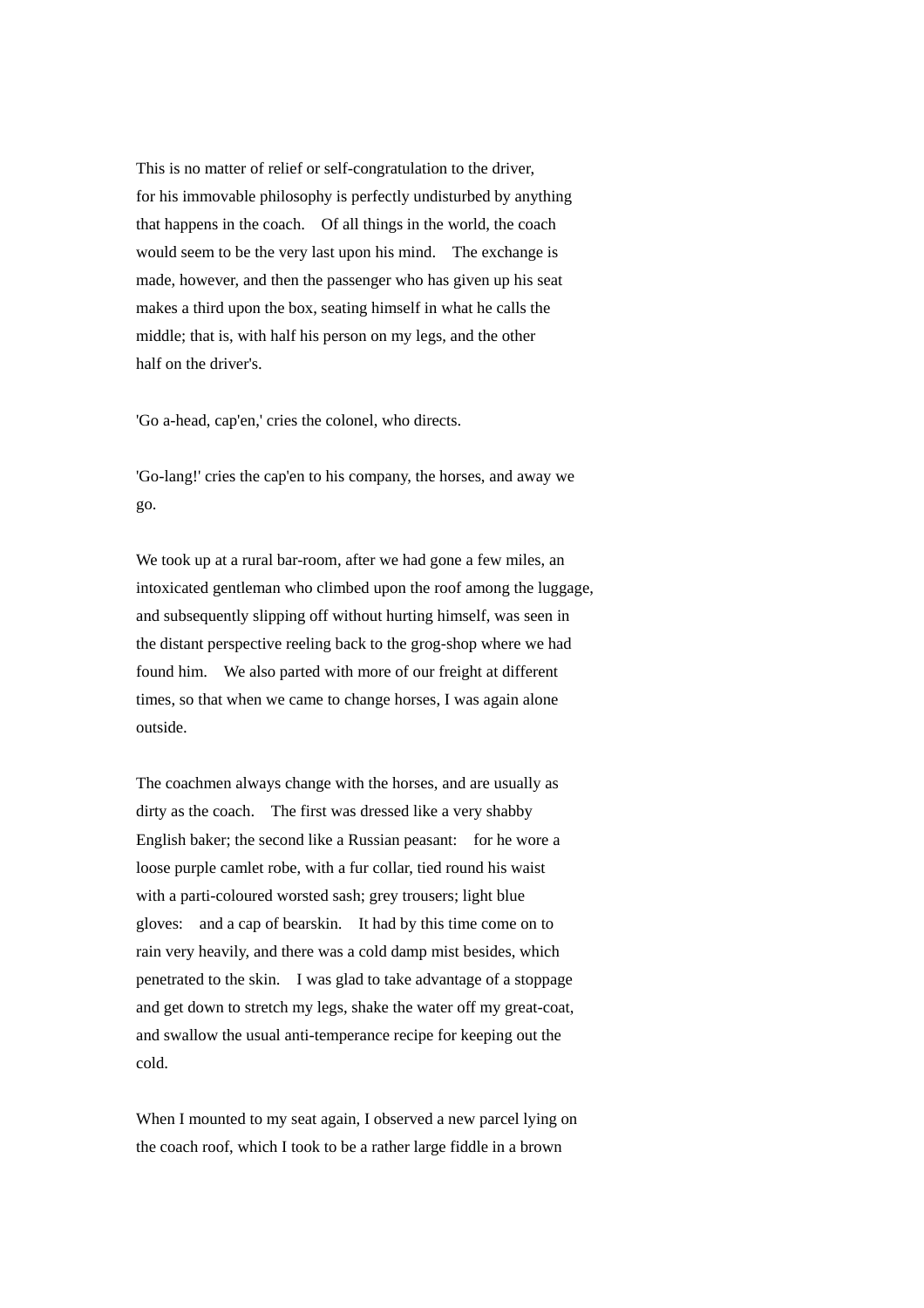This is no matter of relief or self-congratulation to the driver, for his immovable philosophy is perfectly undisturbed by anything that happens in the coach. Of all things in the world, the coach would seem to be the very last upon his mind. The exchange is made, however, and then the passenger who has given up his seat makes a third upon the box, seating himself in what he calls the middle; that is, with half his person on my legs, and the other half on the driver's.

'Go a-head, cap'en,' cries the colonel, who directs.

'Go-lang!' cries the cap'en to his company, the horses, and away we go.

We took up at a rural bar-room, after we had gone a few miles, an intoxicated gentleman who climbed upon the roof among the luggage, and subsequently slipping off without hurting himself, was seen in the distant perspective reeling back to the grog-shop where we had found him. We also parted with more of our freight at different times, so that when we came to change horses, I was again alone outside.

The coachmen always change with the horses, and are usually as dirty as the coach. The first was dressed like a very shabby English baker; the second like a Russian peasant: for he wore a loose purple camlet robe, with a fur collar, tied round his waist with a parti-coloured worsted sash; grey trousers; light blue gloves: and a cap of bearskin. It had by this time come on to rain very heavily, and there was a cold damp mist besides, which penetrated to the skin. I was glad to take advantage of a stoppage and get down to stretch my legs, shake the water off my great-coat, and swallow the usual anti-temperance recipe for keeping out the cold.

When I mounted to my seat again, I observed a new parcel lying on the coach roof, which I took to be a rather large fiddle in a brown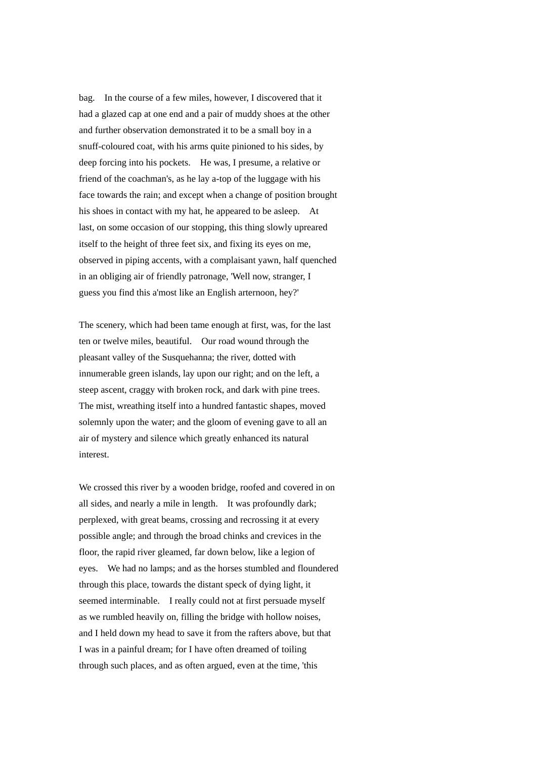bag. In the course of a few miles, however, I discovered that it had a glazed cap at one end and a pair of muddy shoes at the other and further observation demonstrated it to be a small boy in a snuff-coloured coat, with his arms quite pinioned to his sides, by deep forcing into his pockets. He was, I presume, a relative or friend of the coachman's, as he lay a-top of the luggage with his face towards the rain; and except when a change of position brought his shoes in contact with my hat, he appeared to be asleep. At last, on some occasion of our stopping, this thing slowly upreared itself to the height of three feet six, and fixing its eyes on me, observed in piping accents, with a complaisant yawn, half quenched in an obliging air of friendly patronage, 'Well now, stranger, I guess you find this a'most like an English arternoon, hey?'

The scenery, which had been tame enough at first, was, for the last ten or twelve miles, beautiful. Our road wound through the pleasant valley of the Susquehanna; the river, dotted with innumerable green islands, lay upon our right; and on the left, a steep ascent, craggy with broken rock, and dark with pine trees. The mist, wreathing itself into a hundred fantastic shapes, moved solemnly upon the water; and the gloom of evening gave to all an air of mystery and silence which greatly enhanced its natural interest.

We crossed this river by a wooden bridge, roofed and covered in on all sides, and nearly a mile in length. It was profoundly dark; perplexed, with great beams, crossing and recrossing it at every possible angle; and through the broad chinks and crevices in the floor, the rapid river gleamed, far down below, like a legion of eyes. We had no lamps; and as the horses stumbled and floundered through this place, towards the distant speck of dying light, it seemed interminable. I really could not at first persuade myself as we rumbled heavily on, filling the bridge with hollow noises, and I held down my head to save it from the rafters above, but that I was in a painful dream; for I have often dreamed of toiling through such places, and as often argued, even at the time, 'this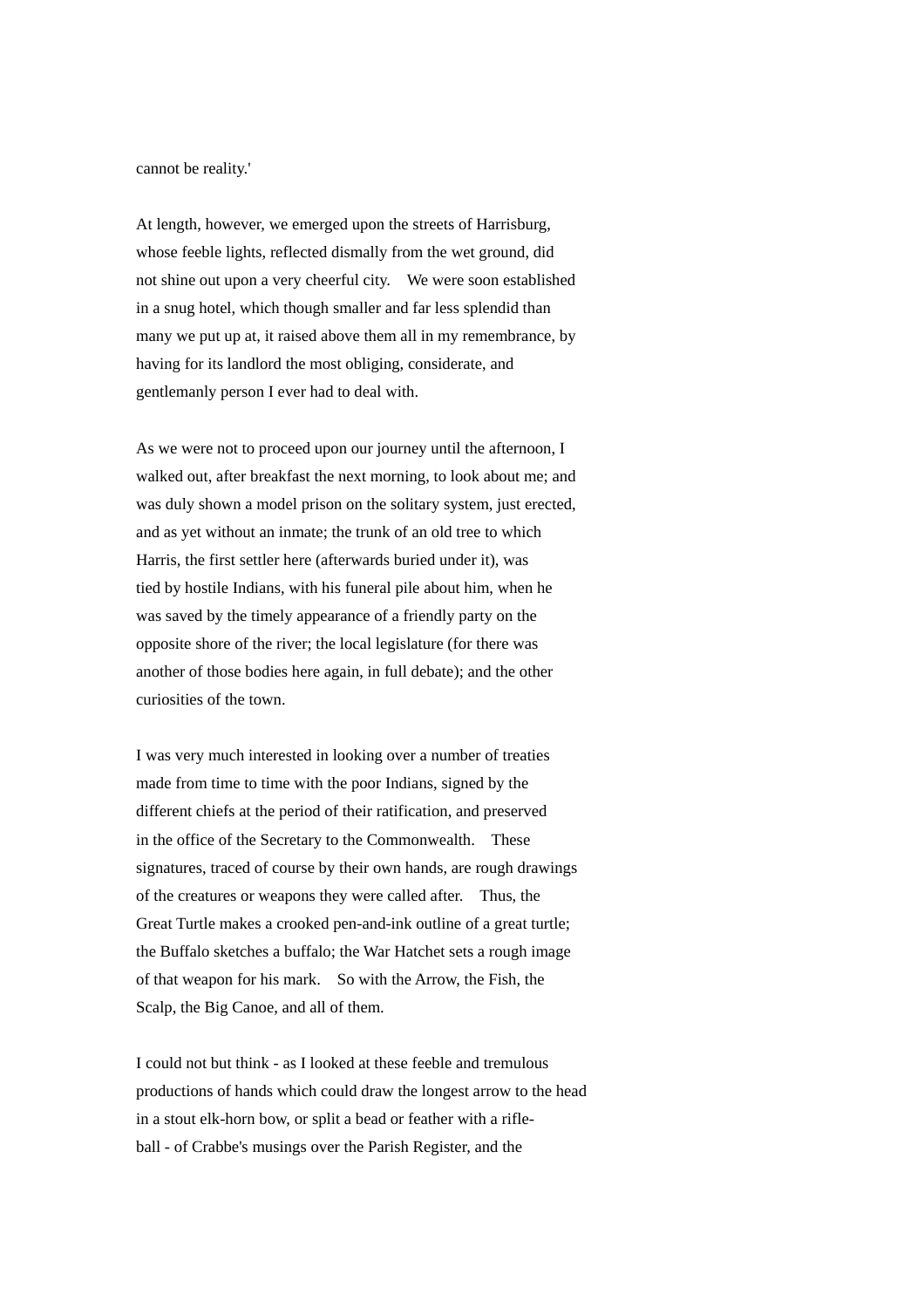cannot be reality.'

At length, however, we emerged upon the streets of Harrisburg, whose feeble lights, reflected dismally from the wet ground, did not shine out upon a very cheerful city. We were soon established in a snug hotel, which though smaller and far less splendid than many we put up at, it raised above them all in my remembrance, by having for its landlord the most obliging, considerate, and gentlemanly person I ever had to deal with.

As we were not to proceed upon our journey until the afternoon, I walked out, after breakfast the next morning, to look about me; and was duly shown a model prison on the solitary system, just erected, and as yet without an inmate; the trunk of an old tree to which Harris, the first settler here (afterwards buried under it), was tied by hostile Indians, with his funeral pile about him, when he was saved by the timely appearance of a friendly party on the opposite shore of the river; the local legislature (for there was another of those bodies here again, in full debate); and the other curiosities of the town.

I was very much interested in looking over a number of treaties made from time to time with the poor Indians, signed by the different chiefs at the period of their ratification, and preserved in the office of the Secretary to the Commonwealth. These signatures, traced of course by their own hands, are rough drawings of the creatures or weapons they were called after. Thus, the Great Turtle makes a crooked pen-and-ink outline of a great turtle; the Buffalo sketches a buffalo; the War Hatchet sets a rough image of that weapon for his mark. So with the Arrow, the Fish, the Scalp, the Big Canoe, and all of them.

I could not but think - as I looked at these feeble and tremulous productions of hands which could draw the longest arrow to the head in a stout elk-horn bow, or split a bead or feather with a rifle-ball - of Crabbe's musings over the Parish Register, and the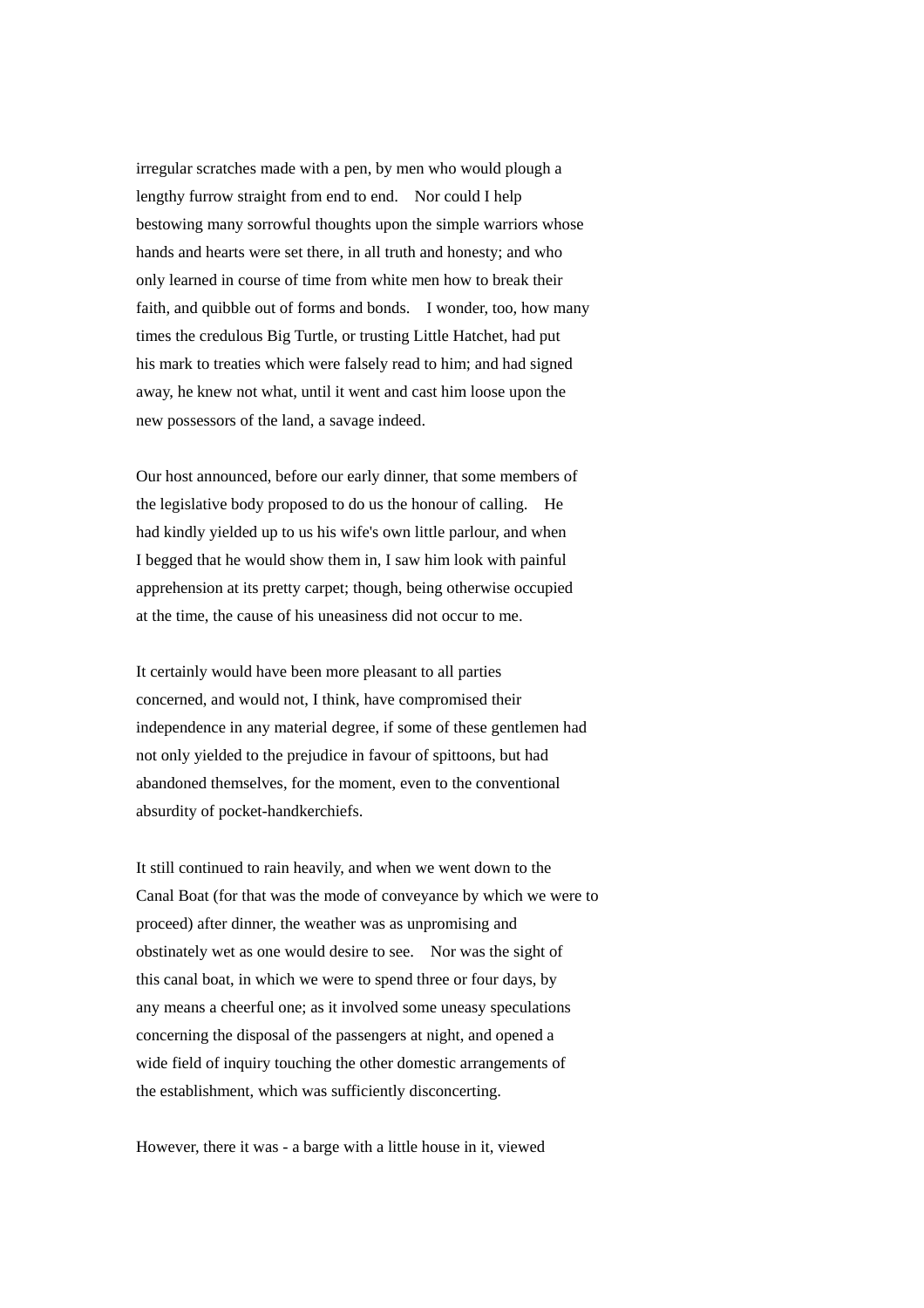irregular scratches made with a pen, by men who would plough a lengthy furrow straight from end to end. Nor could I help bestowing many sorrowful thoughts upon the simple warriors whose hands and hearts were set there, in all truth and honesty; and who only learned in course of time from white men how to break their faith, and quibble out of forms and bonds. I wonder, too, how many times the credulous Big Turtle, or trusting Little Hatchet, had put his mark to treaties which were falsely read to him; and had signed away, he knew not what, until it went and cast him loose upon the new possessors of the land, a savage indeed.

Our host announced, before our early dinner, that some members of the legislative body proposed to do us the honour of calling. He had kindly yielded up to us his wife's own little parlour, and when I begged that he would show them in, I saw him look with painful apprehension at its pretty carpet; though, being otherwise occupied at the time, the cause of his uneasiness did not occur to me.

It certainly would have been more pleasant to all parties concerned, and would not, I think, have compromised their independence in any material degree, if some of these gentlemen had not only yielded to the prejudice in favour of spittoons, but had abandoned themselves, for the moment, even to the conventional absurdity of pocket-handkerchiefs.

It still continued to rain heavily, and when we went down to the Canal Boat (for that was the mode of conveyance by which we were to proceed) after dinner, the weather was as unpromising and obstinately wet as one would desire to see. Nor was the sight of this canal boat, in which we were to spend three or four days, by any means a cheerful one; as it involved some uneasy speculations concerning the disposal of the passengers at night, and opened a wide field of inquiry touching the other domestic arrangements of the establishment, which was sufficiently disconcerting.

However, there it was - a barge with a little house in it, viewed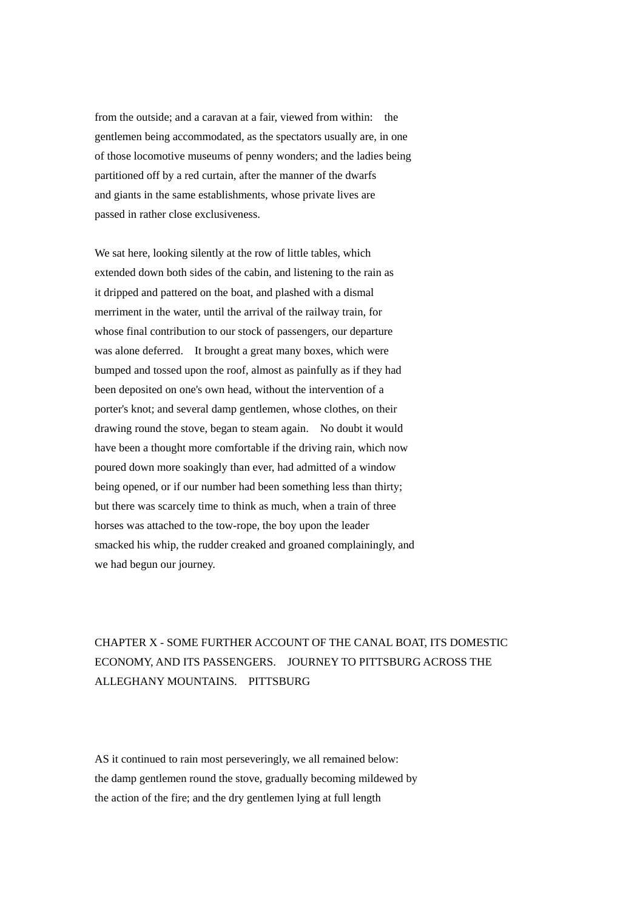from the outside; and a caravan at a fair, viewed from within: the gentlemen being accommodated, as the spectators usually are, in one of those locomotive museums of penny wonders; and the ladies being partitioned off by a red curtain, after the manner of the dwarfs and giants in the same establishments, whose private lives are passed in rather close exclusiveness.

We sat here, looking silently at the row of little tables, which extended down both sides of the cabin, and listening to the rain as it dripped and pattered on the boat, and plashed with a dismal merriment in the water, until the arrival of the railway train, for whose final contribution to our stock of passengers, our departure was alone deferred. It brought a great many boxes, which were bumped and tossed upon the roof, almost as painfully as if they had been deposited on one's own head, without the intervention of a porter's knot; and several damp gentlemen, whose clothes, on their drawing round the stove, began to steam again. No doubt it would have been a thought more comfortable if the driving rain, which now poured down more soakingly than ever, had admitted of a window being opened, or if our number had been something less than thirty; but there was scarcely time to think as much, when a train of three horses was attached to the tow-rope, the boy upon the leader smacked his whip, the rudder creaked and groaned complainingly, and we had begun our journey.

## CHAPTER X - SOME FURTHER ACCOUNT OF THE CANAL BOAT, ITS DOMESTIC ECONOMY, AND ITS PASSENGERS. JOURNEY TO PITTSBURG ACROSS THE ALLEGHANY MOUNTAINS. PITTSBURG

AS it continued to rain most perseveringly, we all remained below: the damp gentlemen round the stove, gradually becoming mildewed by the action of the fire; and the dry gentlemen lying at full length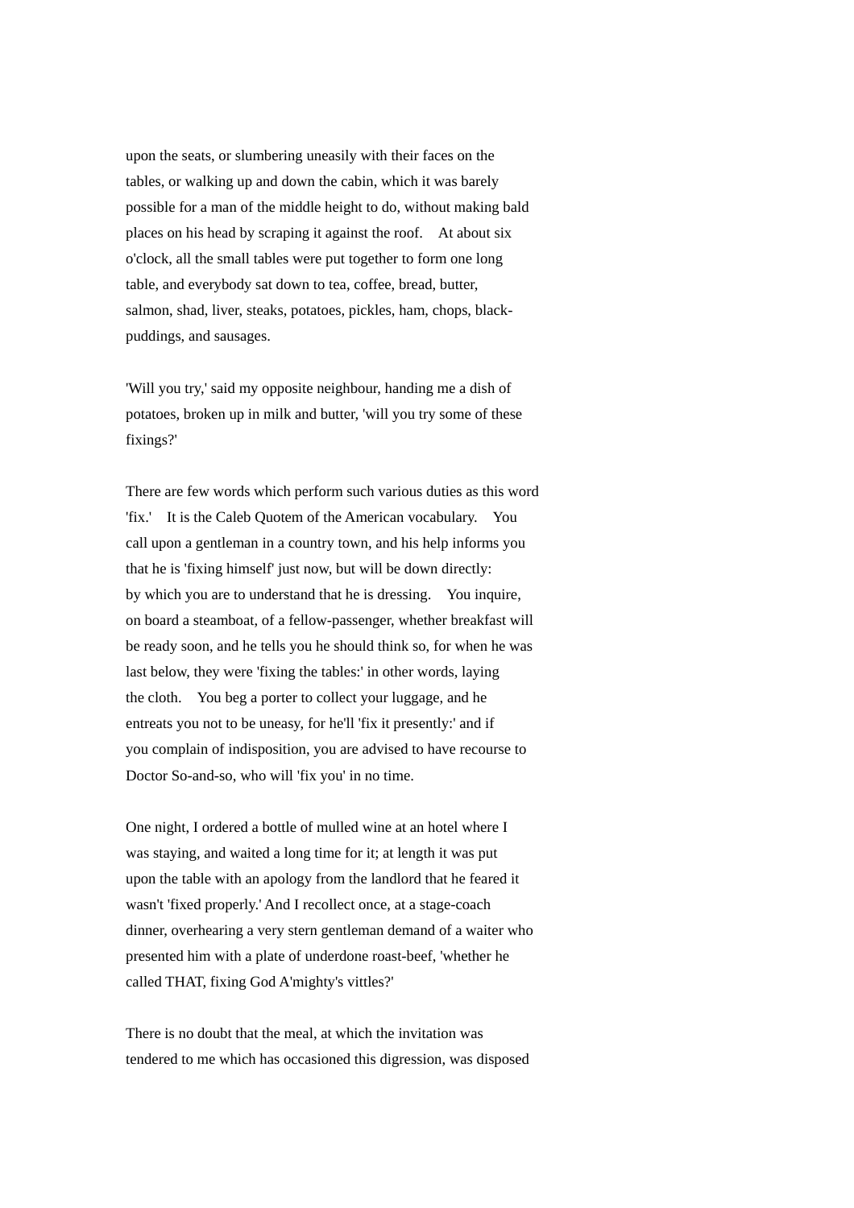upon the seats, or slumbering uneasily with their faces on the tables, or walking up and down the cabin, which it was barely possible for a man of the middle height to do, without making bald places on his head by scraping it against the roof. At about six o'clock, all the small tables were put together to form one long table, and everybody sat down to tea, coffee, bread, butter, salmon, shad, liver, steaks, potatoes, pickles, ham, chops, black-puddings, and sausages.

'Will you try,' said my opposite neighbour, handing me a dish of potatoes, broken up in milk and butter, 'will you try some of these fixings?'

There are few words which perform such various duties as this word 'fix.' It is the Caleb Quotem of the American vocabulary. You call upon a gentleman in a country town, and his help informs you that he is 'fixing himself' just now, but will be down directly: by which you are to understand that he is dressing. You inquire, on board a steamboat, of a fellow-passenger, whether breakfast will be ready soon, and he tells you he should think so, for when he was last below, they were 'fixing the tables:' in other words, laying the cloth. You beg a porter to collect your luggage, and he entreats you not to be uneasy, for he'll 'fix it presently:' and if you complain of indisposition, you are advised to have recourse to Doctor So-and-so, who will 'fix you' in no time.

One night, I ordered a bottle of mulled wine at an hotel where I was staying, and waited a long time for it; at length it was put upon the table with an apology from the landlord that he feared it wasn't 'fixed properly.' And I recollect once, at a stage-coach dinner, overhearing a very stern gentleman demand of a waiter who presented him with a plate of underdone roast-beef, 'whether he called THAT, fixing God A'mighty's vittles?'

There is no doubt that the meal, at which the invitation was tendered to me which has occasioned this digression, was disposed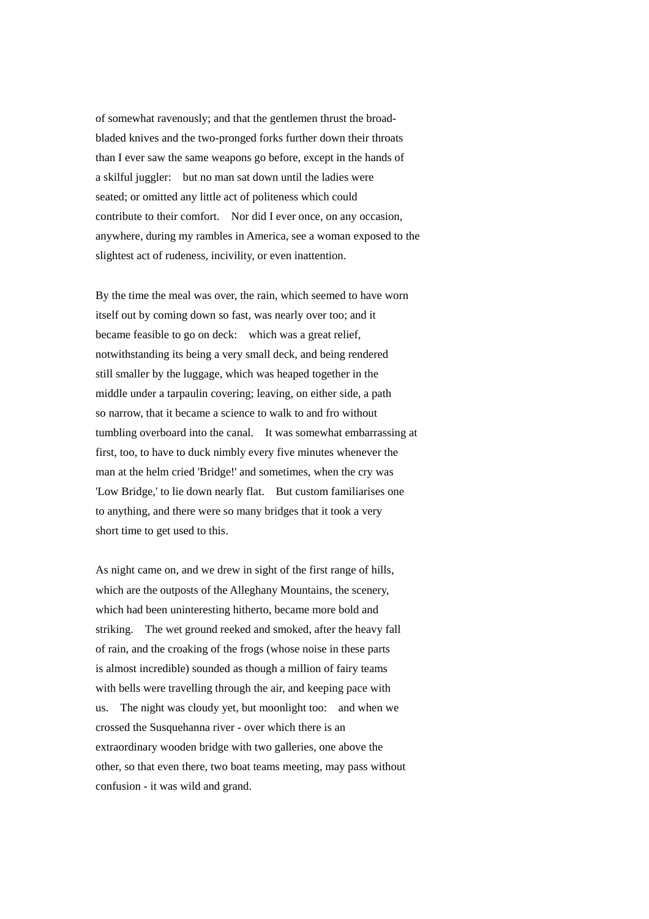of somewhat ravenously; and that the gentlemen thrust the broad-bladed knives and the two-pronged forks further down their throats than I ever saw the same weapons go before, except in the hands of a skilful juggler: but no man sat down until the ladies were seated; or omitted any little act of politeness which could contribute to their comfort. Nor did I ever once, on any occasion, anywhere, during my rambles in America, see a woman exposed to the slightest act of rudeness, incivility, or even inattention.

By the time the meal was over, the rain, which seemed to have worn itself out by coming down so fast, was nearly over too; and it became feasible to go on deck: which was a great relief, notwithstanding its being a very small deck, and being rendered still smaller by the luggage, which was heaped together in the middle under a tarpaulin covering; leaving, on either side, a path so narrow, that it became a science to walk to and fro without tumbling overboard into the canal. It was somewhat embarrassing at first, too, to have to duck nimbly every five minutes whenever the man at the helm cried 'Bridge!' and sometimes, when the cry was 'Low Bridge,' to lie down nearly flat. But custom familiarises one to anything, and there were so many bridges that it took a very short time to get used to this.

As night came on, and we drew in sight of the first range of hills, which are the outposts of the Alleghany Mountains, the scenery, which had been uninteresting hitherto, became more bold and striking. The wet ground reeked and smoked, after the heavy fall of rain, and the croaking of the frogs (whose noise in these parts is almost incredible) sounded as though a million of fairy teams with bells were travelling through the air, and keeping pace with us. The night was cloudy yet, but moonlight too: and when we crossed the Susquehanna river - over which there is an extraordinary wooden bridge with two galleries, one above the other, so that even there, two boat teams meeting, may pass without confusion - it was wild and grand.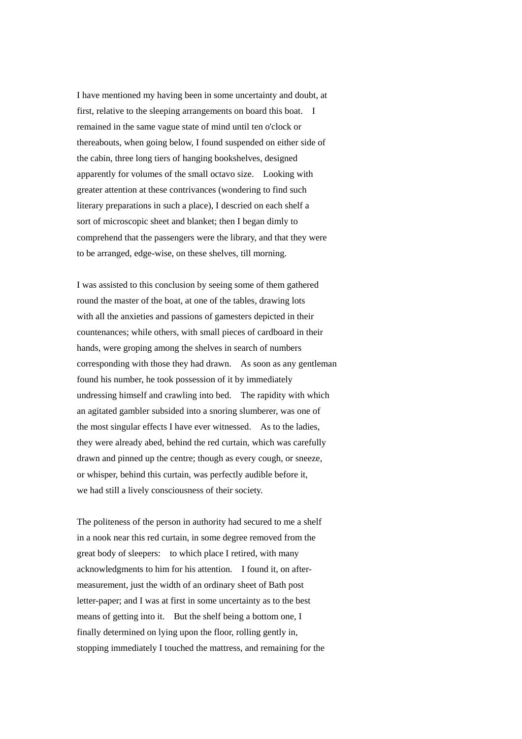I have mentioned my having been in some uncertainty and doubt, at first, relative to the sleeping arrangements on board this boat. I remained in the same vague state of mind until ten o'clock or thereabouts, when going below, I found suspended on either side of the cabin, three long tiers of hanging bookshelves, designed apparently for volumes of the small octavo size. Looking with greater attention at these contrivances (wondering to find such literary preparations in such a place), I descried on each shelf a sort of microscopic sheet and blanket; then I began dimly to comprehend that the passengers were the library, and that they were to be arranged, edge-wise, on these shelves, till morning.

I was assisted to this conclusion by seeing some of them gathered round the master of the boat, at one of the tables, drawing lots with all the anxieties and passions of gamesters depicted in their countenances; while others, with small pieces of cardboard in their hands, were groping among the shelves in search of numbers corresponding with those they had drawn. As soon as any gentleman found his number, he took possession of it by immediately undressing himself and crawling into bed. The rapidity with which an agitated gambler subsided into a snoring slumberer, was one of the most singular effects I have ever witnessed. As to the ladies, they were already abed, behind the red curtain, which was carefully drawn and pinned up the centre; though as every cough, or sneeze, or whisper, behind this curtain, was perfectly audible before it, we had still a lively consciousness of their society.

The politeness of the person in authority had secured to me a shelf in a nook near this red curtain, in some degree removed from the great body of sleepers: to which place I retired, with many acknowledgments to him for his attention. I found it, on after-measurement, just the width of an ordinary sheet of Bath post letter-paper; and I was at first in some uncertainty as to the best means of getting into it. But the shelf being a bottom one, I finally determined on lying upon the floor, rolling gently in, stopping immediately I touched the mattress, and remaining for the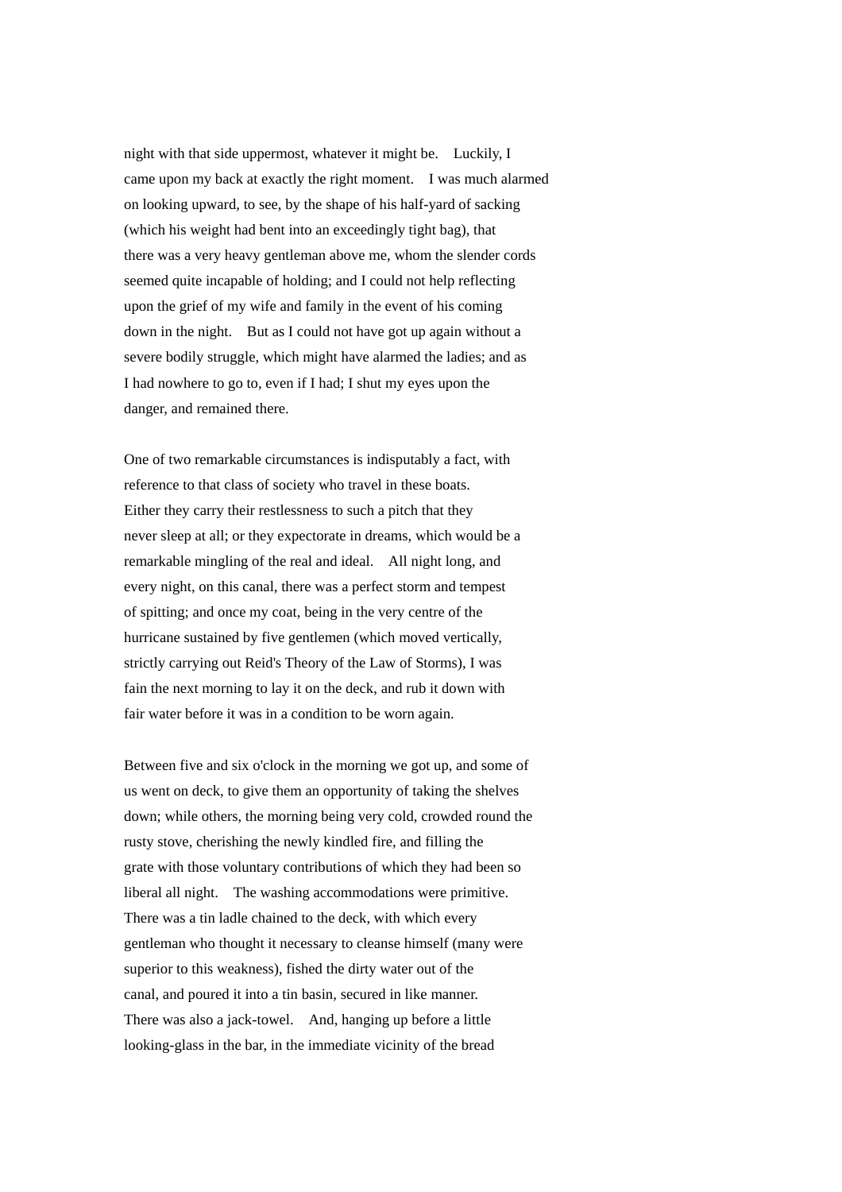night with that side uppermost, whatever it might be. Luckily, I came upon my back at exactly the right moment. I was much alarmed on looking upward, to see, by the shape of his half-yard of sacking (which his weight had bent into an exceedingly tight bag), that there was a very heavy gentleman above me, whom the slender cords seemed quite incapable of holding; and I could not help reflecting upon the grief of my wife and family in the event of his coming down in the night. But as I could not have got up again without a severe bodily struggle, which might have alarmed the ladies; and as I had nowhere to go to, even if I had; I shut my eyes upon the danger, and remained there.

One of two remarkable circumstances is indisputably a fact, with reference to that class of society who travel in these boats. Either they carry their restlessness to such a pitch that they never sleep at all; or they expectorate in dreams, which would be a remarkable mingling of the real and ideal. All night long, and every night, on this canal, there was a perfect storm and tempest of spitting; and once my coat, being in the very centre of the hurricane sustained by five gentlemen (which moved vertically, strictly carrying out Reid's Theory of the Law of Storms), I was fain the next morning to lay it on the deck, and rub it down with fair water before it was in a condition to be worn again.

Between five and six o'clock in the morning we got up, and some of us went on deck, to give them an opportunity of taking the shelves down; while others, the morning being very cold, crowded round the rusty stove, cherishing the newly kindled fire, and filling the grate with those voluntary contributions of which they had been so liberal all night. The washing accommodations were primitive. There was a tin ladle chained to the deck, with which every gentleman who thought it necessary to cleanse himself (many were superior to this weakness), fished the dirty water out of the canal, and poured it into a tin basin, secured in like manner. There was also a jack-towel. And, hanging up before a little looking-glass in the bar, in the immediate vicinity of the bread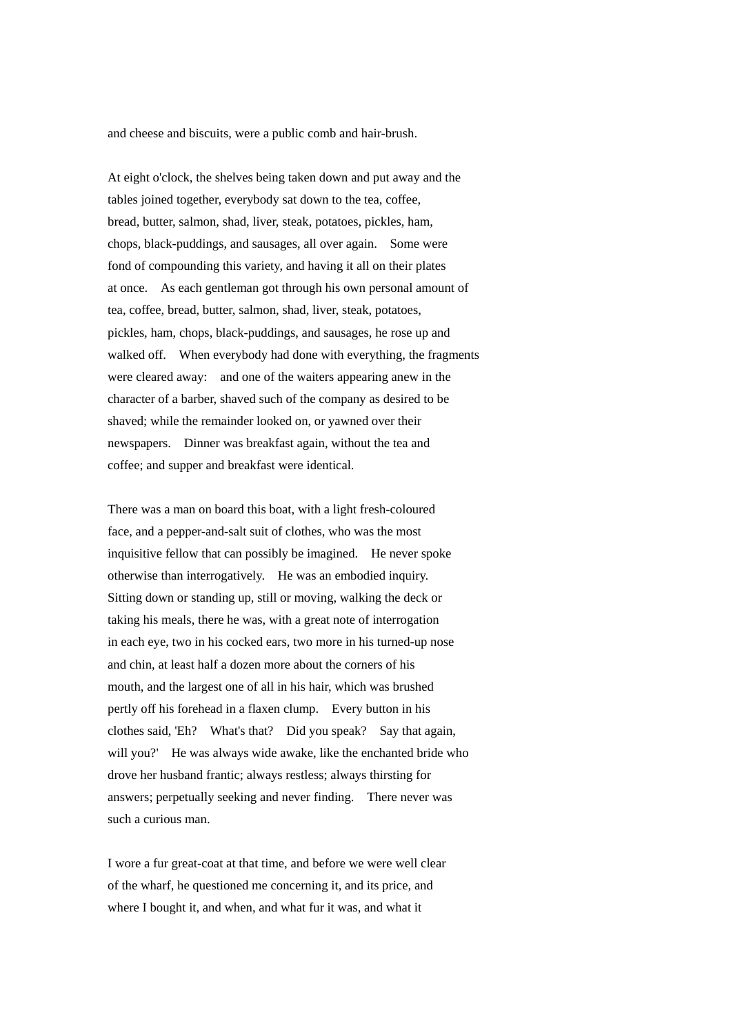and cheese and biscuits, were a public comb and hair-brush.

At eight o'clock, the shelves being taken down and put away and the tables joined together, everybody sat down to the tea, coffee, bread, butter, salmon, shad, liver, steak, potatoes, pickles, ham, chops, black-puddings, and sausages, all over again. Some were fond of compounding this variety, and having it all on their plates at once. As each gentleman got through his own personal amount of tea, coffee, bread, butter, salmon, shad, liver, steak, potatoes, pickles, ham, chops, black-puddings, and sausages, he rose up and walked off. When everybody had done with everything, the fragments were cleared away: and one of the waiters appearing anew in the character of a barber, shaved such of the company as desired to be shaved; while the remainder looked on, or yawned over their newspapers. Dinner was breakfast again, without the tea and coffee; and supper and breakfast were identical.

There was a man on board this boat, with a light fresh-coloured face, and a pepper-and-salt suit of clothes, who was the most inquisitive fellow that can possibly be imagined. He never spoke otherwise than interrogatively. He was an embodied inquiry. Sitting down or standing up, still or moving, walking the deck or taking his meals, there he was, with a great note of interrogation in each eye, two in his cocked ears, two more in his turned-up nose and chin, at least half a dozen more about the corners of his mouth, and the largest one of all in his hair, which was brushed pertly off his forehead in a flaxen clump. Every button in his clothes said, 'Eh? What's that? Did you speak? Say that again, will you?' He was always wide awake, like the enchanted bride who drove her husband frantic; always restless; always thirsting for answers; perpetually seeking and never finding. There never was such a curious man.

I wore a fur great-coat at that time, and before we were well clear of the wharf, he questioned me concerning it, and its price, and where I bought it, and when, and what fur it was, and what it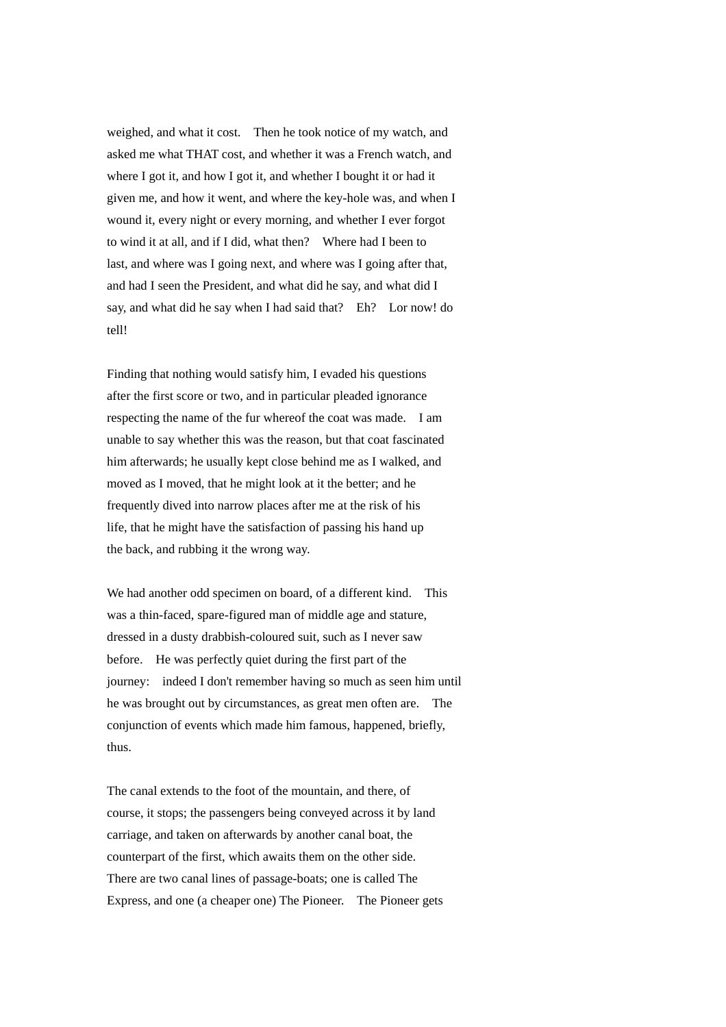weighed, and what it cost. Then he took notice of my watch, and asked me what THAT cost, and whether it was a French watch, and where I got it, and how I got it, and whether I bought it or had it given me, and how it went, and where the key-hole was, and when I wound it, every night or every morning, and whether I ever forgot to wind it at all, and if I did, what then? Where had I been to last, and where was I going next, and where was I going after that, and had I seen the President, and what did he say, and what did I say, and what did he say when I had said that? Eh? Lor now! do tell!

Finding that nothing would satisfy him, I evaded his questions after the first score or two, and in particular pleaded ignorance respecting the name of the fur whereof the coat was made. I am unable to say whether this was the reason, but that coat fascinated him afterwards; he usually kept close behind me as I walked, and moved as I moved, that he might look at it the better; and he frequently dived into narrow places after me at the risk of his life, that he might have the satisfaction of passing his hand up the back, and rubbing it the wrong way.

We had another odd specimen on board, of a different kind. This was a thin-faced, spare-figured man of middle age and stature, dressed in a dusty drabbish-coloured suit, such as I never saw before. He was perfectly quiet during the first part of the journey: indeed I don't remember having so much as seen him until he was brought out by circumstances, as great men often are. The conjunction of events which made him famous, happened, briefly, thus.

The canal extends to the foot of the mountain, and there, of course, it stops; the passengers being conveyed across it by land carriage, and taken on afterwards by another canal boat, the counterpart of the first, which awaits them on the other side. There are two canal lines of passage-boats; one is called The Express, and one (a cheaper one) The Pioneer. The Pioneer gets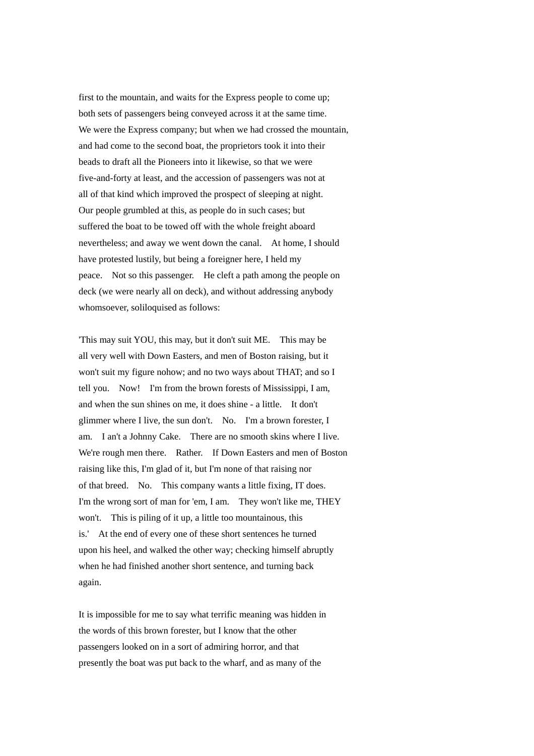first to the mountain, and waits for the Express people to come up; both sets of passengers being conveyed across it at the same time. We were the Express company; but when we had crossed the mountain, and had come to the second boat, the proprietors took it into their beads to draft all the Pioneers into it likewise, so that we were five-and-forty at least, and the accession of passengers was not at all of that kind which improved the prospect of sleeping at night. Our people grumbled at this, as people do in such cases; but suffered the boat to be towed off with the whole freight aboard nevertheless; and away we went down the canal. At home, I should have protested lustily, but being a foreigner here, I held my peace. Not so this passenger. He cleft a path among the people on deck (we were nearly all on deck), and without addressing anybody whomsoever, soliloquised as follows:

'This may suit YOU, this may, but it don't suit ME. This may be all very well with Down Easters, and men of Boston raising, but it won't suit my figure nohow; and no two ways about THAT; and so I tell you. Now! I'm from the brown forests of Mississippi, I am, and when the sun shines on me, it does shine - a little. It don't glimmer where I live, the sun don't. No. I'm a brown forester, I am. I an't a Johnny Cake. There are no smooth skins where I live. We're rough men there. Rather. If Down Easters and men of Boston raising like this, I'm glad of it, but I'm none of that raising nor of that breed. No. This company wants a little fixing, IT does. I'm the wrong sort of man for 'em, I am. They won't like me, THEY won't. This is piling of it up, a little too mountainous, this is.' At the end of every one of these short sentences he turned upon his heel, and walked the other way; checking himself abruptly when he had finished another short sentence, and turning back again.

It is impossible for me to say what terrific meaning was hidden in the words of this brown forester, but I know that the other passengers looked on in a sort of admiring horror, and that presently the boat was put back to the wharf, and as many of the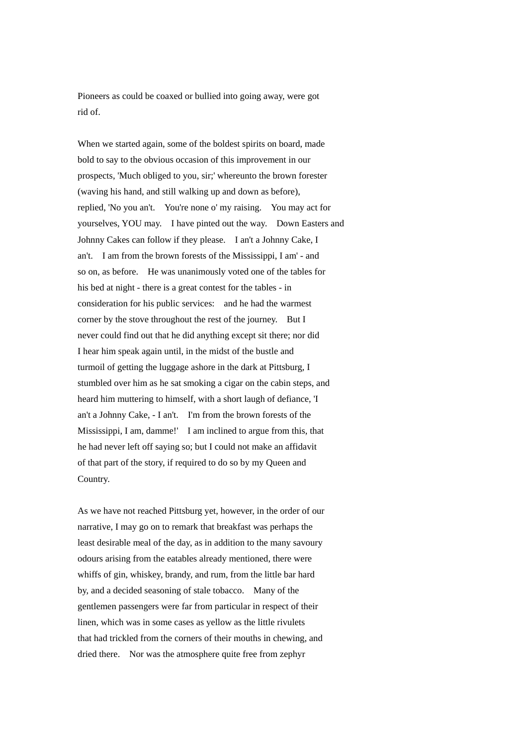Pioneers as could be coaxed or bullied into going away, were got rid of.

When we started again, some of the boldest spirits on board, made bold to say to the obvious occasion of this improvement in our prospects, 'Much obliged to you, sir;' whereunto the brown forester (waving his hand, and still walking up and down as before), replied, 'No you an't. You're none o' my raising. You may act for yourselves, YOU may. I have pinted out the way. Down Easters and Johnny Cakes can follow if they please. I an't a Johnny Cake, I an't. I am from the brown forests of the Mississippi, I am' - and so on, as before. He was unanimously voted one of the tables for his bed at night - there is a great contest for the tables - in consideration for his public services: and he had the warmest corner by the stove throughout the rest of the journey. But I never could find out that he did anything except sit there; nor did I hear him speak again until, in the midst of the bustle and turmoil of getting the luggage ashore in the dark at Pittsburg, I stumbled over him as he sat smoking a cigar on the cabin steps, and heard him muttering to himself, with a short laugh of defiance, 'I an't a Johnny Cake, - I an't. I'm from the brown forests of the Mississippi, I am, damme!' I am inclined to argue from this, that he had never left off saying so; but I could not make an affidavit of that part of the story, if required to do so by my Queen and Country.

As we have not reached Pittsburg yet, however, in the order of our narrative, I may go on to remark that breakfast was perhaps the least desirable meal of the day, as in addition to the many savoury odours arising from the eatables already mentioned, there were whiffs of gin, whiskey, brandy, and rum, from the little bar hard by, and a decided seasoning of stale tobacco. Many of the gentlemen passengers were far from particular in respect of their linen, which was in some cases as yellow as the little rivulets that had trickled from the corners of their mouths in chewing, and dried there. Nor was the atmosphere quite free from zephyr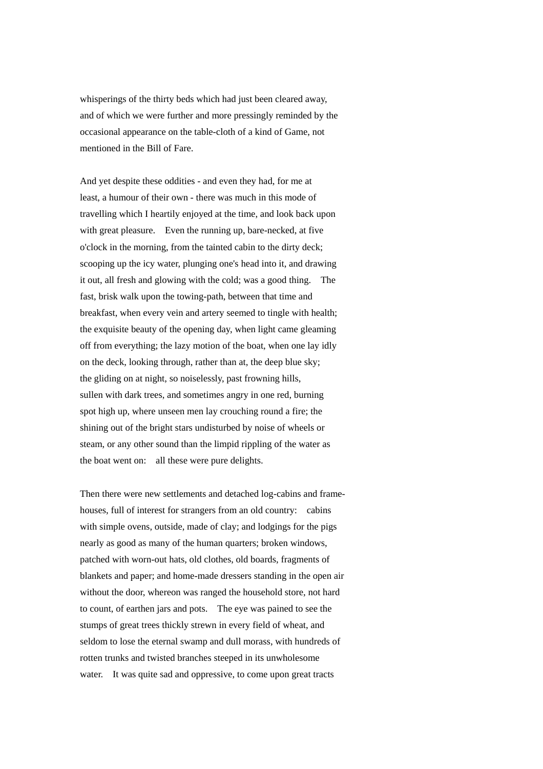whisperings of the thirty beds which had just been cleared away, and of which we were further and more pressingly reminded by the occasional appearance on the table-cloth of a kind of Game, not mentioned in the Bill of Fare.

And yet despite these oddities - and even they had, for me at least, a humour of their own - there was much in this mode of travelling which I heartily enjoyed at the time, and look back upon with great pleasure. Even the running up, bare-necked, at five o'clock in the morning, from the tainted cabin to the dirty deck; scooping up the icy water, plunging one's head into it, and drawing it out, all fresh and glowing with the cold; was a good thing. The fast, brisk walk upon the towing-path, between that time and breakfast, when every vein and artery seemed to tingle with health; the exquisite beauty of the opening day, when light came gleaming off from everything; the lazy motion of the boat, when one lay idly on the deck, looking through, rather than at, the deep blue sky; the gliding on at night, so noiselessly, past frowning hills, sullen with dark trees, and sometimes angry in one red, burning spot high up, where unseen men lay crouching round a fire; the shining out of the bright stars undisturbed by noise of wheels or steam, or any other sound than the limpid rippling of the water as the boat went on: all these were pure delights.

Then there were new settlements and detached log-cabins and frame-houses, full of interest for strangers from an old country: cabins with simple ovens, outside, made of clay; and lodgings for the pigs nearly as good as many of the human quarters; broken windows, patched with worn-out hats, old clothes, old boards, fragments of blankets and paper; and home-made dressers standing in the open air without the door, whereon was ranged the household store, not hard to count, of earthen jars and pots. The eye was pained to see the stumps of great trees thickly strewn in every field of wheat, and seldom to lose the eternal swamp and dull morass, with hundreds of rotten trunks and twisted branches steeped in its unwholesome water. It was quite sad and oppressive, to come upon great tracts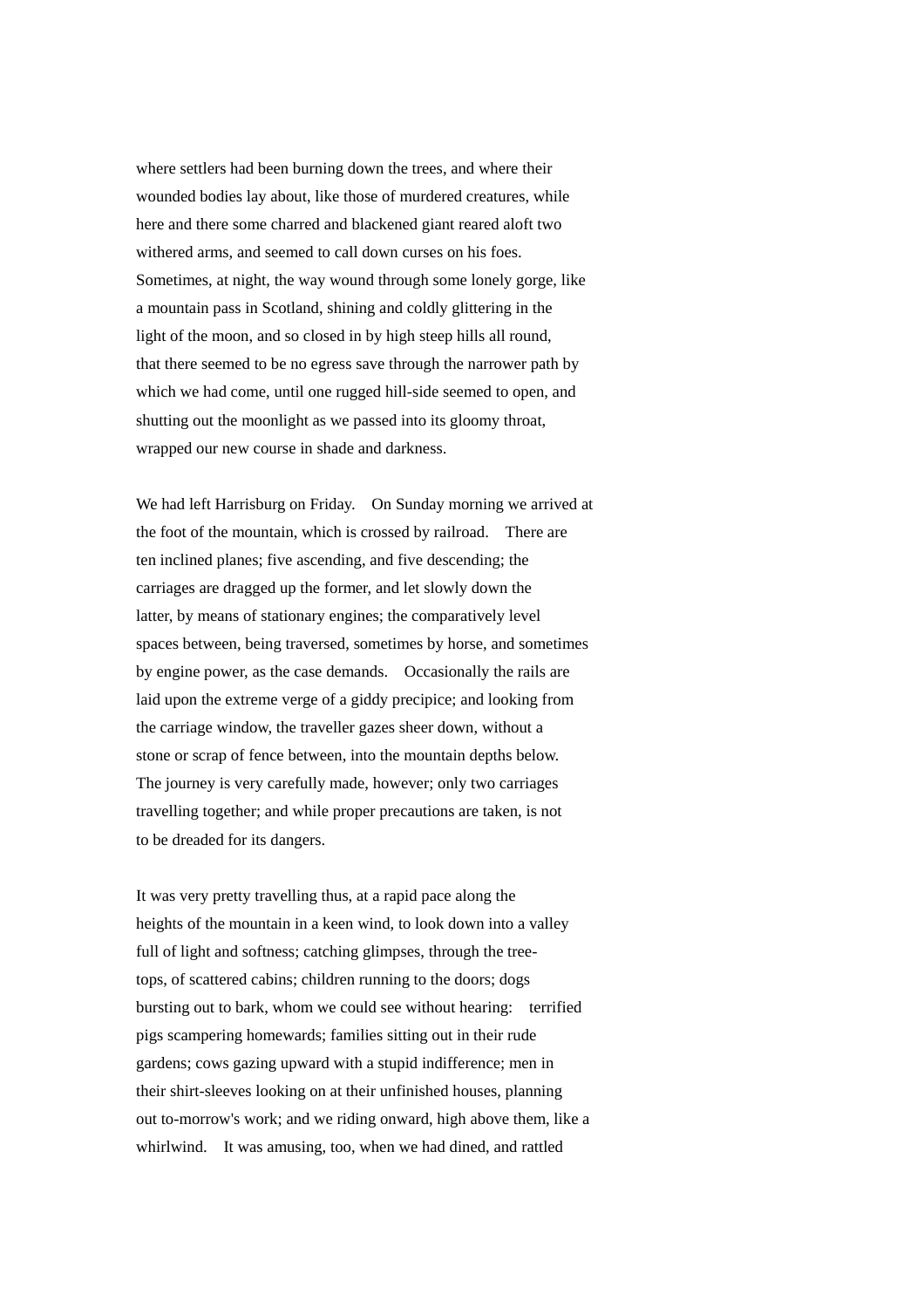where settlers had been burning down the trees, and where their wounded bodies lay about, like those of murdered creatures, while here and there some charred and blackened giant reared aloft two withered arms, and seemed to call down curses on his foes. Sometimes, at night, the way wound through some lonely gorge, like a mountain pass in Scotland, shining and coldly glittering in the light of the moon, and so closed in by high steep hills all round, that there seemed to be no egress save through the narrower path by which we had come, until one rugged hill-side seemed to open, and shutting out the moonlight as we passed into its gloomy throat, wrapped our new course in shade and darkness.

We had left Harrisburg on Friday. On Sunday morning we arrived at the foot of the mountain, which is crossed by railroad. There are ten inclined planes; five ascending, and five descending; the carriages are dragged up the former, and let slowly down the latter, by means of stationary engines; the comparatively level spaces between, being traversed, sometimes by horse, and sometimes by engine power, as the case demands. Occasionally the rails are laid upon the extreme verge of a giddy precipice; and looking from the carriage window, the traveller gazes sheer down, without a stone or scrap of fence between, into the mountain depths below. The journey is very carefully made, however; only two carriages travelling together; and while proper precautions are taken, is not to be dreaded for its dangers.

It was very pretty travelling thus, at a rapid pace along the heights of the mountain in a keen wind, to look down into a valley full of light and softness; catching glimpses, through the tree-tops, of scattered cabins; children running to the doors; dogs bursting out to bark, whom we could see without hearing: terrified pigs scampering homewards; families sitting out in their rude gardens; cows gazing upward with a stupid indifference; men in their shirt-sleeves looking on at their unfinished houses, planning out to-morrow's work; and we riding onward, high above them, like a whirlwind. It was amusing, too, when we had dined, and rattled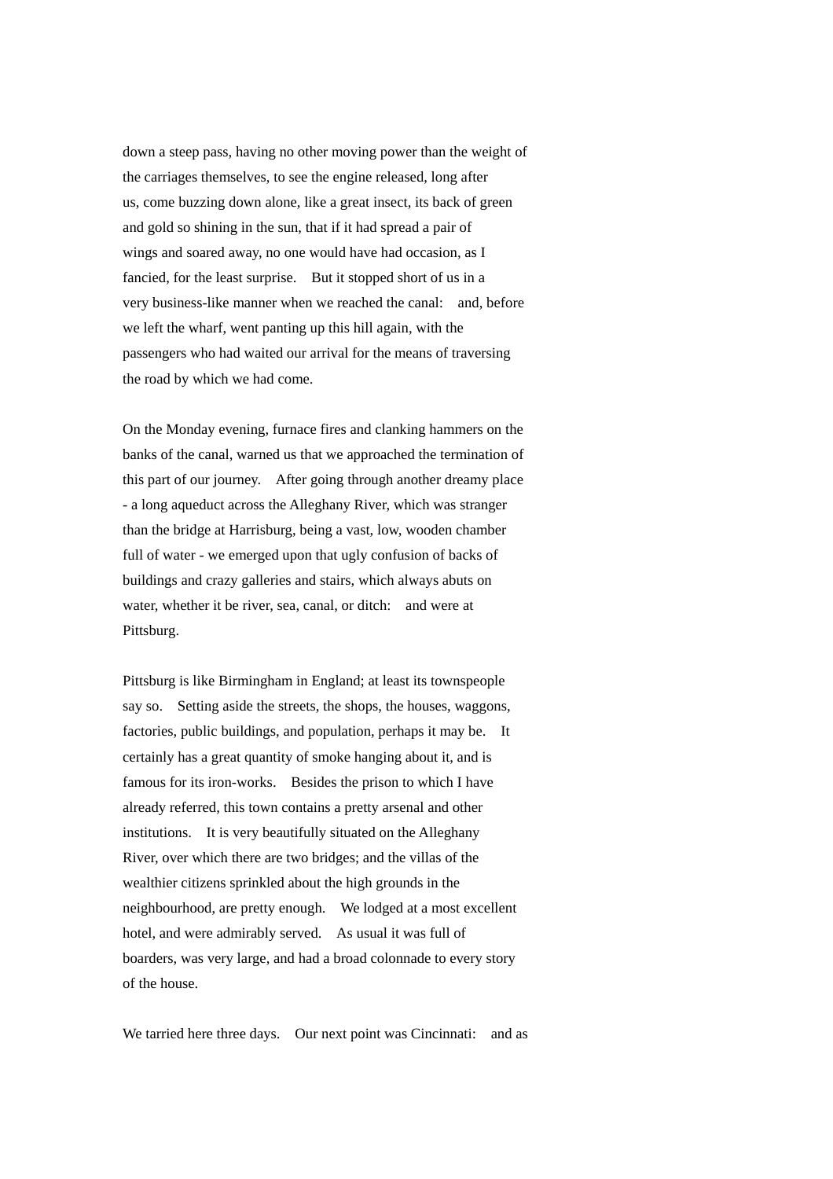down a steep pass, having no other moving power than the weight of the carriages themselves, to see the engine released, long after us, come buzzing down alone, like a great insect, its back of green and gold so shining in the sun, that if it had spread a pair of wings and soared away, no one would have had occasion, as I fancied, for the least surprise. But it stopped short of us in a very business-like manner when we reached the canal: and, before we left the wharf, went panting up this hill again, with the passengers who had waited our arrival for the means of traversing the road by which we had come.

On the Monday evening, furnace fires and clanking hammers on the banks of the canal, warned us that we approached the termination of this part of our journey. After going through another dreamy place - a long aqueduct across the Alleghany River, which was stranger than the bridge at Harrisburg, being a vast, low, wooden chamber full of water - we emerged upon that ugly confusion of backs of buildings and crazy galleries and stairs, which always abuts on water, whether it be river, sea, canal, or ditch: and were at Pittsburg.

Pittsburg is like Birmingham in England; at least its townspeople say so. Setting aside the streets, the shops, the houses, waggons, factories, public buildings, and population, perhaps it may be. It certainly has a great quantity of smoke hanging about it, and is famous for its iron-works. Besides the prison to which I have already referred, this town contains a pretty arsenal and other institutions. It is very beautifully situated on the Alleghany River, over which there are two bridges; and the villas of the wealthier citizens sprinkled about the high grounds in the neighbourhood, are pretty enough. We lodged at a most excellent hotel, and were admirably served. As usual it was full of boarders, was very large, and had a broad colonnade to every story of the house.

We tarried here three days. Our next point was Cincinnati: and as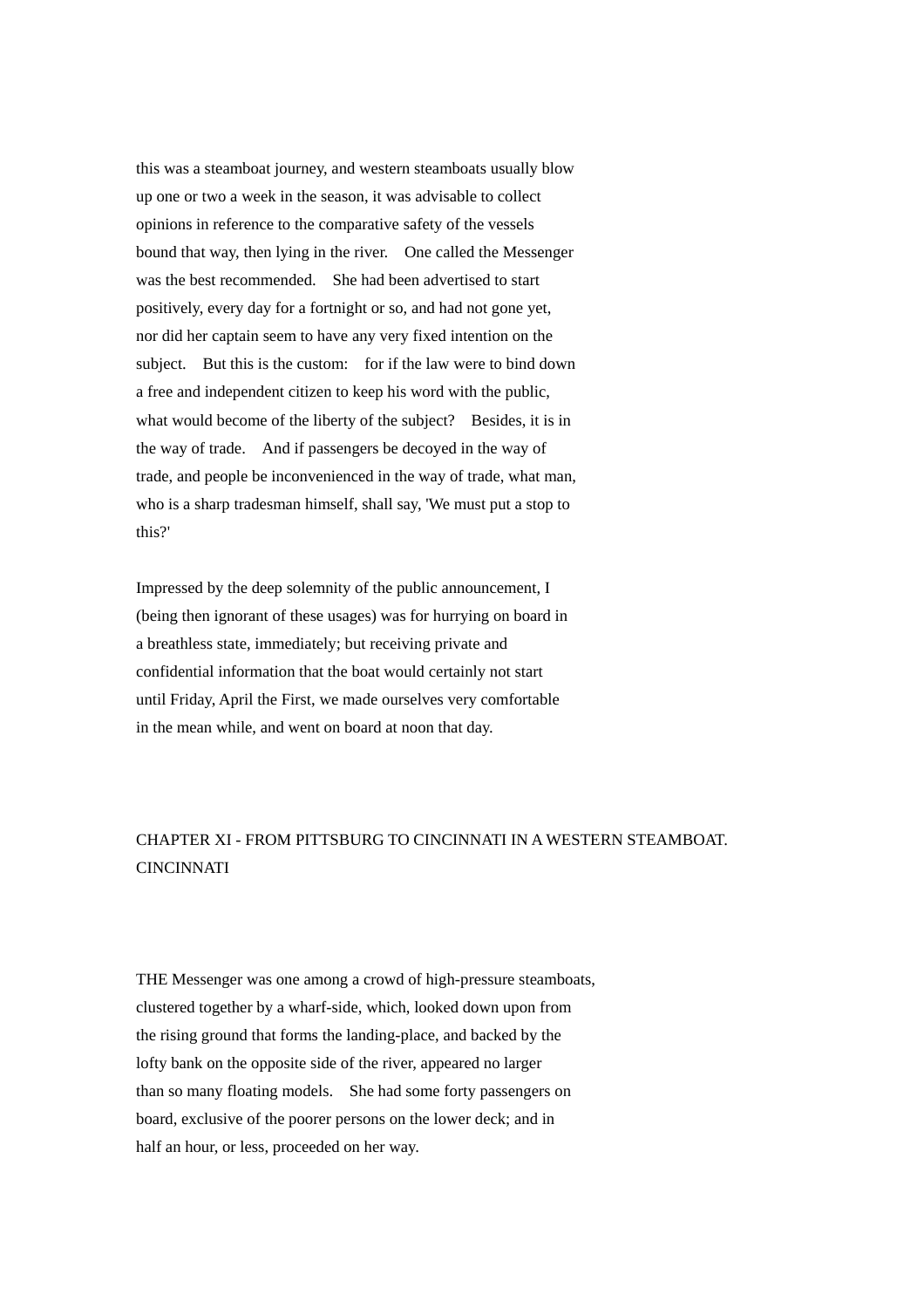this was a steamboat journey, and western steamboats usually blow up one or two a week in the season, it was advisable to collect opinions in reference to the comparative safety of the vessels bound that way, then lying in the river. One called the Messenger was the best recommended. She had been advertised to start positively, every day for a fortnight or so, and had not gone yet, nor did her captain seem to have any very fixed intention on the subject. But this is the custom: for if the law were to bind down a free and independent citizen to keep his word with the public, what would become of the liberty of the subject? Besides, it is in the way of trade. And if passengers be decoyed in the way of trade, and people be inconvenienced in the way of trade, what man, who is a sharp tradesman himself, shall say, 'We must put a stop to this?'

Impressed by the deep solemnity of the public announcement, I (being then ignorant of these usages) was for hurrying on board in a breathless state, immediately; but receiving private and confidential information that the boat would certainly not start until Friday, April the First, we made ourselves very comfortable in the mean while, and went on board at noon that day.

## CHAPTER XI - FROM PITTSBURG TO CINCINNATI IN A WESTERN STEAMBOAT. CINCINNATI

THE Messenger was one among a crowd of high-pressure steamboats, clustered together by a wharf-side, which, looked down upon from the rising ground that forms the landing-place, and backed by the lofty bank on the opposite side of the river, appeared no larger than so many floating models. She had some forty passengers on board, exclusive of the poorer persons on the lower deck; and in half an hour, or less, proceeded on her way.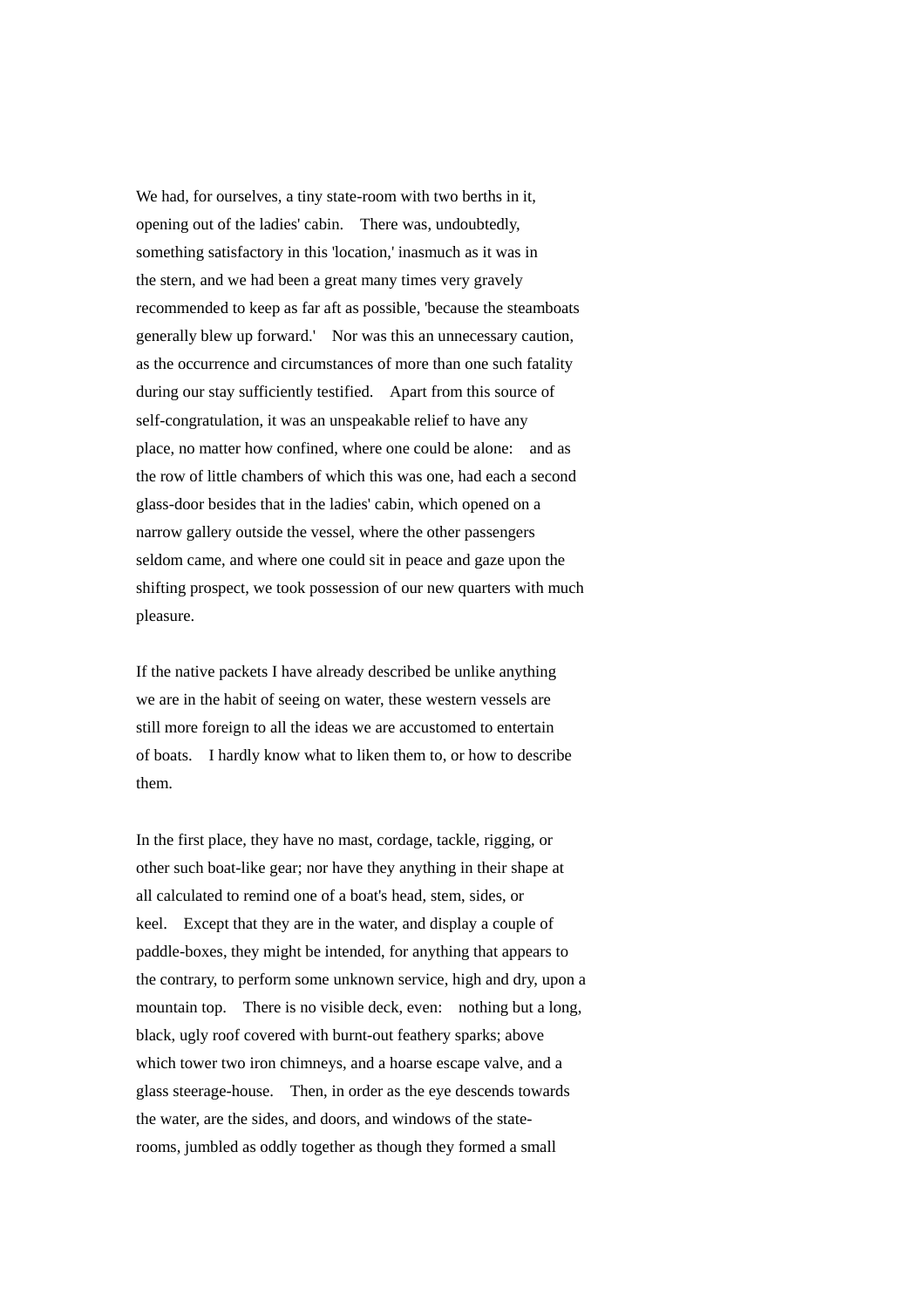We had, for ourselves, a tiny state-room with two berths in it, opening out of the ladies' cabin. There was, undoubtedly, something satisfactory in this 'location,' inasmuch as it was in the stern, and we had been a great many times very gravely recommended to keep as far aft as possible, 'because the steamboats generally blew up forward.' Nor was this an unnecessary caution, as the occurrence and circumstances of more than one such fatality during our stay sufficiently testified. Apart from this source of self-congratulation, it was an unspeakable relief to have any place, no matter how confined, where one could be alone: and as the row of little chambers of which this was one, had each a second glass-door besides that in the ladies' cabin, which opened on a narrow gallery outside the vessel, where the other passengers seldom came, and where one could sit in peace and gaze upon the shifting prospect, we took possession of our new quarters with much pleasure.

If the native packets I have already described be unlike anything we are in the habit of seeing on water, these western vessels are still more foreign to all the ideas we are accustomed to entertain of boats. I hardly know what to liken them to, or how to describe them.

In the first place, they have no mast, cordage, tackle, rigging, or other such boat-like gear; nor have they anything in their shape at all calculated to remind one of a boat's head, stem, sides, or keel. Except that they are in the water, and display a couple of paddle-boxes, they might be intended, for anything that appears to the contrary, to perform some unknown service, high and dry, upon a mountain top. There is no visible deck, even: nothing but a long, black, ugly roof covered with burnt-out feathery sparks; above which tower two iron chimneys, and a hoarse escape valve, and a glass steerage-house. Then, in order as the eye descends towards the water, are the sides, and doors, and windows of the state-rooms, jumbled as oddly together as though they formed a small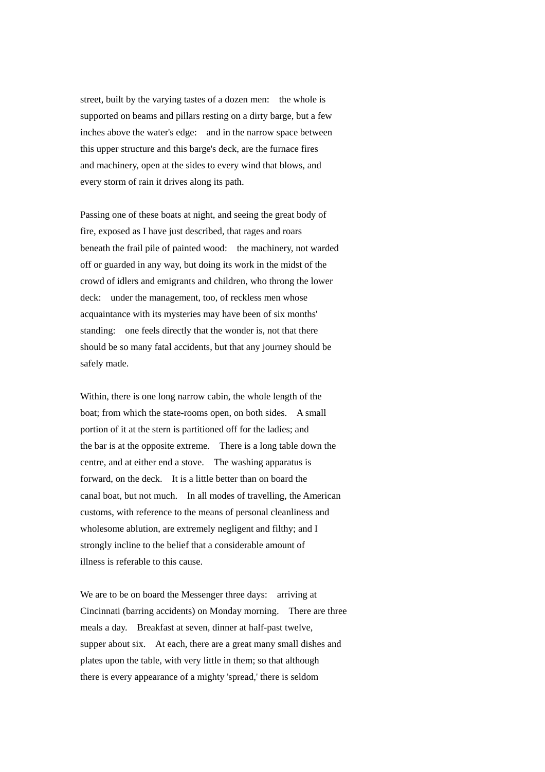street, built by the varying tastes of a dozen men: the whole is supported on beams and pillars resting on a dirty barge, but a few inches above the water's edge: and in the narrow space between this upper structure and this barge's deck, are the furnace fires and machinery, open at the sides to every wind that blows, and every storm of rain it drives along its path.

Passing one of these boats at night, and seeing the great body of fire, exposed as I have just described, that rages and roars beneath the frail pile of painted wood: the machinery, not warded off or guarded in any way, but doing its work in the midst of the crowd of idlers and emigrants and children, who throng the lower deck: under the management, too, of reckless men whose acquaintance with its mysteries may have been of six months' standing: one feels directly that the wonder is, not that there should be so many fatal accidents, but that any journey should be safely made.

Within, there is one long narrow cabin, the whole length of the boat; from which the state-rooms open, on both sides. A small portion of it at the stern is partitioned off for the ladies; and the bar is at the opposite extreme. There is a long table down the centre, and at either end a stove. The washing apparatus is forward, on the deck. It is a little better than on board the canal boat, but not much. In all modes of travelling, the American customs, with reference to the means of personal cleanliness and wholesome ablution, are extremely negligent and filthy; and I strongly incline to the belief that a considerable amount of illness is referable to this cause.

We are to be on board the Messenger three days: arriving at Cincinnati (barring accidents) on Monday morning. There are three meals a day. Breakfast at seven, dinner at half-past twelve, supper about six. At each, there are a great many small dishes and plates upon the table, with very little in them; so that although there is every appearance of a mighty 'spread,' there is seldom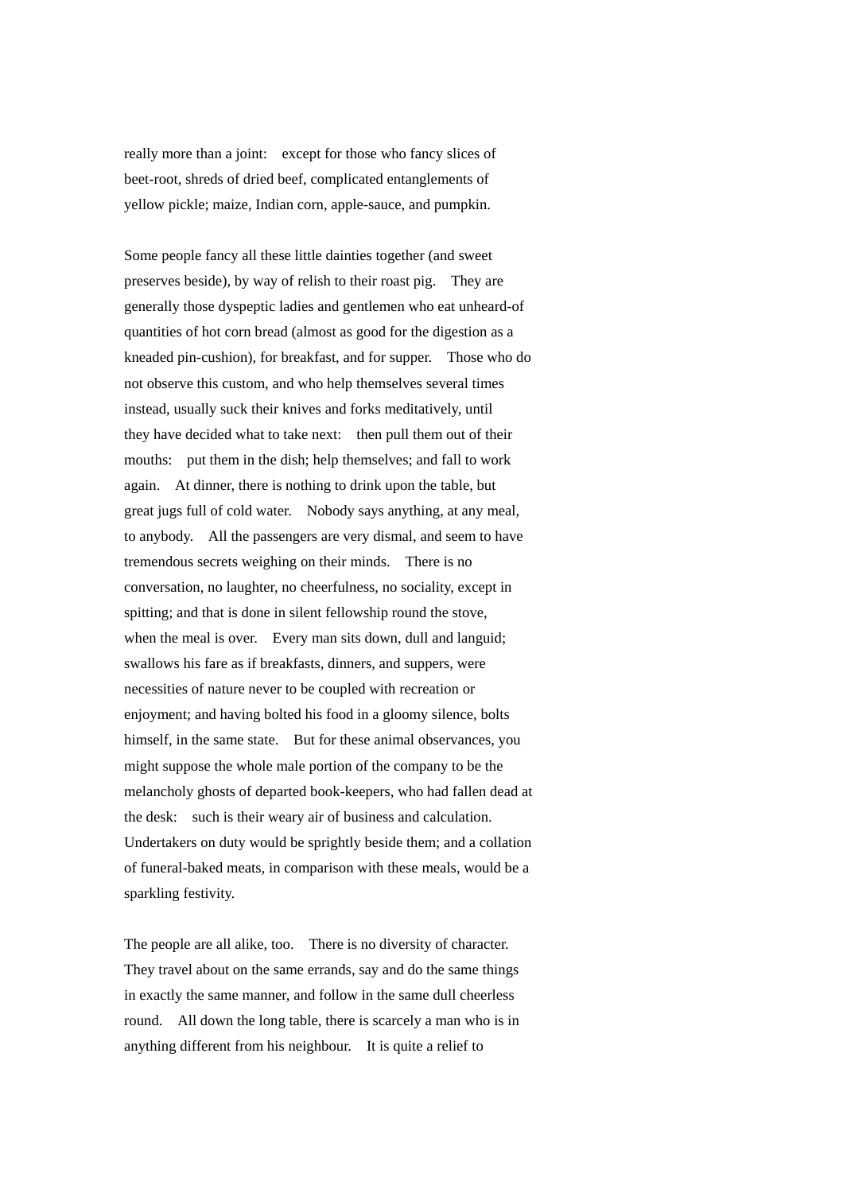really more than a joint: except for those who fancy slices of beet-root, shreds of dried beef, complicated entanglements of yellow pickle; maize, Indian corn, apple-sauce, and pumpkin.

Some people fancy all these little dainties together (and sweet preserves beside), by way of relish to their roast pig. They are generally those dyspeptic ladies and gentlemen who eat unheard-of quantities of hot corn bread (almost as good for the digestion as a kneaded pin-cushion), for breakfast, and for supper. Those who do not observe this custom, and who help themselves several times instead, usually suck their knives and forks meditatively, until they have decided what to take next: then pull them out of their mouths: put them in the dish; help themselves; and fall to work again. At dinner, there is nothing to drink upon the table, but great jugs full of cold water. Nobody says anything, at any meal, to anybody. All the passengers are very dismal, and seem to have tremendous secrets weighing on their minds. There is no conversation, no laughter, no cheerfulness, no sociality, except in spitting; and that is done in silent fellowship round the stove, when the meal is over. Every man sits down, dull and languid; swallows his fare as if breakfasts, dinners, and suppers, were necessities of nature never to be coupled with recreation or enjoyment; and having bolted his food in a gloomy silence, bolts himself, in the same state. But for these animal observances, you might suppose the whole male portion of the company to be the melancholy ghosts of departed book-keepers, who had fallen dead at the desk: such is their weary air of business and calculation. Undertakers on duty would be sprightly beside them; and a collation of funeral-baked meats, in comparison with these meals, would be a sparkling festivity.

The people are all alike, too. There is no diversity of character. They travel about on the same errands, say and do the same things in exactly the same manner, and follow in the same dull cheerless round. All down the long table, there is scarcely a man who is in anything different from his neighbour. It is quite a relief to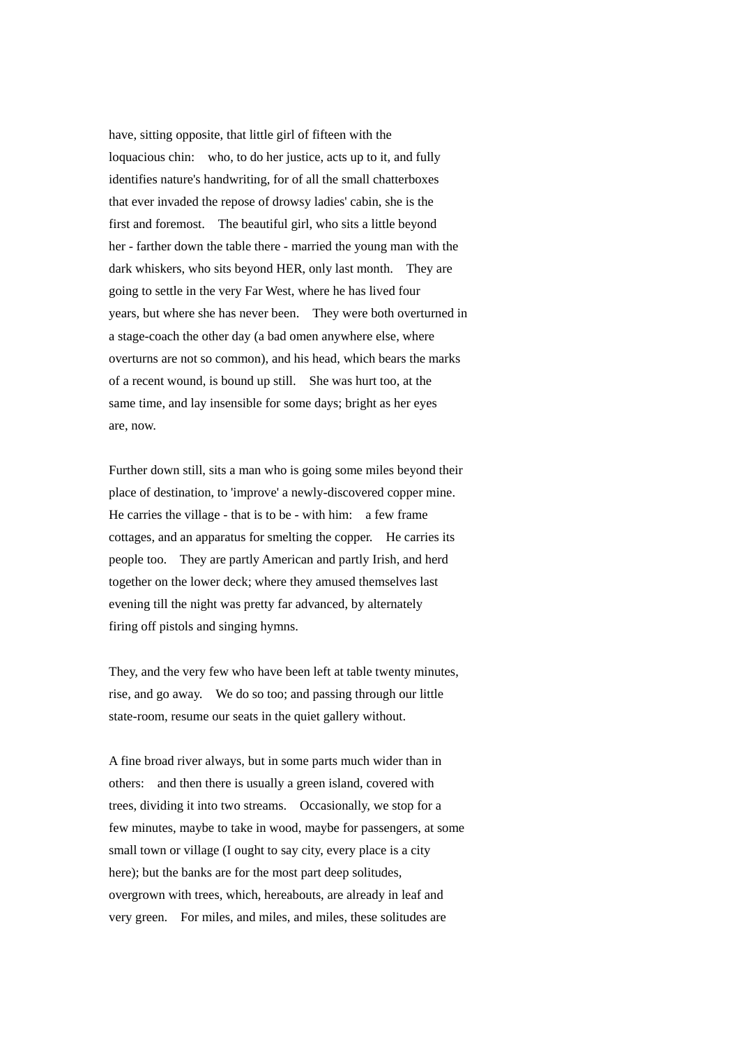have, sitting opposite, that little girl of fifteen with the loquacious chin: who, to do her justice, acts up to it, and fully identifies nature's handwriting, for of all the small chatterboxes that ever invaded the repose of drowsy ladies' cabin, she is the first and foremost. The beautiful girl, who sits a little beyond her - farther down the table there - married the young man with the dark whiskers, who sits beyond HER, only last month. They are going to settle in the very Far West, where he has lived four years, but where she has never been. They were both overturned in a stage-coach the other day (a bad omen anywhere else, where overturns are not so common), and his head, which bears the marks of a recent wound, is bound up still. She was hurt too, at the same time, and lay insensible for some days; bright as her eyes are, now.

Further down still, sits a man who is going some miles beyond their place of destination, to 'improve' a newly-discovered copper mine. He carries the village - that is to be - with him: a few frame cottages, and an apparatus for smelting the copper. He carries its people too. They are partly American and partly Irish, and herd together on the lower deck; where they amused themselves last evening till the night was pretty far advanced, by alternately firing off pistols and singing hymns.

They, and the very few who have been left at table twenty minutes, rise, and go away. We do so too; and passing through our little state-room, resume our seats in the quiet gallery without.

A fine broad river always, but in some parts much wider than in others: and then there is usually a green island, covered with trees, dividing it into two streams. Occasionally, we stop for a few minutes, maybe to take in wood, maybe for passengers, at some small town or village (I ought to say city, every place is a city here); but the banks are for the most part deep solitudes, overgrown with trees, which, hereabouts, are already in leaf and very green. For miles, and miles, and miles, these solitudes are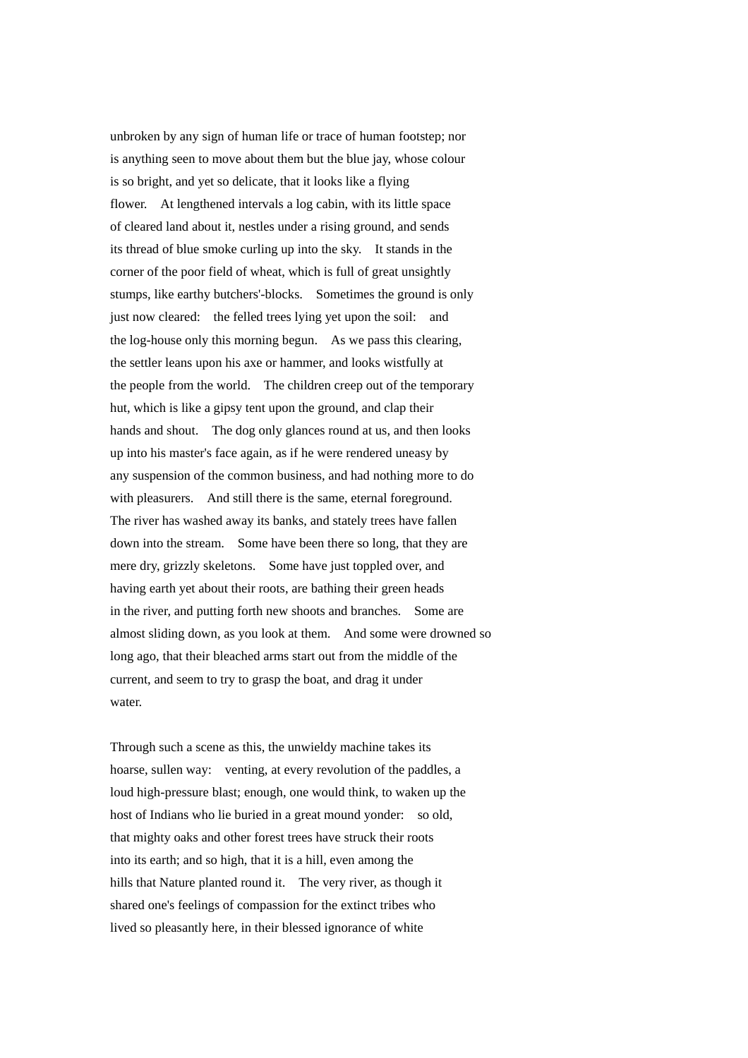unbroken by any sign of human life or trace of human footstep; nor is anything seen to move about them but the blue jay, whose colour is so bright, and yet so delicate, that it looks like a flying flower. At lengthened intervals a log cabin, with its little space of cleared land about it, nestles under a rising ground, and sends its thread of blue smoke curling up into the sky. It stands in the corner of the poor field of wheat, which is full of great unsightly stumps, like earthy butchers'-blocks. Sometimes the ground is only just now cleared: the felled trees lying yet upon the soil: and the log-house only this morning begun. As we pass this clearing, the settler leans upon his axe or hammer, and looks wistfully at the people from the world. The children creep out of the temporary hut, which is like a gipsy tent upon the ground, and clap their hands and shout. The dog only glances round at us, and then looks up into his master's face again, as if he were rendered uneasy by any suspension of the common business, and had nothing more to do with pleasurers. And still there is the same, eternal foreground. The river has washed away its banks, and stately trees have fallen down into the stream. Some have been there so long, that they are mere dry, grizzly skeletons. Some have just toppled over, and having earth yet about their roots, are bathing their green heads in the river, and putting forth new shoots and branches. Some are almost sliding down, as you look at them. And some were drowned so long ago, that their bleached arms start out from the middle of the current, and seem to try to grasp the boat, and drag it under water.

Through such a scene as this, the unwieldy machine takes its hoarse, sullen way: venting, at every revolution of the paddles, a loud high-pressure blast; enough, one would think, to waken up the host of Indians who lie buried in a great mound yonder: so old, that mighty oaks and other forest trees have struck their roots into its earth; and so high, that it is a hill, even among the hills that Nature planted round it. The very river, as though it shared one's feelings of compassion for the extinct tribes who lived so pleasantly here, in their blessed ignorance of white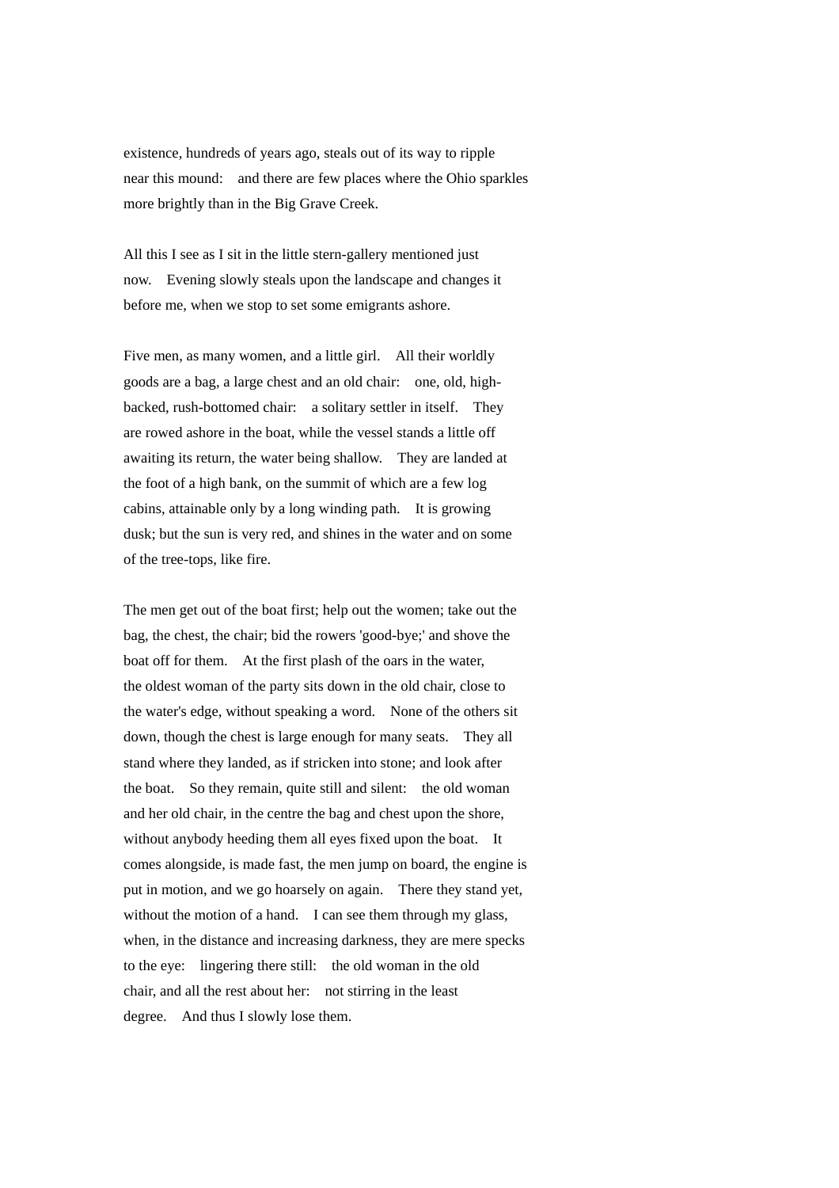existence, hundreds of years ago, steals out of its way to ripple near this mound: and there are few places where the Ohio sparkles more brightly than in the Big Grave Creek.

All this I see as I sit in the little stern-gallery mentioned just now. Evening slowly steals upon the landscape and changes it before me, when we stop to set some emigrants ashore.

Five men, as many women, and a little girl. All their worldly goods are a bag, a large chest and an old chair: one, old, high-backed, rush-bottomed chair: a solitary settler in itself. They are rowed ashore in the boat, while the vessel stands a little off awaiting its return, the water being shallow. They are landed at the foot of a high bank, on the summit of which are a few log cabins, attainable only by a long winding path. It is growing dusk; but the sun is very red, and shines in the water and on some of the tree-tops, like fire.

The men get out of the boat first; help out the women; take out the bag, the chest, the chair; bid the rowers 'good-bye;' and shove the boat off for them. At the first plash of the oars in the water, the oldest woman of the party sits down in the old chair, close to the water's edge, without speaking a word. None of the others sit down, though the chest is large enough for many seats. They all stand where they landed, as if stricken into stone; and look after the boat. So they remain, quite still and silent: the old woman and her old chair, in the centre the bag and chest upon the shore, without anybody heeding them all eyes fixed upon the boat. It comes alongside, is made fast, the men jump on board, the engine is put in motion, and we go hoarsely on again. There they stand yet, without the motion of a hand. I can see them through my glass, when, in the distance and increasing darkness, they are mere specks to the eye: lingering there still: the old woman in the old chair, and all the rest about her: not stirring in the least degree. And thus I slowly lose them.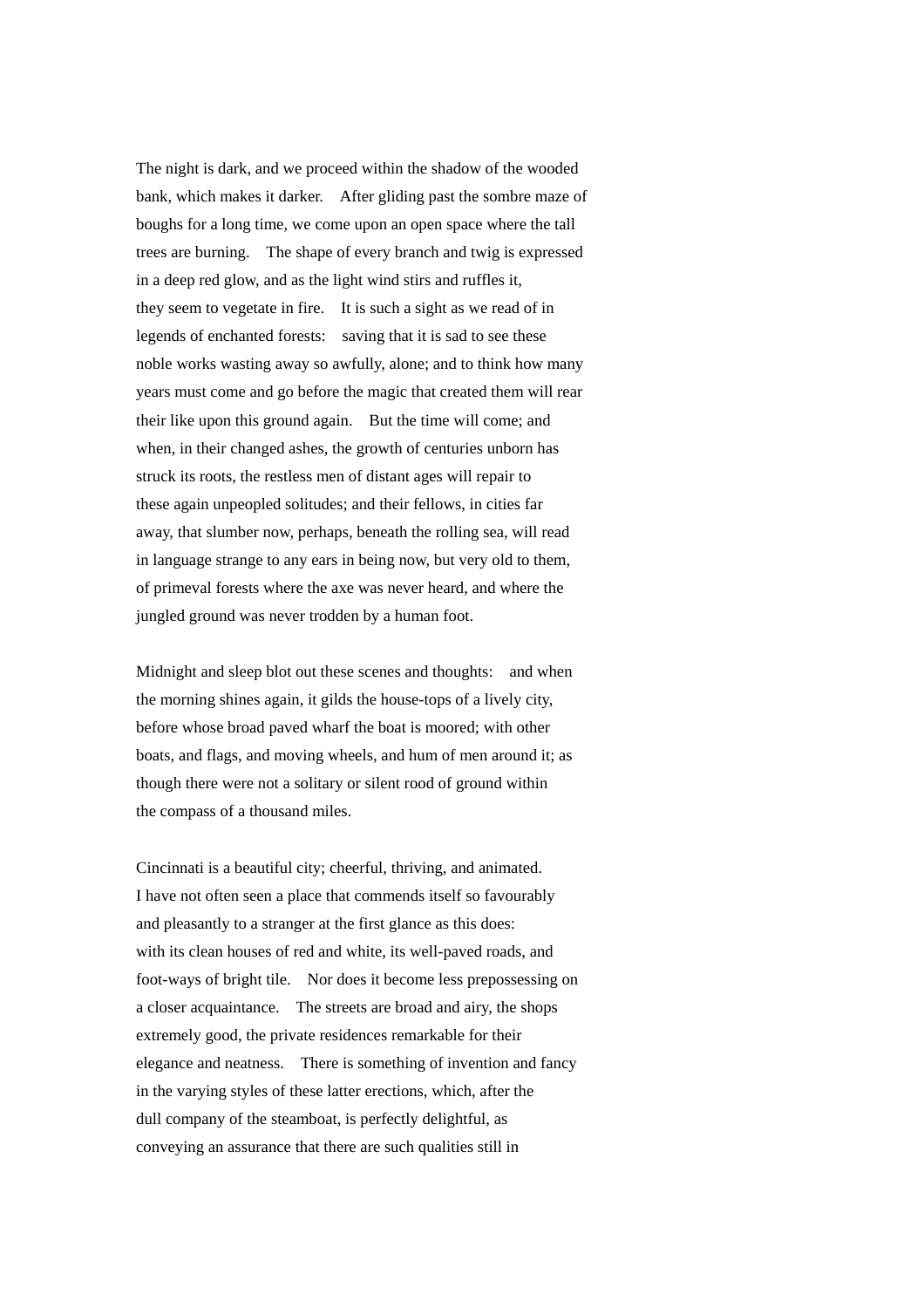The night is dark, and we proceed within the shadow of the wooded bank, which makes it darker. After gliding past the sombre maze of boughs for a long time, we come upon an open space where the tall trees are burning. The shape of every branch and twig is expressed in a deep red glow, and as the light wind stirs and ruffles it, they seem to vegetate in fire. It is such a sight as we read of in legends of enchanted forests: saving that it is sad to see these noble works wasting away so awfully, alone; and to think how many years must come and go before the magic that created them will rear their like upon this ground again. But the time will come; and when, in their changed ashes, the growth of centuries unborn has struck its roots, the restless men of distant ages will repair to these again unpeopled solitudes; and their fellows, in cities far away, that slumber now, perhaps, beneath the rolling sea, will read in language strange to any ears in being now, but very old to them, of primeval forests where the axe was never heard, and where the jungled ground was never trodden by a human foot.

Midnight and sleep blot out these scenes and thoughts: and when the morning shines again, it gilds the house-tops of a lively city, before whose broad paved wharf the boat is moored; with other boats, and flags, and moving wheels, and hum of men around it; as though there were not a solitary or silent rood of ground within the compass of a thousand miles.

Cincinnati is a beautiful city; cheerful, thriving, and animated. I have not often seen a place that commends itself so favourably and pleasantly to a stranger at the first glance as this does: with its clean houses of red and white, its well-paved roads, and foot-ways of bright tile. Nor does it become less prepossessing on a closer acquaintance. The streets are broad and airy, the shops extremely good, the private residences remarkable for their elegance and neatness. There is something of invention and fancy in the varying styles of these latter erections, which, after the dull company of the steamboat, is perfectly delightful, as conveying an assurance that there are such qualities still in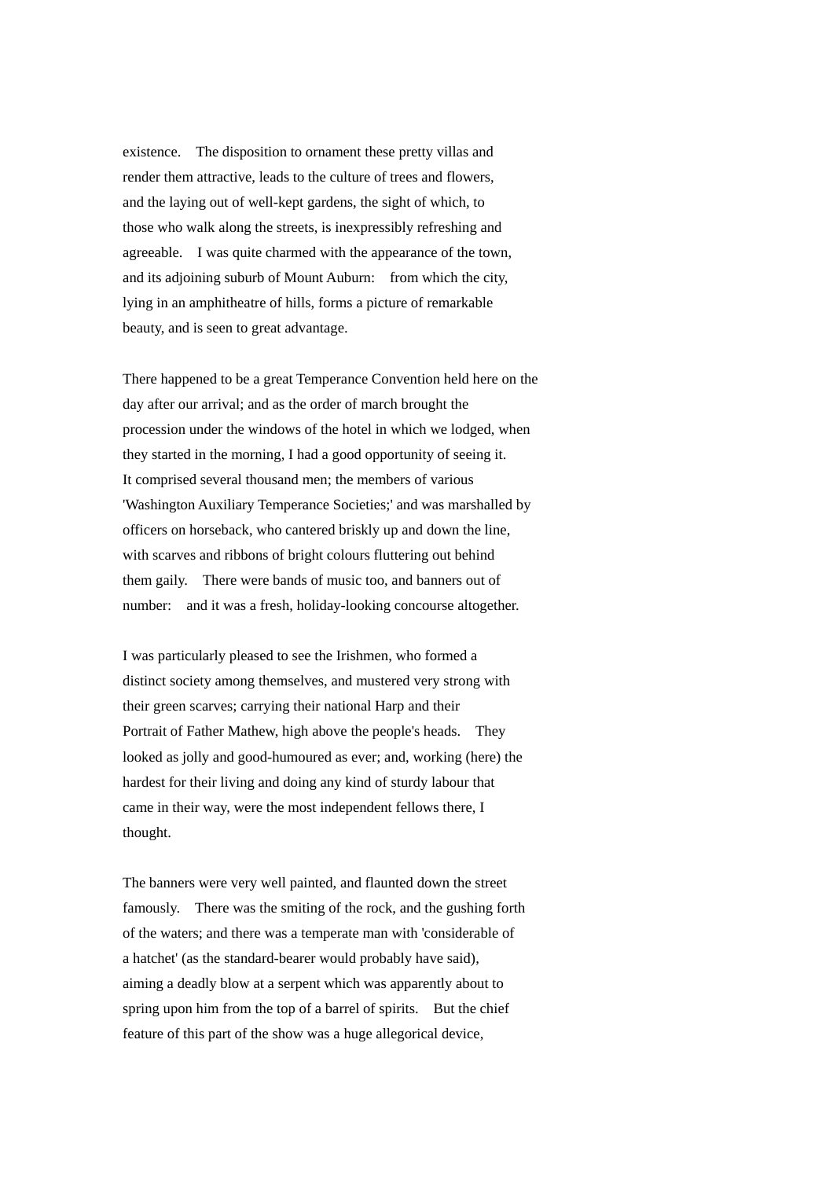existence. The disposition to ornament these pretty villas and render them attractive, leads to the culture of trees and flowers, and the laying out of well-kept gardens, the sight of which, to those who walk along the streets, is inexpressibly refreshing and agreeable. I was quite charmed with the appearance of the town, and its adjoining suburb of Mount Auburn: from which the city, lying in an amphitheatre of hills, forms a picture of remarkable beauty, and is seen to great advantage.

There happened to be a great Temperance Convention held here on the day after our arrival; and as the order of march brought the procession under the windows of the hotel in which we lodged, when they started in the morning, I had a good opportunity of seeing it. It comprised several thousand men; the members of various 'Washington Auxiliary Temperance Societies;' and was marshalled by officers on horseback, who cantered briskly up and down the line, with scarves and ribbons of bright colours fluttering out behind them gaily. There were bands of music too, and banners out of number: and it was a fresh, holiday-looking concourse altogether.

I was particularly pleased to see the Irishmen, who formed a distinct society among themselves, and mustered very strong with their green scarves; carrying their national Harp and their Portrait of Father Mathew, high above the people's heads. They looked as jolly and good-humoured as ever; and, working (here) the hardest for their living and doing any kind of sturdy labour that came in their way, were the most independent fellows there, I thought.

The banners were very well painted, and flaunted down the street famously. There was the smiting of the rock, and the gushing forth of the waters; and there was a temperate man with 'considerable of a hatchet' (as the standard-bearer would probably have said), aiming a deadly blow at a serpent which was apparently about to spring upon him from the top of a barrel of spirits. But the chief feature of this part of the show was a huge allegorical device,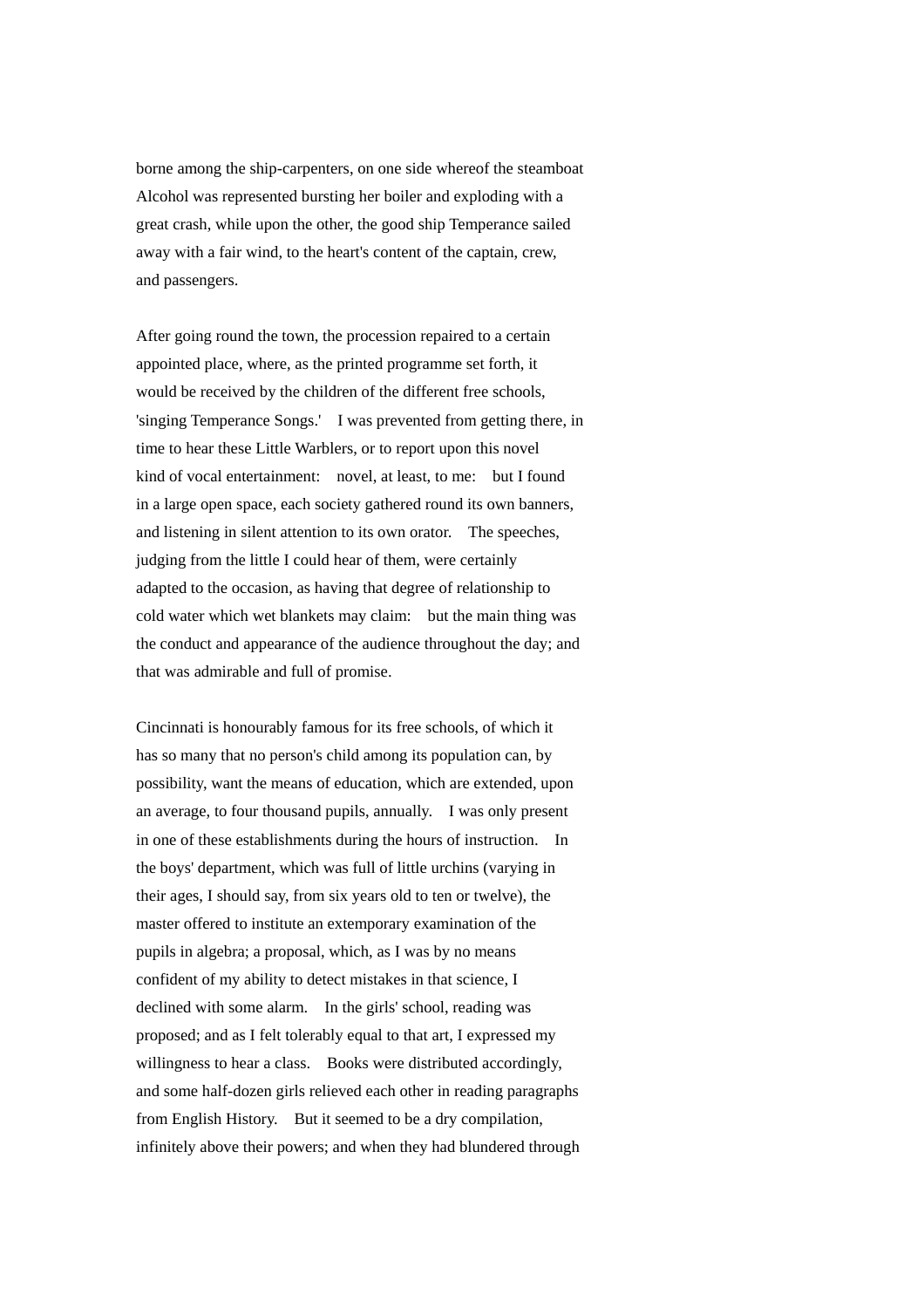borne among the ship-carpenters, on one side whereof the steamboat Alcohol was represented bursting her boiler and exploding with a great crash, while upon the other, the good ship Temperance sailed away with a fair wind, to the heart's content of the captain, crew, and passengers.

After going round the town, the procession repaired to a certain appointed place, where, as the printed programme set forth, it would be received by the children of the different free schools, 'singing Temperance Songs.'  I was prevented from getting there, in time to hear these Little Warblers, or to report upon this novel kind of vocal entertainment:  novel, at least, to me:  but I found in a large open space, each society gathered round its own banners, and listening in silent attention to its own orator.  The speeches, judging from the little I could hear of them, were certainly adapted to the occasion, as having that degree of relationship to cold water which wet blankets may claim:  but the main thing was the conduct and appearance of the audience throughout the day; and that was admirable and full of promise.

Cincinnati is honourably famous for its free schools, of which it has so many that no person's child among its population can, by possibility, want the means of education, which are extended, upon an average, to four thousand pupils, annually.  I was only present in one of these establishments during the hours of instruction.  In the boys' department, which was full of little urchins (varying in their ages, I should say, from six years old to ten or twelve), the master offered to institute an extemporary examination of the pupils in algebra; a proposal, which, as I was by no means confident of my ability to detect mistakes in that science, I declined with some alarm.  In the girls' school, reading was proposed; and as I felt tolerably equal to that art, I expressed my willingness to hear a class.  Books were distributed accordingly, and some half-dozen girls relieved each other in reading paragraphs from English History.  But it seemed to be a dry compilation, infinitely above their powers; and when they had blundered through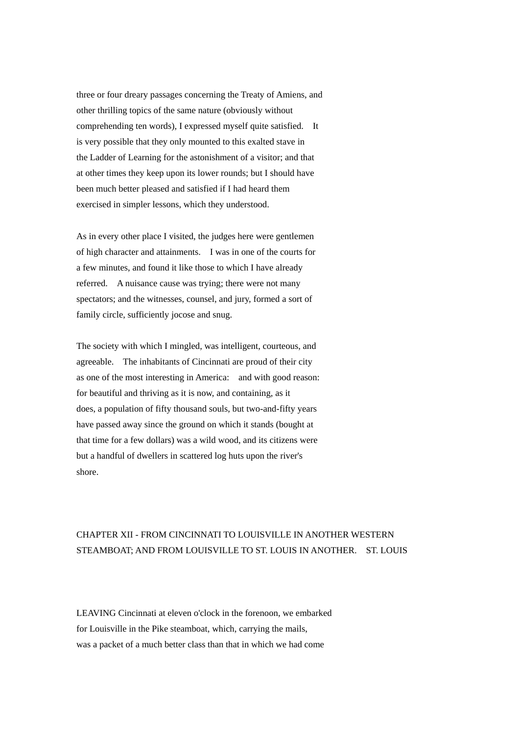three or four dreary passages concerning the Treaty of Amiens, and other thrilling topics of the same nature (obviously without comprehending ten words), I expressed myself quite satisfied. It is very possible that they only mounted to this exalted stave in the Ladder of Learning for the astonishment of a visitor; and that at other times they keep upon its lower rounds; but I should have been much better pleased and satisfied if I had heard them exercised in simpler lessons, which they understood.

As in every other place I visited, the judges here were gentlemen of high character and attainments. I was in one of the courts for a few minutes, and found it like those to which I have already referred. A nuisance cause was trying; there were not many spectators; and the witnesses, counsel, and jury, formed a sort of family circle, sufficiently jocose and snug.

The society with which I mingled, was intelligent, courteous, and agreeable. The inhabitants of Cincinnati are proud of their city as one of the most interesting in America: and with good reason: for beautiful and thriving as it is now, and containing, as it does, a population of fifty thousand souls, but two-and-fifty years have passed away since the ground on which it stands (bought at that time for a few dollars) was a wild wood, and its citizens were but a handful of dwellers in scattered log huts upon the river's shore.

## CHAPTER XII - FROM CINCINNATI TO LOUISVILLE IN ANOTHER WESTERN STEAMBOAT; AND FROM LOUISVILLE TO ST. LOUIS IN ANOTHER. ST. LOUIS

LEAVING Cincinnati at eleven o'clock in the forenoon, we embarked for Louisville in the Pike steamboat, which, carrying the mails, was a packet of a much better class than that in which we had come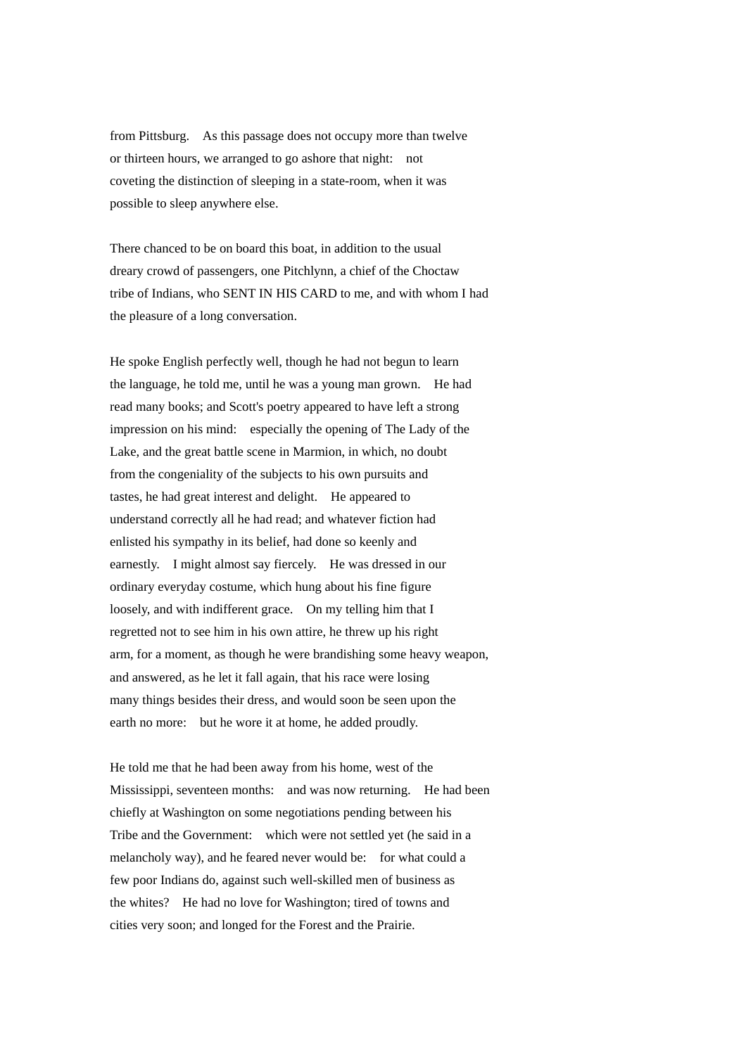from Pittsburg. As this passage does not occupy more than twelve or thirteen hours, we arranged to go ashore that night: not coveting the distinction of sleeping in a state-room, when it was possible to sleep anywhere else.

There chanced to be on board this boat, in addition to the usual dreary crowd of passengers, one Pitchlynn, a chief of the Choctaw tribe of Indians, who SENT IN HIS CARD to me, and with whom I had the pleasure of a long conversation.

He spoke English perfectly well, though he had not begun to learn the language, he told me, until he was a young man grown. He had read many books; and Scott's poetry appeared to have left a strong impression on his mind: especially the opening of The Lady of the Lake, and the great battle scene in Marmion, in which, no doubt from the congeniality of the subjects to his own pursuits and tastes, he had great interest and delight. He appeared to understand correctly all he had read; and whatever fiction had enlisted his sympathy in its belief, had done so keenly and earnestly. I might almost say fiercely. He was dressed in our ordinary everyday costume, which hung about his fine figure loosely, and with indifferent grace. On my telling him that I regretted not to see him in his own attire, he threw up his right arm, for a moment, as though he were brandishing some heavy weapon, and answered, as he let it fall again, that his race were losing many things besides their dress, and would soon be seen upon the earth no more: but he wore it at home, he added proudly.

He told me that he had been away from his home, west of the Mississippi, seventeen months: and was now returning. He had been chiefly at Washington on some negotiations pending between his Tribe and the Government: which were not settled yet (he said in a melancholy way), and he feared never would be: for what could a few poor Indians do, against such well-skilled men of business as the whites? He had no love for Washington; tired of towns and cities very soon; and longed for the Forest and the Prairie.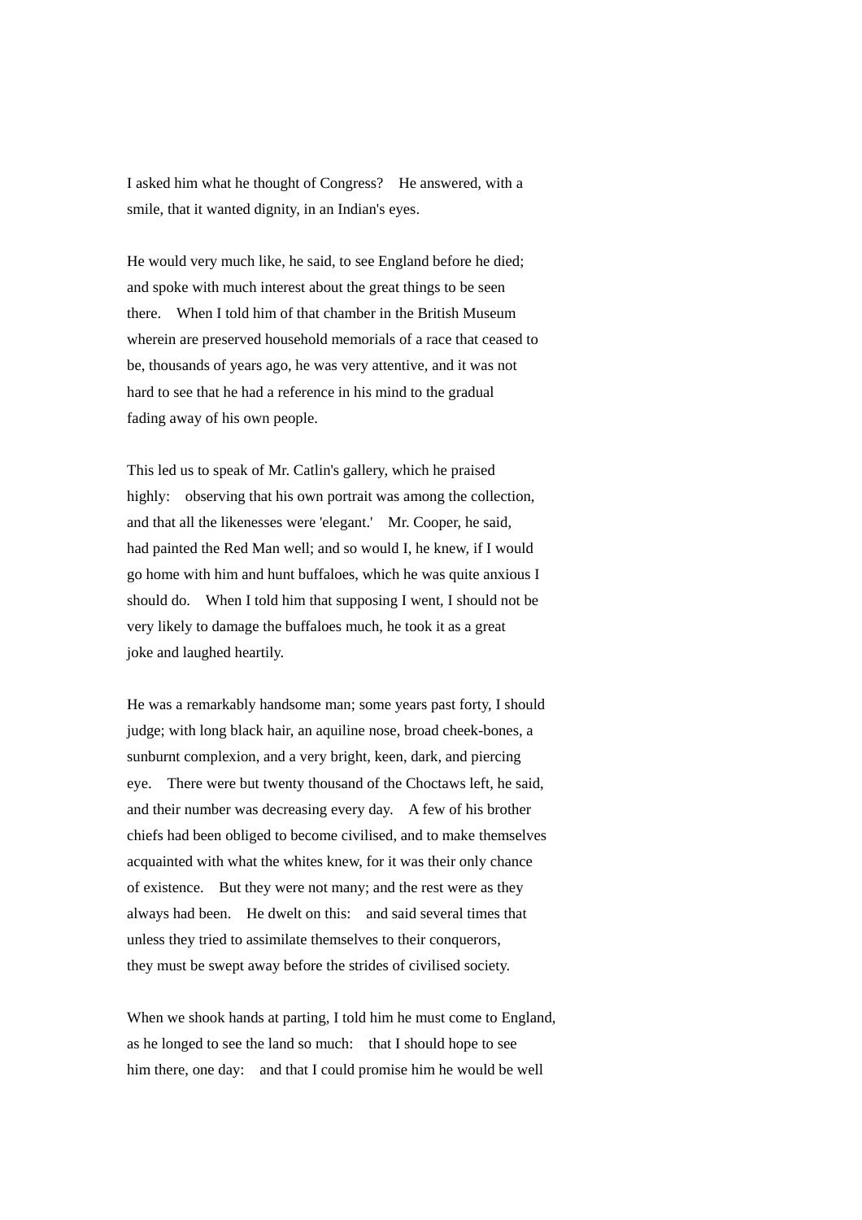I asked him what he thought of Congress?  He answered, with a smile, that it wanted dignity, in an Indian's eyes.

He would very much like, he said, to see England before he died; and spoke with much interest about the great things to be seen there.  When I told him of that chamber in the British Museum wherein are preserved household memorials of a race that ceased to be, thousands of years ago, he was very attentive, and it was not hard to see that he had a reference in his mind to the gradual fading away of his own people.

This led us to speak of Mr. Catlin's gallery, which he praised highly:  observing that his own portrait was among the collection, and that all the likenesses were 'elegant.'  Mr. Cooper, he said, had painted the Red Man well; and so would I, he knew, if I would go home with him and hunt buffaloes, which he was quite anxious I should do.  When I told him that supposing I went, I should not be very likely to damage the buffaloes much, he took it as a great joke and laughed heartily.

He was a remarkably handsome man; some years past forty, I should judge; with long black hair, an aquiline nose, broad cheek-bones, a sunburnt complexion, and a very bright, keen, dark, and piercing eye.  There were but twenty thousand of the Choctaws left, he said, and their number was decreasing every day.  A few of his brother chiefs had been obliged to become civilised, and to make themselves acquainted with what the whites knew, for it was their only chance of existence.  But they were not many; and the rest were as they always had been.  He dwelt on this:  and said several times that unless they tried to assimilate themselves to their conquerors, they must be swept away before the strides of civilised society.

When we shook hands at parting, I told him he must come to England, as he longed to see the land so much:  that I should hope to see him there, one day:  and that I could promise him he would be well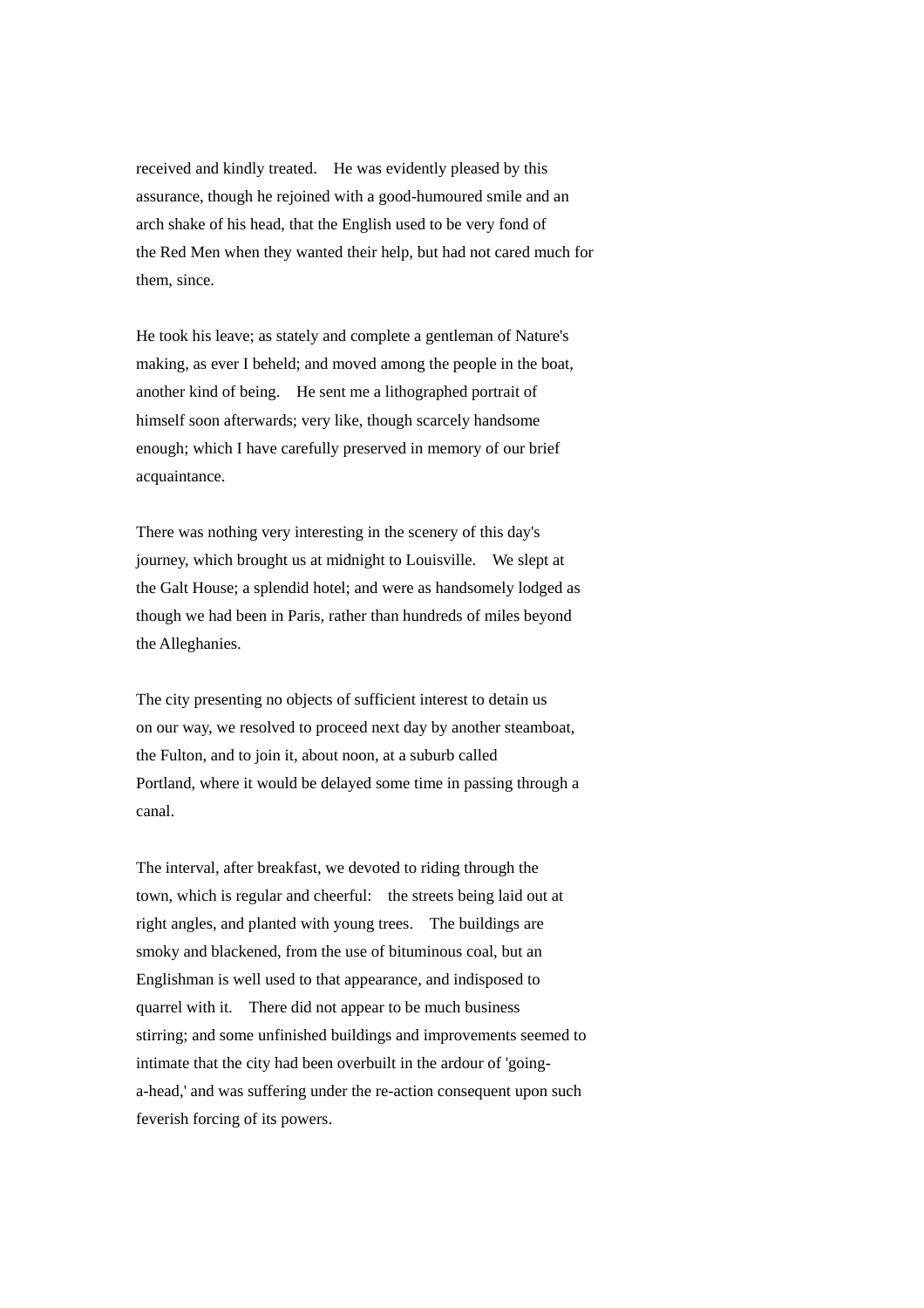received and kindly treated. He was evidently pleased by this assurance, though he rejoined with a good-humoured smile and an arch shake of his head, that the English used to be very fond of the Red Men when they wanted their help, but had not cared much for them, since.

He took his leave; as stately and complete a gentleman of Nature's making, as ever I beheld; and moved among the people in the boat, another kind of being. He sent me a lithographed portrait of himself soon afterwards; very like, though scarcely handsome enough; which I have carefully preserved in memory of our brief acquaintance.

There was nothing very interesting in the scenery of this day's journey, which brought us at midnight to Louisville. We slept at the Galt House; a splendid hotel; and were as handsomely lodged as though we had been in Paris, rather than hundreds of miles beyond the Alleghanies.

The city presenting no objects of sufficient interest to detain us on our way, we resolved to proceed next day by another steamboat, the Fulton, and to join it, about noon, at a suburb called Portland, where it would be delayed some time in passing through a canal.

The interval, after breakfast, we devoted to riding through the town, which is regular and cheerful: the streets being laid out at right angles, and planted with young trees. The buildings are smoky and blackened, from the use of bituminous coal, but an Englishman is well used to that appearance, and indisposed to quarrel with it. There did not appear to be much business stirring; and some unfinished buildings and improvements seemed to intimate that the city had been overbuilt in the ardour of 'going-a-head,' and was suffering under the re-action consequent upon such feverish forcing of its powers.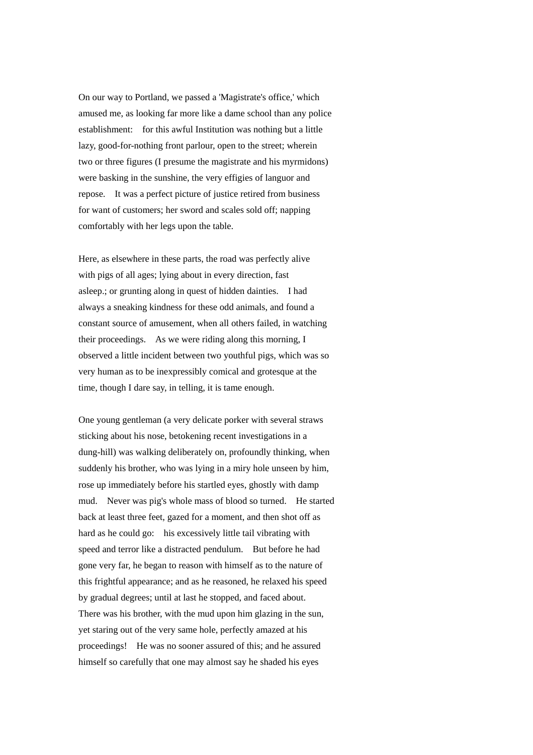On our way to Portland, we passed a 'Magistrate's office,' which amused me, as looking far more like a dame school than any police establishment: for this awful Institution was nothing but a little lazy, good-for-nothing front parlour, open to the street; wherein two or three figures (I presume the magistrate and his myrmidons) were basking in the sunshine, the very effigies of languor and repose. It was a perfect picture of justice retired from business for want of customers; her sword and scales sold off; napping comfortably with her legs upon the table.

Here, as elsewhere in these parts, the road was perfectly alive with pigs of all ages; lying about in every direction, fast asleep.; or grunting along in quest of hidden dainties. I had always a sneaking kindness for these odd animals, and found a constant source of amusement, when all others failed, in watching their proceedings. As we were riding along this morning, I observed a little incident between two youthful pigs, which was so very human as to be inexpressibly comical and grotesque at the time, though I dare say, in telling, it is tame enough.

One young gentleman (a very delicate porker with several straws sticking about his nose, betokening recent investigations in a dung-hill) was walking deliberately on, profoundly thinking, when suddenly his brother, who was lying in a miry hole unseen by him, rose up immediately before his startled eyes, ghostly with damp mud. Never was pig's whole mass of blood so turned. He started back at least three feet, gazed for a moment, and then shot off as hard as he could go: his excessively little tail vibrating with speed and terror like a distracted pendulum. But before he had gone very far, he began to reason with himself as to the nature of this frightful appearance; and as he reasoned, he relaxed his speed by gradual degrees; until at last he stopped, and faced about. There was his brother, with the mud upon him glazing in the sun, yet staring out of the very same hole, perfectly amazed at his proceedings! He was no sooner assured of this; and he assured himself so carefully that one may almost say he shaded his eyes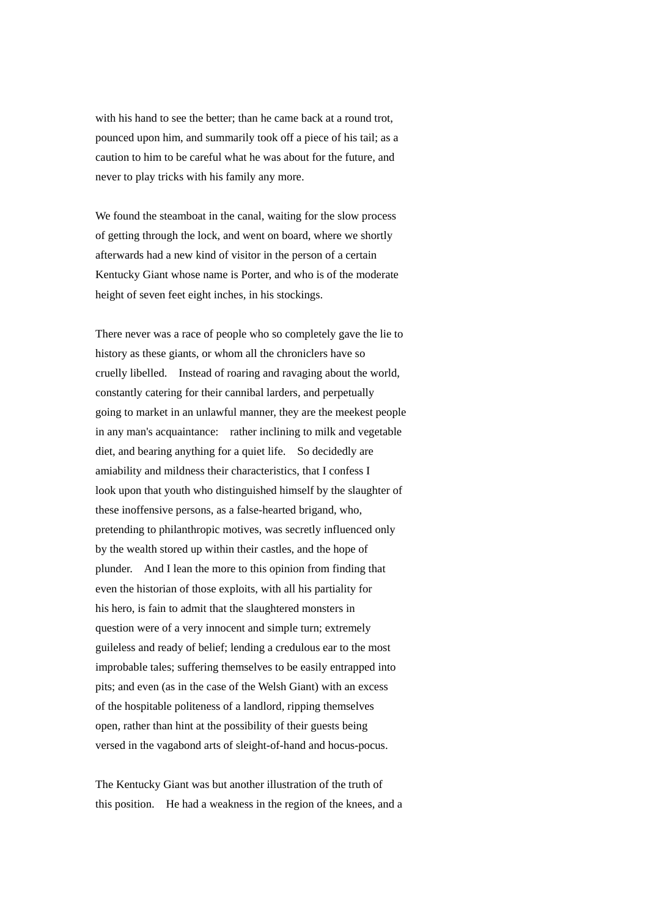with his hand to see the better; than he came back at a round trot, pounced upon him, and summarily took off a piece of his tail; as a caution to him to be careful what he was about for the future, and never to play tricks with his family any more.

We found the steamboat in the canal, waiting for the slow process of getting through the lock, and went on board, where we shortly afterwards had a new kind of visitor in the person of a certain Kentucky Giant whose name is Porter, and who is of the moderate height of seven feet eight inches, in his stockings.

There never was a race of people who so completely gave the lie to history as these giants, or whom all the chroniclers have so cruelly libelled. Instead of roaring and ravaging about the world, constantly catering for their cannibal larders, and perpetually going to market in an unlawful manner, they are the meekest people in any man's acquaintance: rather inclining to milk and vegetable diet, and bearing anything for a quiet life. So decidedly are amiability and mildness their characteristics, that I confess I look upon that youth who distinguished himself by the slaughter of these inoffensive persons, as a false-hearted brigand, who, pretending to philanthropic motives, was secretly influenced only by the wealth stored up within their castles, and the hope of plunder. And I lean the more to this opinion from finding that even the historian of those exploits, with all his partiality for his hero, is fain to admit that the slaughtered monsters in question were of a very innocent and simple turn; extremely guileless and ready of belief; lending a credulous ear to the most improbable tales; suffering themselves to be easily entrapped into pits; and even (as in the case of the Welsh Giant) with an excess of the hospitable politeness of a landlord, ripping themselves open, rather than hint at the possibility of their guests being versed in the vagabond arts of sleight-of-hand and hocus-pocus.

The Kentucky Giant was but another illustration of the truth of this position. He had a weakness in the region of the knees, and a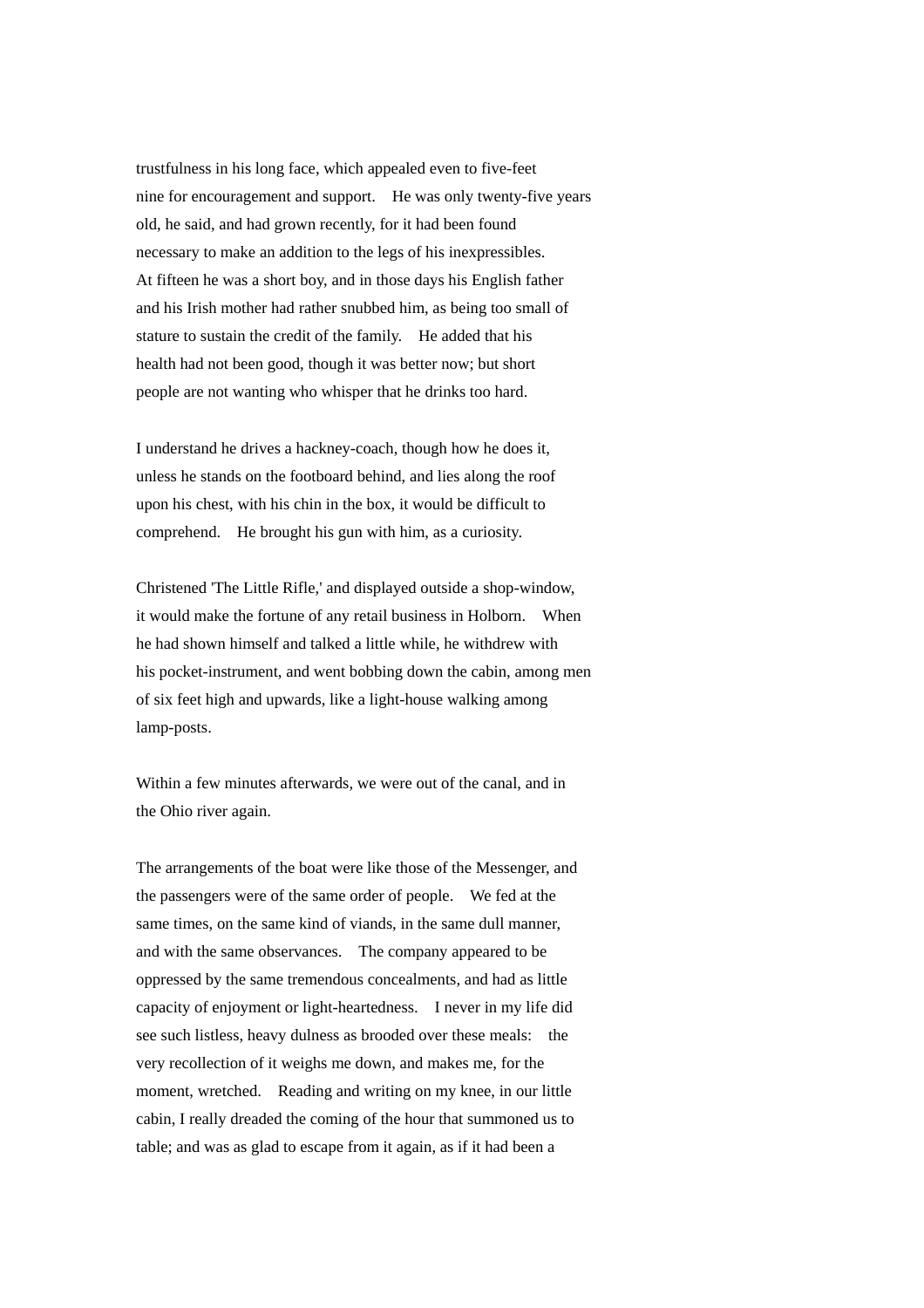trustfulness in his long face, which appealed even to five-feet nine for encouragement and support. He was only twenty-five years old, he said, and had grown recently, for it had been found necessary to make an addition to the legs of his inexpressibles. At fifteen he was a short boy, and in those days his English father and his Irish mother had rather snubbed him, as being too small of stature to sustain the credit of the family. He added that his health had not been good, though it was better now; but short people are not wanting who whisper that he drinks too hard.

I understand he drives a hackney-coach, though how he does it, unless he stands on the footboard behind, and lies along the roof upon his chest, with his chin in the box, it would be difficult to comprehend. He brought his gun with him, as a curiosity.

Christened 'The Little Rifle,' and displayed outside a shop-window, it would make the fortune of any retail business in Holborn. When he had shown himself and talked a little while, he withdrew with his pocket-instrument, and went bobbing down the cabin, among men of six feet high and upwards, like a light-house walking among lamp-posts.

Within a few minutes afterwards, we were out of the canal, and in the Ohio river again.

The arrangements of the boat were like those of the Messenger, and the passengers were of the same order of people. We fed at the same times, on the same kind of viands, in the same dull manner, and with the same observances. The company appeared to be oppressed by the same tremendous concealments, and had as little capacity of enjoyment or light-heartedness. I never in my life did see such listless, heavy dulness as brooded over these meals: the very recollection of it weighs me down, and makes me, for the moment, wretched. Reading and writing on my knee, in our little cabin, I really dreaded the coming of the hour that summoned us to table; and was as glad to escape from it again, as if it had been a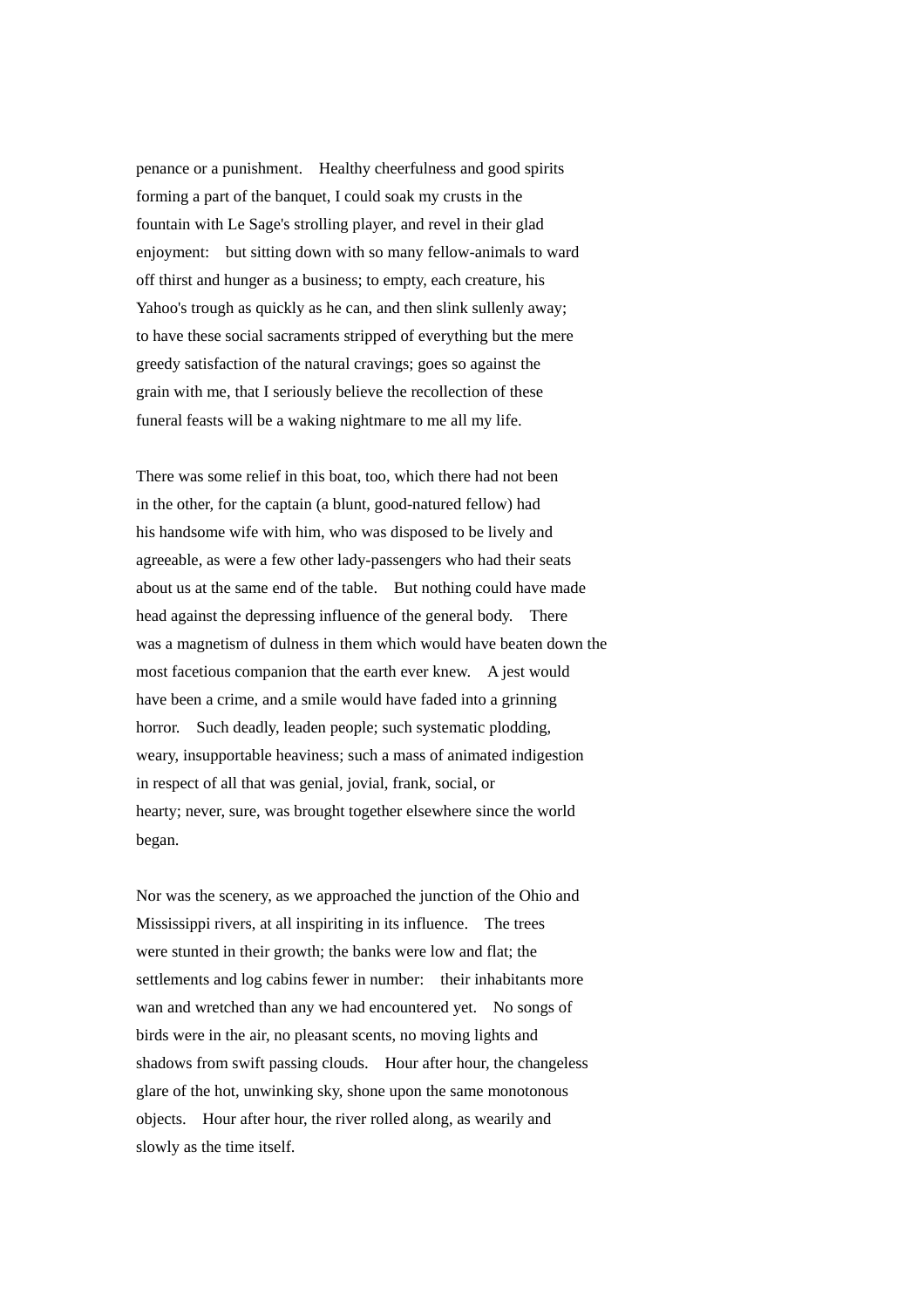penance or a punishment. Healthy cheerfulness and good spirits forming a part of the banquet, I could soak my crusts in the fountain with Le Sage's strolling player, and revel in their glad enjoyment: but sitting down with so many fellow-animals to ward off thirst and hunger as a business; to empty, each creature, his Yahoo's trough as quickly as he can, and then slink sullenly away; to have these social sacraments stripped of everything but the mere greedy satisfaction of the natural cravings; goes so against the grain with me, that I seriously believe the recollection of these funeral feasts will be a waking nightmare to me all my life.

There was some relief in this boat, too, which there had not been in the other, for the captain (a blunt, good-natured fellow) had his handsome wife with him, who was disposed to be lively and agreeable, as were a few other lady-passengers who had their seats about us at the same end of the table. But nothing could have made head against the depressing influence of the general body. There was a magnetism of dulness in them which would have beaten down the most facetious companion that the earth ever knew. A jest would have been a crime, and a smile would have faded into a grinning horror. Such deadly, leaden people; such systematic plodding, weary, insupportable heaviness; such a mass of animated indigestion in respect of all that was genial, jovial, frank, social, or hearty; never, sure, was brought together elsewhere since the world began.

Nor was the scenery, as we approached the junction of the Ohio and Mississippi rivers, at all inspiriting in its influence. The trees were stunted in their growth; the banks were low and flat; the settlements and log cabins fewer in number: their inhabitants more wan and wretched than any we had encountered yet. No songs of birds were in the air, no pleasant scents, no moving lights and shadows from swift passing clouds. Hour after hour, the changeless glare of the hot, unwinking sky, shone upon the same monotonous objects. Hour after hour, the river rolled along, as wearily and slowly as the time itself.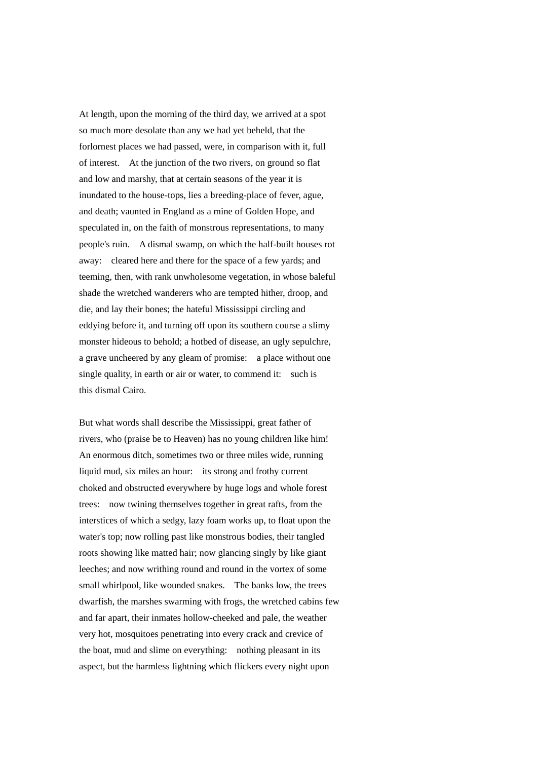At length, upon the morning of the third day, we arrived at a spot so much more desolate than any we had yet beheld, that the forlornest places we had passed, were, in comparison with it, full of interest. At the junction of the two rivers, on ground so flat and low and marshy, that at certain seasons of the year it is inundated to the house-tops, lies a breeding-place of fever, ague, and death; vaunted in England as a mine of Golden Hope, and speculated in, on the faith of monstrous representations, to many people's ruin. A dismal swamp, on which the half-built houses rot away: cleared here and there for the space of a few yards; and teeming, then, with rank unwholesome vegetation, in whose baleful shade the wretched wanderers who are tempted hither, droop, and die, and lay their bones; the hateful Mississippi circling and eddying before it, and turning off upon its southern course a slimy monster hideous to behold; a hotbed of disease, an ugly sepulchre, a grave uncheered by any gleam of promise: a place without one single quality, in earth or air or water, to commend it: such is this dismal Cairo.

But what words shall describe the Mississippi, great father of rivers, who (praise be to Heaven) has no young children like him! An enormous ditch, sometimes two or three miles wide, running liquid mud, six miles an hour: its strong and frothy current choked and obstructed everywhere by huge logs and whole forest trees: now twining themselves together in great rafts, from the interstices of which a sedgy, lazy foam works up, to float upon the water's top; now rolling past like monstrous bodies, their tangled roots showing like matted hair; now glancing singly by like giant leeches; and now writhing round and round in the vortex of some small whirlpool, like wounded snakes. The banks low, the trees dwarfish, the marshes swarming with frogs, the wretched cabins few and far apart, their inmates hollow-cheeked and pale, the weather very hot, mosquitoes penetrating into every crack and crevice of the boat, mud and slime on everything: nothing pleasant in its aspect, but the harmless lightning which flickers every night upon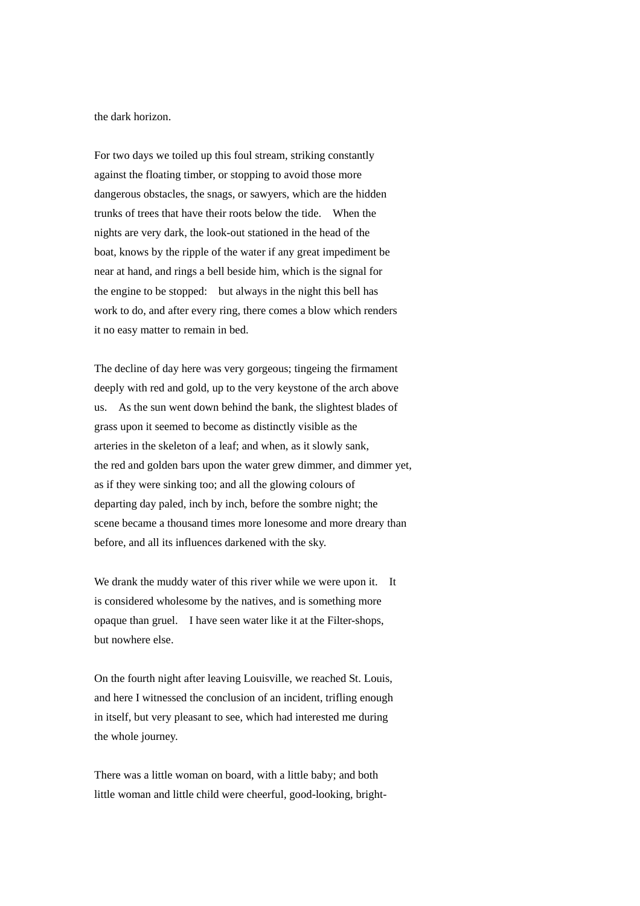the dark horizon.

For two days we toiled up this foul stream, striking constantly against the floating timber, or stopping to avoid those more dangerous obstacles, the snags, or sawyers, which are the hidden trunks of trees that have their roots below the tide. When the nights are very dark, the look-out stationed in the head of the boat, knows by the ripple of the water if any great impediment be near at hand, and rings a bell beside him, which is the signal for the engine to be stopped: but always in the night this bell has work to do, and after every ring, there comes a blow which renders it no easy matter to remain in bed.

The decline of day here was very gorgeous; tingeing the firmament deeply with red and gold, up to the very keystone of the arch above us. As the sun went down behind the bank, the slightest blades of grass upon it seemed to become as distinctly visible as the arteries in the skeleton of a leaf; and when, as it slowly sank, the red and golden bars upon the water grew dimmer, and dimmer yet, as if they were sinking too; and all the glowing colours of departing day paled, inch by inch, before the sombre night; the scene became a thousand times more lonesome and more dreary than before, and all its influences darkened with the sky.

We drank the muddy water of this river while we were upon it. It is considered wholesome by the natives, and is something more opaque than gruel. I have seen water like it at the Filter-shops, but nowhere else.

On the fourth night after leaving Louisville, we reached St. Louis, and here I witnessed the conclusion of an incident, trifling enough in itself, but very pleasant to see, which had interested me during the whole journey.

There was a little woman on board, with a little baby; and both little woman and little child were cheerful, good-looking, bright-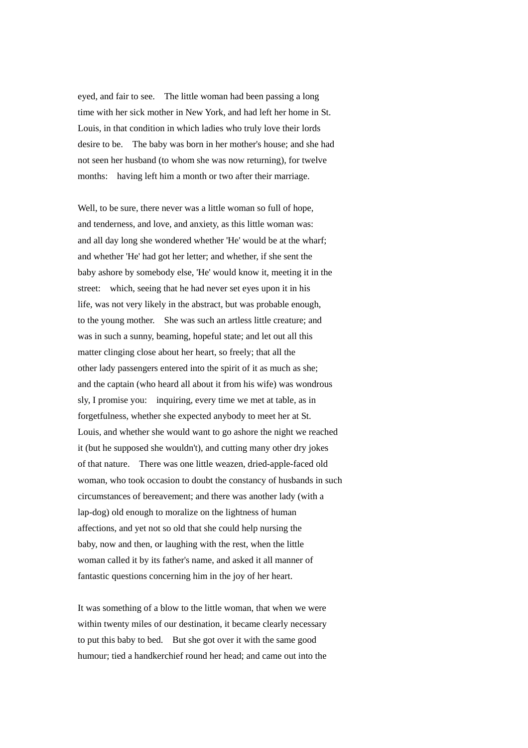eyed, and fair to see. The little woman had been passing a long time with her sick mother in New York, and had left her home in St. Louis, in that condition in which ladies who truly love their lords desire to be. The baby was born in her mother's house; and she had not seen her husband (to whom she was now returning), for twelve months: having left him a month or two after their marriage.

Well, to be sure, there never was a little woman so full of hope, and tenderness, and love, and anxiety, as this little woman was: and all day long she wondered whether 'He' would be at the wharf; and whether 'He' had got her letter; and whether, if she sent the baby ashore by somebody else, 'He' would know it, meeting it in the street: which, seeing that he had never set eyes upon it in his life, was not very likely in the abstract, but was probable enough, to the young mother. She was such an artless little creature; and was in such a sunny, beaming, hopeful state; and let out all this matter clinging close about her heart, so freely; that all the other lady passengers entered into the spirit of it as much as she; and the captain (who heard all about it from his wife) was wondrous sly, I promise you: inquiring, every time we met at table, as in forgetfulness, whether she expected anybody to meet her at St. Louis, and whether she would want to go ashore the night we reached it (but he supposed she wouldn't), and cutting many other dry jokes of that nature. There was one little weazen, dried-apple-faced old woman, who took occasion to doubt the constancy of husbands in such circumstances of bereavement; and there was another lady (with a lap-dog) old enough to moralize on the lightness of human affections, and yet not so old that she could help nursing the baby, now and then, or laughing with the rest, when the little woman called it by its father's name, and asked it all manner of fantastic questions concerning him in the joy of her heart.

It was something of a blow to the little woman, that when we were within twenty miles of our destination, it became clearly necessary to put this baby to bed. But she got over it with the same good humour; tied a handkerchief round her head; and came out into the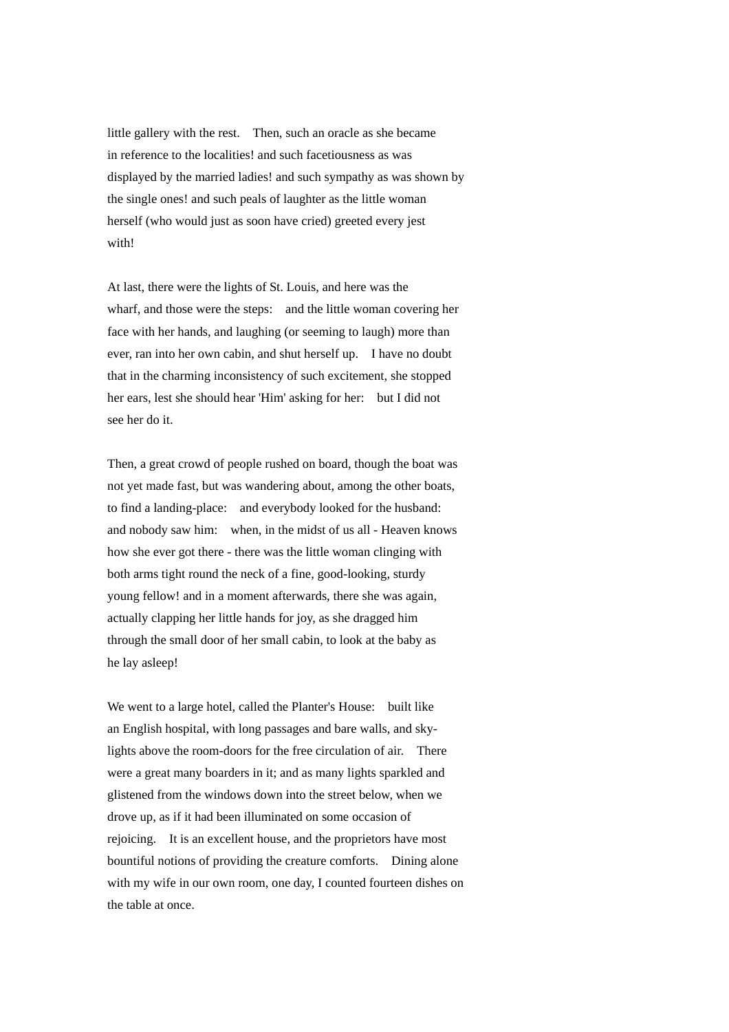little gallery with the rest. Then, such an oracle as she became in reference to the localities! and such facetiousness as was displayed by the married ladies! and such sympathy as was shown by the single ones! and such peals of laughter as the little woman herself (who would just as soon have cried) greeted every jest with!

At last, there were the lights of St. Louis, and here was the wharf, and those were the steps: and the little woman covering her face with her hands, and laughing (or seeming to laugh) more than ever, ran into her own cabin, and shut herself up. I have no doubt that in the charming inconsistency of such excitement, she stopped her ears, lest she should hear 'Him' asking for her: but I did not see her do it.

Then, a great crowd of people rushed on board, though the boat was not yet made fast, but was wandering about, among the other boats, to find a landing-place: and everybody looked for the husband: and nobody saw him: when, in the midst of us all - Heaven knows how she ever got there - there was the little woman clinging with both arms tight round the neck of a fine, good-looking, sturdy young fellow! and in a moment afterwards, there she was again, actually clapping her little hands for joy, as she dragged him through the small door of her small cabin, to look at the baby as he lay asleep!

We went to a large hotel, called the Planter's House: built like an English hospital, with long passages and bare walls, and sky-lights above the room-doors for the free circulation of air. There were a great many boarders in it; and as many lights sparkled and glistened from the windows down into the street below, when we drove up, as if it had been illuminated on some occasion of rejoicing. It is an excellent house, and the proprietors have most bountiful notions of providing the creature comforts. Dining alone with my wife in our own room, one day, I counted fourteen dishes on the table at once.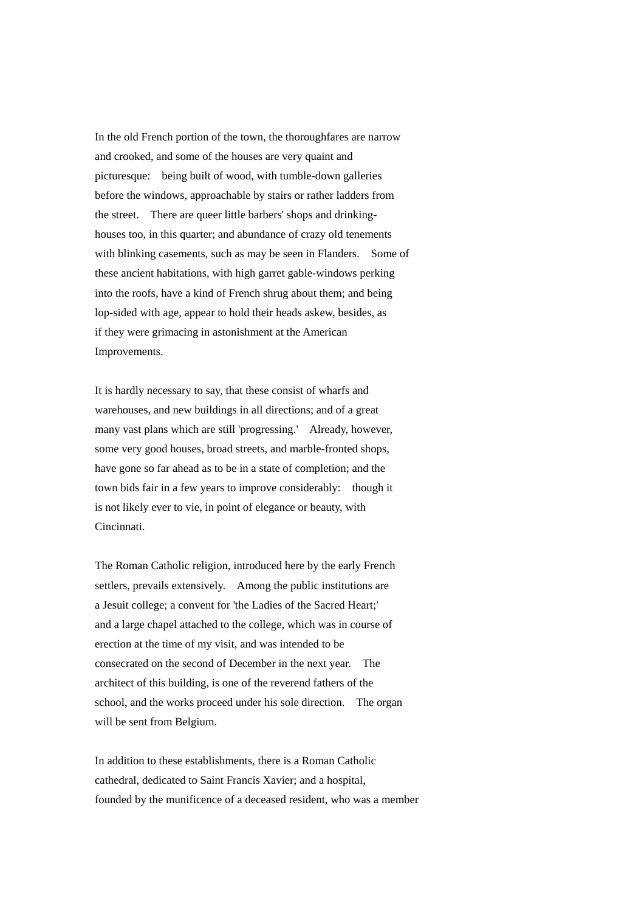In the old French portion of the town, the thoroughfares are narrow and crooked, and some of the houses are very quaint and picturesque: being built of wood, with tumble-down galleries before the windows, approachable by stairs or rather ladders from the street. There are queer little barbers' shops and drinking-houses too, in this quarter; and abundance of crazy old tenements with blinking casements, such as may be seen in Flanders. Some of these ancient habitations, with high garret gable-windows perking into the roofs, have a kind of French shrug about them; and being lop-sided with age, appear to hold their heads askew, besides, as if they were grimacing in astonishment at the American Improvements.

It is hardly necessary to say, that these consist of wharfs and warehouses, and new buildings in all directions; and of a great many vast plans which are still 'progressing.' Already, however, some very good houses, broad streets, and marble-fronted shops, have gone so far ahead as to be in a state of completion; and the town bids fair in a few years to improve considerably: though it is not likely ever to vie, in point of elegance or beauty, with Cincinnati.

The Roman Catholic religion, introduced here by the early French settlers, prevails extensively. Among the public institutions are a Jesuit college; a convent for 'the Ladies of the Sacred Heart;' and a large chapel attached to the college, which was in course of erection at the time of my visit, and was intended to be consecrated on the second of December in the next year. The architect of this building, is one of the reverend fathers of the school, and the works proceed under his sole direction. The organ will be sent from Belgium.

In addition to these establishments, there is a Roman Catholic cathedral, dedicated to Saint Francis Xavier; and a hospital, founded by the munificence of a deceased resident, who was a member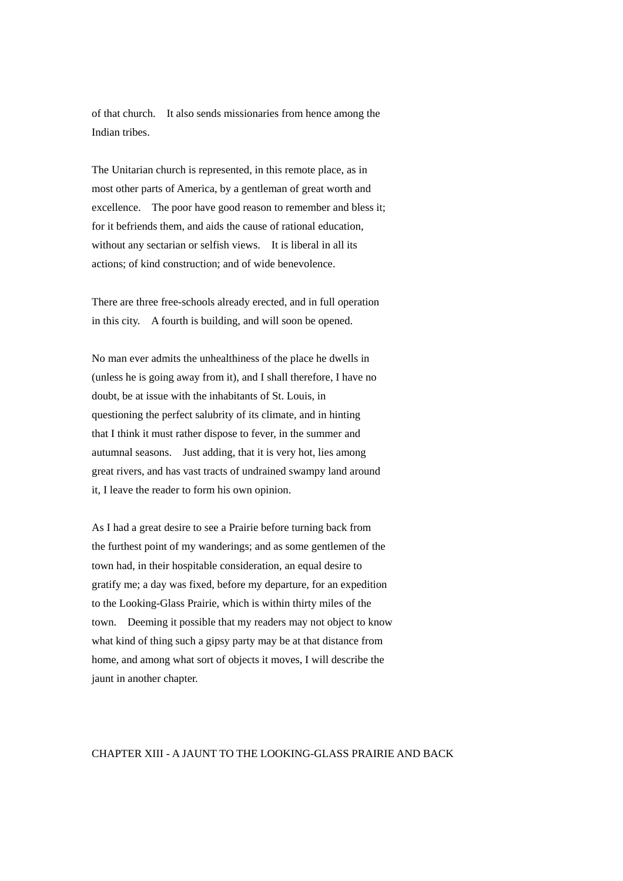of that church. It also sends missionaries from hence among the Indian tribes.

The Unitarian church is represented, in this remote place, as in most other parts of America, by a gentleman of great worth and excellence. The poor have good reason to remember and bless it; for it befriends them, and aids the cause of rational education, without any sectarian or selfish views. It is liberal in all its actions; of kind construction; and of wide benevolence.

There are three free-schools already erected, and in full operation in this city. A fourth is building, and will soon be opened.

No man ever admits the unhealthiness of the place he dwells in (unless he is going away from it), and I shall therefore, I have no doubt, be at issue with the inhabitants of St. Louis, in questioning the perfect salubrity of its climate, and in hinting that I think it must rather dispose to fever, in the summer and autumnal seasons. Just adding, that it is very hot, lies among great rivers, and has vast tracts of undrained swampy land around it, I leave the reader to form his own opinion.

As I had a great desire to see a Prairie before turning back from the furthest point of my wanderings; and as some gentlemen of the town had, in their hospitable consideration, an equal desire to gratify me; a day was fixed, before my departure, for an expedition to the Looking-Glass Prairie, which is within thirty miles of the town. Deeming it possible that my readers may not object to know what kind of thing such a gipsy party may be at that distance from home, and among what sort of objects it moves, I will describe the jaunt in another chapter.

## CHAPTER XIII - A JAUNT TO THE LOOKING-GLASS PRAIRIE AND BACK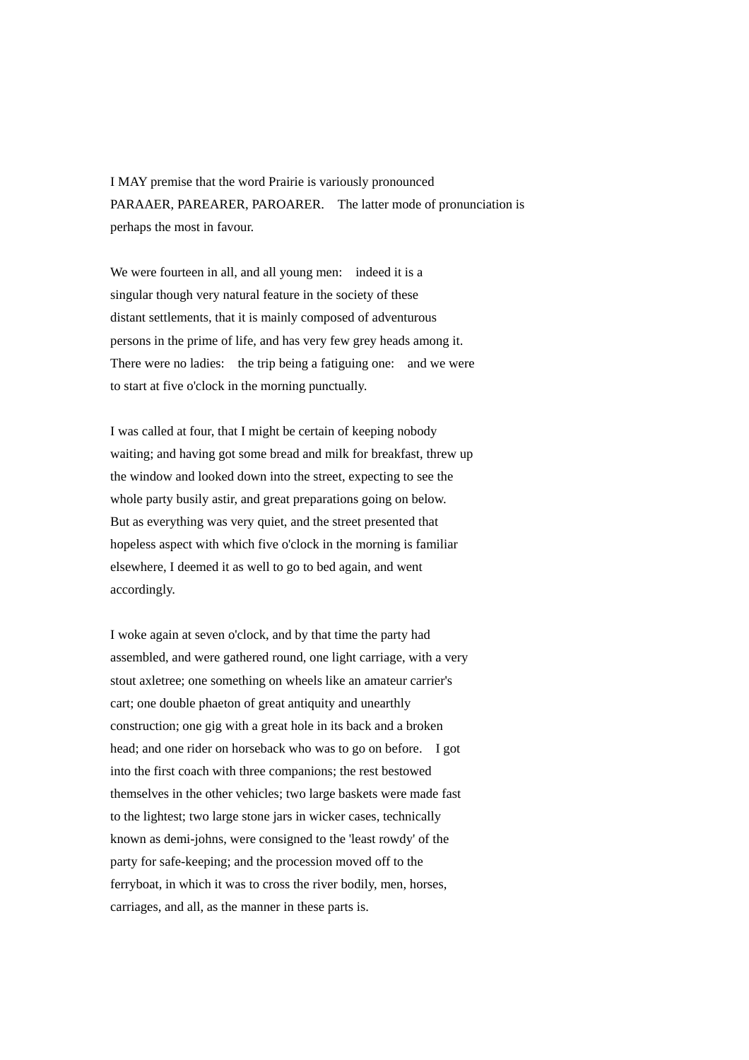I MAY premise that the word Prairie is variously pronounced PARAAER, PAREARER, PAROARER. The latter mode of pronunciation is perhaps the most in favour.

We were fourteen in all, and all young men: indeed it is a singular though very natural feature in the society of these distant settlements, that it is mainly composed of adventurous persons in the prime of life, and has very few grey heads among it. There were no ladies: the trip being a fatiguing one: and we were to start at five o'clock in the morning punctually.

I was called at four, that I might be certain of keeping nobody waiting; and having got some bread and milk for breakfast, threw up the window and looked down into the street, expecting to see the whole party busily astir, and great preparations going on below. But as everything was very quiet, and the street presented that hopeless aspect with which five o'clock in the morning is familiar elsewhere, I deemed it as well to go to bed again, and went accordingly.

I woke again at seven o'clock, and by that time the party had assembled, and were gathered round, one light carriage, with a very stout axletree; one something on wheels like an amateur carrier's cart; one double phaeton of great antiquity and unearthly construction; one gig with a great hole in its back and a broken head; and one rider on horseback who was to go on before. I got into the first coach with three companions; the rest bestowed themselves in the other vehicles; two large baskets were made fast to the lightest; two large stone jars in wicker cases, technically known as demi-johns, were consigned to the 'least rowdy' of the party for safe-keeping; and the procession moved off to the ferryboat, in which it was to cross the river bodily, men, horses, carriages, and all, as the manner in these parts is.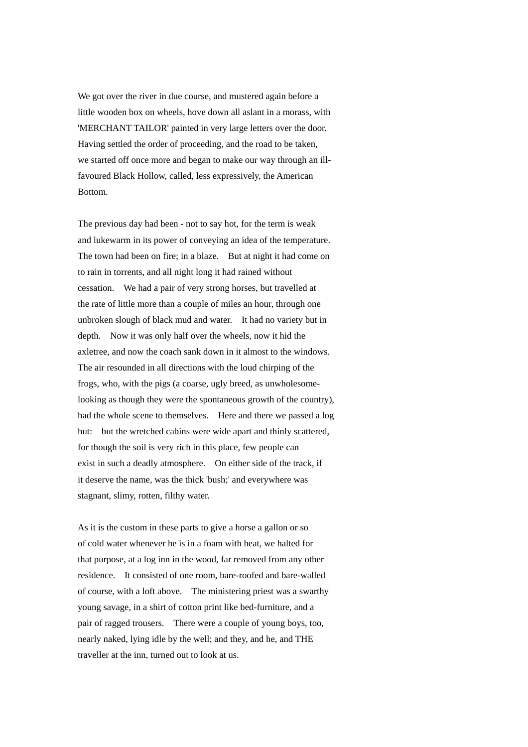We got over the river in due course, and mustered again before a little wooden box on wheels, hove down all aslant in a morass, with 'MERCHANT TAILOR' painted in very large letters over the door. Having settled the order of proceeding, and the road to be taken, we started off once more and began to make our way through an ill-favoured Black Hollow, called, less expressively, the American Bottom.

The previous day had been - not to say hot, for the term is weak and lukewarm in its power of conveying an idea of the temperature. The town had been on fire; in a blaze. But at night it had come on to rain in torrents, and all night long it had rained without cessation. We had a pair of very strong horses, but travelled at the rate of little more than a couple of miles an hour, through one unbroken slough of black mud and water. It had no variety but in depth. Now it was only half over the wheels, now it hid the axletree, and now the coach sank down in it almost to the windows. The air resounded in all directions with the loud chirping of the frogs, who, with the pigs (a coarse, ugly breed, as unwholesome-looking as though they were the spontaneous growth of the country), had the whole scene to themselves. Here and there we passed a log hut: but the wretched cabins were wide apart and thinly scattered, for though the soil is very rich in this place, few people can exist in such a deadly atmosphere. On either side of the track, if it deserve the name, was the thick 'bush;' and everywhere was stagnant, slimy, rotten, filthy water.

As it is the custom in these parts to give a horse a gallon or so of cold water whenever he is in a foam with heat, we halted for that purpose, at a log inn in the wood, far removed from any other residence. It consisted of one room, bare-roofed and bare-walled of course, with a loft above. The ministering priest was a swarthy young savage, in a shirt of cotton print like bed-furniture, and a pair of ragged trousers. There were a couple of young boys, too, nearly naked, lying idle by the well; and they, and he, and THE traveller at the inn, turned out to look at us.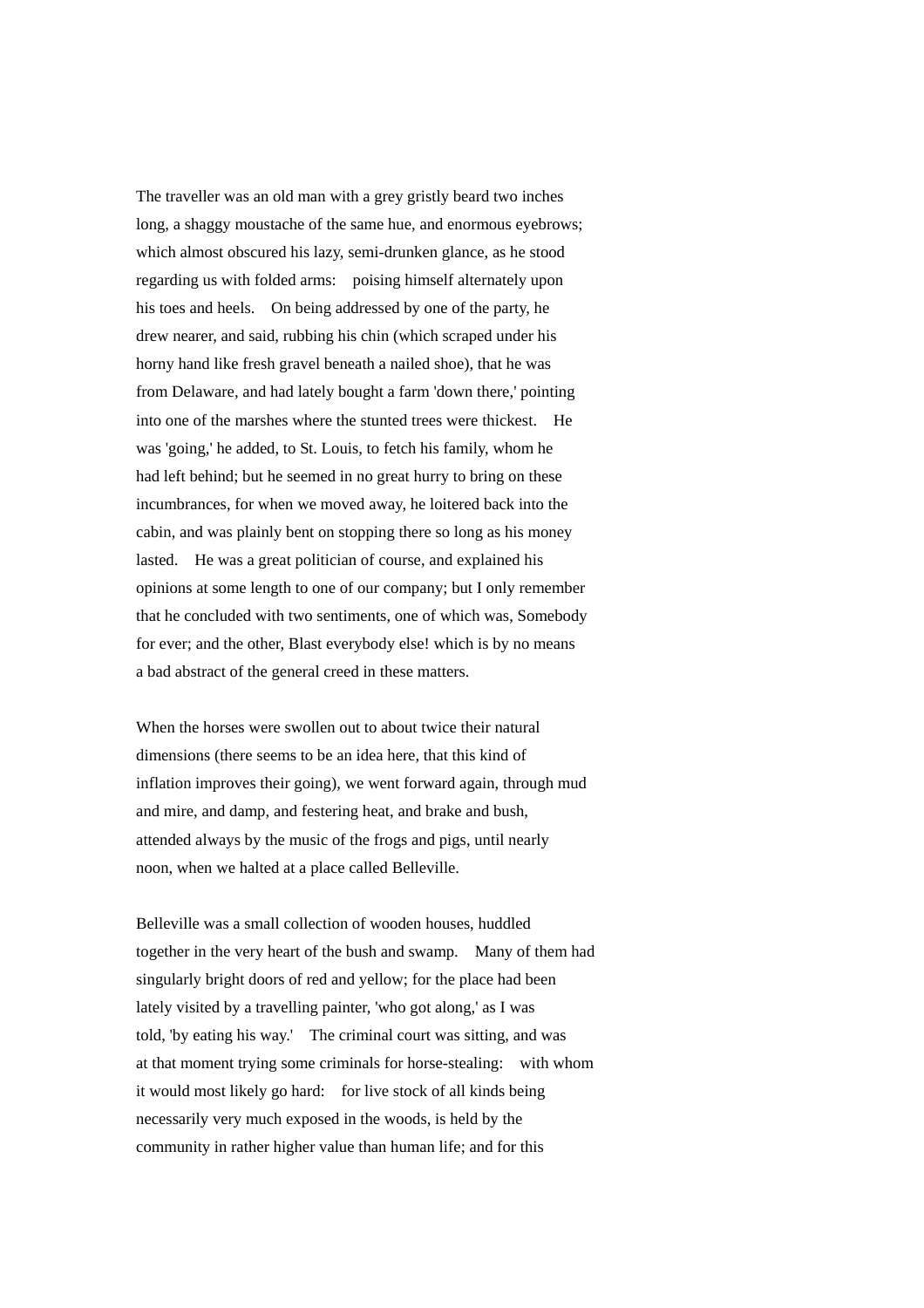The traveller was an old man with a grey gristly beard two inches long, a shaggy moustache of the same hue, and enormous eyebrows; which almost obscured his lazy, semi-drunken glance, as he stood regarding us with folded arms: poising himself alternately upon his toes and heels. On being addressed by one of the party, he drew nearer, and said, rubbing his chin (which scraped under his horny hand like fresh gravel beneath a nailed shoe), that he was from Delaware, and had lately bought a farm 'down there,' pointing into one of the marshes where the stunted trees were thickest. He was 'going,' he added, to St. Louis, to fetch his family, whom he had left behind; but he seemed in no great hurry to bring on these incumbrances, for when we moved away, he loitered back into the cabin, and was plainly bent on stopping there so long as his money lasted. He was a great politician of course, and explained his opinions at some length to one of our company; but I only remember that he concluded with two sentiments, one of which was, Somebody for ever; and the other, Blast everybody else! which is by no means a bad abstract of the general creed in these matters.

When the horses were swollen out to about twice their natural dimensions (there seems to be an idea here, that this kind of inflation improves their going), we went forward again, through mud and mire, and damp, and festering heat, and brake and bush, attended always by the music of the frogs and pigs, until nearly noon, when we halted at a place called Belleville.

Belleville was a small collection of wooden houses, huddled together in the very heart of the bush and swamp. Many of them had singularly bright doors of red and yellow; for the place had been lately visited by a travelling painter, 'who got along,' as I was told, 'by eating his way.' The criminal court was sitting, and was at that moment trying some criminals for horse-stealing: with whom it would most likely go hard: for live stock of all kinds being necessarily very much exposed in the woods, is held by the community in rather higher value than human life; and for this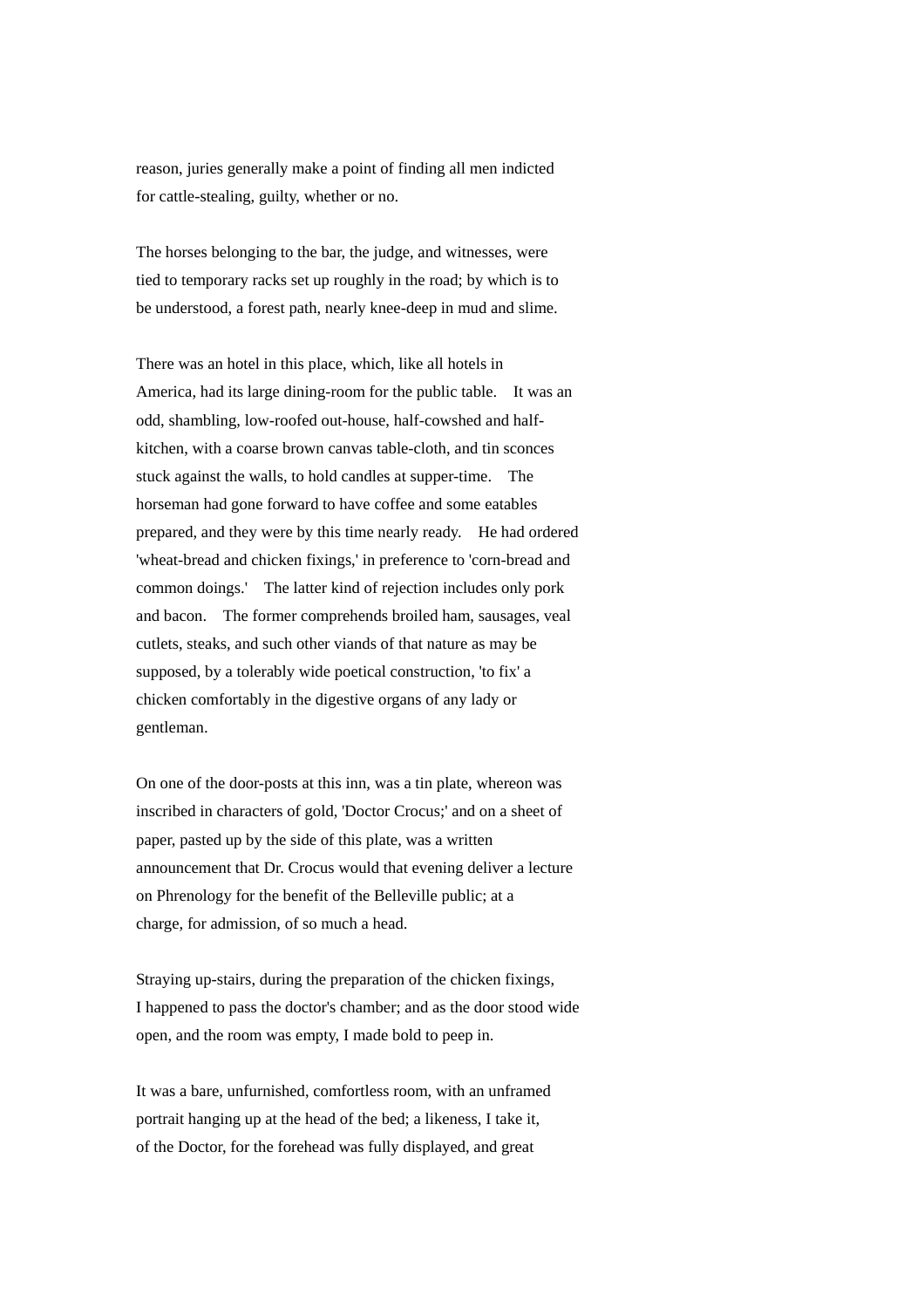reason, juries generally make a point of finding all men indicted for cattle-stealing, guilty, whether or no.

The horses belonging to the bar, the judge, and witnesses, were tied to temporary racks set up roughly in the road; by which is to be understood, a forest path, nearly knee-deep in mud and slime.

There was an hotel in this place, which, like all hotels in America, had its large dining-room for the public table. It was an odd, shambling, low-roofed out-house, half-cowshed and half-kitchen, with a coarse brown canvas table-cloth, and tin sconces stuck against the walls, to hold candles at supper-time. The horseman had gone forward to have coffee and some eatables prepared, and they were by this time nearly ready. He had ordered 'wheat-bread and chicken fixings,' in preference to 'corn-bread and common doings.' The latter kind of rejection includes only pork and bacon. The former comprehends broiled ham, sausages, veal cutlets, steaks, and such other viands of that nature as may be supposed, by a tolerably wide poetical construction, 'to fix' a chicken comfortably in the digestive organs of any lady or gentleman.

On one of the door-posts at this inn, was a tin plate, whereon was inscribed in characters of gold, 'Doctor Crocus;' and on a sheet of paper, pasted up by the side of this plate, was a written announcement that Dr. Crocus would that evening deliver a lecture on Phrenology for the benefit of the Belleville public; at a charge, for admission, of so much a head.

Straying up-stairs, during the preparation of the chicken fixings, I happened to pass the doctor's chamber; and as the door stood wide open, and the room was empty, I made bold to peep in.

It was a bare, unfurnished, comfortless room, with an unframed portrait hanging up at the head of the bed; a likeness, I take it, of the Doctor, for the forehead was fully displayed, and great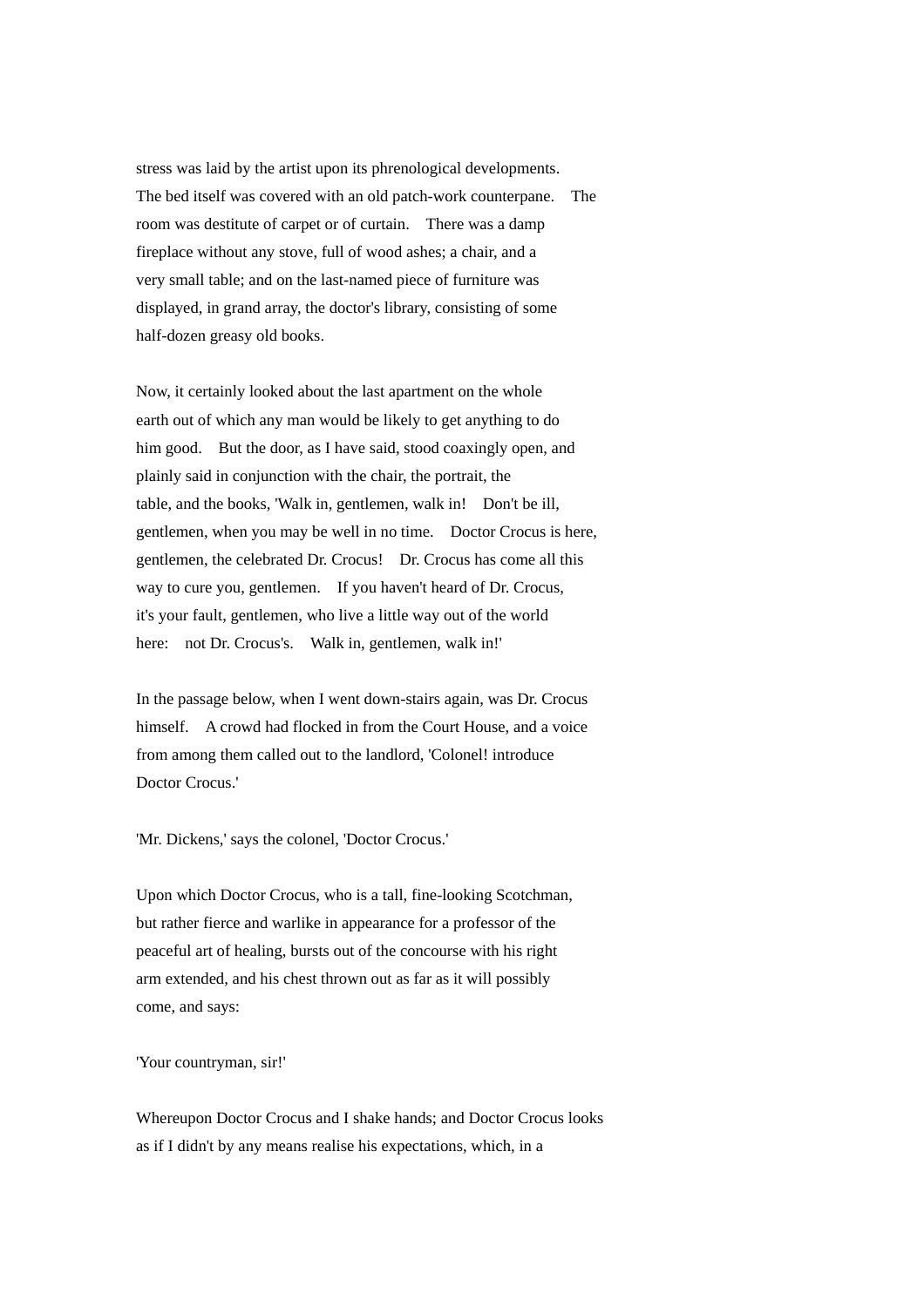stress was laid by the artist upon its phrenological developments. The bed itself was covered with an old patch-work counterpane. The room was destitute of carpet or of curtain. There was a damp fireplace without any stove, full of wood ashes; a chair, and a very small table; and on the last-named piece of furniture was displayed, in grand array, the doctor's library, consisting of some half-dozen greasy old books.

Now, it certainly looked about the last apartment on the whole earth out of which any man would be likely to get anything to do him good. But the door, as I have said, stood coaxingly open, and plainly said in conjunction with the chair, the portrait, the table, and the books, 'Walk in, gentlemen, walk in! Don't be ill, gentlemen, when you may be well in no time. Doctor Crocus is here, gentlemen, the celebrated Dr. Crocus! Dr. Crocus has come all this way to cure you, gentlemen. If you haven't heard of Dr. Crocus, it's your fault, gentlemen, who live a little way out of the world here: not Dr. Crocus's. Walk in, gentlemen, walk in!'

In the passage below, when I went down-stairs again, was Dr. Crocus himself. A crowd had flocked in from the Court House, and a voice from among them called out to the landlord, 'Colonel! introduce Doctor Crocus.'

'Mr. Dickens,' says the colonel, 'Doctor Crocus.'

Upon which Doctor Crocus, who is a tall, fine-looking Scotchman, but rather fierce and warlike in appearance for a professor of the peaceful art of healing, bursts out of the concourse with his right arm extended, and his chest thrown out as far as it will possibly come, and says:

'Your countryman, sir!'

Whereupon Doctor Crocus and I shake hands; and Doctor Crocus looks as if I didn't by any means realise his expectations, which, in a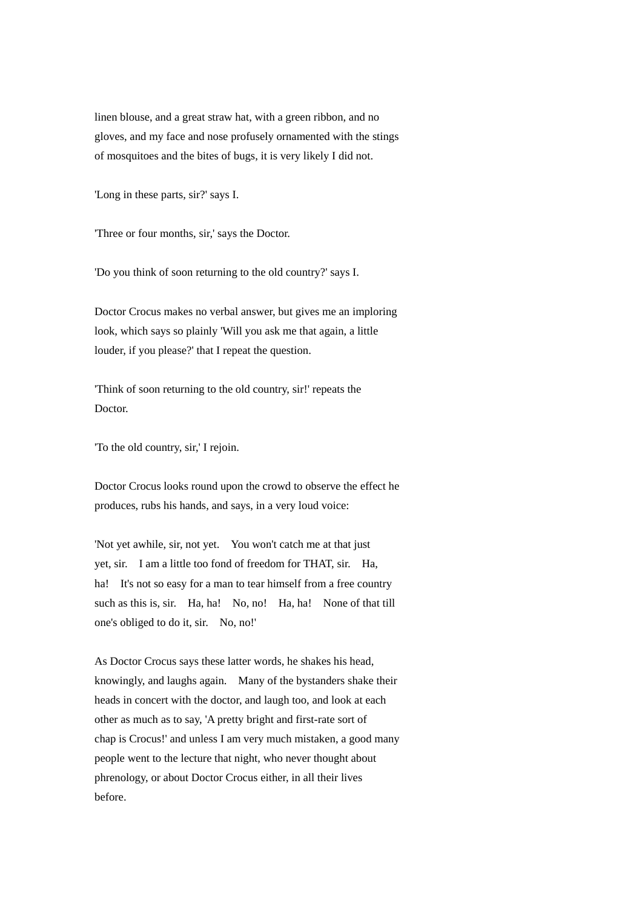linen blouse, and a great straw hat, with a green ribbon, and no gloves, and my face and nose profusely ornamented with the stings of mosquitoes and the bites of bugs, it is very likely I did not.

'Long in these parts, sir?' says I.

'Three or four months, sir,' says the Doctor.

'Do you think of soon returning to the old country?' says I.

Doctor Crocus makes no verbal answer, but gives me an imploring look, which says so plainly 'Will you ask me that again, a little louder, if you please?' that I repeat the question.

'Think of soon returning to the old country, sir!' repeats the Doctor.

'To the old country, sir,' I rejoin.

Doctor Crocus looks round upon the crowd to observe the effect he produces, rubs his hands, and says, in a very loud voice:

'Not yet awhile, sir, not yet. You won't catch me at that just yet, sir. I am a little too fond of freedom for THAT, sir. Ha, ha! It's not so easy for a man to tear himself from a free country such as this is, sir. Ha, ha! No, no! Ha, ha! None of that till one's obliged to do it, sir. No, no!'

As Doctor Crocus says these latter words, he shakes his head, knowingly, and laughs again. Many of the bystanders shake their heads in concert with the doctor, and laugh too, and look at each other as much as to say, 'A pretty bright and first-rate sort of chap is Crocus!' and unless I am very much mistaken, a good many people went to the lecture that night, who never thought about phrenology, or about Doctor Crocus either, in all their lives before.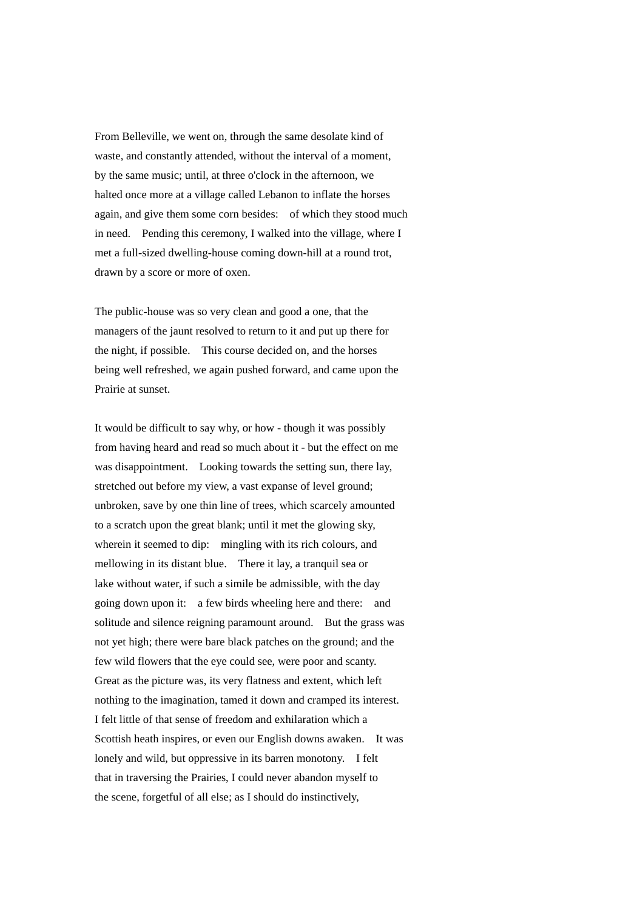From Belleville, we went on, through the same desolate kind of waste, and constantly attended, without the interval of a moment, by the same music; until, at three o'clock in the afternoon, we halted once more at a village called Lebanon to inflate the horses again, and give them some corn besides: of which they stood much in need. Pending this ceremony, I walked into the village, where I met a full-sized dwelling-house coming down-hill at a round trot, drawn by a score or more of oxen.

The public-house was so very clean and good a one, that the managers of the jaunt resolved to return to it and put up there for the night, if possible. This course decided on, and the horses being well refreshed, we again pushed forward, and came upon the Prairie at sunset.

It would be difficult to say why, or how - though it was possibly from having heard and read so much about it - but the effect on me was disappointment. Looking towards the setting sun, there lay, stretched out before my view, a vast expanse of level ground; unbroken, save by one thin line of trees, which scarcely amounted to a scratch upon the great blank; until it met the glowing sky, wherein it seemed to dip: mingling with its rich colours, and mellowing in its distant blue. There it lay, a tranquil sea or lake without water, if such a simile be admissible, with the day going down upon it: a few birds wheeling here and there: and solitude and silence reigning paramount around. But the grass was not yet high; there were bare black patches on the ground; and the few wild flowers that the eye could see, were poor and scanty. Great as the picture was, its very flatness and extent, which left nothing to the imagination, tamed it down and cramped its interest. I felt little of that sense of freedom and exhilaration which a Scottish heath inspires, or even our English downs awaken. It was lonely and wild, but oppressive in its barren monotony. I felt that in traversing the Prairies, I could never abandon myself to the scene, forgetful of all else; as I should do instinctively,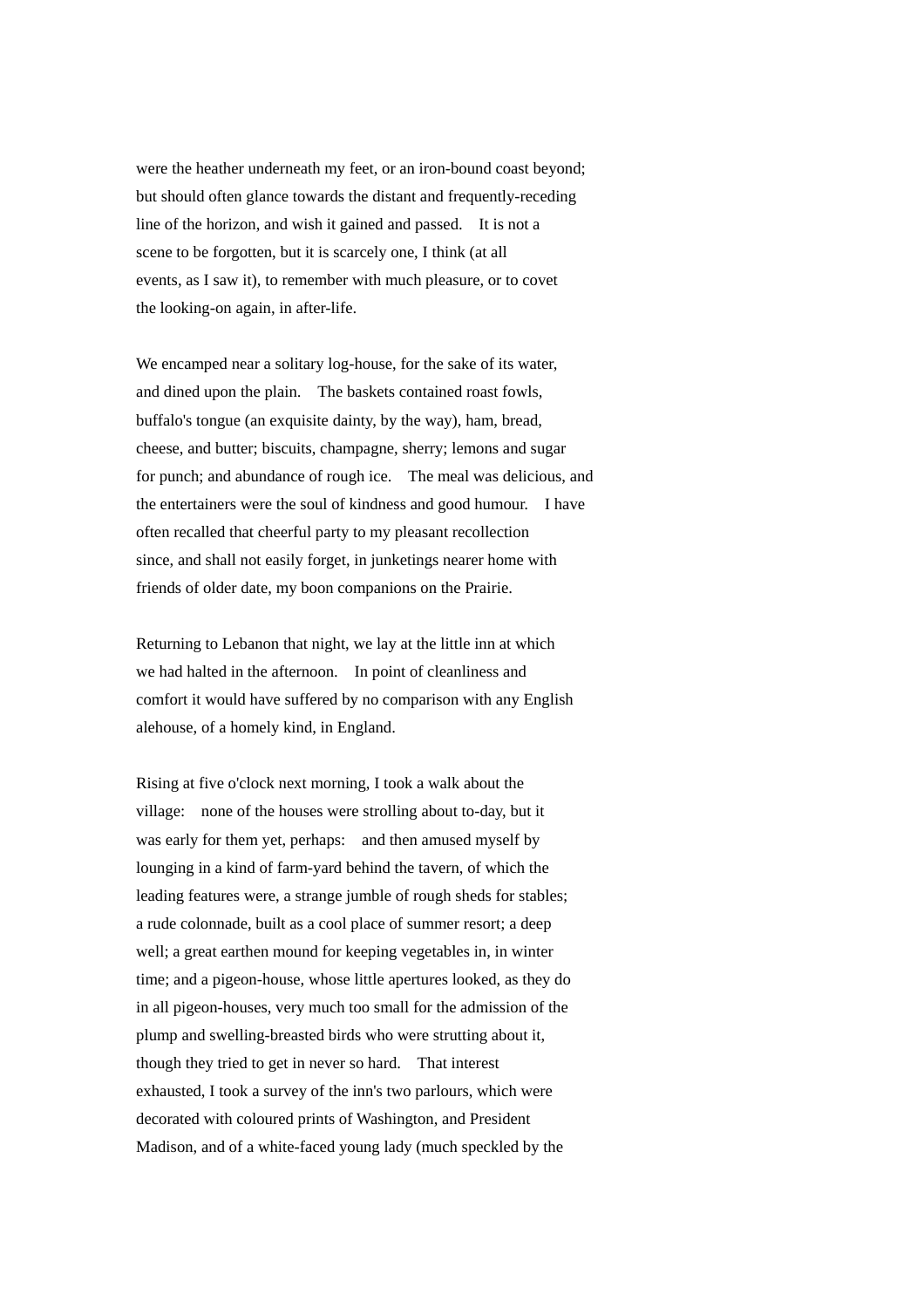were the heather underneath my feet, or an iron-bound coast beyond; but should often glance towards the distant and frequently-receding line of the horizon, and wish it gained and passed. It is not a scene to be forgotten, but it is scarcely one, I think (at all events, as I saw it), to remember with much pleasure, or to covet the looking-on again, in after-life.

We encamped near a solitary log-house, for the sake of its water, and dined upon the plain. The baskets contained roast fowls, buffalo's tongue (an exquisite dainty, by the way), ham, bread, cheese, and butter; biscuits, champagne, sherry; lemons and sugar for punch; and abundance of rough ice. The meal was delicious, and the entertainers were the soul of kindness and good humour. I have often recalled that cheerful party to my pleasant recollection since, and shall not easily forget, in junketings nearer home with friends of older date, my boon companions on the Prairie.

Returning to Lebanon that night, we lay at the little inn at which we had halted in the afternoon. In point of cleanliness and comfort it would have suffered by no comparison with any English alehouse, of a homely kind, in England.

Rising at five o'clock next morning, I took a walk about the village: none of the houses were strolling about to-day, but it was early for them yet, perhaps: and then amused myself by lounging in a kind of farm-yard behind the tavern, of which the leading features were, a strange jumble of rough sheds for stables; a rude colonnade, built as a cool place of summer resort; a deep well; a great earthen mound for keeping vegetables in, in winter time; and a pigeon-house, whose little apertures looked, as they do in all pigeon-houses, very much too small for the admission of the plump and swelling-breasted birds who were strutting about it, though they tried to get in never so hard. That interest exhausted, I took a survey of the inn's two parlours, which were decorated with coloured prints of Washington, and President Madison, and of a white-faced young lady (much speckled by the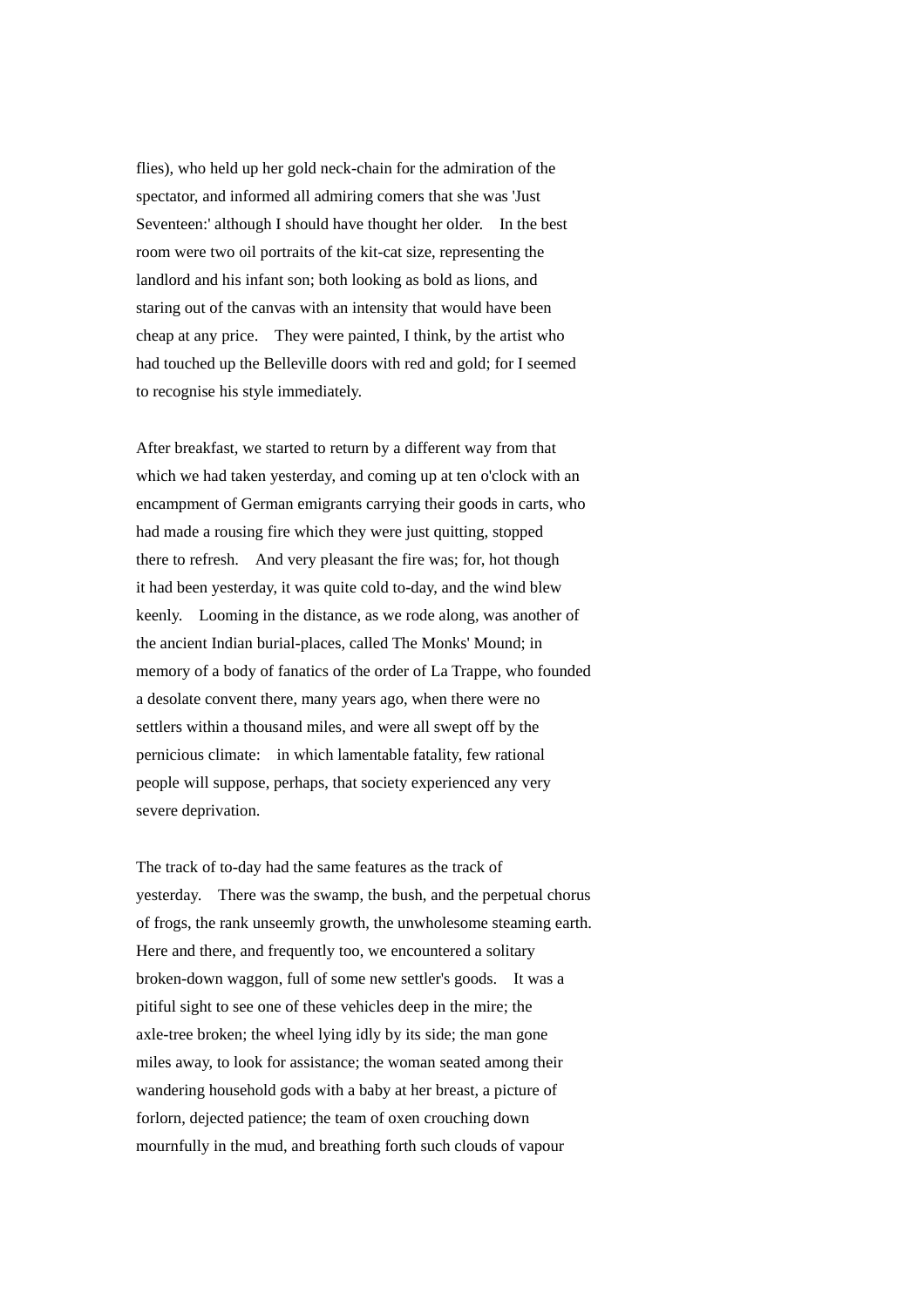flies), who held up her gold neck-chain for the admiration of the spectator, and informed all admiring comers that she was 'Just Seventeen:' although I should have thought her older. In the best room were two oil portraits of the kit-cat size, representing the landlord and his infant son; both looking as bold as lions, and staring out of the canvas with an intensity that would have been cheap at any price. They were painted, I think, by the artist who had touched up the Belleville doors with red and gold; for I seemed to recognise his style immediately.

After breakfast, we started to return by a different way from that which we had taken yesterday, and coming up at ten o'clock with an encampment of German emigrants carrying their goods in carts, who had made a rousing fire which they were just quitting, stopped there to refresh. And very pleasant the fire was; for, hot though it had been yesterday, it was quite cold to-day, and the wind blew keenly. Looming in the distance, as we rode along, was another of the ancient Indian burial-places, called The Monks' Mound; in memory of a body of fanatics of the order of La Trappe, who founded a desolate convent there, many years ago, when there were no settlers within a thousand miles, and were all swept off by the pernicious climate: in which lamentable fatality, few rational people will suppose, perhaps, that society experienced any very severe deprivation.

The track of to-day had the same features as the track of yesterday. There was the swamp, the bush, and the perpetual chorus of frogs, the rank unseemly growth, the unwholesome steaming earth. Here and there, and frequently too, we encountered a solitary broken-down waggon, full of some new settler's goods. It was a pitiful sight to see one of these vehicles deep in the mire; the axle-tree broken; the wheel lying idly by its side; the man gone miles away, to look for assistance; the woman seated among their wandering household gods with a baby at her breast, a picture of forlorn, dejected patience; the team of oxen crouching down mournfully in the mud, and breathing forth such clouds of vapour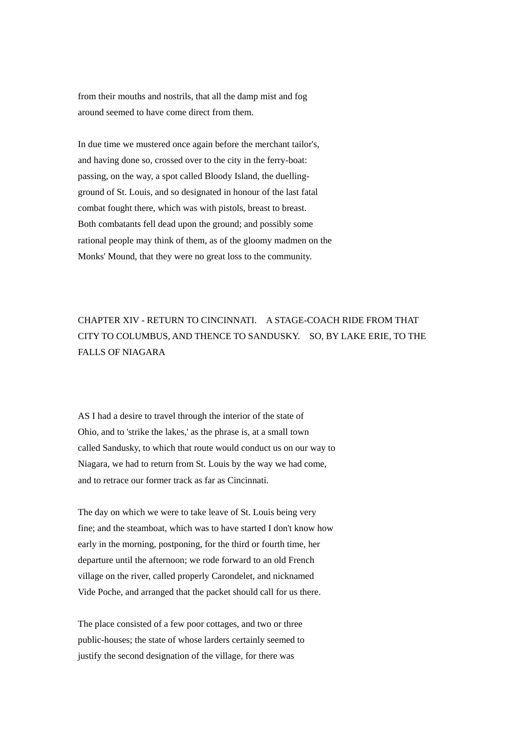from their mouths and nostrils, that all the damp mist and fog around seemed to have come direct from them.

In due time we mustered once again before the merchant tailor's, and having done so, crossed over to the city in the ferry-boat: passing, on the way, a spot called Bloody Island, the duelling-ground of St. Louis, and so designated in honour of the last fatal combat fought there, which was with pistols, breast to breast. Both combatants fell dead upon the ground; and possibly some rational people may think of them, as of the gloomy madmen on the Monks' Mound, that they were no great loss to the community.

## CHAPTER XIV - RETURN TO CINCINNATI. A STAGE-COACH RIDE FROM THAT CITY TO COLUMBUS, AND THENCE TO SANDUSKY. SO, BY LAKE ERIE, TO THE FALLS OF NIAGARA

AS I had a desire to travel through the interior of the state of Ohio, and to 'strike the lakes,' as the phrase is, at a small town called Sandusky, to which that route would conduct us on our way to Niagara, we had to return from St. Louis by the way we had come, and to retrace our former track as far as Cincinnati.

The day on which we were to take leave of St. Louis being very fine; and the steamboat, which was to have started I don't know how early in the morning, postponing, for the third or fourth time, her departure until the afternoon; we rode forward to an old French village on the river, called properly Carondelet, and nicknamed Vide Poche, and arranged that the packet should call for us there.

The place consisted of a few poor cottages, and two or three public-houses; the state of whose larders certainly seemed to justify the second designation of the village, for there was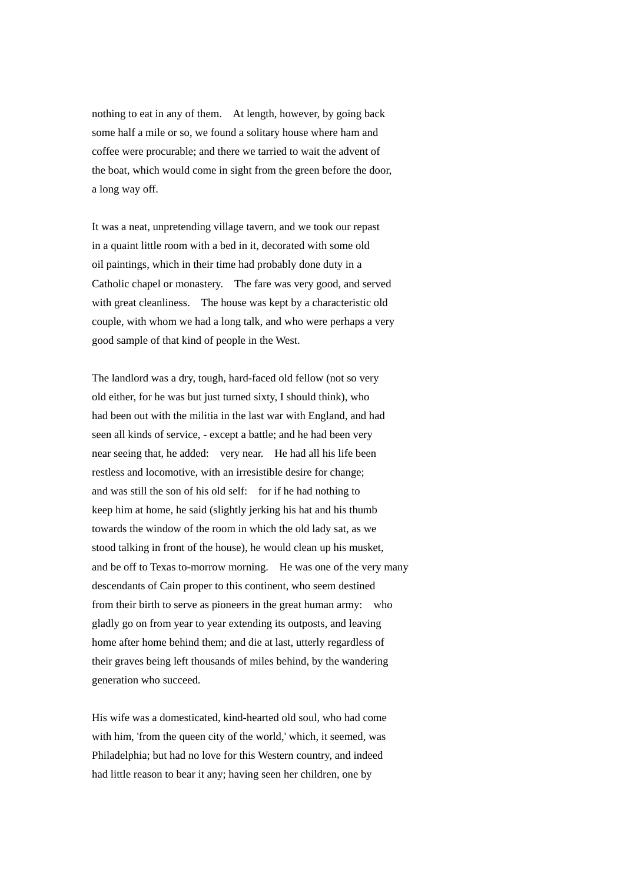nothing to eat in any of them. At length, however, by going back some half a mile or so, we found a solitary house where ham and coffee were procurable; and there we tarried to wait the advent of the boat, which would come in sight from the green before the door, a long way off.

It was a neat, unpretending village tavern, and we took our repast in a quaint little room with a bed in it, decorated with some old oil paintings, which in their time had probably done duty in a Catholic chapel or monastery. The fare was very good, and served with great cleanliness. The house was kept by a characteristic old couple, with whom we had a long talk, and who were perhaps a very good sample of that kind of people in the West.

The landlord was a dry, tough, hard-faced old fellow (not so very old either, for he was but just turned sixty, I should think), who had been out with the militia in the last war with England, and had seen all kinds of service, - except a battle; and he had been very near seeing that, he added: very near. He had all his life been restless and locomotive, with an irresistible desire for change; and was still the son of his old self: for if he had nothing to keep him at home, he said (slightly jerking his hat and his thumb towards the window of the room in which the old lady sat, as we stood talking in front of the house), he would clean up his musket, and be off to Texas to-morrow morning. He was one of the very many descendants of Cain proper to this continent, who seem destined from their birth to serve as pioneers in the great human army: who gladly go on from year to year extending its outposts, and leaving home after home behind them; and die at last, utterly regardless of their graves being left thousands of miles behind, by the wandering generation who succeed.

His wife was a domesticated, kind-hearted old soul, who had come with him, 'from the queen city of the world,' which, it seemed, was Philadelphia; but had no love for this Western country, and indeed had little reason to bear it any; having seen her children, one by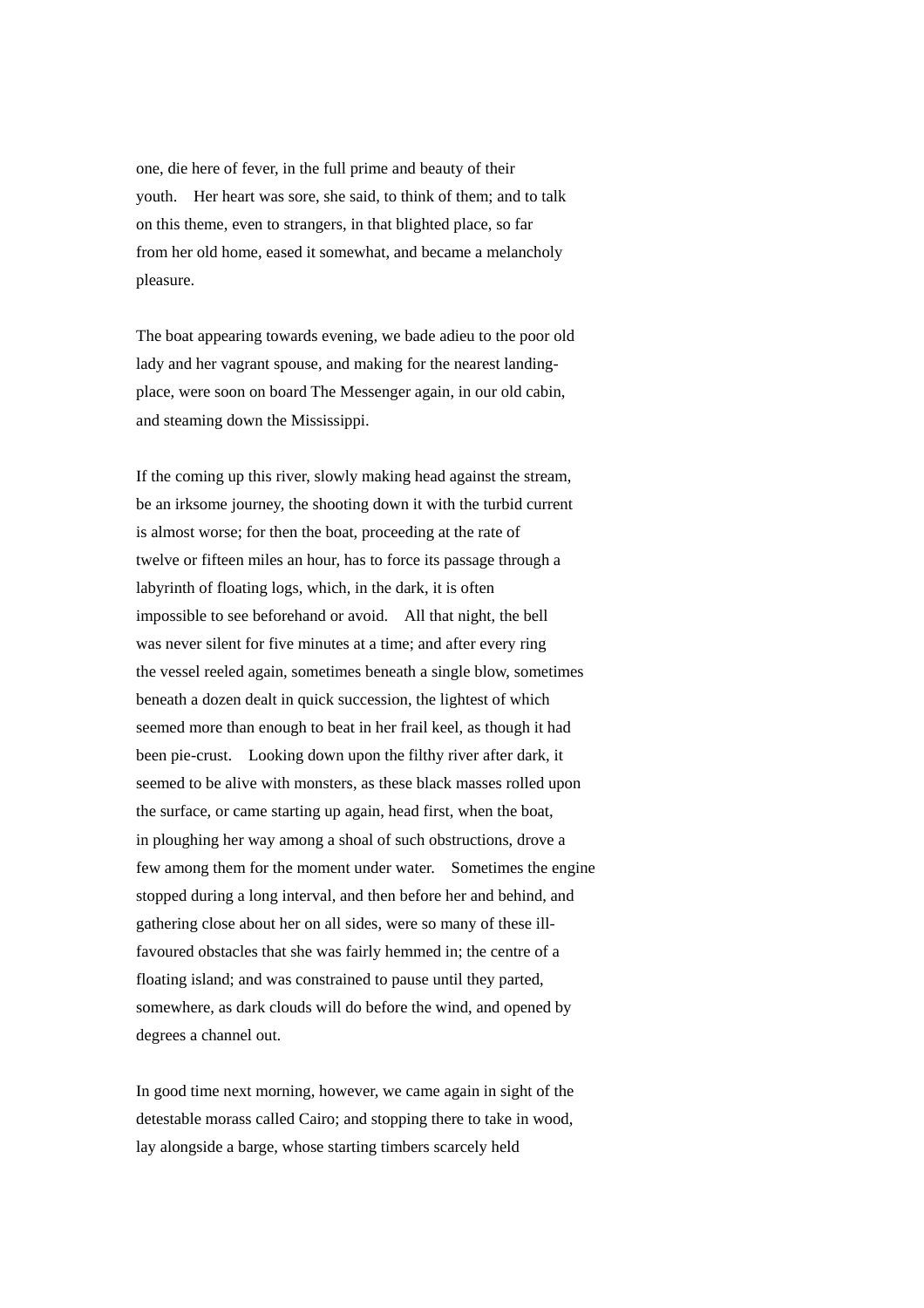one, die here of fever, in the full prime and beauty of their youth. Her heart was sore, she said, to think of them; and to talk on this theme, even to strangers, in that blighted place, so far from her old home, eased it somewhat, and became a melancholy pleasure.

The boat appearing towards evening, we bade adieu to the poor old lady and her vagrant spouse, and making for the nearest landing-place, were soon on board The Messenger again, in our old cabin, and steaming down the Mississippi.

If the coming up this river, slowly making head against the stream, be an irksome journey, the shooting down it with the turbid current is almost worse; for then the boat, proceeding at the rate of twelve or fifteen miles an hour, has to force its passage through a labyrinth of floating logs, which, in the dark, it is often impossible to see beforehand or avoid. All that night, the bell was never silent for five minutes at a time; and after every ring the vessel reeled again, sometimes beneath a single blow, sometimes beneath a dozen dealt in quick succession, the lightest of which seemed more than enough to beat in her frail keel, as though it had been pie-crust. Looking down upon the filthy river after dark, it seemed to be alive with monsters, as these black masses rolled upon the surface, or came starting up again, head first, when the boat, in ploughing her way among a shoal of such obstructions, drove a few among them for the moment under water. Sometimes the engine stopped during a long interval, and then before her and behind, and gathering close about her on all sides, were so many of these ill-favoured obstacles that she was fairly hemmed in; the centre of a floating island; and was constrained to pause until they parted, somewhere, as dark clouds will do before the wind, and opened by degrees a channel out.

In good time next morning, however, we came again in sight of the detestable morass called Cairo; and stopping there to take in wood, lay alongside a barge, whose starting timbers scarcely held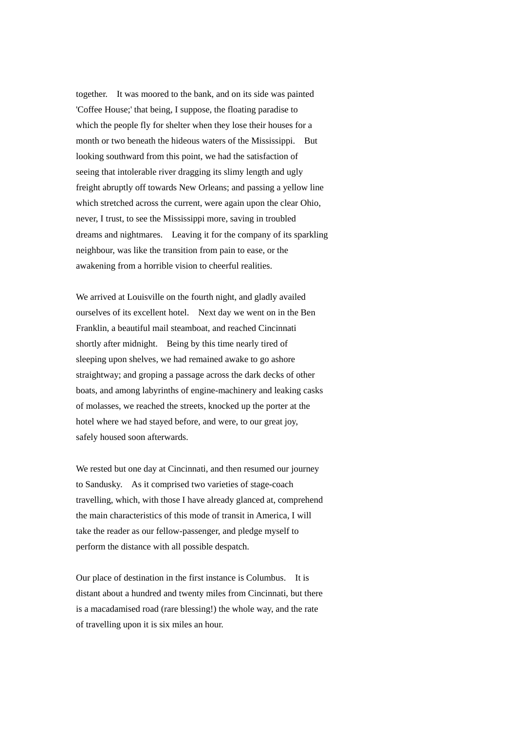together. It was moored to the bank, and on its side was painted 'Coffee House;' that being, I suppose, the floating paradise to which the people fly for shelter when they lose their houses for a month or two beneath the hideous waters of the Mississippi. But looking southward from this point, we had the satisfaction of seeing that intolerable river dragging its slimy length and ugly freight abruptly off towards New Orleans; and passing a yellow line which stretched across the current, were again upon the clear Ohio, never, I trust, to see the Mississippi more, saving in troubled dreams and nightmares. Leaving it for the company of its sparkling neighbour, was like the transition from pain to ease, or the awakening from a horrible vision to cheerful realities.

We arrived at Louisville on the fourth night, and gladly availed ourselves of its excellent hotel. Next day we went on in the Ben Franklin, a beautiful mail steamboat, and reached Cincinnati shortly after midnight. Being by this time nearly tired of sleeping upon shelves, we had remained awake to go ashore straightway; and groping a passage across the dark decks of other boats, and among labyrinths of engine-machinery and leaking casks of molasses, we reached the streets, knocked up the porter at the hotel where we had stayed before, and were, to our great joy, safely housed soon afterwards.

We rested but one day at Cincinnati, and then resumed our journey to Sandusky. As it comprised two varieties of stage-coach travelling, which, with those I have already glanced at, comprehend the main characteristics of this mode of transit in America, I will take the reader as our fellow-passenger, and pledge myself to perform the distance with all possible despatch.

Our place of destination in the first instance is Columbus. It is distant about a hundred and twenty miles from Cincinnati, but there is a macadamised road (rare blessing!) the whole way, and the rate of travelling upon it is six miles an hour.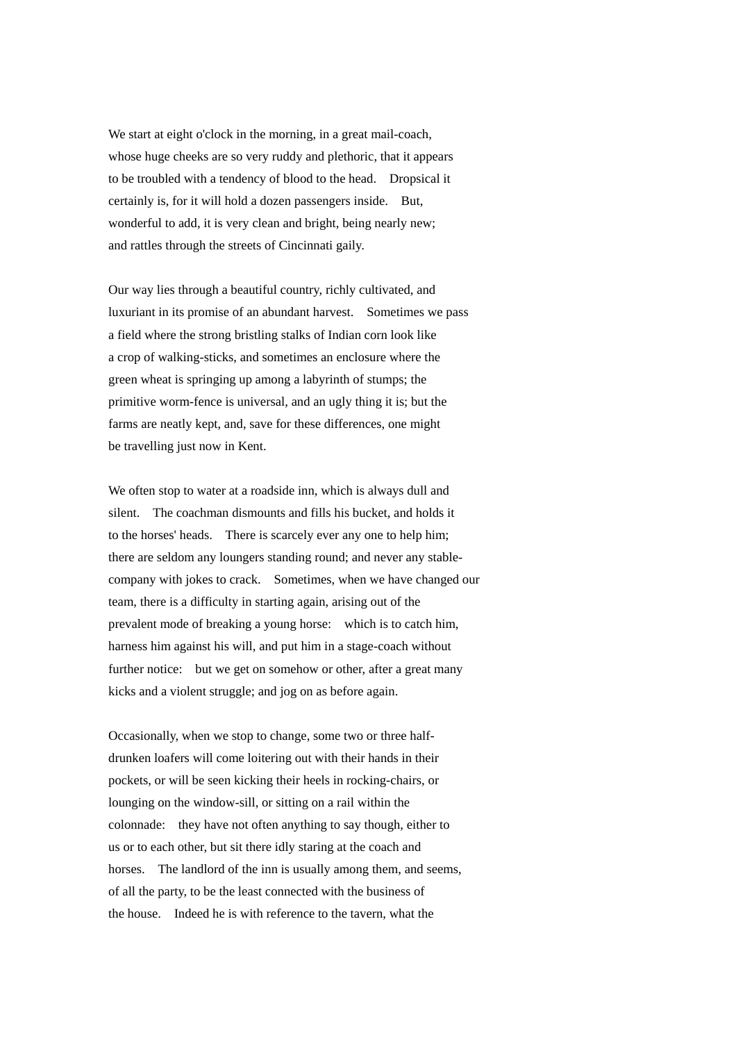We start at eight o'clock in the morning, in a great mail-coach, whose huge cheeks are so very ruddy and plethoric, that it appears to be troubled with a tendency of blood to the head. Dropsical it certainly is, for it will hold a dozen passengers inside. But, wonderful to add, it is very clean and bright, being nearly new; and rattles through the streets of Cincinnati gaily.

Our way lies through a beautiful country, richly cultivated, and luxuriant in its promise of an abundant harvest. Sometimes we pass a field where the strong bristling stalks of Indian corn look like a crop of walking-sticks, and sometimes an enclosure where the green wheat is springing up among a labyrinth of stumps; the primitive worm-fence is universal, and an ugly thing it is; but the farms are neatly kept, and, save for these differences, one might be travelling just now in Kent.

We often stop to water at a roadside inn, which is always dull and silent. The coachman dismounts and fills his bucket, and holds it to the horses' heads. There is scarcely ever any one to help him; there are seldom any loungers standing round; and never any stable-company with jokes to crack. Sometimes, when we have changed our team, there is a difficulty in starting again, arising out of the prevalent mode of breaking a young horse: which is to catch him, harness him against his will, and put him in a stage-coach without further notice: but we get on somehow or other, after a great many kicks and a violent struggle; and jog on as before again.

Occasionally, when we stop to change, some two or three half-drunken loafers will come loitering out with their hands in their pockets, or will be seen kicking their heels in rocking-chairs, or lounging on the window-sill, or sitting on a rail within the colonnade: they have not often anything to say though, either to us or to each other, but sit there idly staring at the coach and horses. The landlord of the inn is usually among them, and seems, of all the party, to be the least connected with the business of the house. Indeed he is with reference to the tavern, what the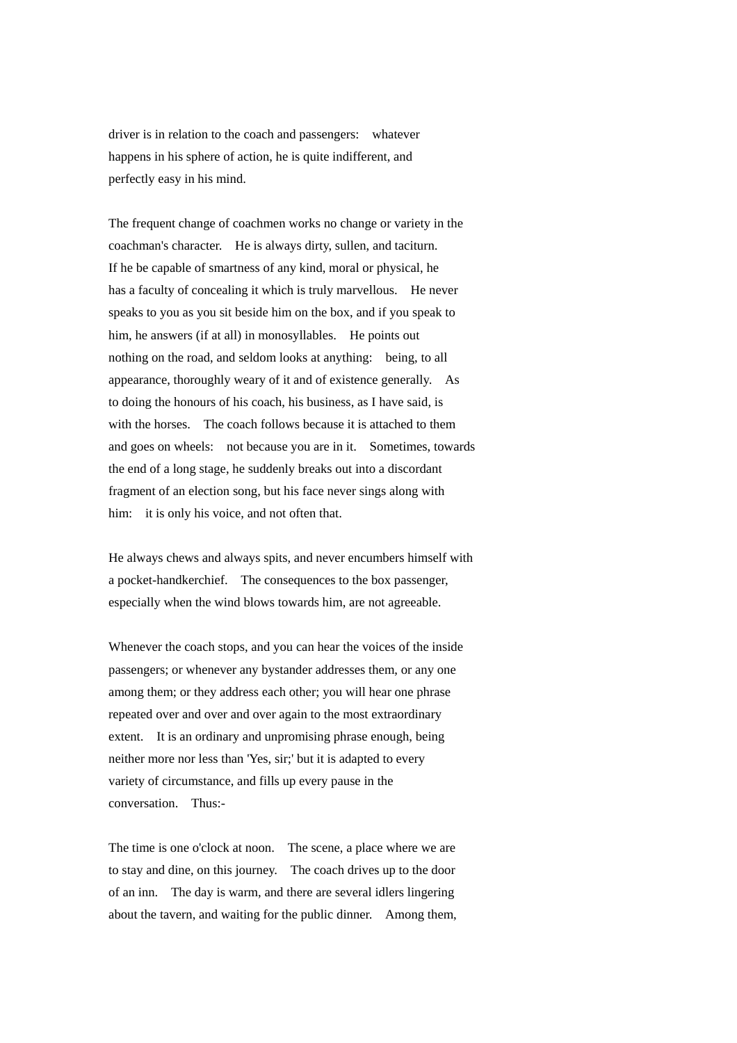driver is in relation to the coach and passengers: whatever happens in his sphere of action, he is quite indifferent, and perfectly easy in his mind.

The frequent change of coachmen works no change or variety in the coachman's character. He is always dirty, sullen, and taciturn. If he be capable of smartness of any kind, moral or physical, he has a faculty of concealing it which is truly marvellous. He never speaks to you as you sit beside him on the box, and if you speak to him, he answers (if at all) in monosyllables. He points out nothing on the road, and seldom looks at anything: being, to all appearance, thoroughly weary of it and of existence generally. As to doing the honours of his coach, his business, as I have said, is with the horses. The coach follows because it is attached to them and goes on wheels: not because you are in it. Sometimes, towards the end of a long stage, he suddenly breaks out into a discordant fragment of an election song, but his face never sings along with him: it is only his voice, and not often that.

He always chews and always spits, and never encumbers himself with a pocket-handkerchief. The consequences to the box passenger, especially when the wind blows towards him, are not agreeable.

Whenever the coach stops, and you can hear the voices of the inside passengers; or whenever any bystander addresses them, or any one among them; or they address each other; you will hear one phrase repeated over and over and over again to the most extraordinary extent. It is an ordinary and unpromising phrase enough, being neither more nor less than 'Yes, sir;' but it is adapted to every variety of circumstance, and fills up every pause in the conversation. Thus:-

The time is one o'clock at noon. The scene, a place where we are to stay and dine, on this journey. The coach drives up to the door of an inn. The day is warm, and there are several idlers lingering about the tavern, and waiting for the public dinner. Among them,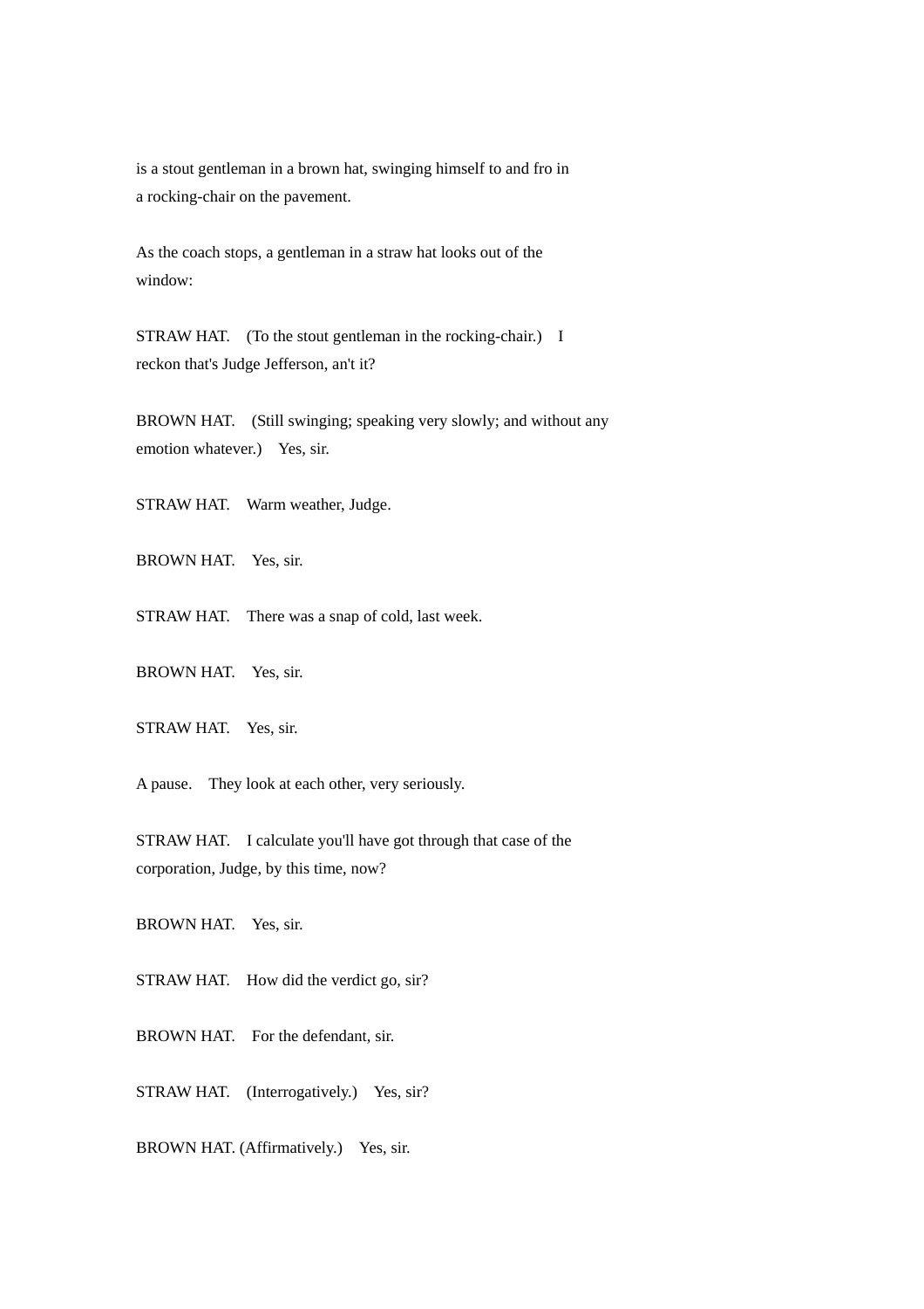is a stout gentleman in a brown hat, swinging himself to and fro in a rocking-chair on the pavement.

As the coach stops, a gentleman in a straw hat looks out of the window:

STRAW HAT. (To the stout gentleman in the rocking-chair.) I reckon that's Judge Jefferson, an't it?

BROWN HAT. (Still swinging; speaking very slowly; and without any emotion whatever.) Yes, sir.

STRAW HAT. Warm weather, Judge.

BROWN HAT. Yes, sir.

STRAW HAT. There was a snap of cold, last week.

BROWN HAT. Yes, sir.

STRAW HAT. Yes, sir.

A pause. They look at each other, very seriously.

STRAW HAT. I calculate you'll have got through that case of the corporation, Judge, by this time, now?

BROWN HAT. Yes, sir.

STRAW HAT. How did the verdict go, sir?

BROWN HAT. For the defendant, sir.

STRAW HAT. (Interrogatively.) Yes, sir?

BROWN HAT. (Affirmatively.) Yes, sir.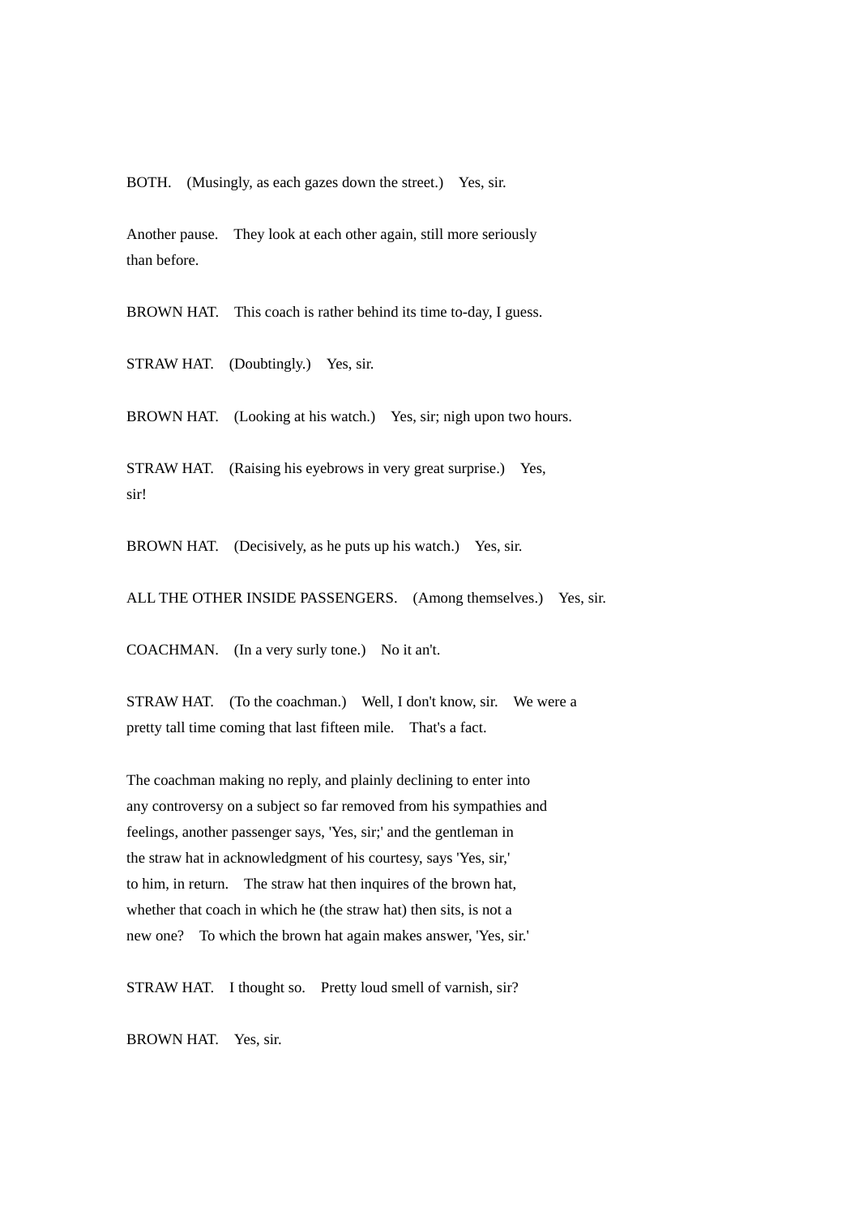BOTH. (Musingly, as each gazes down the street.) Yes, sir.

Another pause. They look at each other again, still more seriously than before.

BROWN HAT. This coach is rather behind its time to-day, I guess.

STRAW HAT. (Doubtingly.) Yes, sir.

BROWN HAT. (Looking at his watch.) Yes, sir; nigh upon two hours.

STRAW HAT. (Raising his eyebrows in very great surprise.) Yes, sir!

BROWN HAT. (Decisively, as he puts up his watch.) Yes, sir.

ALL THE OTHER INSIDE PASSENGERS. (Among themselves.) Yes, sir.

COACHMAN. (In a very surly tone.) No it an't.

STRAW HAT. (To the coachman.) Well, I don't know, sir. We were a pretty tall time coming that last fifteen mile. That's a fact.

The coachman making no reply, and plainly declining to enter into any controversy on a subject so far removed from his sympathies and feelings, another passenger says, 'Yes, sir;' and the gentleman in the straw hat in acknowledgment of his courtesy, says 'Yes, sir,' to him, in return. The straw hat then inquires of the brown hat, whether that coach in which he (the straw hat) then sits, is not a new one? To which the brown hat again makes answer, 'Yes, sir.'

STRAW HAT. I thought so. Pretty loud smell of varnish, sir?

BROWN HAT. Yes, sir.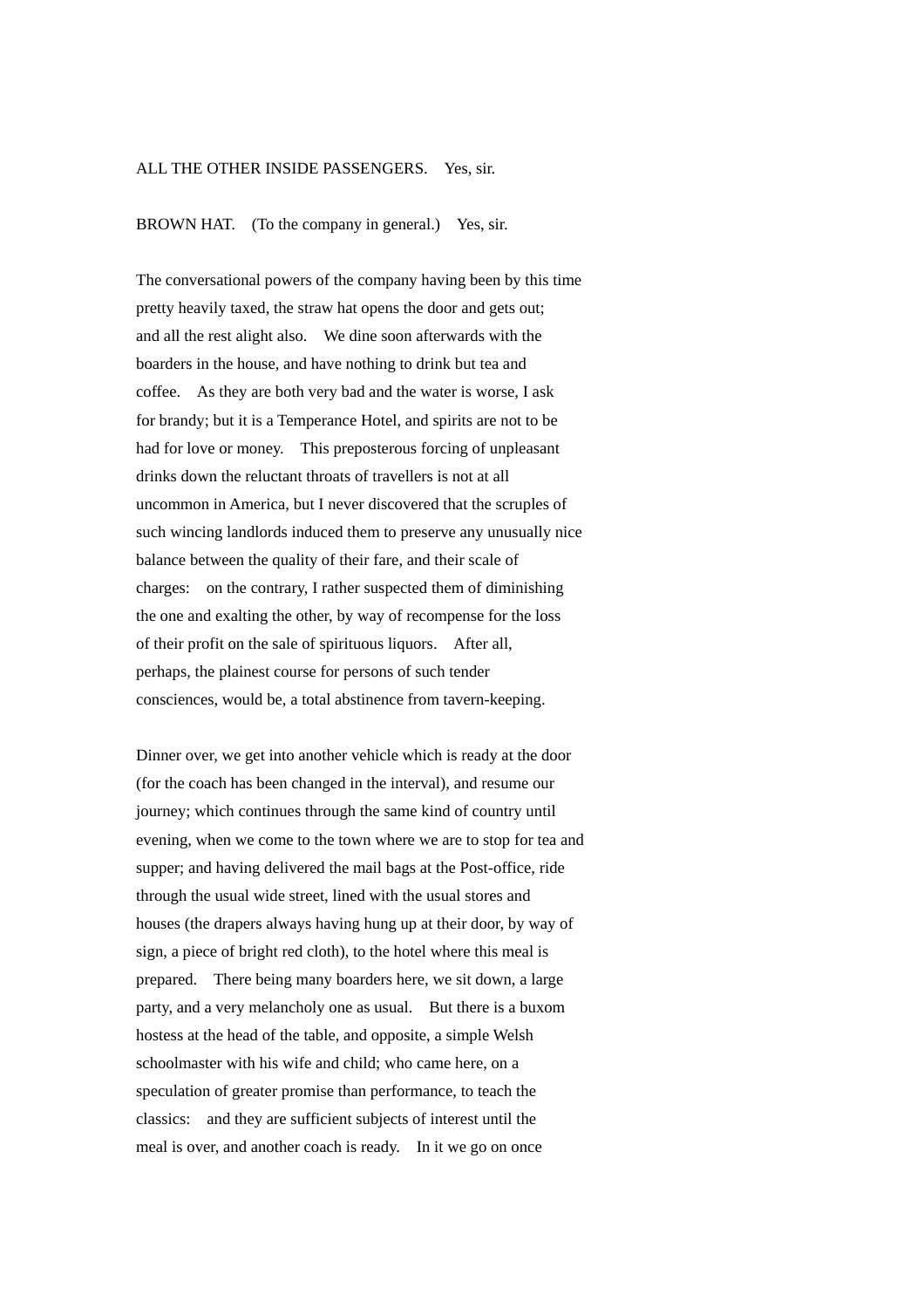ALL THE OTHER INSIDE PASSENGERS. Yes, sir.

BROWN HAT. (To the company in general.) Yes, sir.

The conversational powers of the company having been by this time pretty heavily taxed, the straw hat opens the door and gets out; and all the rest alight also. We dine soon afterwards with the boarders in the house, and have nothing to drink but tea and coffee. As they are both very bad and the water is worse, I ask for brandy; but it is a Temperance Hotel, and spirits are not to be had for love or money. This preposterous forcing of unpleasant drinks down the reluctant throats of travellers is not at all uncommon in America, but I never discovered that the scruples of such wincing landlords induced them to preserve any unusually nice balance between the quality of their fare, and their scale of charges: on the contrary, I rather suspected them of diminishing the one and exalting the other, by way of recompense for the loss of their profit on the sale of spirituous liquors. After all, perhaps, the plainest course for persons of such tender consciences, would be, a total abstinence from tavern-keeping.

Dinner over, we get into another vehicle which is ready at the door (for the coach has been changed in the interval), and resume our journey; which continues through the same kind of country until evening, when we come to the town where we are to stop for tea and supper; and having delivered the mail bags at the Post-office, ride through the usual wide street, lined with the usual stores and houses (the drapers always having hung up at their door, by way of sign, a piece of bright red cloth), to the hotel where this meal is prepared. There being many boarders here, we sit down, a large party, and a very melancholy one as usual. But there is a buxom hostess at the head of the table, and opposite, a simple Welsh schoolmaster with his wife and child; who came here, on a speculation of greater promise than performance, to teach the classics: and they are sufficient subjects of interest until the meal is over, and another coach is ready. In it we go on once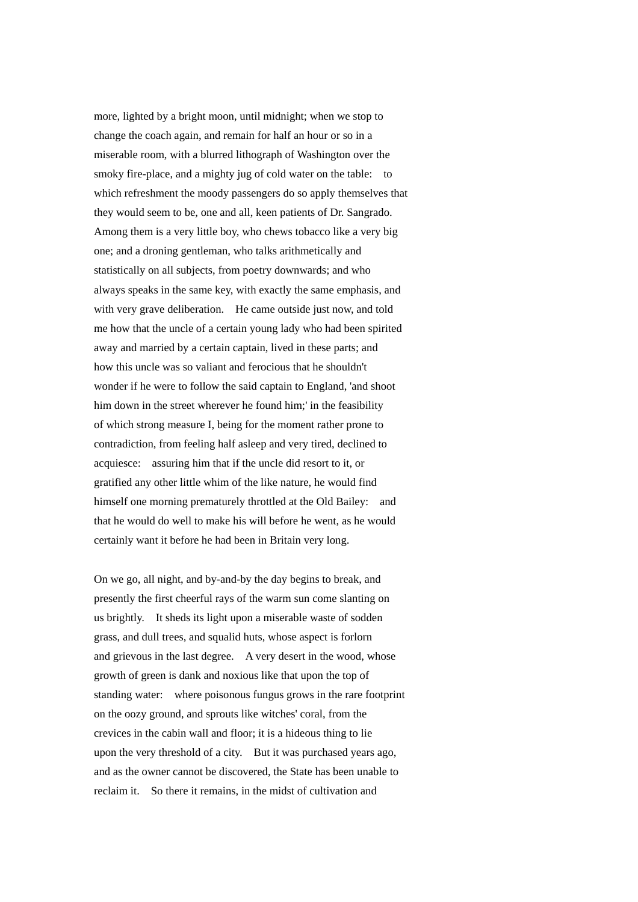more, lighted by a bright moon, until midnight; when we stop to change the coach again, and remain for half an hour or so in a miserable room, with a blurred lithograph of Washington over the smoky fire-place, and a mighty jug of cold water on the table: to which refreshment the moody passengers do so apply themselves that they would seem to be, one and all, keen patients of Dr. Sangrado. Among them is a very little boy, who chews tobacco like a very big one; and a droning gentleman, who talks arithmetically and statistically on all subjects, from poetry downwards; and who always speaks in the same key, with exactly the same emphasis, and with very grave deliberation. He came outside just now, and told me how that the uncle of a certain young lady who had been spirited away and married by a certain captain, lived in these parts; and how this uncle was so valiant and ferocious that he shouldn't wonder if he were to follow the said captain to England, 'and shoot him down in the street wherever he found him;' in the feasibility of which strong measure I, being for the moment rather prone to contradiction, from feeling half asleep and very tired, declined to acquiesce: assuring him that if the uncle did resort to it, or gratified any other little whim of the like nature, he would find himself one morning prematurely throttled at the Old Bailey: and that he would do well to make his will before he went, as he would certainly want it before he had been in Britain very long.

On we go, all night, and by-and-by the day begins to break, and presently the first cheerful rays of the warm sun come slanting on us brightly. It sheds its light upon a miserable waste of sodden grass, and dull trees, and squalid huts, whose aspect is forlorn and grievous in the last degree. A very desert in the wood, whose growth of green is dank and noxious like that upon the top of standing water: where poisonous fungus grows in the rare footprint on the oozy ground, and sprouts like witches' coral, from the crevices in the cabin wall and floor; it is a hideous thing to lie upon the very threshold of a city. But it was purchased years ago, and as the owner cannot be discovered, the State has been unable to reclaim it. So there it remains, in the midst of cultivation and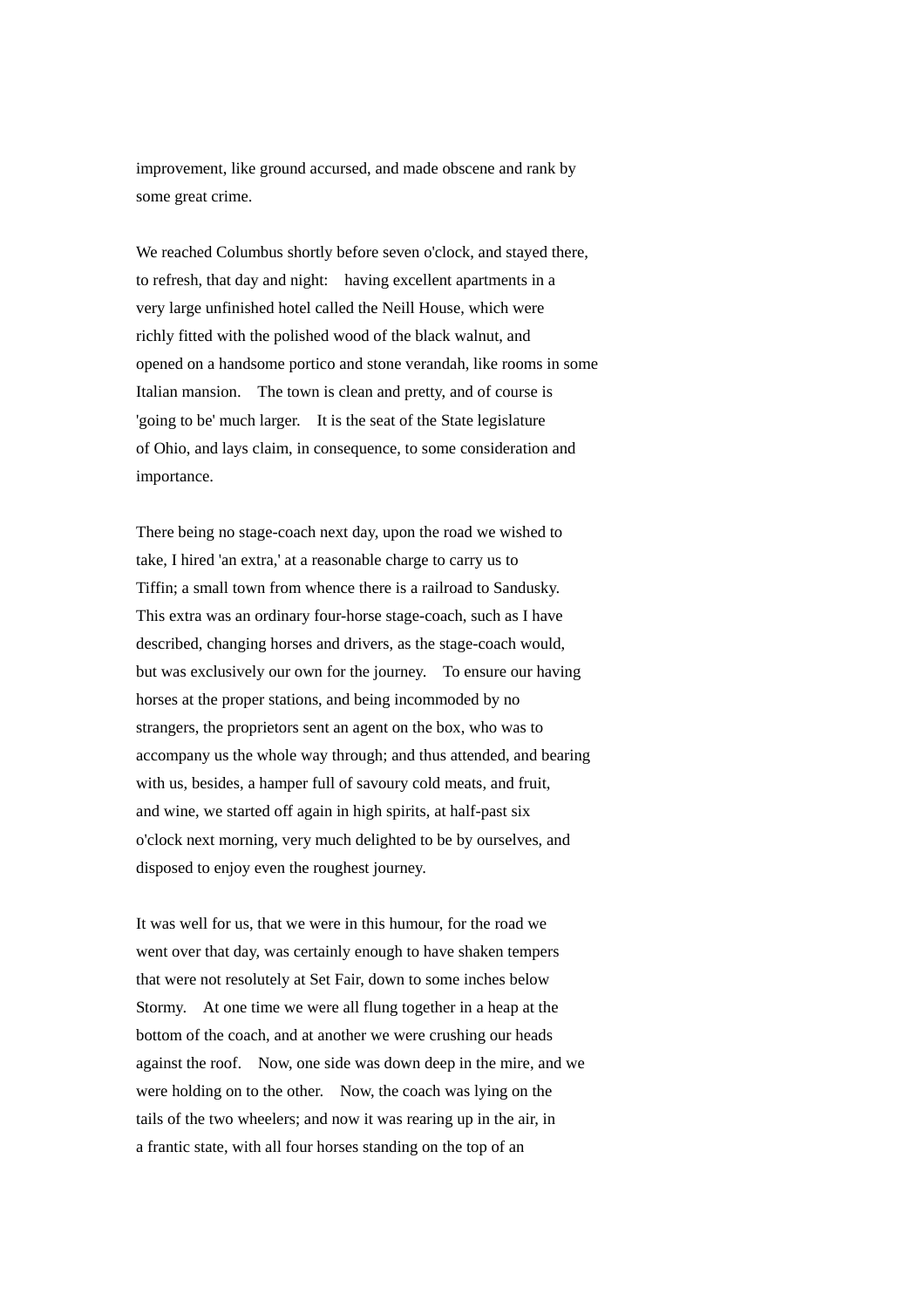improvement, like ground accursed, and made obscene and rank by some great crime.

We reached Columbus shortly before seven o'clock, and stayed there, to refresh, that day and night: having excellent apartments in a very large unfinished hotel called the Neill House, which were richly fitted with the polished wood of the black walnut, and opened on a handsome portico and stone verandah, like rooms in some Italian mansion. The town is clean and pretty, and of course is 'going to be' much larger. It is the seat of the State legislature of Ohio, and lays claim, in consequence, to some consideration and importance.

There being no stage-coach next day, upon the road we wished to take, I hired 'an extra,' at a reasonable charge to carry us to Tiffin; a small town from whence there is a railroad to Sandusky. This extra was an ordinary four-horse stage-coach, such as I have described, changing horses and drivers, as the stage-coach would, but was exclusively our own for the journey. To ensure our having horses at the proper stations, and being incommoded by no strangers, the proprietors sent an agent on the box, who was to accompany us the whole way through; and thus attended, and bearing with us, besides, a hamper full of savoury cold meats, and fruit, and wine, we started off again in high spirits, at half-past six o'clock next morning, very much delighted to be by ourselves, and disposed to enjoy even the roughest journey.

It was well for us, that we were in this humour, for the road we went over that day, was certainly enough to have shaken tempers that were not resolutely at Set Fair, down to some inches below Stormy. At one time we were all flung together in a heap at the bottom of the coach, and at another we were crushing our heads against the roof. Now, one side was down deep in the mire, and we were holding on to the other. Now, the coach was lying on the tails of the two wheelers; and now it was rearing up in the air, in a frantic state, with all four horses standing on the top of an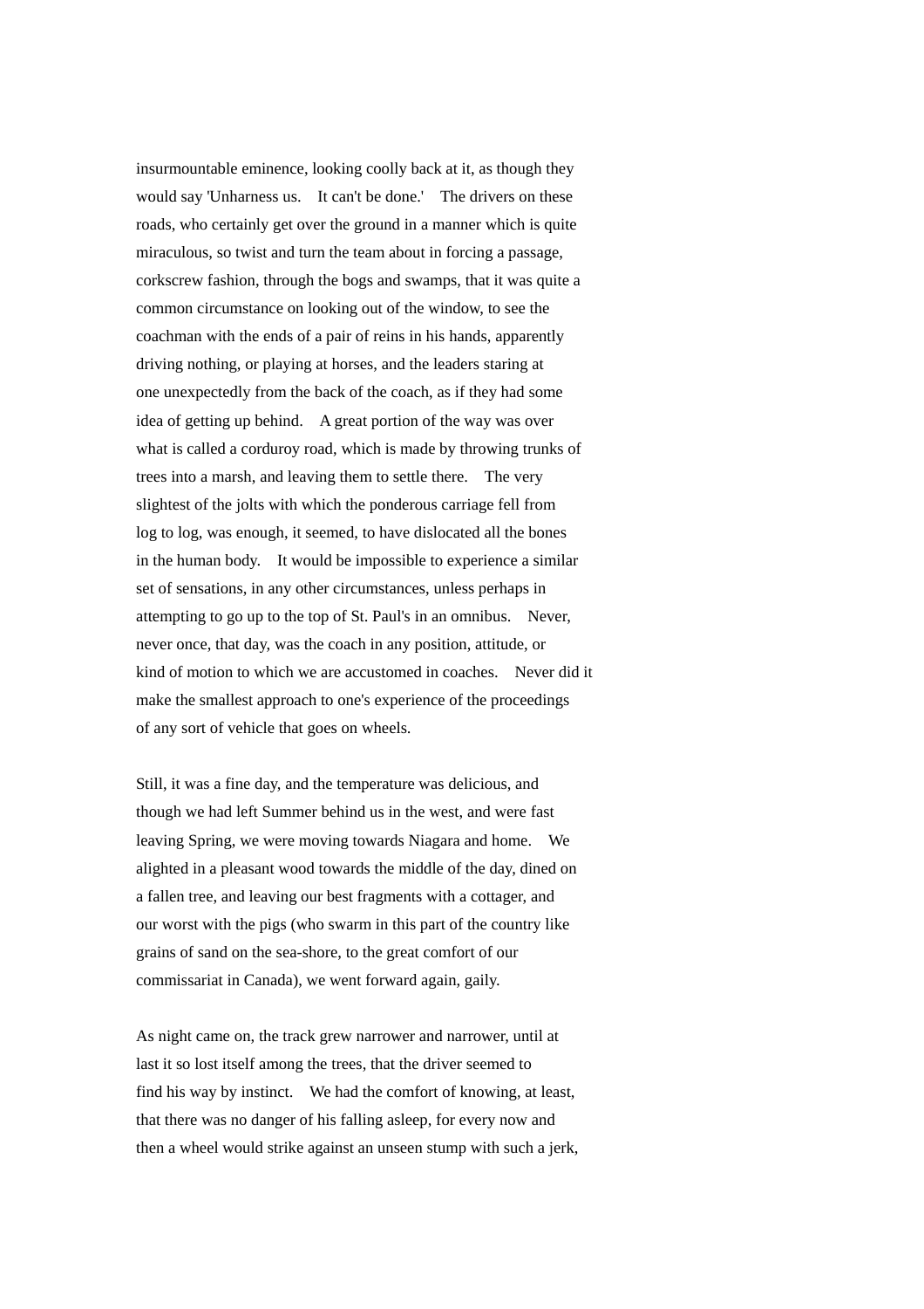insurmountable eminence, looking coolly back at it, as though they would say 'Unharness us. It can't be done.' The drivers on these roads, who certainly get over the ground in a manner which is quite miraculous, so twist and turn the team about in forcing a passage, corkscrew fashion, through the bogs and swamps, that it was quite a common circumstance on looking out of the window, to see the coachman with the ends of a pair of reins in his hands, apparently driving nothing, or playing at horses, and the leaders staring at one unexpectedly from the back of the coach, as if they had some idea of getting up behind. A great portion of the way was over what is called a corduroy road, which is made by throwing trunks of trees into a marsh, and leaving them to settle there. The very slightest of the jolts with which the ponderous carriage fell from log to log, was enough, it seemed, to have dislocated all the bones in the human body. It would be impossible to experience a similar set of sensations, in any other circumstances, unless perhaps in attempting to go up to the top of St. Paul's in an omnibus. Never, never once, that day, was the coach in any position, attitude, or kind of motion to which we are accustomed in coaches. Never did it make the smallest approach to one's experience of the proceedings of any sort of vehicle that goes on wheels.

Still, it was a fine day, and the temperature was delicious, and though we had left Summer behind us in the west, and were fast leaving Spring, we were moving towards Niagara and home. We alighted in a pleasant wood towards the middle of the day, dined on a fallen tree, and leaving our best fragments with a cottager, and our worst with the pigs (who swarm in this part of the country like grains of sand on the sea-shore, to the great comfort of our commissariat in Canada), we went forward again, gaily.

As night came on, the track grew narrower and narrower, until at last it so lost itself among the trees, that the driver seemed to find his way by instinct. We had the comfort of knowing, at least, that there was no danger of his falling asleep, for every now and then a wheel would strike against an unseen stump with such a jerk,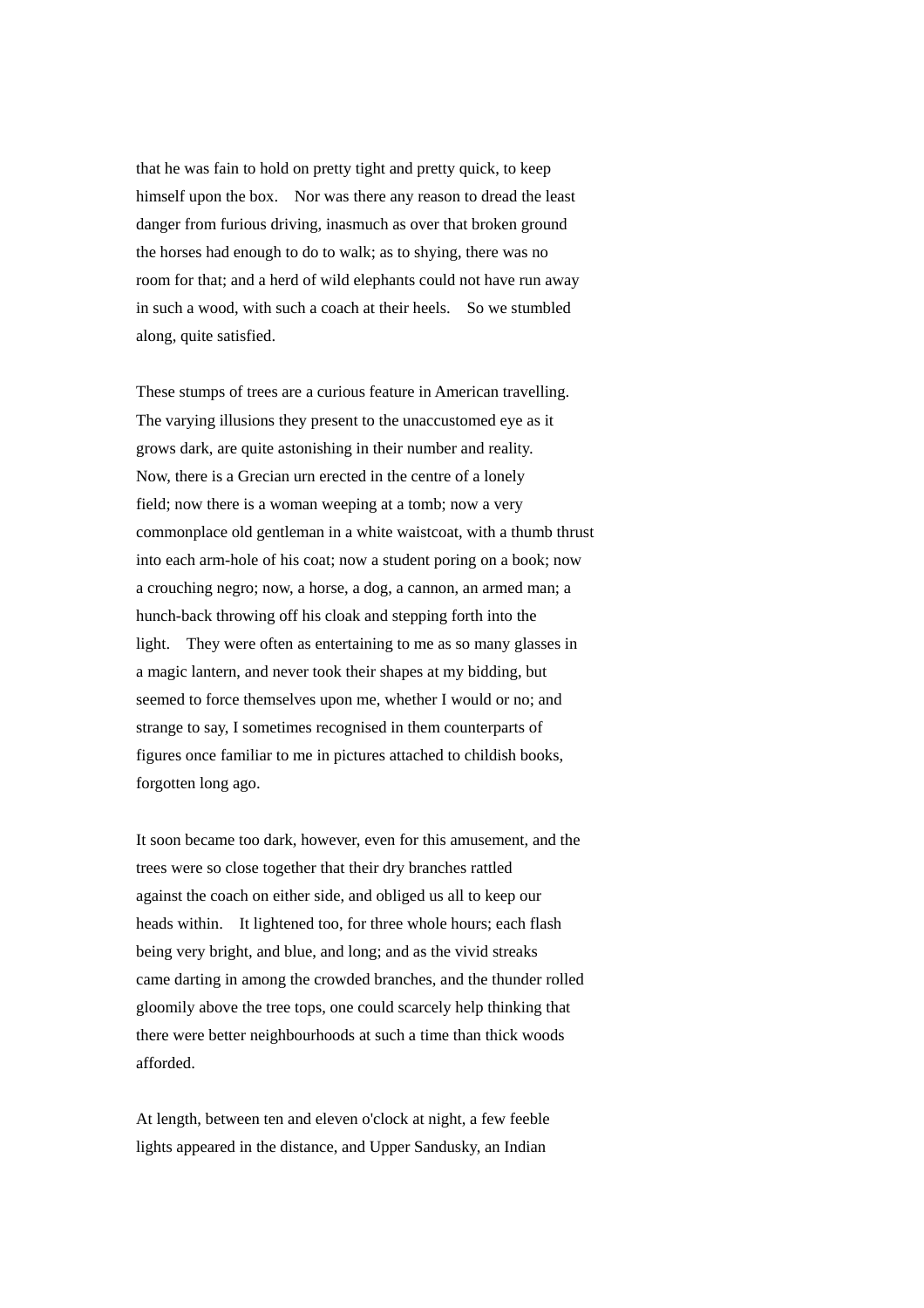that he was fain to hold on pretty tight and pretty quick, to keep himself upon the box. Nor was there any reason to dread the least danger from furious driving, inasmuch as over that broken ground the horses had enough to do to walk; as to shying, there was no room for that; and a herd of wild elephants could not have run away in such a wood, with such a coach at their heels. So we stumbled along, quite satisfied.

These stumps of trees are a curious feature in American travelling. The varying illusions they present to the unaccustomed eye as it grows dark, are quite astonishing in their number and reality. Now, there is a Grecian urn erected in the centre of a lonely field; now there is a woman weeping at a tomb; now a very commonplace old gentleman in a white waistcoat, with a thumb thrust into each arm-hole of his coat; now a student poring on a book; now a crouching negro; now, a horse, a dog, a cannon, an armed man; a hunch-back throwing off his cloak and stepping forth into the light. They were often as entertaining to me as so many glasses in a magic lantern, and never took their shapes at my bidding, but seemed to force themselves upon me, whether I would or no; and strange to say, I sometimes recognised in them counterparts of figures once familiar to me in pictures attached to childish books, forgotten long ago.

It soon became too dark, however, even for this amusement, and the trees were so close together that their dry branches rattled against the coach on either side, and obliged us all to keep our heads within. It lightened too, for three whole hours; each flash being very bright, and blue, and long; and as the vivid streaks came darting in among the crowded branches, and the thunder rolled gloomily above the tree tops, one could scarcely help thinking that there were better neighbourhoods at such a time than thick woods afforded.

At length, between ten and eleven o'clock at night, a few feeble lights appeared in the distance, and Upper Sandusky, an Indian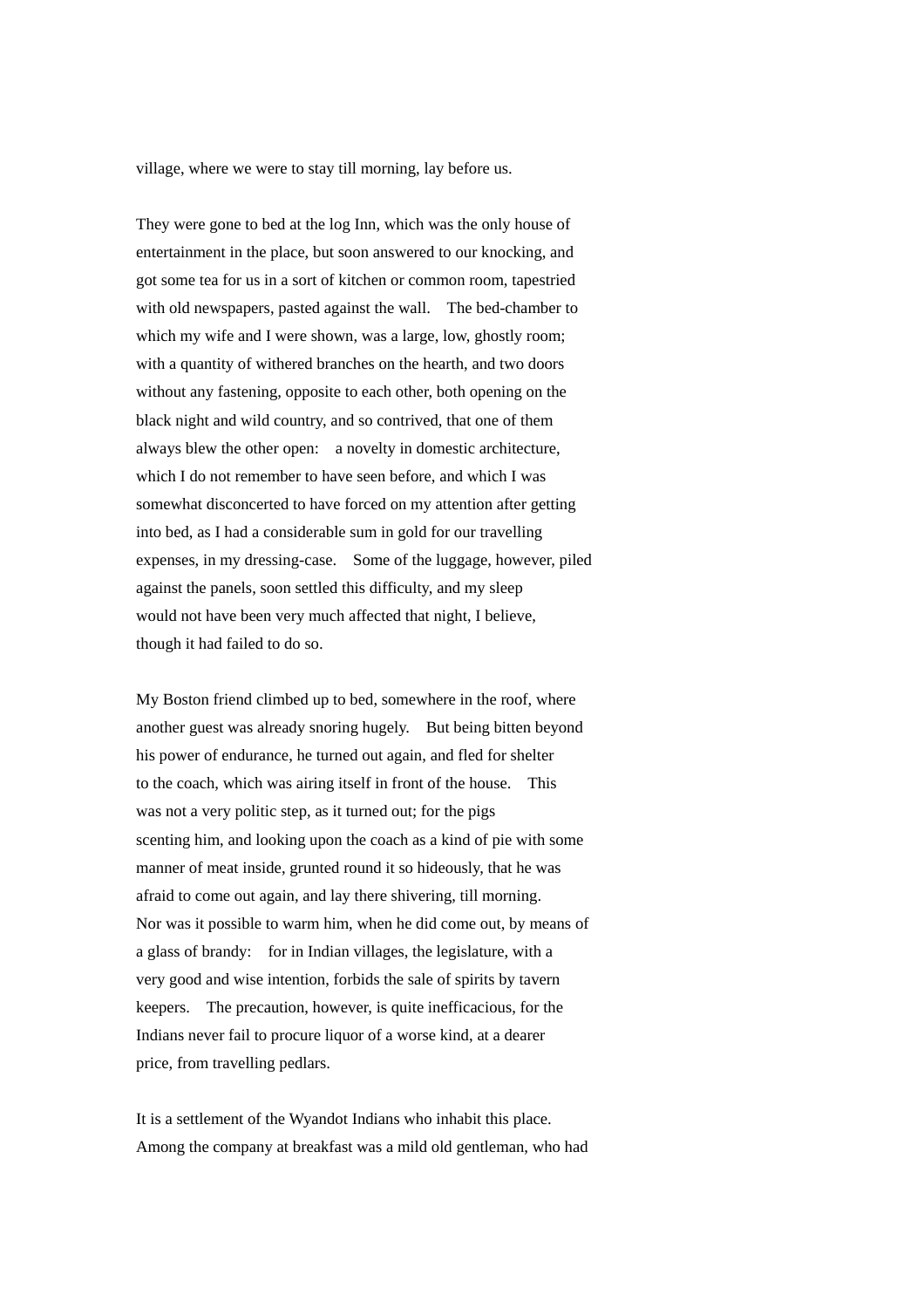village, where we were to stay till morning, lay before us.

They were gone to bed at the log Inn, which was the only house of entertainment in the place, but soon answered to our knocking, and got some tea for us in a sort of kitchen or common room, tapestried with old newspapers, pasted against the wall.  The bed-chamber to which my wife and I were shown, was a large, low, ghostly room; with a quantity of withered branches on the hearth, and two doors without any fastening, opposite to each other, both opening on the black night and wild country, and so contrived, that one of them always blew the other open:  a novelty in domestic architecture, which I do not remember to have seen before, and which I was somewhat disconcerted to have forced on my attention after getting into bed, as I had a considerable sum in gold for our travelling expenses, in my dressing-case.  Some of the luggage, however, piled against the panels, soon settled this difficulty, and my sleep would not have been very much affected that night, I believe, though it had failed to do so.

My Boston friend climbed up to bed, somewhere in the roof, where another guest was already snoring hugely.  But being bitten beyond his power of endurance, he turned out again, and fled for shelter to the coach, which was airing itself in front of the house.  This was not a very politic step, as it turned out; for the pigs scenting him, and looking upon the coach as a kind of pie with some manner of meat inside, grunted round it so hideously, that he was afraid to come out again, and lay there shivering, till morning. Nor was it possible to warm him, when he did come out, by means of a glass of brandy:  for in Indian villages, the legislature, with a very good and wise intention, forbids the sale of spirits by tavern keepers.  The precaution, however, is quite inefficacious, for the Indians never fail to procure liquor of a worse kind, at a dearer price, from travelling pedlars.

It is a settlement of the Wyandot Indians who inhabit this place. Among the company at breakfast was a mild old gentleman, who had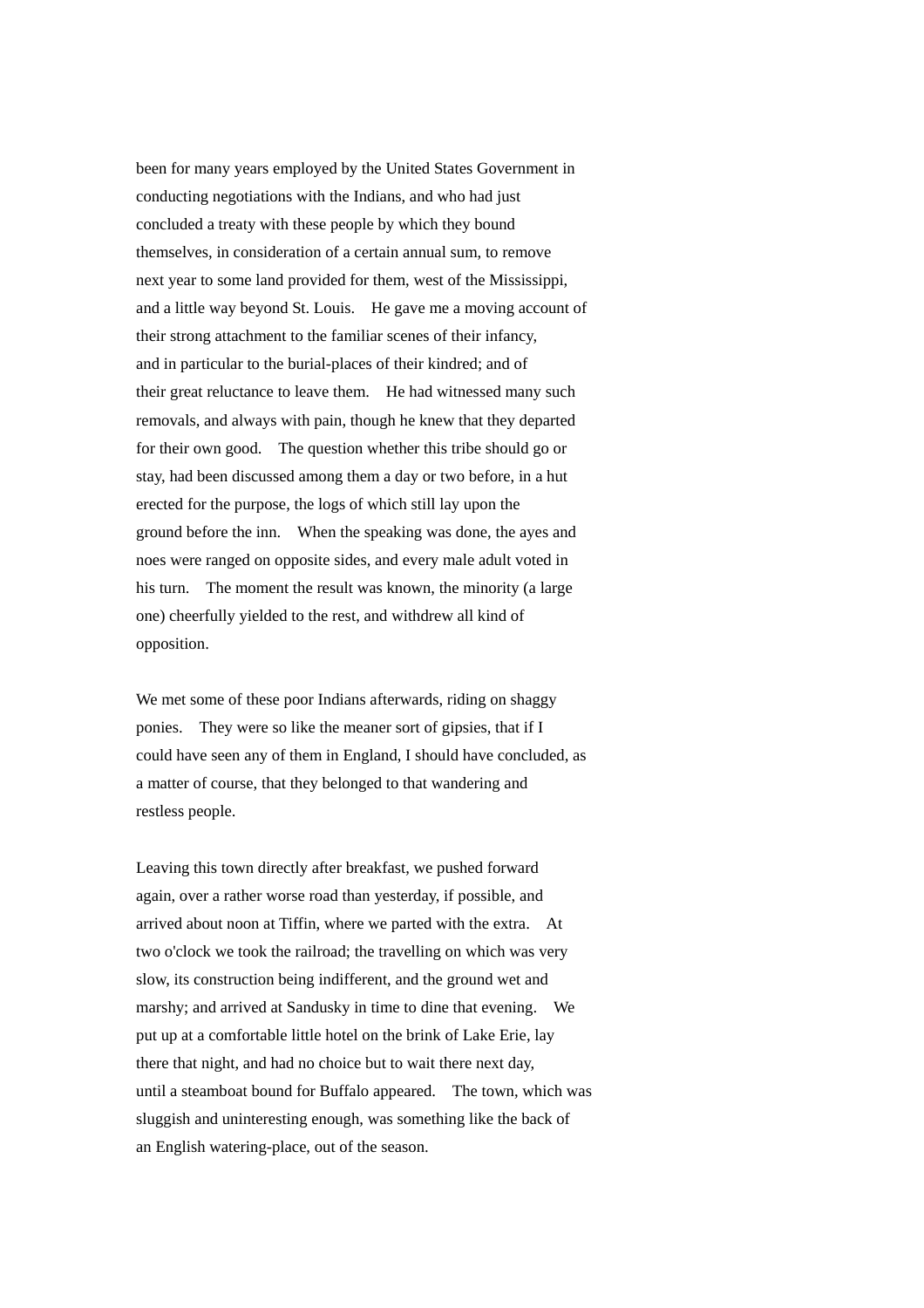been for many years employed by the United States Government in conducting negotiations with the Indians, and who had just concluded a treaty with these people by which they bound themselves, in consideration of a certain annual sum, to remove next year to some land provided for them, west of the Mississippi, and a little way beyond St. Louis. He gave me a moving account of their strong attachment to the familiar scenes of their infancy, and in particular to the burial-places of their kindred; and of their great reluctance to leave them. He had witnessed many such removals, and always with pain, though he knew that they departed for their own good. The question whether this tribe should go or stay, had been discussed among them a day or two before, in a hut erected for the purpose, the logs of which still lay upon the ground before the inn. When the speaking was done, the ayes and noes were ranged on opposite sides, and every male adult voted in his turn. The moment the result was known, the minority (a large one) cheerfully yielded to the rest, and withdrew all kind of opposition.

We met some of these poor Indians afterwards, riding on shaggy ponies. They were so like the meaner sort of gipsies, that if I could have seen any of them in England, I should have concluded, as a matter of course, that they belonged to that wandering and restless people.

Leaving this town directly after breakfast, we pushed forward again, over a rather worse road than yesterday, if possible, and arrived about noon at Tiffin, where we parted with the extra. At two o'clock we took the railroad; the travelling on which was very slow, its construction being indifferent, and the ground wet and marshy; and arrived at Sandusky in time to dine that evening. We put up at a comfortable little hotel on the brink of Lake Erie, lay there that night, and had no choice but to wait there next day, until a steamboat bound for Buffalo appeared. The town, which was sluggish and uninteresting enough, was something like the back of an English watering-place, out of the season.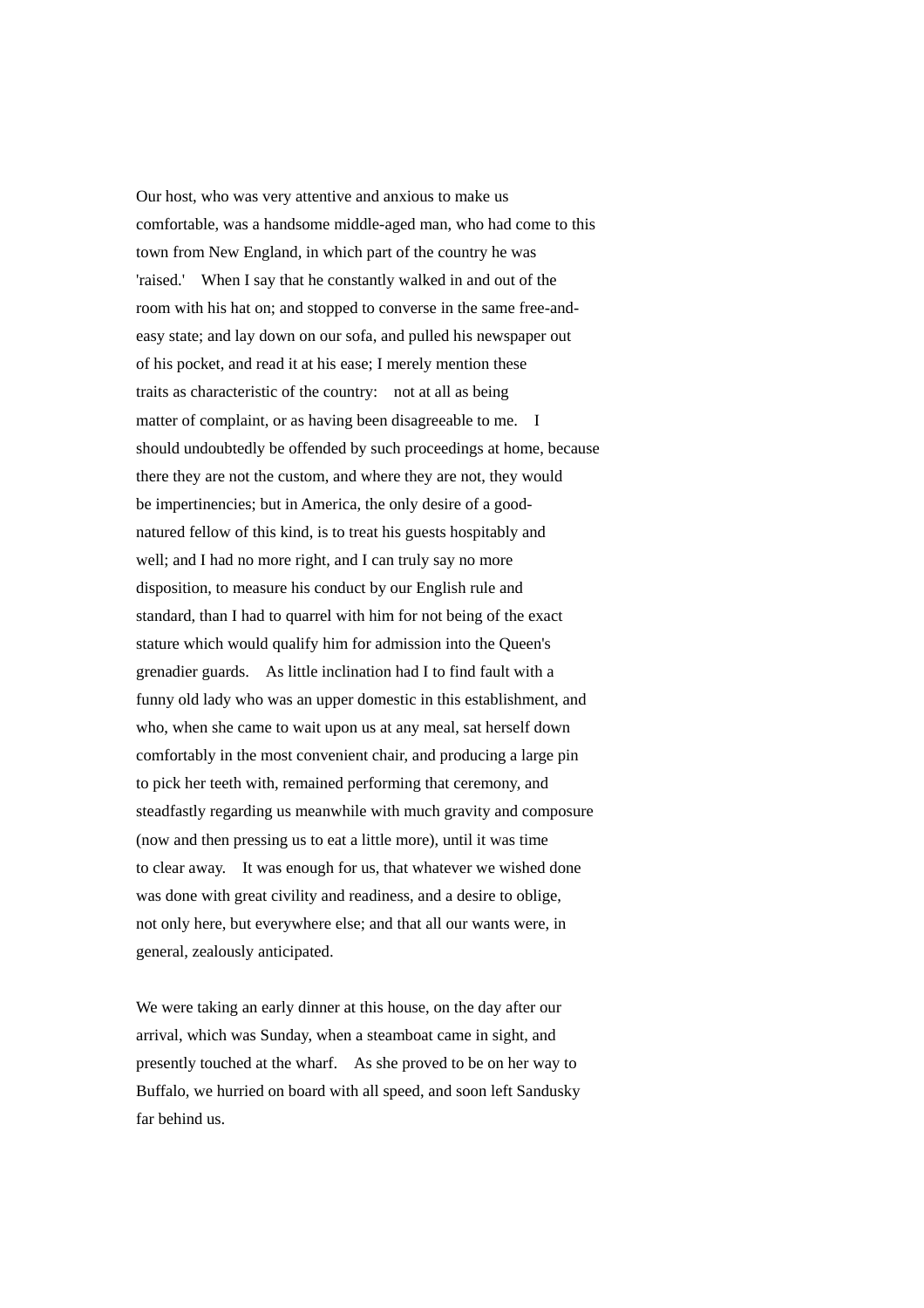Our host, who was very attentive and anxious to make us comfortable, was a handsome middle-aged man, who had come to this town from New England, in which part of the country he was 'raised.' When I say that he constantly walked in and out of the room with his hat on; and stopped to converse in the same free-and-easy state; and lay down on our sofa, and pulled his newspaper out of his pocket, and read it at his ease; I merely mention these traits as characteristic of the country: not at all as being matter of complaint, or as having been disagreeable to me. I should undoubtedly be offended by such proceedings at home, because there they are not the custom, and where they are not, they would be impertinencies; but in America, the only desire of a good-natured fellow of this kind, is to treat his guests hospitably and well; and I had no more right, and I can truly say no more disposition, to measure his conduct by our English rule and standard, than I had to quarrel with him for not being of the exact stature which would qualify him for admission into the Queen's grenadier guards. As little inclination had I to find fault with a funny old lady who was an upper domestic in this establishment, and who, when she came to wait upon us at any meal, sat herself down comfortably in the most convenient chair, and producing a large pin to pick her teeth with, remained performing that ceremony, and steadfastly regarding us meanwhile with much gravity and composure (now and then pressing us to eat a little more), until it was time to clear away. It was enough for us, that whatever we wished done was done with great civility and readiness, and a desire to oblige, not only here, but everywhere else; and that all our wants were, in general, zealously anticipated.

We were taking an early dinner at this house, on the day after our arrival, which was Sunday, when a steamboat came in sight, and presently touched at the wharf. As she proved to be on her way to Buffalo, we hurried on board with all speed, and soon left Sandusky far behind us.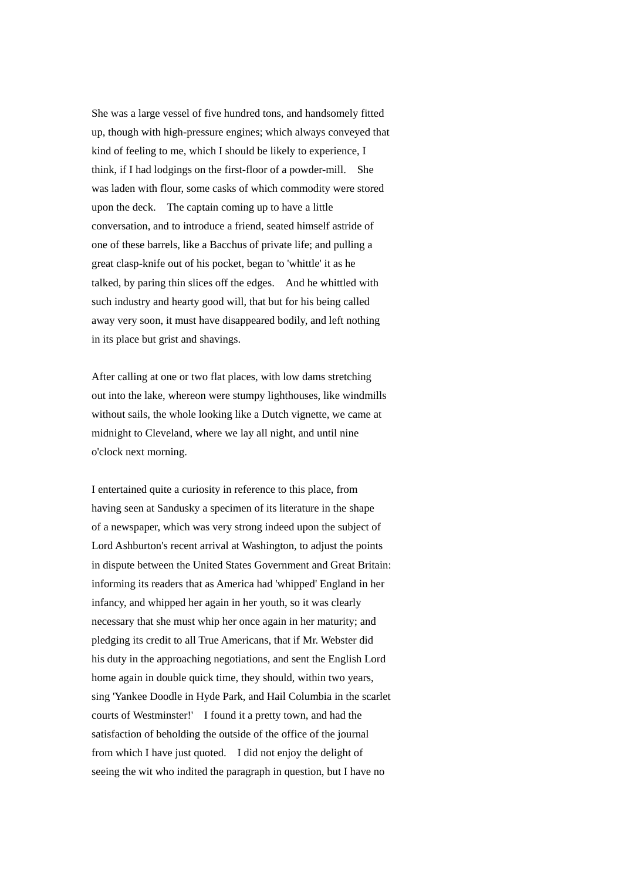She was a large vessel of five hundred tons, and handsomely fitted up, though with high-pressure engines; which always conveyed that kind of feeling to me, which I should be likely to experience, I think, if I had lodgings on the first-floor of a powder-mill. She was laden with flour, some casks of which commodity were stored upon the deck. The captain coming up to have a little conversation, and to introduce a friend, seated himself astride of one of these barrels, like a Bacchus of private life; and pulling a great clasp-knife out of his pocket, began to 'whittle' it as he talked, by paring thin slices off the edges. And he whittled with such industry and hearty good will, that but for his being called away very soon, it must have disappeared bodily, and left nothing in its place but grist and shavings.

After calling at one or two flat places, with low dams stretching out into the lake, whereon were stumpy lighthouses, like windmills without sails, the whole looking like a Dutch vignette, we came at midnight to Cleveland, where we lay all night, and until nine o'clock next morning.

I entertained quite a curiosity in reference to this place, from having seen at Sandusky a specimen of its literature in the shape of a newspaper, which was very strong indeed upon the subject of Lord Ashburton's recent arrival at Washington, to adjust the points in dispute between the United States Government and Great Britain: informing its readers that as America had 'whipped' England in her infancy, and whipped her again in her youth, so it was clearly necessary that she must whip her once again in her maturity; and pledging its credit to all True Americans, that if Mr. Webster did his duty in the approaching negotiations, and sent the English Lord home again in double quick time, they should, within two years, sing 'Yankee Doodle in Hyde Park, and Hail Columbia in the scarlet courts of Westminster!' I found it a pretty town, and had the satisfaction of beholding the outside of the office of the journal from which I have just quoted. I did not enjoy the delight of seeing the wit who indited the paragraph in question, but I have no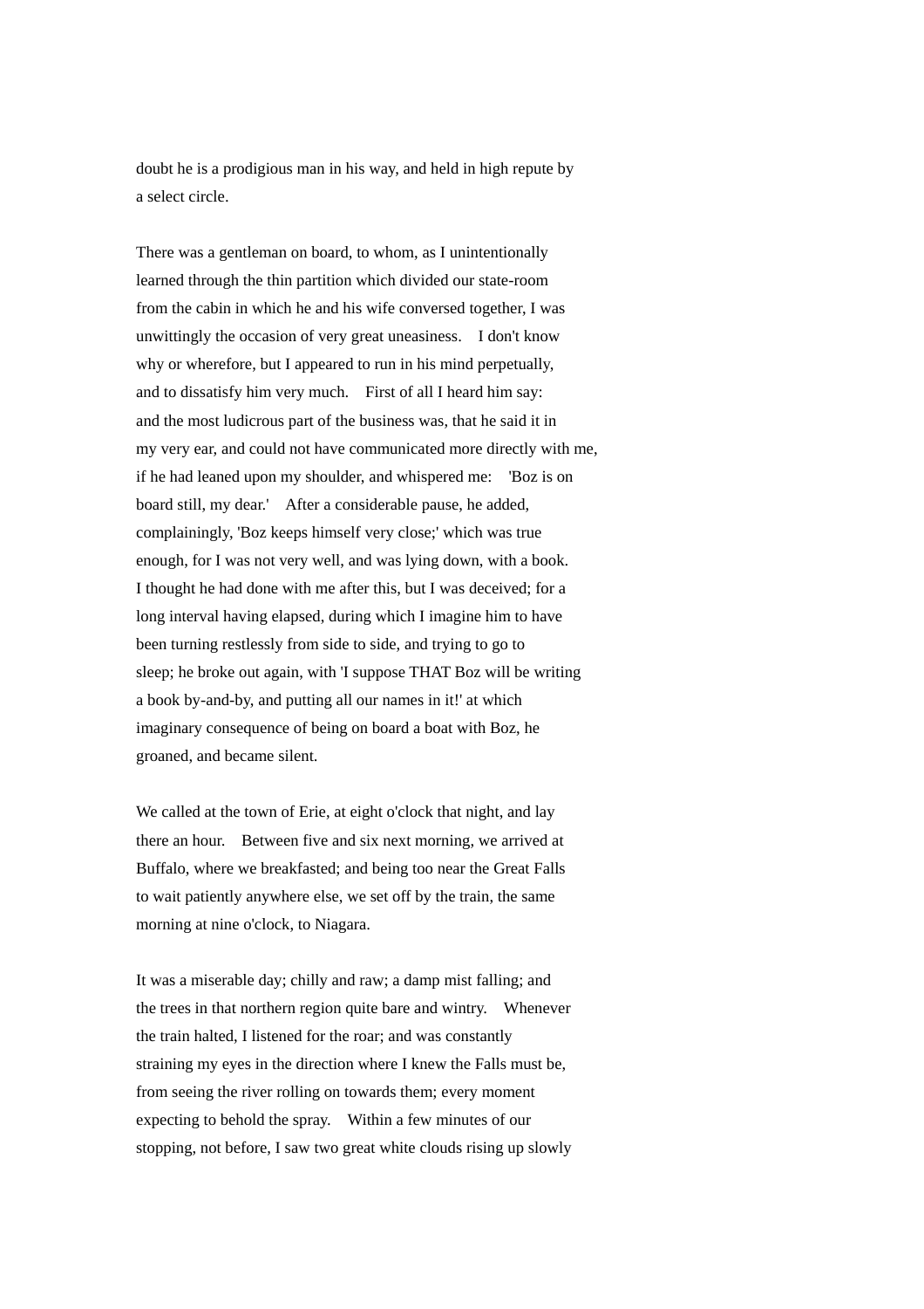doubt he is a prodigious man in his way, and held in high repute by a select circle.

There was a gentleman on board, to whom, as I unintentionally learned through the thin partition which divided our state-room from the cabin in which he and his wife conversed together, I was unwittingly the occasion of very great uneasiness.  I don't know why or wherefore, but I appeared to run in his mind perpetually, and to dissatisfy him very much.  First of all I heard him say: and the most ludicrous part of the business was, that he said it in my very ear, and could not have communicated more directly with me, if he had leaned upon my shoulder, and whispered me:  'Boz is on board still, my dear.'  After a considerable pause, he added, complainingly, 'Boz keeps himself very close;' which was true enough, for I was not very well, and was lying down, with a book. I thought he had done with me after this, but I was deceived; for a long interval having elapsed, during which I imagine him to have been turning restlessly from side to side, and trying to go to sleep; he broke out again, with 'I suppose THAT Boz will be writing a book by-and-by, and putting all our names in it!' at which imaginary consequence of being on board a boat with Boz, he groaned, and became silent.

We called at the town of Erie, at eight o'clock that night, and lay there an hour.  Between five and six next morning, we arrived at Buffalo, where we breakfasted; and being too near the Great Falls to wait patiently anywhere else, we set off by the train, the same morning at nine o'clock, to Niagara.

It was a miserable day; chilly and raw; a damp mist falling; and the trees in that northern region quite bare and wintry.  Whenever the train halted, I listened for the roar; and was constantly straining my eyes in the direction where I knew the Falls must be, from seeing the river rolling on towards them; every moment expecting to behold the spray.  Within a few minutes of our stopping, not before, I saw two great white clouds rising up slowly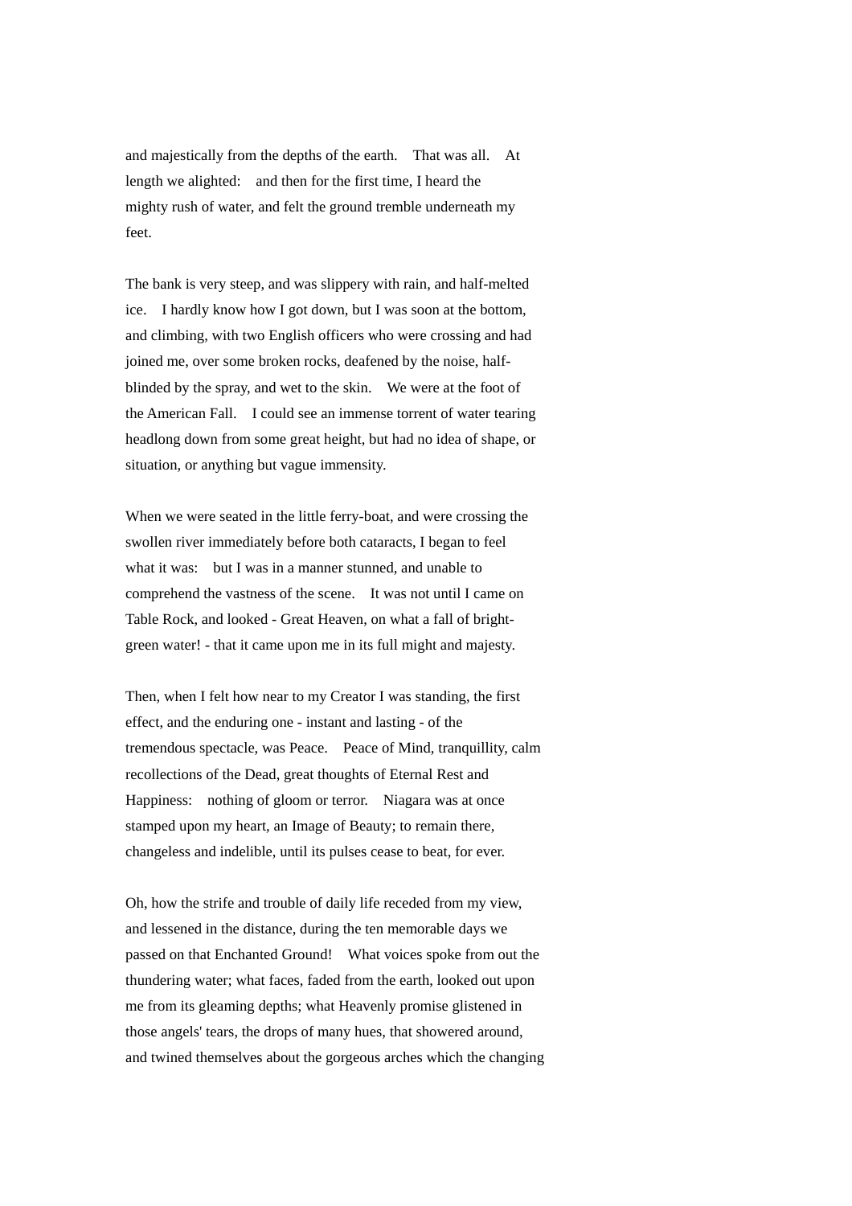and majestically from the depths of the earth. That was all. At length we alighted: and then for the first time, I heard the mighty rush of water, and felt the ground tremble underneath my feet.

The bank is very steep, and was slippery with rain, and half-melted ice. I hardly know how I got down, but I was soon at the bottom, and climbing, with two English officers who were crossing and had joined me, over some broken rocks, deafened by the noise, half-blinded by the spray, and wet to the skin. We were at the foot of the American Fall. I could see an immense torrent of water tearing headlong down from some great height, but had no idea of shape, or situation, or anything but vague immensity.

When we were seated in the little ferry-boat, and were crossing the swollen river immediately before both cataracts, I began to feel what it was: but I was in a manner stunned, and unable to comprehend the vastness of the scene. It was not until I came on Table Rock, and looked - Great Heaven, on what a fall of bright-green water! - that it came upon me in its full might and majesty.

Then, when I felt how near to my Creator I was standing, the first effect, and the enduring one - instant and lasting - of the tremendous spectacle, was Peace. Peace of Mind, tranquillity, calm recollections of the Dead, great thoughts of Eternal Rest and Happiness: nothing of gloom or terror. Niagara was at once stamped upon my heart, an Image of Beauty; to remain there, changeless and indelible, until its pulses cease to beat, for ever.

Oh, how the strife and trouble of daily life receded from my view, and lessened in the distance, during the ten memorable days we passed on that Enchanted Ground! What voices spoke from out the thundering water; what faces, faded from the earth, looked out upon me from its gleaming depths; what Heavenly promise glistened in those angels' tears, the drops of many hues, that showered around, and twined themselves about the gorgeous arches which the changing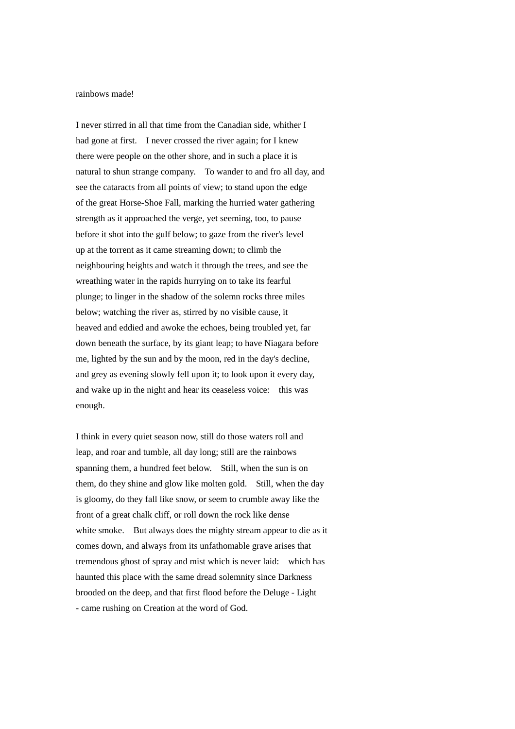rainbows made!

I never stirred in all that time from the Canadian side, whither I had gone at first. I never crossed the river again; for I knew there were people on the other shore, and in such a place it is natural to shun strange company. To wander to and fro all day, and see the cataracts from all points of view; to stand upon the edge of the great Horse-Shoe Fall, marking the hurried water gathering strength as it approached the verge, yet seeming, too, to pause before it shot into the gulf below; to gaze from the river's level up at the torrent as it came streaming down; to climb the neighbouring heights and watch it through the trees, and see the wreathing water in the rapids hurrying on to take its fearful plunge; to linger in the shadow of the solemn rocks three miles below; watching the river as, stirred by no visible cause, it heaved and eddied and awoke the echoes, being troubled yet, far down beneath the surface, by its giant leap; to have Niagara before me, lighted by the sun and by the moon, red in the day's decline, and grey as evening slowly fell upon it; to look upon it every day, and wake up in the night and hear its ceaseless voice: this was enough.

I think in every quiet season now, still do those waters roll and leap, and roar and tumble, all day long; still are the rainbows spanning them, a hundred feet below. Still, when the sun is on them, do they shine and glow like molten gold. Still, when the day is gloomy, do they fall like snow, or seem to crumble away like the front of a great chalk cliff, or roll down the rock like dense white smoke. But always does the mighty stream appear to die as it comes down, and always from its unfathomable grave arises that tremendous ghost of spray and mist which is never laid: which has haunted this place with the same dread solemnity since Darkness brooded on the deep, and that first flood before the Deluge - Light - came rushing on Creation at the word of God.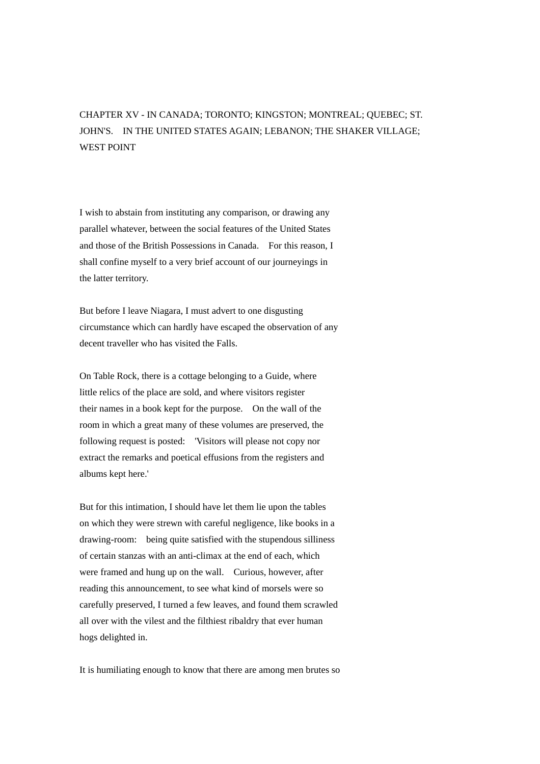## CHAPTER XV - IN CANADA; TORONTO; KINGSTON; MONTREAL; QUEBEC; ST. JOHN'S. IN THE UNITED STATES AGAIN; LEBANON; THE SHAKER VILLAGE; WEST POINT

I wish to abstain from instituting any comparison, or drawing any parallel whatever, between the social features of the United States and those of the British Possessions in Canada. For this reason, I shall confine myself to a very brief account of our journeyings in the latter territory.

But before I leave Niagara, I must advert to one disgusting circumstance which can hardly have escaped the observation of any decent traveller who has visited the Falls.

On Table Rock, there is a cottage belonging to a Guide, where little relics of the place are sold, and where visitors register their names in a book kept for the purpose. On the wall of the room in which a great many of these volumes are preserved, the following request is posted: 'Visitors will please not copy nor extract the remarks and poetical effusions from the registers and albums kept here.'

But for this intimation, I should have let them lie upon the tables on which they were strewn with careful negligence, like books in a drawing-room: being quite satisfied with the stupendous silliness of certain stanzas with an anti-climax at the end of each, which were framed and hung up on the wall. Curious, however, after reading this announcement, to see what kind of morsels were so carefully preserved, I turned a few leaves, and found them scrawled all over with the vilest and the filthiest ribaldry that ever human hogs delighted in.

It is humiliating enough to know that there are among men brutes so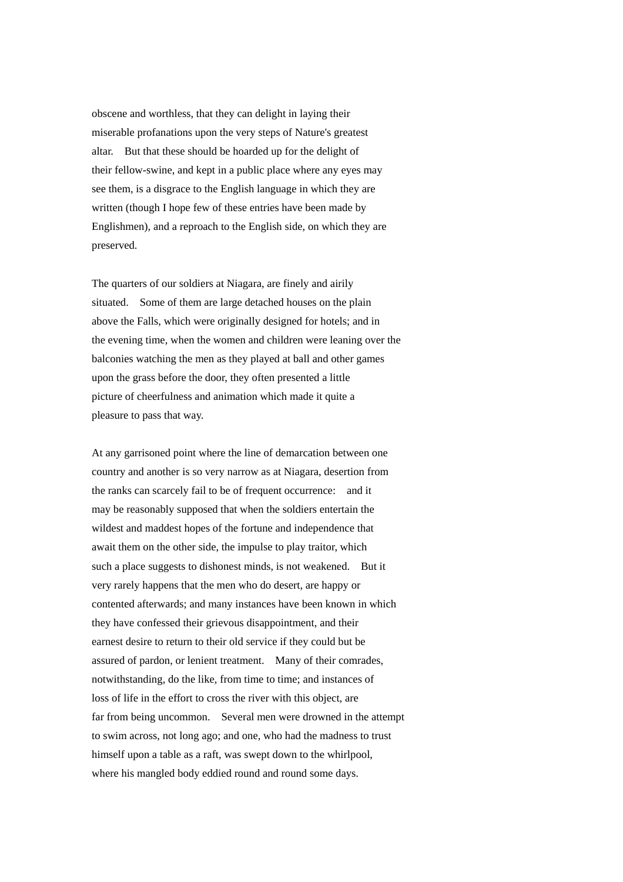obscene and worthless, that they can delight in laying their miserable profanations upon the very steps of Nature's greatest altar. But that these should be hoarded up for the delight of their fellow-swine, and kept in a public place where any eyes may see them, is a disgrace to the English language in which they are written (though I hope few of these entries have been made by Englishmen), and a reproach to the English side, on which they are preserved.

The quarters of our soldiers at Niagara, are finely and airily situated. Some of them are large detached houses on the plain above the Falls, which were originally designed for hotels; and in the evening time, when the women and children were leaning over the balconies watching the men as they played at ball and other games upon the grass before the door, they often presented a little picture of cheerfulness and animation which made it quite a pleasure to pass that way.

At any garrisoned point where the line of demarcation between one country and another is so very narrow as at Niagara, desertion from the ranks can scarcely fail to be of frequent occurrence: and it may be reasonably supposed that when the soldiers entertain the wildest and maddest hopes of the fortune and independence that await them on the other side, the impulse to play traitor, which such a place suggests to dishonest minds, is not weakened. But it very rarely happens that the men who do desert, are happy or contented afterwards; and many instances have been known in which they have confessed their grievous disappointment, and their earnest desire to return to their old service if they could but be assured of pardon, or lenient treatment. Many of their comrades, notwithstanding, do the like, from time to time; and instances of loss of life in the effort to cross the river with this object, are far from being uncommon. Several men were drowned in the attempt to swim across, not long ago; and one, who had the madness to trust himself upon a table as a raft, was swept down to the whirlpool, where his mangled body eddied round and round some days.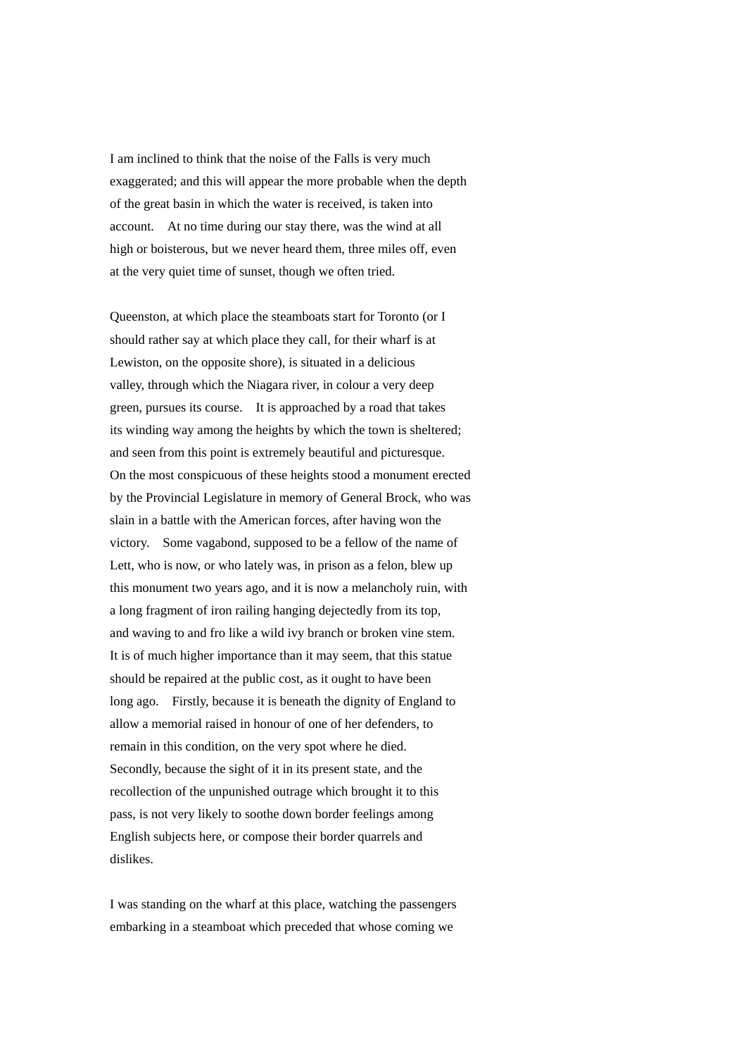I am inclined to think that the noise of the Falls is very much exaggerated; and this will appear the more probable when the depth of the great basin in which the water is received, is taken into account. At no time during our stay there, was the wind at all high or boisterous, but we never heard them, three miles off, even at the very quiet time of sunset, though we often tried.

Queenston, at which place the steamboats start for Toronto (or I should rather say at which place they call, for their wharf is at Lewiston, on the opposite shore), is situated in a delicious valley, through which the Niagara river, in colour a very deep green, pursues its course. It is approached by a road that takes its winding way among the heights by which the town is sheltered; and seen from this point is extremely beautiful and picturesque. On the most conspicuous of these heights stood a monument erected by the Provincial Legislature in memory of General Brock, who was slain in a battle with the American forces, after having won the victory. Some vagabond, supposed to be a fellow of the name of Lett, who is now, or who lately was, in prison as a felon, blew up this monument two years ago, and it is now a melancholy ruin, with a long fragment of iron railing hanging dejectedly from its top, and waving to and fro like a wild ivy branch or broken vine stem. It is of much higher importance than it may seem, that this statue should be repaired at the public cost, as it ought to have been long ago. Firstly, because it is beneath the dignity of England to allow a memorial raised in honour of one of her defenders, to remain in this condition, on the very spot where he died. Secondly, because the sight of it in its present state, and the recollection of the unpunished outrage which brought it to this pass, is not very likely to soothe down border feelings among English subjects here, or compose their border quarrels and dislikes.

I was standing on the wharf at this place, watching the passengers embarking in a steamboat which preceded that whose coming we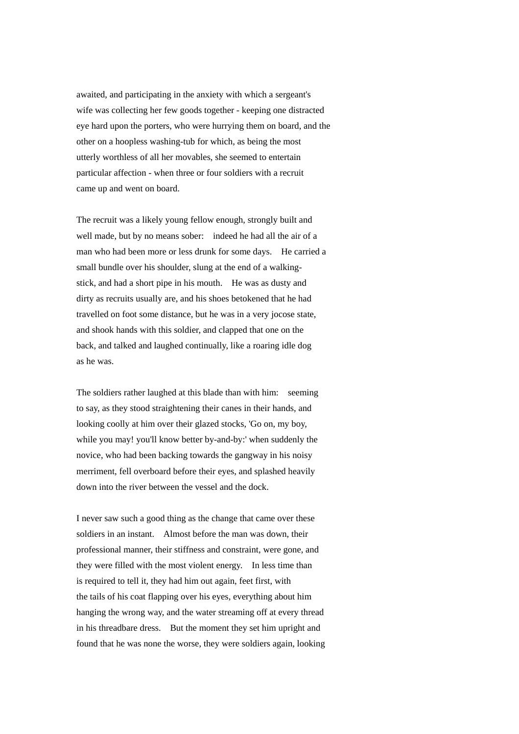awaited, and participating in the anxiety with which a sergeant's wife was collecting her few goods together - keeping one distracted eye hard upon the porters, who were hurrying them on board, and the other on a hoopless washing-tub for which, as being the most utterly worthless of all her movables, she seemed to entertain particular affection - when three or four soldiers with a recruit came up and went on board.

The recruit was a likely young fellow enough, strongly built and well made, but by no means sober: indeed he had all the air of a man who had been more or less drunk for some days. He carried a small bundle over his shoulder, slung at the end of a walking-stick, and had a short pipe in his mouth. He was as dusty and dirty as recruits usually are, and his shoes betokened that he had travelled on foot some distance, but he was in a very jocose state, and shook hands with this soldier, and clapped that one on the back, and talked and laughed continually, like a roaring idle dog as he was.

The soldiers rather laughed at this blade than with him: seeming to say, as they stood straightening their canes in their hands, and looking coolly at him over their glazed stocks, 'Go on, my boy, while you may! you'll know better by-and-by:' when suddenly the novice, who had been backing towards the gangway in his noisy merriment, fell overboard before their eyes, and splashed heavily down into the river between the vessel and the dock.

I never saw such a good thing as the change that came over these soldiers in an instant. Almost before the man was down, their professional manner, their stiffness and constraint, were gone, and they were filled with the most violent energy. In less time than is required to tell it, they had him out again, feet first, with the tails of his coat flapping over his eyes, everything about him hanging the wrong way, and the water streaming off at every thread in his threadbare dress. But the moment they set him upright and found that he was none the worse, they were soldiers again, looking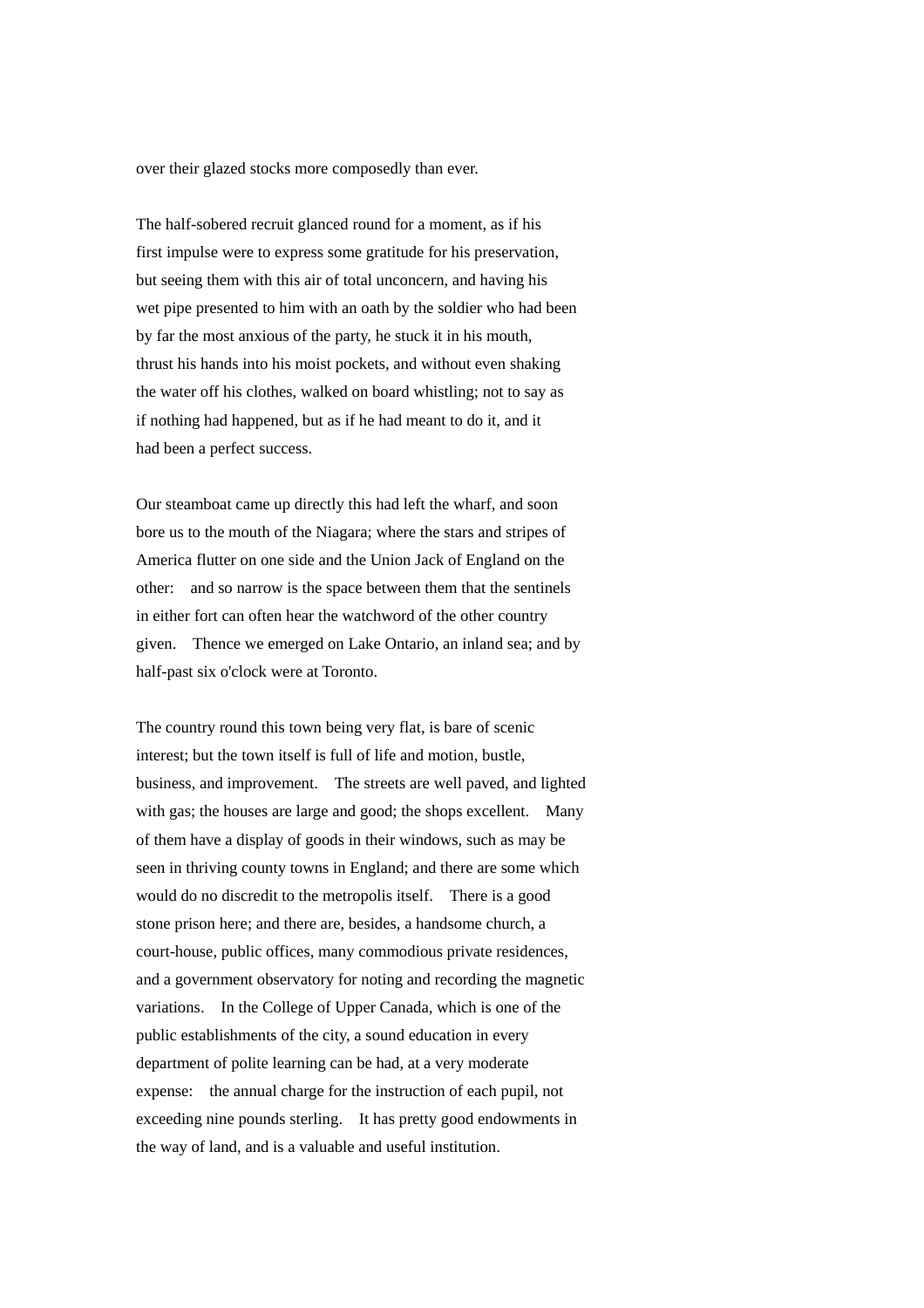over their glazed stocks more composedly than ever.

The half-sobered recruit glanced round for a moment, as if his first impulse were to express some gratitude for his preservation, but seeing them with this air of total unconcern, and having his wet pipe presented to him with an oath by the soldier who had been by far the most anxious of the party, he stuck it in his mouth, thrust his hands into his moist pockets, and without even shaking the water off his clothes, walked on board whistling; not to say as if nothing had happened, but as if he had meant to do it, and it had been a perfect success.

Our steamboat came up directly this had left the wharf, and soon bore us to the mouth of the Niagara; where the stars and stripes of America flutter on one side and the Union Jack of England on the other: and so narrow is the space between them that the sentinels in either fort can often hear the watchword of the other country given. Thence we emerged on Lake Ontario, an inland sea; and by half-past six o'clock were at Toronto.

The country round this town being very flat, is bare of scenic interest; but the town itself is full of life and motion, bustle, business, and improvement. The streets are well paved, and lighted with gas; the houses are large and good; the shops excellent. Many of them have a display of goods in their windows, such as may be seen in thriving county towns in England; and there are some which would do no discredit to the metropolis itself. There is a good stone prison here; and there are, besides, a handsome church, a court-house, public offices, many commodious private residences, and a government observatory for noting and recording the magnetic variations. In the College of Upper Canada, which is one of the public establishments of the city, a sound education in every department of polite learning can be had, at a very moderate expense: the annual charge for the instruction of each pupil, not exceeding nine pounds sterling. It has pretty good endowments in the way of land, and is a valuable and useful institution.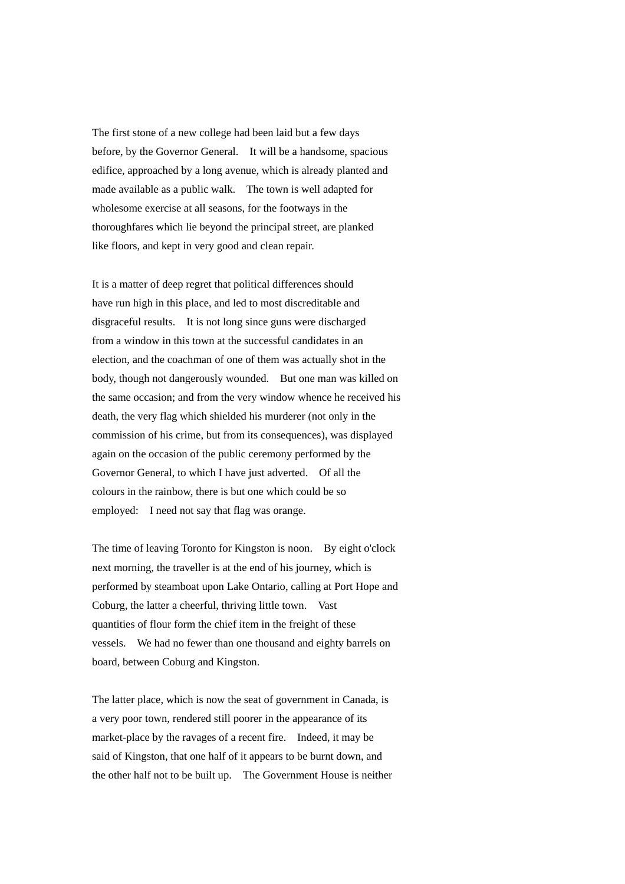The first stone of a new college had been laid but a few days before, by the Governor General. It will be a handsome, spacious edifice, approached by a long avenue, which is already planted and made available as a public walk. The town is well adapted for wholesome exercise at all seasons, for the footways in the thoroughfares which lie beyond the principal street, are planked like floors, and kept in very good and clean repair.

It is a matter of deep regret that political differences should have run high in this place, and led to most discreditable and disgraceful results. It is not long since guns were discharged from a window in this town at the successful candidates in an election, and the coachman of one of them was actually shot in the body, though not dangerously wounded. But one man was killed on the same occasion; and from the very window whence he received his death, the very flag which shielded his murderer (not only in the commission of his crime, but from its consequences), was displayed again on the occasion of the public ceremony performed by the Governor General, to which I have just adverted. Of all the colours in the rainbow, there is but one which could be so employed: I need not say that flag was orange.

The time of leaving Toronto for Kingston is noon. By eight o'clock next morning, the traveller is at the end of his journey, which is performed by steamboat upon Lake Ontario, calling at Port Hope and Coburg, the latter a cheerful, thriving little town. Vast quantities of flour form the chief item in the freight of these vessels. We had no fewer than one thousand and eighty barrels on board, between Coburg and Kingston.

The latter place, which is now the seat of government in Canada, is a very poor town, rendered still poorer in the appearance of its market-place by the ravages of a recent fire. Indeed, it may be said of Kingston, that one half of it appears to be burnt down, and the other half not to be built up. The Government House is neither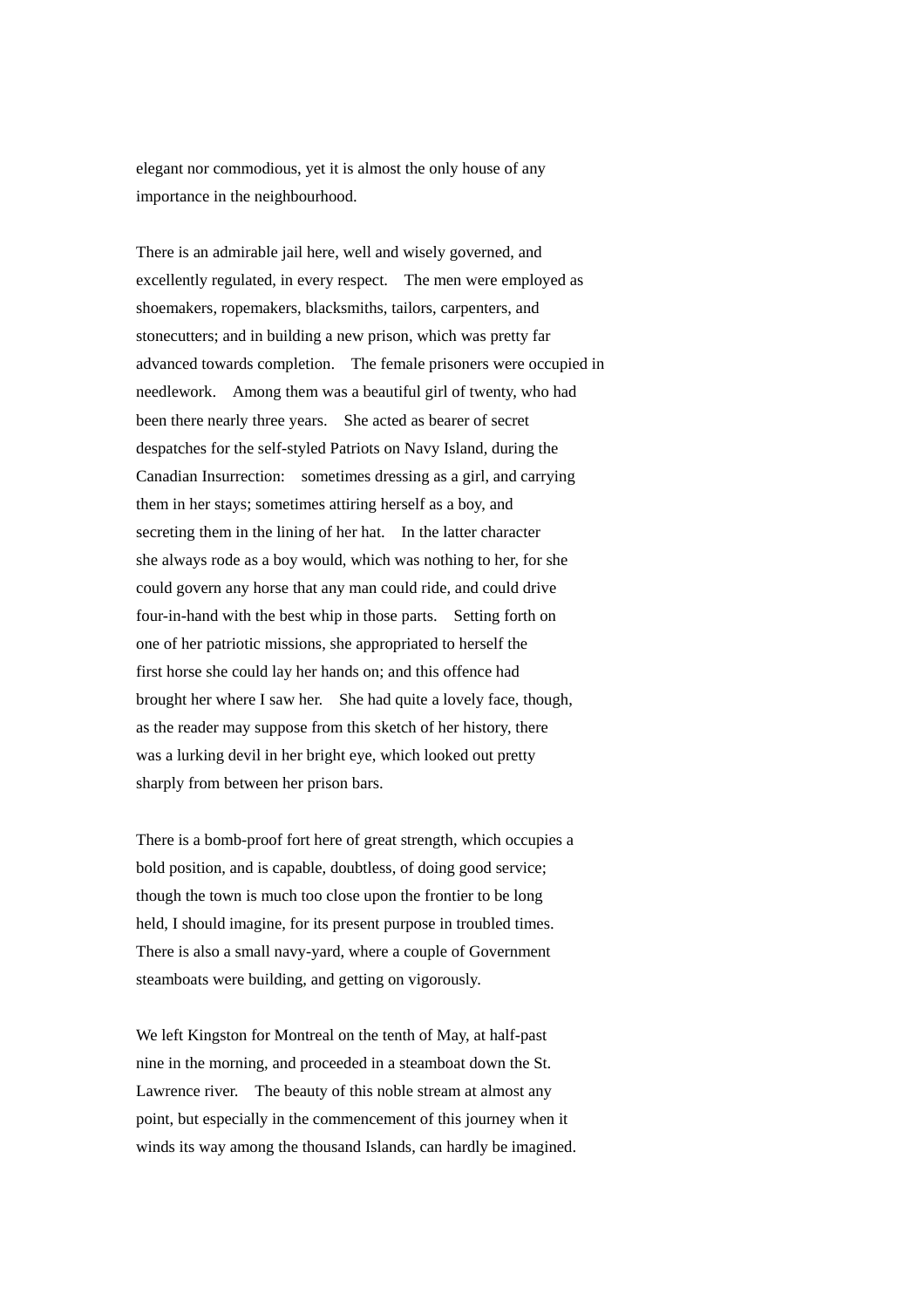elegant nor commodious, yet it is almost the only house of any importance in the neighbourhood.

There is an admirable jail here, well and wisely governed, and excellently regulated, in every respect. The men were employed as shoemakers, ropemakers, blacksmiths, tailors, carpenters, and stonecutters; and in building a new prison, which was pretty far advanced towards completion. The female prisoners were occupied in needlework. Among them was a beautiful girl of twenty, who had been there nearly three years. She acted as bearer of secret despatches for the self-styled Patriots on Navy Island, during the Canadian Insurrection: sometimes dressing as a girl, and carrying them in her stays; sometimes attiring herself as a boy, and secreting them in the lining of her hat. In the latter character she always rode as a boy would, which was nothing to her, for she could govern any horse that any man could ride, and could drive four-in-hand with the best whip in those parts. Setting forth on one of her patriotic missions, she appropriated to herself the first horse she could lay her hands on; and this offence had brought her where I saw her. She had quite a lovely face, though, as the reader may suppose from this sketch of her history, there was a lurking devil in her bright eye, which looked out pretty sharply from between her prison bars.

There is a bomb-proof fort here of great strength, which occupies a bold position, and is capable, doubtless, of doing good service; though the town is much too close upon the frontier to be long held, I should imagine, for its present purpose in troubled times. There is also a small navy-yard, where a couple of Government steamboats were building, and getting on vigorously.

We left Kingston for Montreal on the tenth of May, at half-past nine in the morning, and proceeded in a steamboat down the St. Lawrence river. The beauty of this noble stream at almost any point, but especially in the commencement of this journey when it winds its way among the thousand Islands, can hardly be imagined.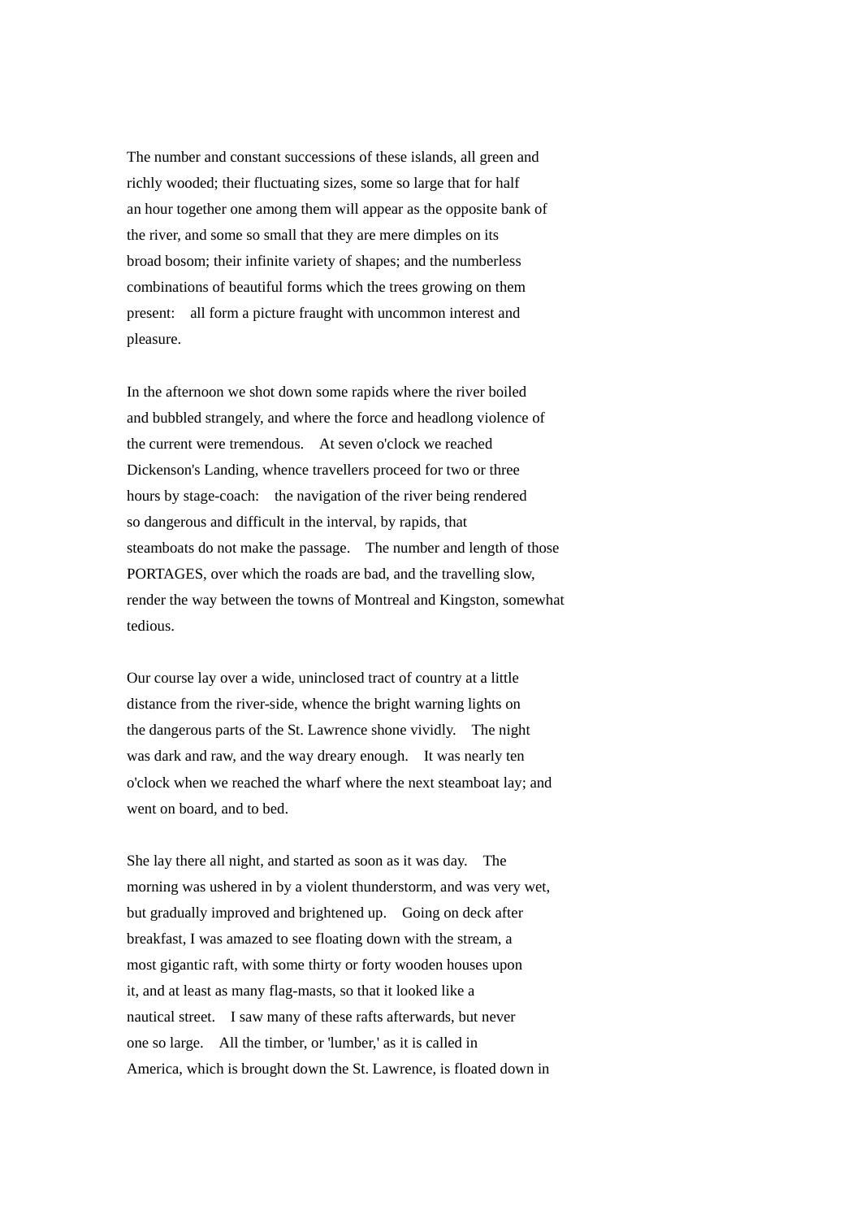The number and constant successions of these islands, all green and richly wooded; their fluctuating sizes, some so large that for half an hour together one among them will appear as the opposite bank of the river, and some so small that they are mere dimples on its broad bosom; their infinite variety of shapes; and the numberless combinations of beautiful forms which the trees growing on them present: all form a picture fraught with uncommon interest and pleasure.

In the afternoon we shot down some rapids where the river boiled and bubbled strangely, and where the force and headlong violence of the current were tremendous. At seven o'clock we reached Dickenson's Landing, whence travellers proceed for two or three hours by stage-coach: the navigation of the river being rendered so dangerous and difficult in the interval, by rapids, that steamboats do not make the passage. The number and length of those PORTAGES, over which the roads are bad, and the travelling slow, render the way between the towns of Montreal and Kingston, somewhat tedious.

Our course lay over a wide, uninclosed tract of country at a little distance from the river-side, whence the bright warning lights on the dangerous parts of the St. Lawrence shone vividly. The night was dark and raw, and the way dreary enough. It was nearly ten o'clock when we reached the wharf where the next steamboat lay; and went on board, and to bed.

She lay there all night, and started as soon as it was day. The morning was ushered in by a violent thunderstorm, and was very wet, but gradually improved and brightened up. Going on deck after breakfast, I was amazed to see floating down with the stream, a most gigantic raft, with some thirty or forty wooden houses upon it, and at least as many flag-masts, so that it looked like a nautical street. I saw many of these rafts afterwards, but never one so large. All the timber, or 'lumber,' as it is called in America, which is brought down the St. Lawrence, is floated down in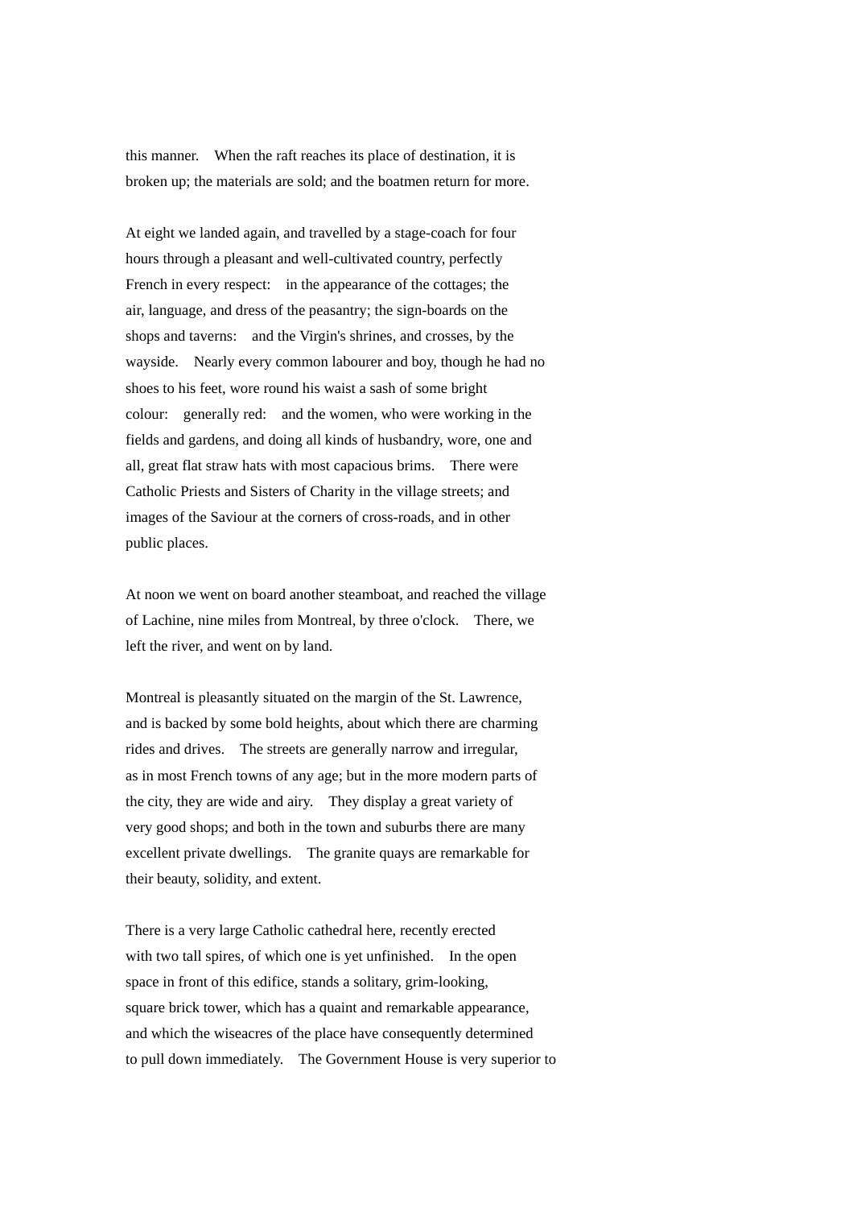this manner. When the raft reaches its place of destination, it is broken up; the materials are sold; and the boatmen return for more.

At eight we landed again, and travelled by a stage-coach for four hours through a pleasant and well-cultivated country, perfectly French in every respect: in the appearance of the cottages; the air, language, and dress of the peasantry; the sign-boards on the shops and taverns: and the Virgin's shrines, and crosses, by the wayside. Nearly every common labourer and boy, though he had no shoes to his feet, wore round his waist a sash of some bright colour: generally red: and the women, who were working in the fields and gardens, and doing all kinds of husbandry, wore, one and all, great flat straw hats with most capacious brims. There were Catholic Priests and Sisters of Charity in the village streets; and images of the Saviour at the corners of cross-roads, and in other public places.

At noon we went on board another steamboat, and reached the village of Lachine, nine miles from Montreal, by three o'clock. There, we left the river, and went on by land.

Montreal is pleasantly situated on the margin of the St. Lawrence, and is backed by some bold heights, about which there are charming rides and drives. The streets are generally narrow and irregular, as in most French towns of any age; but in the more modern parts of the city, they are wide and airy. They display a great variety of very good shops; and both in the town and suburbs there are many excellent private dwellings. The granite quays are remarkable for their beauty, solidity, and extent.

There is a very large Catholic cathedral here, recently erected with two tall spires, of which one is yet unfinished. In the open space in front of this edifice, stands a solitary, grim-looking, square brick tower, which has a quaint and remarkable appearance, and which the wiseacres of the place have consequently determined to pull down immediately. The Government House is very superior to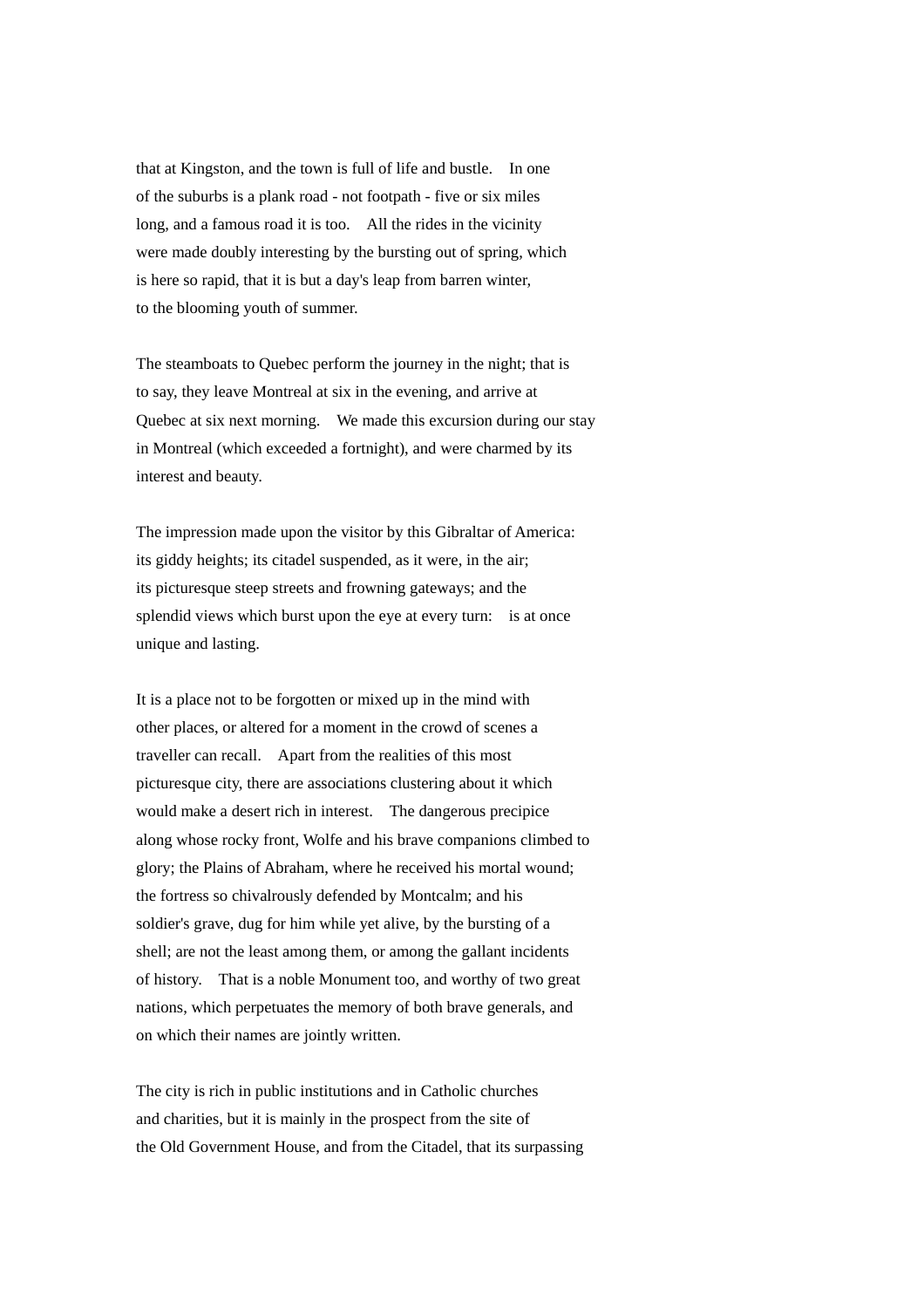that at Kingston, and the town is full of life and bustle. In one of the suburbs is a plank road - not footpath - five or six miles long, and a famous road it is too. All the rides in the vicinity were made doubly interesting by the bursting out of spring, which is here so rapid, that it is but a day's leap from barren winter, to the blooming youth of summer.

The steamboats to Quebec perform the journey in the night; that is to say, they leave Montreal at six in the evening, and arrive at Quebec at six next morning. We made this excursion during our stay in Montreal (which exceeded a fortnight), and were charmed by its interest and beauty.

The impression made upon the visitor by this Gibraltar of America: its giddy heights; its citadel suspended, as it were, in the air; its picturesque steep streets and frowning gateways; and the splendid views which burst upon the eye at every turn: is at once unique and lasting.

It is a place not to be forgotten or mixed up in the mind with other places, or altered for a moment in the crowd of scenes a traveller can recall. Apart from the realities of this most picturesque city, there are associations clustering about it which would make a desert rich in interest. The dangerous precipice along whose rocky front, Wolfe and his brave companions climbed to glory; the Plains of Abraham, where he received his mortal wound; the fortress so chivalrously defended by Montcalm; and his soldier's grave, dug for him while yet alive, by the bursting of a shell; are not the least among them, or among the gallant incidents of history. That is a noble Monument too, and worthy of two great nations, which perpetuates the memory of both brave generals, and on which their names are jointly written.

The city is rich in public institutions and in Catholic churches and charities, but it is mainly in the prospect from the site of the Old Government House, and from the Citadel, that its surpassing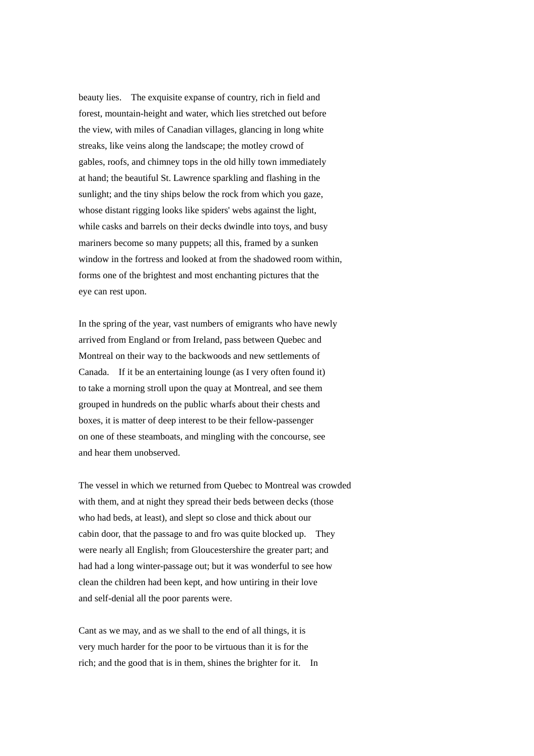beauty lies. The exquisite expanse of country, rich in field and forest, mountain-height and water, which lies stretched out before the view, with miles of Canadian villages, glancing in long white streaks, like veins along the landscape; the motley crowd of gables, roofs, and chimney tops in the old hilly town immediately at hand; the beautiful St. Lawrence sparkling and flashing in the sunlight; and the tiny ships below the rock from which you gaze, whose distant rigging looks like spiders' webs against the light, while casks and barrels on their decks dwindle into toys, and busy mariners become so many puppets; all this, framed by a sunken window in the fortress and looked at from the shadowed room within, forms one of the brightest and most enchanting pictures that the eye can rest upon.

In the spring of the year, vast numbers of emigrants who have newly arrived from England or from Ireland, pass between Quebec and Montreal on their way to the backwoods and new settlements of Canada. If it be an entertaining lounge (as I very often found it) to take a morning stroll upon the quay at Montreal, and see them grouped in hundreds on the public wharfs about their chests and boxes, it is matter of deep interest to be their fellow-passenger on one of these steamboats, and mingling with the concourse, see and hear them unobserved.

The vessel in which we returned from Quebec to Montreal was crowded with them, and at night they spread their beds between decks (those who had beds, at least), and slept so close and thick about our cabin door, that the passage to and fro was quite blocked up. They were nearly all English; from Gloucestershire the greater part; and had had a long winter-passage out; but it was wonderful to see how clean the children had been kept, and how untiring in their love and self-denial all the poor parents were.

Cant as we may, and as we shall to the end of all things, it is very much harder for the poor to be virtuous than it is for the rich; and the good that is in them, shines the brighter for it. In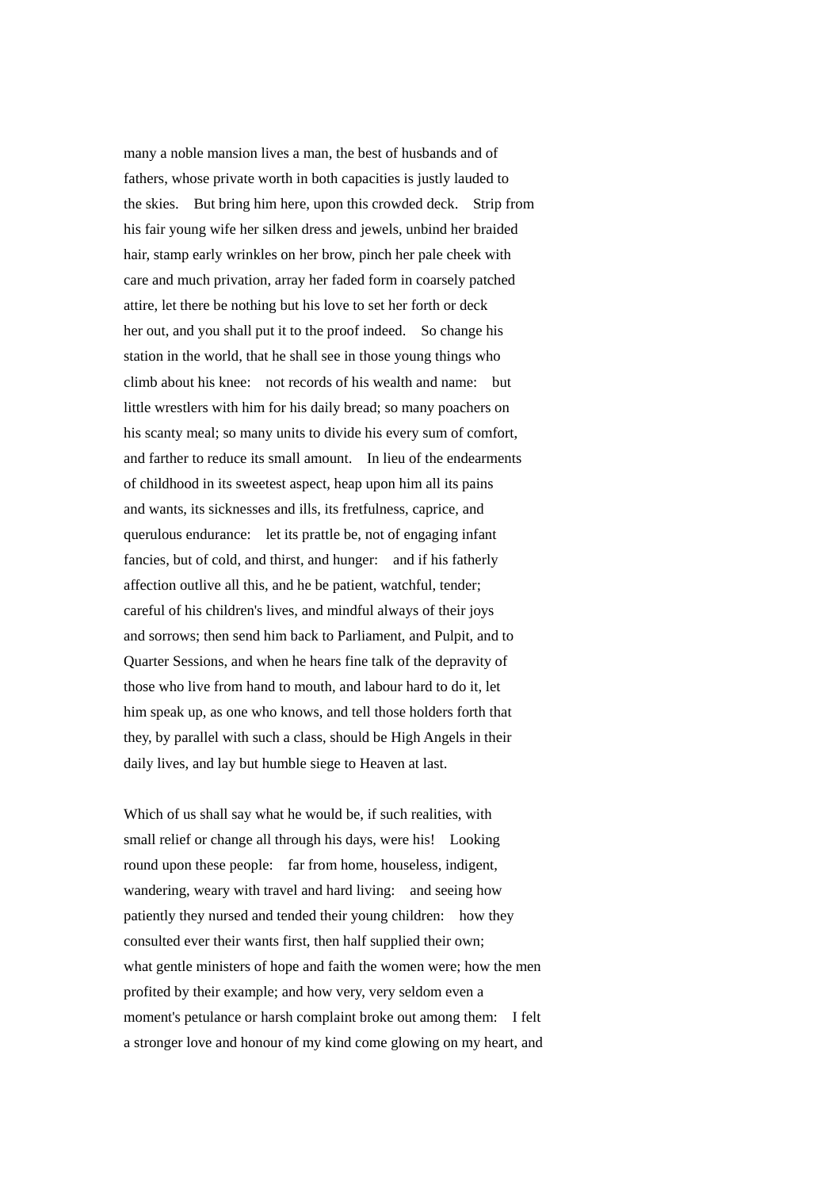many a noble mansion lives a man, the best of husbands and of fathers, whose private worth in both capacities is justly lauded to the skies. But bring him here, upon this crowded deck. Strip from his fair young wife her silken dress and jewels, unbind her braided hair, stamp early wrinkles on her brow, pinch her pale cheek with care and much privation, array her faded form in coarsely patched attire, let there be nothing but his love to set her forth or deck her out, and you shall put it to the proof indeed. So change his station in the world, that he shall see in those young things who climb about his knee: not records of his wealth and name: but little wrestlers with him for his daily bread; so many poachers on his scanty meal; so many units to divide his every sum of comfort, and farther to reduce its small amount. In lieu of the endearments of childhood in its sweetest aspect, heap upon him all its pains and wants, its sicknesses and ills, its fretfulness, caprice, and querulous endurance: let its prattle be, not of engaging infant fancies, but of cold, and thirst, and hunger: and if his fatherly affection outlive all this, and he be patient, watchful, tender; careful of his children's lives, and mindful always of their joys and sorrows; then send him back to Parliament, and Pulpit, and to Quarter Sessions, and when he hears fine talk of the depravity of those who live from hand to mouth, and labour hard to do it, let him speak up, as one who knows, and tell those holders forth that they, by parallel with such a class, should be High Angels in their daily lives, and lay but humble siege to Heaven at last.

Which of us shall say what he would be, if such realities, with small relief or change all through his days, were his! Looking round upon these people: far from home, houseless, indigent, wandering, weary with travel and hard living: and seeing how patiently they nursed and tended their young children: how they consulted ever their wants first, then half supplied their own; what gentle ministers of hope and faith the women were; how the men profited by their example; and how very, very seldom even a moment's petulance or harsh complaint broke out among them: I felt a stronger love and honour of my kind come glowing on my heart, and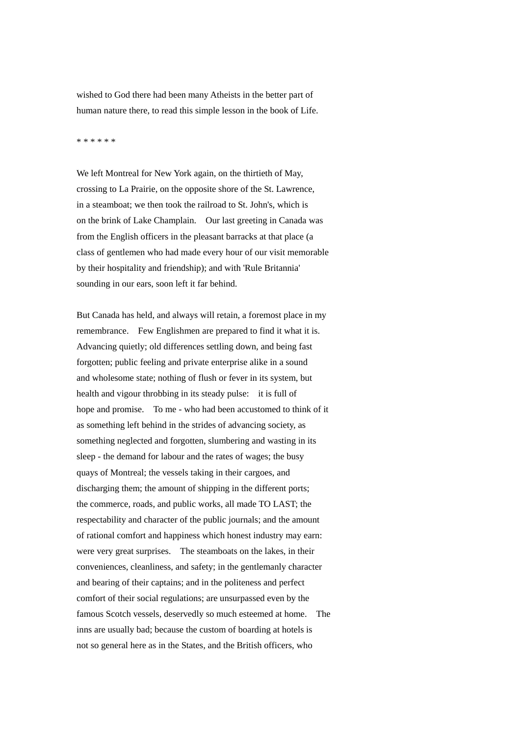wished to God there had been many Atheists in the better part of human nature there, to read this simple lesson in the book of Life.

* * * * * *

We left Montreal for New York again, on the thirtieth of May, crossing to La Prairie, on the opposite shore of the St. Lawrence, in a steamboat; we then took the railroad to St. John's, which is on the brink of Lake Champlain. Our last greeting in Canada was from the English officers in the pleasant barracks at that place (a class of gentlemen who had made every hour of our visit memorable by their hospitality and friendship); and with 'Rule Britannia' sounding in our ears, soon left it far behind.

But Canada has held, and always will retain, a foremost place in my remembrance. Few Englishmen are prepared to find it what it is. Advancing quietly; old differences settling down, and being fast forgotten; public feeling and private enterprise alike in a sound and wholesome state; nothing of flush or fever in its system, but health and vigour throbbing in its steady pulse: it is full of hope and promise. To me - who had been accustomed to think of it as something left behind in the strides of advancing society, as something neglected and forgotten, slumbering and wasting in its sleep - the demand for labour and the rates of wages; the busy quays of Montreal; the vessels taking in their cargoes, and discharging them; the amount of shipping in the different ports; the commerce, roads, and public works, all made TO LAST; the respectability and character of the public journals; and the amount of rational comfort and happiness which honest industry may earn: were very great surprises. The steamboats on the lakes, in their conveniences, cleanliness, and safety; in the gentlemanly character and bearing of their captains; and in the politeness and perfect comfort of their social regulations; are unsurpassed even by the famous Scotch vessels, deservedly so much esteemed at home. The inns are usually bad; because the custom of boarding at hotels is not so general here as in the States, and the British officers, who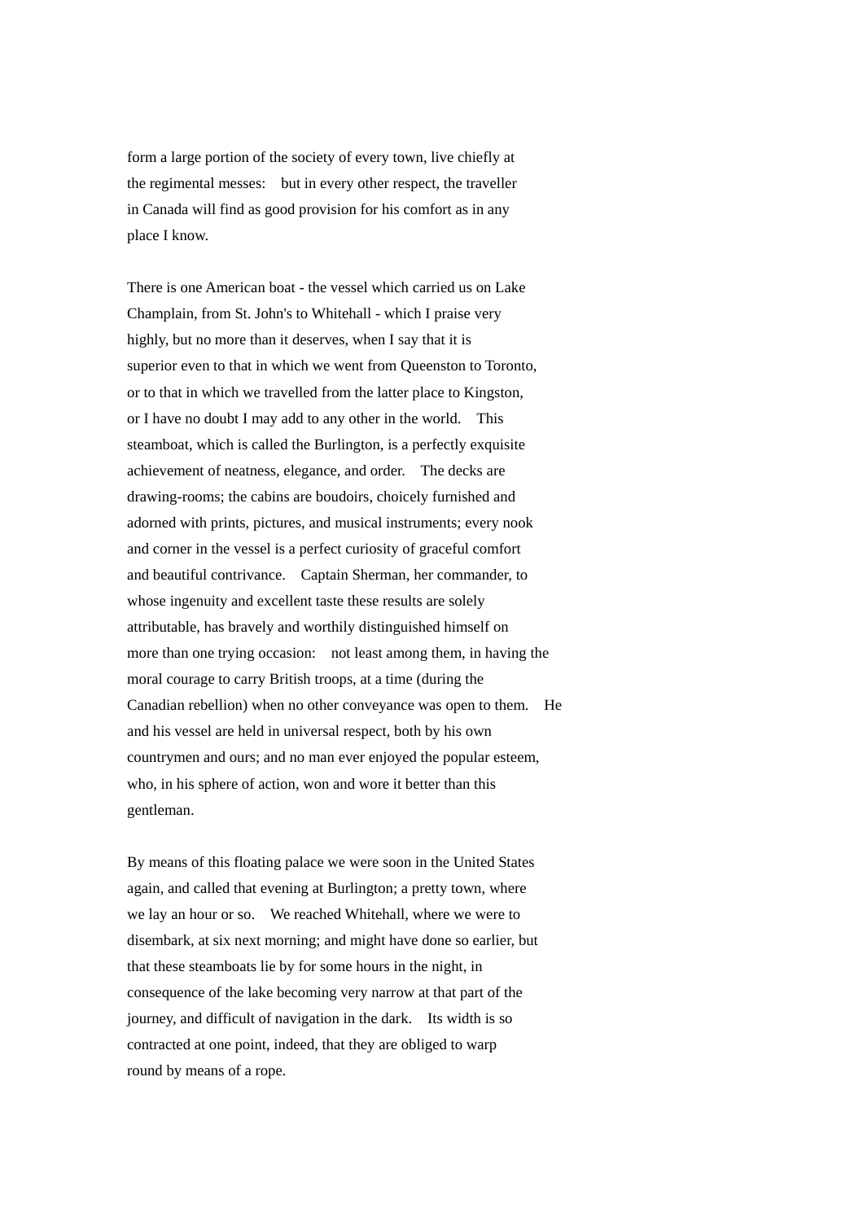form a large portion of the society of every town, live chiefly at the regimental messes: but in every other respect, the traveller in Canada will find as good provision for his comfort as in any place I know.

There is one American boat - the vessel which carried us on Lake Champlain, from St. John's to Whitehall - which I praise very highly, but no more than it deserves, when I say that it is superior even to that in which we went from Queenston to Toronto, or to that in which we travelled from the latter place to Kingston, or I have no doubt I may add to any other in the world. This steamboat, which is called the Burlington, is a perfectly exquisite achievement of neatness, elegance, and order. The decks are drawing-rooms; the cabins are boudoirs, choicely furnished and adorned with prints, pictures, and musical instruments; every nook and corner in the vessel is a perfect curiosity of graceful comfort and beautiful contrivance. Captain Sherman, her commander, to whose ingenuity and excellent taste these results are solely attributable, has bravely and worthily distinguished himself on more than one trying occasion: not least among them, in having the moral courage to carry British troops, at a time (during the Canadian rebellion) when no other conveyance was open to them. He and his vessel are held in universal respect, both by his own countrymen and ours; and no man ever enjoyed the popular esteem, who, in his sphere of action, won and wore it better than this gentleman.

By means of this floating palace we were soon in the United States again, and called that evening at Burlington; a pretty town, where we lay an hour or so. We reached Whitehall, where we were to disembark, at six next morning; and might have done so earlier, but that these steamboats lie by for some hours in the night, in consequence of the lake becoming very narrow at that part of the journey, and difficult of navigation in the dark. Its width is so contracted at one point, indeed, that they are obliged to warp round by means of a rope.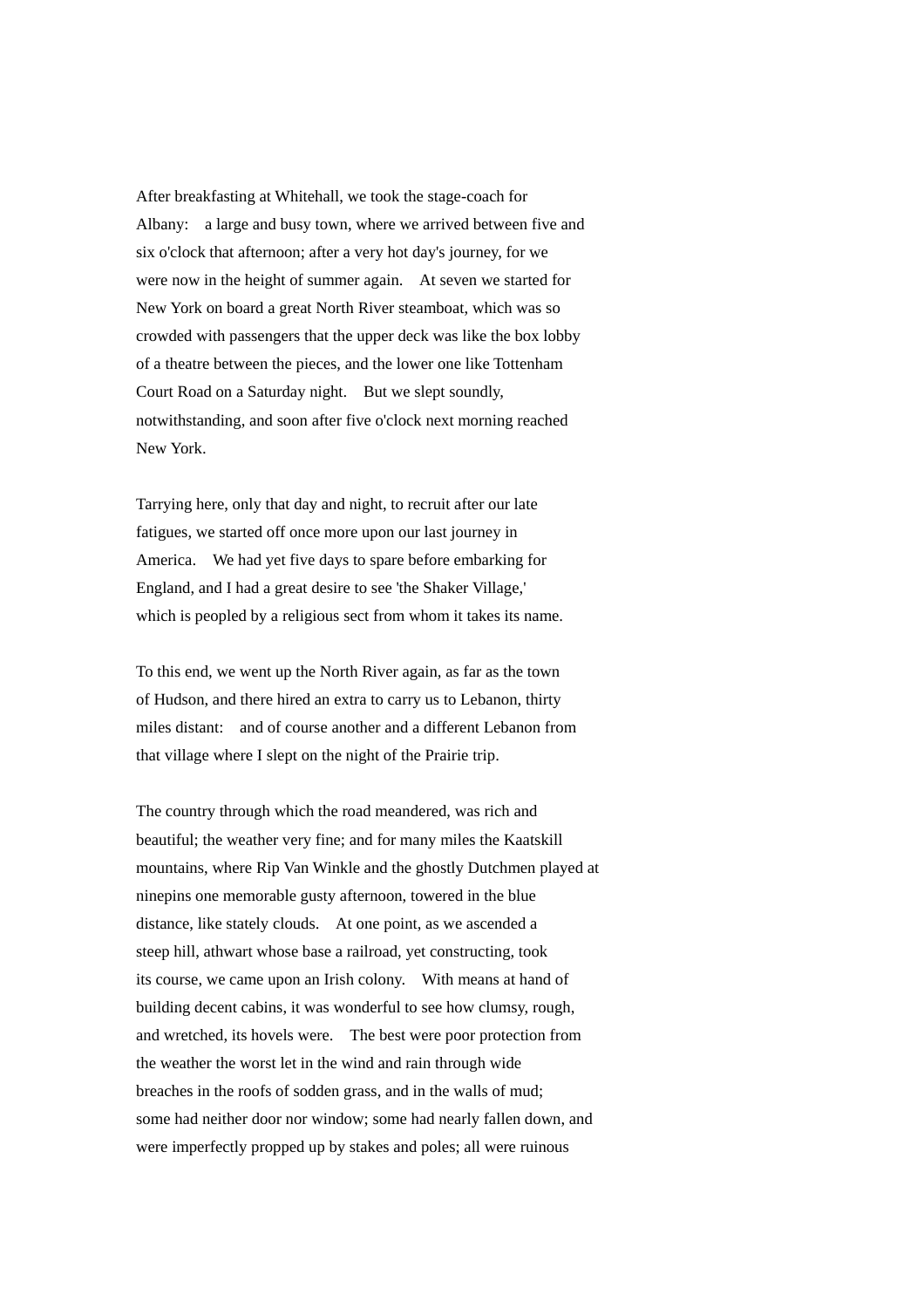After breakfasting at Whitehall, we took the stage-coach for Albany: a large and busy town, where we arrived between five and six o'clock that afternoon; after a very hot day's journey, for we were now in the height of summer again. At seven we started for New York on board a great North River steamboat, which was so crowded with passengers that the upper deck was like the box lobby of a theatre between the pieces, and the lower one like Tottenham Court Road on a Saturday night. But we slept soundly, notwithstanding, and soon after five o'clock next morning reached New York.

Tarrying here, only that day and night, to recruit after our late fatigues, we started off once more upon our last journey in America. We had yet five days to spare before embarking for England, and I had a great desire to see 'the Shaker Village,' which is peopled by a religious sect from whom it takes its name.

To this end, we went up the North River again, as far as the town of Hudson, and there hired an extra to carry us to Lebanon, thirty miles distant: and of course another and a different Lebanon from that village where I slept on the night of the Prairie trip.

The country through which the road meandered, was rich and beautiful; the weather very fine; and for many miles the Kaatskill mountains, where Rip Van Winkle and the ghostly Dutchmen played at ninepins one memorable gusty afternoon, towered in the blue distance, like stately clouds. At one point, as we ascended a steep hill, athwart whose base a railroad, yet constructing, took its course, we came upon an Irish colony. With means at hand of building decent cabins, it was wonderful to see how clumsy, rough, and wretched, its hovels were. The best were poor protection from the weather the worst let in the wind and rain through wide breaches in the roofs of sodden grass, and in the walls of mud; some had neither door nor window; some had nearly fallen down, and were imperfectly propped up by stakes and poles; all were ruinous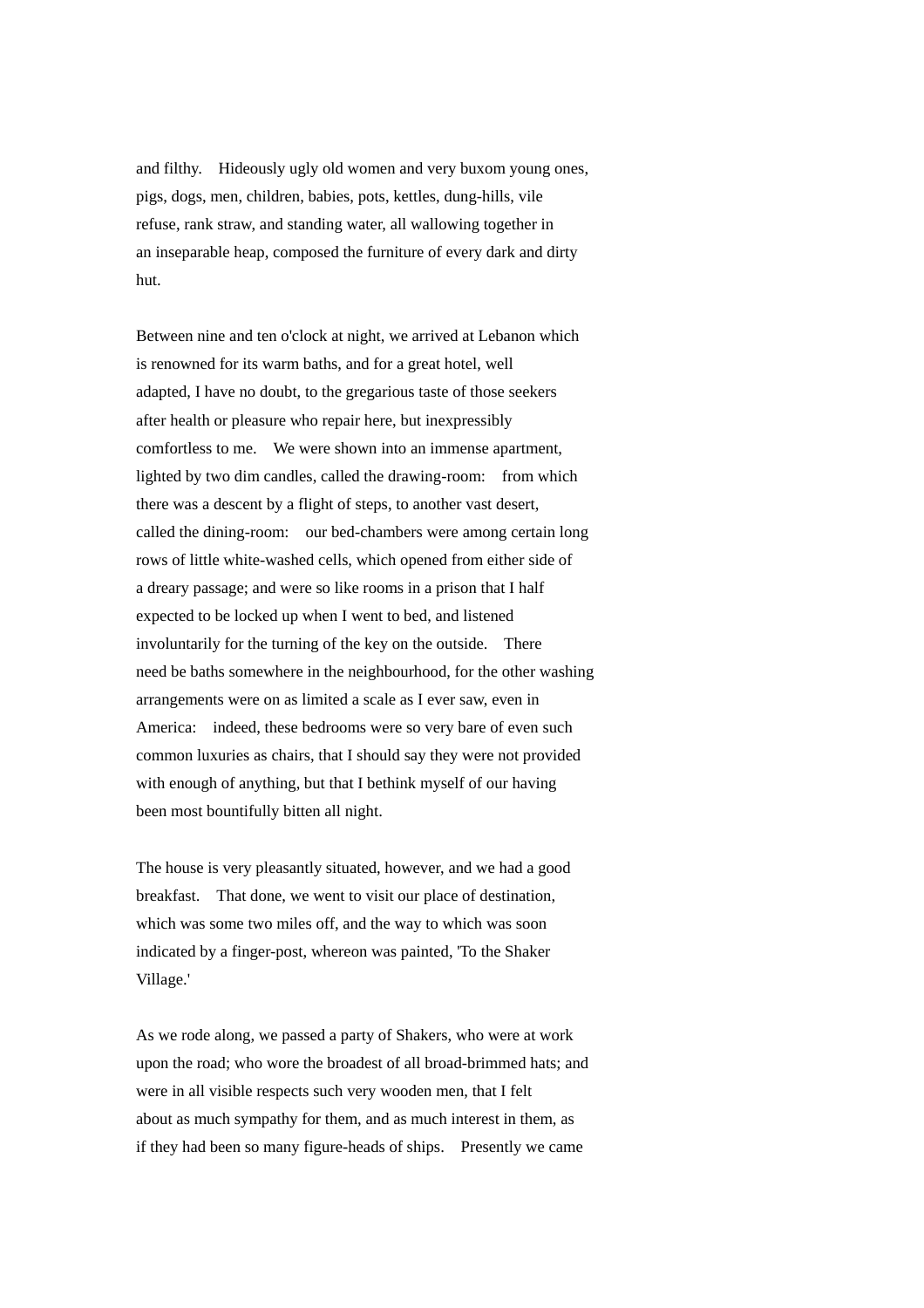and filthy. Hideously ugly old women and very buxom young ones, pigs, dogs, men, children, babies, pots, kettles, dung-hills, vile refuse, rank straw, and standing water, all wallowing together in an inseparable heap, composed the furniture of every dark and dirty hut.

Between nine and ten o'clock at night, we arrived at Lebanon which is renowned for its warm baths, and for a great hotel, well adapted, I have no doubt, to the gregarious taste of those seekers after health or pleasure who repair here, but inexpressibly comfortless to me. We were shown into an immense apartment, lighted by two dim candles, called the drawing-room: from which there was a descent by a flight of steps, to another vast desert, called the dining-room: our bed-chambers were among certain long rows of little white-washed cells, which opened from either side of a dreary passage; and were so like rooms in a prison that I half expected to be locked up when I went to bed, and listened involuntarily for the turning of the key on the outside. There need be baths somewhere in the neighbourhood, for the other washing arrangements were on as limited a scale as I ever saw, even in America: indeed, these bedrooms were so very bare of even such common luxuries as chairs, that I should say they were not provided with enough of anything, but that I bethink myself of our having been most bountifully bitten all night.

The house is very pleasantly situated, however, and we had a good breakfast. That done, we went to visit our place of destination, which was some two miles off, and the way to which was soon indicated by a finger-post, whereon was painted, 'To the Shaker Village.'

As we rode along, we passed a party of Shakers, who were at work upon the road; who wore the broadest of all broad-brimmed hats; and were in all visible respects such very wooden men, that I felt about as much sympathy for them, and as much interest in them, as if they had been so many figure-heads of ships. Presently we came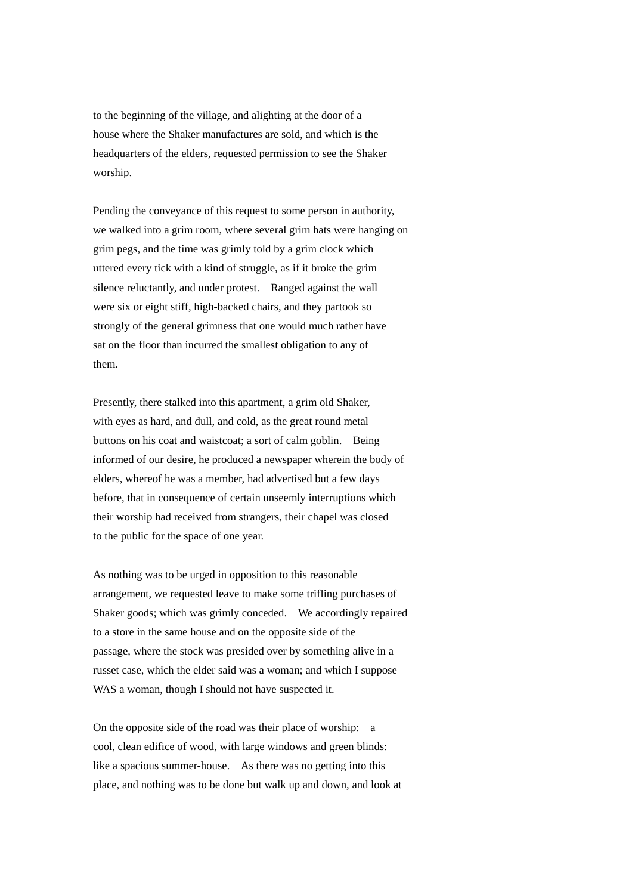to the beginning of the village, and alighting at the door of a house where the Shaker manufactures are sold, and which is the headquarters of the elders, requested permission to see the Shaker worship.

Pending the conveyance of this request to some person in authority, we walked into a grim room, where several grim hats were hanging on grim pegs, and the time was grimly told by a grim clock which uttered every tick with a kind of struggle, as if it broke the grim silence reluctantly, and under protest.  Ranged against the wall were six or eight stiff, high-backed chairs, and they partook so strongly of the general grimness that one would much rather have sat on the floor than incurred the smallest obligation to any of them.

Presently, there stalked into this apartment, a grim old Shaker, with eyes as hard, and dull, and cold, as the great round metal buttons on his coat and waistcoat; a sort of calm goblin.  Being informed of our desire, he produced a newspaper wherein the body of elders, whereof he was a member, had advertised but a few days before, that in consequence of certain unseemly interruptions which their worship had received from strangers, their chapel was closed to the public for the space of one year.

As nothing was to be urged in opposition to this reasonable arrangement, we requested leave to make some trifling purchases of Shaker goods; which was grimly conceded.  We accordingly repaired to a store in the same house and on the opposite side of the passage, where the stock was presided over by something alive in a russet case, which the elder said was a woman; and which I suppose WAS a woman, though I should not have suspected it.

On the opposite side of the road was their place of worship:  a cool, clean edifice of wood, with large windows and green blinds: like a spacious summer-house.  As there was no getting into this place, and nothing was to be done but walk up and down, and look at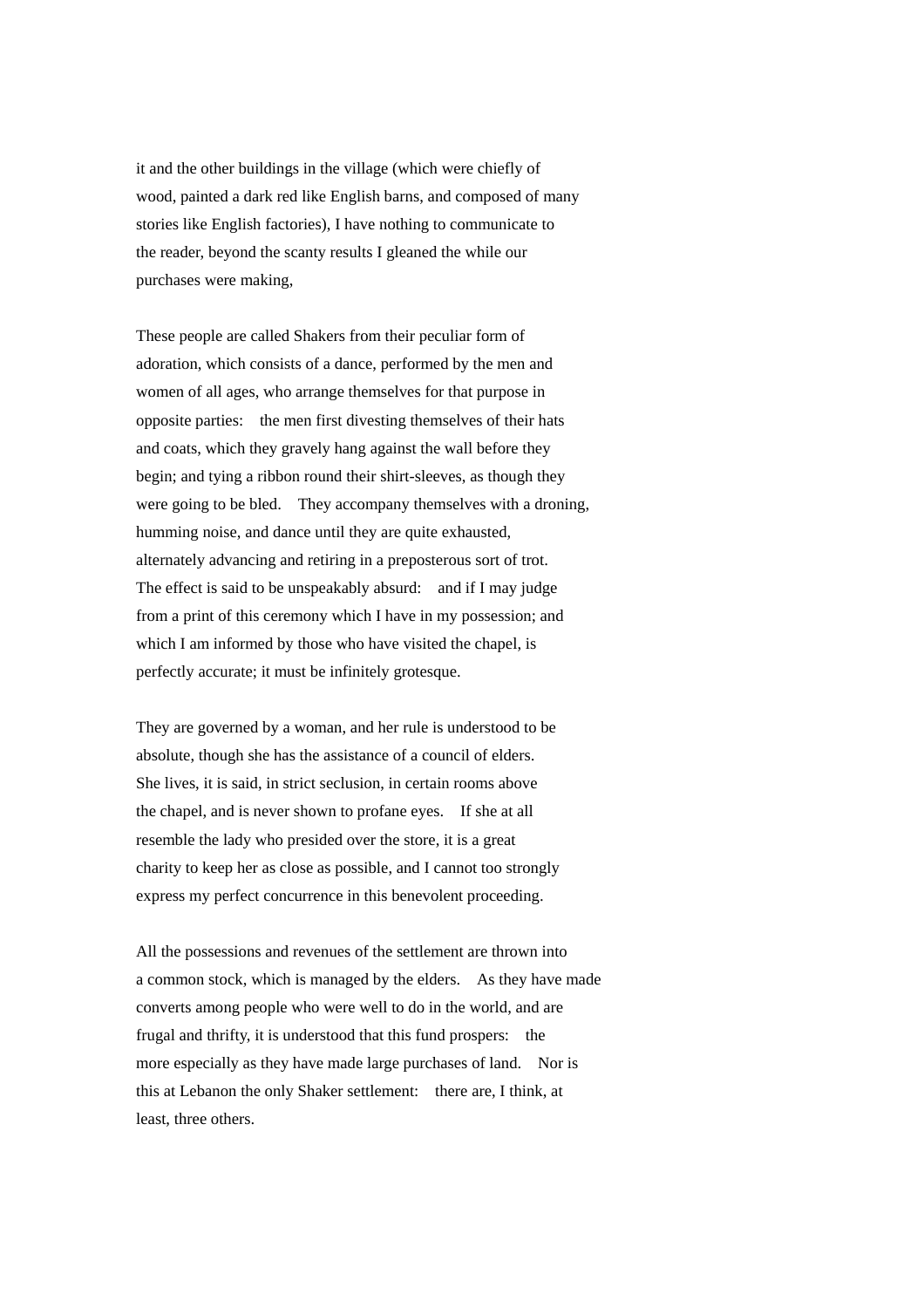it and the other buildings in the village (which were chiefly of wood, painted a dark red like English barns, and composed of many stories like English factories), I have nothing to communicate to the reader, beyond the scanty results I gleaned the while our purchases were making,

These people are called Shakers from their peculiar form of adoration, which consists of a dance, performed by the men and women of all ages, who arrange themselves for that purpose in opposite parties: the men first divesting themselves of their hats and coats, which they gravely hang against the wall before they begin; and tying a ribbon round their shirt-sleeves, as though they were going to be bled. They accompany themselves with a droning, humming noise, and dance until they are quite exhausted, alternately advancing and retiring in a preposterous sort of trot. The effect is said to be unspeakably absurd: and if I may judge from a print of this ceremony which I have in my possession; and which I am informed by those who have visited the chapel, is perfectly accurate; it must be infinitely grotesque.

They are governed by a woman, and her rule is understood to be absolute, though she has the assistance of a council of elders. She lives, it is said, in strict seclusion, in certain rooms above the chapel, and is never shown to profane eyes. If she at all resemble the lady who presided over the store, it is a great charity to keep her as close as possible, and I cannot too strongly express my perfect concurrence in this benevolent proceeding.

All the possessions and revenues of the settlement are thrown into a common stock, which is managed by the elders. As they have made converts among people who were well to do in the world, and are frugal and thrifty, it is understood that this fund prospers: the more especially as they have made large purchases of land. Nor is this at Lebanon the only Shaker settlement: there are, I think, at least, three others.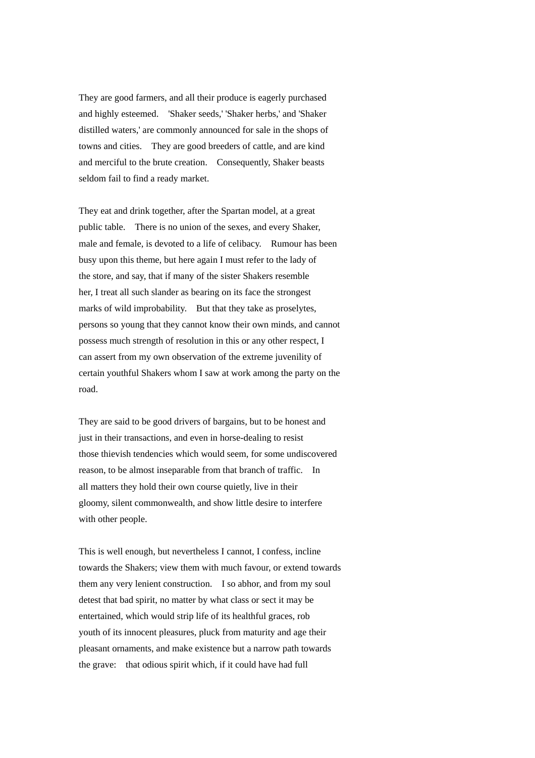They are good farmers, and all their produce is eagerly purchased and highly esteemed. 'Shaker seeds,' 'Shaker herbs,' and 'Shaker distilled waters,' are commonly announced for sale in the shops of towns and cities. They are good breeders of cattle, and are kind and merciful to the brute creation. Consequently, Shaker beasts seldom fail to find a ready market.

They eat and drink together, after the Spartan model, at a great public table. There is no union of the sexes, and every Shaker, male and female, is devoted to a life of celibacy. Rumour has been busy upon this theme, but here again I must refer to the lady of the store, and say, that if many of the sister Shakers resemble her, I treat all such slander as bearing on its face the strongest marks of wild improbability. But that they take as proselytes, persons so young that they cannot know their own minds, and cannot possess much strength of resolution in this or any other respect, I can assert from my own observation of the extreme juvenility of certain youthful Shakers whom I saw at work among the party on the road.

They are said to be good drivers of bargains, but to be honest and just in their transactions, and even in horse-dealing to resist those thievish tendencies which would seem, for some undiscovered reason, to be almost inseparable from that branch of traffic. In all matters they hold their own course quietly, live in their gloomy, silent commonwealth, and show little desire to interfere with other people.

This is well enough, but nevertheless I cannot, I confess, incline towards the Shakers; view them with much favour, or extend towards them any very lenient construction. I so abhor, and from my soul detest that bad spirit, no matter by what class or sect it may be entertained, which would strip life of its healthful graces, rob youth of its innocent pleasures, pluck from maturity and age their pleasant ornaments, and make existence but a narrow path towards the grave: that odious spirit which, if it could have had full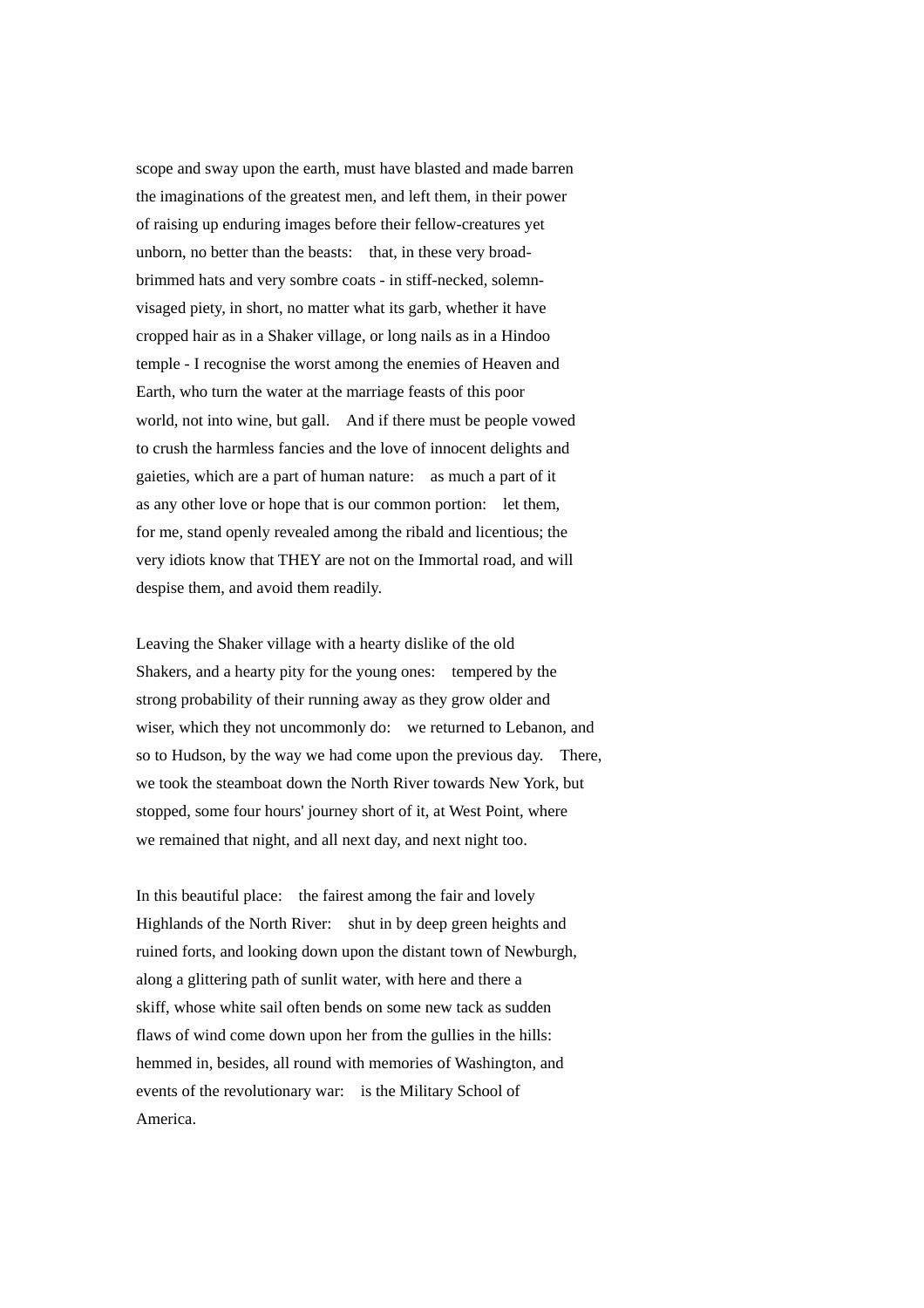scope and sway upon the earth, must have blasted and made barren the imaginations of the greatest men, and left them, in their power of raising up enduring images before their fellow-creatures yet unborn, no better than the beasts: that, in these very broad-brimmed hats and very sombre coats - in stiff-necked, solemn-visaged piety, in short, no matter what its garb, whether it have cropped hair as in a Shaker village, or long nails as in a Hindoo temple - I recognise the worst among the enemies of Heaven and Earth, who turn the water at the marriage feasts of this poor world, not into wine, but gall. And if there must be people vowed to crush the harmless fancies and the love of innocent delights and gaieties, which are a part of human nature: as much a part of it as any other love or hope that is our common portion: let them, for me, stand openly revealed among the ribald and licentious; the very idiots know that THEY are not on the Immortal road, and will despise them, and avoid them readily.

Leaving the Shaker village with a hearty dislike of the old Shakers, and a hearty pity for the young ones: tempered by the strong probability of their running away as they grow older and wiser, which they not uncommonly do: we returned to Lebanon, and so to Hudson, by the way we had come upon the previous day. There, we took the steamboat down the North River towards New York, but stopped, some four hours' journey short of it, at West Point, where we remained that night, and all next day, and next night too.

In this beautiful place: the fairest among the fair and lovely Highlands of the North River: shut in by deep green heights and ruined forts, and looking down upon the distant town of Newburgh, along a glittering path of sunlit water, with here and there a skiff, whose white sail often bends on some new tack as sudden flaws of wind come down upon her from the gullies in the hills: hemmed in, besides, all round with memories of Washington, and events of the revolutionary war: is the Military School of America.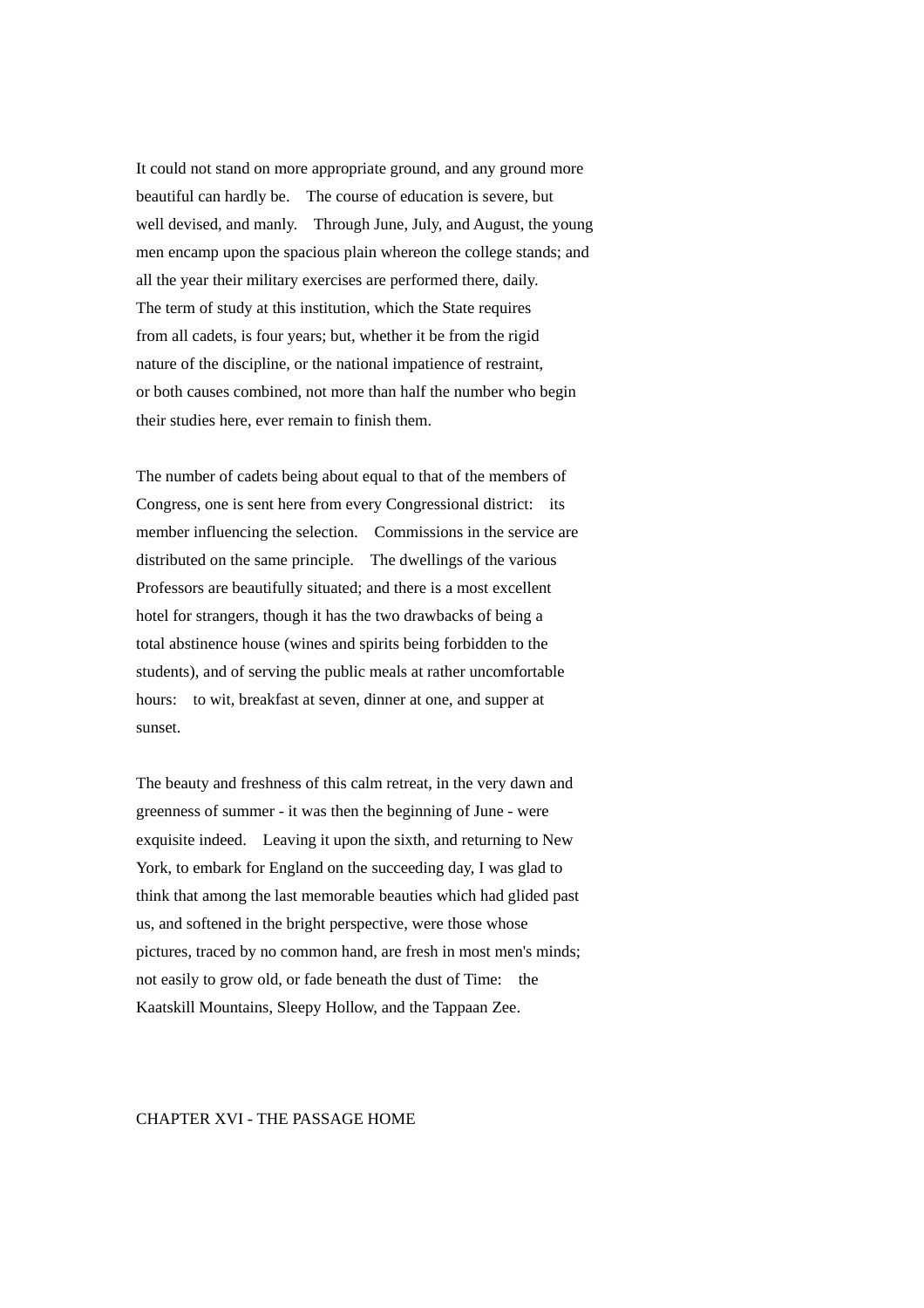It could not stand on more appropriate ground, and any ground more beautiful can hardly be. The course of education is severe, but well devised, and manly. Through June, July, and August, the young men encamp upon the spacious plain whereon the college stands; and all the year their military exercises are performed there, daily. The term of study at this institution, which the State requires from all cadets, is four years; but, whether it be from the rigid nature of the discipline, or the national impatience of restraint, or both causes combined, not more than half the number who begin their studies here, ever remain to finish them.

The number of cadets being about equal to that of the members of Congress, one is sent here from every Congressional district: its member influencing the selection. Commissions in the service are distributed on the same principle. The dwellings of the various Professors are beautifully situated; and there is a most excellent hotel for strangers, though it has the two drawbacks of being a total abstinence house (wines and spirits being forbidden to the students), and of serving the public meals at rather uncomfortable hours: to wit, breakfast at seven, dinner at one, and supper at sunset.

The beauty and freshness of this calm retreat, in the very dawn and greenness of summer - it was then the beginning of June - were exquisite indeed. Leaving it upon the sixth, and returning to New York, to embark for England on the succeeding day, I was glad to think that among the last memorable beauties which had glided past us, and softened in the bright perspective, were those whose pictures, traced by no common hand, are fresh in most men's minds; not easily to grow old, or fade beneath the dust of Time: the Kaatskill Mountains, Sleepy Hollow, and the Tappaan Zee.

## CHAPTER XVI - THE PASSAGE HOME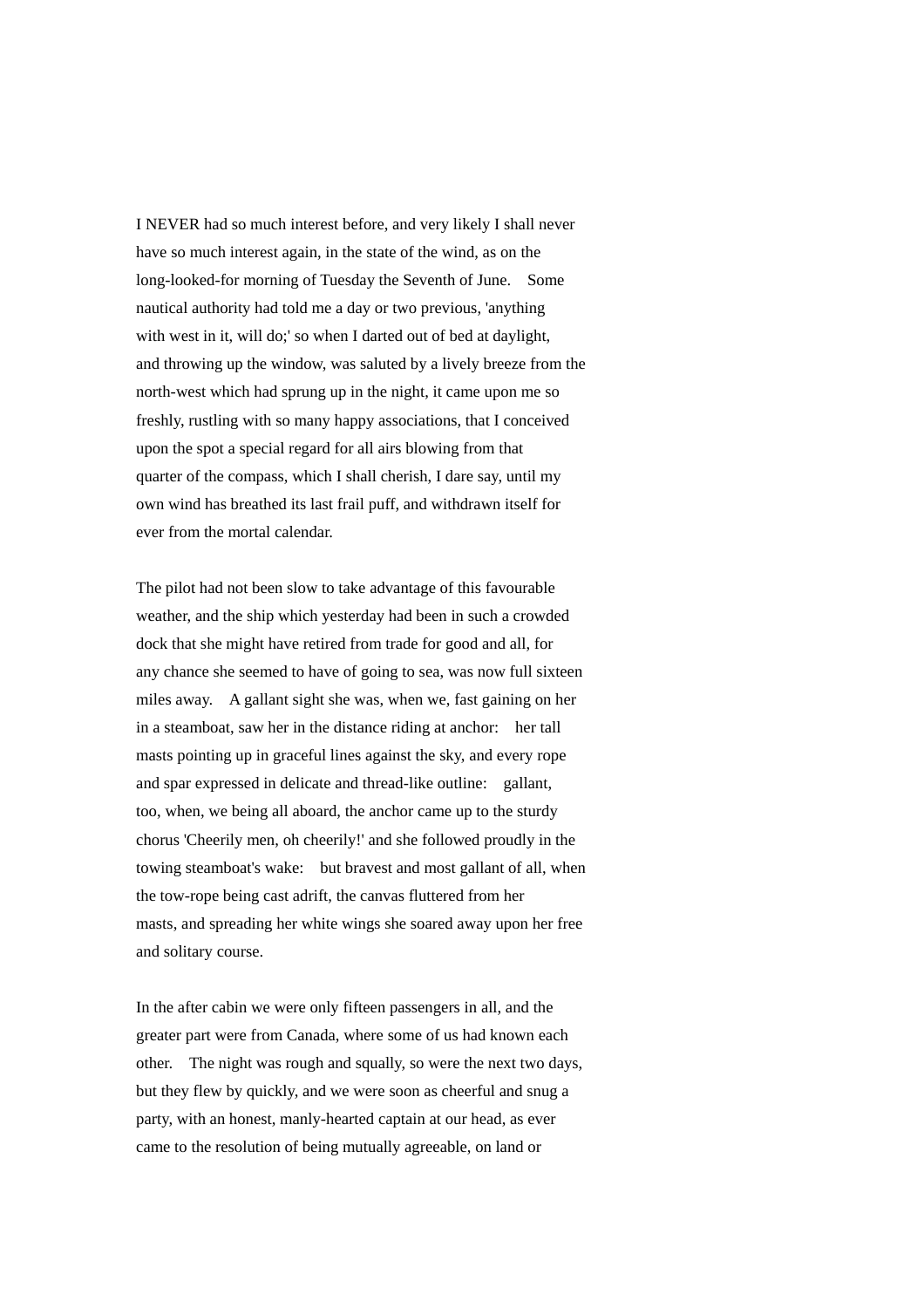I NEVER had so much interest before, and very likely I shall never have so much interest again, in the state of the wind, as on the long-looked-for morning of Tuesday the Seventh of June. Some nautical authority had told me a day or two previous, 'anything with west in it, will do;' so when I darted out of bed at daylight, and throwing up the window, was saluted by a lively breeze from the north-west which had sprung up in the night, it came upon me so freshly, rustling with so many happy associations, that I conceived upon the spot a special regard for all airs blowing from that quarter of the compass, which I shall cherish, I dare say, until my own wind has breathed its last frail puff, and withdrawn itself for ever from the mortal calendar.

The pilot had not been slow to take advantage of this favourable weather, and the ship which yesterday had been in such a crowded dock that she might have retired from trade for good and all, for any chance she seemed to have of going to sea, was now full sixteen miles away. A gallant sight she was, when we, fast gaining on her in a steamboat, saw her in the distance riding at anchor: her tall masts pointing up in graceful lines against the sky, and every rope and spar expressed in delicate and thread-like outline: gallant, too, when, we being all aboard, the anchor came up to the sturdy chorus 'Cheerily men, oh cheerily!' and she followed proudly in the towing steamboat's wake: but bravest and most gallant of all, when the tow-rope being cast adrift, the canvas fluttered from her masts, and spreading her white wings she soared away upon her free and solitary course.

In the after cabin we were only fifteen passengers in all, and the greater part were from Canada, where some of us had known each other. The night was rough and squally, so were the next two days, but they flew by quickly, and we were soon as cheerful and snug a party, with an honest, manly-hearted captain at our head, as ever came to the resolution of being mutually agreeable, on land or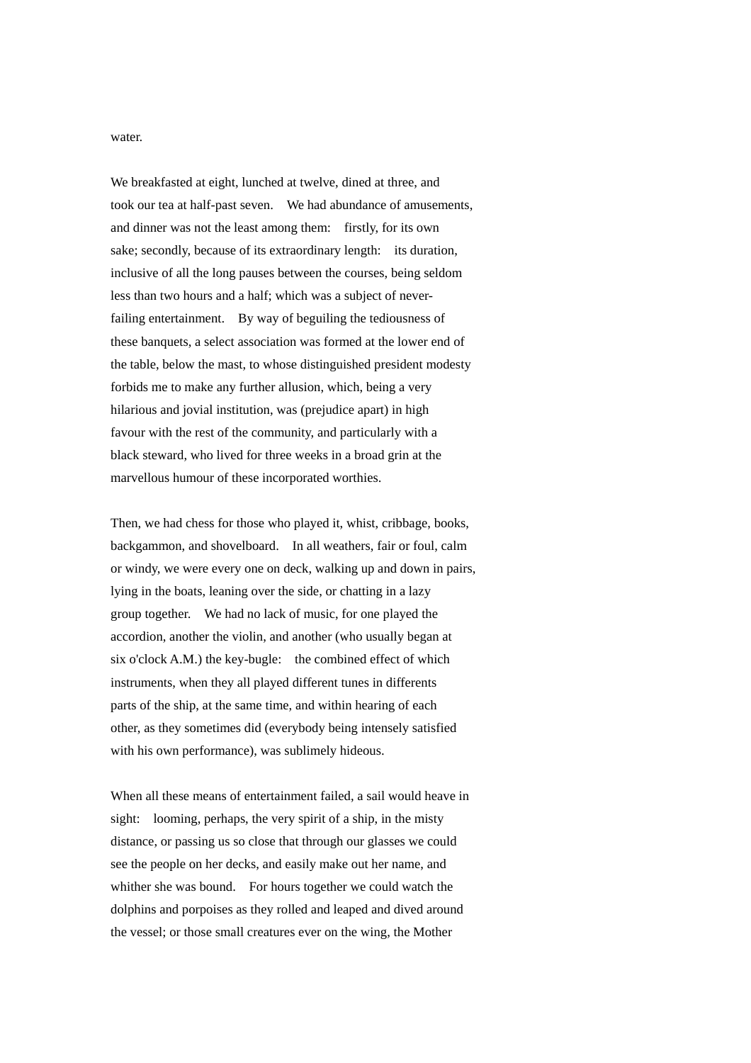water.

We breakfasted at eight, lunched at twelve, dined at three, and took our tea at half-past seven. We had abundance of amusements, and dinner was not the least among them: firstly, for its own sake; secondly, because of its extraordinary length: its duration, inclusive of all the long pauses between the courses, being seldom less than two hours and a half; which was a subject of never-failing entertainment. By way of beguiling the tediousness of these banquets, a select association was formed at the lower end of the table, below the mast, to whose distinguished president modesty forbids me to make any further allusion, which, being a very hilarious and jovial institution, was (prejudice apart) in high favour with the rest of the community, and particularly with a black steward, who lived for three weeks in a broad grin at the marvellous humour of these incorporated worthies.

Then, we had chess for those who played it, whist, cribbage, books, backgammon, and shovelboard. In all weathers, fair or foul, calm or windy, we were every one on deck, walking up and down in pairs, lying in the boats, leaning over the side, or chatting in a lazy group together. We had no lack of music, for one played the accordion, another the violin, and another (who usually began at six o'clock A.M.) the key-bugle: the combined effect of which instruments, when they all played different tunes in differents parts of the ship, at the same time, and within hearing of each other, as they sometimes did (everybody being intensely satisfied with his own performance), was sublimely hideous.

When all these means of entertainment failed, a sail would heave in sight: looming, perhaps, the very spirit of a ship, in the misty distance, or passing us so close that through our glasses we could see the people on her decks, and easily make out her name, and whither she was bound. For hours together we could watch the dolphins and porpoises as they rolled and leaped and dived around the vessel; or those small creatures ever on the wing, the Mother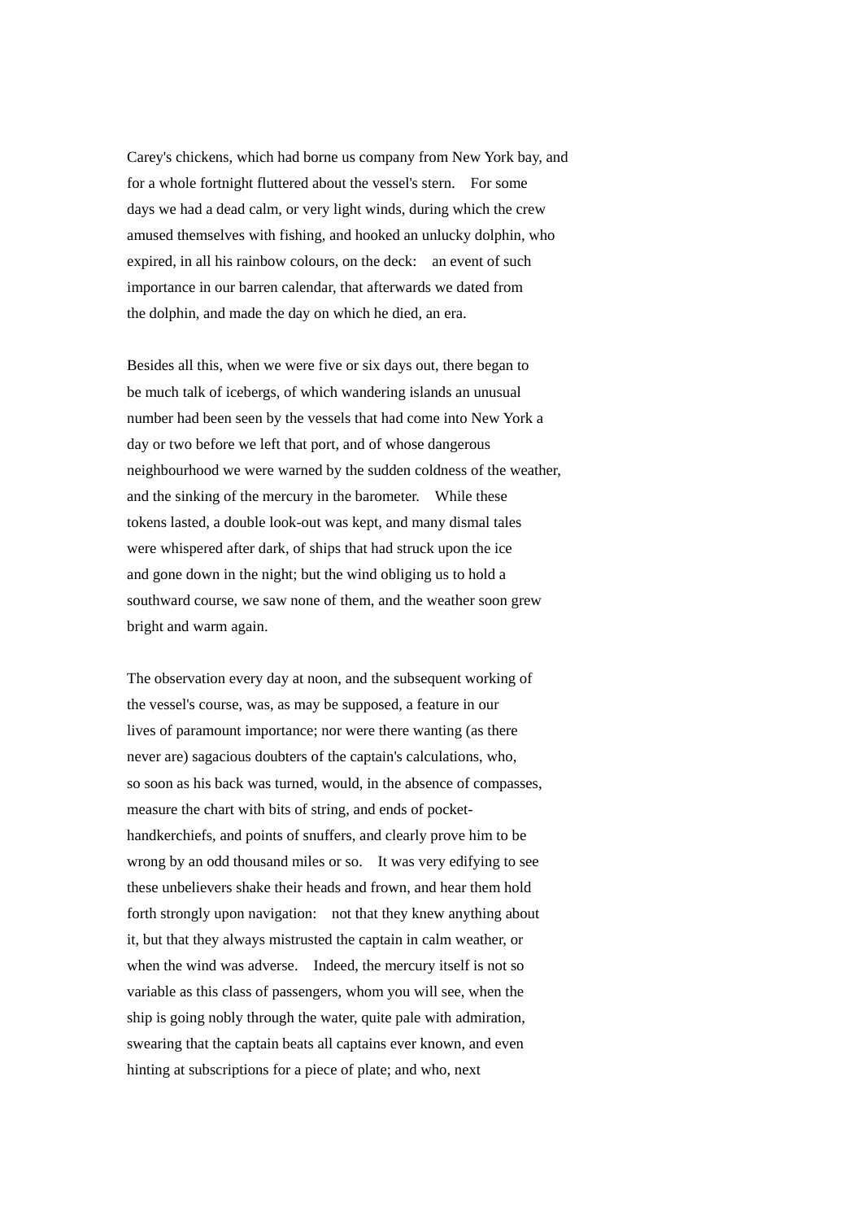Carey's chickens, which had borne us company from New York bay, and for a whole fortnight fluttered about the vessel's stern. For some days we had a dead calm, or very light winds, during which the crew amused themselves with fishing, and hooked an unlucky dolphin, who expired, in all his rainbow colours, on the deck: an event of such importance in our barren calendar, that afterwards we dated from the dolphin, and made the day on which he died, an era.

Besides all this, when we were five or six days out, there began to be much talk of icebergs, of which wandering islands an unusual number had been seen by the vessels that had come into New York a day or two before we left that port, and of whose dangerous neighbourhood we were warned by the sudden coldness of the weather, and the sinking of the mercury in the barometer. While these tokens lasted, a double look-out was kept, and many dismal tales were whispered after dark, of ships that had struck upon the ice and gone down in the night; but the wind obliging us to hold a southward course, we saw none of them, and the weather soon grew bright and warm again.

The observation every day at noon, and the subsequent working of the vessel's course, was, as may be supposed, a feature in our lives of paramount importance; nor were there wanting (as there never are) sagacious doubters of the captain's calculations, who, so soon as his back was turned, would, in the absence of compasses, measure the chart with bits of string, and ends of pocket-handkerchiefs, and points of snuffers, and clearly prove him to be wrong by an odd thousand miles or so. It was very edifying to see these unbelievers shake their heads and frown, and hear them hold forth strongly upon navigation: not that they knew anything about it, but that they always mistrusted the captain in calm weather, or when the wind was adverse. Indeed, the mercury itself is not so variable as this class of passengers, whom you will see, when the ship is going nobly through the water, quite pale with admiration, swearing that the captain beats all captains ever known, and even hinting at subscriptions for a piece of plate; and who, next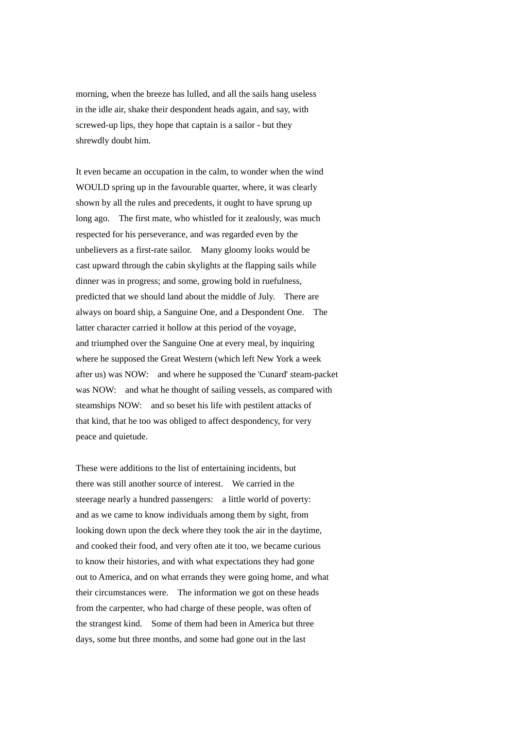morning, when the breeze has lulled, and all the sails hang useless in the idle air, shake their despondent heads again, and say, with screwed-up lips, they hope that captain is a sailor - but they shrewdly doubt him.

It even became an occupation in the calm, to wonder when the wind WOULD spring up in the favourable quarter, where, it was clearly shown by all the rules and precedents, it ought to have sprung up long ago. The first mate, who whistled for it zealously, was much respected for his perseverance, and was regarded even by the unbelievers as a first-rate sailor. Many gloomy looks would be cast upward through the cabin skylights at the flapping sails while dinner was in progress; and some, growing bold in ruefulness, predicted that we should land about the middle of July. There are always on board ship, a Sanguine One, and a Despondent One. The latter character carried it hollow at this period of the voyage, and triumphed over the Sanguine One at every meal, by inquiring where he supposed the Great Western (which left New York a week after us) was NOW: and where he supposed the 'Cunard' steam-packet was NOW: and what he thought of sailing vessels, as compared with steamships NOW: and so beset his life with pestilent attacks of that kind, that he too was obliged to affect despondency, for very peace and quietude.

These were additions to the list of entertaining incidents, but there was still another source of interest. We carried in the steerage nearly a hundred passengers: a little world of poverty: and as we came to know individuals among them by sight, from looking down upon the deck where they took the air in the daytime, and cooked their food, and very often ate it too, we became curious to know their histories, and with what expectations they had gone out to America, and on what errands they were going home, and what their circumstances were. The information we got on these heads from the carpenter, who had charge of these people, was often of the strangest kind. Some of them had been in America but three days, some but three months, and some had gone out in the last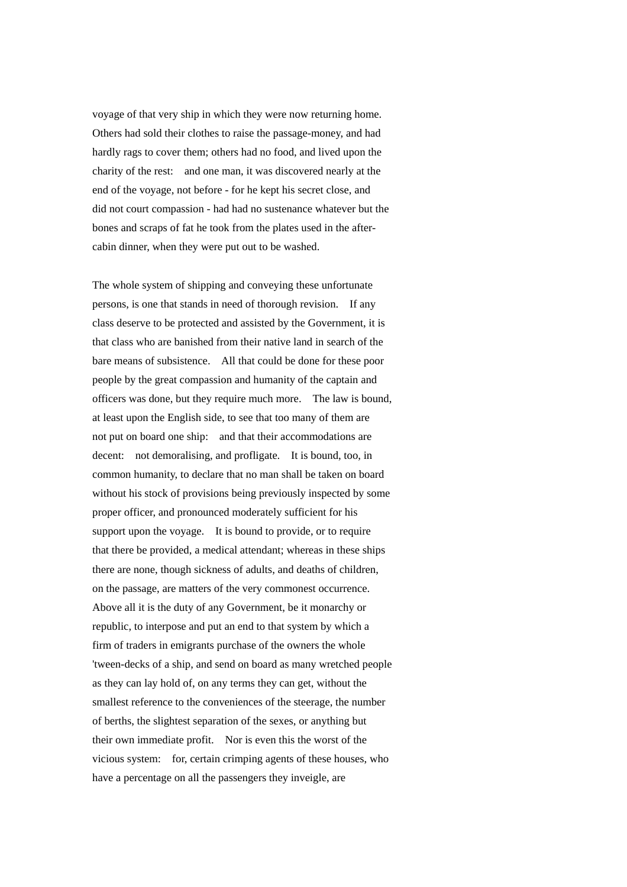voyage of that very ship in which they were now returning home. Others had sold their clothes to raise the passage-money, and had hardly rags to cover them; others had no food, and lived upon the charity of the rest: and one man, it was discovered nearly at the end of the voyage, not before - for he kept his secret close, and did not court compassion - had had no sustenance whatever but the bones and scraps of fat he took from the plates used in the after-cabin dinner, when they were put out to be washed.

The whole system of shipping and conveying these unfortunate persons, is one that stands in need of thorough revision. If any class deserve to be protected and assisted by the Government, it is that class who are banished from their native land in search of the bare means of subsistence. All that could be done for these poor people by the great compassion and humanity of the captain and officers was done, but they require much more. The law is bound, at least upon the English side, to see that too many of them are not put on board one ship: and that their accommodations are decent: not demoralising, and profligate. It is bound, too, in common humanity, to declare that no man shall be taken on board without his stock of provisions being previously inspected by some proper officer, and pronounced moderately sufficient for his support upon the voyage. It is bound to provide, or to require that there be provided, a medical attendant; whereas in these ships there are none, though sickness of adults, and deaths of children, on the passage, are matters of the very commonest occurrence. Above all it is the duty of any Government, be it monarchy or republic, to interpose and put an end to that system by which a firm of traders in emigrants purchase of the owners the whole 'tween-decks of a ship, and send on board as many wretched people as they can lay hold of, on any terms they can get, without the smallest reference to the conveniences of the steerage, the number of berths, the slightest separation of the sexes, or anything but their own immediate profit. Nor is even this the worst of the vicious system: for, certain crimping agents of these houses, who have a percentage on all the passengers they inveigle, are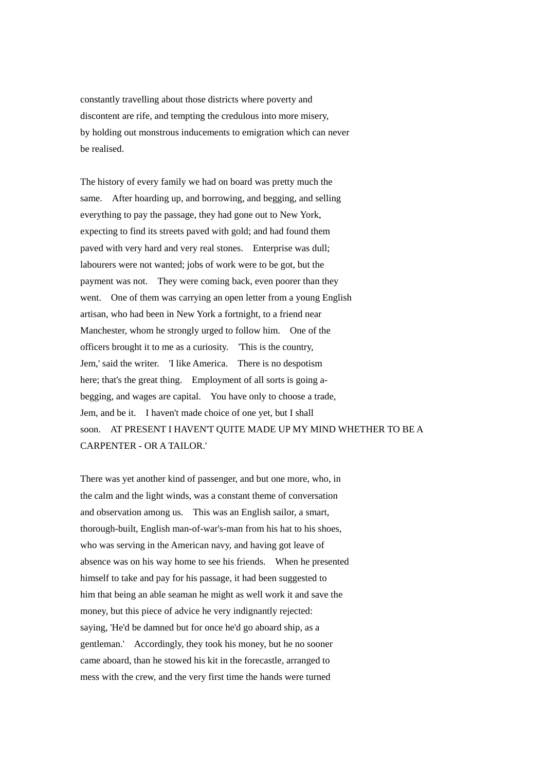constantly travelling about those districts where poverty and discontent are rife, and tempting the credulous into more misery, by holding out monstrous inducements to emigration which can never be realised.

The history of every family we had on board was pretty much the same. After hoarding up, and borrowing, and begging, and selling everything to pay the passage, they had gone out to New York, expecting to find its streets paved with gold; and had found them paved with very hard and very real stones. Enterprise was dull; labourers were not wanted; jobs of work were to be got, but the payment was not. They were coming back, even poorer than they went. One of them was carrying an open letter from a young English artisan, who had been in New York a fortnight, to a friend near Manchester, whom he strongly urged to follow him. One of the officers brought it to me as a curiosity. 'This is the country, Jem,' said the writer. 'I like America. There is no despotism here; that's the great thing. Employment of all sorts is going a-begging, and wages are capital. You have only to choose a trade, Jem, and be it. I haven't made choice of one yet, but I shall soon. AT PRESENT I HAVEN'T QUITE MADE UP MY MIND WHETHER TO BE A CARPENTER - OR A TAILOR.'

There was yet another kind of passenger, and but one more, who, in the calm and the light winds, was a constant theme of conversation and observation among us. This was an English sailor, a smart, thorough-built, English man-of-war's-man from his hat to his shoes, who was serving in the American navy, and having got leave of absence was on his way home to see his friends. When he presented himself to take and pay for his passage, it had been suggested to him that being an able seaman he might as well work it and save the money, but this piece of advice he very indignantly rejected: saying, 'He'd be damned but for once he'd go aboard ship, as a gentleman.' Accordingly, they took his money, but he no sooner came aboard, than he stowed his kit in the forecastle, arranged to mess with the crew, and the very first time the hands were turned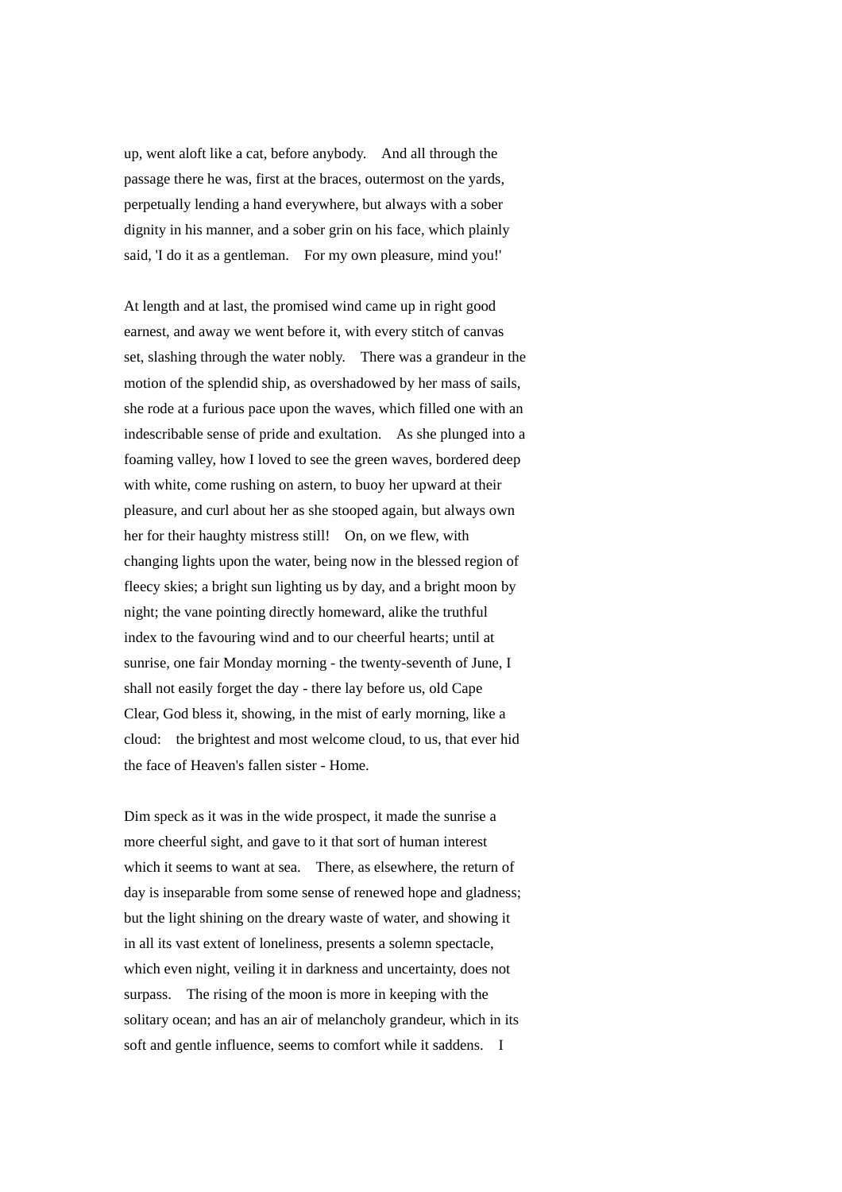up, went aloft like a cat, before anybody. And all through the passage there he was, first at the braces, outermost on the yards, perpetually lending a hand everywhere, but always with a sober dignity in his manner, and a sober grin on his face, which plainly said, 'I do it as a gentleman. For my own pleasure, mind you!'

At length and at last, the promised wind came up in right good earnest, and away we went before it, with every stitch of canvas set, slashing through the water nobly. There was a grandeur in the motion of the splendid ship, as overshadowed by her mass of sails, she rode at a furious pace upon the waves, which filled one with an indescribable sense of pride and exultation. As she plunged into a foaming valley, how I loved to see the green waves, bordered deep with white, come rushing on astern, to buoy her upward at their pleasure, and curl about her as she stooped again, but always own her for their haughty mistress still! On, on we flew, with changing lights upon the water, being now in the blessed region of fleecy skies; a bright sun lighting us by day, and a bright moon by night; the vane pointing directly homeward, alike the truthful index to the favouring wind and to our cheerful hearts; until at sunrise, one fair Monday morning - the twenty-seventh of June, I shall not easily forget the day - there lay before us, old Cape Clear, God bless it, showing, in the mist of early morning, like a cloud: the brightest and most welcome cloud, to us, that ever hid the face of Heaven's fallen sister - Home.

Dim speck as it was in the wide prospect, it made the sunrise a more cheerful sight, and gave to it that sort of human interest which it seems to want at sea. There, as elsewhere, the return of day is inseparable from some sense of renewed hope and gladness; but the light shining on the dreary waste of water, and showing it in all its vast extent of loneliness, presents a solemn spectacle, which even night, veiling it in darkness and uncertainty, does not surpass. The rising of the moon is more in keeping with the solitary ocean; and has an air of melancholy grandeur, which in its soft and gentle influence, seems to comfort while it saddens. I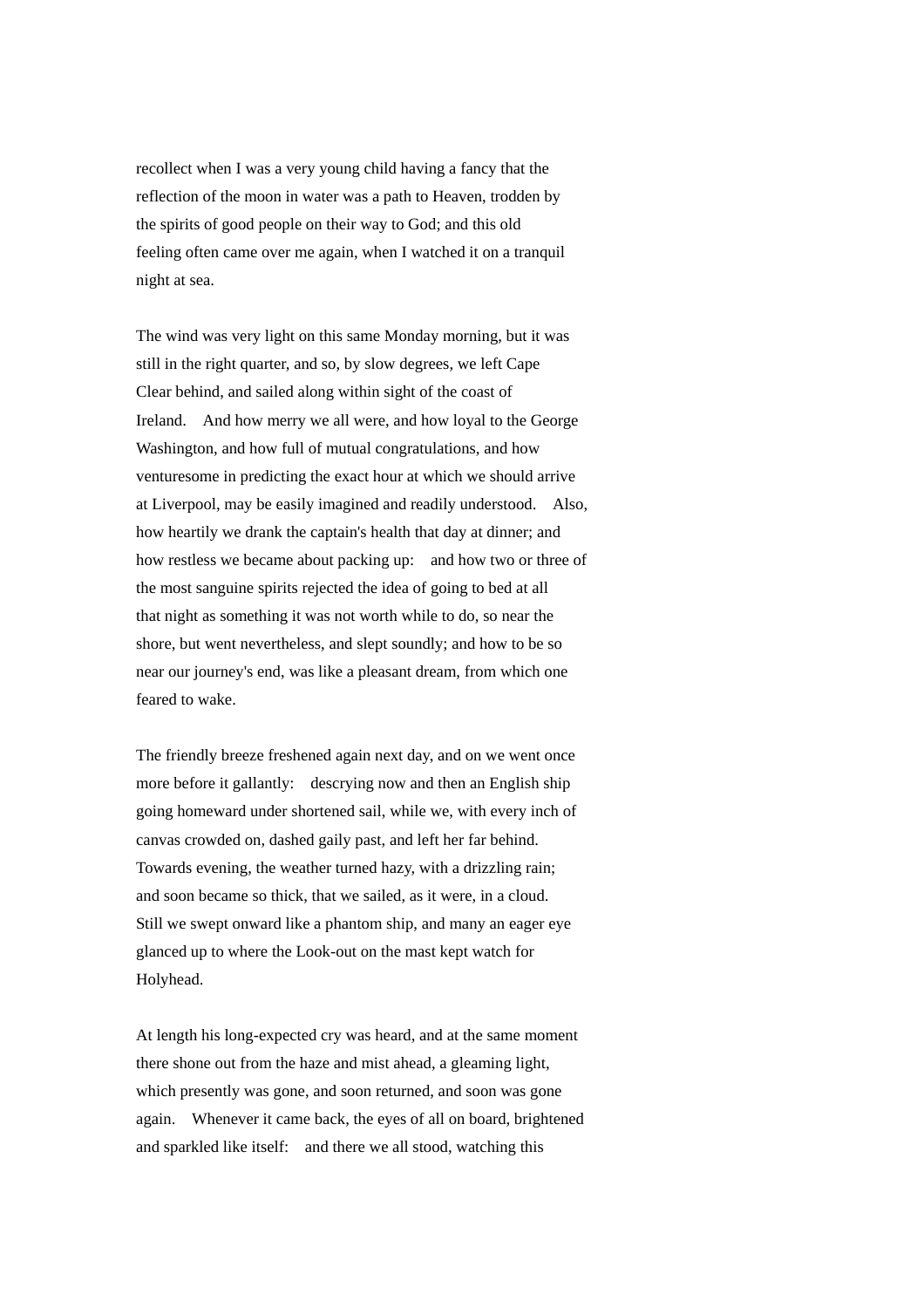recollect when I was a very young child having a fancy that the reflection of the moon in water was a path to Heaven, trodden by the spirits of good people on their way to God; and this old feeling often came over me again, when I watched it on a tranquil night at sea.

The wind was very light on this same Monday morning, but it was still in the right quarter, and so, by slow degrees, we left Cape Clear behind, and sailed along within sight of the coast of Ireland. And how merry we all were, and how loyal to the George Washington, and how full of mutual congratulations, and how venturesome in predicting the exact hour at which we should arrive at Liverpool, may be easily imagined and readily understood. Also, how heartily we drank the captain's health that day at dinner; and how restless we became about packing up: and how two or three of the most sanguine spirits rejected the idea of going to bed at all that night as something it was not worth while to do, so near the shore, but went nevertheless, and slept soundly; and how to be so near our journey's end, was like a pleasant dream, from which one feared to wake.

The friendly breeze freshened again next day, and on we went once more before it gallantly: descrying now and then an English ship going homeward under shortened sail, while we, with every inch of canvas crowded on, dashed gaily past, and left her far behind. Towards evening, the weather turned hazy, with a drizzling rain; and soon became so thick, that we sailed, as it were, in a cloud. Still we swept onward like a phantom ship, and many an eager eye glanced up to where the Look-out on the mast kept watch for Holyhead.

At length his long-expected cry was heard, and at the same moment there shone out from the haze and mist ahead, a gleaming light, which presently was gone, and soon returned, and soon was gone again. Whenever it came back, the eyes of all on board, brightened and sparkled like itself: and there we all stood, watching this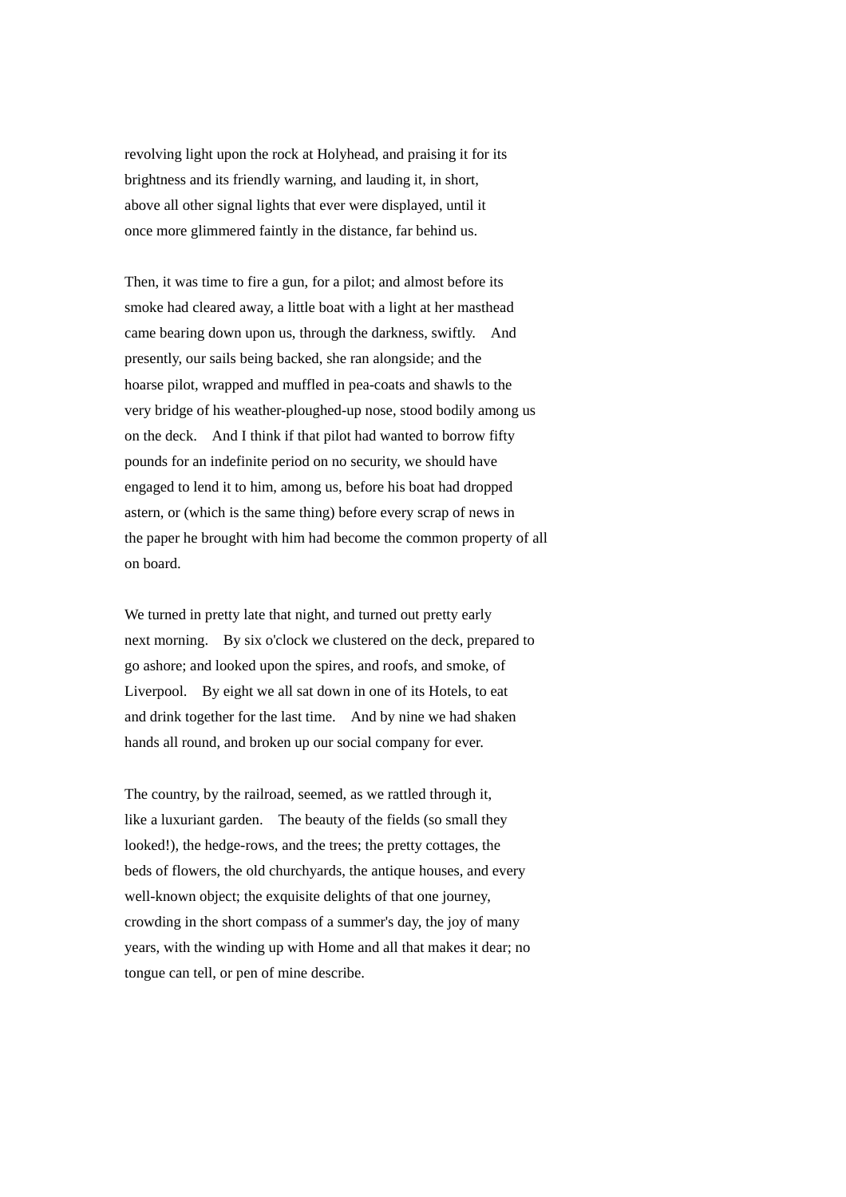revolving light upon the rock at Holyhead, and praising it for its brightness and its friendly warning, and lauding it, in short, above all other signal lights that ever were displayed, until it once more glimmered faintly in the distance, far behind us.

Then, it was time to fire a gun, for a pilot; and almost before its smoke had cleared away, a little boat with a light at her masthead came bearing down upon us, through the darkness, swiftly.  And presently, our sails being backed, she ran alongside; and the hoarse pilot, wrapped and muffled in pea-coats and shawls to the very bridge of his weather-ploughed-up nose, stood bodily among us on the deck.  And I think if that pilot had wanted to borrow fifty pounds for an indefinite period on no security, we should have engaged to lend it to him, among us, before his boat had dropped astern, or (which is the same thing) before every scrap of news in the paper he brought with him had become the common property of all on board.

We turned in pretty late that night, and turned out pretty early next morning.  By six o'clock we clustered on the deck, prepared to go ashore; and looked upon the spires, and roofs, and smoke, of Liverpool.  By eight we all sat down in one of its Hotels, to eat and drink together for the last time.  And by nine we had shaken hands all round, and broken up our social company for ever.

The country, by the railroad, seemed, as we rattled through it, like a luxuriant garden.  The beauty of the fields (so small they looked!), the hedge-rows, and the trees; the pretty cottages, the beds of flowers, the old churchyards, the antique houses, and every well-known object; the exquisite delights of that one journey, crowding in the short compass of a summer's day, the joy of many years, with the winding up with Home and all that makes it dear; no tongue can tell, or pen of mine describe.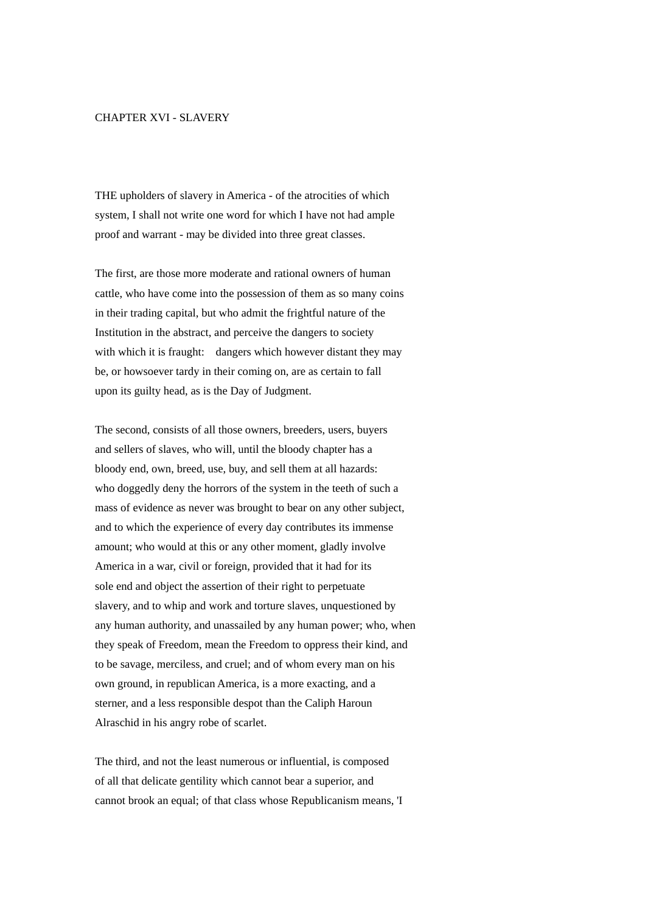# CHAPTER XVI - SLAVERY

THE upholders of slavery in America - of the atrocities of which system, I shall not write one word for which I have not had ample proof and warrant - may be divided into three great classes.

The first, are those more moderate and rational owners of human cattle, who have come into the possession of them as so many coins in their trading capital, but who admit the frightful nature of the Institution in the abstract, and perceive the dangers to society with which it is fraught: dangers which however distant they may be, or howsoever tardy in their coming on, are as certain to fall upon its guilty head, as is the Day of Judgment.

The second, consists of all those owners, breeders, users, buyers and sellers of slaves, who will, until the bloody chapter has a bloody end, own, breed, use, buy, and sell them at all hazards: who doggedly deny the horrors of the system in the teeth of such a mass of evidence as never was brought to bear on any other subject, and to which the experience of every day contributes its immense amount; who would at this or any other moment, gladly involve America in a war, civil or foreign, provided that it had for its sole end and object the assertion of their right to perpetuate slavery, and to whip and work and torture slaves, unquestioned by any human authority, and unassailed by any human power; who, when they speak of Freedom, mean the Freedom to oppress their kind, and to be savage, merciless, and cruel; and of whom every man on his own ground, in republican America, is a more exacting, and a sterner, and a less responsible despot than the Caliph Haroun Alraschid in his angry robe of scarlet.

The third, and not the least numerous or influential, is composed of all that delicate gentility which cannot bear a superior, and cannot brook an equal; of that class whose Republicanism means, 'I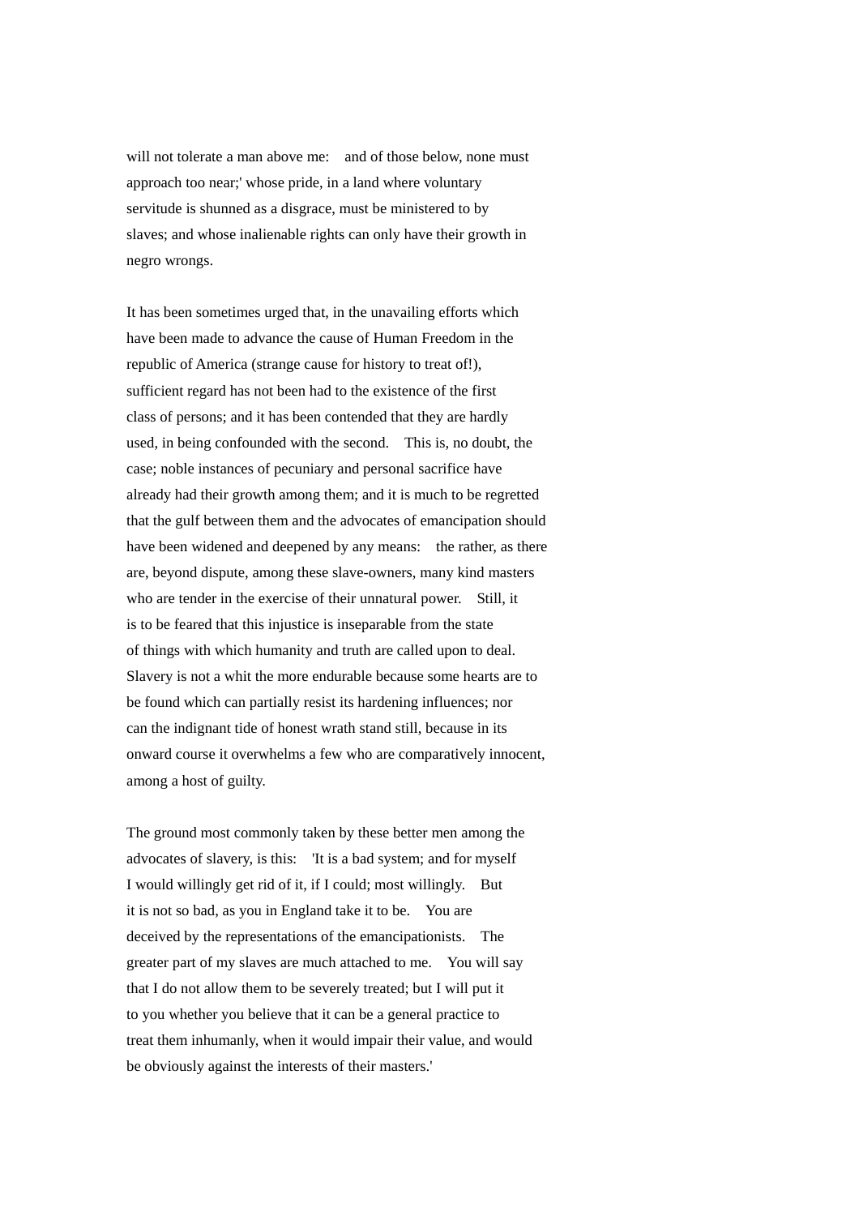will not tolerate a man above me: and of those below, none must approach too near;' whose pride, in a land where voluntary servitude is shunned as a disgrace, must be ministered to by slaves; and whose inalienable rights can only have their growth in negro wrongs.

It has been sometimes urged that, in the unavailing efforts which have been made to advance the cause of Human Freedom in the republic of America (strange cause for history to treat of!), sufficient regard has not been had to the existence of the first class of persons; and it has been contended that they are hardly used, in being confounded with the second. This is, no doubt, the case; noble instances of pecuniary and personal sacrifice have already had their growth among them; and it is much to be regretted that the gulf between them and the advocates of emancipation should have been widened and deepened by any means: the rather, as there are, beyond dispute, among these slave-owners, many kind masters who are tender in the exercise of their unnatural power. Still, it is to be feared that this injustice is inseparable from the state of things with which humanity and truth are called upon to deal. Slavery is not a whit the more endurable because some hearts are to be found which can partially resist its hardening influences; nor can the indignant tide of honest wrath stand still, because in its onward course it overwhelms a few who are comparatively innocent, among a host of guilty.

The ground most commonly taken by these better men among the advocates of slavery, is this: 'It is a bad system; and for myself I would willingly get rid of it, if I could; most willingly. But it is not so bad, as you in England take it to be. You are deceived by the representations of the emancipationists. The greater part of my slaves are much attached to me. You will say that I do not allow them to be severely treated; but I will put it to you whether you believe that it can be a general practice to treat them inhumanly, when it would impair their value, and would be obviously against the interests of their masters.'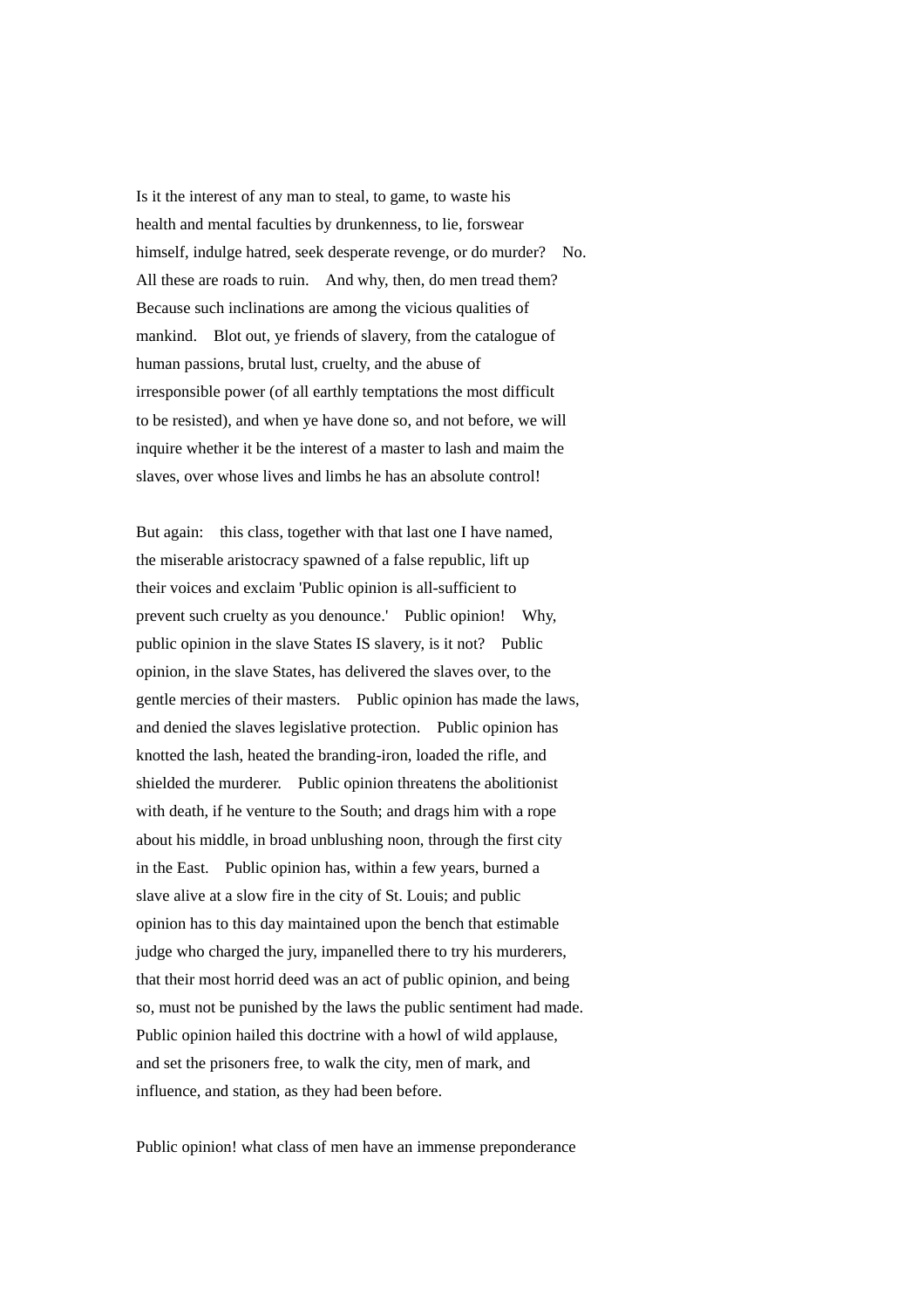Is it the interest of any man to steal, to game, to waste his health and mental faculties by drunkenness, to lie, forswear himself, indulge hatred, seek desperate revenge, or do murder? No. All these are roads to ruin. And why, then, do men tread them? Because such inclinations are among the vicious qualities of mankind. Blot out, ye friends of slavery, from the catalogue of human passions, brutal lust, cruelty, and the abuse of irresponsible power (of all earthly temptations the most difficult to be resisted), and when ye have done so, and not before, we will inquire whether it be the interest of a master to lash and maim the slaves, over whose lives and limbs he has an absolute control!

But again: this class, together with that last one I have named, the miserable aristocracy spawned of a false republic, lift up their voices and exclaim 'Public opinion is all-sufficient to prevent such cruelty as you denounce.' Public opinion! Why, public opinion in the slave States IS slavery, is it not? Public opinion, in the slave States, has delivered the slaves over, to the gentle mercies of their masters. Public opinion has made the laws, and denied the slaves legislative protection. Public opinion has knotted the lash, heated the branding-iron, loaded the rifle, and shielded the murderer. Public opinion threatens the abolitionist with death, if he venture to the South; and drags him with a rope about his middle, in broad unblushing noon, through the first city in the East. Public opinion has, within a few years, burned a slave alive at a slow fire in the city of St. Louis; and public opinion has to this day maintained upon the bench that estimable judge who charged the jury, impanelled there to try his murderers, that their most horrid deed was an act of public opinion, and being so, must not be punished by the laws the public sentiment had made. Public opinion hailed this doctrine with a howl of wild applause, and set the prisoners free, to walk the city, men of mark, and influence, and station, as they had been before.

Public opinion! what class of men have an immense preponderance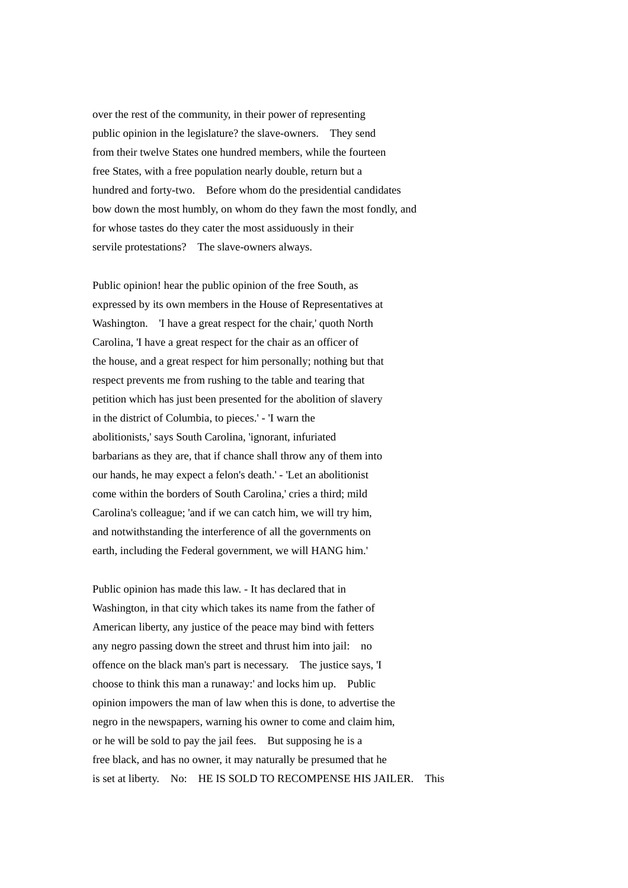over the rest of the community, in their power of representing public opinion in the legislature? the slave-owners. They send from their twelve States one hundred members, while the fourteen free States, with a free population nearly double, return but a hundred and forty-two. Before whom do the presidential candidates bow down the most humbly, on whom do they fawn the most fondly, and for whose tastes do they cater the most assiduously in their servile protestations? The slave-owners always.

Public opinion! hear the public opinion of the free South, as expressed by its own members in the House of Representatives at Washington. 'I have a great respect for the chair,' quoth North Carolina, 'I have a great respect for the chair as an officer of the house, and a great respect for him personally; nothing but that respect prevents me from rushing to the table and tearing that petition which has just been presented for the abolition of slavery in the district of Columbia, to pieces.' - 'I warn the abolitionists,' says South Carolina, 'ignorant, infuriated barbarians as they are, that if chance shall throw any of them into our hands, he may expect a felon's death.' - 'Let an abolitionist come within the borders of South Carolina,' cries a third; mild Carolina's colleague; 'and if we can catch him, we will try him, and notwithstanding the interference of all the governments on earth, including the Federal government, we will HANG him.'

Public opinion has made this law. - It has declared that in Washington, in that city which takes its name from the father of American liberty, any justice of the peace may bind with fetters any negro passing down the street and thrust him into jail: no offence on the black man's part is necessary. The justice says, 'I choose to think this man a runaway:' and locks him up. Public opinion impowers the man of law when this is done, to advertise the negro in the newspapers, warning his owner to come and claim him, or he will be sold to pay the jail fees. But supposing he is a free black, and has no owner, it may naturally be presumed that he is set at liberty. No: HE IS SOLD TO RECOMPENSE HIS JAILER. This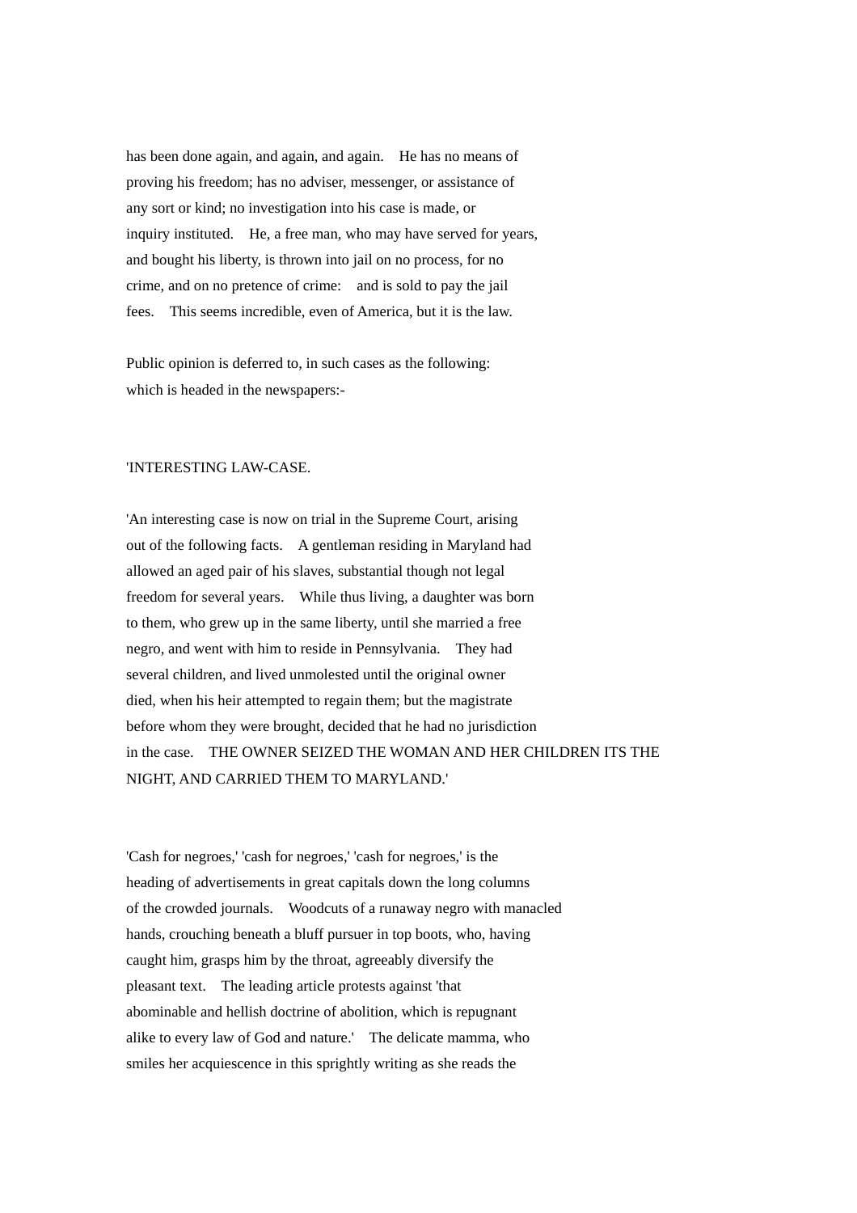has been done again, and again, and again. He has no means of proving his freedom; has no adviser, messenger, or assistance of any sort or kind; no investigation into his case is made, or inquiry instituted. He, a free man, who may have served for years, and bought his liberty, is thrown into jail on no process, for no crime, and on no pretence of crime: and is sold to pay the jail fees. This seems incredible, even of America, but it is the law.

Public opinion is deferred to, in such cases as the following: which is headed in the newspapers:-

'INTERESTING LAW-CASE.

'An interesting case is now on trial in the Supreme Court, arising out of the following facts. A gentleman residing in Maryland had allowed an aged pair of his slaves, substantial though not legal freedom for several years. While thus living, a daughter was born to them, who grew up in the same liberty, until she married a free negro, and went with him to reside in Pennsylvania. They had several children, and lived unmolested until the original owner died, when his heir attempted to regain them; but the magistrate before whom they were brought, decided that he had no jurisdiction in the case. THE OWNER SEIZED THE WOMAN AND HER CHILDREN ITS THE NIGHT, AND CARRIED THEM TO MARYLAND.'

'Cash for negroes,' 'cash for negroes,' 'cash for negroes,' is the heading of advertisements in great capitals down the long columns of the crowded journals. Woodcuts of a runaway negro with manacled hands, crouching beneath a bluff pursuer in top boots, who, having caught him, grasps him by the throat, agreeably diversify the pleasant text. The leading article protests against 'that abominable and hellish doctrine of abolition, which is repugnant alike to every law of God and nature.' The delicate mamma, who smiles her acquiescence in this sprightly writing as she reads the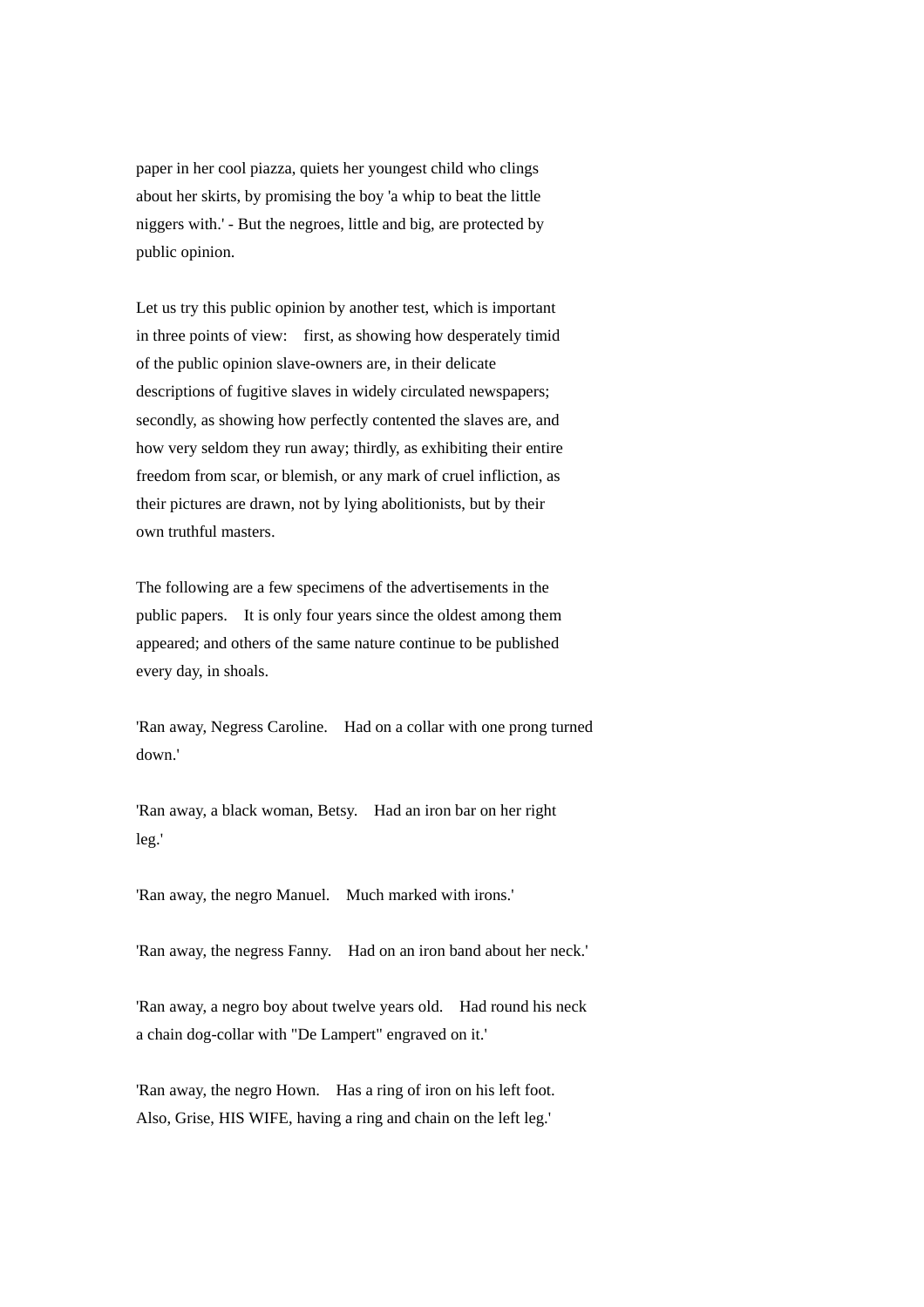paper in her cool piazza, quiets her youngest child who clings about her skirts, by promising the boy 'a whip to beat the little niggers with.' - But the negroes, little and big, are protected by public opinion.

Let us try this public opinion by another test, which is important in three points of view: first, as showing how desperately timid of the public opinion slave-owners are, in their delicate descriptions of fugitive slaves in widely circulated newspapers; secondly, as showing how perfectly contented the slaves are, and how very seldom they run away; thirdly, as exhibiting their entire freedom from scar, or blemish, or any mark of cruel infliction, as their pictures are drawn, not by lying abolitionists, but by their own truthful masters.

The following are a few specimens of the advertisements in the public papers. It is only four years since the oldest among them appeared; and others of the same nature continue to be published every day, in shoals.

'Ran away, Negress Caroline. Had on a collar with one prong turned down.'

'Ran away, a black woman, Betsy. Had an iron bar on her right leg.'

'Ran away, the negro Manuel. Much marked with irons.'

'Ran away, the negress Fanny. Had on an iron band about her neck.'

'Ran away, a negro boy about twelve years old. Had round his neck a chain dog-collar with "De Lampert" engraved on it.'

'Ran away, the negro Hown. Has a ring of iron on his left foot. Also, Grise, HIS WIFE, having a ring and chain on the left leg.'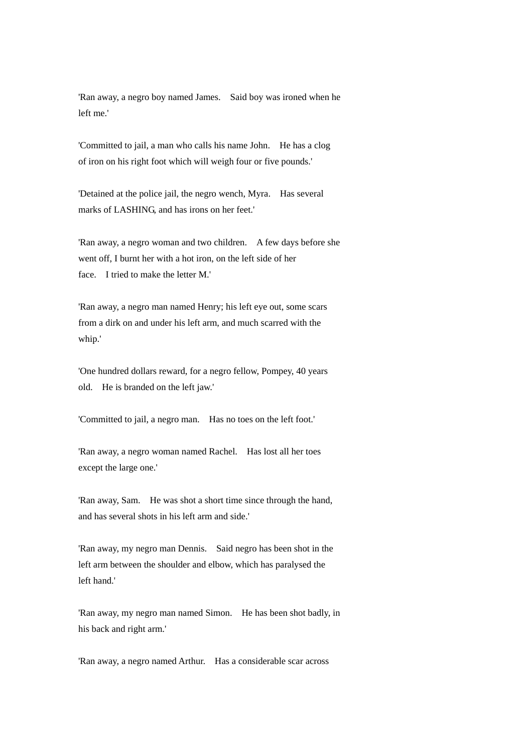'Ran away, a negro boy named James. Said boy was ironed when he left me.'

'Committed to jail, a man who calls his name John. He has a clog of iron on his right foot which will weigh four or five pounds.'

'Detained at the police jail, the negro wench, Myra. Has several marks of LASHING, and has irons on her feet.'

'Ran away, a negro woman and two children. A few days before she went off, I burnt her with a hot iron, on the left side of her face. I tried to make the letter M.'

'Ran away, a negro man named Henry; his left eye out, some scars from a dirk on and under his left arm, and much scarred with the whip.'

'One hundred dollars reward, for a negro fellow, Pompey, 40 years old. He is branded on the left jaw.'

'Committed to jail, a negro man. Has no toes on the left foot.'

'Ran away, a negro woman named Rachel. Has lost all her toes except the large one.'

'Ran away, Sam. He was shot a short time since through the hand, and has several shots in his left arm and side.'

'Ran away, my negro man Dennis. Said negro has been shot in the left arm between the shoulder and elbow, which has paralysed the left hand.'

'Ran away, my negro man named Simon. He has been shot badly, in his back and right arm.'

'Ran away, a negro named Arthur. Has a considerable scar across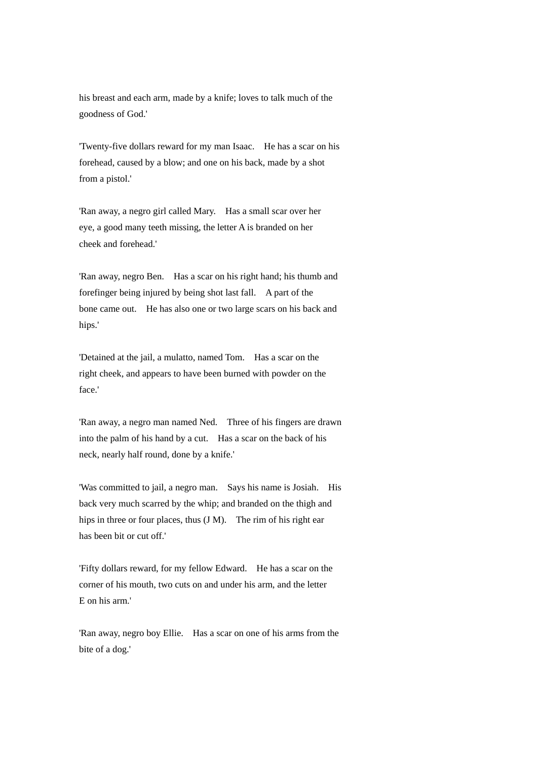his breast and each arm, made by a knife; loves to talk much of the goodness of God.'

'Twenty-five dollars reward for my man Isaac. He has a scar on his forehead, caused by a blow; and one on his back, made by a shot from a pistol.'

'Ran away, a negro girl called Mary. Has a small scar over her eye, a good many teeth missing, the letter A is branded on her cheek and forehead.'

'Ran away, negro Ben. Has a scar on his right hand; his thumb and forefinger being injured by being shot last fall. A part of the bone came out. He has also one or two large scars on his back and hips.'

'Detained at the jail, a mulatto, named Tom. Has a scar on the right cheek, and appears to have been burned with powder on the face.'

'Ran away, a negro man named Ned. Three of his fingers are drawn into the palm of his hand by a cut. Has a scar on the back of his neck, nearly half round, done by a knife.'

'Was committed to jail, a negro man. Says his name is Josiah. His back very much scarred by the whip; and branded on the thigh and hips in three or four places, thus (J M). The rim of his right ear has been bit or cut off.'

'Fifty dollars reward, for my fellow Edward. He has a scar on the corner of his mouth, two cuts on and under his arm, and the letter E on his arm.'

'Ran away, negro boy Ellie. Has a scar on one of his arms from the bite of a dog.'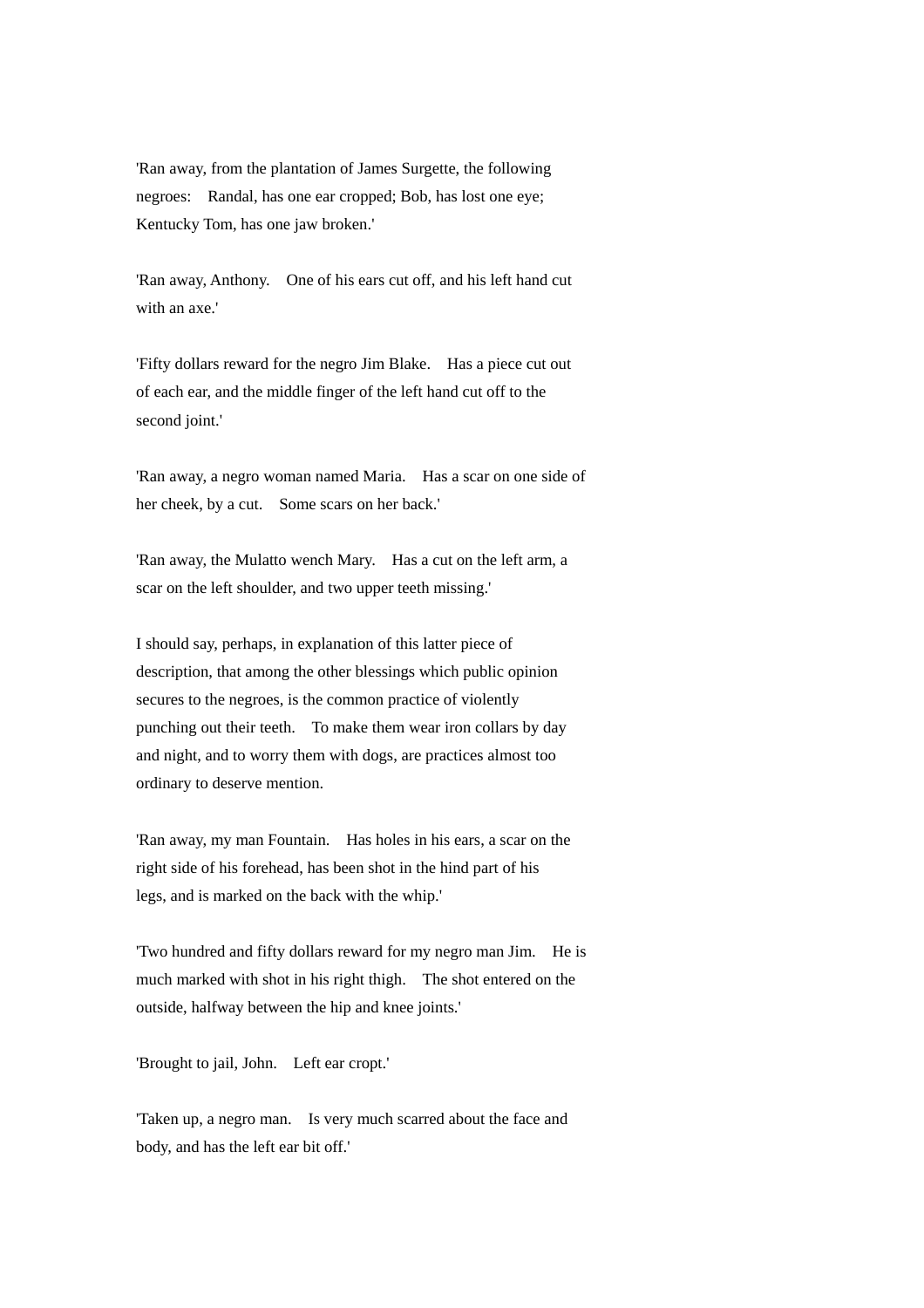'Ran away, from the plantation of James Surgette, the following negroes: Randal, has one ear cropped; Bob, has lost one eye; Kentucky Tom, has one jaw broken.'

'Ran away, Anthony. One of his ears cut off, and his left hand cut with an axe.'

'Fifty dollars reward for the negro Jim Blake. Has a piece cut out of each ear, and the middle finger of the left hand cut off to the second joint.'

'Ran away, a negro woman named Maria. Has a scar on one side of her cheek, by a cut. Some scars on her back.'

'Ran away, the Mulatto wench Mary. Has a cut on the left arm, a scar on the left shoulder, and two upper teeth missing.'

I should say, perhaps, in explanation of this latter piece of description, that among the other blessings which public opinion secures to the negroes, is the common practice of violently punching out their teeth. To make them wear iron collars by day and night, and to worry them with dogs, are practices almost too ordinary to deserve mention.

'Ran away, my man Fountain. Has holes in his ears, a scar on the right side of his forehead, has been shot in the hind part of his legs, and is marked on the back with the whip.'

'Two hundred and fifty dollars reward for my negro man Jim. He is much marked with shot in his right thigh. The shot entered on the outside, halfway between the hip and knee joints.'

'Brought to jail, John. Left ear cropt.'

'Taken up, a negro man. Is very much scarred about the face and body, and has the left ear bit off.'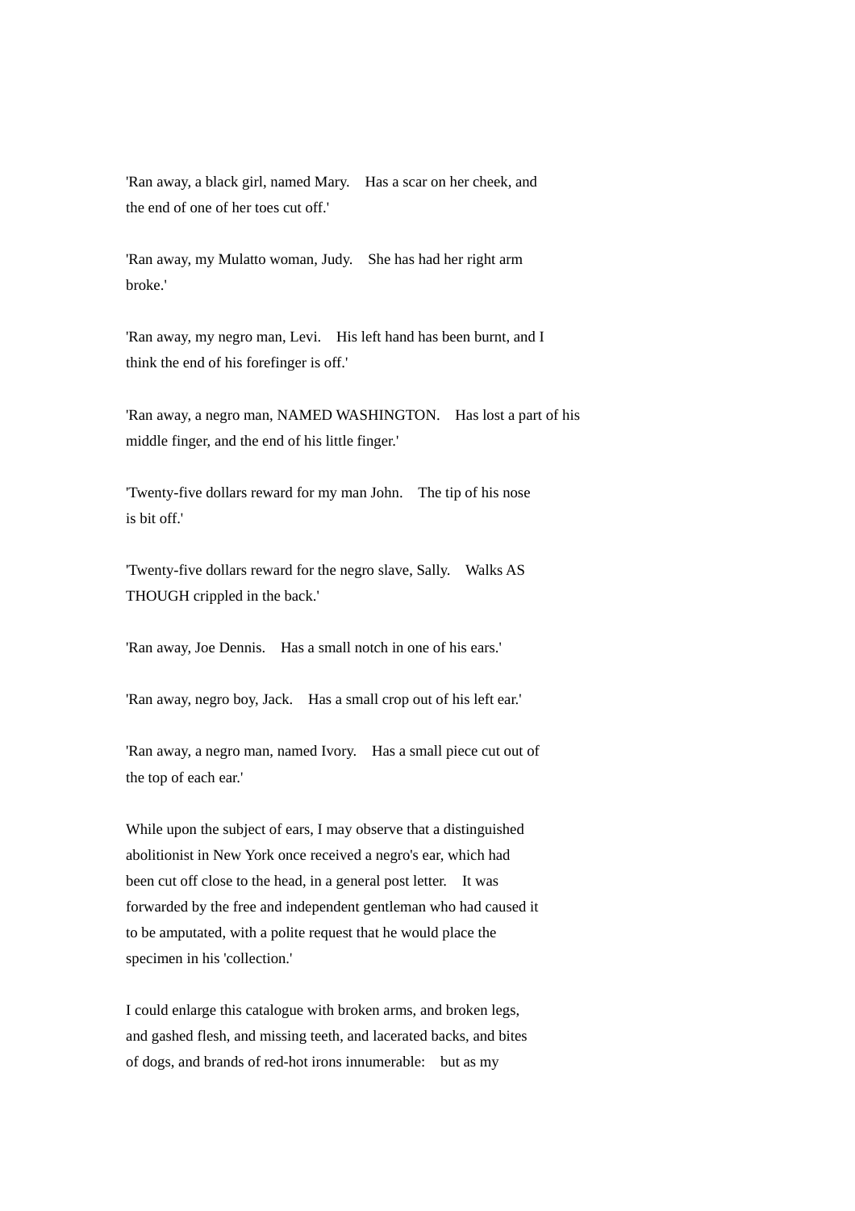'Ran away, a black girl, named Mary.    Has a scar on her cheek, and the end of one of her toes cut off.'

'Ran away, my Mulatto woman, Judy.    She has had her right arm broke.'

'Ran away, my negro man, Levi.    His left hand has been burnt, and I think the end of his forefinger is off.'

'Ran away, a negro man, NAMED WASHINGTON.    Has lost a part of his middle finger, and the end of his little finger.'

'Twenty-five dollars reward for my man John.    The tip of his nose is bit off.'

'Twenty-five dollars reward for the negro slave, Sally.    Walks AS THOUGH crippled in the back.'

'Ran away, Joe Dennis.    Has a small notch in one of his ears.'

'Ran away, negro boy, Jack.    Has a small crop out of his left ear.'

'Ran away, a negro man, named Ivory.    Has a small piece cut out of the top of each ear.'

While upon the subject of ears, I may observe that a distinguished abolitionist in New York once received a negro's ear, which had been cut off close to the head, in a general post letter.    It was forwarded by the free and independent gentleman who had caused it to be amputated, with a polite request that he would place the specimen in his 'collection.'

I could enlarge this catalogue with broken arms, and broken legs, and gashed flesh, and missing teeth, and lacerated backs, and bites of dogs, and brands of red-hot irons innumerable:    but as my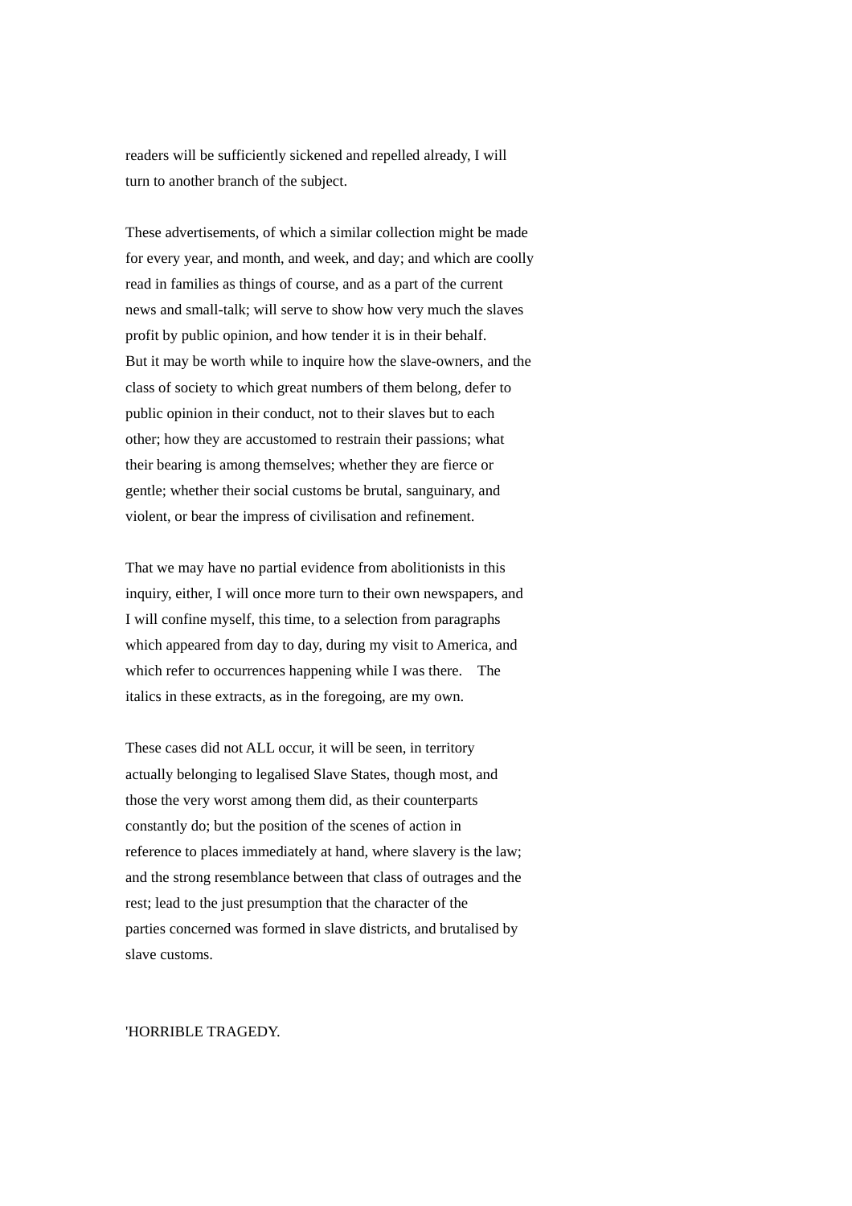readers will be sufficiently sickened and repelled already, I will turn to another branch of the subject.

These advertisements, of which a similar collection might be made for every year, and month, and week, and day; and which are coolly read in families as things of course, and as a part of the current news and small-talk; will serve to show how very much the slaves profit by public opinion, and how tender it is in their behalf. But it may be worth while to inquire how the slave-owners, and the class of society to which great numbers of them belong, defer to public opinion in their conduct, not to their slaves but to each other; how they are accustomed to restrain their passions; what their bearing is among themselves; whether they are fierce or gentle; whether their social customs be brutal, sanguinary, and violent, or bear the impress of civilisation and refinement.

That we may have no partial evidence from abolitionists in this inquiry, either, I will once more turn to their own newspapers, and I will confine myself, this time, to a selection from paragraphs which appeared from day to day, during my visit to America, and which refer to occurrences happening while I was there. The italics in these extracts, as in the foregoing, are my own.

These cases did not ALL occur, it will be seen, in territory actually belonging to legalised Slave States, though most, and those the very worst among them did, as their counterparts constantly do; but the position of the scenes of action in reference to places immediately at hand, where slavery is the law; and the strong resemblance between that class of outrages and the rest; lead to the just presumption that the character of the parties concerned was formed in slave districts, and brutalised by slave customs.

'HORRIBLE TRAGEDY.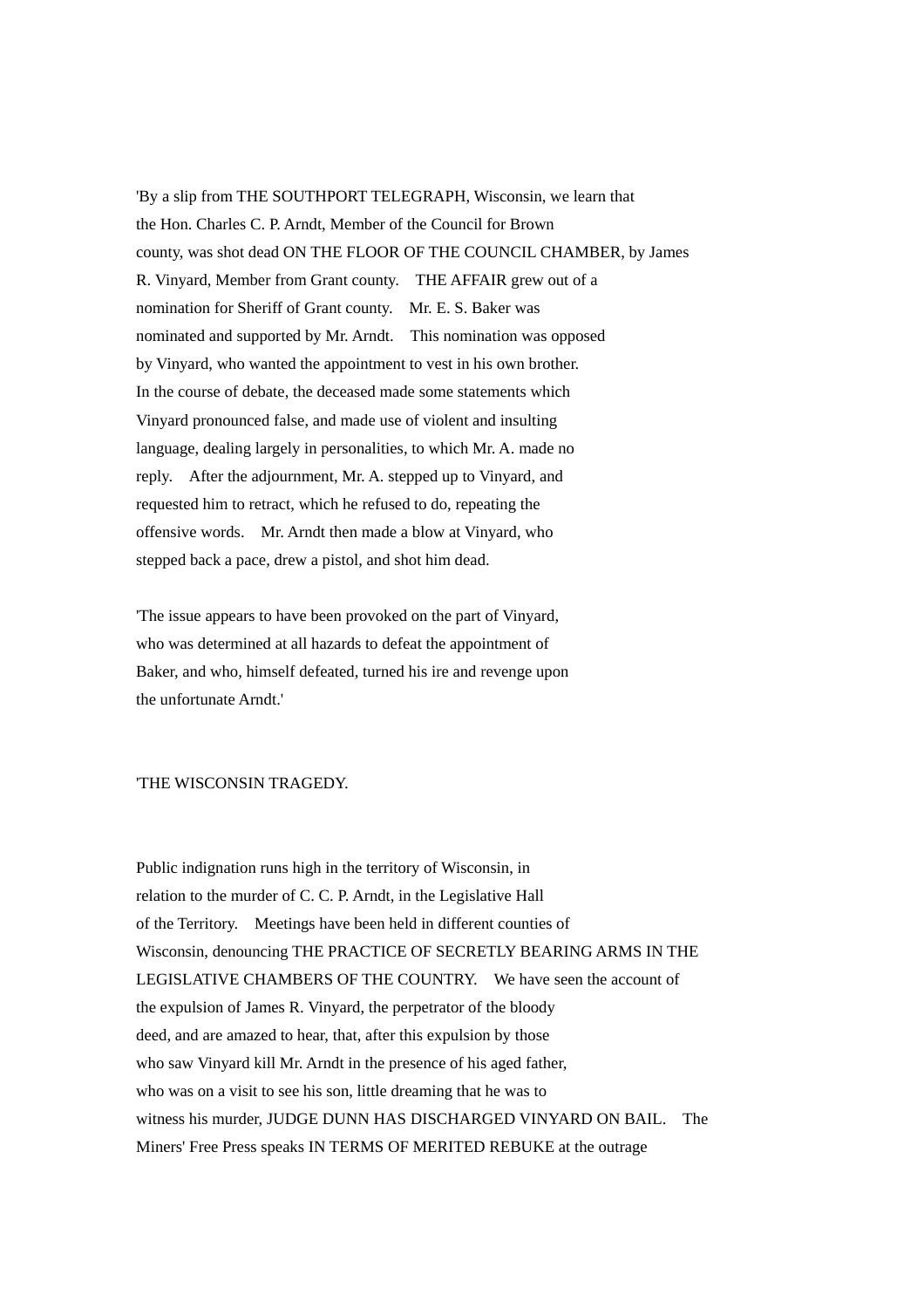'By a slip from THE SOUTHPORT TELEGRAPH, Wisconsin, we learn that the Hon. Charles C. P. Arndt, Member of the Council for Brown county, was shot dead ON THE FLOOR OF THE COUNCIL CHAMBER, by James R. Vinyard, Member from Grant county. THE AFFAIR grew out of a nomination for Sheriff of Grant county. Mr. E. S. Baker was nominated and supported by Mr. Arndt. This nomination was opposed by Vinyard, who wanted the appointment to vest in his own brother. In the course of debate, the deceased made some statements which Vinyard pronounced false, and made use of violent and insulting language, dealing largely in personalities, to which Mr. A. made no reply. After the adjournment, Mr. A. stepped up to Vinyard, and requested him to retract, which he refused to do, repeating the offensive words. Mr. Arndt then made a blow at Vinyard, who stepped back a pace, drew a pistol, and shot him dead.

'The issue appears to have been provoked on the part of Vinyard, who was determined at all hazards to defeat the appointment of Baker, and who, himself defeated, turned his ire and revenge upon the unfortunate Arndt.'

'THE WISCONSIN TRAGEDY.

Public indignation runs high in the territory of Wisconsin, in relation to the murder of C. C. P. Arndt, in the Legislative Hall of the Territory. Meetings have been held in different counties of Wisconsin, denouncing THE PRACTICE OF SECRETLY BEARING ARMS IN THE LEGISLATIVE CHAMBERS OF THE COUNTRY. We have seen the account of the expulsion of James R. Vinyard, the perpetrator of the bloody deed, and are amazed to hear, that, after this expulsion by those who saw Vinyard kill Mr. Arndt in the presence of his aged father, who was on a visit to see his son, little dreaming that he was to witness his murder, JUDGE DUNN HAS DISCHARGED VINYARD ON BAIL. The Miners' Free Press speaks IN TERMS OF MERITED REBUKE at the outrage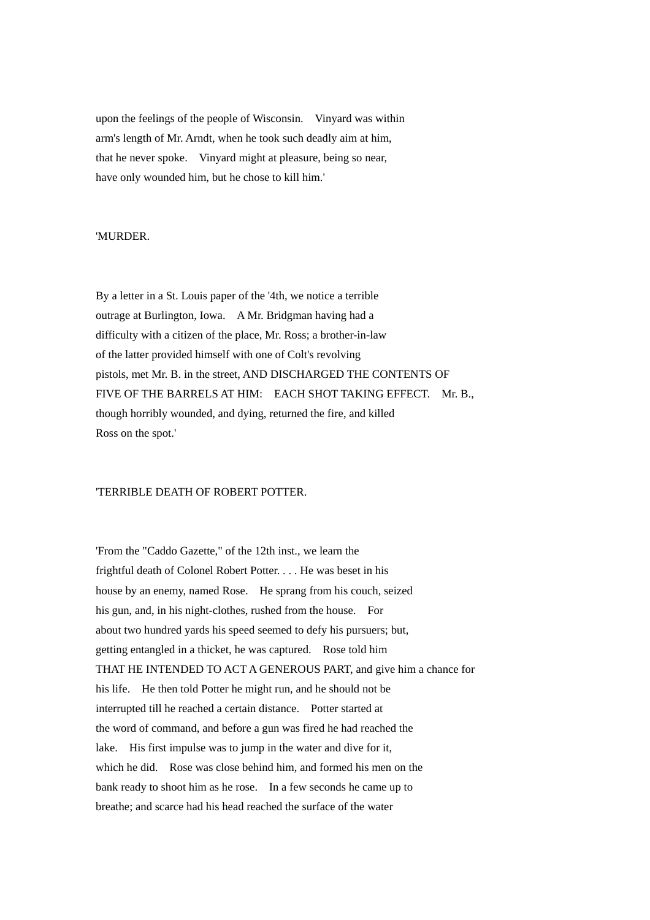upon the feelings of the people of Wisconsin. Vinyard was within arm's length of Mr. Arndt, when he took such deadly aim at him, that he never spoke. Vinyard might at pleasure, being so near, have only wounded him, but he chose to kill him.'

'MURDER.

By a letter in a St. Louis paper of the '4th, we notice a terrible outrage at Burlington, Iowa. A Mr. Bridgman having had a difficulty with a citizen of the place, Mr. Ross; a brother-in-law of the latter provided himself with one of Colt's revolving pistols, met Mr. B. in the street, AND DISCHARGED THE CONTENTS OF FIVE OF THE BARRELS AT HIM: EACH SHOT TAKING EFFECT. Mr. B., though horribly wounded, and dying, returned the fire, and killed Ross on the spot.'

'TERRIBLE DEATH OF ROBERT POTTER.

'From the "Caddo Gazette," of the 12th inst., we learn the frightful death of Colonel Robert Potter. . . . He was beset in his house by an enemy, named Rose. He sprang from his couch, seized his gun, and, in his night-clothes, rushed from the house. For about two hundred yards his speed seemed to defy his pursuers; but, getting entangled in a thicket, he was captured. Rose told him THAT HE INTENDED TO ACT A GENEROUS PART, and give him a chance for his life. He then told Potter he might run, and he should not be interrupted till he reached a certain distance. Potter started at the word of command, and before a gun was fired he had reached the lake. His first impulse was to jump in the water and dive for it, which he did. Rose was close behind him, and formed his men on the bank ready to shoot him as he rose. In a few seconds he came up to breathe; and scarce had his head reached the surface of the water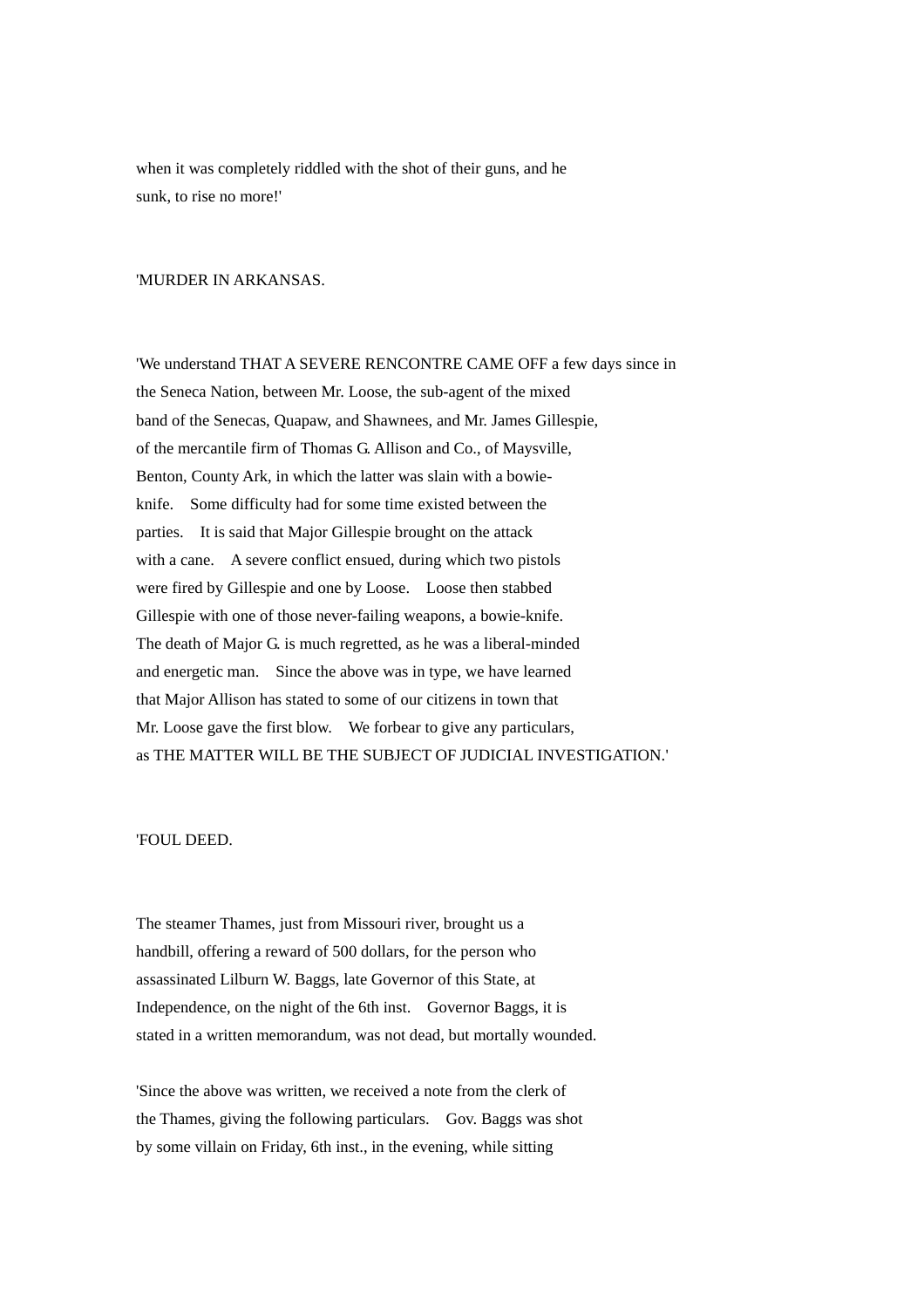when it was completely riddled with the shot of their guns, and he sunk, to rise no more!'

'MURDER IN ARKANSAS.

'We understand THAT A SEVERE RENCONTRE CAME OFF a few days since in the Seneca Nation, between Mr. Loose, the sub-agent of the mixed band of the Senecas, Quapaw, and Shawnees, and Mr. James Gillespie, of the mercantile firm of Thomas G. Allison and Co., of Maysville, Benton, County Ark, in which the latter was slain with a bowie-knife. Some difficulty had for some time existed between the parties. It is said that Major Gillespie brought on the attack with a cane. A severe conflict ensued, during which two pistols were fired by Gillespie and one by Loose. Loose then stabbed Gillespie with one of those never-failing weapons, a bowie-knife. The death of Major G. is much regretted, as he was a liberal-minded and energetic man. Since the above was in type, we have learned that Major Allison has stated to some of our citizens in town that Mr. Loose gave the first blow. We forbear to give any particulars, as THE MATTER WILL BE THE SUBJECT OF JUDICIAL INVESTIGATION.'

'FOUL DEED.

The steamer Thames, just from Missouri river, brought us a handbill, offering a reward of 500 dollars, for the person who assassinated Lilburn W. Baggs, late Governor of this State, at Independence, on the night of the 6th inst. Governor Baggs, it is stated in a written memorandum, was not dead, but mortally wounded.

'Since the above was written, we received a note from the clerk of the Thames, giving the following particulars. Gov. Baggs was shot by some villain on Friday, 6th inst., in the evening, while sitting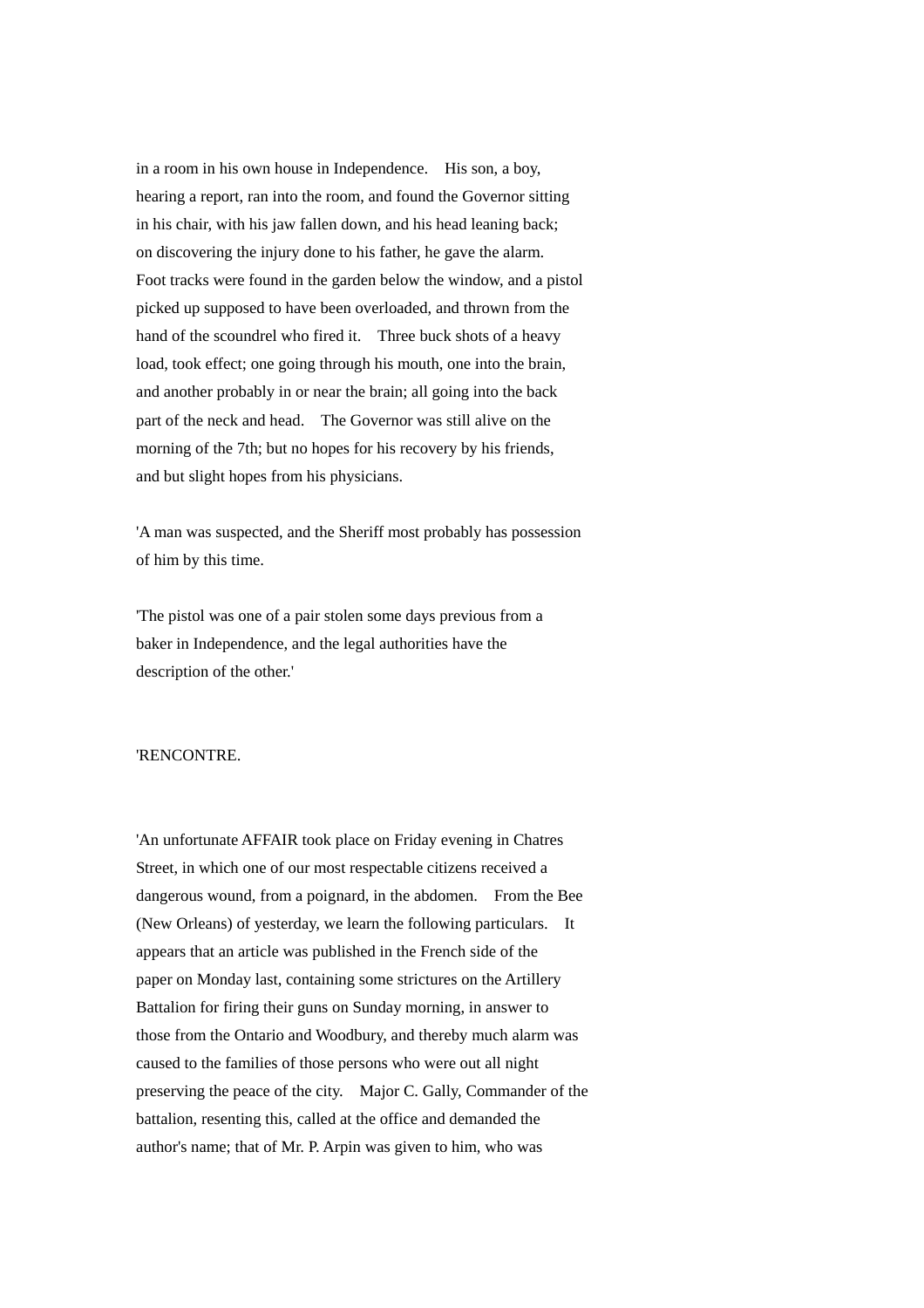in a room in his own house in Independence. His son, a boy, hearing a report, ran into the room, and found the Governor sitting in his chair, with his jaw fallen down, and his head leaning back; on discovering the injury done to his father, he gave the alarm. Foot tracks were found in the garden below the window, and a pistol picked up supposed to have been overloaded, and thrown from the hand of the scoundrel who fired it. Three buck shots of a heavy load, took effect; one going through his mouth, one into the brain, and another probably in or near the brain; all going into the back part of the neck and head. The Governor was still alive on the morning of the 7th; but no hopes for his recovery by his friends, and but slight hopes from his physicians.

'A man was suspected, and the Sheriff most probably has possession of him by this time.

'The pistol was one of a pair stolen some days previous from a baker in Independence, and the legal authorities have the description of the other.'

'RENCONTRE.

'An unfortunate AFFAIR took place on Friday evening in Chatres Street, in which one of our most respectable citizens received a dangerous wound, from a poignard, in the abdomen. From the Bee (New Orleans) of yesterday, we learn the following particulars. It appears that an article was published in the French side of the paper on Monday last, containing some strictures on the Artillery Battalion for firing their guns on Sunday morning, in answer to those from the Ontario and Woodbury, and thereby much alarm was caused to the families of those persons who were out all night preserving the peace of the city. Major C. Gally, Commander of the battalion, resenting this, called at the office and demanded the author's name; that of Mr. P. Arpin was given to him, who was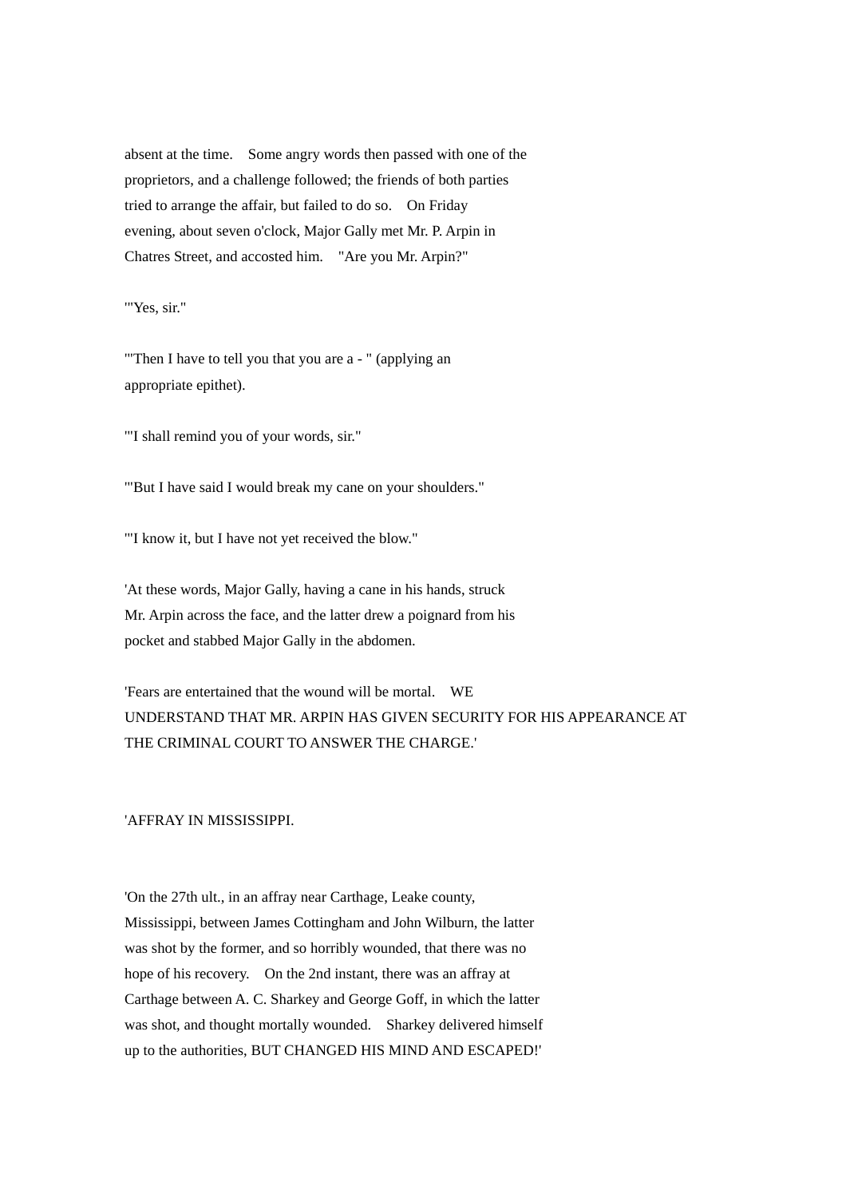absent at the time.  Some angry words then passed with one of the proprietors, and a challenge followed; the friends of both parties tried to arrange the affair, but failed to do so.  On Friday evening, about seven o'clock, Major Gally met Mr. P. Arpin in Chatres Street, and accosted him.  "Are you Mr. Arpin?"

'"Yes, sir."

'"Then I have to tell you that you are a - " (applying an appropriate epithet).

'"I shall remind you of your words, sir."

'"But I have said I would break my cane on your shoulders."

'"I know it, but I have not yet received the blow."

'At these words, Major Gally, having a cane in his hands, struck Mr. Arpin across the face, and the latter drew a poignard from his pocket and stabbed Major Gally in the abdomen.

'Fears are entertained that the wound will be mortal.  WE UNDERSTAND THAT MR. ARPIN HAS GIVEN SECURITY FOR HIS APPEARANCE AT THE CRIMINAL COURT TO ANSWER THE CHARGE.'

'AFFRAY IN MISSISSIPPI.

'On the 27th ult., in an affray near Carthage, Leake county, Mississippi, between James Cottingham and John Wilburn, the latter was shot by the former, and so horribly wounded, that there was no hope of his recovery.  On the 2nd instant, there was an affray at Carthage between A. C. Sharkey and George Goff, in which the latter was shot, and thought mortally wounded.  Sharkey delivered himself up to the authorities, BUT CHANGED HIS MIND AND ESCAPED!'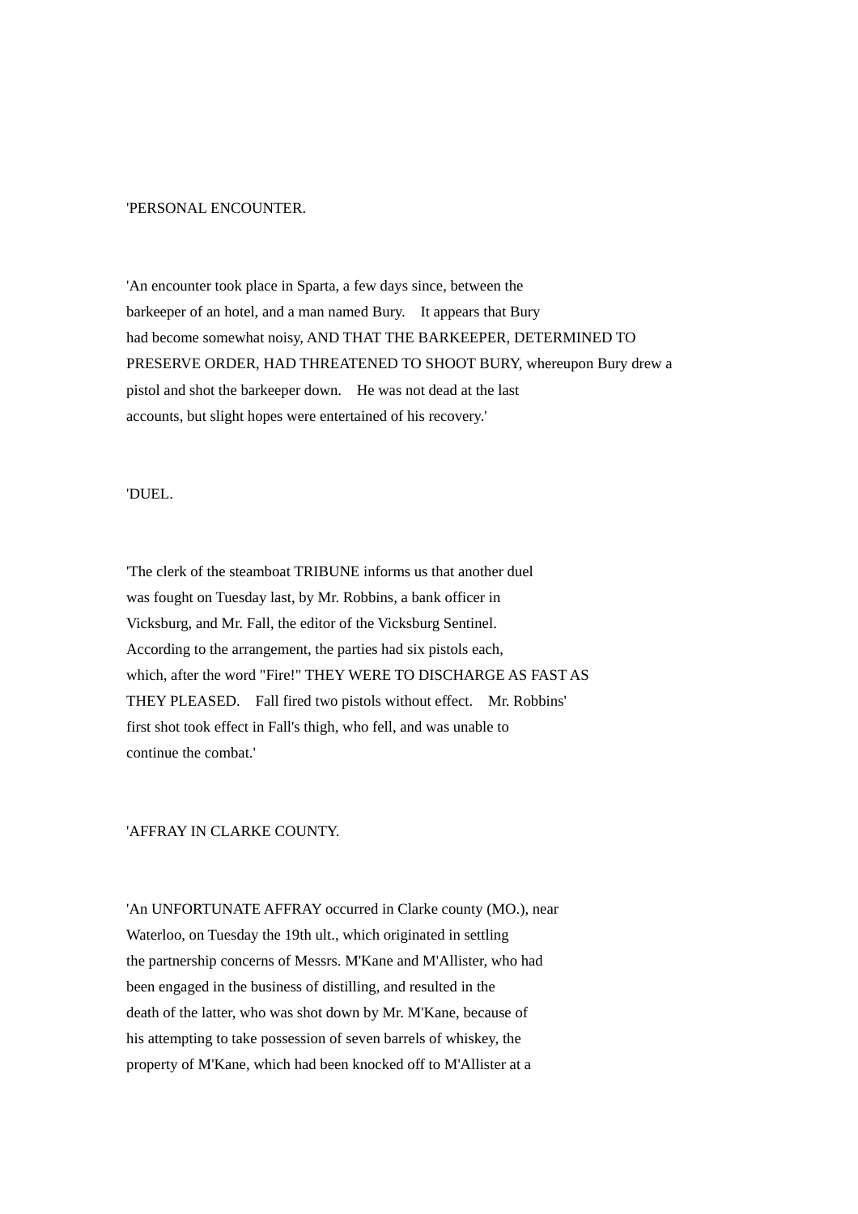'PERSONAL ENCOUNTER.

'An encounter took place in Sparta, a few days since, between the barkeeper of an hotel, and a man named Bury. It appears that Bury had become somewhat noisy, AND THAT THE BARKEEPER, DETERMINED TO PRESERVE ORDER, HAD THREATENED TO SHOOT BURY, whereupon Bury drew a pistol and shot the barkeeper down. He was not dead at the last accounts, but slight hopes were entertained of his recovery.'

'DUEL.

'The clerk of the steamboat TRIBUNE informs us that another duel was fought on Tuesday last, by Mr. Robbins, a bank officer in Vicksburg, and Mr. Fall, the editor of the Vicksburg Sentinel. According to the arrangement, the parties had six pistols each, which, after the word "Fire!" THEY WERE TO DISCHARGE AS FAST AS THEY PLEASED. Fall fired two pistols without effect. Mr. Robbins' first shot took effect in Fall's thigh, who fell, and was unable to continue the combat.'

'AFFRAY IN CLARKE COUNTY.

'An UNFORTUNATE AFFRAY occurred in Clarke county (MO.), near Waterloo, on Tuesday the 19th ult., which originated in settling the partnership concerns of Messrs. M'Kane and M'Allister, who had been engaged in the business of distilling, and resulted in the death of the latter, who was shot down by Mr. M'Kane, because of his attempting to take possession of seven barrels of whiskey, the property of M'Kane, which had been knocked off to M'Allister at a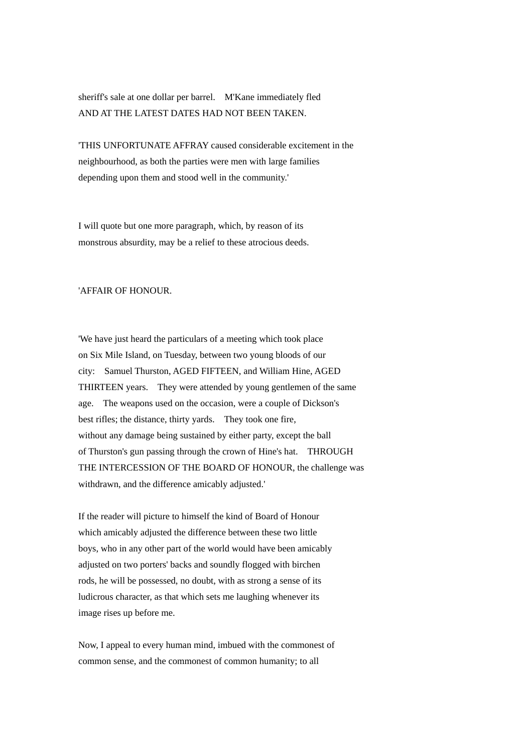sheriff's sale at one dollar per barrel. M'Kane immediately fled AND AT THE LATEST DATES HAD NOT BEEN TAKEN.

'THIS UNFORTUNATE AFFRAY caused considerable excitement in the neighbourhood, as both the parties were men with large families depending upon them and stood well in the community.'

I will quote but one more paragraph, which, by reason of its monstrous absurdity, may be a relief to these atrocious deeds.

'AFFAIR OF HONOUR.

'We have just heard the particulars of a meeting which took place on Six Mile Island, on Tuesday, between two young bloods of our city: Samuel Thurston, AGED FIFTEEN, and William Hine, AGED THIRTEEN years. They were attended by young gentlemen of the same age. The weapons used on the occasion, were a couple of Dickson's best rifles; the distance, thirty yards. They took one fire, without any damage being sustained by either party, except the ball of Thurston's gun passing through the crown of Hine's hat. THROUGH THE INTERCESSION OF THE BOARD OF HONOUR, the challenge was withdrawn, and the difference amicably adjusted.'

If the reader will picture to himself the kind of Board of Honour which amicably adjusted the difference between these two little boys, who in any other part of the world would have been amicably adjusted on two porters' backs and soundly flogged with birchen rods, he will be possessed, no doubt, with as strong a sense of its ludicrous character, as that which sets me laughing whenever its image rises up before me.

Now, I appeal to every human mind, imbued with the commonest of common sense, and the commonest of common humanity; to all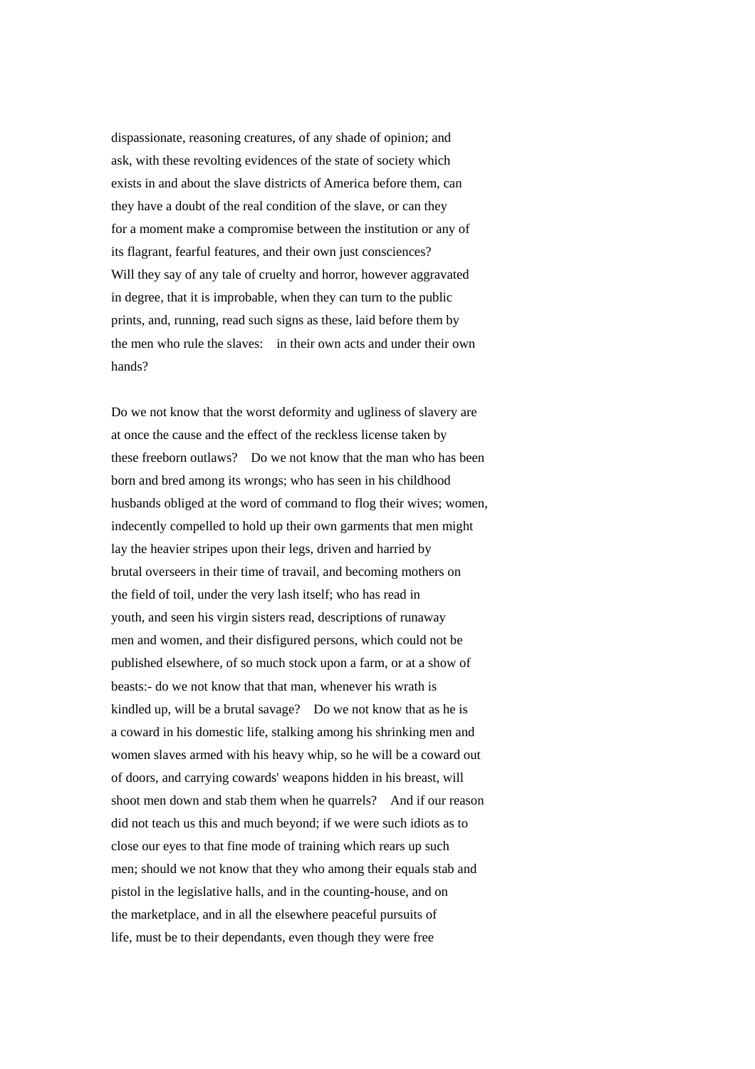dispassionate, reasoning creatures, of any shade of opinion; and ask, with these revolting evidences of the state of society which exists in and about the slave districts of America before them, can they have a doubt of the real condition of the slave, or can they for a moment make a compromise between the institution or any of its flagrant, fearful features, and their own just consciences? Will they say of any tale of cruelty and horror, however aggravated in degree, that it is improbable, when they can turn to the public prints, and, running, read such signs as these, laid before them by the men who rule the slaves: in their own acts and under their own hands?

Do we not know that the worst deformity and ugliness of slavery are at once the cause and the effect of the reckless license taken by these freeborn outlaws? Do we not know that the man who has been born and bred among its wrongs; who has seen in his childhood husbands obliged at the word of command to flog their wives; women, indecently compelled to hold up their own garments that men might lay the heavier stripes upon their legs, driven and harried by brutal overseers in their time of travail, and becoming mothers on the field of toil, under the very lash itself; who has read in youth, and seen his virgin sisters read, descriptions of runaway men and women, and their disfigured persons, which could not be published elsewhere, of so much stock upon a farm, or at a show of beasts:- do we not know that that man, whenever his wrath is kindled up, will be a brutal savage? Do we not know that as he is a coward in his domestic life, stalking among his shrinking men and women slaves armed with his heavy whip, so he will be a coward out of doors, and carrying cowards' weapons hidden in his breast, will shoot men down and stab them when he quarrels? And if our reason did not teach us this and much beyond; if we were such idiots as to close our eyes to that fine mode of training which rears up such men; should we not know that they who among their equals stab and pistol in the legislative halls, and in the counting-house, and on the marketplace, and in all the elsewhere peaceful pursuits of life, must be to their dependants, even though they were free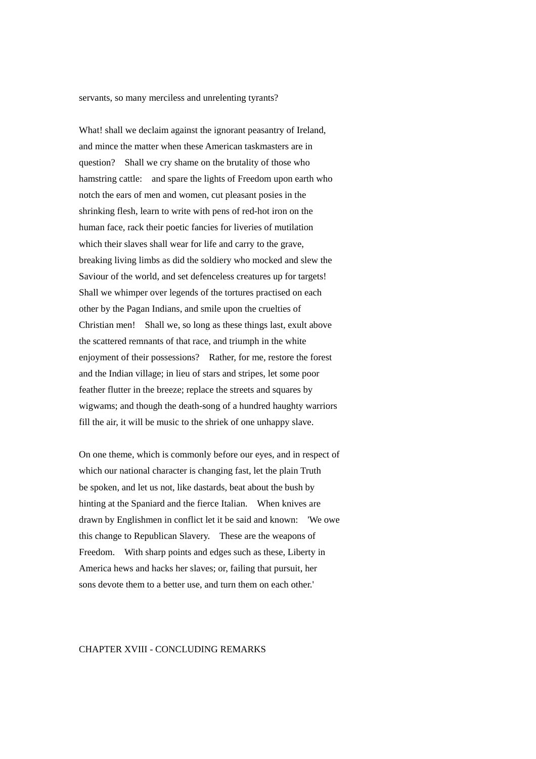servants, so many merciless and unrelenting tyrants?

What! shall we declaim against the ignorant peasantry of Ireland, and mince the matter when these American taskmasters are in question? Shall we cry shame on the brutality of those who hamstring cattle: and spare the lights of Freedom upon earth who notch the ears of men and women, cut pleasant posies in the shrinking flesh, learn to write with pens of red-hot iron on the human face, rack their poetic fancies for liveries of mutilation which their slaves shall wear for life and carry to the grave, breaking living limbs as did the soldiery who mocked and slew the Saviour of the world, and set defenceless creatures up for targets! Shall we whimper over legends of the tortures practised on each other by the Pagan Indians, and smile upon the cruelties of Christian men! Shall we, so long as these things last, exult above the scattered remnants of that race, and triumph in the white enjoyment of their possessions? Rather, for me, restore the forest and the Indian village; in lieu of stars and stripes, let some poor feather flutter in the breeze; replace the streets and squares by wigwams; and though the death-song of a hundred haughty warriors fill the air, it will be music to the shriek of one unhappy slave.

On one theme, which is commonly before our eyes, and in respect of which our national character is changing fast, let the plain Truth be spoken, and let us not, like dastards, beat about the bush by hinting at the Spaniard and the fierce Italian. When knives are drawn by Englishmen in conflict let it be said and known: 'We owe this change to Republican Slavery. These are the weapons of Freedom. With sharp points and edges such as these, Liberty in America hews and hacks her slaves; or, failing that pursuit, her sons devote them to a better use, and turn them on each other.'

## CHAPTER XVIII - CONCLUDING REMARKS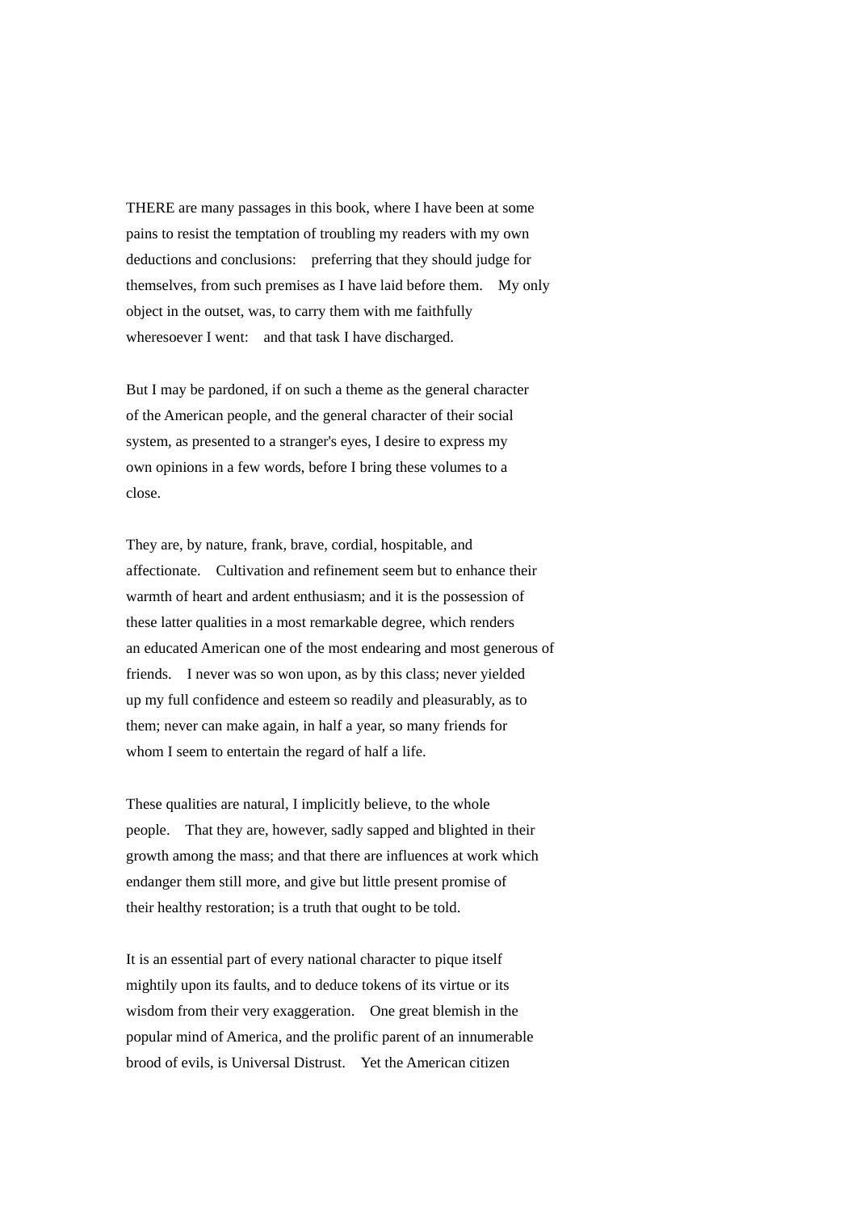THERE are many passages in this book, where I have been at some pains to resist the temptation of troubling my readers with my own deductions and conclusions: preferring that they should judge for themselves, from such premises as I have laid before them. My only object in the outset, was, to carry them with me faithfully wheresoever I went: and that task I have discharged.

But I may be pardoned, if on such a theme as the general character of the American people, and the general character of their social system, as presented to a stranger's eyes, I desire to express my own opinions in a few words, before I bring these volumes to a close.

They are, by nature, frank, brave, cordial, hospitable, and affectionate. Cultivation and refinement seem but to enhance their warmth of heart and ardent enthusiasm; and it is the possession of these latter qualities in a most remarkable degree, which renders an educated American one of the most endearing and most generous of friends. I never was so won upon, as by this class; never yielded up my full confidence and esteem so readily and pleasurably, as to them; never can make again, in half a year, so many friends for whom I seem to entertain the regard of half a life.

These qualities are natural, I implicitly believe, to the whole people. That they are, however, sadly sapped and blighted in their growth among the mass; and that there are influences at work which endanger them still more, and give but little present promise of their healthy restoration; is a truth that ought to be told.

It is an essential part of every national character to pique itself mightily upon its faults, and to deduce tokens of its virtue or its wisdom from their very exaggeration. One great blemish in the popular mind of America, and the prolific parent of an innumerable brood of evils, is Universal Distrust. Yet the American citizen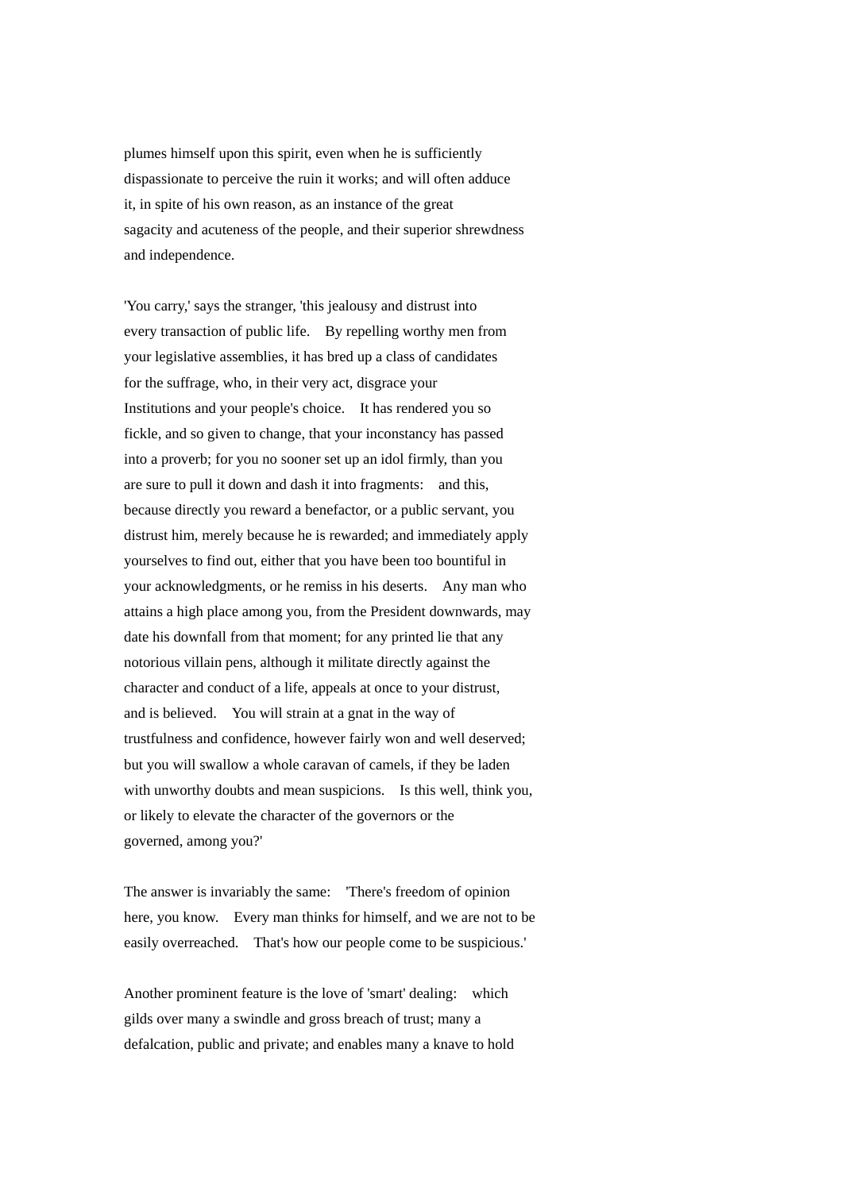plumes himself upon this spirit, even when he is sufficiently dispassionate to perceive the ruin it works; and will often adduce it, in spite of his own reason, as an instance of the great sagacity and acuteness of the people, and their superior shrewdness and independence.

'You carry,' says the stranger, 'this jealousy and distrust into every transaction of public life. By repelling worthy men from your legislative assemblies, it has bred up a class of candidates for the suffrage, who, in their very act, disgrace your Institutions and your people's choice. It has rendered you so fickle, and so given to change, that your inconstancy has passed into a proverb; for you no sooner set up an idol firmly, than you are sure to pull it down and dash it into fragments: and this, because directly you reward a benefactor, or a public servant, you distrust him, merely because he is rewarded; and immediately apply yourselves to find out, either that you have been too bountiful in your acknowledgments, or he remiss in his deserts. Any man who attains a high place among you, from the President downwards, may date his downfall from that moment; for any printed lie that any notorious villain pens, although it militate directly against the character and conduct of a life, appeals at once to your distrust, and is believed. You will strain at a gnat in the way of trustfulness and confidence, however fairly won and well deserved; but you will swallow a whole caravan of camels, if they be laden with unworthy doubts and mean suspicions. Is this well, think you, or likely to elevate the character of the governors or the governed, among you?'

The answer is invariably the same: 'There's freedom of opinion here, you know. Every man thinks for himself, and we are not to be easily overreached. That's how our people come to be suspicious.'

Another prominent feature is the love of 'smart' dealing: which gilds over many a swindle and gross breach of trust; many a defalcation, public and private; and enables many a knave to hold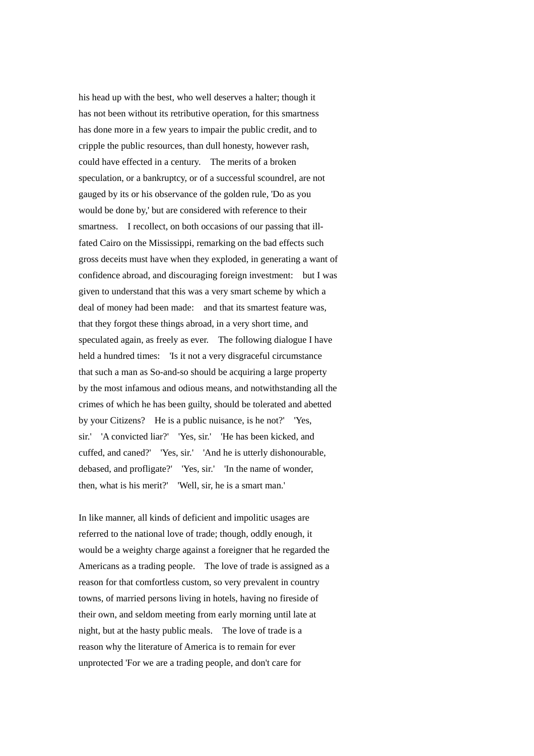his head up with the best, who well deserves a halter; though it has not been without its retributive operation, for this smartness has done more in a few years to impair the public credit, and to cripple the public resources, than dull honesty, however rash, could have effected in a century. The merits of a broken speculation, or a bankruptcy, or of a successful scoundrel, are not gauged by its or his observance of the golden rule, 'Do as you would be done by,' but are considered with reference to their smartness. I recollect, on both occasions of our passing that ill-fated Cairo on the Mississippi, remarking on the bad effects such gross deceits must have when they exploded, in generating a want of confidence abroad, and discouraging foreign investment: but I was given to understand that this was a very smart scheme by which a deal of money had been made: and that its smartest feature was, that they forgot these things abroad, in a very short time, and speculated again, as freely as ever. The following dialogue I have held a hundred times: 'Is it not a very disgraceful circumstance that such a man as So-and-so should be acquiring a large property by the most infamous and odious means, and notwithstanding all the crimes of which he has been guilty, should be tolerated and abetted by your Citizens? He is a public nuisance, is he not?' 'Yes, sir.' 'A convicted liar?' 'Yes, sir.' 'He has been kicked, and cuffed, and caned?' 'Yes, sir.' 'And he is utterly dishonourable, debased, and profligate?' 'Yes, sir.' 'In the name of wonder, then, what is his merit?' 'Well, sir, he is a smart man.'

In like manner, all kinds of deficient and impolitic usages are referred to the national love of trade; though, oddly enough, it would be a weighty charge against a foreigner that he regarded the Americans as a trading people. The love of trade is assigned as a reason for that comfortless custom, so very prevalent in country towns, of married persons living in hotels, having no fireside of their own, and seldom meeting from early morning until late at night, but at the hasty public meals. The love of trade is a reason why the literature of America is to remain for ever unprotected 'For we are a trading people, and don't care for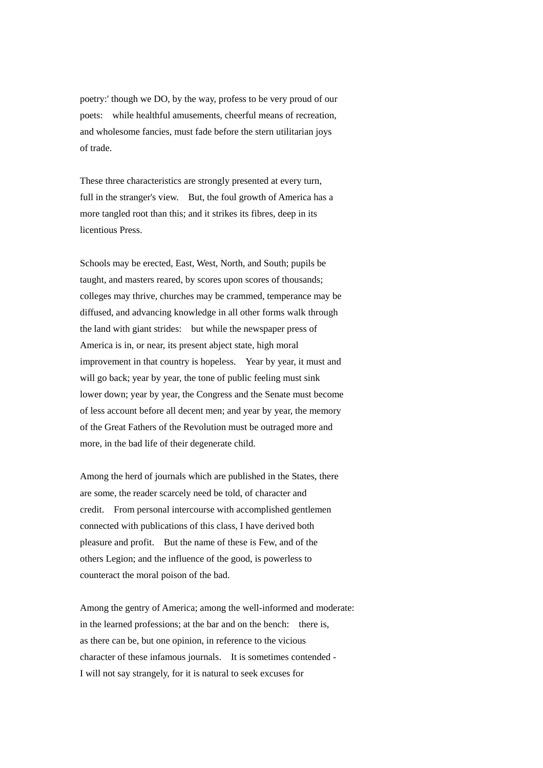poetry:' though we DO, by the way, profess to be very proud of our poets: while healthful amusements, cheerful means of recreation, and wholesome fancies, must fade before the stern utilitarian joys of trade.

These three characteristics are strongly presented at every turn, full in the stranger's view. But, the foul growth of America has a more tangled root than this; and it strikes its fibres, deep in its licentious Press.

Schools may be erected, East, West, North, and South; pupils be taught, and masters reared, by scores upon scores of thousands; colleges may thrive, churches may be crammed, temperance may be diffused, and advancing knowledge in all other forms walk through the land with giant strides: but while the newspaper press of America is in, or near, its present abject state, high moral improvement in that country is hopeless. Year by year, it must and will go back; year by year, the tone of public feeling must sink lower down; year by year, the Congress and the Senate must become of less account before all decent men; and year by year, the memory of the Great Fathers of the Revolution must be outraged more and more, in the bad life of their degenerate child.

Among the herd of journals which are published in the States, there are some, the reader scarcely need be told, of character and credit. From personal intercourse with accomplished gentlemen connected with publications of this class, I have derived both pleasure and profit. But the name of these is Few, and of the others Legion; and the influence of the good, is powerless to counteract the moral poison of the bad.

Among the gentry of America; among the well-informed and moderate: in the learned professions; at the bar and on the bench: there is, as there can be, but one opinion, in reference to the vicious character of these infamous journals. It is sometimes contended - I will not say strangely, for it is natural to seek excuses for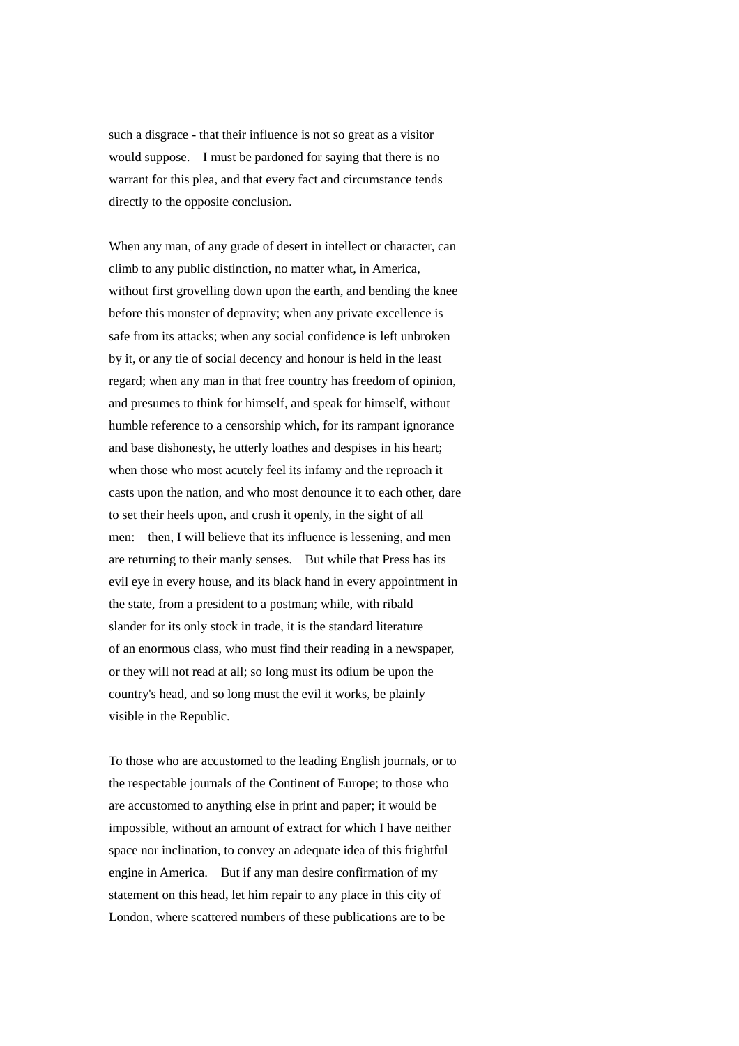such a disgrace - that their influence is not so great as a visitor would suppose. I must be pardoned for saying that there is no warrant for this plea, and that every fact and circumstance tends directly to the opposite conclusion.

When any man, of any grade of desert in intellect or character, can climb to any public distinction, no matter what, in America, without first grovelling down upon the earth, and bending the knee before this monster of depravity; when any private excellence is safe from its attacks; when any social confidence is left unbroken by it, or any tie of social decency and honour is held in the least regard; when any man in that free country has freedom of opinion, and presumes to think for himself, and speak for himself, without humble reference to a censorship which, for its rampant ignorance and base dishonesty, he utterly loathes and despises in his heart; when those who most acutely feel its infamy and the reproach it casts upon the nation, and who most denounce it to each other, dare to set their heels upon, and crush it openly, in the sight of all men: then, I will believe that its influence is lessening, and men are returning to their manly senses. But while that Press has its evil eye in every house, and its black hand in every appointment in the state, from a president to a postman; while, with ribald slander for its only stock in trade, it is the standard literature of an enormous class, who must find their reading in a newspaper, or they will not read at all; so long must its odium be upon the country's head, and so long must the evil it works, be plainly visible in the Republic.

To those who are accustomed to the leading English journals, or to the respectable journals of the Continent of Europe; to those who are accustomed to anything else in print and paper; it would be impossible, without an amount of extract for which I have neither space nor inclination, to convey an adequate idea of this frightful engine in America. But if any man desire confirmation of my statement on this head, let him repair to any place in this city of London, where scattered numbers of these publications are to be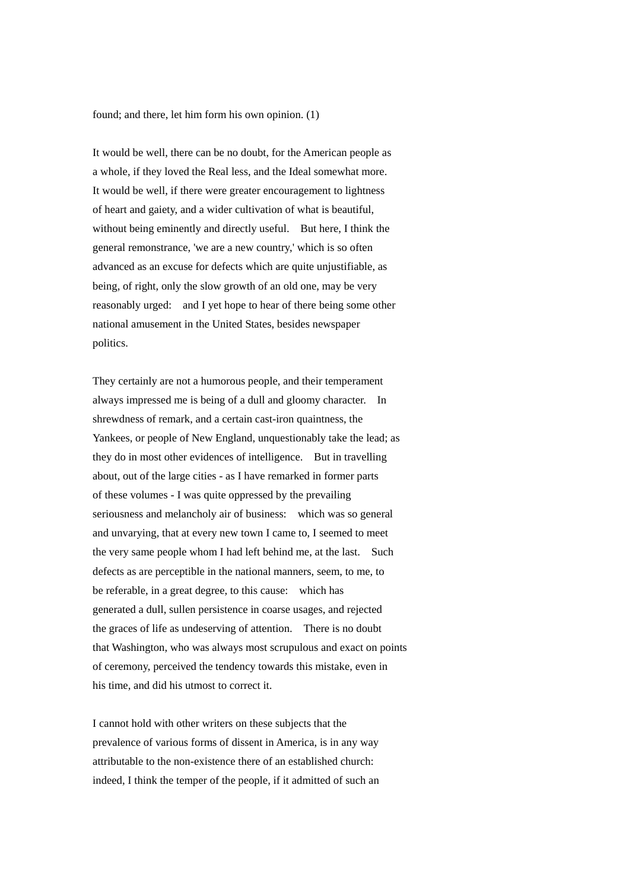found; and there, let him form his own opinion. (1)

It would be well, there can be no doubt, for the American people as a whole, if they loved the Real less, and the Ideal somewhat more. It would be well, if there were greater encouragement to lightness of heart and gaiety, and a wider cultivation of what is beautiful, without being eminently and directly useful. But here, I think the general remonstrance, 'we are a new country,' which is so often advanced as an excuse for defects which are quite unjustifiable, as being, of right, only the slow growth of an old one, may be very reasonably urged: and I yet hope to hear of there being some other national amusement in the United States, besides newspaper politics.

They certainly are not a humorous people, and their temperament always impressed me is being of a dull and gloomy character. In shrewdness of remark, and a certain cast-iron quaintness, the Yankees, or people of New England, unquestionably take the lead; as they do in most other evidences of intelligence. But in travelling about, out of the large cities - as I have remarked in former parts of these volumes - I was quite oppressed by the prevailing seriousness and melancholy air of business: which was so general and unvarying, that at every new town I came to, I seemed to meet the very same people whom I had left behind me, at the last. Such defects as are perceptible in the national manners, seem, to me, to be referable, in a great degree, to this cause: which has generated a dull, sullen persistence in coarse usages, and rejected the graces of life as undeserving of attention. There is no doubt that Washington, who was always most scrupulous and exact on points of ceremony, perceived the tendency towards this mistake, even in his time, and did his utmost to correct it.

I cannot hold with other writers on these subjects that the prevalence of various forms of dissent in America, is in any way attributable to the non-existence there of an established church: indeed, I think the temper of the people, if it admitted of such an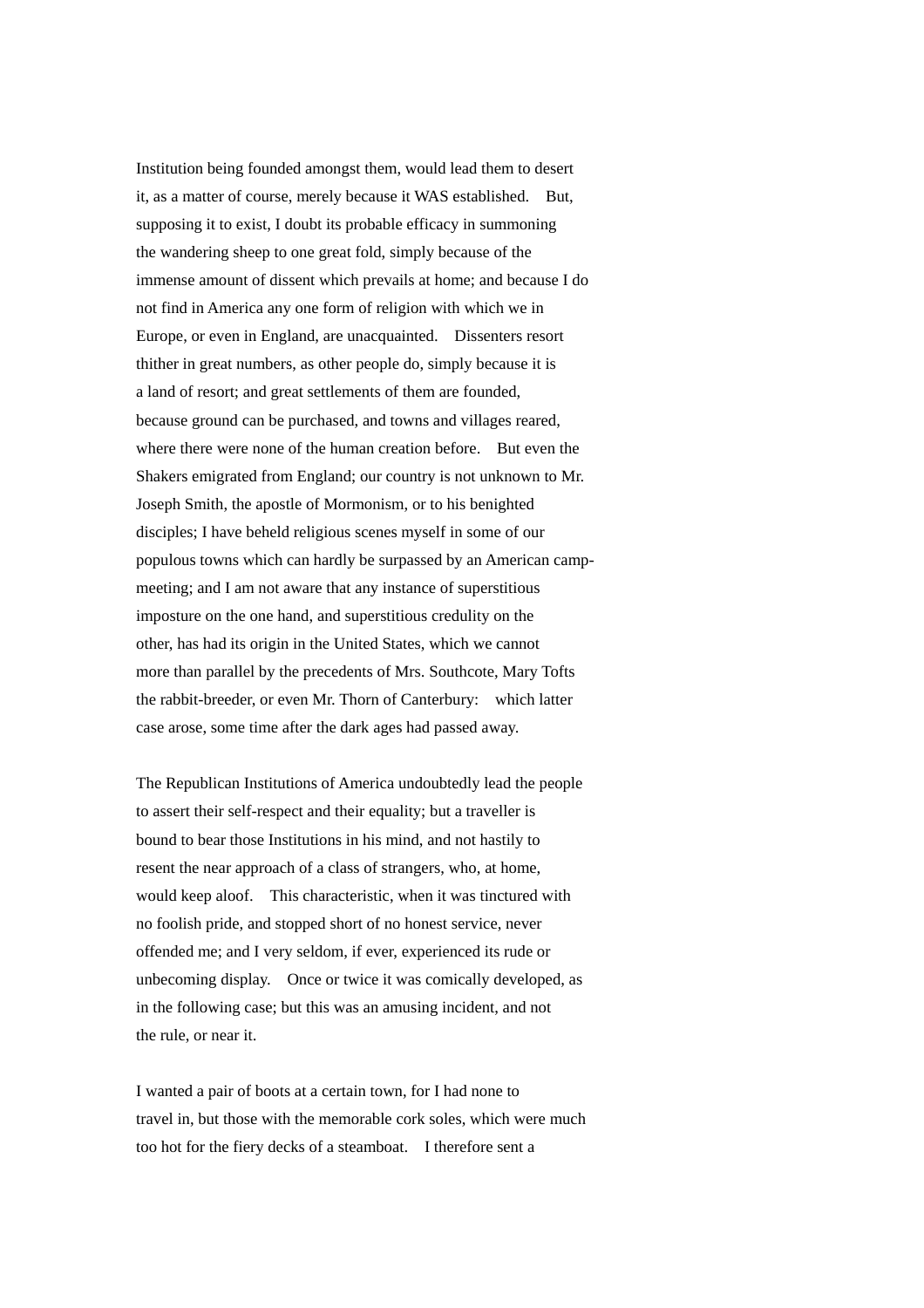Institution being founded amongst them, would lead them to desert it, as a matter of course, merely because it WAS established. But, supposing it to exist, I doubt its probable efficacy in summoning the wandering sheep to one great fold, simply because of the immense amount of dissent which prevails at home; and because I do not find in America any one form of religion with which we in Europe, or even in England, are unacquainted. Dissenters resort thither in great numbers, as other people do, simply because it is a land of resort; and great settlements of them are founded, because ground can be purchased, and towns and villages reared, where there were none of the human creation before. But even the Shakers emigrated from England; our country is not unknown to Mr. Joseph Smith, the apostle of Mormonism, or to his benighted disciples; I have beheld religious scenes myself in some of our populous towns which can hardly be surpassed by an American camp-meeting; and I am not aware that any instance of superstitious imposture on the one hand, and superstitious credulity on the other, has had its origin in the United States, which we cannot more than parallel by the precedents of Mrs. Southcote, Mary Tofts the rabbit-breeder, or even Mr. Thorn of Canterbury: which latter case arose, some time after the dark ages had passed away.

The Republican Institutions of America undoubtedly lead the people to assert their self-respect and their equality; but a traveller is bound to bear those Institutions in his mind, and not hastily to resent the near approach of a class of strangers, who, at home, would keep aloof. This characteristic, when it was tinctured with no foolish pride, and stopped short of no honest service, never offended me; and I very seldom, if ever, experienced its rude or unbecoming display. Once or twice it was comically developed, as in the following case; but this was an amusing incident, and not the rule, or near it.

I wanted a pair of boots at a certain town, for I had none to travel in, but those with the memorable cork soles, which were much too hot for the fiery decks of a steamboat. I therefore sent a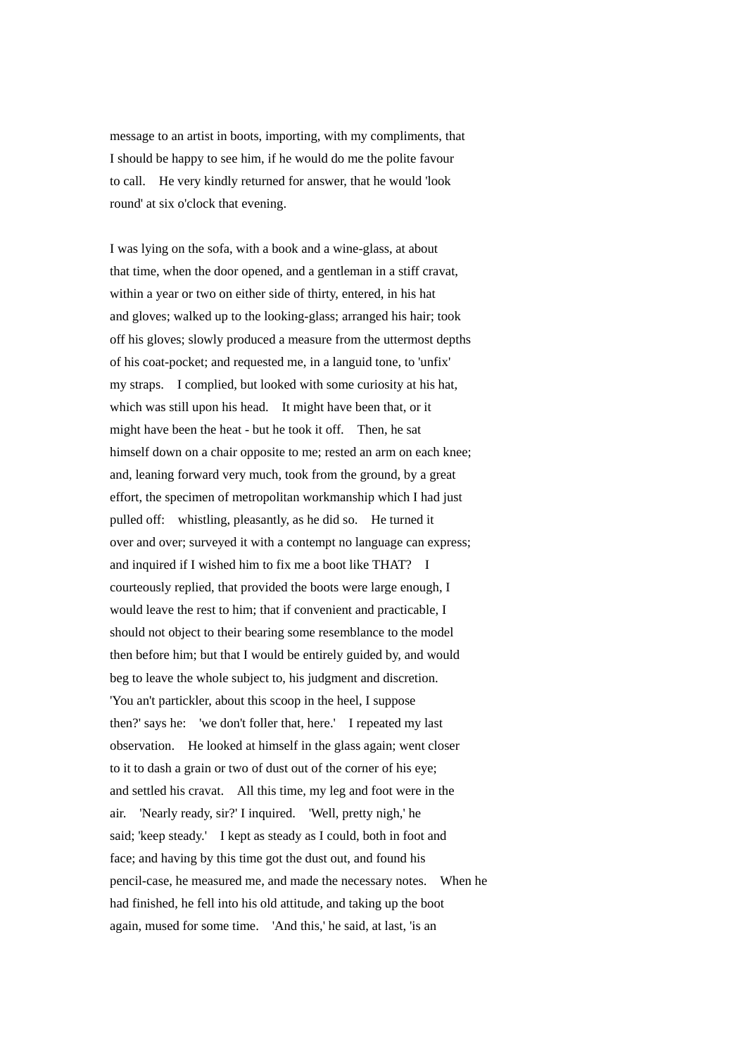message to an artist in boots, importing, with my compliments, that I should be happy to see him, if he would do me the polite favour to call. He very kindly returned for answer, that he would 'look round' at six o'clock that evening.

I was lying on the sofa, with a book and a wine-glass, at about that time, when the door opened, and a gentleman in a stiff cravat, within a year or two on either side of thirty, entered, in his hat and gloves; walked up to the looking-glass; arranged his hair; took off his gloves; slowly produced a measure from the uttermost depths of his coat-pocket; and requested me, in a languid tone, to 'unfix' my straps. I complied, but looked with some curiosity at his hat, which was still upon his head. It might have been that, or it might have been the heat - but he took it off. Then, he sat himself down on a chair opposite to me; rested an arm on each knee; and, leaning forward very much, took from the ground, by a great effort, the specimen of metropolitan workmanship which I had just pulled off: whistling, pleasantly, as he did so. He turned it over and over; surveyed it with a contempt no language can express; and inquired if I wished him to fix me a boot like THAT? I courteously replied, that provided the boots were large enough, I would leave the rest to him; that if convenient and practicable, I should not object to their bearing some resemblance to the model then before him; but that I would be entirely guided by, and would beg to leave the whole subject to, his judgment and discretion. 'You an't partickler, about this scoop in the heel, I suppose then?' says he: 'we don't foller that, here.' I repeated my last observation. He looked at himself in the glass again; went closer to it to dash a grain or two of dust out of the corner of his eye; and settled his cravat. All this time, my leg and foot were in the air. 'Nearly ready, sir?' I inquired. 'Well, pretty nigh,' he said; 'keep steady.' I kept as steady as I could, both in foot and face; and having by this time got the dust out, and found his pencil-case, he measured me, and made the necessary notes. When he had finished, he fell into his old attitude, and taking up the boot again, mused for some time. 'And this,' he said, at last, 'is an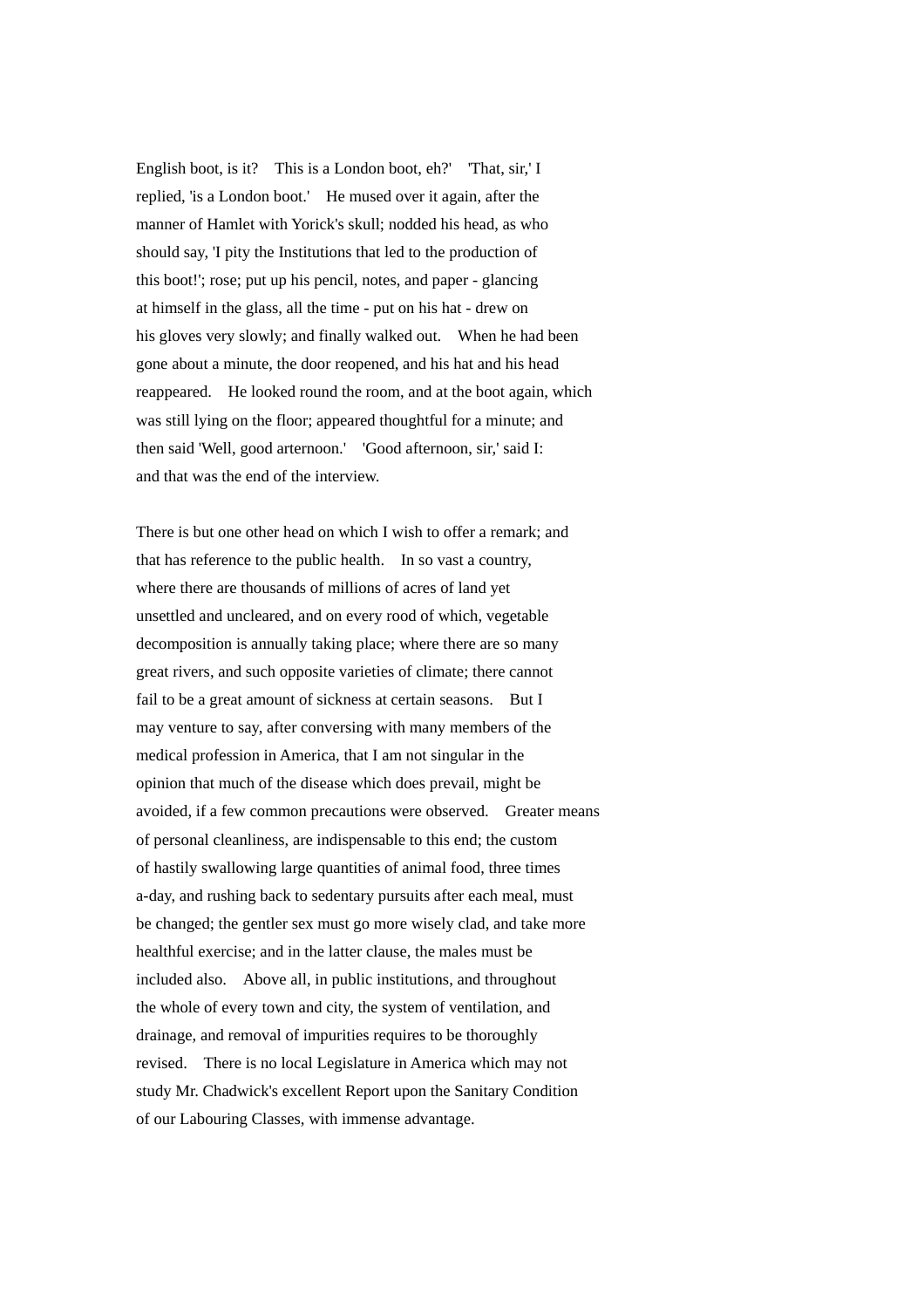English boot, is it? This is a London boot, eh?' 'That, sir,' I replied, 'is a London boot.' He mused over it again, after the manner of Hamlet with Yorick's skull; nodded his head, as who should say, 'I pity the Institutions that led to the production of this boot!'; rose; put up his pencil, notes, and paper - glancing at himself in the glass, all the time - put on his hat - drew on his gloves very slowly; and finally walked out. When he had been gone about a minute, the door reopened, and his hat and his head reappeared. He looked round the room, and at the boot again, which was still lying on the floor; appeared thoughtful for a minute; and then said 'Well, good arternoon.' 'Good afternoon, sir,' said I: and that was the end of the interview.

There is but one other head on which I wish to offer a remark; and that has reference to the public health. In so vast a country, where there are thousands of millions of acres of land yet unsettled and uncleared, and on every rood of which, vegetable decomposition is annually taking place; where there are so many great rivers, and such opposite varieties of climate; there cannot fail to be a great amount of sickness at certain seasons. But I may venture to say, after conversing with many members of the medical profession in America, that I am not singular in the opinion that much of the disease which does prevail, might be avoided, if a few common precautions were observed. Greater means of personal cleanliness, are indispensable to this end; the custom of hastily swallowing large quantities of animal food, three times a-day, and rushing back to sedentary pursuits after each meal, must be changed; the gentler sex must go more wisely clad, and take more healthful exercise; and in the latter clause, the males must be included also. Above all, in public institutions, and throughout the whole of every town and city, the system of ventilation, and drainage, and removal of impurities requires to be thoroughly revised. There is no local Legislature in America which may not study Mr. Chadwick's excellent Report upon the Sanitary Condition of our Labouring Classes, with immense advantage.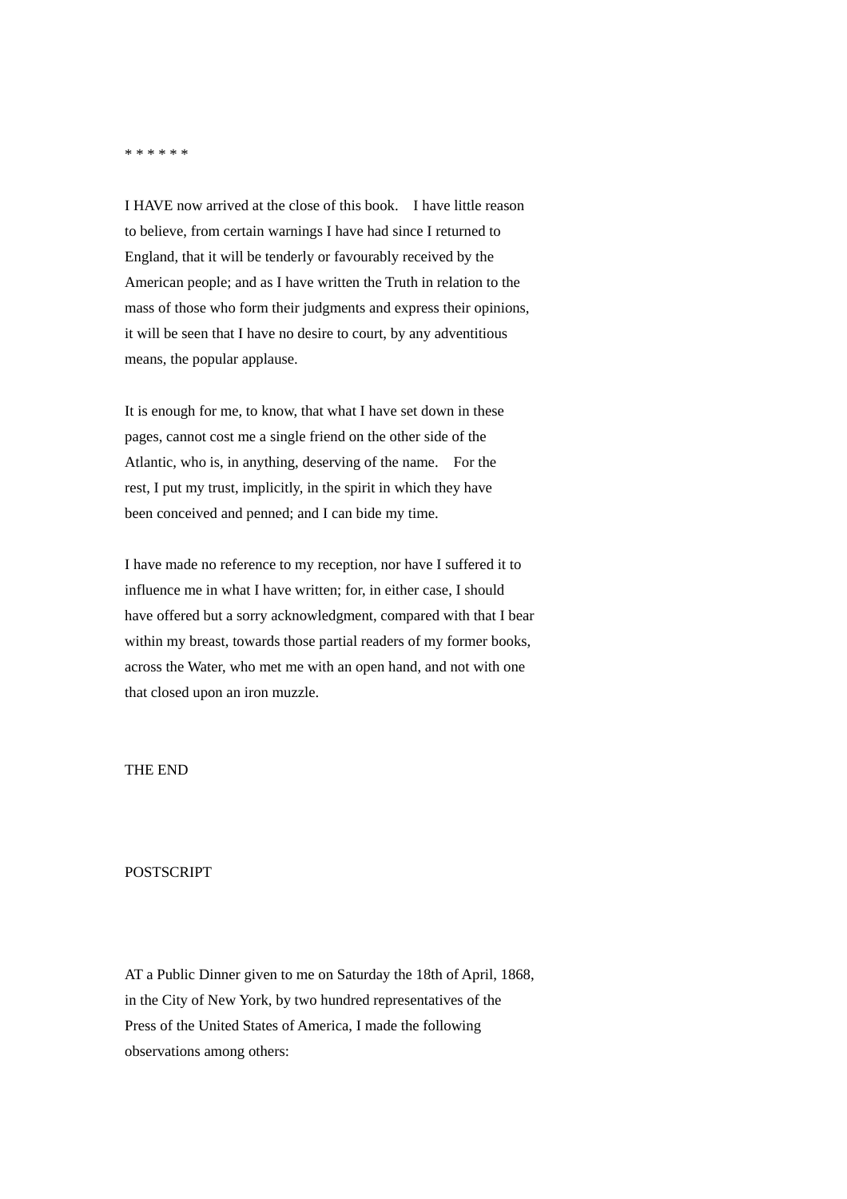* * * * * *

I HAVE now arrived at the close of this book.  I have little reason to believe, from certain warnings I have had since I returned to England, that it will be tenderly or favourably received by the American people; and as I have written the Truth in relation to the mass of those who form their judgments and express their opinions, it will be seen that I have no desire to court, by any adventitious means, the popular applause.

It is enough for me, to know, that what I have set down in these pages, cannot cost me a single friend on the other side of the Atlantic, who is, in anything, deserving of the name.  For the rest, I put my trust, implicitly, in the spirit in which they have been conceived and penned; and I can bide my time.

I have made no reference to my reception, nor have I suffered it to influence me in what I have written; for, in either case, I should have offered but a sorry acknowledgment, compared with that I bear within my breast, towards those partial readers of my former books, across the Water, who met me with an open hand, and not with one that closed upon an iron muzzle.

THE END

## POSTSCRIPT

AT a Public Dinner given to me on Saturday the 18th of April, 1868, in the City of New York, by two hundred representatives of the Press of the United States of America, I made the following observations among others: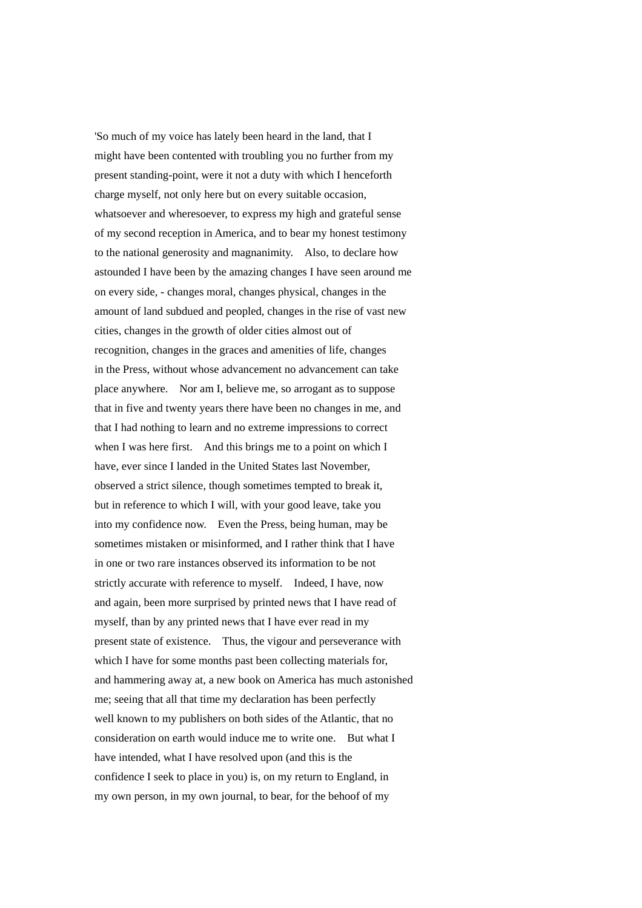'So much of my voice has lately been heard in the land, that I might have been contented with troubling you no further from my present standing-point, were it not a duty with which I henceforth charge myself, not only here but on every suitable occasion, whatsoever and wheresoever, to express my high and grateful sense of my second reception in America, and to bear my honest testimony to the national generosity and magnanimity. Also, to declare how astounded I have been by the amazing changes I have seen around me on every side, - changes moral, changes physical, changes in the amount of land subdued and peopled, changes in the rise of vast new cities, changes in the growth of older cities almost out of recognition, changes in the graces and amenities of life, changes in the Press, without whose advancement no advancement can take place anywhere. Nor am I, believe me, so arrogant as to suppose that in five and twenty years there have been no changes in me, and that I had nothing to learn and no extreme impressions to correct when I was here first. And this brings me to a point on which I have, ever since I landed in the United States last November, observed a strict silence, though sometimes tempted to break it, but in reference to which I will, with your good leave, take you into my confidence now. Even the Press, being human, may be sometimes mistaken or misinformed, and I rather think that I have in one or two rare instances observed its information to be not strictly accurate with reference to myself. Indeed, I have, now and again, been more surprised by printed news that I have read of myself, than by any printed news that I have ever read in my present state of existence. Thus, the vigour and perseverance with which I have for some months past been collecting materials for, and hammering away at, a new book on America has much astonished me; seeing that all that time my declaration has been perfectly well known to my publishers on both sides of the Atlantic, that no consideration on earth would induce me to write one. But what I have intended, what I have resolved upon (and this is the confidence I seek to place in you) is, on my return to England, in my own person, in my own journal, to bear, for the behoof of my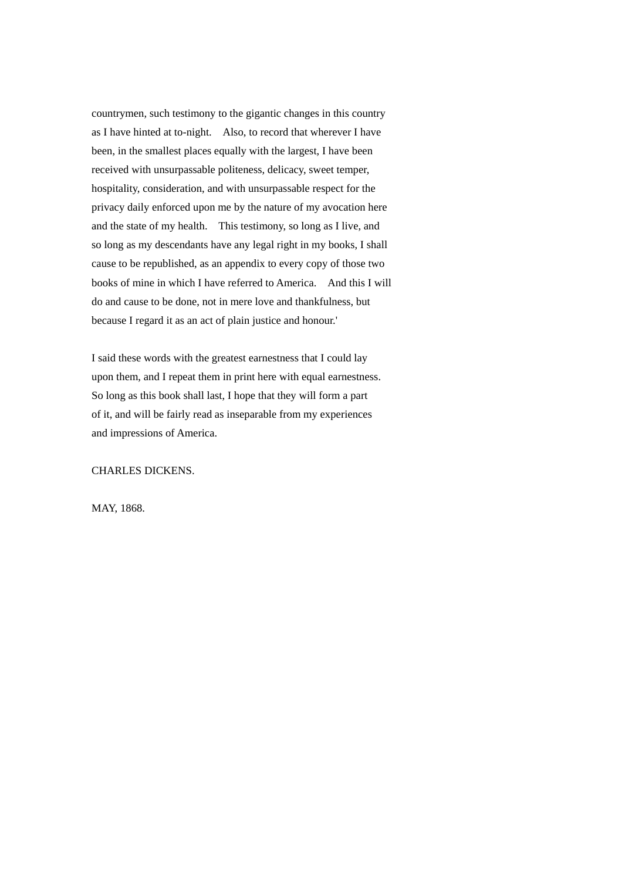countrymen, such testimony to the gigantic changes in this country as I have hinted at to-night. Also, to record that wherever I have been, in the smallest places equally with the largest, I have been received with unsurpassable politeness, delicacy, sweet temper, hospitality, consideration, and with unsurpassable respect for the privacy daily enforced upon me by the nature of my avocation here and the state of my health. This testimony, so long as I live, and so long as my descendants have any legal right in my books, I shall cause to be republished, as an appendix to every copy of those two books of mine in which I have referred to America. And this I will do and cause to be done, not in mere love and thankfulness, but because I regard it as an act of plain justice and honour.'

I said these words with the greatest earnestness that I could lay upon them, and I repeat them in print here with equal earnestness. So long as this book shall last, I hope that they will form a part of it, and will be fairly read as inseparable from my experiences and impressions of America.

CHARLES DICKENS.

MAY, 1868.